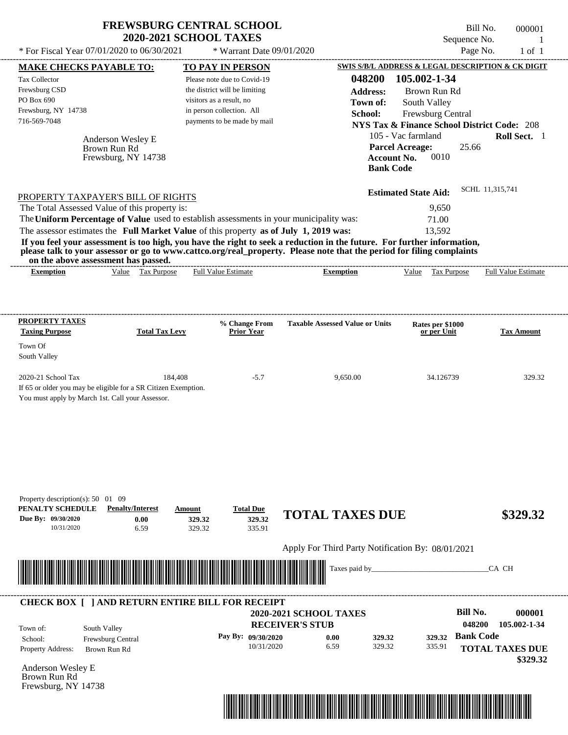# FREWSBURG CENTRAL SCHOOL
## 2020-2021 SCHOOL TAXES

Bill No. 000001
Sequence No. 1

* For Fiscal Year 07/01/2020 to 06/30/2021 * Warrant Date 09/01/2020

**MAKE CHECKS PAYABLE TO:**

Tax Collector
Frewsburg CSD
PO Box 690
Frewsburg, NY 14738
716-569-7048

**TO PAY IN PERSON**

Please note due to Covid-19 the district will be limiting visitors as a result, no in person collection. All payments to be made by mail

**SWIS S/B/L ADDRESS & LEGAL DESCRIPTION & CK DIGIT**

**048200 105.002-1-34**
**Address:** Brown Run Rd
**Town of:** South Valley
**School:** Frewsburg Central
**NYS Tax & Finance School District Code:** 208
105 - Vac farmland **Roll Sect.** 1
**Parcel Acreage:** 25.66
**Account No.** 0010
**Bank Code**

Anderson Wesley E
Brown Run Rd
Frewsburg, NY 14738

**Estimated State Aid:** SCHL 11,315,741

PROPERTY TAXPAYER'S BILL OF RIGHTS

The Total Assessed Value of this property is: 9,650
The **Uniform Percentage of Value** used to establish assessments in your municipality was: 71.00
The assessor estimates the **Full Market Value** of this property **as of July 1, 2019 was:** 13,592

**If you feel your assessment is too high, you have the right to seek a reduction in the future. For further information, please talk to your assessor or go to www.cattco.org/real_property. Please note that the period for filing complaints on the above assessment has passed.**

| Exemption | Value | Tax Purpose | Full Value Estimate | Exemption | Value | Tax Purpose | Full Value Estimate |
|---|---|---|---|---|---|---|---|

| PROPERTY TAXES Taxing Purpose | Total Tax Levy | % Change From Prior Year | Taxable Assessed Value or Units | Rates per $1000 or per Unit | Tax Amount |
|---|---|---|---|---|---|
| Town Of South Valley | | | | | |
| 2020-21 School Tax | 184,408 | -5.7 | 9,650.00 | 34.126739 | 329.32 |

If 65 or older you may be eligible for a SR Citizen Exemption.
You must apply by March 1st. Call your Assessor.

Property description(s): 50 01 09

| PENALTY SCHEDULE | Penalty/Interest | Amount | Total Due |
|---|---|---|---|
| Due By: 09/30/2020 | 0.00 | 329.32 | 329.32 |
| 10/31/2020 | 6.59 | 329.32 | 335.91 |

**TOTAL TAXES DUE $329.32**

Apply For Third Party Notification By: 08/01/2021

Taxes paid by_______________________________CA CH

**CHECK BOX [ ] AND RETURN ENTIRE BILL FOR RECEIPT**

**2020-2021 SCHOOL TAXES**
**RECEIVER'S STUB**

**Bill No. 000001**
**048200 105.002-1-34**

Town of: South Valley
School: Frewsburg Central
Property Address: Brown Run Rd

| Pay By: | | | |
|---|---|---|---|
| 09/30/2020 | 0.00 | 329.32 | 329.32 |
| 10/31/2020 | 6.59 | 329.32 | 335.91 |

**Bank Code**

**TOTAL TAXES DUE $329.32**

Anderson Wesley E
Brown Run Rd
Frewsburg, NY 14738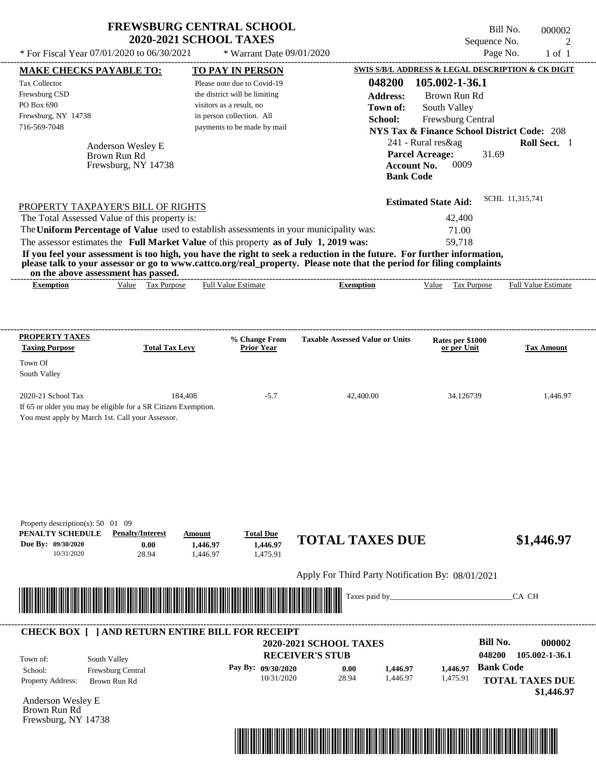# FREWSBURG CENTRAL SCHOOL
## 2020-2021 SCHOOL TAXES

Bill No. 000002
Sequence No. 2
Page No. 1 of 1

* For Fiscal Year 07/01/2020 to 06/30/2021 * Warrant Date 09/01/2020

**MAKE CHECKS PAYABLE TO:**

Tax Collector
Frewsburg CSD
PO Box 690
Frewsburg, NY 14738
716-569-7048

**TO PAY IN PERSON**

Please note due to Covid-19 the district will be limiting visitors as a result, no in person collection. All payments to be made by mail

**SWIS S/B/L ADDRESS & LEGAL DESCRIPTION & CK DIGIT**

**048200 105.002-1-36.1**
**Address:** Brown Run Rd
**Town of:** South Valley
**School:** Frewsburg Central
**NYS Tax & Finance School District Code:** 208
241 - Rural res&ag **Roll Sect.** 1
**Parcel Acreage:** 31.69
**Account No.** 0009
**Bank Code**

Anderson Wesley E
Brown Run Rd
Frewsburg, NY 14738

**Estimated State Aid:** SCHL 11,315,741

PROPERTY TAXPAYER'S BILL OF RIGHTS

The Total Assessed Value of this property is: 42,400
The **Uniform Percentage of Value** used to establish assessments in your municipality was: 71.00
The assessor estimates the **Full Market Value** of this property **as of July 1, 2019 was:** 59,718

**If you feel your assessment is too high, you have the right to seek a reduction in the future. For further information, please talk to your assessor or go to www.cattco.org/real_property. Please note that the period for filing complaints on the above assessment has passed.**

| Exemption | Value | Tax Purpose | Full Value Estimate | Exemption | Value | Tax Purpose | Full Value Estimate |
|---|---|---|---|---|---|---|---|

| PROPERTY TAXES Taxing Purpose | Total Tax Levy | % Change From Prior Year | Taxable Assessed Value or Units | Rates per $1000 or per Unit | Tax Amount |
|---|---|---|---|---|---|
| Town Of South Valley | | | | | |
| 2020-21 School Tax | 184,408 | -5.7 | 42,400.00 | 34.126739 | 1,446.97 |

If 65 or older you may be eligible for a SR Citizen Exemption.
You must apply by March 1st. Call your Assessor.

Property description(s): 50 01 09

| PENALTY SCHEDULE | Penalty/Interest | Amount | Total Due |
|---|---|---|---|
| Due By: 09/30/2020 | 0.00 | 1,446.97 | 1,446.97 |
| 10/31/2020 | 28.94 | 1,446.97 | 1,475.91 |

**TOTAL TAXES DUE $1,446.97**

Apply For Third Party Notification By: 08/01/2021

Taxes paid by_______________________________CA CH

**CHECK BOX [ ] AND RETURN ENTIRE BILL FOR RECEIPT**

**2020-2021 SCHOOL TAXES**
**RECEIVER'S STUB**

**Bill No. 000002**
**048200 105.002-1-36.1**

Town of: South Valley
School: Frewsburg Central
Property Address: Brown Run Rd

| Pay By: | | | |
|---|---|---|---|
| 09/30/2020 | 0.00 | 1,446.97 | 1,446.97 |
| 10/31/2020 | 28.94 | 1,446.97 | 1,475.91 |

**Bank Code**

**TOTAL TAXES DUE $1,446.97**

Anderson Wesley E
Brown Run Rd
Frewsburg, NY 14738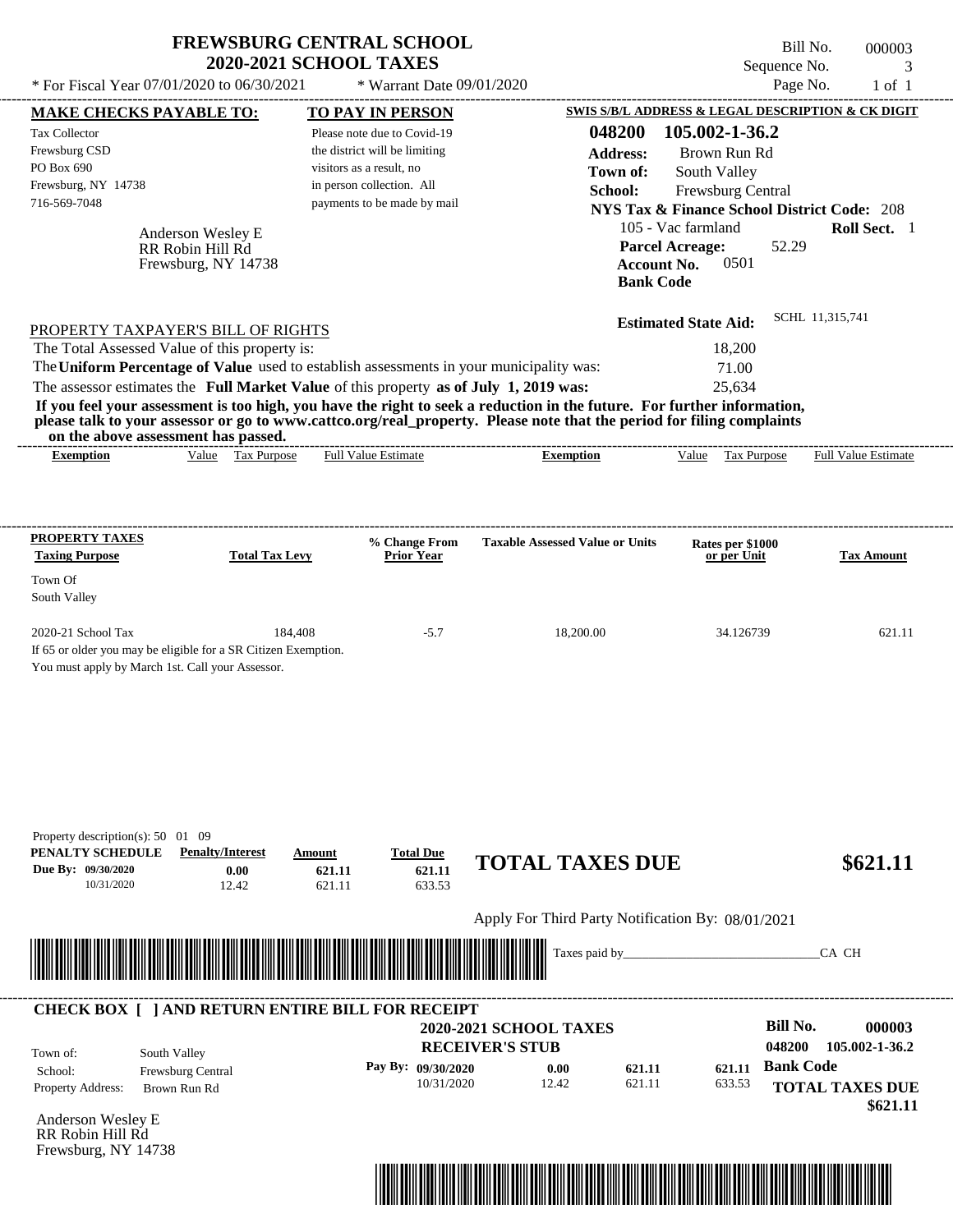# FREWSBURG CENTRAL SCHOOL
## 2020-2021 SCHOOL TAXES

\* For Fiscal Year 07/01/2020 to 06/30/2021 &nbsp;&nbsp;&nbsp; \* Warrant Date 09/01/2020

Bill No. 000003
Sequence No. 3
Page No. 1 of 1

**MAKE CHECKS PAYABLE TO:**
Tax Collector
Frewsburg CSD
PO Box 690
Frewsburg, NY 14738
716-569-7048

Anderson Wesley E
RR Robin Hill Rd
Frewsburg, NY 14738

**TO PAY IN PERSON**
Please note due to Covid-19 the district will be limiting visitors as a result, no in person collection. All payments to be made by mail

**SWIS S/B/L ADDRESS & LEGAL DESCRIPTION & CK DIGIT**
**048200 105.002-1-36.2**
**Address:** Brown Run Rd
**Town of:** South Valley
**School:** Frewsburg Central
**NYS Tax & Finance School District Code:** 208
105 - Vac farmland **Roll Sect.** 1
**Parcel Acreage:** 52.29
**Account No.** 0501
**Bank Code**

**Estimated State Aid:** SCHL 11,315,741

PROPERTY TAXPAYER'S BILL OF RIGHTS

The Total Assessed Value of this property is: 18,200
The **Uniform Percentage of Value** used to establish assessments in your municipality was: 71.00
The assessor estimates the **Full Market Value** of this property **as of July 1, 2019 was:** 25,634

**If you feel your assessment is too high, you have the right to seek a reduction in the future. For further information, please talk to your assessor or go to www.cattco.org/real_property. Please note that the period for filing complaints on the above assessment has passed.**

| Exemption | Value | Tax Purpose | Full Value Estimate | Exemption | Value | Tax Purpose | Full Value Estimate |
|---|---|---|---|---|---|---|---|

| PROPERTY TAXES Taxing Purpose | Total Tax Levy | % Change From Prior Year | Taxable Assessed Value or Units | Rates per $1000 or per Unit | Tax Amount |
|---|---|---|---|---|---|
| Town Of South Valley | | | | | |
| 2020-21 School Tax | 184,408 | -5.7 | 18,200.00 | 34.126739 | 621.11 |

If 65 or older you may be eligible for a SR Citizen Exemption.
You must apply by March 1st. Call your Assessor.

Property description(s): 50 01 09

| PENALTY SCHEDULE | Penalty/Interest | Amount | Total Due |
|---|---|---|---|
| Due By: 09/30/2020 | 0.00 | 621.11 | 621.11 |
| 10/31/2020 | 12.42 | 621.11 | 633.53 |

**TOTAL TAXES DUE $621.11**

Apply For Third Party Notification By: 08/01/2021

Taxes paid by_______________________________CA CH

**CHECK BOX [ ] AND RETURN ENTIRE BILL FOR RECEIPT**

**2020-2021 SCHOOL TAXES**
**RECEIVER'S STUB**

**Bill No. 000003**
048200 105.002-1-36.2

Town of: South Valley
School: Frewsburg Central
Property Address: Brown Run Rd

| Pay By: | | | |
|---|---|---|---|
| 09/30/2020 | 0.00 | 621.11 | 621.11 |
| 10/31/2020 | 12.42 | 621.11 | 633.53 |

**Bank Code**

**TOTAL TAXES DUE $621.11**

Anderson Wesley E
RR Robin Hill Rd
Frewsburg, NY 14738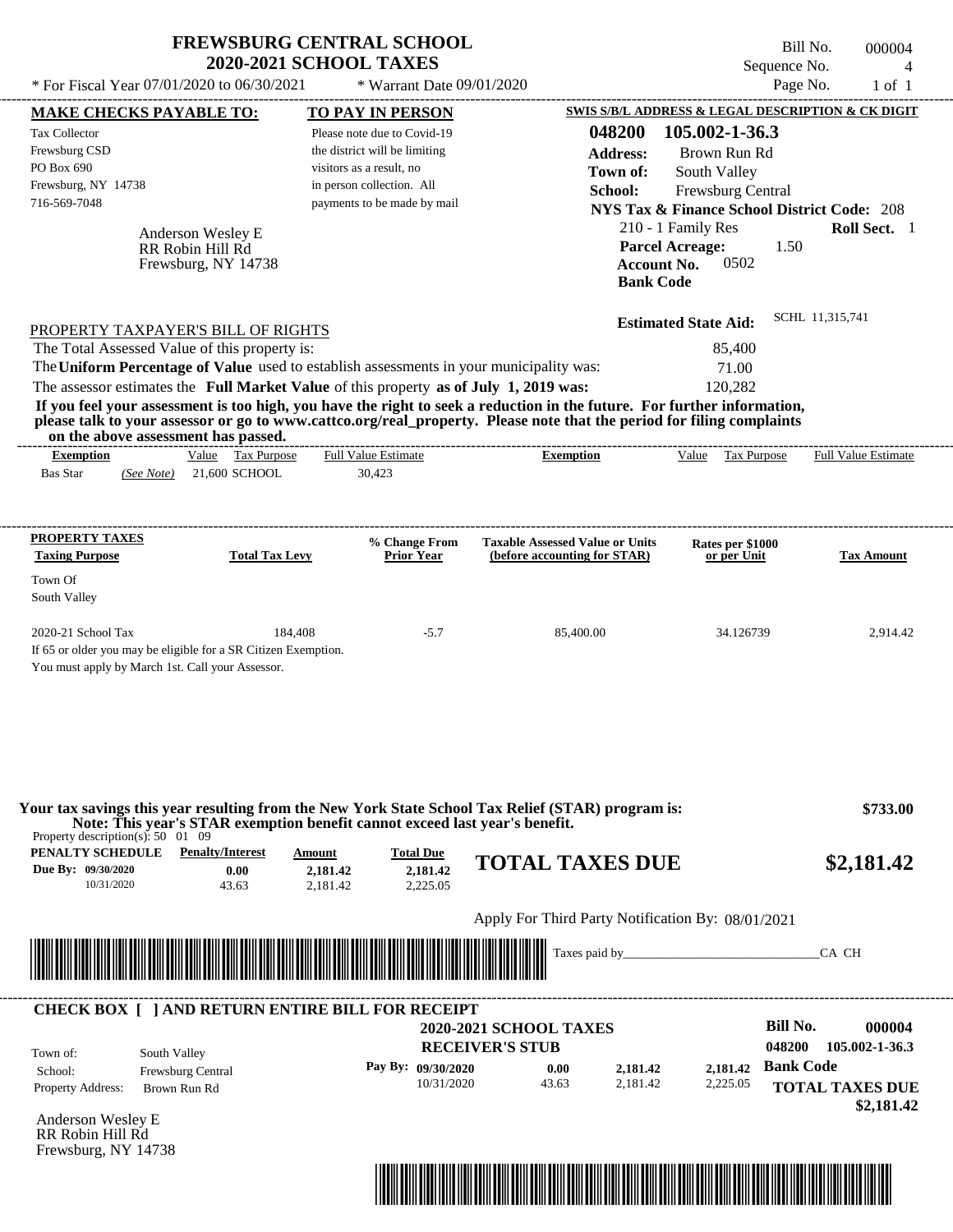# FREWSBURG CENTRAL SCHOOL
## 2020-2021 SCHOOL TAXES

Bill No. 000004
Sequence No. 4
Page No. 1 of 1

* For Fiscal Year 07/01/2020 to 06/30/2021 &nbsp;&nbsp;&nbsp; * Warrant Date 09/01/2020

**MAKE CHECKS PAYABLE TO:**

Tax Collector
Frewsburg CSD
PO Box 690
Frewsburg, NY 14738
716-569-7048

Anderson Wesley E
RR Robin Hill Rd
Frewsburg, NY 14738

**TO PAY IN PERSON**

Please note due to Covid-19 the district will be limiting visitors as a result, no in person collection. All payments to be made by mail

**SWIS S/B/L ADDRESS & LEGAL DESCRIPTION & CK DIGIT**

**048200 105.002-1-36.3**
**Address:** Brown Run Rd
**Town of:** South Valley
**School:** Frewsburg Central
**NYS Tax & Finance School District Code:** 208
210 - 1 Family Res &nbsp;&nbsp;&nbsp; **Roll Sect.** 1
**Parcel Acreage:** 1.50
**Account No.** 0502
**Bank Code**

**Estimated State Aid:** SCHL 11,315,741

PROPERTY TAXPAYER'S BILL OF RIGHTS

The Total Assessed Value of this property is: 85,400
The **Uniform Percentage of Value** used to establish assessments in your municipality was: 71.00
The assessor estimates the **Full Market Value** of this property **as of July 1, 2019 was:** 120,282

**If you feel your assessment is too high, you have the right to seek a reduction in the future. For further information, please talk to your assessor or go to www.cattco.org/real_property. Please note that the period for filing complaints on the above assessment has passed.**

| Exemption | Value | Tax Purpose | Full Value Estimate | Exemption | Value | Tax Purpose | Full Value Estimate |
|---|---|---|---|---|---|---|---|
| Bas Star *(See Note)* | 21,600 | SCHOOL | 30,423 | | | | |

| PROPERTY TAXES Taxing Purpose | Total Tax Levy | % Change From Prior Year | Taxable Assessed Value or Units (before accounting for STAR) | Rates per $1000 or per Unit | Tax Amount |
|---|---|---|---|---|---|
| Town Of South Valley | | | | | |
| 2020-21 School Tax | 184,408 | -5.7 | 85,400.00 | 34.126739 | 2,914.42 |

If 65 or older you may be eligible for a SR Citizen Exemption.
You must apply by March 1st. Call your Assessor.

**Your tax savings this year resulting from the New York State School Tax Relief (STAR) program is: $733.00**
**Note: This year's STAR exemption benefit cannot exceed last year's benefit.**

Property description(s): 50 01 09

| PENALTY SCHEDULE | Penalty/Interest | Amount | Total Due |
|---|---|---|---|
| Due By: 09/30/2020 | 0.00 | 2,181.42 | 2,181.42 |
| 10/31/2020 | 43.63 | 2,181.42 | 2,225.05 |

**TOTAL TAXES DUE $2,181.42**

Apply For Third Party Notification By: 08/01/2021

Taxes paid by_______________________________CA CH

---

**CHECK BOX [ ] AND RETURN ENTIRE BILL FOR RECEIPT**

**2020-2021 SCHOOL TAXES**
**RECEIVER'S STUB**

**Bill No.** 000004
048200 105.002-1-36.3

Town of: South Valley
School: Frewsburg Central
Property Address: Brown Run Rd

| Pay By: | Penalty/Interest | Amount | Total Due |
|---|---|---|---|
| 09/30/2020 | 0.00 | 2,181.42 | 2,181.42 |
| 10/31/2020 | 43.63 | 2,181.42 | 2,225.05 |

**Bank Code**

**TOTAL TAXES DUE $2,181.42**

Anderson Wesley E
RR Robin Hill Rd
Frewsburg, NY 14738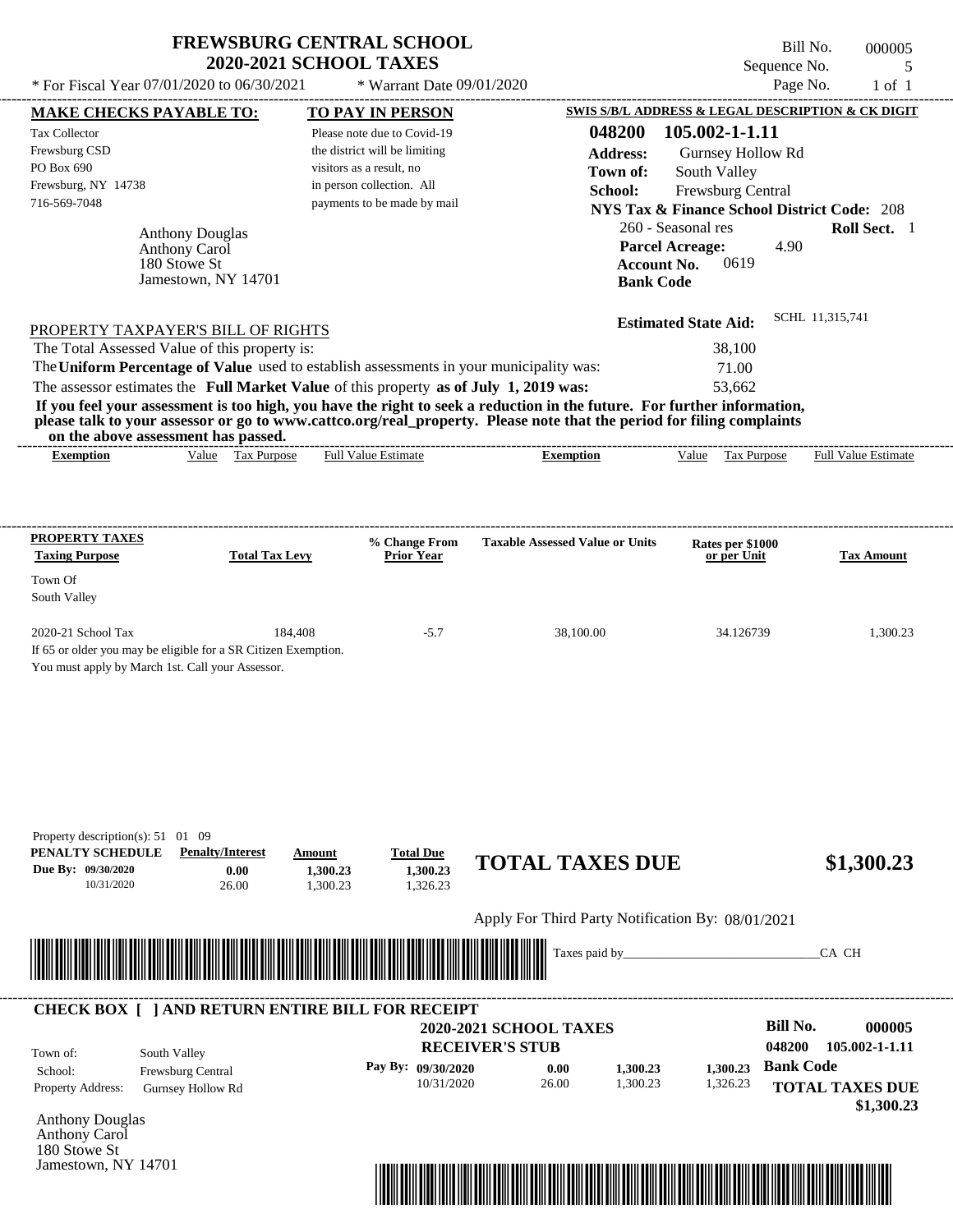# FREWSBURG CENTRAL SCHOOL
## 2020-2021 SCHOOL TAXES

\* For Fiscal Year 07/01/2020 to 06/30/2021 \* Warrant Date 09/01/2020

Bill No. 000005
Sequence No. 5
Page No. 1 of 1

**MAKE CHECKS PAYABLE TO:**

Tax Collector
Frewsburg CSD
PO Box 690
Frewsburg, NY 14738
716-569-7048

**TO PAY IN PERSON**

Please note due to Covid-19 the district will be limiting visitors as a result, no in person collection. All payments to be made by mail

**SWIS S/B/L ADDRESS & LEGAL DESCRIPTION & CK DIGIT**

**048200 105.002-1-1.11**
**Address:** Gurnsey Hollow Rd
**Town of:** South Valley
**School:** Frewsburg Central
**NYS Tax & Finance School District Code:** 208
260 - Seasonal res **Roll Sect.** 1
**Parcel Acreage:** 4.90
**Account No.** 0619
**Bank Code**

Anthony Douglas
Anthony Carol
180 Stowe St
Jamestown, NY 14701

**Estimated State Aid:** SCHL 11,315,741

PROPERTY TAXPAYER'S BILL OF RIGHTS

The Total Assessed Value of this property is: 38,100
The **Uniform Percentage of Value** used to establish assessments in your municipality was: 71.00
The assessor estimates the **Full Market Value** of this property **as of July 1, 2019 was:** 53,662

**If you feel your assessment is too high, you have the right to seek a reduction in the future. For further information, please talk to your assessor or go to www.cattco.org/real_property. Please note that the period for filing complaints on the above assessment has passed.**

| Exemption | Value | Tax Purpose | Full Value Estimate | Exemption | Value | Tax Purpose | Full Value Estimate |
|---|---|---|---|---|---|---|---|

| PROPERTY TAXES Taxing Purpose | Total Tax Levy | % Change From Prior Year | Taxable Assessed Value or Units | Rates per $1000 or per Unit | Tax Amount |
|---|---|---|---|---|---|
| Town Of South Valley | | | | | |
| 2020-21 School Tax | 184,408 | -5.7 | 38,100.00 | 34.126739 | 1,300.23 |

If 65 or older you may be eligible for a SR Citizen Exemption.
You must apply by March 1st. Call your Assessor.

Property description(s): 51 01 09

| PENALTY SCHEDULE | Penalty/Interest | Amount | Total Due |
|---|---|---|---|
| Due By: 09/30/2020 | 0.00 | 1,300.23 | 1,300.23 |
| 10/31/2020 | 26.00 | 1,300.23 | 1,326.23 |

**TOTAL TAXES DUE $1,300.23**

Apply For Third Party Notification By: 08/01/2021

Taxes paid by_______________________________CA CH

---

**CHECK BOX [ ] AND RETURN ENTIRE BILL FOR RECEIPT**

**2020-2021 SCHOOL TAXES**
**RECEIVER'S STUB**

**Bill No. 000005**
**048200 105.002-1-1.11**

Town of: South Valley
School: Frewsburg Central
Property Address: Gurnsey Hollow Rd

| Pay By: | | | |
|---|---|---|---|
| 09/30/2020 | 0.00 | 1,300.23 | 1,300.23 |
| 10/31/2020 | 26.00 | 1,300.23 | 1,326.23 |

**Bank Code**

**TOTAL TAXES DUE $1,300.23**

Anthony Douglas
Anthony Carol
180 Stowe St
Jamestown, NY 14701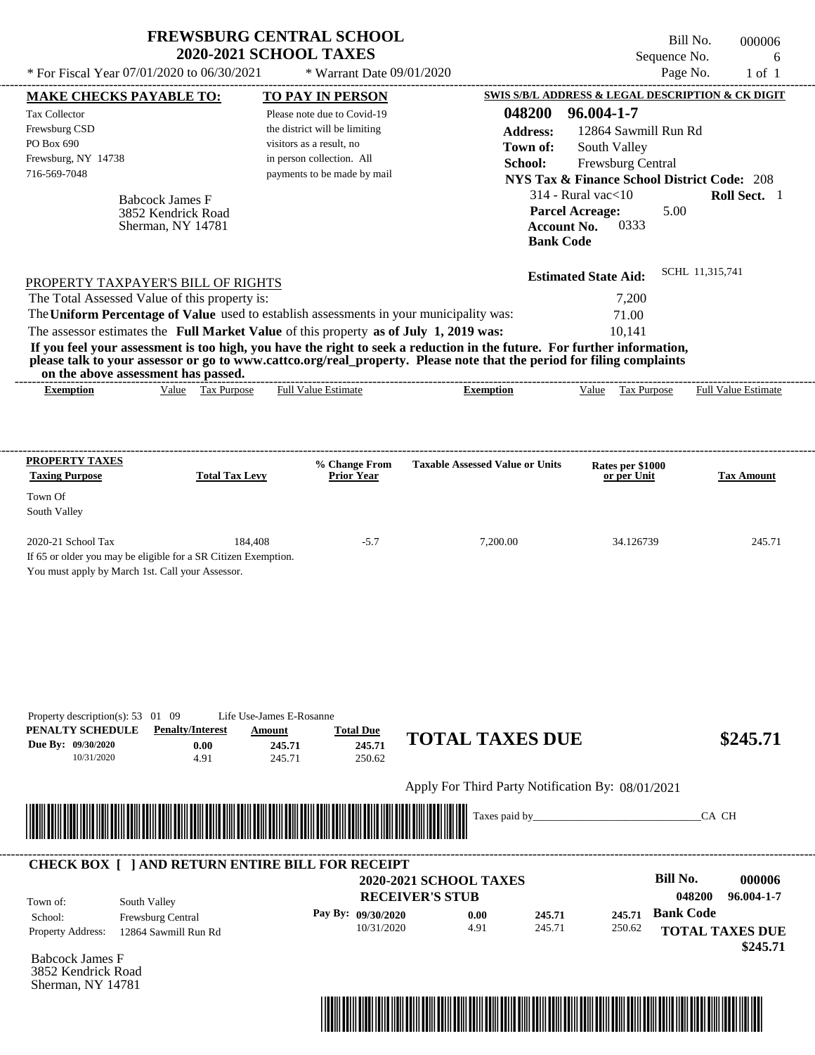# FREWSBURG CENTRAL SCHOOL
## 2020-2021 SCHOOL TAXES

\* For Fiscal Year 07/01/2020 to 06/30/2021 \* Warrant Date 09/01/2020

Bill No. 000006
Sequence No. 6
Page No. 1 of 1

**MAKE CHECKS PAYABLE TO:**

Tax Collector
Frewsburg CSD
PO Box 690
Frewsburg, NY 14738
716-569-7048

Babcock James F
3852 Kendrick Road
Sherman, NY 14781

**TO PAY IN PERSON**

Please note due to Covid-19 the district will be limiting visitors as a result, no in person collection. All payments to be made by mail

**SWIS S/B/L ADDRESS & LEGAL DESCRIPTION & CK DIGIT**

**048200 96.004-1-7**
**Address:** 12864 Sawmill Run Rd
**Town of:** South Valley
**School:** Frewsburg Central
**NYS Tax & Finance School District Code:** 208
314 - Rural vac<10 **Roll Sect.** 1
**Parcel Acreage:** 5.00
**Account No.** 0333
**Bank Code**

**Estimated State Aid:** SCHL 11,315,741

PROPERTY TAXPAYER'S BILL OF RIGHTS

The Total Assessed Value of this property is: 7,200
The **Uniform Percentage of Value** used to establish assessments in your municipality was: 71.00
The assessor estimates the **Full Market Value** of this property **as of July 1, 2019 was:** 10,141

**If you feel your assessment is too high, you have the right to seek a reduction in the future. For further information, please talk to your assessor or go to www.cattco.org/real_property. Please note that the period for filing complaints on the above assessment has passed.**

| Exemption | Value | Tax Purpose | Full Value Estimate | Exemption | Value | Tax Purpose | Full Value Estimate |
|---|---|---|---|---|---|---|---|

| PROPERTY TAXES Taxing Purpose | Total Tax Levy | % Change From Prior Year | Taxable Assessed Value or Units | Rates per $1000 or per Unit | Tax Amount |
|---|---|---|---|---|---|
| Town Of South Valley | | | | | |
| 2020-21 School Tax | 184,408 | -5.7 | 7,200.00 | 34.126739 | 245.71 |

If 65 or older you may be eligible for a SR Citizen Exemption.
You must apply by March 1st. Call your Assessor.

Property description(s): 53 01 09 Life Use-James E-Rosanne

| PENALTY SCHEDULE | Penalty/Interest | Amount | Total Due |
|---|---|---|---|
| Due By: 09/30/2020 | 0.00 | 245.71 | 245.71 |
| 10/31/2020 | 4.91 | 245.71 | 250.62 |

**TOTAL TAXES DUE $245.71**

Apply For Third Party Notification By: 08/01/2021

Taxes paid by_______________________________CA CH

**CHECK BOX [ ] AND RETURN ENTIRE BILL FOR RECEIPT**

**2020-2021 SCHOOL TAXES**
**RECEIVER'S STUB**

**Bill No. 000006**
**048200 96.004-1-7**

Town of: South Valley
School: Frewsburg Central
Property Address: 12864 Sawmill Run Rd

| Pay By: | Penalty/Interest | Amount | Total Due |
|---|---|---|---|
| 09/30/2020 | 0.00 | 245.71 | 245.71 |
| 10/31/2020 | 4.91 | 245.71 | 250.62 |

**Bank Code**

**TOTAL TAXES DUE $245.71**

Babcock James F
3852 Kendrick Road
Sherman, NY 14781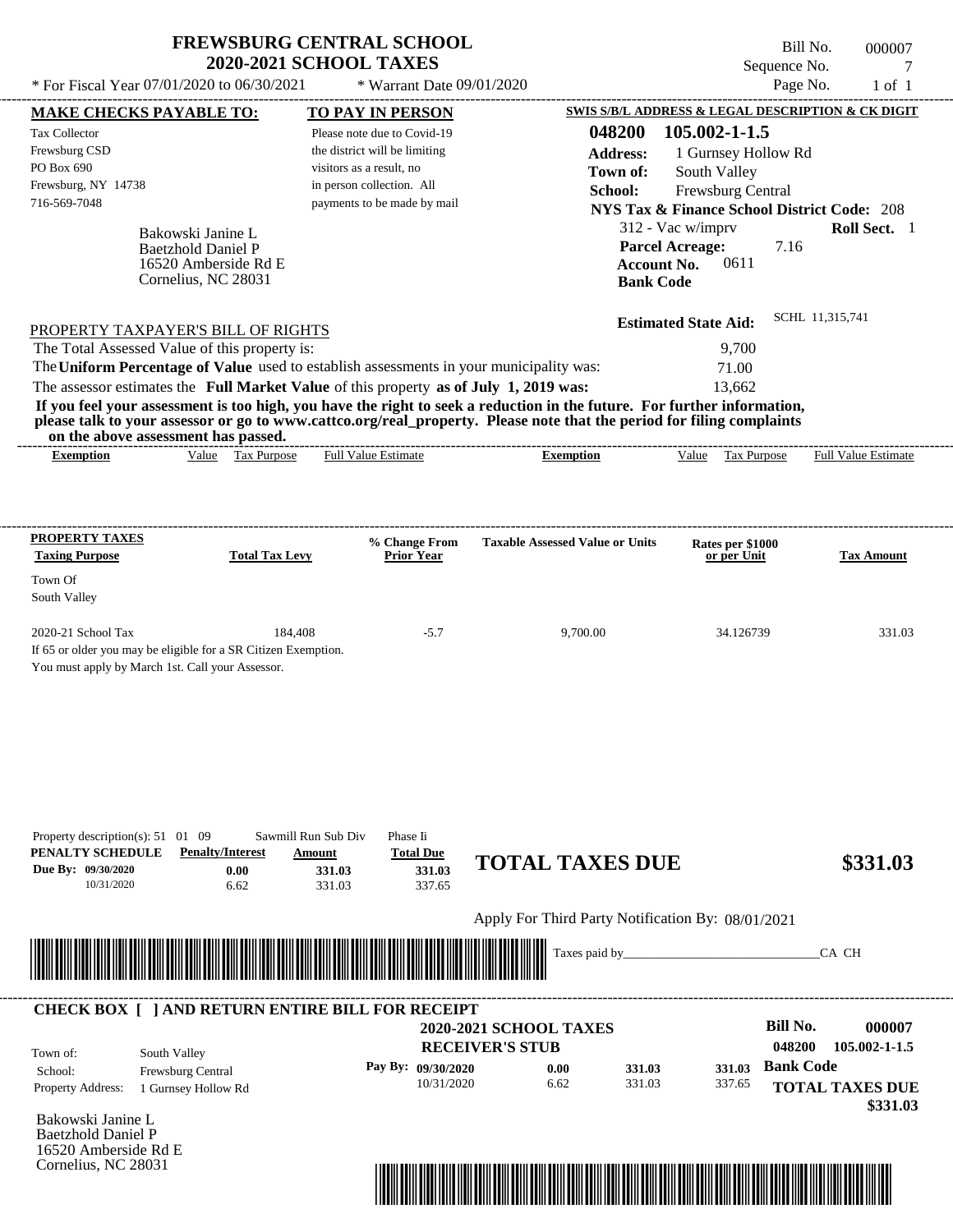# FREWSBURG CENTRAL SCHOOL
## 2020-2021 SCHOOL TAXES

\* For Fiscal Year 07/01/2020 to 06/30/2021 &nbsp;&nbsp;&nbsp; \* Warrant Date 09/01/2020

Bill No. 000007
Sequence No. 7
Page No. 1 of 1

**MAKE CHECKS PAYABLE TO:**
Tax Collector
Frewsburg CSD
PO Box 690
Frewsburg, NY 14738
716-569-7048

**TO PAY IN PERSON**
Please note due to Covid-19 the district will be limiting visitors as a result, no in person collection. All payments to be made by mail

**SWIS S/B/L ADDRESS & LEGAL DESCRIPTION & CK DIGIT**
**048200 105.002-1-1.5**
**Address:** 1 Gurnsey Hollow Rd
**Town of:** South Valley
**School:** Frewsburg Central
**NYS Tax & Finance School District Code:** 208
312 - Vac w/imprv &nbsp;&nbsp; **Roll Sect.** 1
**Parcel Acreage:** 7.16
**Account No.** 0611
**Bank Code**

Bakowski Janine L
Baetzhold Daniel P
16520 Amberside Rd E
Cornelius, NC 28031

**Estimated State Aid:** SCHL 11,315,741

PROPERTY TAXPAYER'S BILL OF RIGHTS

| | |
|---|---|
| The Total Assessed Value of this property is: | 9,700 |
| The **Uniform Percentage of Value** used to establish assessments in your municipality was: | 71.00 |
| The assessor estimates the **Full Market Value** of this property **as of July 1, 2019 was:** | 13,662 |

**If you feel your assessment is too high, you have the right to seek a reduction in the future. For further information, please talk to your assessor or go to www.cattco.org/real_property. Please note that the period for filing complaints on the above assessment has passed.**

| Exemption | Value | Tax Purpose | Full Value Estimate | Exemption | Value | Tax Purpose | Full Value Estimate |
|---|---|---|---|---|---|---|---|

| PROPERTY TAXES Taxing Purpose | Total Tax Levy | % Change From Prior Year | Taxable Assessed Value or Units | Rates per $1000 or per Unit | Tax Amount |
|---|---|---|---|---|---|
| Town Of South Valley | | | | | |
| 2020-21 School Tax | 184,408 | -5.7 | 9,700.00 | 34.126739 | 331.03 |

If 65 or older you may be eligible for a SR Citizen Exemption.
You must apply by March 1st. Call your Assessor.

Property description(s): 51 01 09 &nbsp;&nbsp; Sawmill Run Sub Div &nbsp;&nbsp; Phase Ii

| PENALTY SCHEDULE | Penalty/Interest | Amount | Total Due |
|---|---|---|---|
| Due By: 09/30/2020 | 0.00 | 331.03 | 331.03 |
| 10/31/2020 | 6.62 | 331.03 | 337.65 |

**TOTAL TAXES DUE** **$331.03**

Apply For Third Party Notification By: 08/01/2021

Taxes paid by_______________________________CA CH

---

**CHECK BOX [ ] AND RETURN ENTIRE BILL FOR RECEIPT**

**2020-2021 SCHOOL TAXES**
**RECEIVER'S STUB**

**Bill No. 000007**
**048200 105.002-1-1.5**

Town of: South Valley
School: Frewsburg Central
Property Address: 1 Gurnsey Hollow Rd

| Pay By: | | | |
|---|---|---|---|
| 09/30/2020 | 0.00 | 331.03 | 331.03 |
| 10/31/2020 | 6.62 | 331.03 | 337.65 |

**Bank Code**
**TOTAL TAXES DUE $331.03**

Bakowski Janine L
Baetzhold Daniel P
16520 Amberside Rd E
Cornelius, NC 28031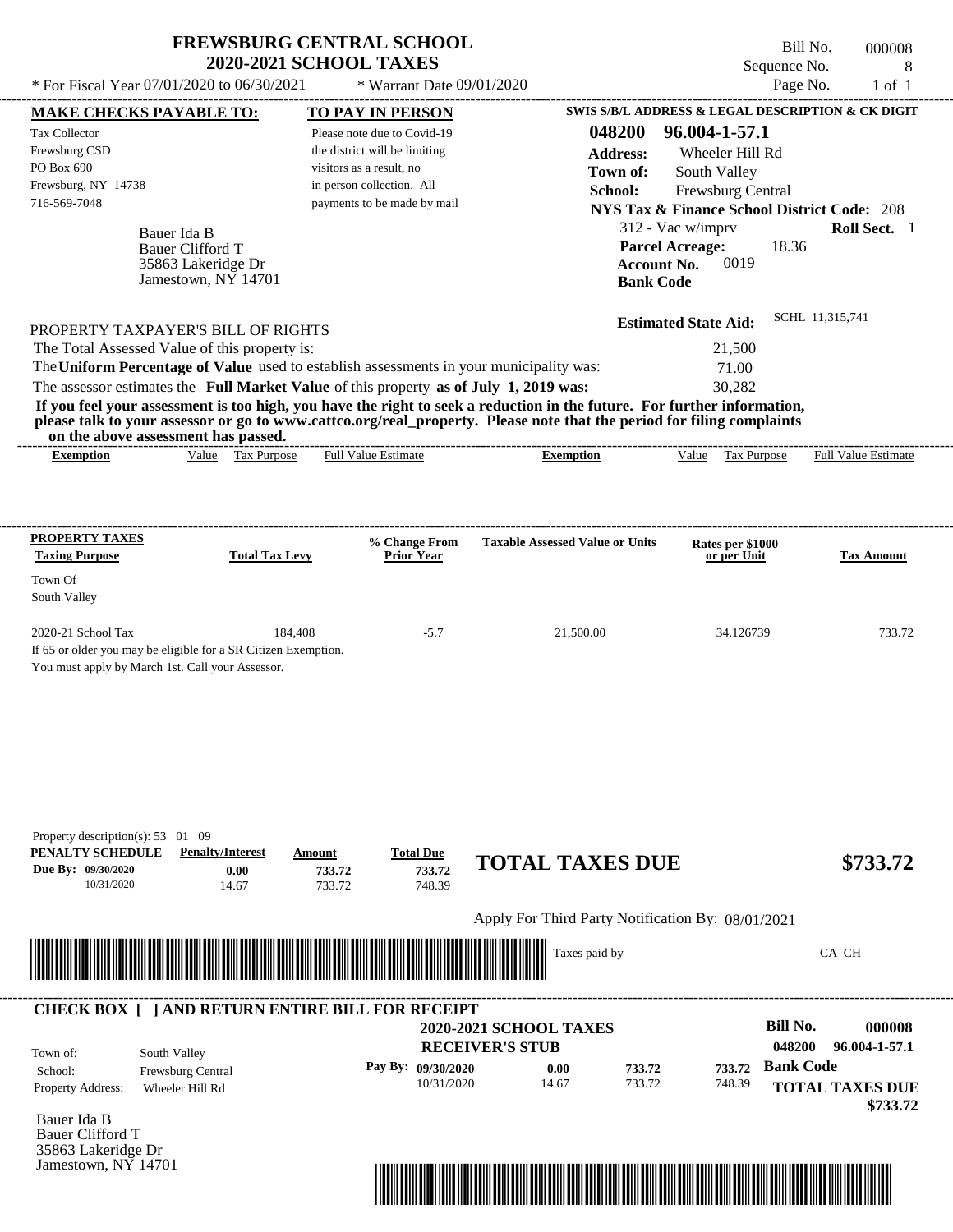# FREWSBURG CENTRAL SCHOOL
## 2020-2021 SCHOOL TAXES

Bill No. 000008
Sequence No. 8

\* For Fiscal Year 07/01/2020 to 06/30/2021 \* Warrant Date 09/01/2020

**MAKE CHECKS PAYABLE TO:**
Tax Collector
Frewsburg CSD
PO Box 690
Frewsburg, NY 14738
716-569-7048

**TO PAY IN PERSON**
Please note due to Covid-19 the district will be limiting visitors as a result, no in person collection. All payments to be made by mail

**SWIS S/B/L ADDRESS & LEGAL DESCRIPTION & CK DIGIT**
**048200 96.004-1-57.1**
**Address:** Wheeler Hill Rd
**Town of:** South Valley
**School:** Frewsburg Central
**NYS Tax & Finance School District Code:** 208
312 - Vac w/imprv **Roll Sect.** 1
**Parcel Acreage:** 18.36
**Account No.** 0019
**Bank Code**

Bauer Ida B
Bauer Clifford T
35863 Lakeridge Dr
Jamestown, NY 14701

**Estimated State Aid:** SCHL 11,315,741

PROPERTY TAXPAYER'S BILL OF RIGHTS

The Total Assessed Value of this property is: 21,500
The **Uniform Percentage of Value** used to establish assessments in your municipality was: 71.00
The assessor estimates the **Full Market Value** of this property **as of July 1, 2019 was:** 30,282

**If you feel your assessment is too high, you have the right to seek a reduction in the future. For further information, please talk to your assessor or go to www.cattco.org/real_property. Please note that the period for filing complaints on the above assessment has passed.**

| Exemption | Value | Tax Purpose | Full Value Estimate | Exemption | Value | Tax Purpose | Full Value Estimate |
|---|---|---|---|---|---|---|---|

| PROPERTY TAXES Taxing Purpose | Total Tax Levy | % Change From Prior Year | Taxable Assessed Value or Units | Rates per $1000 or per Unit | Tax Amount |
|---|---|---|---|---|---|
| Town Of South Valley | | | | | |
| 2020-21 School Tax | 184,408 | -5.7 | 21,500.00 | 34.126739 | 733.72 |

If 65 or older you may be eligible for a SR Citizen Exemption.
You must apply by March 1st. Call your Assessor.

Property description(s): 53 01 09

| PENALTY SCHEDULE | Penalty/Interest | Amount | Total Due |
|---|---|---|---|
| Due By: 09/30/2020 | 0.00 | 733.72 | 733.72 |
| 10/31/2020 | 14.67 | 733.72 | 748.39 |

**TOTAL TAXES DUE $733.72**

Apply For Third Party Notification By: 08/01/2021

Taxes paid by_______________________________CA CH

**CHECK BOX [ ] AND RETURN ENTIRE BILL FOR RECEIPT**

**2020-2021 SCHOOL TAXES**
**RECEIVER'S STUB**

**Bill No. 000008**
**048200 96.004-1-57.1**

Town of: South Valley
School: Frewsburg Central
Property Address: Wheeler Hill Rd

| Pay By: | Penalty/Interest | Amount | Total Due |
|---|---|---|---|
| 09/30/2020 | 0.00 | 733.72 | 733.72 |
| 10/31/2020 | 14.67 | 733.72 | 748.39 |

**Bank Code**
**TOTAL TAXES DUE $733.72**

Bauer Ida B
Bauer Clifford T
35863 Lakeridge Dr
Jamestown, NY 14701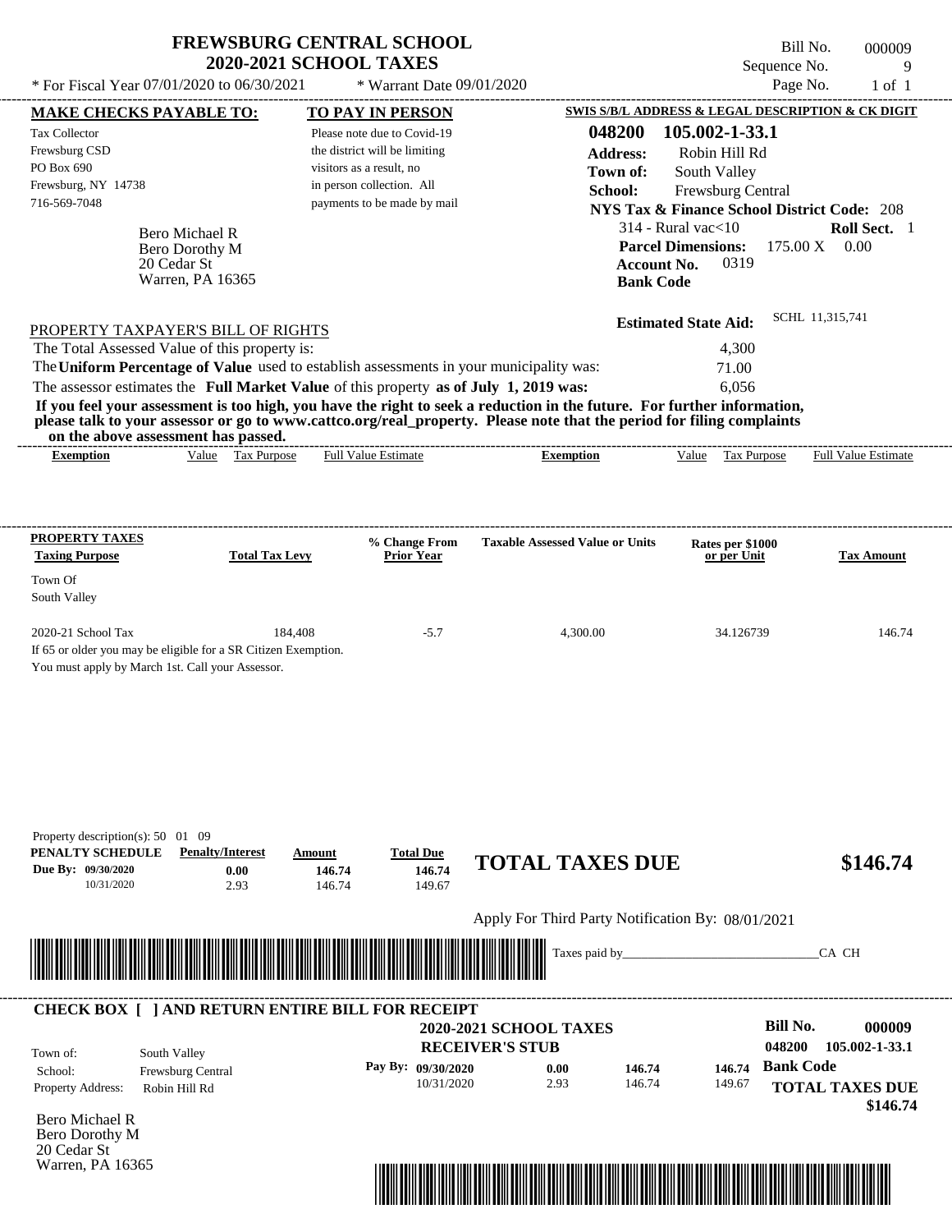# FREWSBURG CENTRAL SCHOOL
## 2020-2021 SCHOOL TAXES

\* For Fiscal Year 07/01/2020 to 06/30/2021 \* Warrant Date 09/01/2020

Bill No. 000009
Sequence No. 9
Page No. 1 of 1

**MAKE CHECKS PAYABLE TO:**

Tax Collector
Frewsburg CSD
PO Box 690
Frewsburg, NY 14738
716-569-7048

**TO PAY IN PERSON**

Please note due to Covid-19 the district will be limiting visitors as a result, no in person collection. All payments to be made by mail

**SWIS S/B/L ADDRESS & LEGAL DESCRIPTION & CK DIGIT**

**048200 105.002-1-33.1**
**Address:** Robin Hill Rd
**Town of:** South Valley
**School:** Frewsburg Central
**NYS Tax & Finance School District Code:** 208
314 - Rural vac<10 **Roll Sect.** 1
**Parcel Dimensions:** 175.00 X 0.00
**Account No.** 0319
**Bank Code**

Bero Michael R
Bero Dorothy M
20 Cedar St
Warren, PA 16365

**Estimated State Aid:** SCHL 11,315,741

PROPERTY TAXPAYER'S BILL OF RIGHTS

The Total Assessed Value of this property is: 4,300
The **Uniform Percentage of Value** used to establish assessments in your municipality was: 71.00
The assessor estimates the **Full Market Value** of this property **as of July 1, 2019 was:** 6,056

**If you feel your assessment is too high, you have the right to seek a reduction in the future. For further information, please talk to your assessor or go to www.cattco.org/real_property. Please note that the period for filing complaints on the above assessment has passed.**

| Exemption | Value | Tax Purpose | Full Value Estimate | Exemption | Value | Tax Purpose | Full Value Estimate |
|---|---|---|---|---|---|---|---|

| PROPERTY TAXES Taxing Purpose | Total Tax Levy | % Change From Prior Year | Taxable Assessed Value or Units | Rates per $1000 or per Unit | Tax Amount |
|---|---|---|---|---|---|
| Town Of South Valley | | | | | |
| 2020-21 School Tax | 184,408 | -5.7 | 4,300.00 | 34.126739 | 146.74 |

If 65 or older you may be eligible for a SR Citizen Exemption.
You must apply by March 1st. Call your Assessor.

Property description(s): 50 01 09

| PENALTY SCHEDULE | Penalty/Interest | Amount | Total Due |
|---|---|---|---|
| Due By: 09/30/2020 | 0.00 | 146.74 | 146.74 |
| 10/31/2020 | 2.93 | 146.74 | 149.67 |

**TOTAL TAXES DUE $146.74**

Apply For Third Party Notification By: 08/01/2021

Taxes paid by\_\_\_\_\_\_\_\_\_\_\_\_\_\_\_\_\_\_\_\_\_\_\_\_\_\_\_\_\_\_CA CH

---

**CHECK BOX [ ] AND RETURN ENTIRE BILL FOR RECEIPT**

**2020-2021 SCHOOL TAXES**
**RECEIVER'S STUB**

Bill No. **000009**
048200 105.002-1-33.1

Town of: South Valley
School: Frewsburg Central
Property Address: Robin Hill Rd

| Pay By: | | | | |
|---|---|---|---|---|
| 09/30/2020 | 0.00 | 146.74 | 146.74 | **Bank Code** |
| 10/31/2020 | 2.93 | 146.74 | 149.67 | |

**TOTAL TAXES DUE $146.74**

Bero Michael R
Bero Dorothy M
20 Cedar St
Warren, PA 16365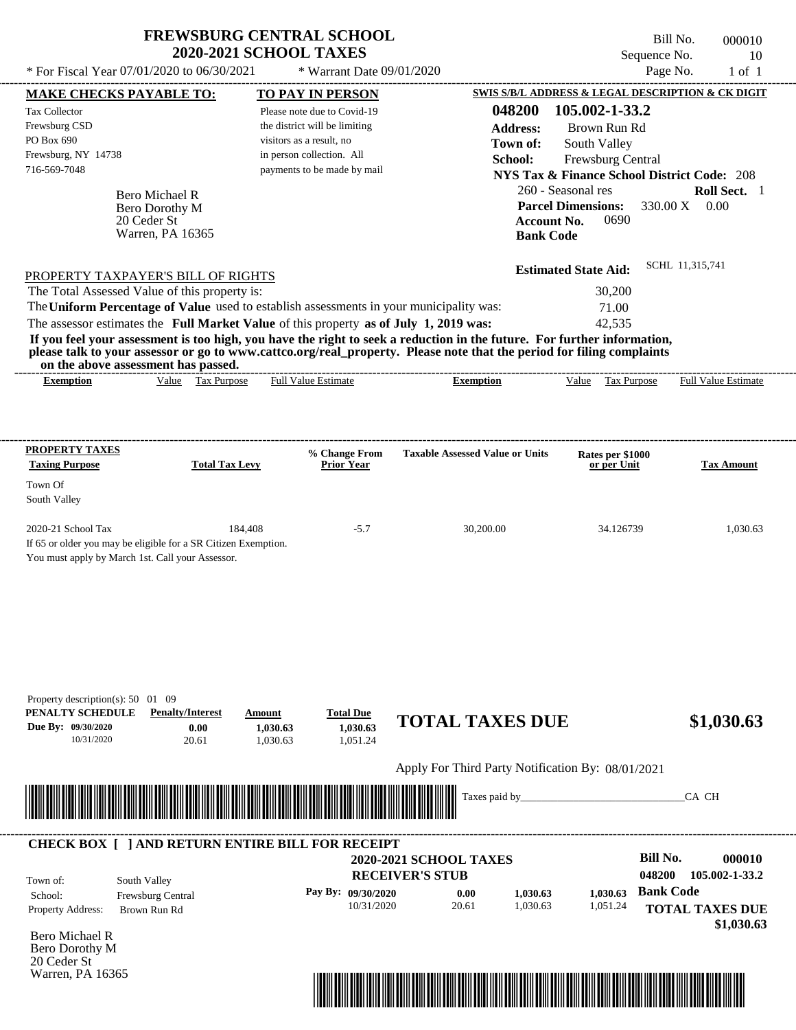# FREWSBURG CENTRAL SCHOOL
## 2020-2021 SCHOOL TAXES

* For Fiscal Year 07/01/2020 to 06/30/2021 * Warrant Date 09/01/2020

Bill No. 000010
Sequence No. 10
Page No. 1 of 1

**MAKE CHECKS PAYABLE TO:**
Tax Collector
Frewsburg CSD
PO Box 690
Frewsburg, NY 14738
716-569-7048

Bero Michael R
Bero Dorothy M
20 Ceder St
Warren, PA 16365

**TO PAY IN PERSON**
Please note due to Covid-19 the district will be limiting visitors as a result, no in person collection. All payments to be made by mail

**SWIS S/B/L ADDRESS & LEGAL DESCRIPTION & CK DIGIT**
**048200 105.002-1-33.2**
**Address:** Brown Run Rd
**Town of:** South Valley
**School:** Frewsburg Central
**NYS Tax & Finance School District Code:** 208
260 - Seasonal res **Roll Sect.** 1
**Parcel Dimensions:** 330.00 X 0.00
**Account No.** 0690
**Bank Code**

**Estimated State Aid:** SCHL 11,315,741

PROPERTY TAXPAYER'S BILL OF RIGHTS

The Total Assessed Value of this property is: 30,200
The **Uniform Percentage of Value** used to establish assessments in your municipality was: 71.00
The assessor estimates the **Full Market Value** of this property **as of July 1, 2019 was:** 42,535

**If you feel your assessment is too high, you have the right to seek a reduction in the future. For further information, please talk to your assessor or go to www.cattco.org/real_property. Please note that the period for filing complaints on the above assessment has passed.**

| Exemption | Value | Tax Purpose | Full Value Estimate | Exemption | Value | Tax Purpose | Full Value Estimate |
|---|---|---|---|---|---|---|---|

| PROPERTY TAXES Taxing Purpose | Total Tax Levy | % Change From Prior Year | Taxable Assessed Value or Units | Rates per $1000 or per Unit | Tax Amount |
|---|---|---|---|---|---|
| Town Of South Valley | | | | | |
| 2020-21 School Tax | 184,408 | -5.7 | 30,200.00 | 34.126739 | 1,030.63 |

If 65 or older you may be eligible for a SR Citizen Exemption.
You must apply by March 1st. Call your Assessor.

Property description(s): 50 01 09

| PENALTY SCHEDULE | Penalty/Interest | Amount | Total Due |
|---|---|---|---|
| Due By: 09/30/2020 | 0.00 | 1,030.63 | 1,030.63 |
| 10/31/2020 | 20.61 | 1,030.63 | 1,051.24 |

**TOTAL TAXES DUE** **$1,030.63**

Apply For Third Party Notification By: 08/01/2021

Taxes paid by_______________________________CA CH

**CHECK BOX [ ] AND RETURN ENTIRE BILL FOR RECEIPT**

**2020-2021 SCHOOL TAXES**
**RECEIVER'S STUB**

**Bill No. 000010**
048200 105.002-1-33.2

Town of: South Valley
School: Frewsburg Central
Property Address: Brown Run Rd

| Pay By: | Penalty/Interest | Amount | Total Due |
|---|---|---|---|
| 09/30/2020 | 0.00 | 1,030.63 | 1,030.63 |
| 10/31/2020 | 20.61 | 1,030.63 | 1,051.24 |

**Bank Code**
**TOTAL TAXES DUE**
**$1,030.63**

Bero Michael R
Bero Dorothy M
20 Ceder St
Warren, PA 16365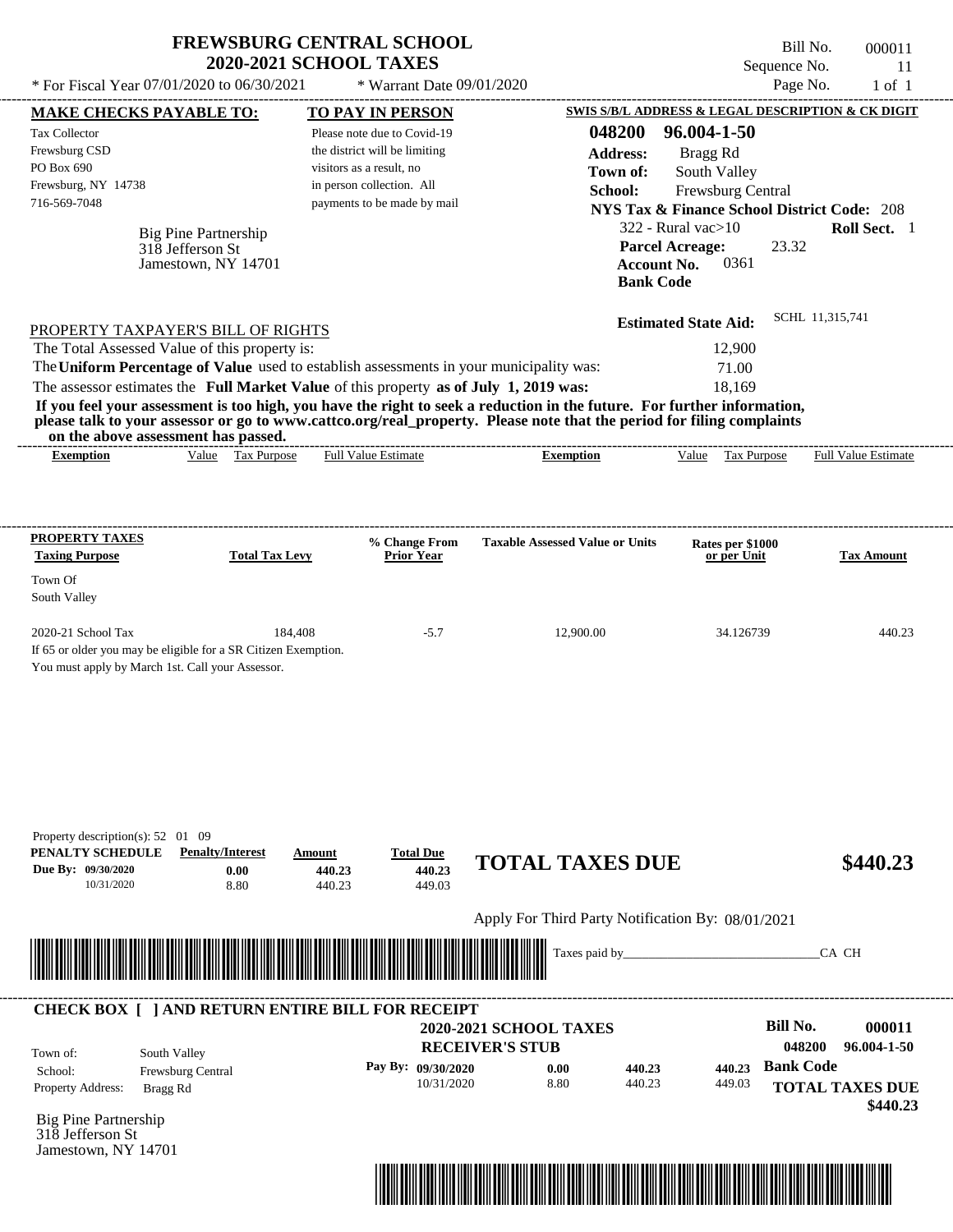# FREWSBURG CENTRAL SCHOOL
## 2020-2021 SCHOOL TAXES

\* For Fiscal Year 07/01/2020 to 06/30/2021 &nbsp;&nbsp; \* Warrant Date 09/01/2020

Bill No. 000011
Sequence No. 11
Page No. 1 of 1

**MAKE CHECKS PAYABLE TO:**

Tax Collector
Frewsburg CSD
PO Box 690
Frewsburg, NY 14738
716-569-7048

**TO PAY IN PERSON**

Please note due to Covid-19 the district will be limiting visitors as a result, no in person collection. All payments to be made by mail

**SWIS S/B/L ADDRESS & LEGAL DESCRIPTION & CK DIGIT**

**048200 96.004-1-50**
**Address:** Bragg Rd
**Town of:** South Valley
**School:** Frewsburg Central
**NYS Tax & Finance School District Code:** 208
322 - Rural vac>10 &nbsp;&nbsp; **Roll Sect.** 1
**Parcel Acreage:** 23.32
**Account No.** 0361
**Bank Code**

Big Pine Partnership
318 Jefferson St
Jamestown, NY 14701

**Estimated State Aid:** SCHL 11,315,741

PROPERTY TAXPAYER'S BILL OF RIGHTS

The Total Assessed Value of this property is: 12,900
The **Uniform Percentage of Value** used to establish assessments in your municipality was: 71.00
The assessor estimates the **Full Market Value** of this property **as of July 1, 2019 was:** 18,169

**If you feel your assessment is too high, you have the right to seek a reduction in the future. For further information, please talk to your assessor or go to www.cattco.org/real_property. Please note that the period for filing complaints on the above assessment has passed.**

| Exemption | Value | Tax Purpose | Full Value Estimate | Exemption | Value | Tax Purpose | Full Value Estimate |
|---|---|---|---|---|---|---|---|

| PROPERTY TAXES Taxing Purpose | Total Tax Levy | % Change From Prior Year | Taxable Assessed Value or Units | Rates per $1000 or per Unit | Tax Amount |
|---|---|---|---|---|---|
| Town Of South Valley | | | | | |
| 2020-21 School Tax | 184,408 | -5.7 | 12,900.00 | 34.126739 | 440.23 |

If 65 or older you may be eligible for a SR Citizen Exemption.
You must apply by March 1st. Call your Assessor.

Property description(s): 52 01 09

| PENALTY SCHEDULE | Penalty/Interest | Amount | Total Due |
|---|---|---|---|
| Due By: 09/30/2020 | 0.00 | 440.23 | 440.23 |
| 10/31/2020 | 8.80 | 440.23 | 449.03 |

**TOTAL TAXES DUE $440.23**

Apply For Third Party Notification By: 08/01/2021

Taxes paid by_______________________________CA CH

---

**CHECK BOX [ ] AND RETURN ENTIRE BILL FOR RECEIPT**

**2020-2021 SCHOOL TAXES**
**RECEIVER'S STUB**

Town of: South Valley
School: Frewsburg Central
Property Address: Bragg Rd

| Pay By: | | | |
|---|---|---|---|
| 09/30/2020 | 0.00 | 440.23 | 440.23 |
| 10/31/2020 | 8.80 | 440.23 | 449.03 |

**Bill No. 000011**
**048200 96.004-1-50**
**Bank Code**
**TOTAL TAXES DUE**
**$440.23**

Big Pine Partnership
318 Jefferson St
Jamestown, NY 14701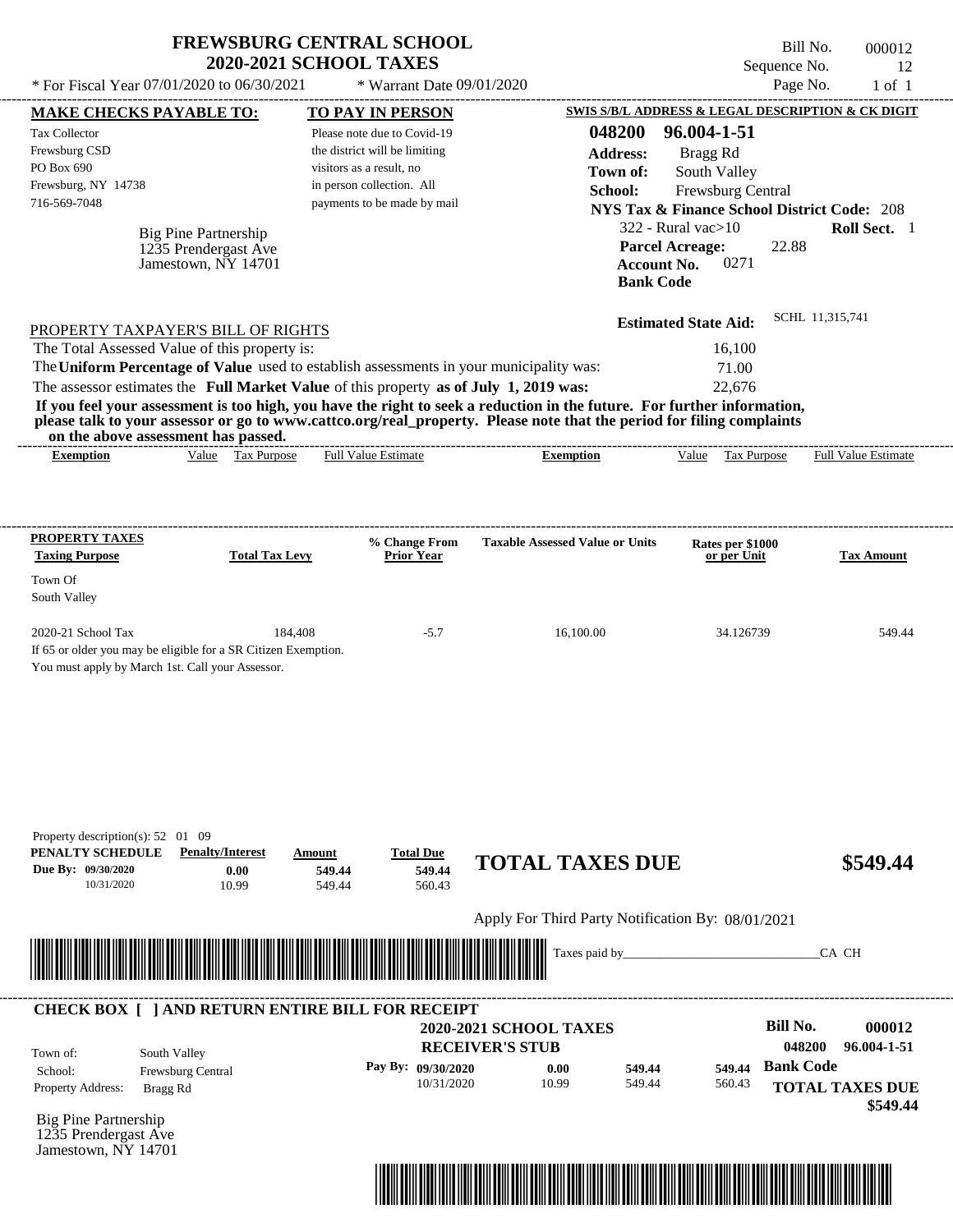# FREWSBURG CENTRAL SCHOOL
## 2020-2021 SCHOOL TAXES

\* For Fiscal Year 07/01/2020 to 06/30/2021 &nbsp;&nbsp;&nbsp; \* Warrant Date 09/01/2020

Bill No. 000012
Sequence No. 12
Page No. 1 of 1

**MAKE CHECKS PAYABLE TO:**

Tax Collector
Frewsburg CSD
PO Box 690
Frewsburg, NY 14738
716-569-7048

Big Pine Partnership
1235 Prendergast Ave
Jamestown, NY 14701

**TO PAY IN PERSON**

Please note due to Covid-19 the district will be limiting visitors as a result, no in person collection. All payments to be made by mail

**SWIS S/B/L ADDRESS & LEGAL DESCRIPTION & CK DIGIT**

**048200 96.004-1-51**
**Address:** Bragg Rd
**Town of:** South Valley
**School:** Frewsburg Central
**NYS Tax & Finance School District Code:** 208
322 - Rural vac>10 &nbsp;&nbsp; **Roll Sect.** 1
**Parcel Acreage:** 22.88
**Account No.** 0271
**Bank Code**

**Estimated State Aid:** SCHL 11,315,741

PROPERTY TAXPAYER'S BILL OF RIGHTS

The Total Assessed Value of this property is: 16,100
The **Uniform Percentage of Value** used to establish assessments in your municipality was: 71.00
The assessor estimates the **Full Market Value** of this property **as of July 1, 2019 was:** 22,676

**If you feel your assessment is too high, you have the right to seek a reduction in the future. For further information, please talk to your assessor or go to www.cattco.org/real_property. Please note that the period for filing complaints on the above assessment has passed.**

| Exemption | Value | Tax Purpose | Full Value Estimate | Exemption | Value | Tax Purpose | Full Value Estimate |
|---|---|---|---|---|---|---|---|

| PROPERTY TAXES Taxing Purpose | Total Tax Levy | % Change From Prior Year | Taxable Assessed Value or Units | Rates per $1000 or per Unit | Tax Amount |
|---|---|---|---|---|---|
| Town Of South Valley | | | | | |
| 2020-21 School Tax | 184,408 | -5.7 | 16,100.00 | 34.126739 | 549.44 |

If 65 or older you may be eligible for a SR Citizen Exemption.
You must apply by March 1st. Call your Assessor.

Property description(s): 52 01 09

| PENALTY SCHEDULE | Penalty/Interest | Amount | Total Due |
|---|---|---|---|
| Due By: 09/30/2020 | 0.00 | 549.44 | 549.44 |
| 10/31/2020 | 10.99 | 549.44 | 560.43 |

**TOTAL TAXES DUE** **$549.44**

Apply For Third Party Notification By: 08/01/2021

Taxes paid by\_\_\_\_\_\_\_\_\_\_\_\_\_\_\_\_\_\_\_\_\_\_\_\_\_\_\_\_\_\_CA CH

---

**CHECK BOX [ ] AND RETURN ENTIRE BILL FOR RECEIPT**

**2020-2021 SCHOOL TAXES**
**RECEIVER'S STUB**

**Bill No. 000012**
**048200 96.004-1-51**

Town of: South Valley
School: Frewsburg Central
Property Address: Bragg Rd

| Pay By: | | | |
|---|---|---|---|
| 09/30/2020 | 0.00 | 549.44 | 549.44 |
| 10/31/2020 | 10.99 | 549.44 | 560.43 |

**Bank Code**

**TOTAL TAXES DUE**
**$549.44**

Big Pine Partnership
1235 Prendergast Ave
Jamestown, NY 14701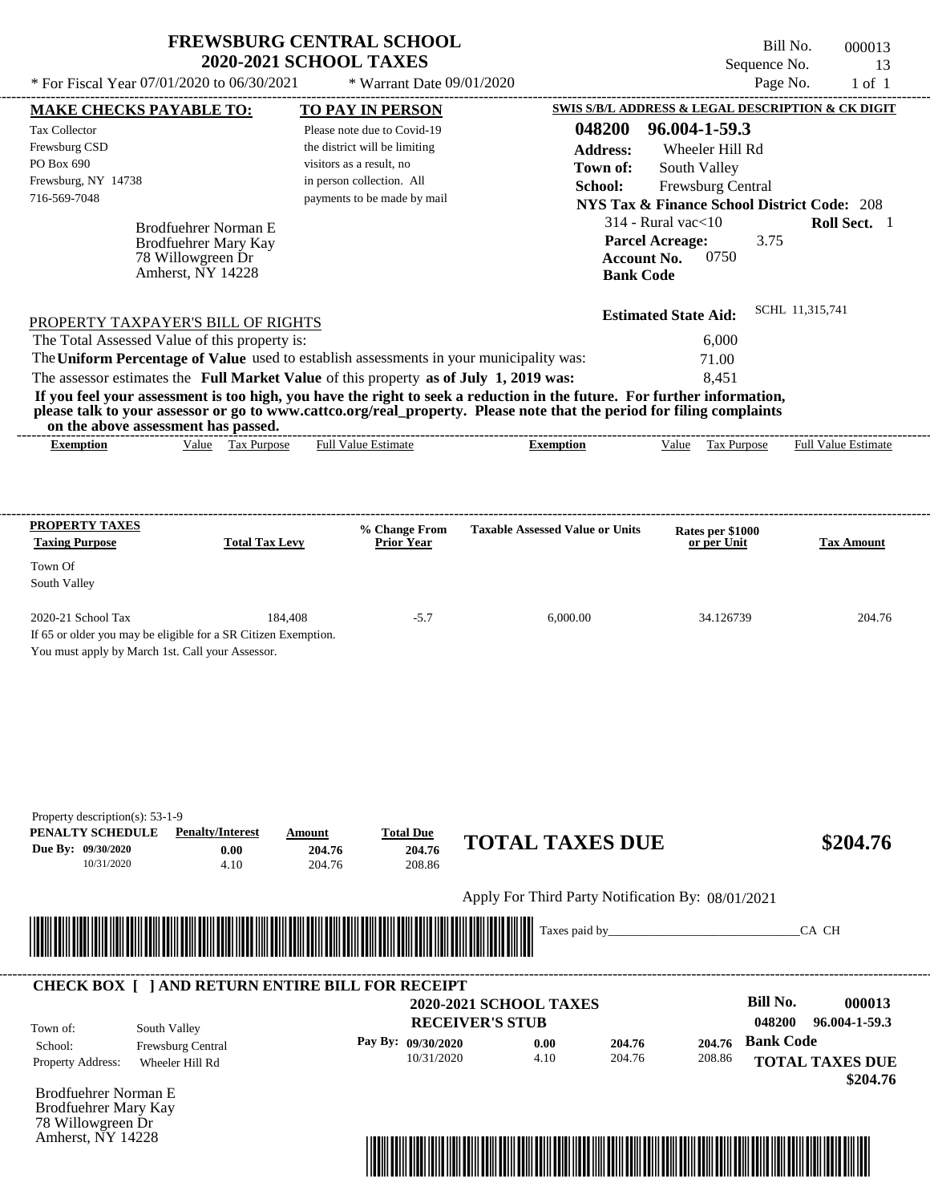# FREWSBURG CENTRAL SCHOOL
## 2020-2021 SCHOOL TAXES

Bill No. 000013
Sequence No. 13
Page No. 1 of 1

\* For Fiscal Year 07/01/2020 to 06/30/2021 | \* Warrant Date 09/01/2020

**MAKE CHECKS PAYABLE TO:**

Tax Collector
Frewsburg CSD
PO Box 690
Frewsburg, NY 14738
716-569-7048

**TO PAY IN PERSON**

Please note due to Covid-19 the district will be limiting visitors as a result, no in person collection. All payments to be made by mail

**SWIS S/B/L ADDRESS & LEGAL DESCRIPTION & CK DIGIT**

**048200 96.004-1-59.3**
**Address:** Wheeler Hill Rd
**Town of:** South Valley
**School:** Frewsburg Central
**NYS Tax & Finance School District Code:** 208
314 - Rural vac<10 **Roll Sect.** 1
**Parcel Acreage:** 3.75
**Account No.** 0750
**Bank Code**

Brodfuehrer Norman E
Brodfuehrer Mary Kay
78 Willowgreen Dr
Amherst, NY 14228

**Estimated State Aid:** SCHL 11,315,741

PROPERTY TAXPAYER'S BILL OF RIGHTS

The Total Assessed Value of this property is: 6,000
The **Uniform Percentage of Value** used to establish assessments in your municipality was: 71.00
The assessor estimates the **Full Market Value** of this property **as of July 1, 2019 was:** 8,451

**If you feel your assessment is too high, you have the right to seek a reduction in the future. For further information, please talk to your assessor or go to www.cattco.org/real_property. Please note that the period for filing complaints on the above assessment has passed.**

| Exemption | Value | Tax Purpose | Full Value Estimate | Exemption | Value | Tax Purpose | Full Value Estimate |
|---|---|---|---|---|---|---|---|

| PROPERTY TAXES Taxing Purpose | Total Tax Levy | % Change From Prior Year | Taxable Assessed Value or Units | Rates per $1000 or per Unit | Tax Amount |
|---|---|---|---|---|---|
| Town Of South Valley | | | | | |
| 2020-21 School Tax | 184,408 | -5.7 | 6,000.00 | 34.126739 | 204.76 |

If 65 or older you may be eligible for a SR Citizen Exemption.
You must apply by March 1st. Call your Assessor.

Property description(s): 53-1-9

| PENALTY SCHEDULE | Penalty/Interest | Amount | Total Due |
|---|---|---|---|
| Due By: 09/30/2020 | 0.00 | 204.76 | 204.76 |
| 10/31/2020 | 4.10 | 204.76 | 208.86 |

**TOTAL TAXES DUE $204.76**

Apply For Third Party Notification By: 08/01/2021

Taxes paid by_______________________________CA CH

---

**CHECK BOX [ ] AND RETURN ENTIRE BILL FOR RECEIPT**

**2020-2021 SCHOOL TAXES**
**RECEIVER'S STUB**

**Bill No. 000013**
**048200 96.004-1-59.3**

Town of: South Valley
School: Frewsburg Central
Property Address: Wheeler Hill Rd

| Pay By: | Penalty/Interest | Amount | Total Due |
|---|---|---|---|
| 09/30/2020 | 0.00 | 204.76 | 204.76 |
| 10/31/2020 | 4.10 | 204.76 | 208.86 |

**Bank Code**

**TOTAL TAXES DUE $204.76**

Brodfuehrer Norman E
Brodfuehrer Mary Kay
78 Willowgreen Dr
Amherst, NY 14228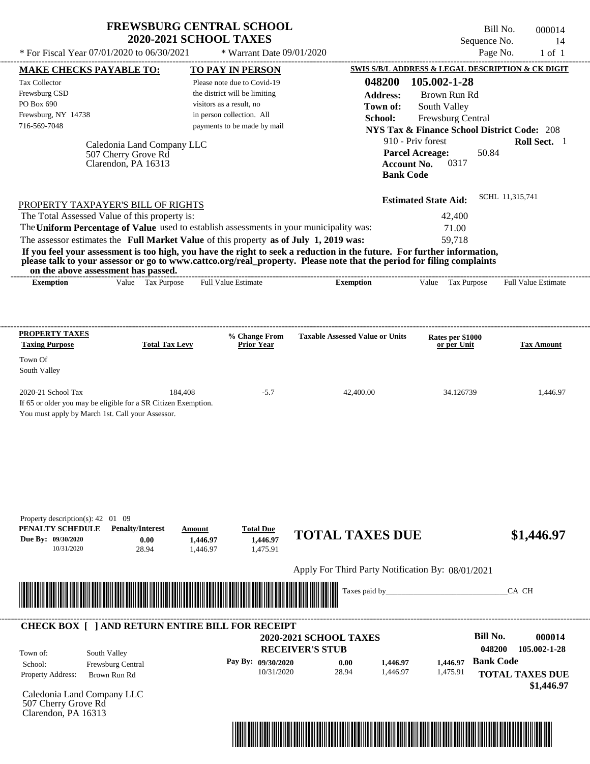# FREWSBURG CENTRAL SCHOOL
## 2020-2021 SCHOOL TAXES

\* For Fiscal Year 07/01/2020 to 06/30/2021 &nbsp;&nbsp; \* Warrant Date 09/01/2020

Bill No. 000014
Sequence No. 14
Page No. 1 of 1

**MAKE CHECKS PAYABLE TO:**

Tax Collector
Frewsburg CSD
PO Box 690
Frewsburg, NY 14738
716-569-7048

**TO PAY IN PERSON**

Please note due to Covid-19 the district will be limiting visitors as a result, no in person collection. All payments to be made by mail

**SWIS S/B/L ADDRESS & LEGAL DESCRIPTION & CK DIGIT**

**048200 105.002-1-28**
**Address:** Brown Run Rd
**Town of:** South Valley
**School:** Frewsburg Central
**NYS Tax & Finance School District Code:** 208
910 - Priv forest &nbsp;&nbsp; **Roll Sect.** 1
**Parcel Acreage:** 50.84
**Account No.** 0317
**Bank Code**

Caledonia Land Company LLC
507 Cherry Grove Rd
Clarendon, PA 16313

**Estimated State Aid:** SCHL 11,315,741

PROPERTY TAXPAYER'S BILL OF RIGHTS

The Total Assessed Value of this property is: 42,400
The **Uniform Percentage of Value** used to establish assessments in your municipality was: 71.00
The assessor estimates the **Full Market Value** of this property **as of July 1, 2019 was:** 59,718

**If you feel your assessment is too high, you have the right to seek a reduction in the future. For further information, please talk to your assessor or go to www.cattco.org/real_property. Please note that the period for filing complaints on the above assessment has passed.**

| Exemption | Value | Tax Purpose | Full Value Estimate | Exemption | Value | Tax Purpose | Full Value Estimate |
|---|---|---|---|---|---|---|---|

| PROPERTY TAXES Taxing Purpose | Total Tax Levy | % Change From Prior Year | Taxable Assessed Value or Units | Rates per $1000 or per Unit | Tax Amount |
|---|---|---|---|---|---|
| Town Of South Valley | | | | | |
| 2020-21 School Tax | 184,408 | -5.7 | 42,400.00 | 34.126739 | 1,446.97 |

If 65 or older you may be eligible for a SR Citizen Exemption.
You must apply by March 1st. Call your Assessor.

Property description(s): 42 01 09

| PENALTY SCHEDULE | Penalty/Interest | Amount | Total Due |
|---|---|---|---|
| Due By: 09/30/2020 | 0.00 | 1,446.97 | 1,446.97 |
| 10/31/2020 | 28.94 | 1,446.97 | 1,475.91 |

**TOTAL TAXES DUE** **$1,446.97**

Apply For Third Party Notification By: 08/01/2021

Taxes paid by_______________________________CA CH

---

**CHECK BOX [ ] AND RETURN ENTIRE BILL FOR RECEIPT**

**2020-2021 SCHOOL TAXES**
**RECEIVER'S STUB**

**Bill No.** 000014
048200 105.002-1-28

Town of: South Valley
School: Frewsburg Central
Property Address: Brown Run Rd

| Pay By: | | | |
|---|---|---|---|
| 09/30/2020 | 0.00 | 1,446.97 | 1,446.97 |
| 10/31/2020 | 28.94 | 1,446.97 | 1,475.91 |

**Bank Code**
**TOTAL TAXES DUE**
**$1,446.97**

Caledonia Land Company LLC
507 Cherry Grove Rd
Clarendon, PA 16313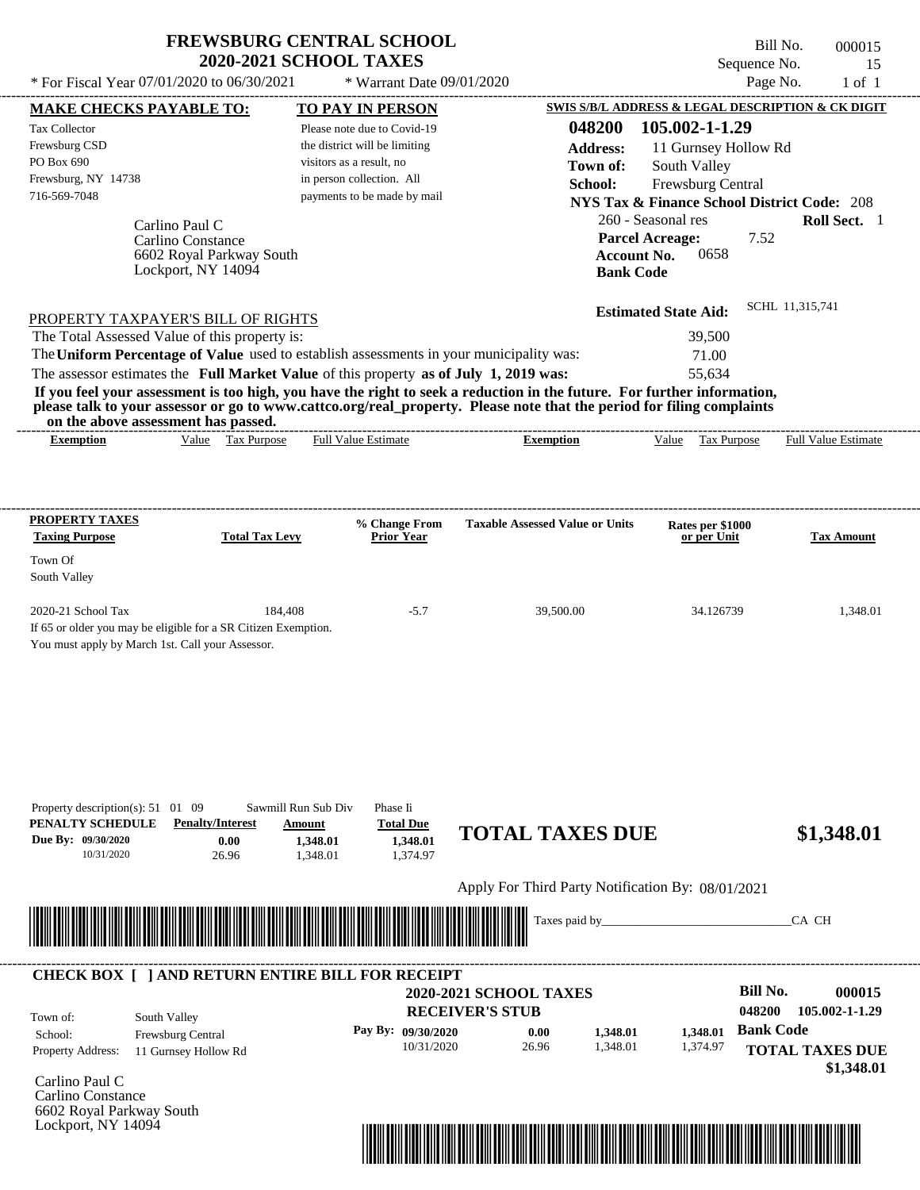# FREWSBURG CENTRAL SCHOOL
## 2020-2021 SCHOOL TAXES

\* For Fiscal Year 07/01/2020 to 06/30/2021 &nbsp;&nbsp; \* Warrant Date 09/01/2020

Bill No. 000015
Sequence No. 15
Page No. 1 of 1

**MAKE CHECKS PAYABLE TO:**

Tax Collector
Frewsburg CSD
PO Box 690
Frewsburg, NY 14738
716-569-7048

**TO PAY IN PERSON**

Please note due to Covid-19 the district will be limiting visitors as a result, no in person collection. All payments to be made by mail

**SWIS S/B/L ADDRESS & LEGAL DESCRIPTION & CK DIGIT**

**048200 105.002-1-1.29**
**Address:** 11 Gurnsey Hollow Rd
**Town of:** South Valley
**School:** Frewsburg Central
**NYS Tax & Finance School District Code:** 208
260 - Seasonal res &nbsp;&nbsp; **Roll Sect.** 1
**Parcel Acreage:** 7.52
**Account No.** 0658
**Bank Code**

Carlino Paul C
Carlino Constance
6602 Royal Parkway South
Lockport, NY 14094

**Estimated State Aid:** SCHL 11,315,741

PROPERTY TAXPAYER'S BILL OF RIGHTS

The Total Assessed Value of this property is: 39,500
The **Uniform Percentage of Value** used to establish assessments in your municipality was: 71.00
The assessor estimates the **Full Market Value** of this property **as of July 1, 2019 was:** 55,634

**If you feel your assessment is too high, you have the right to seek a reduction in the future. For further information, please talk to your assessor or go to www.cattco.org/real_property. Please note that the period for filing complaints on the above assessment has passed.**

| Exemption | Value | Tax Purpose | Full Value Estimate | Exemption | Value | Tax Purpose | Full Value Estimate |
|---|---|---|---|---|---|---|---|

| PROPERTY TAXES Taxing Purpose | Total Tax Levy | % Change From Prior Year | Taxable Assessed Value or Units | Rates per $1000 or per Unit | Tax Amount |
|---|---|---|---|---|---|
| Town Of South Valley | | | | | |
| 2020-21 School Tax | 184,408 | -5.7 | 39,500.00 | 34.126739 | 1,348.01 |

If 65 or older you may be eligible for a SR Citizen Exemption.
You must apply by March 1st. Call your Assessor.

Property description(s): 51 01 09 &nbsp;&nbsp; Sawmill Run Sub Div &nbsp;&nbsp; Phase Ii

| PENALTY SCHEDULE | Penalty/Interest | Amount | Total Due |
|---|---|---|---|
| Due By: 09/30/2020 | 0.00 | 1,348.01 | 1,348.01 |
| 10/31/2020 | 26.96 | 1,348.01 | 1,374.97 |

**TOTAL TAXES DUE** **$1,348.01**

Apply For Third Party Notification By: 08/01/2021

Taxes paid by_______________________________CA CH

**CHECK BOX [ ] AND RETURN ENTIRE BILL FOR RECEIPT**

**2020-2021 SCHOOL TAXES**
**RECEIVER'S STUB**

**Bill No.** 000015
048200 105.002-1-1.29

Town of: South Valley
School: Frewsburg Central
Property Address: 11 Gurnsey Hollow Rd

| Pay By: | | | |
|---|---|---|---|
| 09/30/2020 | 0.00 | 1,348.01 | 1,348.01 |
| 10/31/2020 | 26.96 | 1,348.01 | 1,374.97 |

**Bank Code**
**TOTAL TAXES DUE**
**$1,348.01**

Carlino Paul C
Carlino Constance
6602 Royal Parkway South
Lockport, NY 14094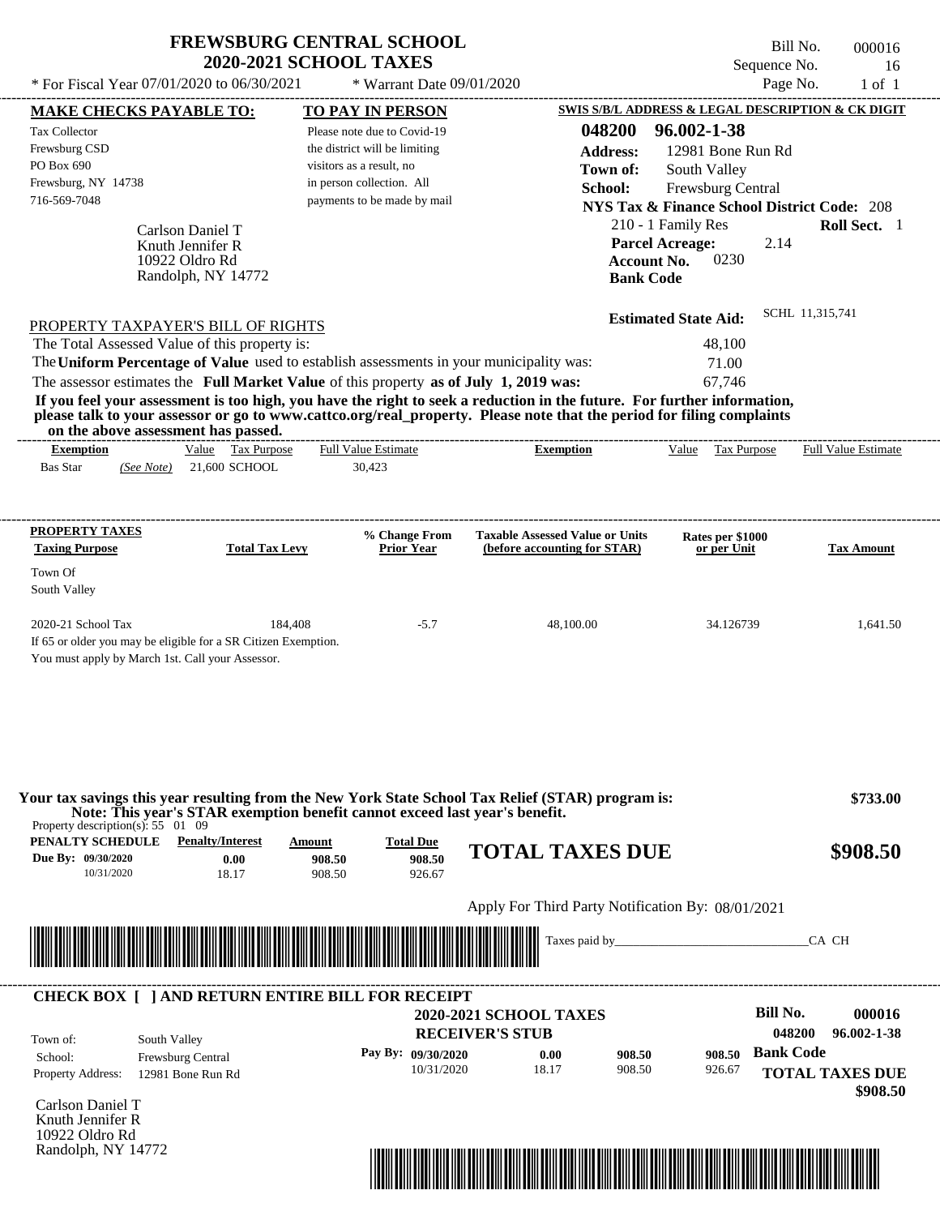# FREWSBURG CENTRAL SCHOOL
## 2020-2021 SCHOOL TAXES

* For Fiscal Year 07/01/2020 to 06/30/2021 — * Warrant Date 09/01/2020

Bill No. 000016
Sequence No. 16
Page No. 1 of 1

**MAKE CHECKS PAYABLE TO:**

Tax Collector
Frewsburg CSD
PO Box 690
Frewsburg, NY 14738
716-569-7048

Carlson Daniel T
Knuth Jennifer R
10922 Oldro Rd
Randolph, NY 14772

**TO PAY IN PERSON**

Please note due to Covid-19 the district will be limiting visitors as a result, no in person collection. All payments to be made by mail

**SWIS S/B/L ADDRESS & LEGAL DESCRIPTION & CK DIGIT**

**048200 96.002-1-38**
**Address:** 12981 Bone Run Rd
**Town of:** South Valley
**School:** Frewsburg Central
**NYS Tax & Finance School District Code:** 208
210 - 1 Family Res — **Roll Sect.** 1
**Parcel Acreage:** 2.14
**Account No.** 0230
**Bank Code**

**Estimated State Aid:** SCHL 11,315,741

PROPERTY TAXPAYER'S BILL OF RIGHTS

The Total Assessed Value of this property is: 48,100
The **Uniform Percentage of Value** used to establish assessments in your municipality was: 71.00
The assessor estimates the **Full Market Value** of this property **as of July 1, 2019 was:** 67,746

**If you feel your assessment is too high, you have the right to seek a reduction in the future. For further information, please talk to your assessor or go to www.cattco.org/real_property. Please note that the period for filing complaints on the above assessment has passed.**

| Exemption | Value | Tax Purpose | Full Value Estimate | Exemption | Value | Tax Purpose | Full Value Estimate |
|---|---|---|---|---|---|---|---|
| Bas Star *(See Note)* | 21,600 | SCHOOL | 30,423 | | | | |

| PROPERTY TAXES Taxing Purpose | Total Tax Levy | % Change From Prior Year | Taxable Assessed Value or Units (before accounting for STAR) | Rates per $1000 or per Unit | Tax Amount |
|---|---|---|---|---|---|
| Town Of South Valley | | | | | |
| 2020-21 School Tax | 184,408 | -5.7 | 48,100.00 | 34.126739 | 1,641.50 |

If 65 or older you may be eligible for a SR Citizen Exemption.
You must apply by March 1st. Call your Assessor.

**Your tax savings this year resulting from the New York State School Tax Relief (STAR) program is: $733.00**
**Note: This year's STAR exemption benefit cannot exceed last year's benefit.**

Property description(s): 55 01 09

| PENALTY SCHEDULE | Penalty/Interest | Amount | Total Due |
|---|---|---|---|
| Due By: 09/30/2020 | 0.00 | 908.50 | 908.50 |
| 10/31/2020 | 18.17 | 908.50 | 926.67 |

**TOTAL TAXES DUE $908.50**

Apply For Third Party Notification By: 08/01/2021

Taxes paid by_______________________________CA CH

---

**CHECK BOX [ ] AND RETURN ENTIRE BILL FOR RECEIPT**

**2020-2021 SCHOOL TAXES**
**RECEIVER'S STUB**

Bill No. **000016**
048200 96.002-1-38

Town of: South Valley
School: Frewsburg Central
Property Address: 12981 Bone Run Rd

| Pay By: | | | |
|---|---|---|---|
| 09/30/2020 | 0.00 | 908.50 | 908.50 |
| 10/31/2020 | 18.17 | 908.50 | 926.67 |

**Bank Code**

**TOTAL TAXES DUE $908.50**

Carlson Daniel T
Knuth Jennifer R
10922 Oldro Rd
Randolph, NY 14772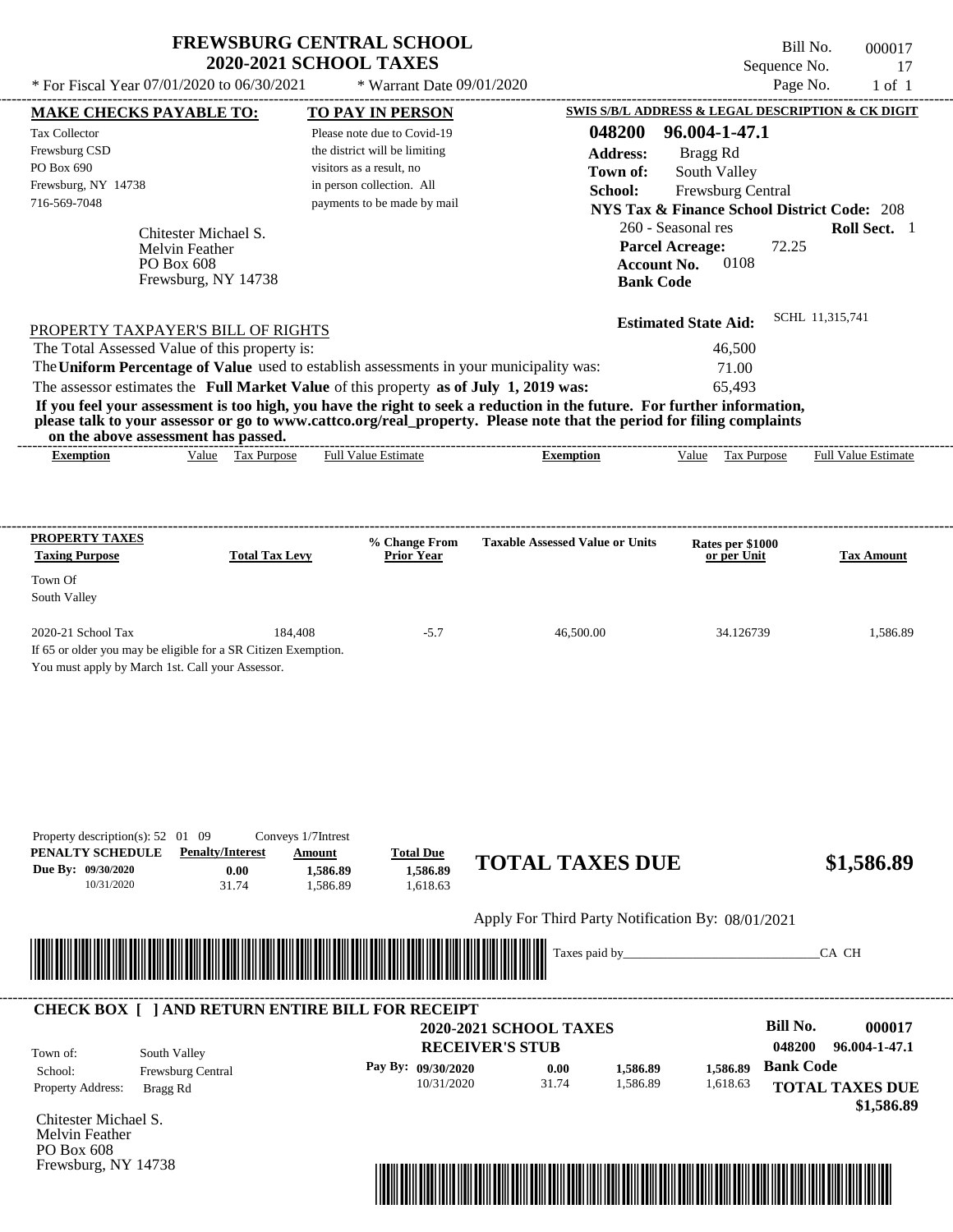# FREWSBURG CENTRAL SCHOOL
## 2020-2021 SCHOOL TAXES

Bill No. 000017
Sequence No. 17
Page No. 1 of 1

* For Fiscal Year 07/01/2020 to 06/30/2021 * Warrant Date 09/01/2020

**MAKE CHECKS PAYABLE TO:**
Tax Collector
Frewsburg CSD
PO Box 690
Frewsburg, NY 14738
716-569-7048

**TO PAY IN PERSON**
Please note due to Covid-19 the district will be limiting visitors as a result, no in person collection. All payments to be made by mail

**SWIS S/B/L ADDRESS & LEGAL DESCRIPTION & CK DIGIT**
048200 96.004-1-47.1
Address: Bragg Rd
Town of: South Valley
School: Frewsburg Central
NYS Tax & Finance School District Code: 208
260 - Seasonal res Roll Sect. 1
Parcel Acreage: 72.25
Account No. 0108
Bank Code

Chitester Michael S.
Melvin Feather
PO Box 608
Frewsburg, NY 14738

Estimated State Aid: SCHL 11,315,741

PROPERTY TAXPAYER'S BILL OF RIGHTS

The Total Assessed Value of this property is: 46,500
The **Uniform Percentage of Value** used to establish assessments in your municipality was: 71.00
The assessor estimates the **Full Market Value** of this property **as of July 1, 2019 was:** 65,493

**If you feel your assessment is too high, you have the right to seek a reduction in the future. For further information, please talk to your assessor or go to www.cattco.org/real_property. Please note that the period for filing complaints on the above assessment has passed.**

| Exemption | Value | Tax Purpose | Full Value Estimate | Exemption | Value | Tax Purpose | Full Value Estimate |
|---|---|---|---|---|---|---|---|

| PROPERTY TAXES Taxing Purpose | Total Tax Levy | % Change From Prior Year | Taxable Assessed Value or Units | Rates per $1000 or per Unit | Tax Amount |
|---|---|---|---|---|---|
| Town Of South Valley | | | | | |
| 2020-21 School Tax | 184,408 | -5.7 | 46,500.00 | 34.126739 | 1,586.89 |

If 65 or older you may be eligible for a SR Citizen Exemption.
You must apply by March 1st. Call your Assessor.

Property description(s): 52 01 09 Conveys 1/7Intrest

| PENALTY SCHEDULE | Penalty/Interest | Amount | Total Due |
|---|---|---|---|
| Due By: 09/30/2020 | 0.00 | 1,586.89 | 1,586.89 |
| 10/31/2020 | 31.74 | 1,586.89 | 1,618.63 |

**TOTAL TAXES DUE $1,586.89**

Apply For Third Party Notification By: 08/01/2021

Taxes paid by_______________________________CA CH

**CHECK BOX [ ] AND RETURN ENTIRE BILL FOR RECEIPT**

**2020-2021 SCHOOL TAXES**
**RECEIVER'S STUB**

Bill No. 000017
048200 96.004-1-47.1

Town of: South Valley
School: Frewsburg Central
Property Address: Bragg Rd

| Pay By: | Penalty/Interest | Amount | Total Due |
|---|---|---|---|
| 09/30/2020 | 0.00 | 1,586.89 | 1,586.89 |
| 10/31/2020 | 31.74 | 1,586.89 | 1,618.63 |

Bank Code

**TOTAL TAXES DUE $1,586.89**

Chitester Michael S.
Melvin Feather
PO Box 608
Frewsburg, NY 14738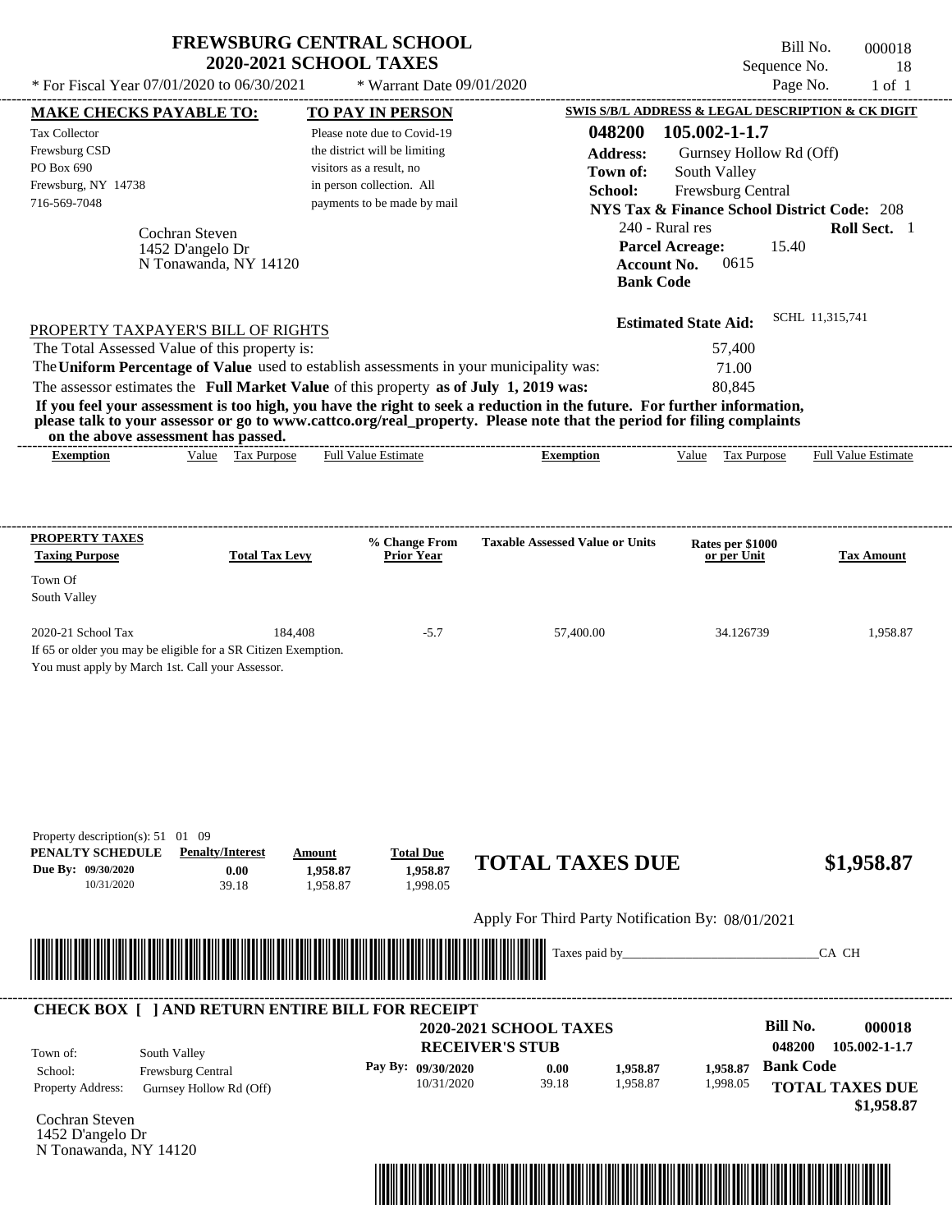# FREWSBURG CENTRAL SCHOOL
## 2020-2021 SCHOOL TAXES

\* For Fiscal Year 07/01/2020 to 06/30/2021 \* Warrant Date 09/01/2020

Bill No. 000018
Sequence No. 18
Page No. 1 of 1

**MAKE CHECKS PAYABLE TO:**
Tax Collector
Frewsburg CSD
PO Box 690
Frewsburg, NY 14738
716-569-7048

**TO PAY IN PERSON**
Please note due to Covid-19 the district will be limiting visitors as a result, no in person collection. All payments to be made by mail

**SWIS S/B/L ADDRESS & LEGAL DESCRIPTION & CK DIGIT**
**048200 105.002-1-1.7**
**Address:** Gurnsey Hollow Rd (Off)
**Town of:** South Valley
**School:** Frewsburg Central
**NYS Tax & Finance School District Code:** 208
240 - Rural res **Roll Sect.** 1
**Parcel Acreage:** 15.40
**Account No.** 0615
**Bank Code**

Cochran Steven
1452 D'angelo Dr
N Tonawanda, NY 14120

**Estimated State Aid:** SCHL 11,315,741

PROPERTY TAXPAYER'S BILL OF RIGHTS

The Total Assessed Value of this property is: 57,400
The **Uniform Percentage of Value** used to establish assessments in your municipality was: 71.00
The assessor estimates the **Full Market Value** of this property **as of July 1, 2019 was:** 80,845

**If you feel your assessment is too high, you have the right to seek a reduction in the future. For further information, please talk to your assessor or go to www.cattco.org/real_property. Please note that the period for filing complaints on the above assessment has passed.**

| Exemption | Value | Tax Purpose | Full Value Estimate | Exemption | Value | Tax Purpose | Full Value Estimate |
|---|---|---|---|---|---|---|---|

| PROPERTY TAXES Taxing Purpose | Total Tax Levy | % Change From Prior Year | Taxable Assessed Value or Units | Rates per $1000 or per Unit | Tax Amount |
|---|---|---|---|---|---|
| Town Of South Valley | | | | | |
| 2020-21 School Tax | 184,408 | -5.7 | 57,400.00 | 34.126739 | 1,958.87 |

If 65 or older you may be eligible for a SR Citizen Exemption.
You must apply by March 1st. Call your Assessor.

Property description(s): 51 01 09

| PENALTY SCHEDULE | Penalty/Interest | Amount | Total Due |
|---|---|---|---|
| Due By: 09/30/2020 | 0.00 | 1,958.87 | 1,958.87 |
| 10/31/2020 | 39.18 | 1,958.87 | 1,998.05 |

**TOTAL TAXES DUE** **$1,958.87**

Apply For Third Party Notification By: 08/01/2021

Taxes paid by_______________________________CA CH

**CHECK BOX [ ] AND RETURN ENTIRE BILL FOR RECEIPT**

**2020-2021 SCHOOL TAXES**
**RECEIVER'S STUB**

**Bill No.** **000018**
**048200 105.002-1-1.7**

Town of: South Valley
School: Frewsburg Central
Property Address: Gurnsey Hollow Rd (Off)

| Pay By: | | | |
|---|---|---|---|
| 09/30/2020 | 0.00 | 1,958.87 | 1,958.87 |
| 10/31/2020 | 39.18 | 1,958.87 | 1,998.05 |

**Bank Code**

**TOTAL TAXES DUE**
**$1,958.87**

Cochran Steven
1452 D'angelo Dr
N Tonawanda, NY 14120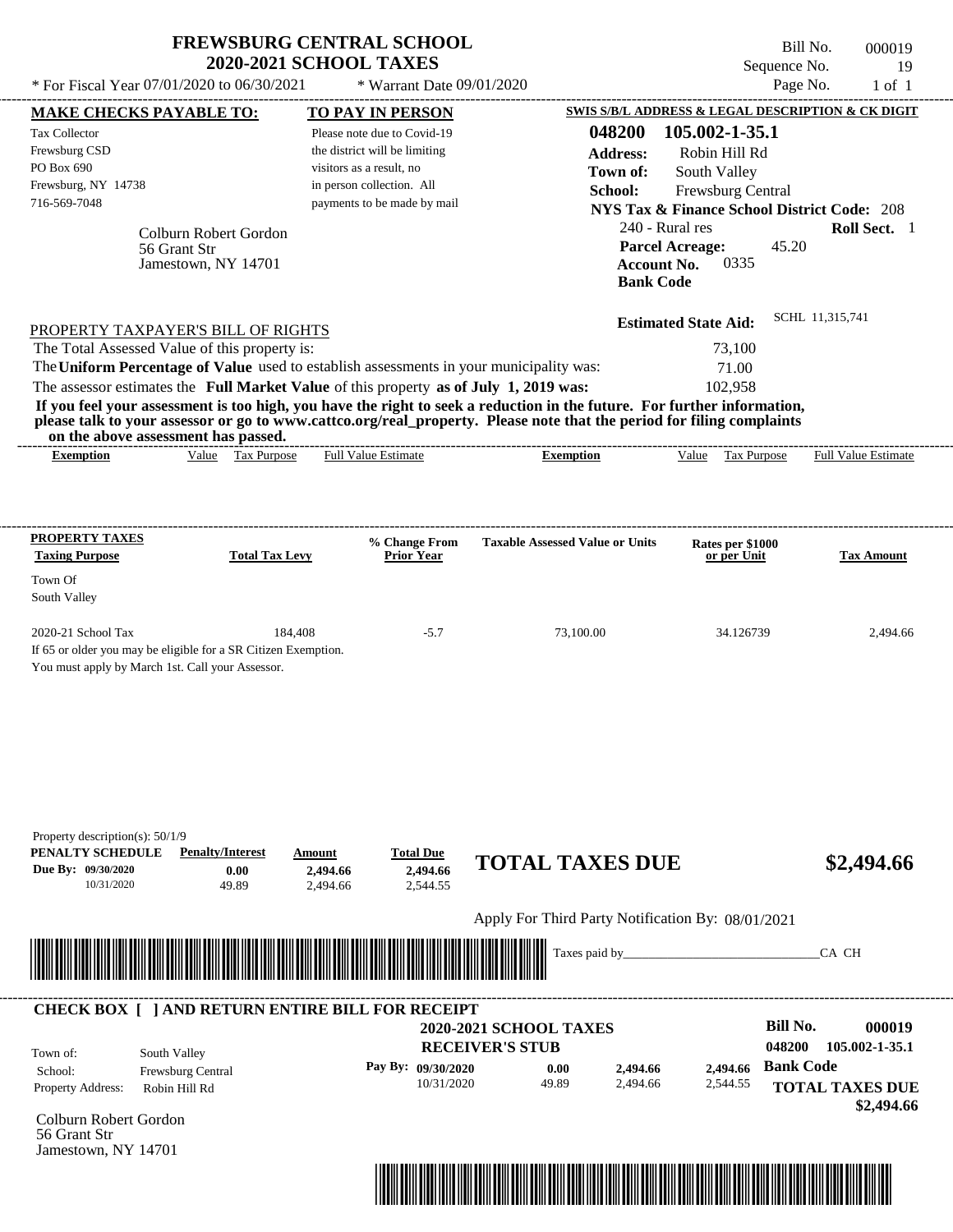# FREWSBURG CENTRAL SCHOOL
## 2020-2021 SCHOOL TAXES

\* For Fiscal Year 07/01/2020 to 06/30/2021 &nbsp;&nbsp;&nbsp; \* Warrant Date 09/01/2020

Bill No. 000019
Sequence No. 19
Page No. 1 of 1

**MAKE CHECKS PAYABLE TO:**

Tax Collector
Frewsburg CSD
PO Box 690
Frewsburg, NY 14738
716-569-7048

Colburn Robert Gordon
56 Grant Str
Jamestown, NY 14701

**TO PAY IN PERSON**

Please note due to Covid-19 the district will be limiting visitors as a result, no in person collection. All payments to be made by mail

**SWIS S/B/L ADDRESS & LEGAL DESCRIPTION & CK DIGIT**

**048200 105.002-1-35.1**
**Address:** Robin Hill Rd
**Town of:** South Valley
**School:** Frewsburg Central
**NYS Tax & Finance School District Code:** 208
240 - Rural res &nbsp;&nbsp; **Roll Sect.** 1
**Parcel Acreage:** 45.20
**Account No.** 0335
**Bank Code**

**Estimated State Aid:** SCHL 11,315,741

PROPERTY TAXPAYER'S BILL OF RIGHTS

The Total Assessed Value of this property is: 73,100
The **Uniform Percentage of Value** used to establish assessments in your municipality was: 71.00
The assessor estimates the **Full Market Value** of this property **as of July 1, 2019 was:** 102,958

**If you feel your assessment is too high, you have the right to seek a reduction in the future. For further information, please talk to your assessor or go to www.cattco.org/real_property. Please note that the period for filing complaints on the above assessment has passed.**

| Exemption | Value | Tax Purpose | Full Value Estimate | Exemption | Value | Tax Purpose | Full Value Estimate |
|---|---|---|---|---|---|---|---|

| PROPERTY TAXES Taxing Purpose | Total Tax Levy | % Change From Prior Year | Taxable Assessed Value or Units | Rates per $1000 or per Unit | Tax Amount |
|---|---|---|---|---|---|
| Town Of South Valley | | | | | |
| 2020-21 School Tax | 184,408 | -5.7 | 73,100.00 | 34.126739 | 2,494.66 |

If 65 or older you may be eligible for a SR Citizen Exemption.
You must apply by March 1st. Call your Assessor.

Property description(s): 50/1/9

| PENALTY SCHEDULE | Penalty/Interest | Amount | Total Due |
|---|---|---|---|
| Due By: 09/30/2020 | 0.00 | 2,494.66 | 2,494.66 |
| 10/31/2020 | 49.89 | 2,494.66 | 2,544.55 |

**TOTAL TAXES DUE** **$2,494.66**

Apply For Third Party Notification By: 08/01/2021

Taxes paid by_______________________________CA CH

---

**CHECK BOX [ ] AND RETURN ENTIRE BILL FOR RECEIPT**

**2020-2021 SCHOOL TAXES**
**RECEIVER'S STUB**

**Bill No. 000019**
**048200 105.002-1-35.1**

Town of: South Valley
School: Frewsburg Central
Property Address: Robin Hill Rd

| Pay By: | Penalty/Interest | Amount | Total Due |
|---|---|---|---|
| 09/30/2020 | 0.00 | 2,494.66 | 2,494.66 |
| 10/31/2020 | 49.89 | 2,494.66 | 2,544.55 |

**Bank Code**

**TOTAL TAXES DUE**
**$2,494.66**

Colburn Robert Gordon
56 Grant Str
Jamestown, NY 14701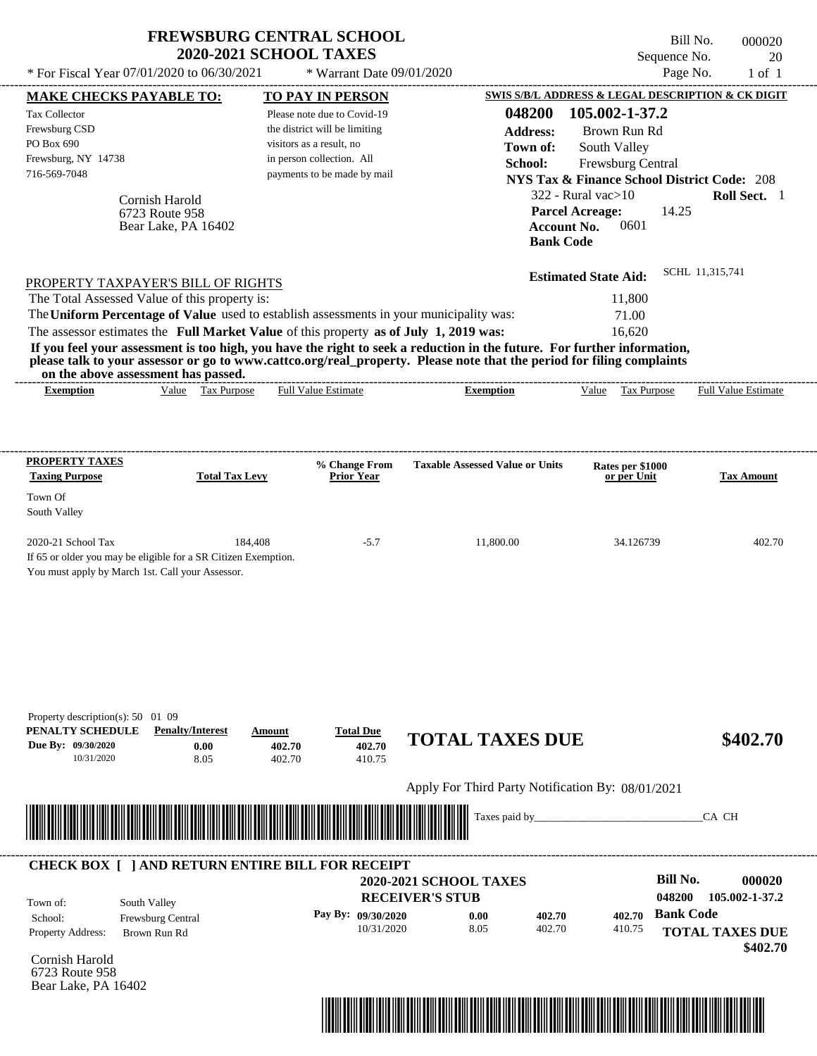# FREWSBURG CENTRAL SCHOOL
## 2020-2021 SCHOOL TAXES

Bill No. 000020
Sequence No. 20
Page No. 1 of 1

* For Fiscal Year 07/01/2020 to 06/30/2021 * Warrant Date 09/01/2020

**MAKE CHECKS PAYABLE TO:**

Tax Collector
Frewsburg CSD
PO Box 690
Frewsburg, NY 14738
716-569-7048

Cornish Harold
6723 Route 958
Bear Lake, PA 16402

**TO PAY IN PERSON**

Please note due to Covid-19 the district will be limiting visitors as a result, no in person collection. All payments to be made by mail

**SWIS S/B/L ADDRESS & LEGAL DESCRIPTION & CK DIGIT**

**048200 105.002-1-37.2**
**Address:** Brown Run Rd
**Town of:** South Valley
**School:** Frewsburg Central
**NYS Tax & Finance School District Code:** 208
322 - Rural vac>10 **Roll Sect.** 1
**Parcel Acreage:** 14.25
**Account No.** 0601
**Bank Code**

**Estimated State Aid:** SCHL 11,315,741

PROPERTY TAXPAYER'S BILL OF RIGHTS

The Total Assessed Value of this property is: 11,800
The **Uniform Percentage of Value** used to establish assessments in your municipality was: 71.00
The assessor estimates the **Full Market Value** of this property **as of July 1, 2019 was:** 16,620

**If you feel your assessment is too high, you have the right to seek a reduction in the future. For further information, please talk to your assessor or go to www.cattco.org/real_property. Please note that the period for filing complaints on the above assessment has passed.**

| Exemption | Value | Tax Purpose | Full Value Estimate | Exemption | Value | Tax Purpose | Full Value Estimate |
|---|---|---|---|---|---|---|---|

| PROPERTY TAXES Taxing Purpose | Total Tax Levy | % Change From Prior Year | Taxable Assessed Value or Units | Rates per $1000 or per Unit | Tax Amount |
|---|---|---|---|---|---|
| Town Of South Valley | | | | | |
| 2020-21 School Tax | 184,408 | -5.7 | 11,800.00 | 34.126739 | 402.70 |

If 65 or older you may be eligible for a SR Citizen Exemption.
You must apply by March 1st. Call your Assessor.

Property description(s): 50 01 09

| PENALTY SCHEDULE | Penalty/Interest | Amount | Total Due |
|---|---|---|---|
| Due By: 09/30/2020 | 0.00 | 402.70 | 402.70 |
| 10/31/2020 | 8.05 | 402.70 | 410.75 |

**TOTAL TAXES DUE $402.70**

Apply For Third Party Notification By: 08/01/2021

Taxes paid by_______________________________CA CH

**CHECK BOX [ ] AND RETURN ENTIRE BILL FOR RECEIPT**

**2020-2021 SCHOOL TAXES**
**RECEIVER'S STUB**

**Bill No. 000020**
**048200 105.002-1-37.2**

Town of: South Valley
School: Frewsburg Central
Property Address: Brown Run Rd

| Pay By: | | | |
|---|---|---|---|
| 09/30/2020 | 0.00 | 402.70 | 402.70 |
| 10/31/2020 | 8.05 | 402.70 | 410.75 |

**Bank Code**

**TOTAL TAXES DUE $402.70**

Cornish Harold
6723 Route 958
Bear Lake, PA 16402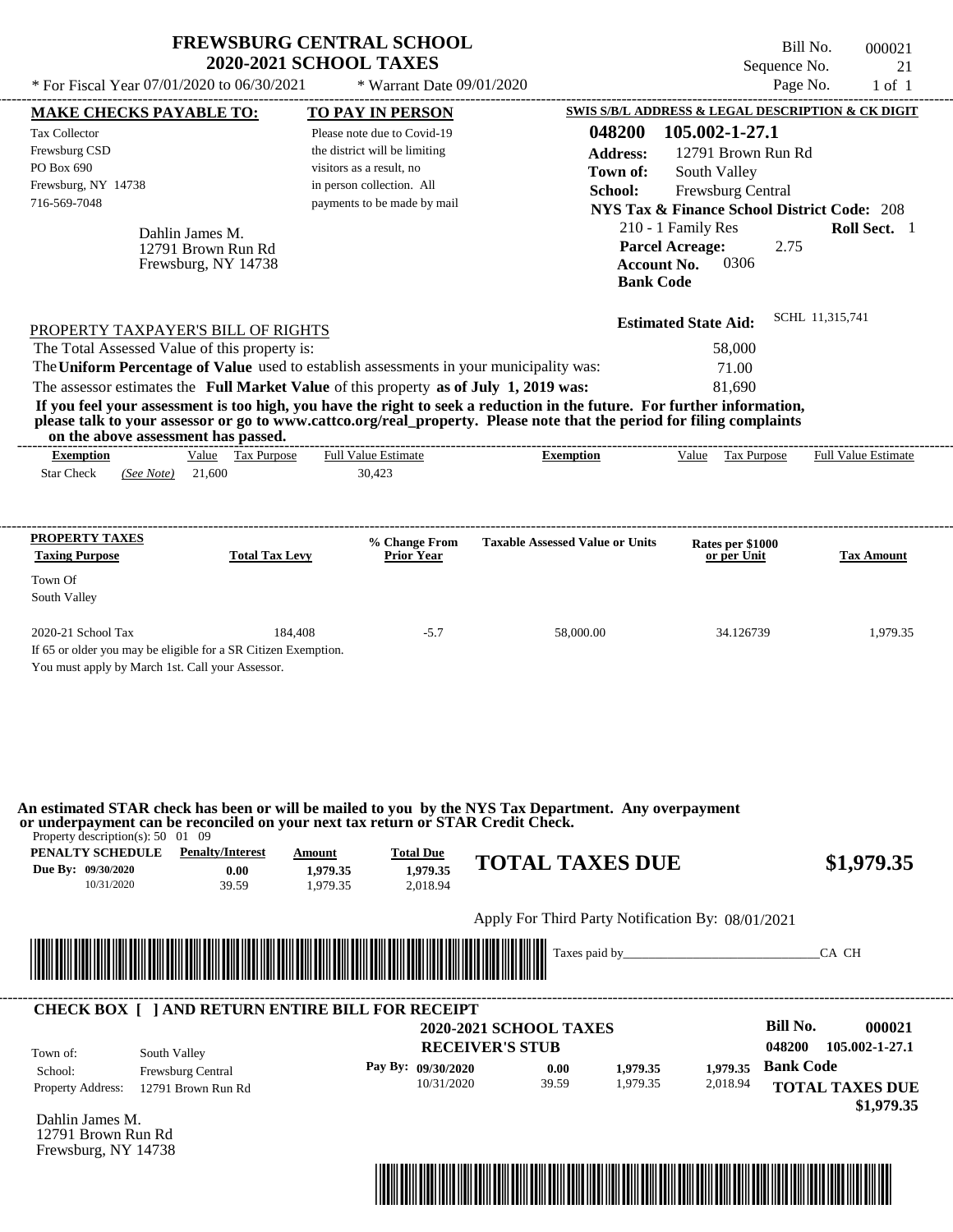# FREWSBURG CENTRAL SCHOOL
## 2020-2021 SCHOOL TAXES

\* For Fiscal Year 07/01/2020 to 06/30/2021 \* Warrant Date 09/01/2020

Bill No. 000021
Sequence No. 21
Page No. 1 of 1

**MAKE CHECKS PAYABLE TO:**

Tax Collector
Frewsburg CSD
PO Box 690
Frewsburg, NY 14738
716-569-7048

**TO PAY IN PERSON**

Please note due to Covid-19 the district will be limiting visitors as a result, no in person collection. All payments to be made by mail

**SWIS S/B/L ADDRESS & LEGAL DESCRIPTION & CK DIGIT**

**048200 105.002-1-27.1**
**Address:** 12791 Brown Run Rd
**Town of:** South Valley
**School:** Frewsburg Central
**NYS Tax & Finance School District Code:** 208
210 - 1 Family Res **Roll Sect.** 1
**Parcel Acreage:** 2.75
**Account No.** 0306
**Bank Code**

Dahlin James M.
12791 Brown Run Rd
Frewsburg, NY 14738

**Estimated State Aid:** SCHL 11,315,741

PROPERTY TAXPAYER'S BILL OF RIGHTS

The Total Assessed Value of this property is: 58,000
The **Uniform Percentage of Value** used to establish assessments in your municipality was: 71.00
The assessor estimates the **Full Market Value** of this property **as of July 1, 2019 was:** 81,690

**If you feel your assessment is too high, you have the right to seek a reduction in the future. For further information, please talk to your assessor or go to www.cattco.org/real_property. Please note that the period for filing complaints on the above assessment has passed.**

| Exemption | Value | Tax Purpose | Full Value Estimate | Exemption | Value | Tax Purpose | Full Value Estimate |
|---|---|---|---|---|---|---|---|
| Star Check *(See Note)* | 21,600 | | 30,423 | | | | |

| PROPERTY TAXES Taxing Purpose | Total Tax Levy | % Change From Prior Year | Taxable Assessed Value or Units | Rates per $1000 or per Unit | Tax Amount |
|---|---|---|---|---|---|
| Town Of South Valley | | | | | |
| 2020-21 School Tax | 184,408 | -5.7 | 58,000.00 | 34.126739 | 1,979.35 |

If 65 or older you may be eligible for a SR Citizen Exemption.
You must apply by March 1st. Call your Assessor.

**An estimated STAR check has been or will be mailed to you by the NYS Tax Department. Any overpayment or underpayment can be reconciled on your next tax return or STAR Credit Check.**

Property description(s): 50 01 09

| PENALTY SCHEDULE | Penalty/Interest | Amount | Total Due |
|---|---|---|---|
| Due By: 09/30/2020 | 0.00 | 1,979.35 | 1,979.35 |
| 10/31/2020 | 39.59 | 1,979.35 | 2,018.94 |

**TOTAL TAXES DUE $1,979.35**

Apply For Third Party Notification By: 08/01/2021

Taxes paid by________________________________CA CH

**CHECK BOX [ ] AND RETURN ENTIRE BILL FOR RECEIPT**

**2020-2021 SCHOOL TAXES**
**RECEIVER'S STUB**

**Bill No. 000021**
**048200 105.002-1-27.1**

Town of: South Valley
School: Frewsburg Central
Property Address: 12791 Brown Run Rd

| Pay By: | | | |
|---|---|---|---|
| 09/30/2020 | 0.00 | 1,979.35 | 1,979.35 |
| 10/31/2020 | 39.59 | 1,979.35 | 2,018.94 |

**Bank Code**

**TOTAL TAXES DUE $1,979.35**

Dahlin James M.
12791 Brown Run Rd
Frewsburg, NY 14738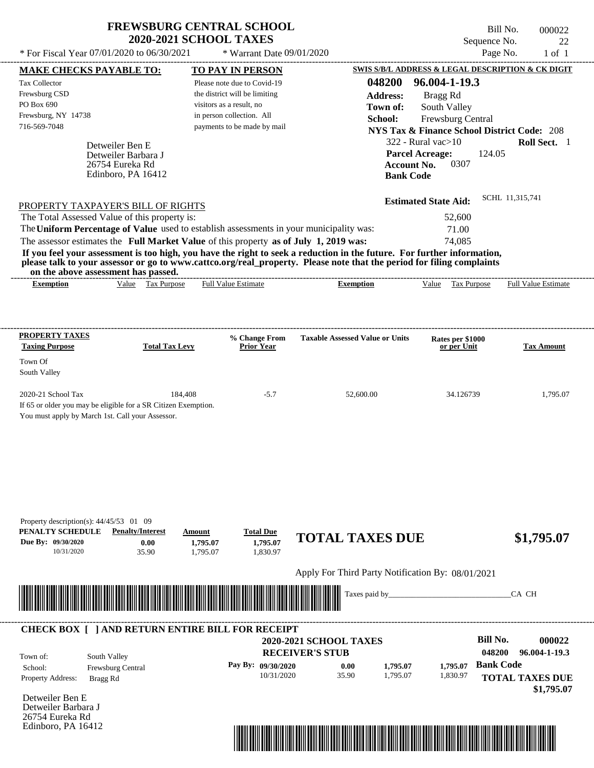# FREWSBURG CENTRAL SCHOOL
## 2020-2021 SCHOOL TAXES

\* For Fiscal Year 07/01/2020 to 06/30/2021 &nbsp;&nbsp; \* Warrant Date 09/01/2020

Bill No. 000022
Sequence No. 22
Page No. 1 of 1

**MAKE CHECKS PAYABLE TO:**
Tax Collector
Frewsburg CSD
PO Box 690
Frewsburg, NY 14738
716-569-7048

**TO PAY IN PERSON**
Please note due to Covid-19 the district will be limiting visitors as a result, no in person collection. All payments to be made by mail

**SWIS S/B/L ADDRESS & LEGAL DESCRIPTION & CK DIGIT**
**048200 96.004-1-19.3**
**Address:** Bragg Rd
**Town of:** South Valley
**School:** Frewsburg Central
**NYS Tax & Finance School District Code:** 208
322 - Rural vac>10 &nbsp;&nbsp; **Roll Sect.** 1
**Parcel Acreage:** 124.05
**Account No.** 0307
**Bank Code**

Detweiler Ben E
Detweiler Barbara J
26754 Eureka Rd
Edinboro, PA 16412

**Estimated State Aid:** SCHL 11,315,741

PROPERTY TAXPAYER'S BILL OF RIGHTS

The Total Assessed Value of this property is: 52,600
The **Uniform Percentage of Value** used to establish assessments in your municipality was: 71.00
The assessor estimates the **Full Market Value** of this property **as of July 1, 2019 was:** 74,085

**If you feel your assessment is too high, you have the right to seek a reduction in the future. For further information, please talk to your assessor or go to www.cattco.org/real_property. Please note that the period for filing complaints on the above assessment has passed.**

| Exemption | Value | Tax Purpose | Full Value Estimate | Exemption | Value | Tax Purpose | Full Value Estimate |
|---|---|---|---|---|---|---|---|

| PROPERTY TAXES Taxing Purpose | Total Tax Levy | % Change From Prior Year | Taxable Assessed Value or Units | Rates per $1000 or per Unit | Tax Amount |
|---|---|---|---|---|---|
| Town Of South Valley | | | | | |
| 2020-21 School Tax | 184,408 | -5.7 | 52,600.00 | 34.126739 | 1,795.07 |

If 65 or older you may be eligible for a SR Citizen Exemption.
You must apply by March 1st. Call your Assessor.

Property description(s): 44/45/53 01 09

| PENALTY SCHEDULE | Penalty/Interest | Amount | Total Due |
|---|---|---|---|
| Due By: 09/30/2020 | 0.00 | 1,795.07 | 1,795.07 |
| 10/31/2020 | 35.90 | 1,795.07 | 1,830.97 |

**TOTAL TAXES DUE $1,795.07**

Apply For Third Party Notification By: 08/01/2021

Taxes paid by_______________________________CA CH

**CHECK BOX [ ] AND RETURN ENTIRE BILL FOR RECEIPT**

**2020-2021 SCHOOL TAXES**
**RECEIVER'S STUB**

**Bill No. 000022**
**048200 96.004-1-19.3**

Town of: South Valley
School: Frewsburg Central
Property Address: Bragg Rd

| Pay By: | | | |
|---|---|---|---|
| 09/30/2020 | 0.00 | 1,795.07 | 1,795.07 |
| 10/31/2020 | 35.90 | 1,795.07 | 1,830.97 |

**Bank Code**

**TOTAL TAXES DUE $1,795.07**

Detweiler Ben E
Detweiler Barbara J
26754 Eureka Rd
Edinboro, PA 16412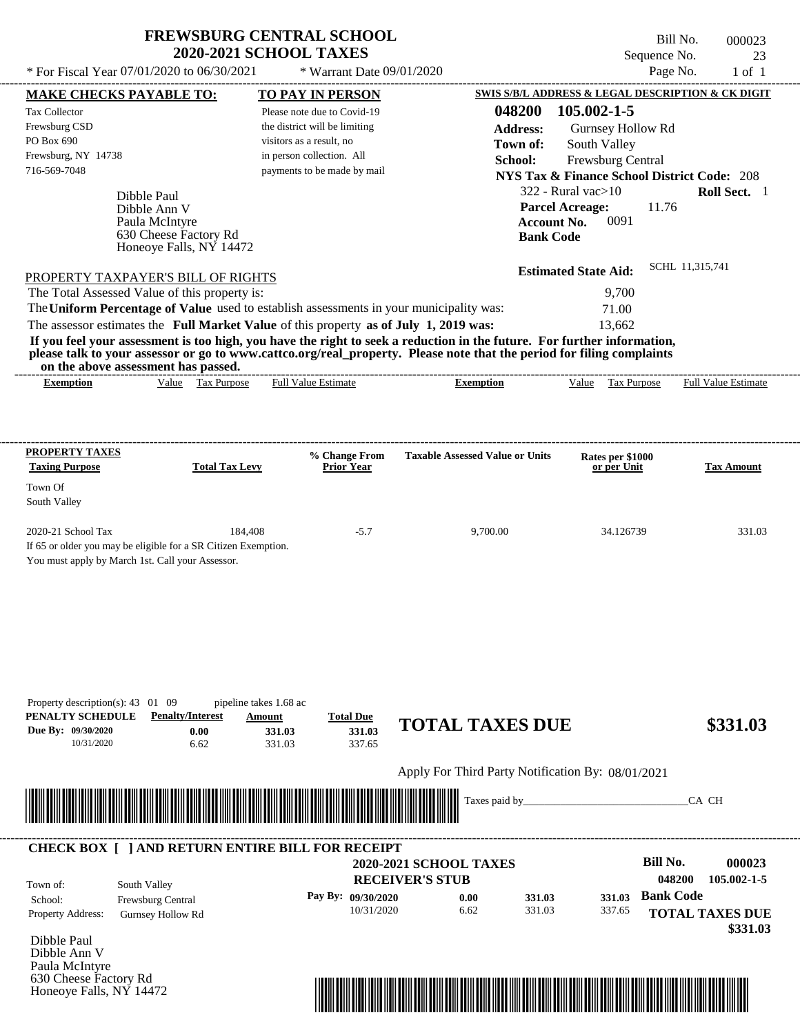# FREWSBURG CENTRAL SCHOOL
## 2020-2021 SCHOOL TAXES

\* For Fiscal Year 07/01/2020 to 06/30/2021 \* Warrant Date 09/01/2020

Bill No. 000023
Sequence No. 23
Page No. 1 of 1

**MAKE CHECKS PAYABLE TO:**
Tax Collector
Frewsburg CSD
PO Box 690
Frewsburg, NY 14738
716-569-7048

**TO PAY IN PERSON**
Please note due to Covid-19 the district will be limiting visitors as a result, no in person collection. All payments to be made by mail

**SWIS S/B/L ADDRESS & LEGAL DESCRIPTION & CK DIGIT**
**048200 105.002-1-5**
**Address:** Gurnsey Hollow Rd
**Town of:** South Valley
**School:** Frewsburg Central
**NYS Tax & Finance School District Code:** 208
322 - Rural vac>10 **Roll Sect.** 1
**Parcel Acreage:** 11.76
**Account No.** 0091
**Bank Code**

Dibble Paul
Dibble Ann V
Paula McIntyre
630 Cheese Factory Rd
Honeoye Falls, NY 14472

**Estimated State Aid:** SCHL 11,315,741

PROPERTY TAXPAYER'S BILL OF RIGHTS

The Total Assessed Value of this property is: 9,700
The **Uniform Percentage of Value** used to establish assessments in your municipality was: 71.00
The assessor estimates the **Full Market Value** of this property **as of July 1, 2019 was:** 13,662

**If you feel your assessment is too high, you have the right to seek a reduction in the future. For further information, please talk to your assessor or go to www.cattco.org/real_property. Please note that the period for filing complaints on the above assessment has passed.**

| Exemption | Value | Tax Purpose | Full Value Estimate | Exemption | Value | Tax Purpose | Full Value Estimate |
|---|---|---|---|---|---|---|---|

| PROPERTY TAXES Taxing Purpose | Total Tax Levy | % Change From Prior Year | Taxable Assessed Value or Units | Rates per $1000 or per Unit | Tax Amount |
|---|---|---|---|---|---|
| Town Of South Valley | | | | | |
| 2020-21 School Tax | 184,408 | -5.7 | 9,700.00 | 34.126739 | 331.03 |

If 65 or older you may be eligible for a SR Citizen Exemption.
You must apply by March 1st. Call your Assessor.

Property description(s): 43 01 09 pipeline takes 1.68 ac

| PENALTY SCHEDULE | Penalty/Interest | Amount | Total Due |
|---|---|---|---|
| Due By: 09/30/2020 | 0.00 | 331.03 | 331.03 |
| 10/31/2020 | 6.62 | 331.03 | 337.65 |

**TOTAL TAXES DUE $331.03**

Apply For Third Party Notification By: 08/01/2021

Taxes paid by_______________________________CA CH

**CHECK BOX [ ] AND RETURN ENTIRE BILL FOR RECEIPT**

**2020-2021 SCHOOL TAXES**
**RECEIVER'S STUB**

Bill No. 000023
048200 105.002-1-5

Town of: South Valley
School: Frewsburg Central
Property Address: Gurnsey Hollow Rd

| Pay By: | | | |
|---|---|---|---|
| 09/30/2020 | 0.00 | 331.03 | 331.03 |
| 10/31/2020 | 6.62 | 331.03 | 337.65 |

**Bank Code**
**TOTAL TAXES DUE $331.03**

Dibble Paul
Dibble Ann V
Paula McIntyre
630 Cheese Factory Rd
Honeoye Falls, NY 14472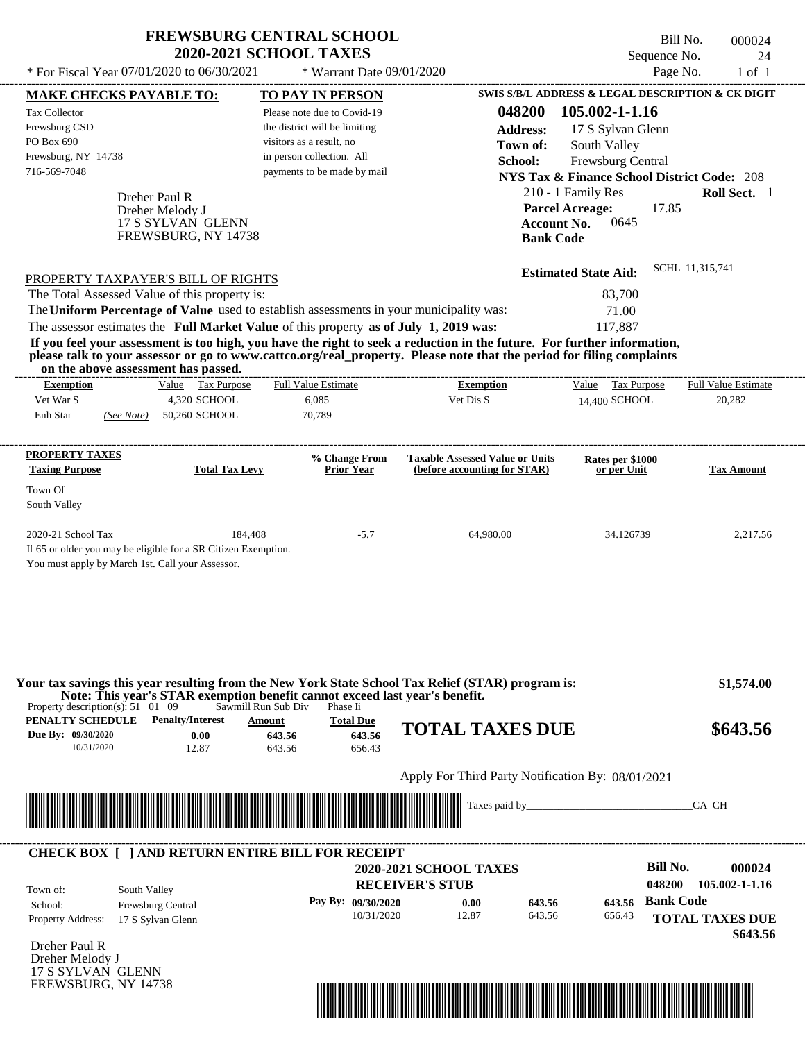# FREWSBURG CENTRAL SCHOOL
## 2020-2021 SCHOOL TAXES

Bill No. 000024
Sequence No. 24
Page No. 1 of 1

\* For Fiscal Year 07/01/2020 to 06/30/2021 \* Warrant Date 09/01/2020

**MAKE CHECKS PAYABLE TO:**
Tax Collector
Frewsburg CSD
PO Box 690
Frewsburg, NY 14738
716-569-7048

**TO PAY IN PERSON**
Please note due to Covid-19 the district will be limiting visitors as a result, no in person collection. All payments to be made by mail

**SWIS S/B/L ADDRESS & LEGAL DESCRIPTION & CK DIGIT**
**048200 105.002-1-1.16**
**Address:** 17 S Sylvan Glenn
**Town of:** South Valley
**School:** Frewsburg Central
**NYS Tax & Finance School District Code:** 208
210 - 1 Family Res **Roll Sect.** 1
**Parcel Acreage:** 17.85
**Account No.** 0645
**Bank Code**

Dreher Paul R
Dreher Melody J
17 S SYLVAN GLENN
FREWSBURG, NY 14738

**Estimated State Aid:** SCHL 11,315,741

PROPERTY TAXPAYER'S BILL OF RIGHTS

The Total Assessed Value of this property is: 83,700
The **Uniform Percentage of Value** used to establish assessments in your municipality was: 71.00
The assessor estimates the **Full Market Value** of this property **as of July 1, 2019 was:** 117,887

**If you feel your assessment is too high, you have the right to seek a reduction in the future. For further information, please talk to your assessor or go to www.cattco.org/real_property. Please note that the period for filing complaints on the above assessment has passed.**

| Exemption | Value | Tax Purpose | Full Value Estimate | Exemption | Value | Tax Purpose | Full Value Estimate |
|---|---|---|---|---|---|---|---|
| Vet War S | 4,320 | SCHOOL | 6,085 | Vet Dis S | 14,400 | SCHOOL | 20,282 |
| Enh Star (See Note) | 50,260 | SCHOOL | 70,789 | | | | |

| PROPERTY TAXES Taxing Purpose | Total Tax Levy | % Change From Prior Year | Taxable Assessed Value or Units (before accounting for STAR) | Rates per $1000 or per Unit | Tax Amount |
|---|---|---|---|---|---|
| Town Of South Valley | | | | | |
| 2020-21 School Tax | 184,408 | -5.7 | 64,980.00 | 34.126739 | 2,217.56 |

If 65 or older you may be eligible for a SR Citizen Exemption.
You must apply by March 1st. Call your Assessor.

**Your tax savings this year resulting from the New York State School Tax Relief (STAR) program is:** **$1,574.00**
**Note: This year's STAR exemption benefit cannot exceed last year's benefit.**

Property description(s): 51 01 09 Sawmill Run Sub Div Phase Ii

| PENALTY SCHEDULE | Penalty/Interest | Amount | Total Due |
|---|---|---|---|
| Due By: 09/30/2020 | 0.00 | 643.56 | 643.56 |
| 10/31/2020 | 12.87 | 643.56 | 656.43 |

**TOTAL TAXES DUE** **$643.56**

Apply For Third Party Notification By: 08/01/2021

Taxes paid by_______________________________CA CH

**CHECK BOX [ ] AND RETURN ENTIRE BILL FOR RECEIPT**

**2020-2021 SCHOOL TAXES**
**RECEIVER'S STUB**

**Bill No. 000024**
**048200 105.002-1-1.16**

Town of: South Valley
School: Frewsburg Central
Property Address: 17 S Sylvan Glenn

| Pay By: | Penalty/Interest | Amount | Total Due |
|---|---|---|---|
| 09/30/2020 | 0.00 | 643.56 | 643.56 |
| 10/31/2020 | 12.87 | 643.56 | 656.43 |

**Bank Code**

**TOTAL TAXES DUE**
**$643.56**

Dreher Paul R
Dreher Melody J
17 S SYLVAN GLENN
FREWSBURG, NY 14738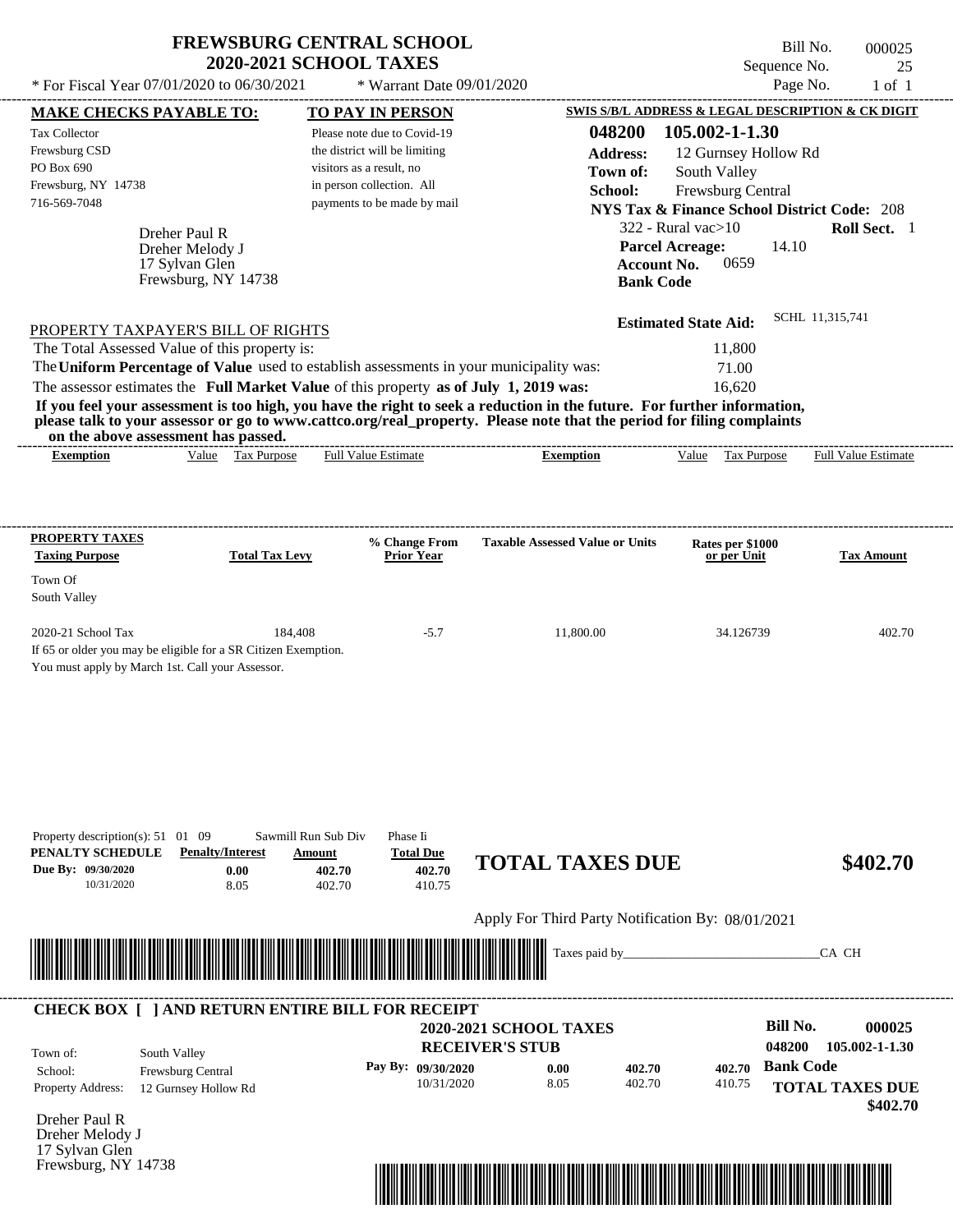# FREWSBURG CENTRAL SCHOOL
## 2020-2021 SCHOOL TAXES

Bill No. 000025
Sequence No. 25
Page No. 1 of 1

* For Fiscal Year 07/01/2020 to 06/30/2021 * Warrant Date 09/01/2020

**MAKE CHECKS PAYABLE TO:**

Tax Collector
Frewsburg CSD
PO Box 690
Frewsburg, NY 14738
716-569-7048

Dreher Paul R
Dreher Melody J
17 Sylvan Glen
Frewsburg, NY 14738

**TO PAY IN PERSON**

Please note due to Covid-19 the district will be limiting visitors as a result, no in person collection. All payments to be made by mail

**SWIS S/B/L ADDRESS & LEGAL DESCRIPTION & CK DIGIT**

**048200 105.002-1-1.30**
**Address:** 12 Gurnsey Hollow Rd
**Town of:** South Valley
**School:** Frewsburg Central
**NYS Tax & Finance School District Code:** 208
322 - Rural vac>10 **Roll Sect.** 1
**Parcel Acreage:** 14.10
**Account No.** 0659
**Bank Code**

**Estimated State Aid:** SCHL 11,315,741

PROPERTY TAXPAYER'S BILL OF RIGHTS

The Total Assessed Value of this property is: 11,800
The **Uniform Percentage of Value** used to establish assessments in your municipality was: 71.00
The assessor estimates the **Full Market Value** of this property **as of July 1, 2019 was:** 16,620

**If you feel your assessment is too high, you have the right to seek a reduction in the future. For further information, please talk to your assessor or go to www.cattco.org/real_property. Please note that the period for filing complaints on the above assessment has passed.**

| Exemption | Value | Tax Purpose | Full Value Estimate | Exemption | Value | Tax Purpose | Full Value Estimate |
|---|---|---|---|---|---|---|---|

| PROPERTY TAXES Taxing Purpose | Total Tax Levy | % Change From Prior Year | Taxable Assessed Value or Units | Rates per $1000 or per Unit | Tax Amount |
|---|---|---|---|---|---|
| Town Of South Valley | | | | | |
| 2020-21 School Tax | 184,408 | -5.7 | 11,800.00 | 34.126739 | 402.70 |

If 65 or older you may be eligible for a SR Citizen Exemption.
You must apply by March 1st. Call your Assessor.

Property description(s): 51 01 09 Sawmill Run Sub Div Phase Ii

| PENALTY SCHEDULE | Penalty/Interest | Amount | Total Due |
|---|---|---|---|
| Due By: 09/30/2020 | 0.00 | 402.70 | 402.70 |
| 10/31/2020 | 8.05 | 402.70 | 410.75 |

**TOTAL TAXES DUE $402.70**

Apply For Third Party Notification By: 08/01/2021

Taxes paid by_______________________________CA CH

**CHECK BOX [ ] AND RETURN ENTIRE BILL FOR RECEIPT**

**2020-2021 SCHOOL TAXES**
**RECEIVER'S STUB**

Town of: South Valley
School: Frewsburg Central
Property Address: 12 Gurnsey Hollow Rd

| Pay By: | | | |
|---|---|---|---|
| 09/30/2020 | 0.00 | 402.70 | 402.70 |
| 10/31/2020 | 8.05 | 402.70 | 410.75 |

**Bill No. 000025**
**048200 105.002-1-1.30**
**Bank Code**
**TOTAL TAXES DUE $402.70**

Dreher Paul R
Dreher Melody J
17 Sylvan Glen
Frewsburg, NY 14738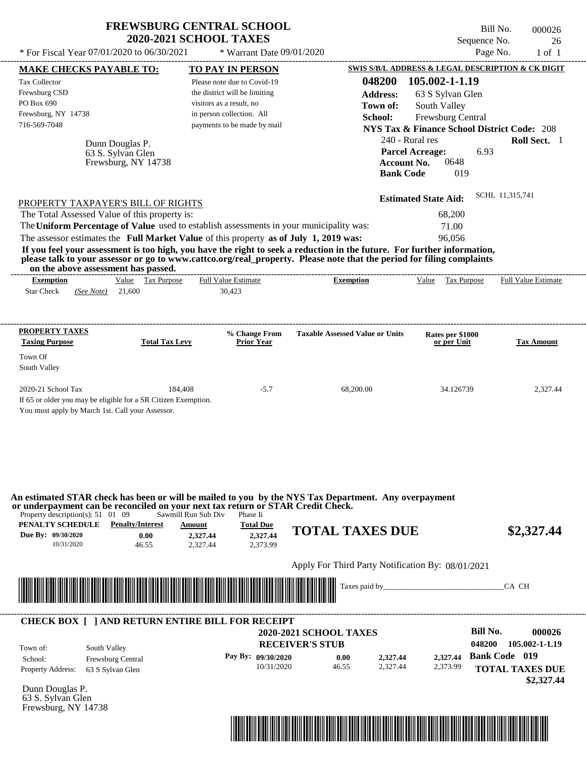# FREWSBURG CENTRAL SCHOOL
## 2020-2021 SCHOOL TAXES

\* For Fiscal Year 07/01/2020 to 06/30/2021 \* Warrant Date 09/01/2020

Bill No. 000026
Sequence No. 26
Page No. 1 of 1

**MAKE CHECKS PAYABLE TO:**
Tax Collector
Frewsburg CSD
PO Box 690
Frewsburg, NY 14738
716-569-7048

**TO PAY IN PERSON**
Please note due to Covid-19 the district will be limiting visitors as a result, no in person collection. All payments to be made by mail

**SWIS S/B/L ADDRESS & LEGAL DESCRIPTION & CK DIGIT**
048200 105.002-1-1.19
Address: 63 S Sylvan Glen
Town of: South Valley
School: Frewsburg Central
NYS Tax & Finance School District Code: 208
240 - Rural res Roll Sect. 1
Parcel Acreage: 6.93
Account No. 0648
Bank Code 019

Dunn Douglas P.
63 S. Sylvan Glen
Frewsburg, NY 14738

Estimated State Aid: SCHL 11,315,741

PROPERTY TAXPAYER'S BILL OF RIGHTS

The Total Assessed Value of this property is: 68,200
The **Uniform Percentage of Value** used to establish assessments in your municipality was: 71.00
The assessor estimates the **Full Market Value** of this property **as of July 1, 2019 was:** 96,056

**If you feel your assessment is too high, you have the right to seek a reduction in the future. For further information, please talk to your assessor or go to www.cattco.org/real_property. Please note that the period for filing complaints on the above assessment has passed.**

| Exemption | Value | Tax Purpose | Full Value Estimate | Exemption | Value | Tax Purpose | Full Value Estimate |
|---|---|---|---|---|---|---|---|
| Star Check (See Note) | 21,600 | | 30,423 | | | | |

| PROPERTY TAXES Taxing Purpose | Total Tax Levy | % Change From Prior Year | Taxable Assessed Value or Units | Rates per $1000 or per Unit | Tax Amount |
|---|---|---|---|---|---|
| Town Of South Valley | | | | | |
| 2020-21 School Tax | 184,408 | -5.7 | 68,200.00 | 34.126739 | 2,327.44 |

If 65 or older you may be eligible for a SR Citizen Exemption.
You must apply by March 1st. Call your Assessor.

**An estimated STAR check has been or will be mailed to you by the NYS Tax Department. Any overpayment or underpayment can be reconciled on your next tax return or STAR Credit Check.**

Property description(s): 51 01 09 Sawmill Run Sub Div Phase Ii

| PENALTY SCHEDULE | Penalty/Interest | Amount | Total Due |
|---|---|---|---|
| Due By: 09/30/2020 | 0.00 | 2,327.44 | 2,327.44 |
| 10/31/2020 | 46.55 | 2,327.44 | 2,373.99 |

**TOTAL TAXES DUE $2,327.44**

Apply For Third Party Notification By: 08/01/2021

Taxes paid by_______________________________CA CH

**CHECK BOX [ ] AND RETURN ENTIRE BILL FOR RECEIPT**

**2020-2021 SCHOOL TAXES**
**RECEIVER'S STUB**

Bill No. 000026
048200 105.002-1-1.19

Town of: South Valley
School: Frewsburg Central
Property Address: 63 S Sylvan Glen

| Pay By: | | | | |
|---|---|---|---|---|
| 09/30/2020 | 0.00 | 2,327.44 | 2,327.44 | Bank Code 019 |
| 10/31/2020 | 46.55 | 2,327.44 | 2,373.99 | |

**TOTAL TAXES DUE $2,327.44**

Dunn Douglas P.
63 S. Sylvan Glen
Frewsburg, NY 14738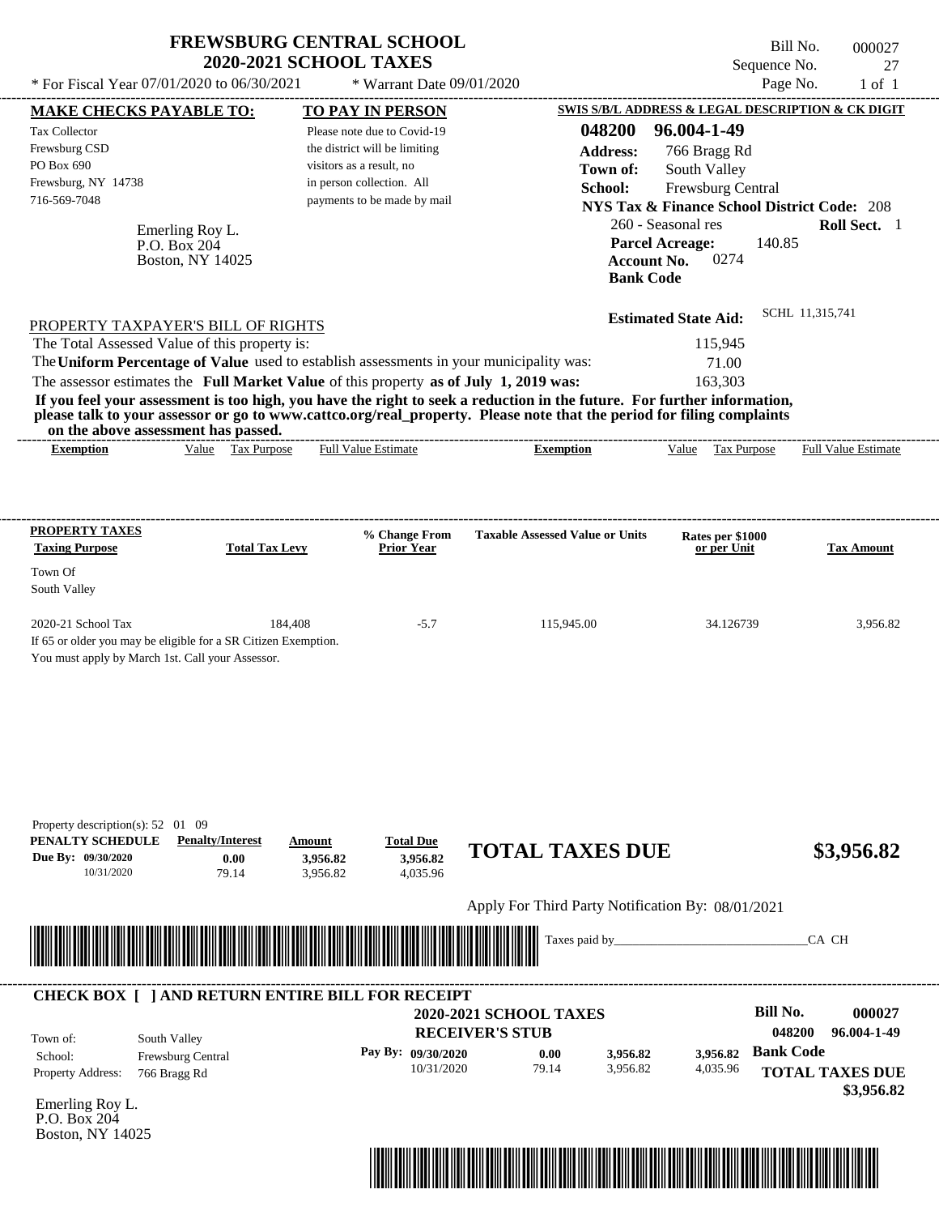# FREWSBURG CENTRAL SCHOOL
## 2020-2021 SCHOOL TAXES

\* For Fiscal Year 07/01/2020 to 06/30/2021 &nbsp;&nbsp; \* Warrant Date 09/01/2020

Bill No. 000027
Sequence No. 27
Page No. 1 of 1

**MAKE CHECKS PAYABLE TO:**

Tax Collector
Frewsburg CSD
PO Box 690
Frewsburg, NY 14738
716-569-7048

Emerling Roy L.
P.O. Box 204
Boston, NY 14025

**TO PAY IN PERSON**

Please note due to Covid-19 the district will be limiting visitors as a result, no in person collection. All payments to be made by mail

**SWIS S/B/L ADDRESS & LEGAL DESCRIPTION & CK DIGIT**

**048200 96.004-1-49**
**Address:** 766 Bragg Rd
**Town of:** South Valley
**School:** Frewsburg Central
**NYS Tax & Finance School District Code:** 208
260 - Seasonal res &nbsp;&nbsp; **Roll Sect.** 1
**Parcel Acreage:** 140.85
**Account No.** 0274
**Bank Code**

**Estimated State Aid:** SCHL 11,315,741

PROPERTY TAXPAYER'S BILL OF RIGHTS

The Total Assessed Value of this property is: 115,945
The **Uniform Percentage of Value** used to establish assessments in your municipality was: 71.00
The assessor estimates the **Full Market Value** of this property **as of July 1, 2019 was:** 163,303

**If you feel your assessment is too high, you have the right to seek a reduction in the future. For further information, please talk to your assessor or go to www.cattco.org/real_property. Please note that the period for filing complaints on the above assessment has passed.**

| Exemption | Value | Tax Purpose | Full Value Estimate | Exemption | Value | Tax Purpose | Full Value Estimate |
|---|---|---|---|---|---|---|---|

| PROPERTY TAXES Taxing Purpose | Total Tax Levy | % Change From Prior Year | Taxable Assessed Value or Units | Rates per $1000 or per Unit | Tax Amount |
|---|---|---|---|---|---|
| Town Of South Valley | | | | | |
| 2020-21 School Tax | 184,408 | -5.7 | 115,945.00 | 34.126739 | 3,956.82 |

If 65 or older you may be eligible for a SR Citizen Exemption.
You must apply by March 1st. Call your Assessor.

Property description(s): 52 01 09

| PENALTY SCHEDULE | Penalty/Interest | Amount | Total Due |
|---|---|---|---|
| Due By: 09/30/2020 | 0.00 | 3,956.82 | 3,956.82 |
| 10/31/2020 | 79.14 | 3,956.82 | 4,035.96 |

**TOTAL TAXES DUE $3,956.82**

Apply For Third Party Notification By: 08/01/2021

Taxes paid by_______________________________CA CH

**CHECK BOX [ ] AND RETURN ENTIRE BILL FOR RECEIPT**

**2020-2021 SCHOOL TAXES**
**RECEIVER'S STUB**

**Bill No. 000027**
**048200 96.004-1-49**

Town of: South Valley
School: Frewsburg Central
Property Address: 766 Bragg Rd

| Pay By: | | | |
|---|---|---|---|
| 09/30/2020 | 0.00 | 3,956.82 | 3,956.82 |
| 10/31/2020 | 79.14 | 3,956.82 | 4,035.96 |

**Bank Code**

**TOTAL TAXES DUE $3,956.82**

Emerling Roy L.
P.O. Box 204
Boston, NY 14025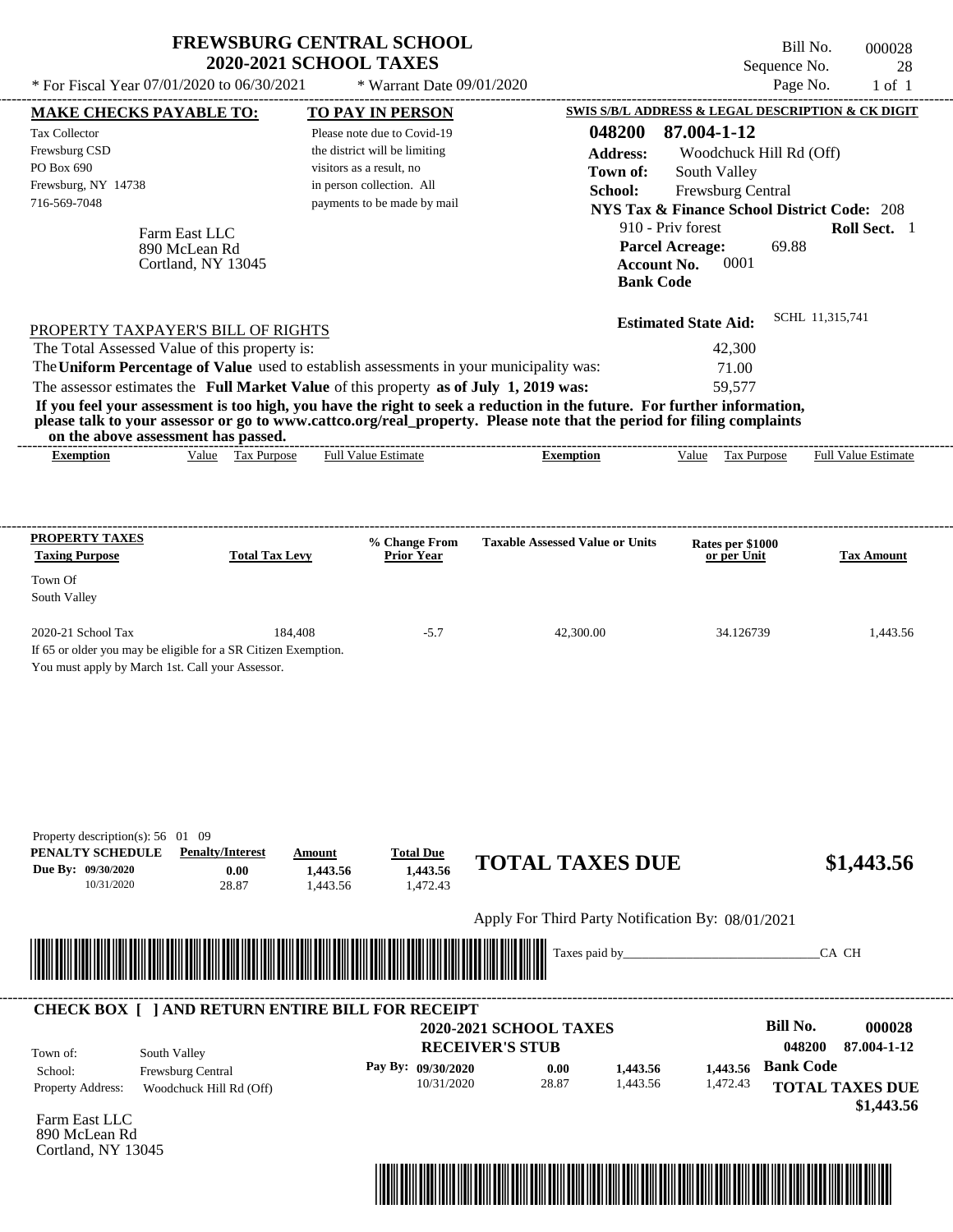# FREWSBURG CENTRAL SCHOOL
## 2020-2021 SCHOOL TAXES

\* For Fiscal Year 07/01/2020 to 06/30/2021 &nbsp;&nbsp;&nbsp; \* Warrant Date 09/01/2020

Bill No. 000028
Sequence No. 28
Page No. 1 of 1

**MAKE CHECKS PAYABLE TO:**

Tax Collector
Frewsburg CSD
PO Box 690
Frewsburg, NY 14738
716-569-7048

**TO PAY IN PERSON**

Please note due to Covid-19 the district will be limiting visitors as a result, no in person collection. All payments to be made by mail

**SWIS S/B/L ADDRESS & LEGAL DESCRIPTION & CK DIGIT**

**048200 87.004-1-12**
**Address:** Woodchuck Hill Rd (Off)
**Town of:** South Valley
**School:** Frewsburg Central
**NYS Tax & Finance School District Code:** 208
910 - Priv forest &nbsp;&nbsp; **Roll Sect.** 1
**Parcel Acreage:** 69.88
**Account No.** 0001
**Bank Code**

Farm East LLC
890 McLean Rd
Cortland, NY 13045

**Estimated State Aid:** SCHL 11,315,741

PROPERTY TAXPAYER'S BILL OF RIGHTS

The Total Assessed Value of this property is: 42,300
The **Uniform Percentage of Value** used to establish assessments in your municipality was: 71.00
The assessor estimates the **Full Market Value** of this property **as of July 1, 2019 was:** 59,577

**If you feel your assessment is too high, you have the right to seek a reduction in the future. For further information, please talk to your assessor or go to www.cattco.org/real_property. Please note that the period for filing complaints on the above assessment has passed.**

| Exemption | Value | Tax Purpose | Full Value Estimate | Exemption | Value | Tax Purpose | Full Value Estimate |
|---|---|---|---|---|---|---|---|

| PROPERTY TAXES Taxing Purpose | Total Tax Levy | % Change From Prior Year | Taxable Assessed Value or Units | Rates per $1000 or per Unit | Tax Amount |
|---|---|---|---|---|---|
| Town Of South Valley | | | | | |
| 2020-21 School Tax | 184,408 | -5.7 | 42,300.00 | 34.126739 | 1,443.56 |

If 65 or older you may be eligible for a SR Citizen Exemption.
You must apply by March 1st. Call your Assessor.

Property description(s): 56 01 09

| PENALTY SCHEDULE | Penalty/Interest | Amount | Total Due |
|---|---|---|---|
| Due By: 09/30/2020 | 0.00 | 1,443.56 | 1,443.56 |
| 10/31/2020 | 28.87 | 1,443.56 | 1,472.43 |

**TOTAL TAXES DUE $1,443.56**

Apply For Third Party Notification By: 08/01/2021

Taxes paid by_______________________________CA CH

---

**CHECK BOX [ ] AND RETURN ENTIRE BILL FOR RECEIPT**

**2020-2021 SCHOOL TAXES**
**RECEIVER'S STUB**

**Bill No. 000028**
**048200 87.004-1-12**

Town of: South Valley
School: Frewsburg Central
Property Address: Woodchuck Hill Rd (Off)

| Pay By: | | | |
|---|---|---|---|
| 09/30/2020 | 0.00 | 1,443.56 | 1,443.56 |
| 10/31/2020 | 28.87 | 1,443.56 | 1,472.43 |

**Bank Code**

**TOTAL TAXES DUE $1,443.56**

Farm East LLC
890 McLean Rd
Cortland, NY 13045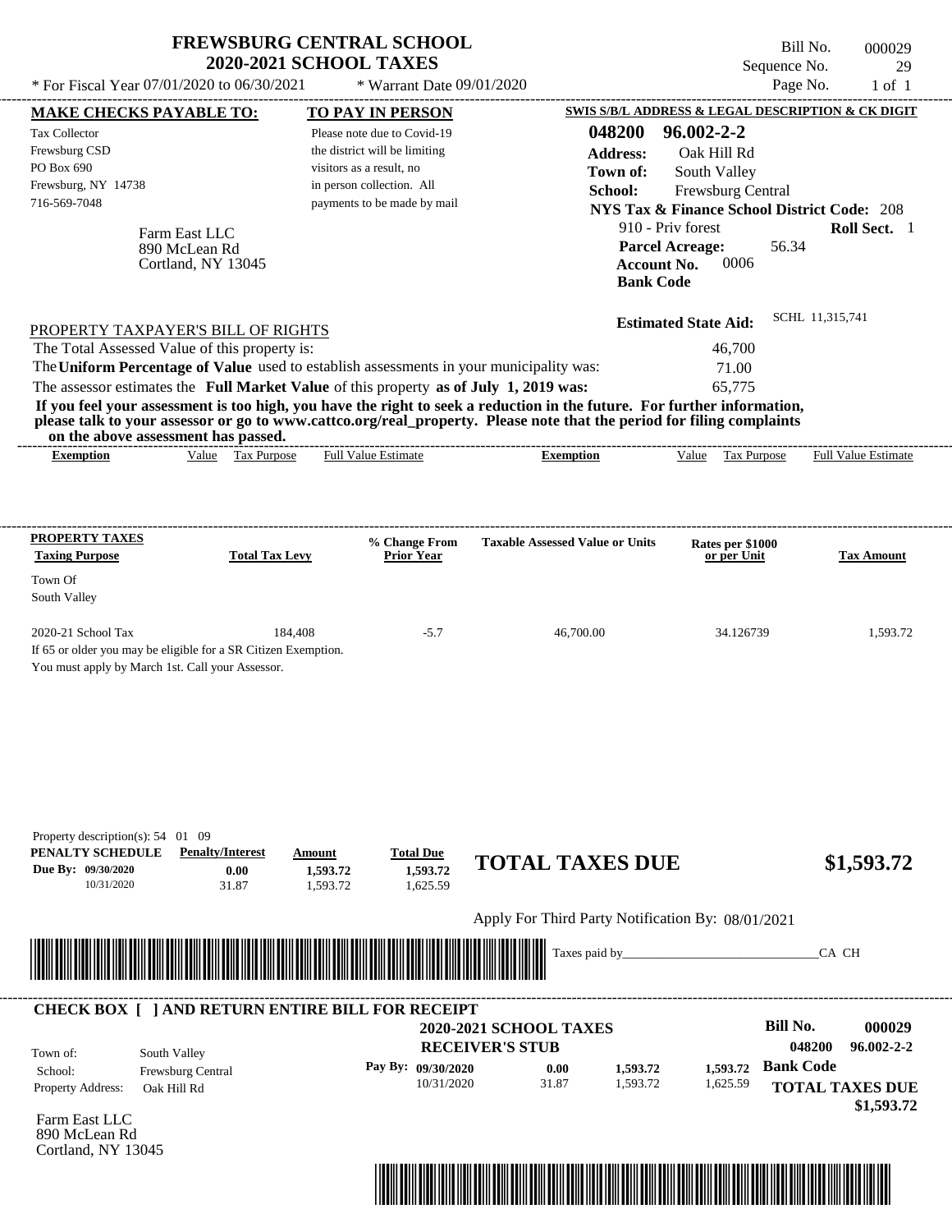# FREWSBURG CENTRAL SCHOOL
## 2020-2021 SCHOOL TAXES

\* For Fiscal Year 07/01/2020 to 06/30/2021 \* Warrant Date 09/01/2020

Bill No. 000029
Sequence No. 29
Page No. 1 of 1

**MAKE CHECKS PAYABLE TO:**
Tax Collector
Frewsburg CSD
PO Box 690
Frewsburg, NY 14738
716-569-7048

**TO PAY IN PERSON**
Please note due to Covid-19 the district will be limiting visitors as a result, no in person collection. All payments to be made by mail

**SWIS S/B/L ADDRESS & LEGAL DESCRIPTION & CK DIGIT**
**048200 96.002-2-2**
**Address:** Oak Hill Rd
**Town of:** South Valley
**School:** Frewsburg Central
**NYS Tax & Finance School District Code:** 208
910 - Priv forest **Roll Sect.** 1
**Parcel Acreage:** 56.34
**Account No.** 0006
**Bank Code**

Farm East LLC
890 McLean Rd
Cortland, NY 13045

**Estimated State Aid:** SCHL 11,315,741

PROPERTY TAXPAYER'S BILL OF RIGHTS

The Total Assessed Value of this property is: 46,700
The **Uniform Percentage of Value** used to establish assessments in your municipality was: 71.00
The assessor estimates the **Full Market Value** of this property **as of July 1, 2019 was:** 65,775

**If you feel your assessment is too high, you have the right to seek a reduction in the future. For further information, please talk to your assessor or go to www.cattco.org/real_property. Please note that the period for filing complaints on the above assessment has passed.**

| Exemption | Value | Tax Purpose | Full Value Estimate | Exemption | Value | Tax Purpose | Full Value Estimate |
|---|---|---|---|---|---|---|---|

| PROPERTY TAXES Taxing Purpose | Total Tax Levy | % Change From Prior Year | Taxable Assessed Value or Units | Rates per $1000 or per Unit | Tax Amount |
|---|---|---|---|---|---|
| Town Of South Valley | | | | | |
| 2020-21 School Tax | 184,408 | -5.7 | 46,700.00 | 34.126739 | 1,593.72 |

If 65 or older you may be eligible for a SR Citizen Exemption.
You must apply by March 1st. Call your Assessor.

Property description(s): 54 01 09

| PENALTY SCHEDULE | Penalty/Interest | Amount | Total Due |
|---|---|---|---|
| Due By: 09/30/2020 | 0.00 | 1,593.72 | 1,593.72 |
| 10/31/2020 | 31.87 | 1,593.72 | 1,625.59 |

**TOTAL TAXES DUE $1,593.72**

Apply For Third Party Notification By: 08/01/2021

Taxes paid by_______________________________CA CH

**CHECK BOX [ ] AND RETURN ENTIRE BILL FOR RECEIPT**

**2020-2021 SCHOOL TAXES**
**RECEIVER'S STUB**

**Bill No. 000029**
**048200 96.002-2-2**

Town of: South Valley
School: Frewsburg Central
Property Address: Oak Hill Rd

| Pay By: | | | | |
|---|---|---|---|---|
| 09/30/2020 | 0.00 | 1,593.72 | 1,593.72 | **Bank Code** |
| 10/31/2020 | 31.87 | 1,593.72 | 1,625.59 | |

**TOTAL TAXES DUE**
**$1,593.72**

Farm East LLC
890 McLean Rd
Cortland, NY 13045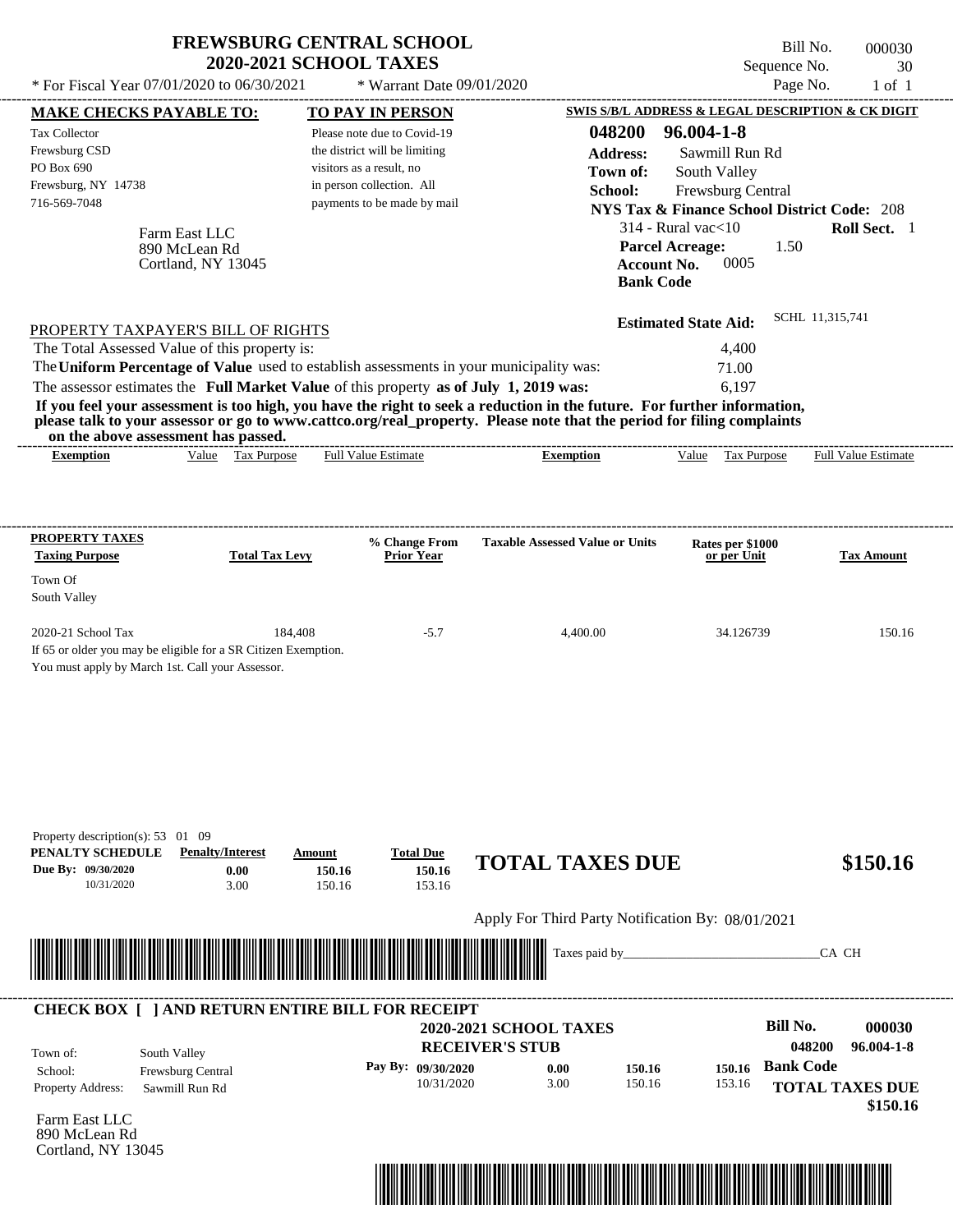# FREWSBURG CENTRAL SCHOOL
## 2020-2021 SCHOOL TAXES

\* For Fiscal Year 07/01/2020 to 06/30/2021 &nbsp;&nbsp; \* Warrant Date 09/01/2020

Bill No. 000030
Sequence No. 30
Page No. 1 of 1

**MAKE CHECKS PAYABLE TO:**
Tax Collector
Frewsburg CSD
PO Box 690
Frewsburg, NY 14738
716-569-7048

**TO PAY IN PERSON**
Please note due to Covid-19 the district will be limiting visitors as a result, no in person collection. All payments to be made by mail

**SWIS S/B/L ADDRESS & LEGAL DESCRIPTION & CK DIGIT**
**048200 96.004-1-8**
**Address:** Sawmill Run Rd
**Town of:** South Valley
**School:** Frewsburg Central
**NYS Tax & Finance School District Code:** 208
314 - Rural vac<10 &nbsp;&nbsp; **Roll Sect.** 1
**Parcel Acreage:** 1.50
**Account No.** 0005
**Bank Code**

Farm East LLC
890 McLean Rd
Cortland, NY 13045

**Estimated State Aid:** SCHL 11,315,741

PROPERTY TAXPAYER'S BILL OF RIGHTS

The Total Assessed Value of this property is: 4,400
The **Uniform Percentage of Value** used to establish assessments in your municipality was: 71.00
The assessor estimates the **Full Market Value** of this property **as of July 1, 2019 was:** 6,197

**If you feel your assessment is too high, you have the right to seek a reduction in the future. For further information, please talk to your assessor or go to www.cattco.org/real_property. Please note that the period for filing complaints on the above assessment has passed.**

| Exemption | Value | Tax Purpose | Full Value Estimate | Exemption | Value | Tax Purpose | Full Value Estimate |
|---|---|---|---|---|---|---|---|

| PROPERTY TAXES Taxing Purpose | Total Tax Levy | % Change From Prior Year | Taxable Assessed Value or Units | Rates per $1000 or per Unit | Tax Amount |
|---|---|---|---|---|---|
| Town Of South Valley | | | | | |
| 2020-21 School Tax | 184,408 | -5.7 | 4,400.00 | 34.126739 | 150.16 |

If 65 or older you may be eligible for a SR Citizen Exemption.
You must apply by March 1st. Call your Assessor.

Property description(s): 53 01 09

| PENALTY SCHEDULE | Penalty/Interest | Amount | Total Due |
|---|---|---|---|
| Due By: 09/30/2020 | 0.00 | 150.16 | 150.16 |
| 10/31/2020 | 3.00 | 150.16 | 153.16 |

**TOTAL TAXES DUE $150.16**

Apply For Third Party Notification By: 08/01/2021

Taxes paid by_______________________________CA CH

**CHECK BOX [ ] AND RETURN ENTIRE BILL FOR RECEIPT**

**2020-2021 SCHOOL TAXES**
**RECEIVER'S STUB**

**Bill No. 000030**
**048200 96.004-1-8**

Town of: South Valley
School: Frewsburg Central
Property Address: Sawmill Run Rd

| Pay By: | | | |
|---|---|---|---|
| 09/30/2020 | 0.00 | 150.16 | 150.16 |
| 10/31/2020 | 3.00 | 150.16 | 153.16 |

**Bank Code**

**TOTAL TAXES DUE $150.16**

Farm East LLC
890 McLean Rd
Cortland, NY 13045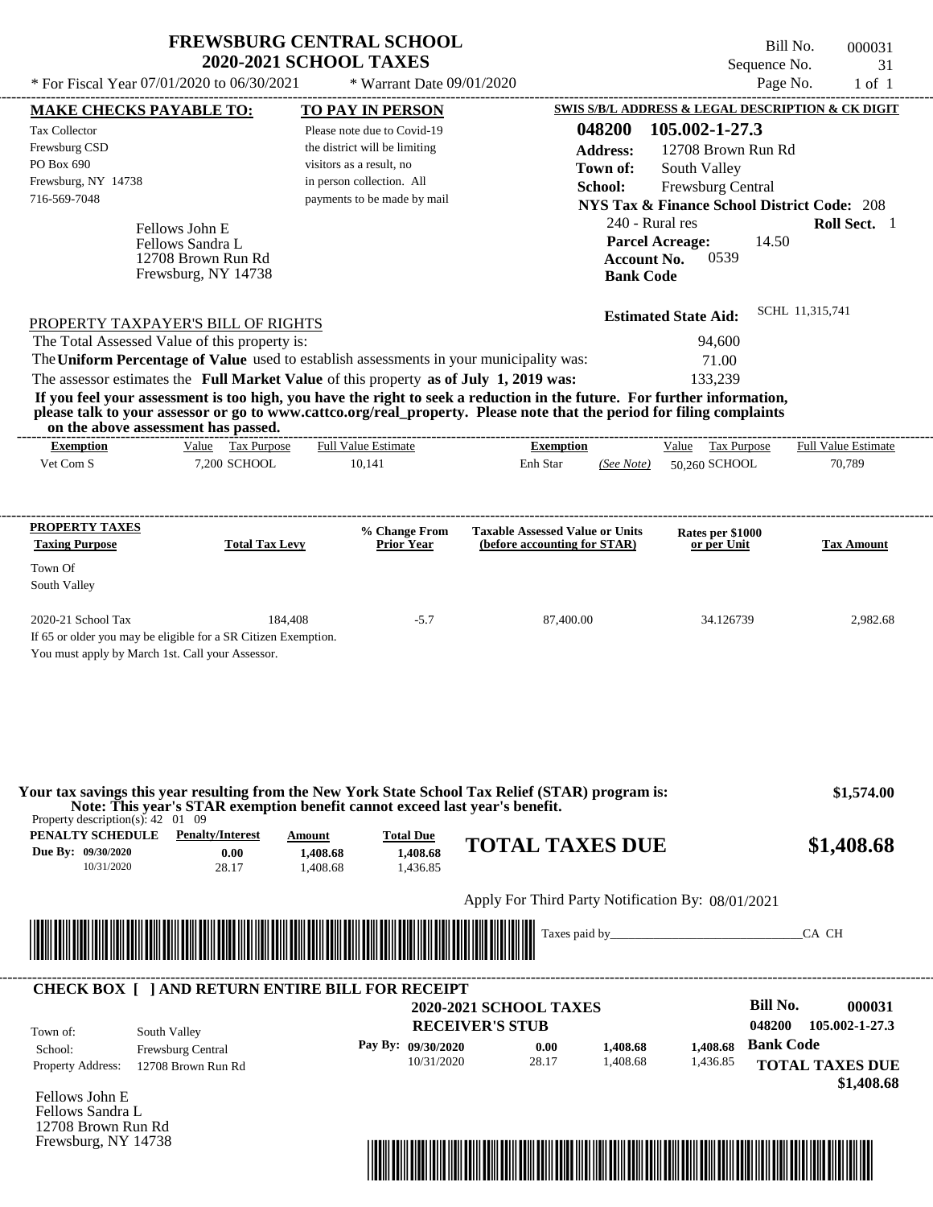# FREWSBURG CENTRAL SCHOOL
## 2020-2021 SCHOOL TAXES

Bill No. 000031
Sequence No. 31
Page No. 1 of 1

* For Fiscal Year 07/01/2020 to 06/30/2021 * Warrant Date 09/01/2020

**MAKE CHECKS PAYABLE TO:**
Tax Collector
Frewsburg CSD
PO Box 690
Frewsburg, NY 14738
716-569-7048

**TO PAY IN PERSON**
Please note due to Covid-19 the district will be limiting visitors as a result, no in person collection. All payments to be made by mail

**SWIS S/B/L ADDRESS & LEGAL DESCRIPTION & CK DIGIT**
048200 105.002-1-27.3
**Address:** 12708 Brown Run Rd
**Town of:** South Valley
**School:** Frewsburg Central
**NYS Tax & Finance School District Code:** 208
240 - Rural res **Roll Sect.** 1
**Parcel Acreage:** 14.50
**Account No.** 0539
**Bank Code**

Fellows John E
Fellows Sandra L
12708 Brown Run Rd
Frewsburg, NY 14738

**Estimated State Aid:** SCHL 11,315,741

PROPERTY TAXPAYER'S BILL OF RIGHTS

The Total Assessed Value of this property is: 94,600
The **Uniform Percentage of Value** used to establish assessments in your municipality was: 71.00
The assessor estimates the **Full Market Value** of this property **as of July 1, 2019 was:** 133,239

**If you feel your assessment is too high, you have the right to seek a reduction in the future. For further information, please talk to your assessor or go to www.cattco.org/real_property. Please note that the period for filing complaints on the above assessment has passed.**

| Exemption | Value | Tax Purpose | Full Value Estimate | Exemption | | Value | Tax Purpose | Full Value Estimate |
|---|---|---|---|---|---|---|---|---|
| Vet Com S | 7,200 | SCHOOL | 10,141 | Enh Star | (See Note) | 50,260 | SCHOOL | 70,789 |

| PROPERTY TAXES Taxing Purpose | Total Tax Levy | % Change From Prior Year | Taxable Assessed Value or Units (before accounting for STAR) | Rates per $1000 or per Unit | Tax Amount |
|---|---|---|---|---|---|
| Town Of South Valley | | | | | |
| 2020-21 School Tax | 184,408 | -5.7 | 87,400.00 | 34.126739 | 2,982.68 |

If 65 or older you may be eligible for a SR Citizen Exemption.
You must apply by March 1st. Call your Assessor.

**Your tax savings this year resulting from the New York State School Tax Relief (STAR) program is: $1,574.00**
**Note: This year's STAR exemption benefit cannot exceed last year's benefit.**

Property description(s): 42 01 09

| PENALTY SCHEDULE | Penalty/Interest | Amount | Total Due |
|---|---|---|---|
| Due By: 09/30/2020 | 0.00 | 1,408.68 | 1,408.68 |
| 10/31/2020 | 28.17 | 1,408.68 | 1,436.85 |

**TOTAL TAXES DUE $1,408.68**

Apply For Third Party Notification By: 08/01/2021

Taxes paid by_______________________________CA CH

---

**CHECK BOX [ ] AND RETURN ENTIRE BILL FOR RECEIPT**

**2020-2021 SCHOOL TAXES**
**RECEIVER'S STUB**

**Bill No.** 000031
048200 105.002-1-27.3
**Bank Code**

Town of: South Valley
School: Frewsburg Central
Property Address: 12708 Brown Run Rd

| Pay By: | Penalty/Interest | Amount | Total Due |
|---|---|---|---|
| 09/30/2020 | 0.00 | 1,408.68 | 1,408.68 |
| 10/31/2020 | 28.17 | 1,408.68 | 1,436.85 |

**TOTAL TAXES DUE $1,408.68**

Fellows John E
Fellows Sandra L
12708 Brown Run Rd
Frewsburg, NY 14738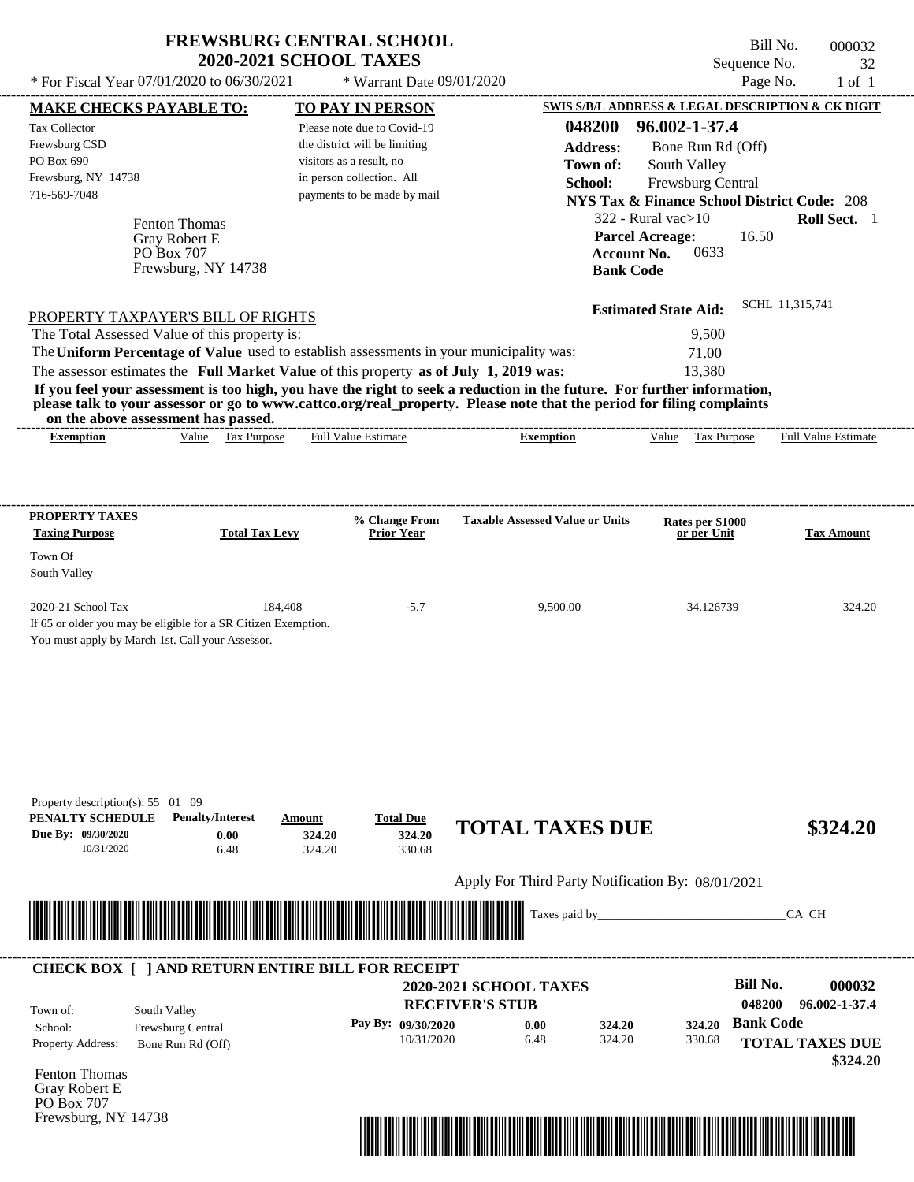# FREWSBURG CENTRAL SCHOOL
## 2020-2021 SCHOOL TAXES

\* For Fiscal Year 07/01/2020 to 06/30/2021 \* Warrant Date 09/01/2020

Bill No. 000032
Sequence No. 32
Page No. 1 of 1

**MAKE CHECKS PAYABLE TO:**

Tax Collector
Frewsburg CSD
PO Box 690
Frewsburg, NY 14738
716-569-7048

**TO PAY IN PERSON**

Please note due to Covid-19 the district will be limiting visitors as a result, no in person collection. All payments to be made by mail

**SWIS S/B/L ADDRESS & LEGAL DESCRIPTION & CK DIGIT**

**048200 96.002-1-37.4**
**Address:** Bone Run Rd (Off)
**Town of:** South Valley
**School:** Frewsburg Central
**NYS Tax & Finance School District Code:** 208
322 - Rural vac>10 **Roll Sect.** 1
**Parcel Acreage:** 16.50
**Account No.** 0633
**Bank Code**

Fenton Thomas
Gray Robert E
PO Box 707
Frewsburg, NY 14738

**Estimated State Aid:** SCHL 11,315,741

PROPERTY TAXPAYER'S BILL OF RIGHTS

The Total Assessed Value of this property is: 9,500
The **Uniform Percentage of Value** used to establish assessments in your municipality was: 71.00
The assessor estimates the **Full Market Value** of this property **as of July 1, 2019 was:** 13,380

**If you feel your assessment is too high, you have the right to seek a reduction in the future. For further information, please talk to your assessor or go to www.cattco.org/real_property. Please note that the period for filing complaints on the above assessment has passed.**

| Exemption | Value | Tax Purpose | Full Value Estimate | Exemption | Value | Tax Purpose | Full Value Estimate |
|---|---|---|---|---|---|---|---|

| PROPERTY TAXES Taxing Purpose | Total Tax Levy | % Change From Prior Year | Taxable Assessed Value or Units | Rates per $1000 or per Unit | Tax Amount |
|---|---|---|---|---|---|
| Town Of South Valley | | | | | |
| 2020-21 School Tax | 184,408 | -5.7 | 9,500.00 | 34.126739 | 324.20 |

If 65 or older you may be eligible for a SR Citizen Exemption.
You must apply by March 1st. Call your Assessor.

Property description(s): 55 01 09

| PENALTY SCHEDULE | Penalty/Interest | Amount | Total Due |
|---|---|---|---|
| Due By: 09/30/2020 | 0.00 | 324.20 | 324.20 |
| 10/31/2020 | 6.48 | 324.20 | 330.68 |

**TOTAL TAXES DUE $324.20**

Apply For Third Party Notification By: 08/01/2021

Taxes paid by_______________________________CA CH

---

**CHECK BOX [ ] AND RETURN ENTIRE BILL FOR RECEIPT**

**2020-2021 SCHOOL TAXES**
**RECEIVER'S STUB**

**Bill No. 000032**
**048200 96.002-1-37.4**

Town of: South Valley
School: Frewsburg Central
Property Address: Bone Run Rd (Off)

| Pay By: | | | | |
|---|---|---|---|---|
| 09/30/2020 | 0.00 | 324.20 | 324.20 | |
| 10/31/2020 | 6.48 | 324.20 | 330.68 | |

**Bank Code**

**TOTAL TAXES DUE**
**$324.20**

Fenton Thomas
Gray Robert E
PO Box 707
Frewsburg, NY 14738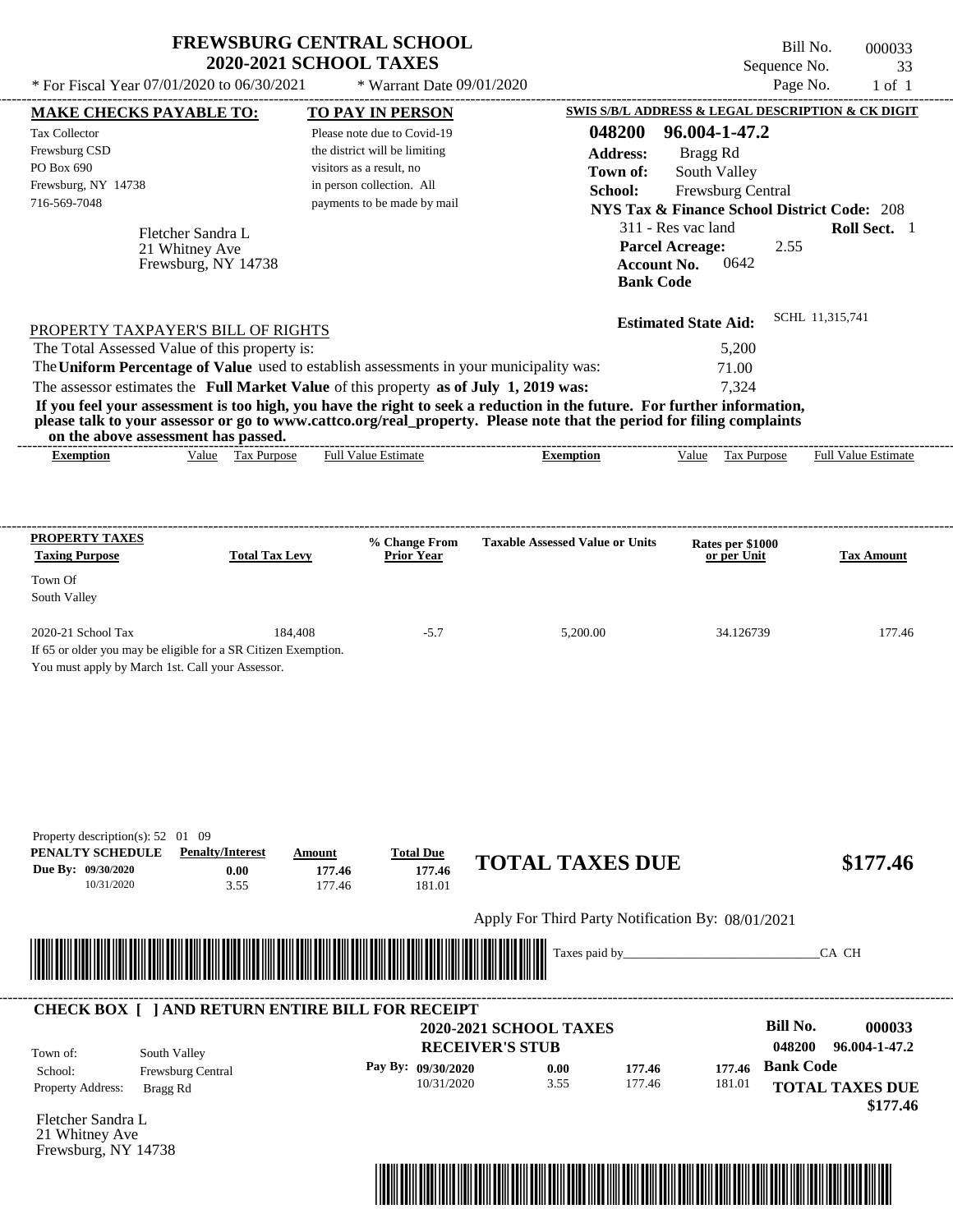# FREWSBURG CENTRAL SCHOOL
## 2020-2021 SCHOOL TAXES

Bill No. 000033
Sequence No. 33
Page No. 1 of 1

* For Fiscal Year 07/01/2020 to 06/30/2021 * Warrant Date 09/01/2020

**MAKE CHECKS PAYABLE TO:**

Tax Collector
Frewsburg CSD
PO Box 690
Frewsburg, NY 14738
716-569-7048

Fletcher Sandra L
21 Whitney Ave
Frewsburg, NY 14738

**TO PAY IN PERSON**

Please note due to Covid-19 the district will be limiting visitors as a result, no in person collection. All payments to be made by mail

**SWIS S/B/L ADDRESS & LEGAL DESCRIPTION & CK DIGIT**

**048200 96.004-1-47.2**
**Address:** Bragg Rd
**Town of:** South Valley
**School:** Frewsburg Central
**NYS Tax & Finance School District Code:** 208
311 - Res vac land **Roll Sect.** 1
**Parcel Acreage:** 2.55
**Account No.** 0642
**Bank Code**

**Estimated State Aid:** SCHL 11,315,741

PROPERTY TAXPAYER'S BILL OF RIGHTS

The Total Assessed Value of this property is: 5,200
The **Uniform Percentage of Value** used to establish assessments in your municipality was: 71.00
The assessor estimates the **Full Market Value** of this property **as of July 1, 2019 was:** 7,324

**If you feel your assessment is too high, you have the right to seek a reduction in the future. For further information, please talk to your assessor or go to www.cattco.org/real_property. Please note that the period for filing complaints on the above assessment has passed.**

| Exemption | Value | Tax Purpose | Full Value Estimate | Exemption | Value | Tax Purpose | Full Value Estimate |
|---|---|---|---|---|---|---|---|

| PROPERTY TAXES Taxing Purpose | Total Tax Levy | % Change From Prior Year | Taxable Assessed Value or Units | Rates per $1000 or per Unit | Tax Amount |
|---|---|---|---|---|---|
| Town Of South Valley | | | | | |
| 2020-21 School Tax | 184,408 | -5.7 | 5,200.00 | 34.126739 | 177.46 |

If 65 or older you may be eligible for a SR Citizen Exemption.
You must apply by March 1st. Call your Assessor.

Property description(s): 52 01 09

| PENALTY SCHEDULE | Penalty/Interest | Amount | Total Due |
|---|---|---|---|
| Due By: 09/30/2020 | 0.00 | 177.46 | 177.46 |
| 10/31/2020 | 3.55 | 177.46 | 181.01 |

**TOTAL TAXES DUE $177.46**

Apply For Third Party Notification By: 08/01/2021

Taxes paid by_______________________________CA CH

**CHECK BOX [ ] AND RETURN ENTIRE BILL FOR RECEIPT**

**2020-2021 SCHOOL TAXES**
**RECEIVER'S STUB**

**Bill No. 000033**
**048200 96.004-1-47.2**

Town of: South Valley
School: Frewsburg Central
Property Address: Bragg Rd

| Pay By: | | | |
|---|---|---|---|
| 09/30/2020 | 0.00 | 177.46 | 177.46 |
| 10/31/2020 | 3.55 | 177.46 | 181.01 |

**Bank Code**

**TOTAL TAXES DUE $177.46**

Fletcher Sandra L
21 Whitney Ave
Frewsburg, NY 14738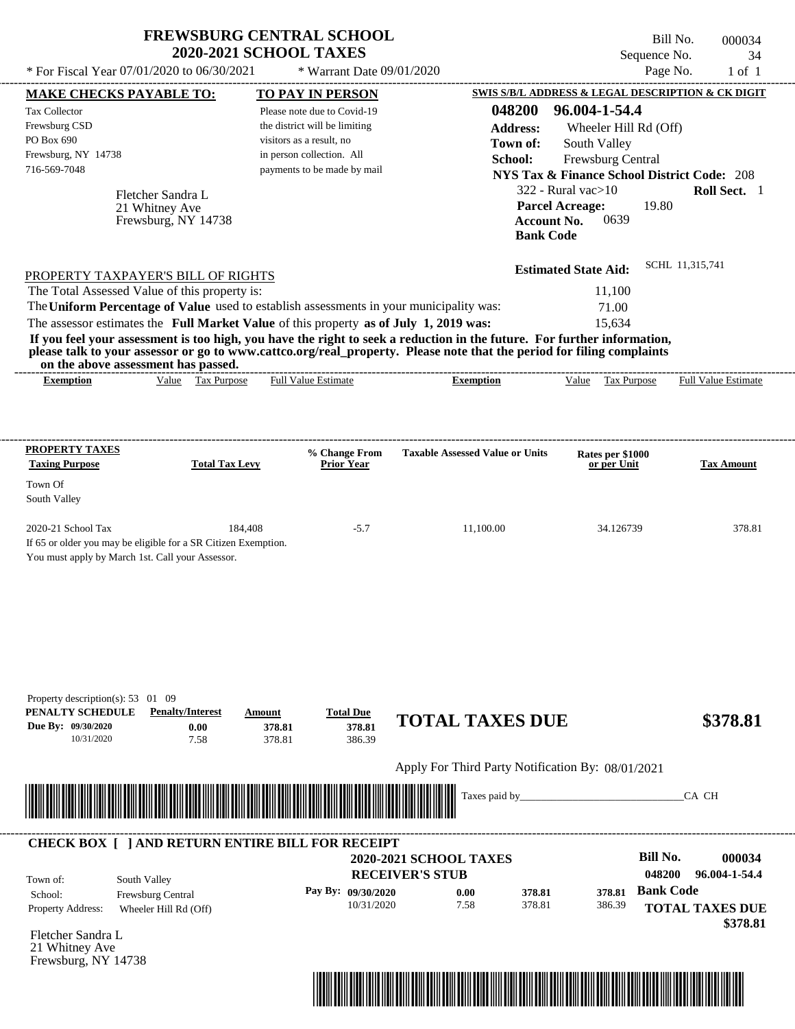# FREWSBURG CENTRAL SCHOOL
## 2020-2021 SCHOOL TAXES

\* For Fiscal Year 07/01/2020 to 06/30/2021 &nbsp;&nbsp; \* Warrant Date 09/01/2020

Bill No. 000034
Sequence No. 34
Page No. 1 of 1

**MAKE CHECKS PAYABLE TO:**
Tax Collector
Frewsburg CSD
PO Box 690
Frewsburg, NY 14738
716-569-7048

**TO PAY IN PERSON**
Please note due to Covid-19 the district will be limiting visitors as a result, no in person collection. All payments to be made by mail

**SWIS S/B/L ADDRESS & LEGAL DESCRIPTION & CK DIGIT**
**048200 96.004-1-54.4**
**Address:** Wheeler Hill Rd (Off)
**Town of:** South Valley
**School:** Frewsburg Central
**NYS Tax & Finance School District Code:** 208
322 - Rural vac>10 &nbsp;&nbsp; **Roll Sect.** 1
**Parcel Acreage:** 19.80
**Account No.** 0639
**Bank Code**

Fletcher Sandra L
21 Whitney Ave
Frewsburg, NY 14738

**Estimated State Aid:** SCHL 11,315,741

PROPERTY TAXPAYER'S BILL OF RIGHTS

The Total Assessed Value of this property is: 11,100
The **Uniform Percentage of Value** used to establish assessments in your municipality was: 71.00
The assessor estimates the **Full Market Value** of this property **as of July 1, 2019 was:** 15,634

**If you feel your assessment is too high, you have the right to seek a reduction in the future. For further information, please talk to your assessor or go to www.cattco.org/real_property. Please note that the period for filing complaints on the above assessment has passed.**

| Exemption | Value | Tax Purpose | Full Value Estimate | Exemption | Value | Tax Purpose | Full Value Estimate |
|---|---|---|---|---|---|---|---|

| PROPERTY TAXES Taxing Purpose | Total Tax Levy | % Change From Prior Year | Taxable Assessed Value or Units | Rates per $1000 or per Unit | Tax Amount |
|---|---|---|---|---|---|
| Town Of South Valley | | | | | |
| 2020-21 School Tax | 184,408 | -5.7 | 11,100.00 | 34.126739 | 378.81 |

If 65 or older you may be eligible for a SR Citizen Exemption.
You must apply by March 1st. Call your Assessor.

Property description(s): 53 01 09

| PENALTY SCHEDULE | Penalty/Interest | Amount | Total Due |
|---|---|---|---|
| Due By: 09/30/2020 | 0.00 | 378.81 | 378.81 |
| 10/31/2020 | 7.58 | 378.81 | 386.39 |

**TOTAL TAXES DUE $378.81**

Apply For Third Party Notification By: 08/01/2021

Taxes paid by_______________________________CA CH

**CHECK BOX [ ] AND RETURN ENTIRE BILL FOR RECEIPT**

**2020-2021 SCHOOL TAXES**
**RECEIVER'S STUB**

Bill No. **000034**
048200 96.004-1-54.4

Town of: South Valley
School: Frewsburg Central
Property Address: Wheeler Hill Rd (Off)

| Pay By: | | | |
|---|---|---|---|
| 09/30/2020 | 0.00 | 378.81 | 378.81 |
| 10/31/2020 | 7.58 | 378.81 | 386.39 |

**Bank Code**

**TOTAL TAXES DUE $378.81**

Fletcher Sandra L
21 Whitney Ave
Frewsburg, NY 14738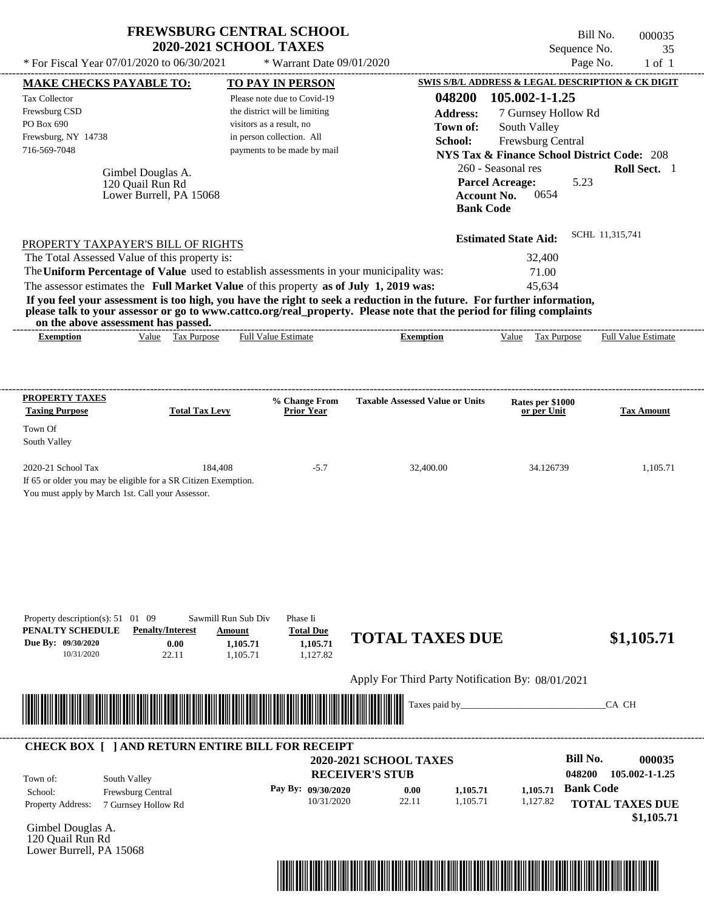# FREWSBURG CENTRAL SCHOOL
## 2020-2021 SCHOOL TAXES

Bill No. 000035
Sequence No. 35
Page No. 1 of 1

* For Fiscal Year 07/01/2020 to 06/30/2021 * Warrant Date 09/01/2020

**MAKE CHECKS PAYABLE TO:**

Tax Collector
Frewsburg CSD
PO Box 690
Frewsburg, NY 14738
716-569-7048

Gimbel Douglas A.
120 Quail Run Rd
Lower Burrell, PA 15068

**TO PAY IN PERSON**

Please note due to Covid-19 the district will be limiting visitors as a result, no in person collection. All payments to be made by mail

**SWIS S/B/L ADDRESS & LEGAL DESCRIPTION & CK DIGIT**

**048200 105.002-1-1.25**
**Address:** 7 Gurnsey Hollow Rd
**Town of:** South Valley
**School:** Frewsburg Central
**NYS Tax & Finance School District Code:** 208
260 - Seasonal res **Roll Sect.** 1
**Parcel Acreage:** 5.23
**Account No.** 0654
**Bank Code**

**Estimated State Aid:** SCHL 11,315,741

PROPERTY TAXPAYER'S BILL OF RIGHTS

The Total Assessed Value of this property is: 32,400
The **Uniform Percentage of Value** used to establish assessments in your municipality was: 71.00
The assessor estimates the **Full Market Value** of this property **as of July 1, 2019 was:** 45,634

**If you feel your assessment is too high, you have the right to seek a reduction in the future. For further information, please talk to your assessor or go to www.cattco.org/real_property. Please note that the period for filing complaints on the above assessment has passed.**

| Exemption | Value | Tax Purpose | Full Value Estimate | Exemption | Value | Tax Purpose | Full Value Estimate |
|---|---|---|---|---|---|---|---|

| PROPERTY TAXES Taxing Purpose | Total Tax Levy | % Change From Prior Year | Taxable Assessed Value or Units | Rates per $1000 or per Unit | Tax Amount |
|---|---|---|---|---|---|
| Town Of South Valley | | | | | |
| 2020-21 School Tax | 184,408 | -5.7 | 32,400.00 | 34.126739 | 1,105.71 |

If 65 or older you may be eligible for a SR Citizen Exemption.
You must apply by March 1st. Call your Assessor.

Property description(s): 51 01 09 Sawmill Run Sub Div Phase Ii

| PENALTY SCHEDULE | Penalty/Interest | Amount | Total Due |
|---|---|---|---|
| Due By: 09/30/2020 | 0.00 | 1,105.71 | 1,105.71 |
| 10/31/2020 | 22.11 | 1,105.71 | 1,127.82 |

**TOTAL TAXES DUE $1,105.71**

Apply For Third Party Notification By: 08/01/2021

Taxes paid by_______________________________CA CH

**CHECK BOX [ ] AND RETURN ENTIRE BILL FOR RECEIPT**

**2020-2021 SCHOOL TAXES**
**RECEIVER'S STUB**

**Bill No. 000035**
**048200 105.002-1-1.25**
**Bank Code**

Town of: South Valley
School: Frewsburg Central
Property Address: 7 Gurnsey Hollow Rd

| Pay By: | Penalty/Interest | Amount | Total Due |
|---|---|---|---|
| 09/30/2020 | 0.00 | 1,105.71 | 1,105.71 |
| 10/31/2020 | 22.11 | 1,105.71 | 1,127.82 |

**TOTAL TAXES DUE $1,105.71**

Gimbel Douglas A.
120 Quail Run Rd
Lower Burrell, PA 15068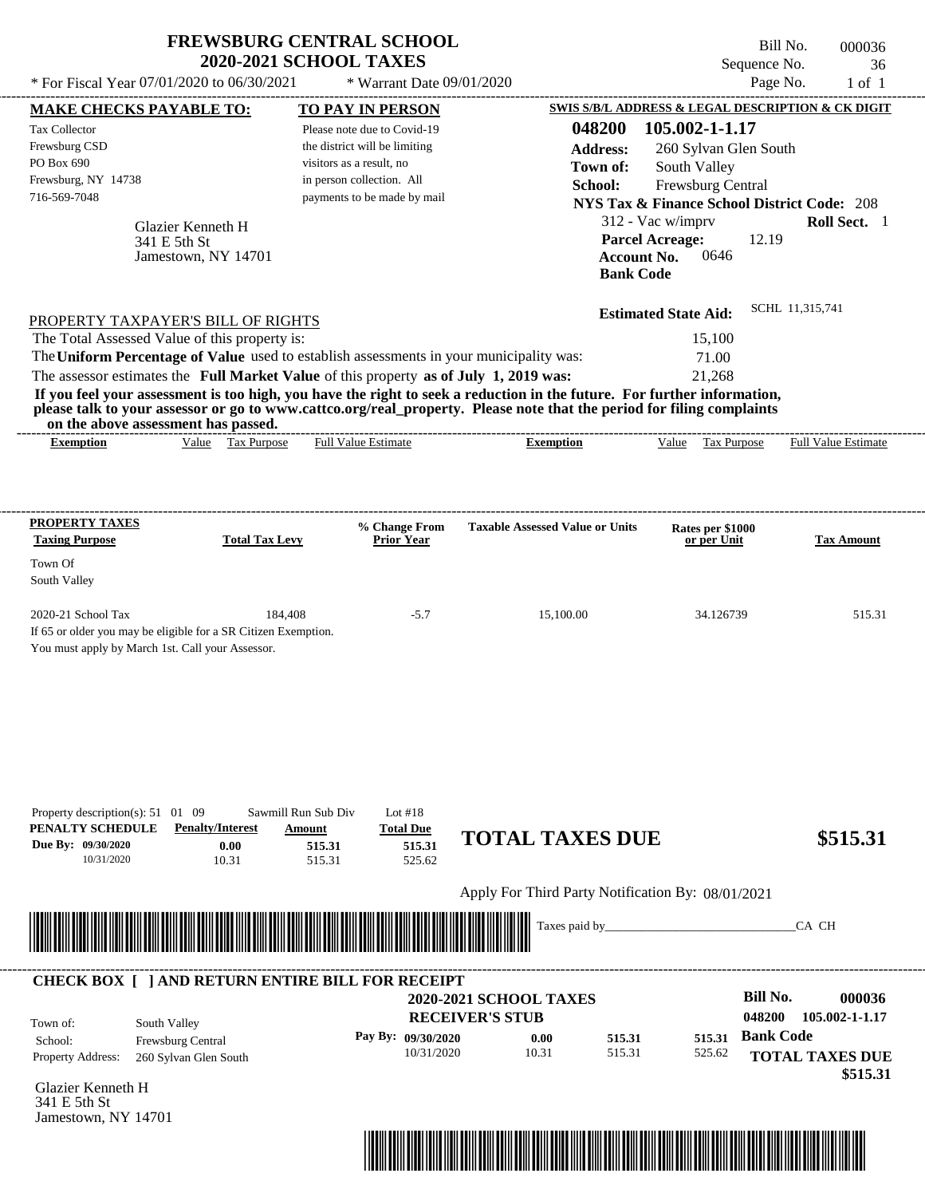# FREWSBURG CENTRAL SCHOOL
## 2020-2021 SCHOOL TAXES

\* For Fiscal Year 07/01/2020 to 06/30/2021 &nbsp;&nbsp;&nbsp; \* Warrant Date 09/01/2020

Bill No. 000036
Sequence No. 36
Page No. 1 of 1

**MAKE CHECKS PAYABLE TO:**
Tax Collector
Frewsburg CSD
PO Box 690
Frewsburg, NY 14738
716-569-7048

**TO PAY IN PERSON**
Please note due to Covid-19 the district will be limiting visitors as a result, no in person collection. All payments to be made by mail

**SWIS S/B/L ADDRESS & LEGAL DESCRIPTION & CK DIGIT**
**048200 105.002-1-1.17**
**Address:** 260 Sylvan Glen South
**Town of:** South Valley
**School:** Frewsburg Central
**NYS Tax & Finance School District Code:** 208
312 - Vac w/imprv **Roll Sect.** 1
**Parcel Acreage:** 12.19
**Account No.** 0646
**Bank Code**

Glazier Kenneth H
341 E 5th St
Jamestown, NY 14701

**Estimated State Aid:** SCHL 11,315,741

PROPERTY TAXPAYER'S BILL OF RIGHTS

The Total Assessed Value of this property is: 15,100
The **Uniform Percentage of Value** used to establish assessments in your municipality was: 71.00
The assessor estimates the **Full Market Value** of this property **as of July 1, 2019 was:** 21,268

**If you feel your assessment is too high, you have the right to seek a reduction in the future. For further information, please talk to your assessor or go to www.cattco.org/real_property. Please note that the period for filing complaints on the above assessment has passed.**

| Exemption | Value | Tax Purpose | Full Value Estimate | Exemption | Value | Tax Purpose | Full Value Estimate |
|---|---|---|---|---|---|---|---|

| PROPERTY TAXES Taxing Purpose | Total Tax Levy | % Change From Prior Year | Taxable Assessed Value or Units | Rates per $1000 or per Unit | Tax Amount |
|---|---|---|---|---|---|
| Town Of South Valley | | | | | |
| 2020-21 School Tax | 184,408 | -5.7 | 15,100.00 | 34.126739 | 515.31 |

If 65 or older you may be eligible for a SR Citizen Exemption.
You must apply by March 1st. Call your Assessor.

Property description(s): 51 01 09 &nbsp; Sawmill Run Sub Div &nbsp; Lot #18

| PENALTY SCHEDULE | Penalty/Interest | Amount | Total Due |
|---|---|---|---|
| Due By: 09/30/2020 | 0.00 | 515.31 | 515.31 |
| 10/31/2020 | 10.31 | 515.31 | 525.62 |

**TOTAL TAXES DUE** **$515.31**

Apply For Third Party Notification By: 08/01/2021

Taxes paid by_______________________________CA CH

**CHECK BOX [ ] AND RETURN ENTIRE BILL FOR RECEIPT**

**2020-2021 SCHOOL TAXES**
**RECEIVER'S STUB**

**Bill No. 000036**
**048200 105.002-1-1.17**

Town of: South Valley
School: Frewsburg Central
Property Address: 260 Sylvan Glen South

| Pay By: | | | |
|---|---|---|---|
| 09/30/2020 | 0.00 | 515.31 | 515.31 |
| 10/31/2020 | 10.31 | 515.31 | 525.62 |

**Bank Code**
**TOTAL TAXES DUE**
**$515.31**

Glazier Kenneth H
341 E 5th St
Jamestown, NY 14701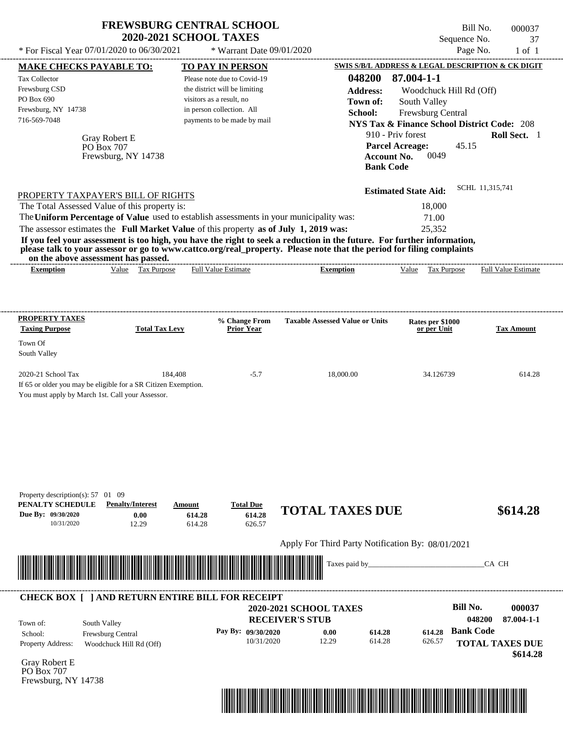# FREWSBURG CENTRAL SCHOOL
## 2020-2021 SCHOOL TAXES

\* For Fiscal Year 07/01/2020 to 06/30/2021 \* Warrant Date 09/01/2020

Bill No. 000037
Sequence No. 37
Page No. 1 of 1

**MAKE CHECKS PAYABLE TO:**
Tax Collector
Frewsburg CSD
PO Box 690
Frewsburg, NY 14738
716-569-7048

**TO PAY IN PERSON**
Please note due to Covid-19 the district will be limiting visitors as a result, no in person collection. All payments to be made by mail

**SWIS S/B/L ADDRESS & LEGAL DESCRIPTION & CK DIGIT**
**048200 87.004-1-1**
**Address:** Woodchuck Hill Rd (Off)
**Town of:** South Valley
**School:** Frewsburg Central
**NYS Tax & Finance School District Code:** 208
910 - Priv forest **Roll Sect.** 1
**Parcel Acreage:** 45.15
**Account No.** 0049
**Bank Code**

Gray Robert E
PO Box 707
Frewsburg, NY 14738

**Estimated State Aid:** SCHL 11,315,741

PROPERTY TAXPAYER'S BILL OF RIGHTS

The Total Assessed Value of this property is: 18,000
The **Uniform Percentage of Value** used to establish assessments in your municipality was: 71.00
The assessor estimates the **Full Market Value** of this property **as of July 1, 2019 was:** 25,352

**If you feel your assessment is too high, you have the right to seek a reduction in the future. For further information, please talk to your assessor or go to www.cattco.org/real_property. Please note that the period for filing complaints on the above assessment has passed.**

| Exemption | Value | Tax Purpose | Full Value Estimate | Exemption | Value | Tax Purpose | Full Value Estimate |
|---|---|---|---|---|---|---|---|

| PROPERTY TAXES Taxing Purpose | Total Tax Levy | % Change From Prior Year | Taxable Assessed Value or Units | Rates per $1000 or per Unit | Tax Amount |
|---|---|---|---|---|---|
| Town Of South Valley | | | | | |
| 2020-21 School Tax | 184,408 | -5.7 | 18,000.00 | 34.126739 | 614.28 |

If 65 or older you may be eligible for a SR Citizen Exemption.
You must apply by March 1st. Call your Assessor.

Property description(s): 57 01 09

| PENALTY SCHEDULE | Penalty/Interest | Amount | Total Due |
|---|---|---|---|
| Due By: 09/30/2020 | 0.00 | 614.28 | 614.28 |
| 10/31/2020 | 12.29 | 614.28 | 626.57 |

**TOTAL TAXES DUE $614.28**

Apply For Third Party Notification By: 08/01/2021

Taxes paid by_______________________________CA CH

**CHECK BOX [ ] AND RETURN ENTIRE BILL FOR RECEIPT**

**2020-2021 SCHOOL TAXES**
**RECEIVER'S STUB**

**Bill No. 000037**
**048200 87.004-1-1**

Town of: South Valley
School: Frewsburg Central
Property Address: Woodchuck Hill Rd (Off)

| Pay By: | | | |
|---|---|---|---|
| 09/30/2020 | 0.00 | 614.28 | 614.28 |
| 10/31/2020 | 12.29 | 614.28 | 626.57 |

**Bank Code**

**TOTAL TAXES DUE $614.28**

Gray Robert E
PO Box 707
Frewsburg, NY 14738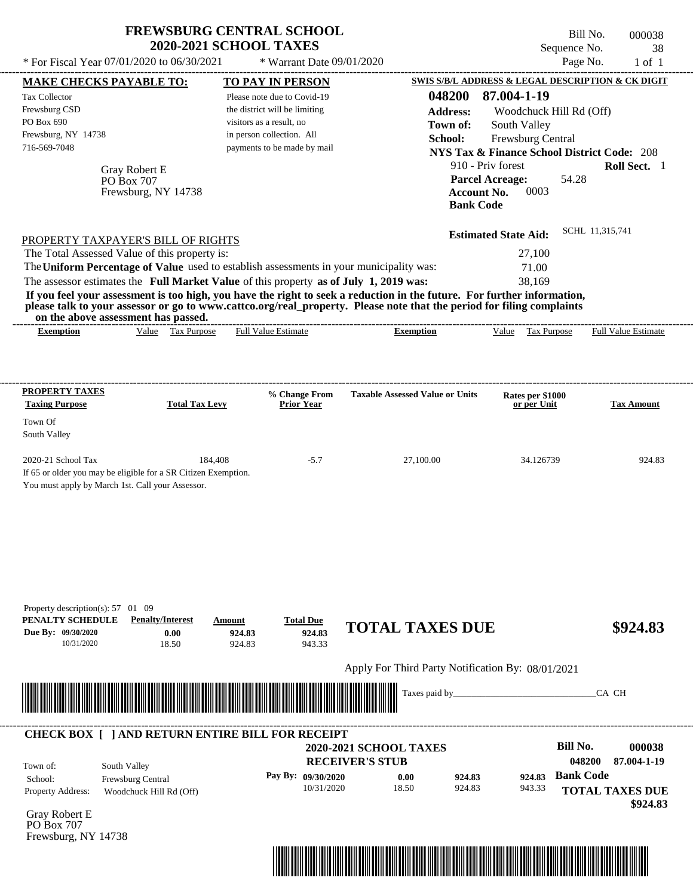# FREWSBURG CENTRAL SCHOOL
## 2020-2021 SCHOOL TAXES

Bill No. 000038
Sequence No. 38
Page No. 1 of 1

* For Fiscal Year 07/01/2020 to 06/30/2021 * Warrant Date 09/01/2020

**MAKE CHECKS PAYABLE TO:**

Tax Collector
Frewsburg CSD
PO Box 690
Frewsburg, NY 14738
716-569-7048

Gray Robert E
PO Box 707
Frewsburg, NY 14738

**TO PAY IN PERSON**

Please note due to Covid-19 the district will be limiting visitors as a result, no in person collection. All payments to be made by mail

**SWIS S/B/L ADDRESS & LEGAL DESCRIPTION & CK DIGIT**

**048200 87.004-1-19**
**Address:** Woodchuck Hill Rd (Off)
**Town of:** South Valley
**School:** Frewsburg Central
**NYS Tax & Finance School District Code:** 208
910 - Priv forest **Roll Sect.** 1
**Parcel Acreage:** 54.28
**Account No.** 0003
**Bank Code**

**Estimated State Aid:** SCHL 11,315,741

PROPERTY TAXPAYER'S BILL OF RIGHTS

The Total Assessed Value of this property is: 27,100
The **Uniform Percentage of Value** used to establish assessments in your municipality was: 71.00
The assessor estimates the **Full Market Value** of this property **as of July 1, 2019 was:** 38,169

**If you feel your assessment is too high, you have the right to seek a reduction in the future. For further information, please talk to your assessor or go to www.cattco.org/real_property. Please note that the period for filing complaints on the above assessment has passed.**

| Exemption | Value | Tax Purpose | Full Value Estimate | Exemption | Value | Tax Purpose | Full Value Estimate |
|---|---|---|---|---|---|---|---|

| PROPERTY TAXES Taxing Purpose | Total Tax Levy | % Change From Prior Year | Taxable Assessed Value or Units | Rates per $1000 or per Unit | Tax Amount |
|---|---|---|---|---|---|
| Town Of South Valley | | | | | |
| 2020-21 School Tax | 184,408 | -5.7 | 27,100.00 | 34.126739 | 924.83 |

If 65 or older you may be eligible for a SR Citizen Exemption.
You must apply by March 1st. Call your Assessor.

Property description(s): 57 01 09

| PENALTY SCHEDULE | Penalty/Interest | Amount | Total Due |
|---|---|---|---|
| Due By: 09/30/2020 | 0.00 | 924.83 | 924.83 |
| 10/31/2020 | 18.50 | 924.83 | 943.33 |

**TOTAL TAXES DUE $924.83**

Apply For Third Party Notification By: 08/01/2021

Taxes paid by_______________________________CA CH

---

**CHECK BOX [ ] AND RETURN ENTIRE BILL FOR RECEIPT**

**2020-2021 SCHOOL TAXES**
**RECEIVER'S STUB**

Town of: South Valley
School: Frewsburg Central
Property Address: Woodchuck Hill Rd (Off)

| Pay By: | | | |
|---|---|---|---|
| 09/30/2020 | 0.00 | 924.83 | 924.83 |
| 10/31/2020 | 18.50 | 924.83 | 943.33 |

**Bill No. 000038**
048200 87.004-1-19
**Bank Code**
**TOTAL TAXES DUE $924.83**

Gray Robert E
PO Box 707
Frewsburg, NY 14738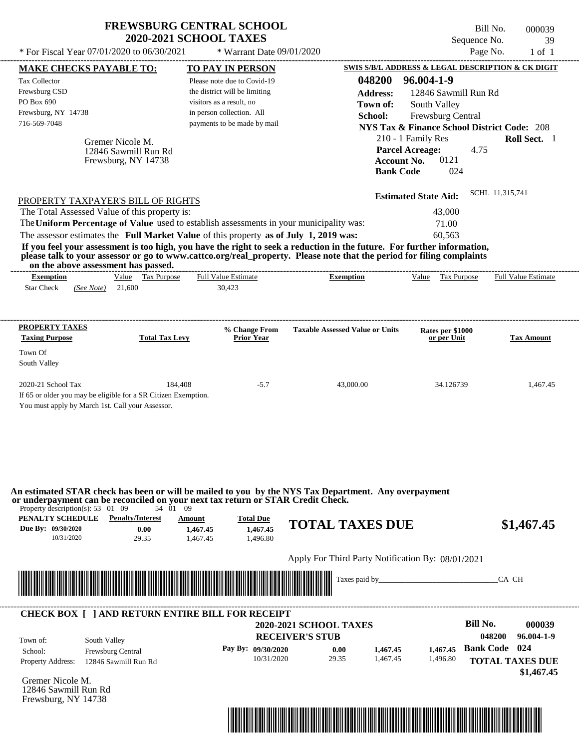# FREWSBURG CENTRAL SCHOOL
## 2020-2021 SCHOOL TAXES

Bill No. 000039
Sequence No. 39
Page No. 1 of 1

* For Fiscal Year 07/01/2020 to 06/30/2021 * Warrant Date 09/01/2020

**MAKE CHECKS PAYABLE TO:**

Tax Collector
Frewsburg CSD
PO Box 690
Frewsburg, NY 14738
716-569-7048

**TO PAY IN PERSON**

Please note due to Covid-19 the district will be limiting visitors as a result, no in person collection. All payments to be made by mail

**SWIS S/B/L ADDRESS & LEGAL DESCRIPTION & CK DIGIT**

**048200 96.004-1-9**
**Address:** 12846 Sawmill Run Rd
**Town of:** South Valley
**School:** Frewsburg Central
**NYS Tax & Finance School District Code:** 208
210 - 1 Family Res **Roll Sect.** 1
**Parcel Acreage:** 4.75
**Account No.** 0121
**Bank Code** 024

Gremer Nicole M.
12846 Sawmill Run Rd
Frewsburg, NY 14738

**Estimated State Aid:** SCHL 11,315,741

PROPERTY TAXPAYER'S BILL OF RIGHTS

The Total Assessed Value of this property is: 43,000
The **Uniform Percentage of Value** used to establish assessments in your municipality was: 71.00
The assessor estimates the **Full Market Value** of this property **as of July 1, 2019 was:** 60,563

**If you feel your assessment is too high, you have the right to seek a reduction in the future. For further information, please talk to your assessor or go to www.cattco.org/real_property. Please note that the period for filing complaints on the above assessment has passed.**

| Exemption | Value | Tax Purpose | Full Value Estimate | Exemption | Value | Tax Purpose | Full Value Estimate |
|---|---|---|---|---|---|---|---|
| Star Check (See Note) | 21,600 | | 30,423 | | | | |

| PROPERTY TAXES Taxing Purpose | Total Tax Levy | % Change From Prior Year | Taxable Assessed Value or Units | Rates per $1000 or per Unit | Tax Amount |
|---|---|---|---|---|---|
| Town Of South Valley | | | | | |
| 2020-21 School Tax | 184,408 | -5.7 | 43,000.00 | 34.126739 | 1,467.45 |

If 65 or older you may be eligible for a SR Citizen Exemption.
You must apply by March 1st. Call your Assessor.

**An estimated STAR check has been or will be mailed to you by the NYS Tax Department. Any overpayment or underpayment can be reconciled on your next tax return or STAR Credit Check.**

Property description(s): 53 01 09 54 01 09

| PENALTY SCHEDULE | Penalty/Interest | Amount | Total Due |
|---|---|---|---|
| Due By: 09/30/2020 | 0.00 | 1,467.45 | 1,467.45 |
| 10/31/2020 | 29.35 | 1,467.45 | 1,496.80 |

**TOTAL TAXES DUE $1,467.45**

Apply For Third Party Notification By: 08/01/2021

Taxes paid by_______________________________CA CH

**CHECK BOX [ ] AND RETURN ENTIRE BILL FOR RECEIPT**

**2020-2021 SCHOOL TAXES**
**RECEIVER'S STUB**

**Bill No. 000039**
**048200 96.004-1-9**

Town of: South Valley
School: Frewsburg Central
Property Address: 12846 Sawmill Run Rd

| Pay By: | Penalty/Interest | Amount | Total Due |
|---|---|---|---|
| 09/30/2020 | 0.00 | 1,467.45 | 1,467.45 |
| 10/31/2020 | 29.35 | 1,467.45 | 1,496.80 |

**Bank Code 024**

**TOTAL TAXES DUE $1,467.45**

Gremer Nicole M.
12846 Sawmill Run Rd
Frewsburg, NY 14738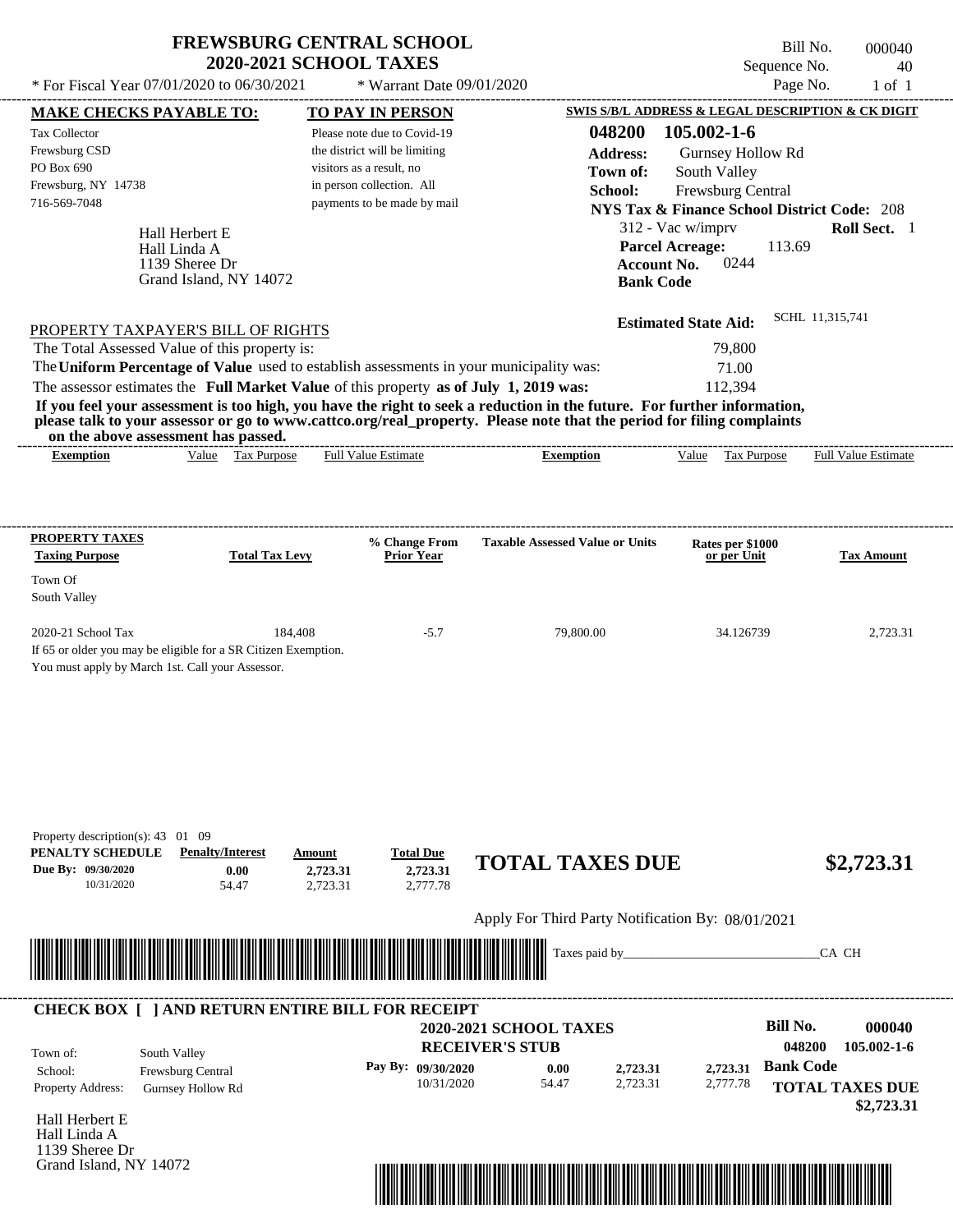# FREWSBURG CENTRAL SCHOOL
## 2020-2021 SCHOOL TAXES

\* For Fiscal Year 07/01/2020 to 06/30/2021 &nbsp;&nbsp; \* Warrant Date 09/01/2020

Bill No. 000040
Sequence No. 40
Page No. 1 of 1

**MAKE CHECKS PAYABLE TO:**
Tax Collector
Frewsburg CSD
PO Box 690
Frewsburg, NY 14738
716-569-7048

**TO PAY IN PERSON**
Please note due to Covid-19 the district will be limiting visitors as a result, no in person collection. All payments to be made by mail

**SWIS S/B/L ADDRESS & LEGAL DESCRIPTION & CK DIGIT**
**048200 105.002-1-6**
**Address:** Gurnsey Hollow Rd
**Town of:** South Valley
**School:** Frewsburg Central
**NYS Tax & Finance School District Code:** 208
312 - Vac w/imprv &nbsp;&nbsp; **Roll Sect.** 1
**Parcel Acreage:** 113.69
**Account No.** 0244
**Bank Code**

Hall Herbert E
Hall Linda A
1139 Sheree Dr
Grand Island, NY 14072

**Estimated State Aid:** SCHL 11,315,741

PROPERTY TAXPAYER'S BILL OF RIGHTS

The Total Assessed Value of this property is: 79,800
The **Uniform Percentage of Value** used to establish assessments in your municipality was: 71.00
The assessor estimates the **Full Market Value** of this property **as of July 1, 2019 was:** 112,394

**If you feel your assessment is too high, you have the right to seek a reduction in the future. For further information, please talk to your assessor or go to www.cattco.org/real_property. Please note that the period for filing complaints on the above assessment has passed.**

| Exemption | Value | Tax Purpose | Full Value Estimate | Exemption | Value | Tax Purpose | Full Value Estimate |
|---|---|---|---|---|---|---|---|

| PROPERTY TAXES Taxing Purpose | Total Tax Levy | % Change From Prior Year | Taxable Assessed Value or Units | Rates per $1000 or per Unit | Tax Amount |
|---|---|---|---|---|---|
| Town Of South Valley | | | | | |
| 2020-21 School Tax | 184,408 | -5.7 | 79,800.00 | 34.126739 | 2,723.31 |

If 65 or older you may be eligible for a SR Citizen Exemption.
You must apply by March 1st. Call your Assessor.

Property description(s): 43 01 09

| PENALTY SCHEDULE | Penalty/Interest | Amount | Total Due |
|---|---|---|---|
| Due By: 09/30/2020 | 0.00 | 2,723.31 | 2,723.31 |
| 10/31/2020 | 54.47 | 2,723.31 | 2,777.78 |

**TOTAL TAXES DUE $2,723.31**

Apply For Third Party Notification By: 08/01/2021

Taxes paid by_______________________________CA CH

**CHECK BOX [ ] AND RETURN ENTIRE BILL FOR RECEIPT**

**2020-2021 SCHOOL TAXES**
**RECEIVER'S STUB**

**Bill No. 000040**
**048200 105.002-1-6**

Town of: South Valley
School: Frewsburg Central
Property Address: Gurnsey Hollow Rd

| Pay By: | | | |
|---|---|---|---|
| 09/30/2020 | 0.00 | 2,723.31 | 2,723.31 |
| 10/31/2020 | 54.47 | 2,723.31 | 2,777.78 |

**Bank Code**
**TOTAL TAXES DUE $2,723.31**

Hall Herbert E
Hall Linda A
1139 Sheree Dr
Grand Island, NY 14072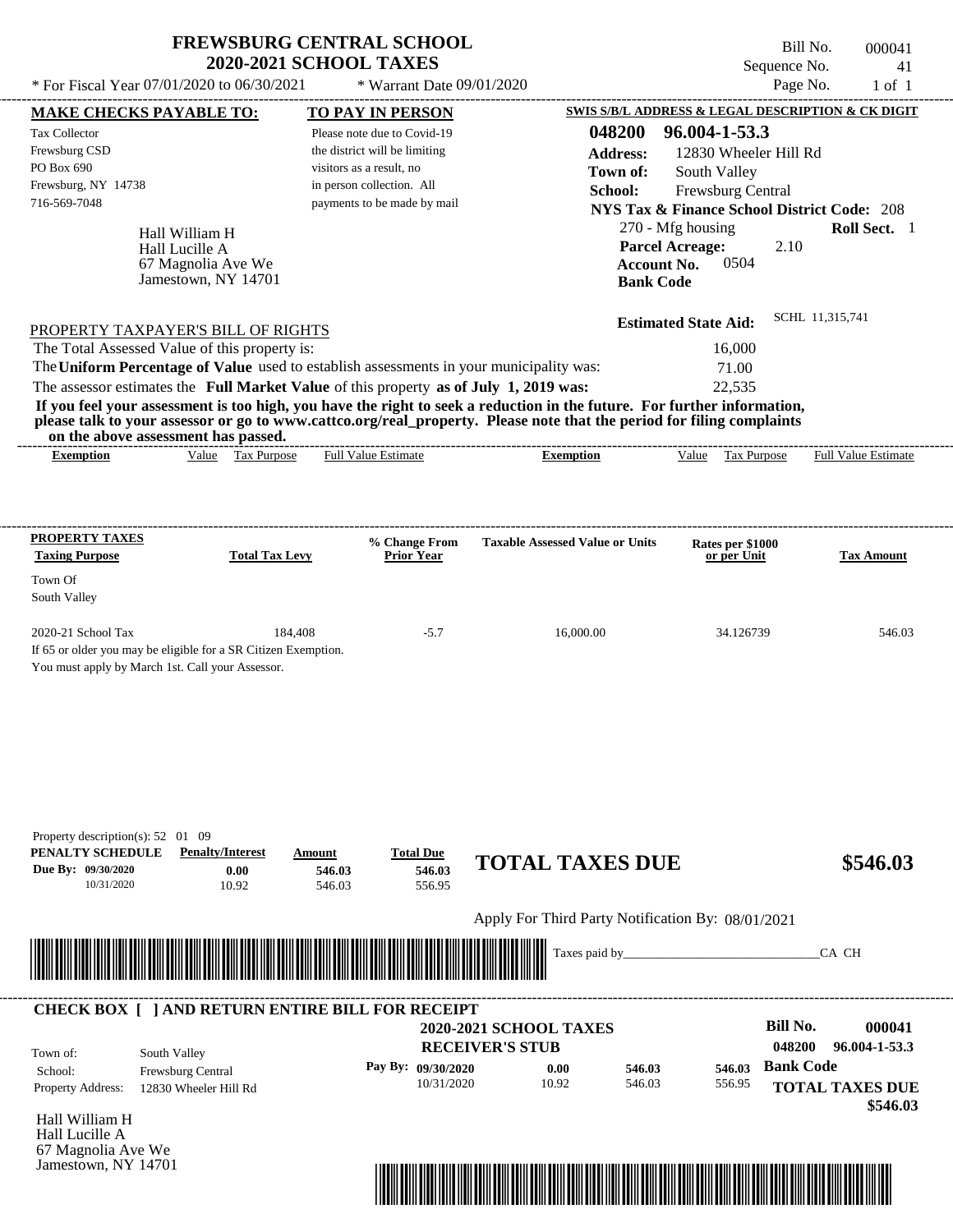# FREWSBURG CENTRAL SCHOOL
## 2020-2021 SCHOOL TAXES

\* For Fiscal Year 07/01/2020 to 06/30/2021 &nbsp;&nbsp; \* Warrant Date 09/01/2020

Bill No. 000041
Sequence No. 41
Page No. 1 of 1

**MAKE CHECKS PAYABLE TO:**

Tax Collector
Frewsburg CSD
PO Box 690
Frewsburg, NY 14738
716-569-7048

**TO PAY IN PERSON**

Please note due to Covid-19 the district will be limiting visitors as a result, no in person collection. All payments to be made by mail

**SWIS S/B/L ADDRESS & LEGAL DESCRIPTION & CK DIGIT**

**048200 96.004-1-53.3**
**Address:** 12830 Wheeler Hill Rd
**Town of:** South Valley
**School:** Frewsburg Central
**NYS Tax & Finance School District Code:** 208
270 - Mfg housing **Roll Sect.** 1
**Parcel Acreage:** 2.10
**Account No.** 0504
**Bank Code**

Hall William H
Hall Lucille A
67 Magnolia Ave We
Jamestown, NY 14701

**Estimated State Aid:** SCHL 11,315,741

PROPERTY TAXPAYER'S BILL OF RIGHTS

The Total Assessed Value of this property is: 16,000
The **Uniform Percentage of Value** used to establish assessments in your municipality was: 71.00
The assessor estimates the **Full Market Value** of this property **as of July 1, 2019 was:** 22,535

**If you feel your assessment is too high, you have the right to seek a reduction in the future. For further information, please talk to your assessor or go to www.cattco.org/real_property. Please note that the period for filing complaints on the above assessment has passed.**

| Exemption | Value | Tax Purpose | Full Value Estimate | Exemption | Value | Tax Purpose | Full Value Estimate |
|---|---|---|---|---|---|---|---|

| PROPERTY TAXES Taxing Purpose | Total Tax Levy | % Change From Prior Year | Taxable Assessed Value or Units | Rates per $1000 or per Unit | Tax Amount |
|---|---|---|---|---|---|
| Town Of South Valley | | | | | |
| 2020-21 School Tax | 184,408 | -5.7 | 16,000.00 | 34.126739 | 546.03 |

If 65 or older you may be eligible for a SR Citizen Exemption.
You must apply by March 1st. Call your Assessor.

Property description(s): 52 01 09

| PENALTY SCHEDULE | Penalty/Interest | Amount | Total Due |
|---|---|---|---|
| Due By: 09/30/2020 | 0.00 | 546.03 | 546.03 |
| 10/31/2020 | 10.92 | 546.03 | 556.95 |

**TOTAL TAXES DUE $546.03**

Apply For Third Party Notification By: 08/01/2021

Taxes paid by_______________________________CA CH

**CHECK BOX [ ] AND RETURN ENTIRE BILL FOR RECEIPT**

**2020-2021 SCHOOL TAXES**
**RECEIVER'S STUB**

Bill No. **000041**
**048200 96.004-1-53.3**

Town of: South Valley
School: Frewsburg Central
Property Address: 12830 Wheeler Hill Rd

| Pay By: | | | |
|---|---|---|---|
| 09/30/2020 | 0.00 | 546.03 | 546.03 |
| 10/31/2020 | 10.92 | 546.03 | 556.95 |

**Bank Code**

**TOTAL TAXES DUE $546.03**

Hall William H
Hall Lucille A
67 Magnolia Ave We
Jamestown, NY 14701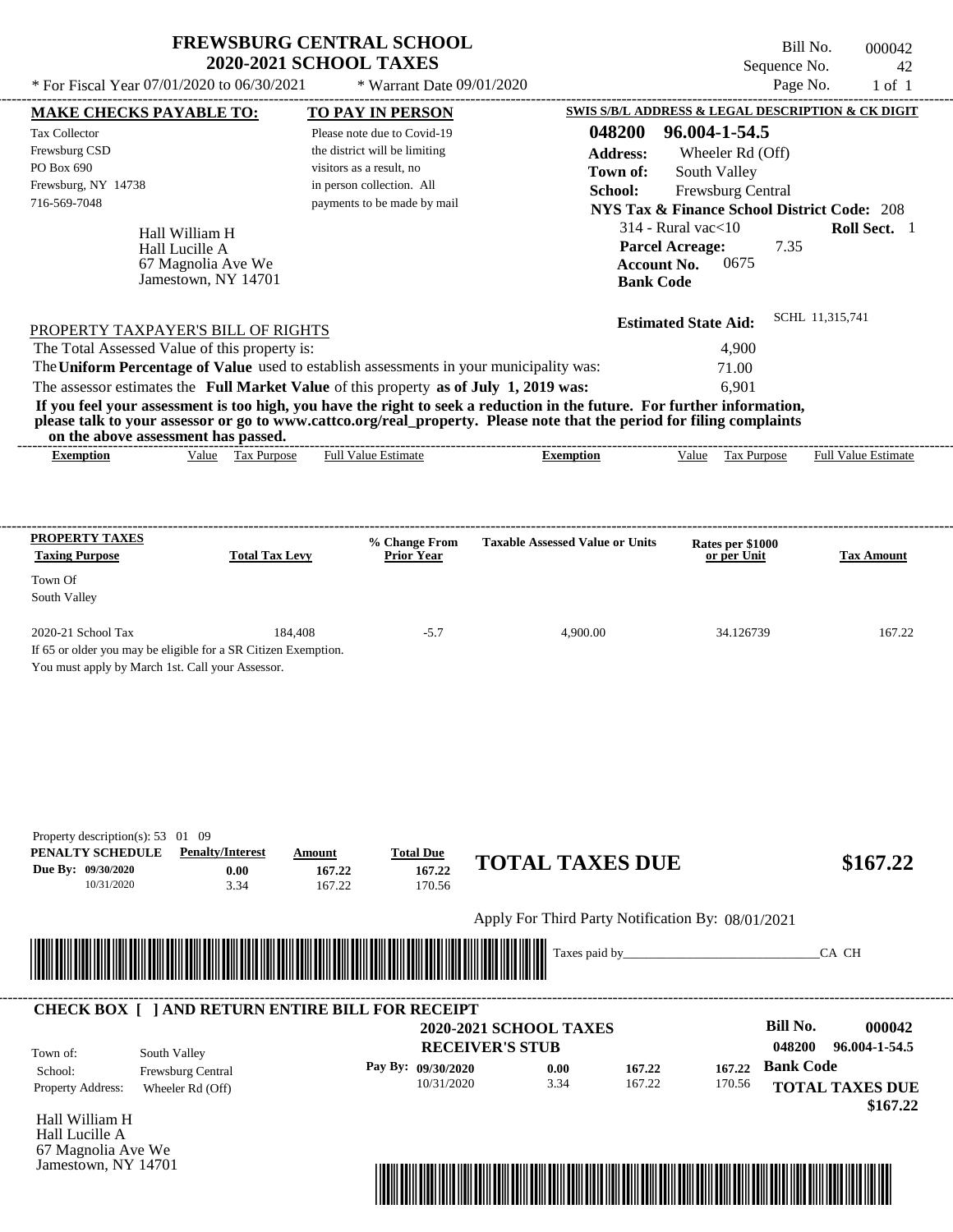# FREWSBURG CENTRAL SCHOOL
## 2020-2021 SCHOOL TAXES

Bill No. 000042
Sequence No. 42
Page No. 1 of 1

* For Fiscal Year 07/01/2020 to 06/30/2021 * Warrant Date 09/01/2020

**MAKE CHECKS PAYABLE TO:**
Tax Collector
Frewsburg CSD
PO Box 690
Frewsburg, NY 14738
716-569-7048

**TO PAY IN PERSON**
Please note due to Covid-19 the district will be limiting visitors as a result, no in person collection. All payments to be made by mail

**SWIS S/B/L ADDRESS & LEGAL DESCRIPTION & CK DIGIT**
**048200 96.004-1-54.5**
**Address:** Wheeler Rd (Off)
**Town of:** South Valley
**School:** Frewsburg Central
**NYS Tax & Finance School District Code:** 208
314 - Rural vac<10 **Roll Sect.** 1
**Parcel Acreage:** 7.35
**Account No.** 0675
**Bank Code**

Hall William H
Hall Lucille A
67 Magnolia Ave We
Jamestown, NY 14701

**Estimated State Aid:** SCHL 11,315,741

PROPERTY TAXPAYER'S BILL OF RIGHTS

The Total Assessed Value of this property is: 4,900
The **Uniform Percentage of Value** used to establish assessments in your municipality was: 71.00
The assessor estimates the **Full Market Value** of this property **as of July 1, 2019 was:** 6,901

**If you feel your assessment is too high, you have the right to seek a reduction in the future. For further information, please talk to your assessor or go to www.cattco.org/real_property. Please note that the period for filing complaints on the above assessment has passed.**

| Exemption | Value | Tax Purpose | Full Value Estimate | Exemption | Value | Tax Purpose | Full Value Estimate |
|---|---|---|---|---|---|---|---|

| PROPERTY TAXES Taxing Purpose | Total Tax Levy | % Change From Prior Year | Taxable Assessed Value or Units | Rates per $1000 or per Unit | Tax Amount |
|---|---|---|---|---|---|
| Town Of South Valley | | | | | |
| 2020-21 School Tax | 184,408 | -5.7 | 4,900.00 | 34.126739 | 167.22 |

If 65 or older you may be eligible for a SR Citizen Exemption.
You must apply by March 1st. Call your Assessor.

Property description(s): 53 01 09

| PENALTY SCHEDULE | Penalty/Interest | Amount | Total Due |
|---|---|---|---|
| Due By: 09/30/2020 | 0.00 | 167.22 | 167.22 |
| 10/31/2020 | 3.34 | 167.22 | 170.56 |

**TOTAL TAXES DUE** **$167.22**

Apply For Third Party Notification By: 08/01/2021

Taxes paid by_______________________________CA CH

---

**CHECK BOX [ ] AND RETURN ENTIRE BILL FOR RECEIPT**

**2020-2021 SCHOOL TAXES**
**RECEIVER'S STUB**

**Bill No.** **000042**
**048200 96.004-1-54.5**

Town of: South Valley
School: Frewsburg Central
Property Address: Wheeler Rd (Off)

| Pay By: | | | |
|---|---|---|---|
| 09/30/2020 | 0.00 | 167.22 | 167.22 |
| 10/31/2020 | 3.34 | 167.22 | 170.56 |

**Bank Code**

**TOTAL TAXES DUE** **$167.22**

Hall William H
Hall Lucille A
67 Magnolia Ave We
Jamestown, NY 14701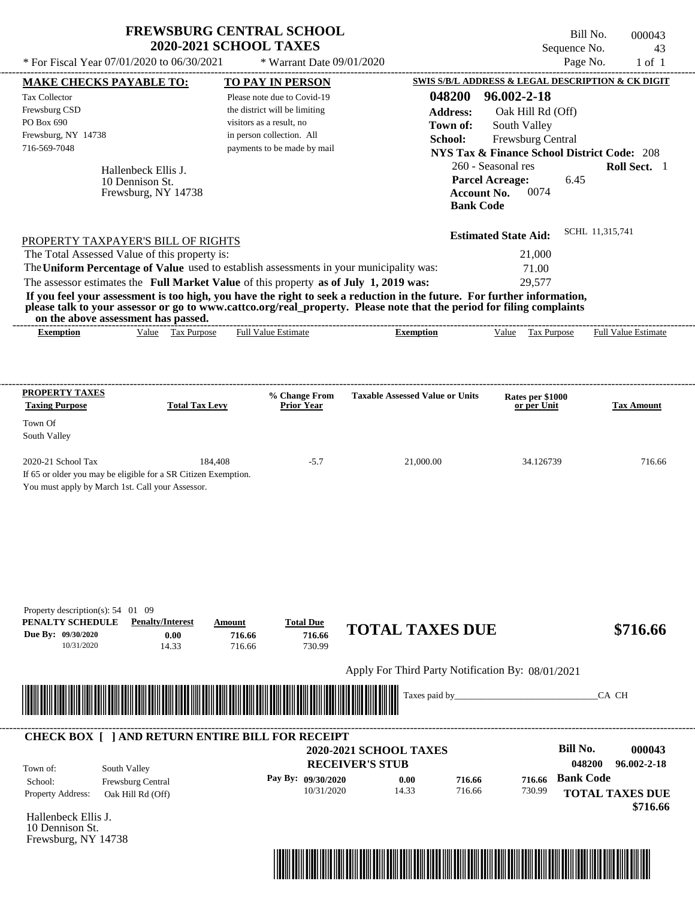# FREWSBURG CENTRAL SCHOOL
## 2020-2021 SCHOOL TAXES

Bill No. 000043
Sequence No. 43
Page No. 1 of 1

* For Fiscal Year 07/01/2020 to 06/30/2021 * Warrant Date 09/01/2020

**MAKE CHECKS PAYABLE TO:**
Tax Collector
Frewsburg CSD
PO Box 690
Frewsburg, NY 14738
716-569-7048

**TO PAY IN PERSON**
Please note due to Covid-19 the district will be limiting visitors as a result, no in person collection. All payments to be made by mail

**SWIS S/B/L ADDRESS & LEGAL DESCRIPTION & CK DIGIT**
**048200 96.002-2-18**
**Address:** Oak Hill Rd (Off)
**Town of:** South Valley
**School:** Frewsburg Central
**NYS Tax & Finance School District Code:** 208
260 - Seasonal res **Roll Sect.** 1
**Parcel Acreage:** 6.45
**Account No.** 0074
**Bank Code**

Hallenbeck Ellis J.
10 Dennison St.
Frewsburg, NY 14738

**Estimated State Aid:** SCHL 11,315,741

PROPERTY TAXPAYER'S BILL OF RIGHTS

The Total Assessed Value of this property is: 21,000
The **Uniform Percentage of Value** used to establish assessments in your municipality was: 71.00
The assessor estimates the **Full Market Value** of this property **as of July 1, 2019 was:** 29,577

**If you feel your assessment is too high, you have the right to seek a reduction in the future. For further information, please talk to your assessor or go to www.cattco.org/real_property. Please note that the period for filing complaints on the above assessment has passed.**

| Exemption | Value | Tax Purpose | Full Value Estimate | Exemption | Value | Tax Purpose | Full Value Estimate |
|---|---|---|---|---|---|---|---|

| PROPERTY TAXES Taxing Purpose | Total Tax Levy | % Change From Prior Year | Taxable Assessed Value or Units | Rates per $1000 or per Unit | Tax Amount |
|---|---|---|---|---|---|
| Town Of South Valley | | | | | |
| 2020-21 School Tax | 184,408 | -5.7 | 21,000.00 | 34.126739 | 716.66 |

If 65 or older you may be eligible for a SR Citizen Exemption.
You must apply by March 1st. Call your Assessor.

Property description(s): 54 01 09

| PENALTY SCHEDULE | Penalty/Interest | Amount | Total Due |
|---|---|---|---|
| Due By: 09/30/2020 | 0.00 | 716.66 | 716.66 |
| 10/31/2020 | 14.33 | 716.66 | 730.99 |

**TOTAL TAXES DUE $716.66**

Apply For Third Party Notification By: 08/01/2021

Taxes paid by_______________________________CA CH

**CHECK BOX [ ] AND RETURN ENTIRE BILL FOR RECEIPT**

**2020-2021 SCHOOL TAXES**
**RECEIVER'S STUB**

Bill No. **000043**
048200 96.002-2-18

Town of: South Valley
School: Frewsburg Central
Property Address: Oak Hill Rd (Off)

| Pay By: | | | | |
|---|---|---|---|---|
| 09/30/2020 | 0.00 | 716.66 | 716.66 | Bank Code |
| 10/31/2020 | 14.33 | 716.66 | 730.99 | |

**TOTAL TAXES DUE $716.66**

Hallenbeck Ellis J.
10 Dennison St.
Frewsburg, NY 14738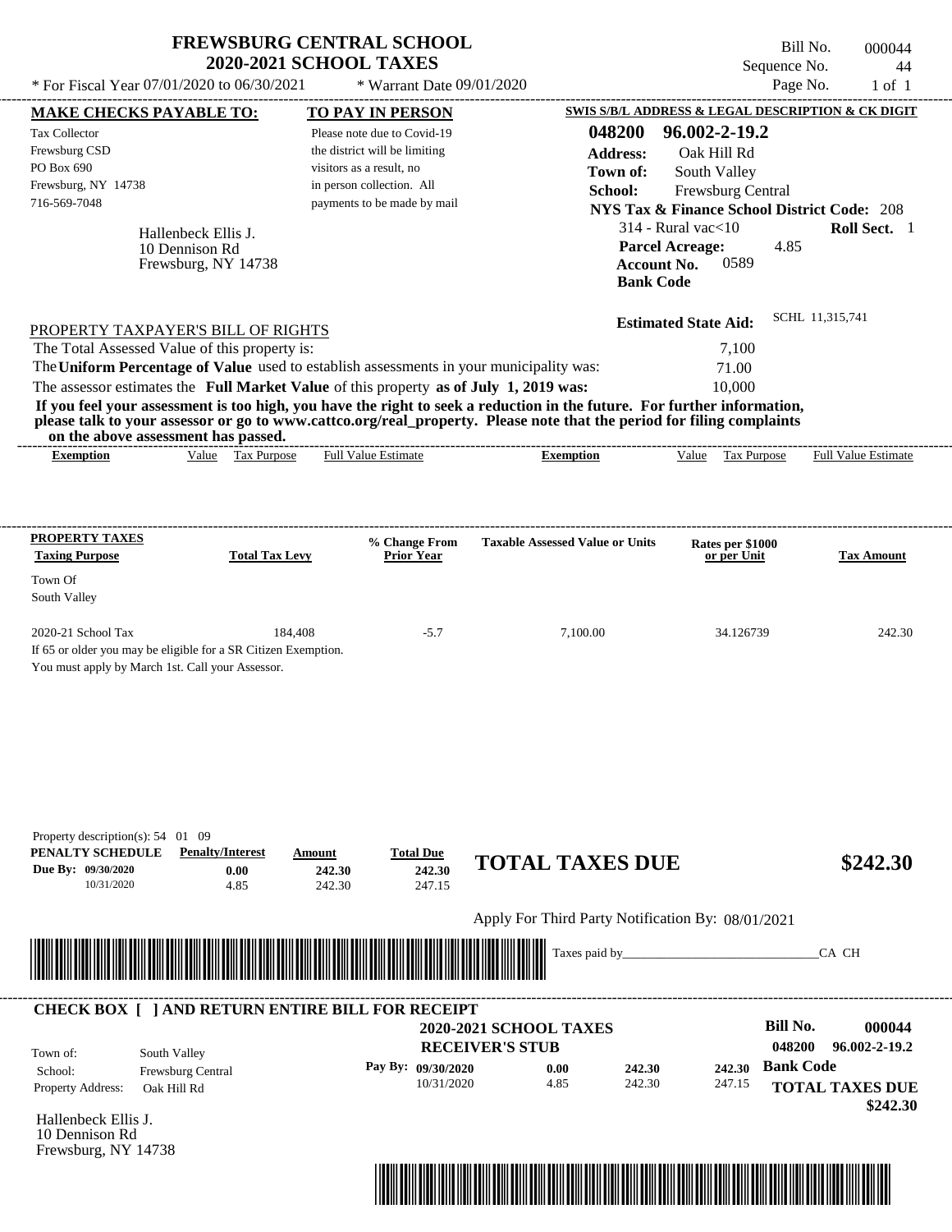# FREWSBURG CENTRAL SCHOOL
## 2020-2021 SCHOOL TAXES

Bill No. 000044
Sequence No. 44

\* For Fiscal Year 07/01/2020 to 06/30/2021 | \* Warrant Date 09/01/2020

**MAKE CHECKS PAYABLE TO:**
Tax Collector
Frewsburg CSD
PO Box 690
Frewsburg, NY 14738
716-569-7048

**TO PAY IN PERSON**
Please note due to Covid-19 the district will be limiting visitors as a result, no in person collection. All payments to be made by mail

**SWIS S/B/L ADDRESS & LEGAL DESCRIPTION & CK DIGIT**
**048200 96.002-2-19.2**
**Address:** Oak Hill Rd
**Town of:** South Valley
**School:** Frewsburg Central
**NYS Tax & Finance School District Code:** 208
314 - Rural vac<10 **Roll Sect.** 1
**Parcel Acreage:** 4.85
**Account No.** 0589
**Bank Code**

Hallenbeck Ellis J.
10 Dennison Rd
Frewsburg, NY 14738

**Estimated State Aid:** SCHL 11,315,741

PROPERTY TAXPAYER'S BILL OF RIGHTS

The Total Assessed Value of this property is: 7,100
The **Uniform Percentage of Value** used to establish assessments in your municipality was: 71.00
The assessor estimates the **Full Market Value** of this property **as of July 1, 2019 was:** 10,000

**If you feel your assessment is too high, you have the right to seek a reduction in the future. For further information, please talk to your assessor or go to www.cattco.org/real_property. Please note that the period for filing complaints on the above assessment has passed.**

| Exemption | Value | Tax Purpose | Full Value Estimate | Exemption | Value | Tax Purpose | Full Value Estimate |
|---|---|---|---|---|---|---|---|

| PROPERTY TAXES Taxing Purpose | Total Tax Levy | % Change From Prior Year | Taxable Assessed Value or Units | Rates per $1000 or per Unit | Tax Amount |
|---|---|---|---|---|---|
| Town Of South Valley | | | | | |
| 2020-21 School Tax | 184,408 | -5.7 | 7,100.00 | 34.126739 | 242.30 |

If 65 or older you may be eligible for a SR Citizen Exemption.
You must apply by March 1st. Call your Assessor.

Property description(s): 54 01 09

| PENALTY SCHEDULE | Penalty/Interest | Amount | Total Due |
|---|---|---|---|
| Due By: 09/30/2020 | 0.00 | 242.30 | 242.30 |
| 10/31/2020 | 4.85 | 242.30 | 247.15 |

**TOTAL TAXES DUE $242.30**

Apply For Third Party Notification By: 08/01/2021

Taxes paid by_______________________________CA CH

**CHECK BOX [ ] AND RETURN ENTIRE BILL FOR RECEIPT**

**2020-2021 SCHOOL TAXES**
**RECEIVER'S STUB**

**Bill No. 000044**
**048200 96.002-2-19.2**

Town of: South Valley
School: Frewsburg Central
Property Address: Oak Hill Rd

| Pay By: | Penalty/Interest | Amount | Total Due |
|---|---|---|---|
| 09/30/2020 | 0.00 | 242.30 | 242.30 |
| 10/31/2020 | 4.85 | 242.30 | 247.15 |

**Bank Code**

**TOTAL TAXES DUE $242.30**

Hallenbeck Ellis J.
10 Dennison Rd
Frewsburg, NY 14738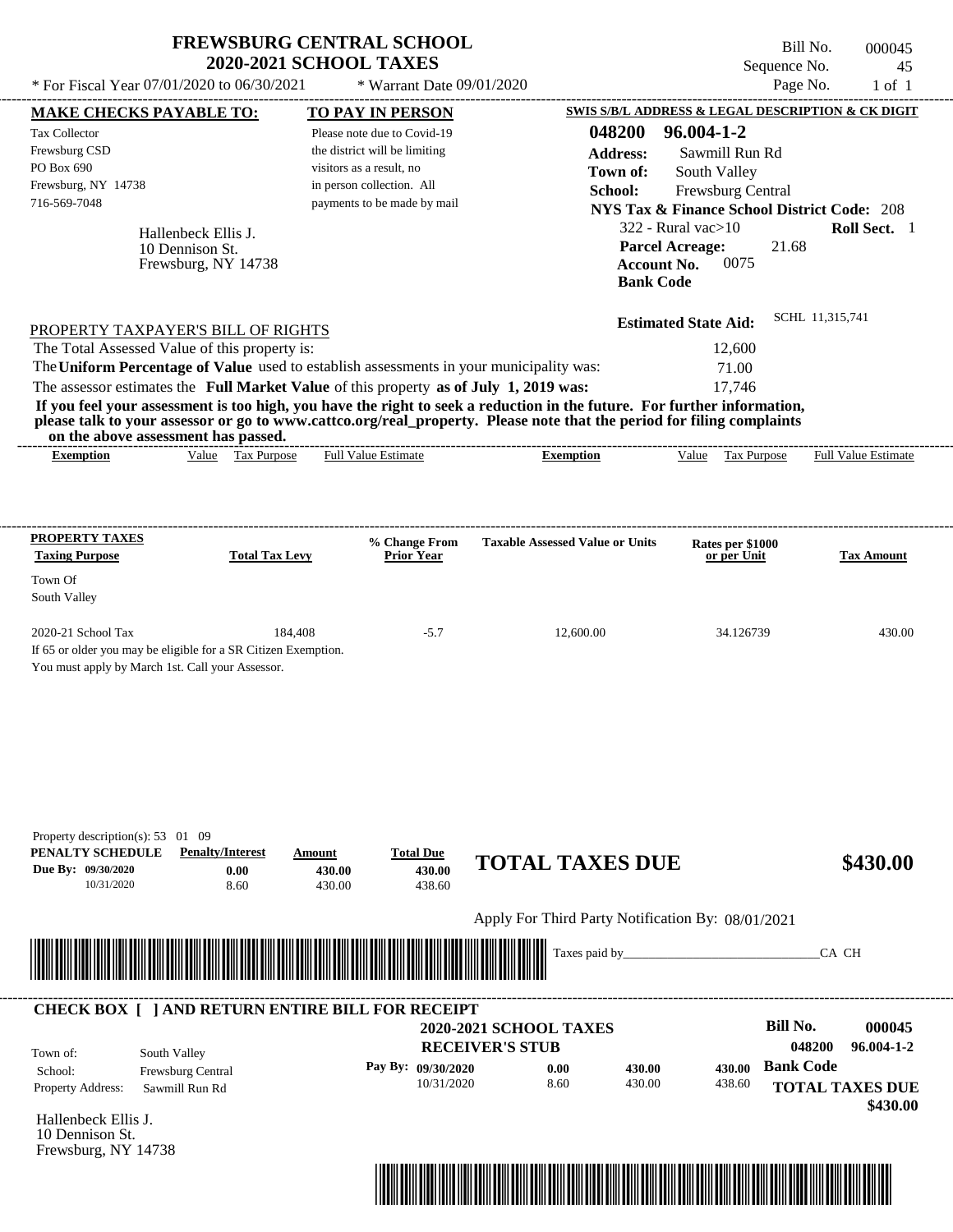# FREWSBURG CENTRAL SCHOOL
## 2020-2021 SCHOOL TAXES

\* For Fiscal Year 07/01/2020 to 06/30/2021 \* Warrant Date 09/01/2020

Bill No. 000045
Sequence No. 45
Page No. 1 of 1

**MAKE CHECKS PAYABLE TO:**
Tax Collector
Frewsburg CSD
PO Box 690
Frewsburg, NY 14738
716-569-7048

**TO PAY IN PERSON**
Please note due to Covid-19 the district will be limiting visitors as a result, no in person collection. All payments to be made by mail

**SWIS S/B/L ADDRESS & LEGAL DESCRIPTION & CK DIGIT**
**048200 96.004-1-2**
**Address:** Sawmill Run Rd
**Town of:** South Valley
**School:** Frewsburg Central
**NYS Tax & Finance School District Code:** 208
322 - Rural vac>10 **Roll Sect.** 1
**Parcel Acreage:** 21.68
**Account No.** 0075
**Bank Code**

Hallenbeck Ellis J.
10 Dennison St.
Frewsburg, NY 14738

**Estimated State Aid:** SCHL 11,315,741

PROPERTY TAXPAYER'S BILL OF RIGHTS

The Total Assessed Value of this property is: 12,600
The **Uniform Percentage of Value** used to establish assessments in your municipality was: 71.00
The assessor estimates the **Full Market Value** of this property **as of July 1, 2019 was:** 17,746

**If you feel your assessment is too high, you have the right to seek a reduction in the future. For further information, please talk to your assessor or go to www.cattco.org/real_property. Please note that the period for filing complaints on the above assessment has passed.**

| Exemption | Value | Tax Purpose | Full Value Estimate | Exemption | Value | Tax Purpose | Full Value Estimate |
|---|---|---|---|---|---|---|---|

| PROPERTY TAXES Taxing Purpose | Total Tax Levy | % Change From Prior Year | Taxable Assessed Value or Units | Rates per $1000 or per Unit | Tax Amount |
|---|---|---|---|---|---|
| Town Of South Valley | | | | | |
| 2020-21 School Tax | 184,408 | -5.7 | 12,600.00 | 34.126739 | 430.00 |

If 65 or older you may be eligible for a SR Citizen Exemption.
You must apply by March 1st. Call your Assessor.

Property description(s): 53 01 09

| PENALTY SCHEDULE | Penalty/Interest | Amount | Total Due |
|---|---|---|---|
| Due By: 09/30/2020 | 0.00 | 430.00 | 430.00 |
| 10/31/2020 | 8.60 | 430.00 | 438.60 |

**TOTAL TAXES DUE** **$430.00**

Apply For Third Party Notification By: 08/01/2021

Taxes paid by_______________________________CA CH

**CHECK BOX [ ] AND RETURN ENTIRE BILL FOR RECEIPT**

**2020-2021 SCHOOL TAXES**
**RECEIVER'S STUB**

**Bill No.** 000045
048200 96.004-1-2

Town of: South Valley
School: Frewsburg Central
Property Address: Sawmill Run Rd

| Pay By: | | | |
|---|---|---|---|
| 09/30/2020 | 0.00 | 430.00 | 430.00 |
| 10/31/2020 | 8.60 | 430.00 | 438.60 |

**Bank Code**
**TOTAL TAXES DUE**
**$430.00**

Hallenbeck Ellis J.
10 Dennison St.
Frewsburg, NY 14738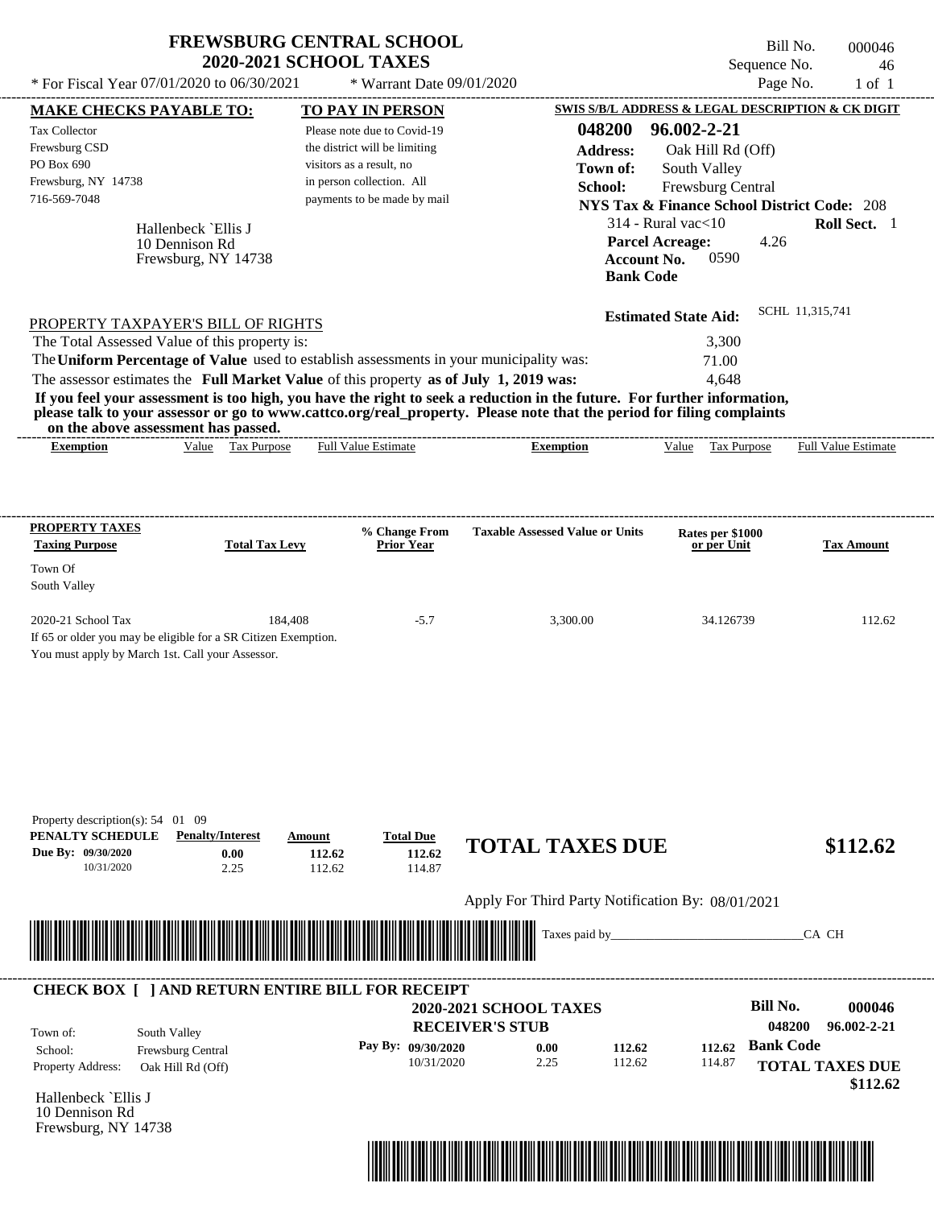# FREWSBURG CENTRAL SCHOOL
## 2020-2021 SCHOOL TAXES

\* For Fiscal Year 07/01/2020 to 06/30/2021 &nbsp;&nbsp;&nbsp; \* Warrant Date 09/01/2020

Bill No. 000046
Sequence No. 46
Page No. 1 of 1

**MAKE CHECKS PAYABLE TO:**
Tax Collector
Frewsburg CSD
PO Box 690
Frewsburg, NY 14738
716-569-7048

**TO PAY IN PERSON**
Please note due to Covid-19 the district will be limiting visitors as a result, no in person collection. All payments to be made by mail

**SWIS S/B/L ADDRESS & LEGAL DESCRIPTION & CK DIGIT**
**048200 96.002-2-21**
**Address:** Oak Hill Rd (Off)
**Town of:** South Valley
**School:** Frewsburg Central
**NYS Tax & Finance School District Code:** 208
314 - Rural vac<10 &nbsp;&nbsp; **Roll Sect.** 1
**Parcel Acreage:** 4.26
**Account No.** 0590
**Bank Code**

Hallenbeck `Ellis J
10 Dennison Rd
Frewsburg, NY 14738

**Estimated State Aid:** SCHL 11,315,741

PROPERTY TAXPAYER'S BILL OF RIGHTS

The Total Assessed Value of this property is: 3,300
The **Uniform Percentage of Value** used to establish assessments in your municipality was: 71.00
The assessor estimates the **Full Market Value** of this property **as of July 1, 2019 was:** 4,648

**If you feel your assessment is too high, you have the right to seek a reduction in the future. For further information, please talk to your assessor or go to www.cattco.org/real_property. Please note that the period for filing complaints on the above assessment has passed.**

| Exemption | Value | Tax Purpose | Full Value Estimate | Exemption | Value | Tax Purpose | Full Value Estimate |
|---|---|---|---|---|---|---|---|

| PROPERTY TAXES Taxing Purpose | Total Tax Levy | % Change From Prior Year | Taxable Assessed Value or Units | Rates per $1000 or per Unit | Tax Amount |
|---|---|---|---|---|---|
| Town Of South Valley | | | | | |
| 2020-21 School Tax | 184,408 | -5.7 | 3,300.00 | 34.126739 | 112.62 |

If 65 or older you may be eligible for a SR Citizen Exemption.
You must apply by March 1st. Call your Assessor.

Property description(s): 54 01 09

| PENALTY SCHEDULE | Penalty/Interest | Amount | Total Due |
|---|---|---|---|
| Due By: 09/30/2020 | 0.00 | 112.62 | 112.62 |
| 10/31/2020 | 2.25 | 112.62 | 114.87 |

**TOTAL TAXES DUE $112.62**

Apply For Third Party Notification By: 08/01/2021

Taxes paid by_______________________________CA CH

---

**CHECK BOX [ ] AND RETURN ENTIRE BILL FOR RECEIPT**

**2020-2021 SCHOOL TAXES**
**RECEIVER'S STUB**

**Bill No. 000046**
**048200 96.002-2-21**

Town of: South Valley
School: Frewsburg Central
Property Address: Oak Hill Rd (Off)

| Pay By: | | | | |
|---|---|---|---|---|
| 09/30/2020 | 0.00 | 112.62 | 112.62 | **Bank Code** |
| 10/31/2020 | 2.25 | 112.62 | 114.87 | |

**TOTAL TAXES DUE $112.62**

Hallenbeck `Ellis J
10 Dennison Rd
Frewsburg, NY 14738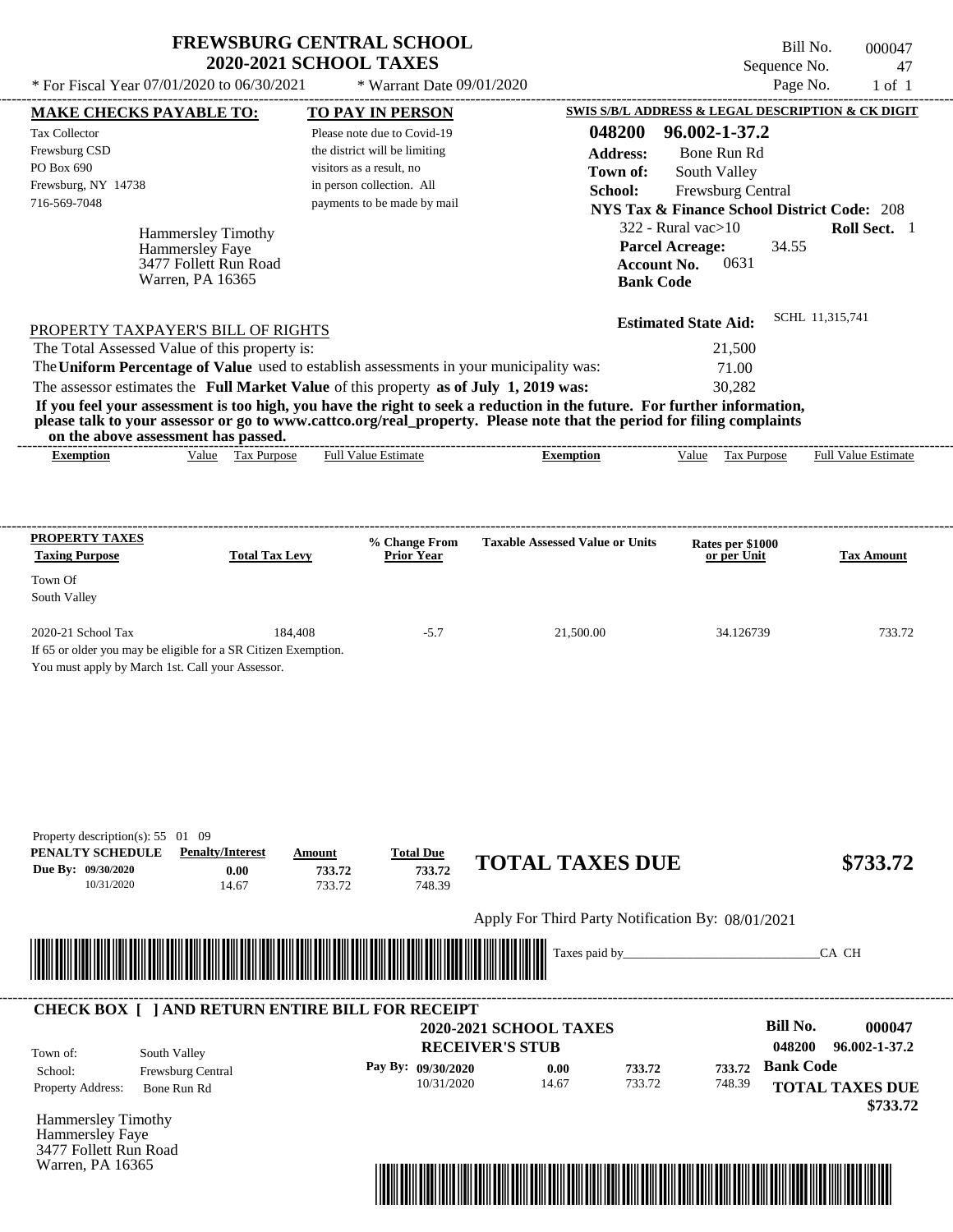# FREWSBURG CENTRAL SCHOOL
## 2020-2021 SCHOOL TAXES

Bill No. 000047
Sequence No. 47
Page No. 1 of 1

* For Fiscal Year 07/01/2020 to 06/30/2021 * Warrant Date 09/01/2020

**MAKE CHECKS PAYABLE TO:**

Tax Collector
Frewsburg CSD
PO Box 690
Frewsburg, NY 14738
716-569-7048

Hammersley Timothy
Hammersley Faye
3477 Follett Run Road
Warren, PA 16365

**TO PAY IN PERSON**

Please note due to Covid-19 the district will be limiting visitors as a result, no in person collection. All payments to be made by mail

**SWIS S/B/L ADDRESS & LEGAL DESCRIPTION & CK DIGIT**

**048200 96.002-1-37.2**
**Address:** Bone Run Rd
**Town of:** South Valley
**School:** Frewsburg Central
**NYS Tax & Finance School District Code:** 208
322 - Rural vac>10 **Roll Sect.** 1
**Parcel Acreage:** 34.55
**Account No.** 0631
**Bank Code**

**Estimated State Aid:** SCHL 11,315,741

PROPERTY TAXPAYER'S BILL OF RIGHTS

The Total Assessed Value of this property is: 21,500
The **Uniform Percentage of Value** used to establish assessments in your municipality was: 71.00
The assessor estimates the **Full Market Value** of this property **as of July 1, 2019 was:** 30,282

**If you feel your assessment is too high, you have the right to seek a reduction in the future. For further information, please talk to your assessor or go to www.cattco.org/real_property. Please note that the period for filing complaints on the above assessment has passed.**

| Exemption | Value | Tax Purpose | Full Value Estimate | Exemption | Value | Tax Purpose | Full Value Estimate |
|---|---|---|---|---|---|---|---|

| PROPERTY TAXES Taxing Purpose | Total Tax Levy | % Change From Prior Year | Taxable Assessed Value or Units | Rates per $1000 or per Unit | Tax Amount |
|---|---|---|---|---|---|
| Town Of South Valley | | | | | |
| 2020-21 School Tax | 184,408 | -5.7 | 21,500.00 | 34.126739 | 733.72 |

If 65 or older you may be eligible for a SR Citizen Exemption.
You must apply by March 1st. Call your Assessor.

Property description(s): 55 01 09

| PENALTY SCHEDULE | Penalty/Interest | Amount | Total Due |
|---|---|---|---|
| Due By: 09/30/2020 | 0.00 | 733.72 | 733.72 |
| 10/31/2020 | 14.67 | 733.72 | 748.39 |

**TOTAL TAXES DUE $733.72**

Apply For Third Party Notification By: 08/01/2021

Taxes paid by_______________________________CA CH

**CHECK BOX [ ] AND RETURN ENTIRE BILL FOR RECEIPT**

**2020-2021 SCHOOL TAXES**
**RECEIVER'S STUB**

**Bill No. 000047**
**048200 96.002-1-37.2**

Town of: South Valley
School: Frewsburg Central
Property Address: Bone Run Rd

| Pay By: | | | |
|---|---|---|---|
| 09/30/2020 | 0.00 | 733.72 | 733.72 |
| 10/31/2020 | 14.67 | 733.72 | 748.39 |

**Bank Code**

**TOTAL TAXES DUE $733.72**

Hammersley Timothy
Hammersley Faye
3477 Follett Run Road
Warren, PA 16365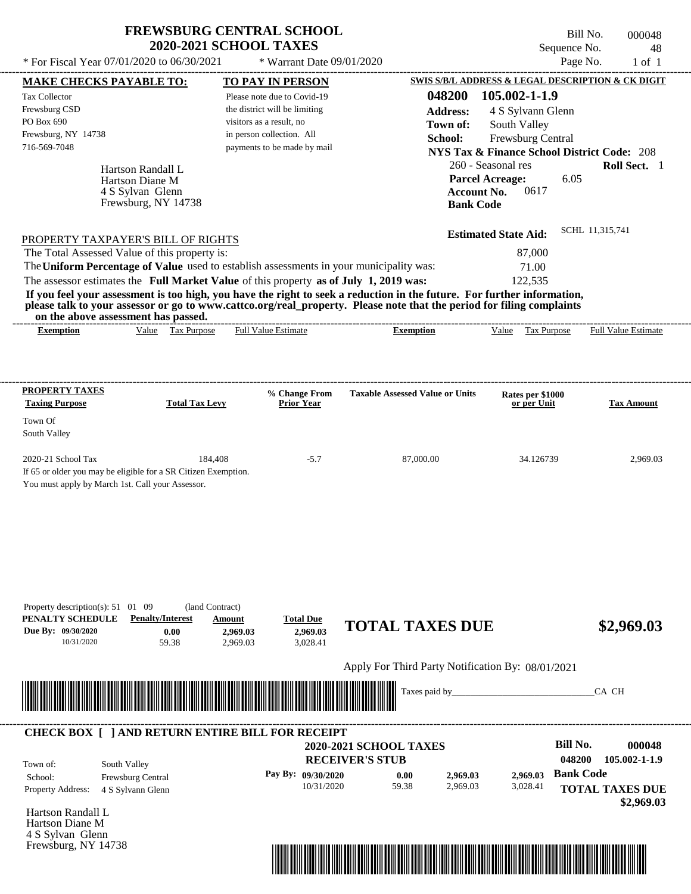# FREWSBURG CENTRAL SCHOOL
## 2020-2021 SCHOOL TAXES

Bill No. 000048
Sequence No. 48
Page No. 1 of 1

* For Fiscal Year 07/01/2020 to 06/30/2021 * Warrant Date 09/01/2020

**MAKE CHECKS PAYABLE TO:**

Tax Collector
Frewsburg CSD
PO Box 690
Frewsburg, NY 14738
716-569-7048

**TO PAY IN PERSON**

Please note due to Covid-19 the district will be limiting visitors as a result, no in person collection. All payments to be made by mail

**SWIS S/B/L ADDRESS & LEGAL DESCRIPTION & CK DIGIT**

**048200 105.002-1-1.9**
**Address:** 4 S Sylvann Glenn
**Town of:** South Valley
**School:** Frewsburg Central
**NYS Tax & Finance School District Code:** 208
260 - Seasonal res **Roll Sect.** 1
**Parcel Acreage:** 6.05
**Account No.** 0617
**Bank Code**

Hartson Randall L
Hartson Diane M
4 S Sylvan Glenn
Frewsburg, NY 14738

**Estimated State Aid:** SCHL 11,315,741

PROPERTY TAXPAYER'S BILL OF RIGHTS

The Total Assessed Value of this property is: 87,000
The **Uniform Percentage of Value** used to establish assessments in your municipality was: 71.00
The assessor estimates the **Full Market Value** of this property **as of July 1, 2019 was:** 122,535

**If you feel your assessment is too high, you have the right to seek a reduction in the future. For further information, please talk to your assessor or go to www.cattco.org/real_property. Please note that the period for filing complaints on the above assessment has passed.**

| Exemption | Value | Tax Purpose | Full Value Estimate | Exemption | Value | Tax Purpose | Full Value Estimate |
|---|---|---|---|---|---|---|---|

| PROPERTY TAXES Taxing Purpose | Total Tax Levy | % Change From Prior Year | Taxable Assessed Value or Units | Rates per $1000 or per Unit | Tax Amount |
|---|---|---|---|---|---|
| Town Of South Valley | | | | | |
| 2020-21 School Tax | 184,408 | -5.7 | 87,000.00 | 34.126739 | 2,969.03 |

If 65 or older you may be eligible for a SR Citizen Exemption.
You must apply by March 1st. Call your Assessor.

Property description(s): 51 01 09 (land Contract)

| PENALTY SCHEDULE | Penalty/Interest | Amount | Total Due |
|---|---|---|---|
| Due By: 09/30/2020 | 0.00 | 2,969.03 | 2,969.03 |
| 10/31/2020 | 59.38 | 2,969.03 | 3,028.41 |

**TOTAL TAXES DUE $2,969.03**

Apply For Third Party Notification By: 08/01/2021

Taxes paid by_______________________________CA CH

**CHECK BOX [ ] AND RETURN ENTIRE BILL FOR RECEIPT**

**2020-2021 SCHOOL TAXES**
**RECEIVER'S STUB**

**Bill No. 000048**
**048200 105.002-1-1.9**

Town of: South Valley
School: Frewsburg Central
Property Address: 4 S Sylvann Glenn

| Pay By: | Penalty/Interest | Amount | Total Due |
|---|---|---|---|
| 09/30/2020 | 0.00 | 2,969.03 | 2,969.03 |
| 10/31/2020 | 59.38 | 2,969.03 | 3,028.41 |

**Bank Code**

**TOTAL TAXES DUE $2,969.03**

Hartson Randall L
Hartson Diane M
4 S Sylvan Glenn
Frewsburg, NY 14738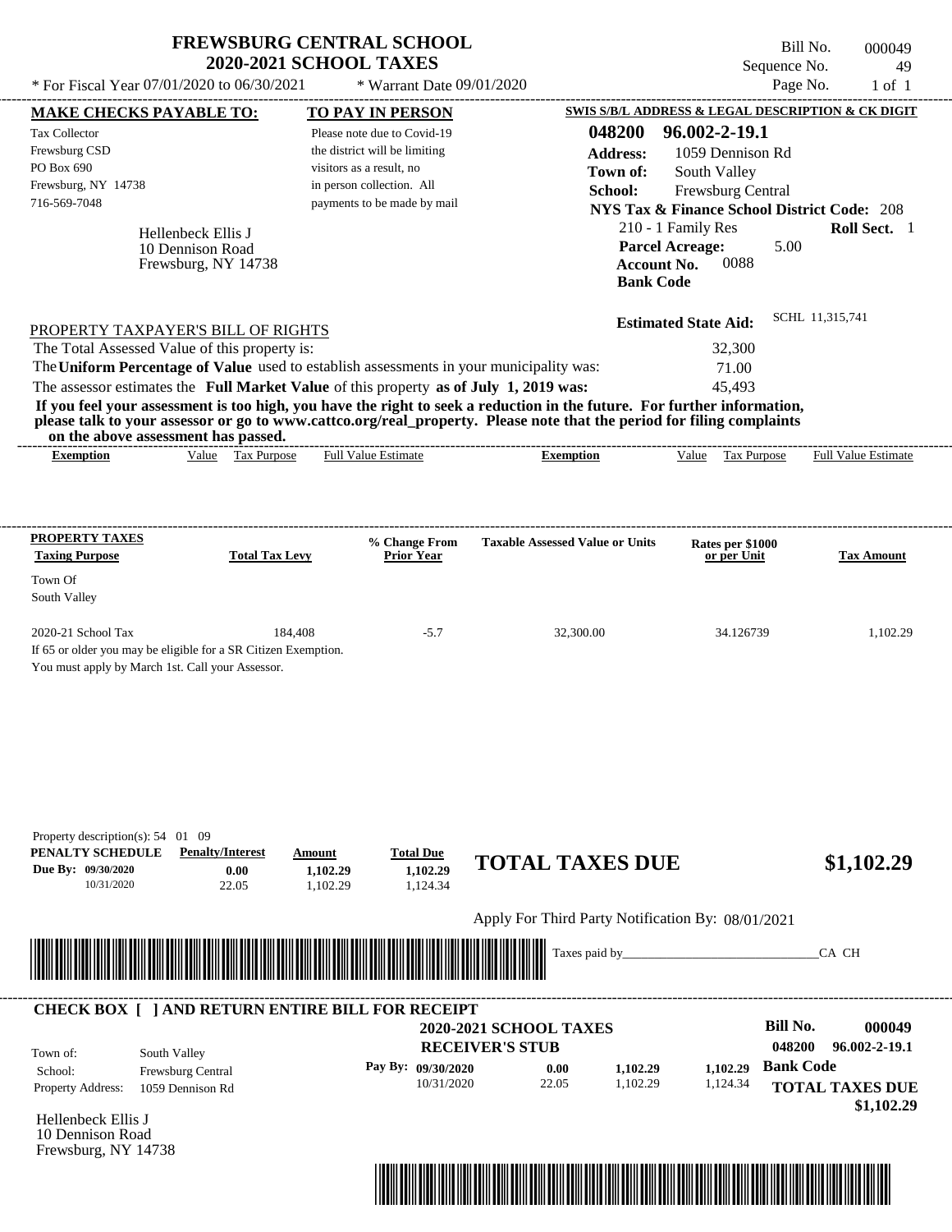# FREWSBURG CENTRAL SCHOOL
## 2020-2021 SCHOOL TAXES

\* For Fiscal Year 07/01/2020 to 06/30/2021 — \* Warrant Date 09/01/2020

Bill No. 000049
Sequence No. 49
Page No. 1 of 1

**MAKE CHECKS PAYABLE TO:**

Tax Collector
Frewsburg CSD
PO Box 690
Frewsburg, NY 14738
716-569-7048

**TO PAY IN PERSON**

Please note due to Covid-19 the district will be limiting visitors as a result, no in person collection. All payments to be made by mail

**SWIS S/B/L ADDRESS & LEGAL DESCRIPTION & CK DIGIT**

**048200 96.002-2-19.1**

**Address:** 1059 Dennison Rd
**Town of:** South Valley
**School:** Frewsburg Central
**NYS Tax & Finance School District Code:** 208
210 - 1 Family Res — **Roll Sect.** 1
**Parcel Acreage:** 5.00
**Account No.** 0088
**Bank Code**

Hellenbeck Ellis J
10 Dennison Road
Frewsburg, NY 14738

**Estimated State Aid:** SCHL 11,315,741

PROPERTY TAXPAYER'S BILL OF RIGHTS

The Total Assessed Value of this property is: 32,300
The **Uniform Percentage of Value** used to establish assessments in your municipality was: 71.00
The assessor estimates the **Full Market Value** of this property **as of July 1, 2019 was:** 45,493

**If you feel your assessment is too high, you have the right to seek a reduction in the future. For further information, please talk to your assessor or go to www.cattco.org/real_property. Please note that the period for filing complaints on the above assessment has passed.**

| Exemption | Value | Tax Purpose | Full Value Estimate | Exemption | Value | Tax Purpose | Full Value Estimate |
|---|---|---|---|---|---|---|---|

| PROPERTY TAXES Taxing Purpose | Total Tax Levy | % Change From Prior Year | Taxable Assessed Value or Units | Rates per $1000 or per Unit | Tax Amount |
|---|---|---|---|---|---|
| Town Of South Valley | | | | | |
| 2020-21 School Tax | 184,408 | -5.7 | 32,300.00 | 34.126739 | 1,102.29 |

If 65 or older you may be eligible for a SR Citizen Exemption.
You must apply by March 1st. Call your Assessor.

Property description(s): 54 01 09

| PENALTY SCHEDULE | Penalty/Interest | Amount | Total Due |
|---|---|---|---|
| Due By: 09/30/2020 | 0.00 | 1,102.29 | 1,102.29 |
| 10/31/2020 | 22.05 | 1,102.29 | 1,124.34 |

**TOTAL TAXES DUE $1,102.29**

Apply For Third Party Notification By: 08/01/2021

Taxes paid by_______________________________CA CH

**CHECK BOX [ ] AND RETURN ENTIRE BILL FOR RECEIPT**

**2020-2021 SCHOOL TAXES**
**RECEIVER'S STUB**

**Bill No. 000049**
048200 96.002-2-19.1

Town of: South Valley
School: Frewsburg Central
Property Address: 1059 Dennison Rd

| Pay By: | Penalty/Interest | Amount | Total Due |
|---|---|---|---|
| 09/30/2020 | 0.00 | 1,102.29 | 1,102.29 |
| 10/31/2020 | 22.05 | 1,102.29 | 1,124.34 |

**Bank Code**

**TOTAL TAXES DUE $1,102.29**

Hellenbeck Ellis J
10 Dennison Road
Frewsburg, NY 14738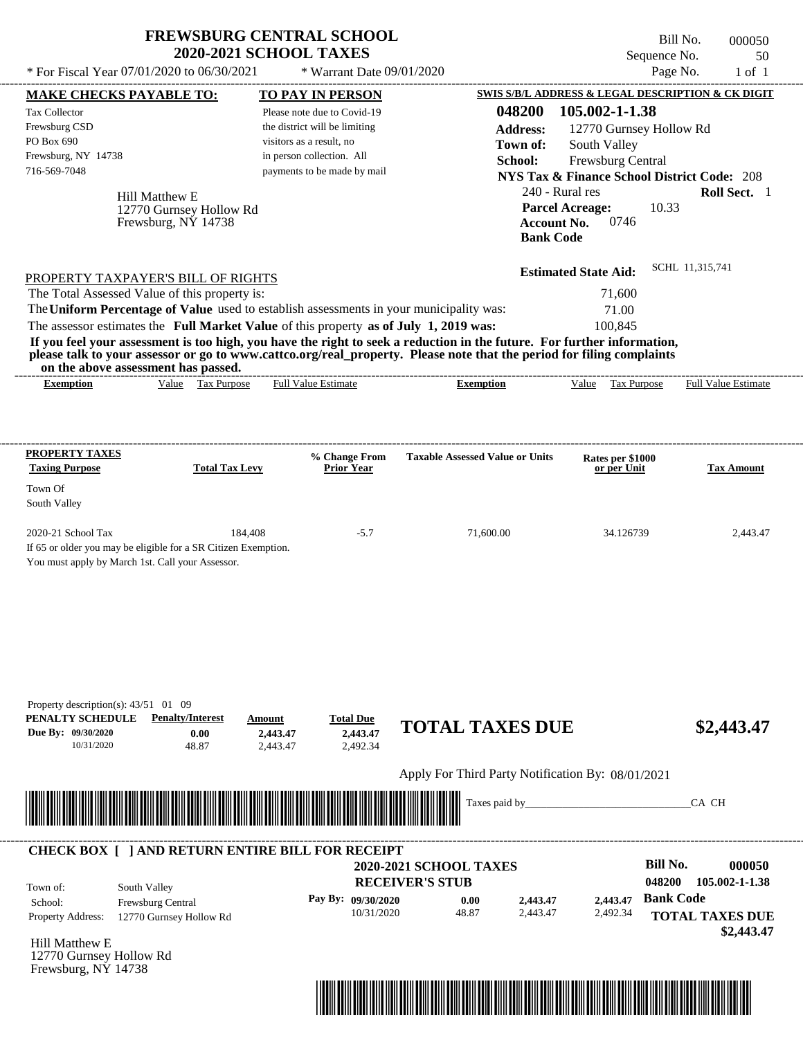# FREWSBURG CENTRAL SCHOOL
## 2020-2021 SCHOOL TAXES

\* For Fiscal Year 07/01/2020 to 06/30/2021 \* Warrant Date 09/01/2020

Bill No. 000050
Sequence No. 50
Page No. 1 of 1

**MAKE CHECKS PAYABLE TO:**

Tax Collector
Frewsburg CSD
PO Box 690
Frewsburg, NY 14738
716-569-7048

**TO PAY IN PERSON**

Please note due to Covid-19 the district will be limiting visitors as a result, no in person collection. All payments to be made by mail

**SWIS S/B/L ADDRESS & LEGAL DESCRIPTION & CK DIGIT**

**048200 105.002-1-1.38**
**Address:** 12770 Gurnsey Hollow Rd
**Town of:** South Valley
**School:** Frewsburg Central
**NYS Tax & Finance School District Code:** 208
240 - Rural res **Roll Sect.** 1
**Parcel Acreage:** 10.33
**Account No.** 0746
**Bank Code**

Hill Matthew E
12770 Gurnsey Hollow Rd
Frewsburg, NY 14738

**Estimated State Aid:** SCHL 11,315,741

PROPERTY TAXPAYER'S BILL OF RIGHTS

The Total Assessed Value of this property is: 71,600
The **Uniform Percentage of Value** used to establish assessments in your municipality was: 71.00
The assessor estimates the **Full Market Value** of this property **as of July 1, 2019 was:** 100,845

**If you feel your assessment is too high, you have the right to seek a reduction in the future. For further information, please talk to your assessor or go to www.cattco.org/real_property. Please note that the period for filing complaints on the above assessment has passed.**

| Exemption | Value | Tax Purpose | Full Value Estimate | Exemption | Value | Tax Purpose | Full Value Estimate |
|---|---|---|---|---|---|---|---|

| PROPERTY TAXES Taxing Purpose | Total Tax Levy | % Change From Prior Year | Taxable Assessed Value or Units | Rates per $1000 or per Unit | Tax Amount |
|---|---|---|---|---|---|
| Town Of South Valley | | | | | |
| 2020-21 School Tax | 184,408 | -5.7 | 71,600.00 | 34.126739 | 2,443.47 |

If 65 or older you may be eligible for a SR Citizen Exemption.
You must apply by March 1st. Call your Assessor.

Property description(s): 43/51 01 09

| PENALTY SCHEDULE | Penalty/Interest | Amount | Total Due |
|---|---|---|---|
| Due By: 09/30/2020 | 0.00 | 2,443.47 | 2,443.47 |
| 10/31/2020 | 48.87 | 2,443.47 | 2,492.34 |

**TOTAL TAXES DUE $2,443.47**

Apply For Third Party Notification By: 08/01/2021

Taxes paid by_______________________________CA CH

**CHECK BOX [ ] AND RETURN ENTIRE BILL FOR RECEIPT**

**2020-2021 SCHOOL TAXES**
**RECEIVER'S STUB**

**Bill No. 000050**
**048200 105.002-1-1.38**

Town of: South Valley
School: Frewsburg Central
Property Address: 12770 Gurnsey Hollow Rd

| Pay By: | | | |
|---|---|---|---|
| 09/30/2020 | 0.00 | 2,443.47 | 2,443.47 |
| 10/31/2020 | 48.87 | 2,443.47 | 2,492.34 |

**Bank Code**

**TOTAL TAXES DUE $2,443.47**

Hill Matthew E
12770 Gurnsey Hollow Rd
Frewsburg, NY 14738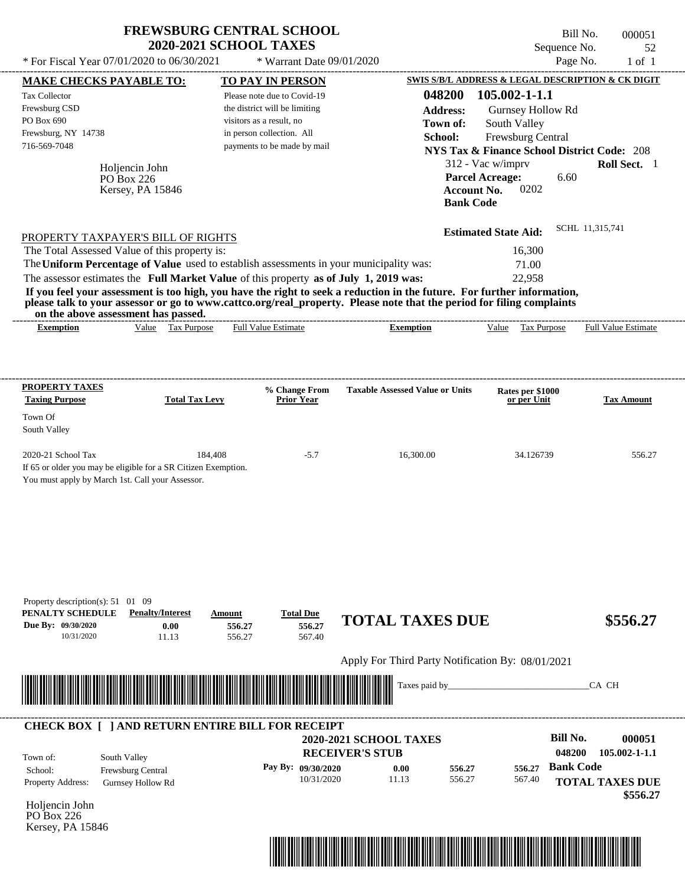# FREWSBURG CENTRAL SCHOOL
## 2020-2021 SCHOOL TAXES

\* For Fiscal Year 07/01/2020 to 06/30/2021 \* Warrant Date 09/01/2020

Bill No. 000051
Sequence No. 52
Page No. 1 of 1

**MAKE CHECKS PAYABLE TO:**
Tax Collector
Frewsburg CSD
PO Box 690
Frewsburg, NY 14738
716-569-7048

**TO PAY IN PERSON**
Please note due to Covid-19 the district will be limiting visitors as a result, no in person collection. All payments to be made by mail

**SWIS S/B/L ADDRESS & LEGAL DESCRIPTION & CK DIGIT**
**048200 105.002-1-1.1**
**Address:** Gurnsey Hollow Rd
**Town of:** South Valley
**School:** Frewsburg Central
**NYS Tax & Finance School District Code:** 208
312 - Vac w/imprv **Roll Sect.** 1
**Parcel Acreage:** 6.60
**Account No.** 0202
**Bank Code**

Holjencin John
PO Box 226
Kersey, PA 15846

**Estimated State Aid:** SCHL 11,315,741

PROPERTY TAXPAYER'S BILL OF RIGHTS

The Total Assessed Value of this property is: 16,300
The **Uniform Percentage of Value** used to establish assessments in your municipality was: 71.00
The assessor estimates the **Full Market Value** of this property **as of July 1, 2019 was:** 22,958

**If you feel your assessment is too high, you have the right to seek a reduction in the future. For further information, please talk to your assessor or go to www.cattco.org/real_property. Please note that the period for filing complaints on the above assessment has passed.**

| Exemption | Value | Tax Purpose | Full Value Estimate | Exemption | Value | Tax Purpose | Full Value Estimate |
|---|---|---|---|---|---|---|---|

| PROPERTY TAXES Taxing Purpose | Total Tax Levy | % Change From Prior Year | Taxable Assessed Value or Units | Rates per $1000 or per Unit | Tax Amount |
|---|---|---|---|---|---|
| Town Of South Valley | | | | | |
| 2020-21 School Tax | 184,408 | -5.7 | 16,300.00 | 34.126739 | 556.27 |

If 65 or older you may be eligible for a SR Citizen Exemption.
You must apply by March 1st. Call your Assessor.

Property description(s): 51 01 09

| PENALTY SCHEDULE | Penalty/Interest | Amount | Total Due |
|---|---|---|---|
| Due By: 09/30/2020 | 0.00 | 556.27 | 556.27 |
| 10/31/2020 | 11.13 | 556.27 | 567.40 |

**TOTAL TAXES DUE $556.27**

Apply For Third Party Notification By: 08/01/2021

Taxes paid by_______________________________CA CH

**CHECK BOX [ ] AND RETURN ENTIRE BILL FOR RECEIPT**

**2020-2021 SCHOOL TAXES**
**RECEIVER'S STUB**

**Bill No. 000051**
048200 105.002-1-1.1

Town of: South Valley
School: Frewsburg Central
Property Address: Gurnsey Hollow Rd

| Pay By: | | | |
|---|---|---|---|
| 09/30/2020 | 0.00 | 556.27 | 556.27 |
| 10/31/2020 | 11.13 | 556.27 | 567.40 |

**Bank Code**
**TOTAL TAXES DUE $556.27**

Holjencin John
PO Box 226
Kersey, PA 15846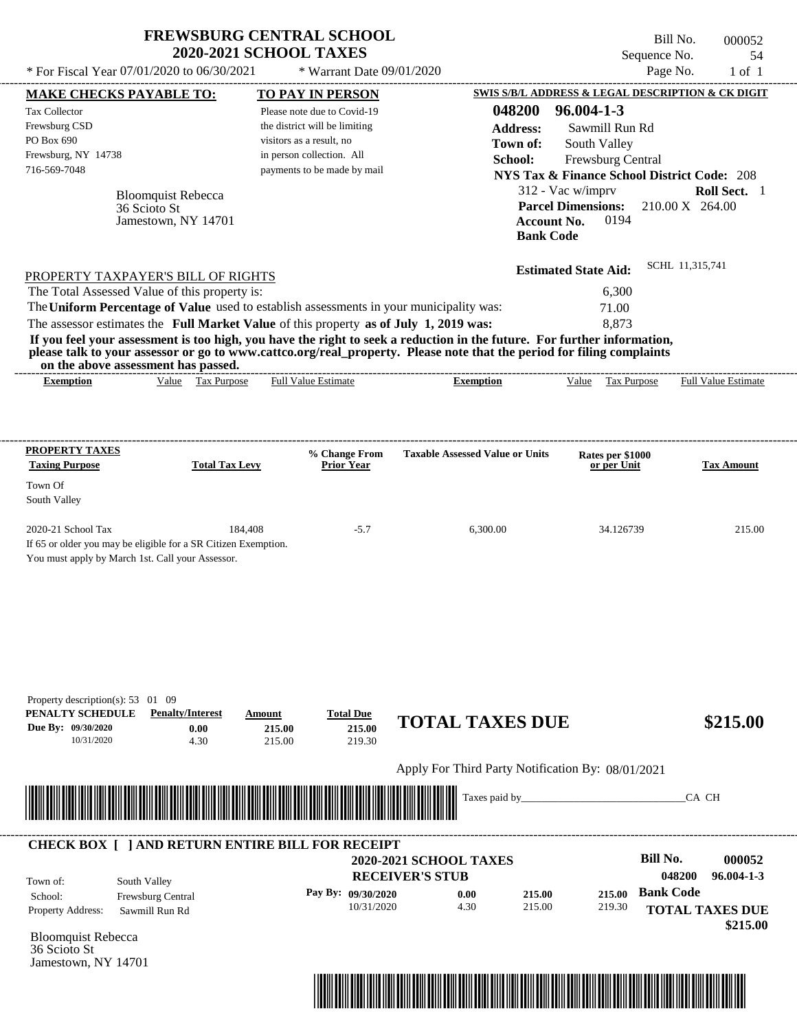# FREWSBURG CENTRAL SCHOOL
## 2020-2021 SCHOOL TAXES

\* For Fiscal Year 07/01/2020 to 06/30/2021 \* Warrant Date 09/01/2020

Bill No. 000052
Sequence No. 54
Page No. 1 of 1

**MAKE CHECKS PAYABLE TO:**

Tax Collector
Frewsburg CSD
PO Box 690
Frewsburg, NY 14738
716-569-7048

Bloomquist Rebecca
36 Scioto St
Jamestown, NY 14701

**TO PAY IN PERSON**

Please note due to Covid-19 the district will be limiting visitors as a result, no in person collection. All payments to be made by mail

**SWIS S/B/L ADDRESS & LEGAL DESCRIPTION & CK DIGIT**

**048200 96.004-1-3**
**Address:** Sawmill Run Rd
**Town of:** South Valley
**School:** Frewsburg Central
**NYS Tax & Finance School District Code:** 208
312 - Vac w/imprv **Roll Sect.** 1
**Parcel Dimensions:** 210.00 X 264.00
**Account No.** 0194
**Bank Code**

**Estimated State Aid:** SCHL 11,315,741

PROPERTY TAXPAYER'S BILL OF RIGHTS

The Total Assessed Value of this property is: 6,300
The **Uniform Percentage of Value** used to establish assessments in your municipality was: 71.00
The assessor estimates the **Full Market Value** of this property **as of July 1, 2019 was:** 8,873

**If you feel your assessment is too high, you have the right to seek a reduction in the future. For further information, please talk to your assessor or go to www.cattco.org/real_property. Please note that the period for filing complaints on the above assessment has passed.**

| Exemption | Value | Tax Purpose | Full Value Estimate | Exemption | Value | Tax Purpose | Full Value Estimate |
|---|---|---|---|---|---|---|---|

| PROPERTY TAXES Taxing Purpose | Total Tax Levy | % Change From Prior Year | Taxable Assessed Value or Units | Rates per $1000 or per Unit | Tax Amount |
|---|---|---|---|---|---|
| Town Of South Valley | | | | | |
| 2020-21 School Tax | 184,408 | -5.7 | 6,300.00 | 34.126739 | 215.00 |

If 65 or older you may be eligible for a SR Citizen Exemption.
You must apply by March 1st. Call your Assessor.

Property description(s): 53 01 09

| PENALTY SCHEDULE | Penalty/Interest | Amount | Total Due |
|---|---|---|---|
| Due By: 09/30/2020 | 0.00 | 215.00 | 215.00 |
| 10/31/2020 | 4.30 | 215.00 | 219.30 |

**TOTAL TAXES DUE $215.00**

Apply For Third Party Notification By: 08/01/2021

Taxes paid by_______________________________CA CH

**CHECK BOX [ ] AND RETURN ENTIRE BILL FOR RECEIPT**

**2020-2021 SCHOOL TAXES**
**RECEIVER'S STUB**

**Bill No. 000052**
**048200 96.004-1-3**

Town of: South Valley
School: Frewsburg Central
Property Address: Sawmill Run Rd

| Pay By: | | | |
|---|---|---|---|
| 09/30/2020 | 0.00 | 215.00 | 215.00 |
| 10/31/2020 | 4.30 | 215.00 | 219.30 |

**Bank Code**

**TOTAL TAXES DUE $215.00**

Bloomquist Rebecca
36 Scioto St
Jamestown, NY 14701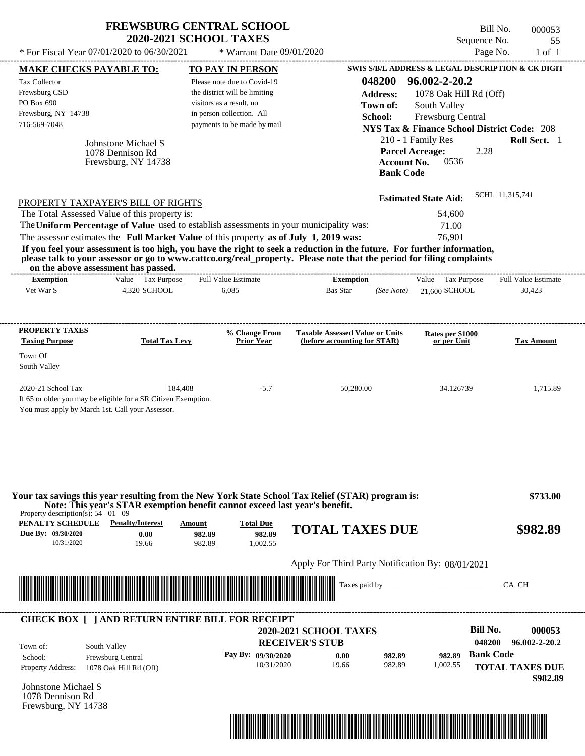# FREWSBURG CENTRAL SCHOOL
## 2020-2021 SCHOOL TAXES

* For Fiscal Year 07/01/2020 to 06/30/2021 &nbsp;&nbsp; * Warrant Date 09/01/2020

Bill No. 000053
Sequence No. 55
Page No. 1 of 1

**MAKE CHECKS PAYABLE TO:**
Tax Collector
Frewsburg CSD
PO Box 690
Frewsburg, NY 14738
716-569-7048

**TO PAY IN PERSON**
Please note due to Covid-19 the district will be limiting visitors as a result, no in person collection. All payments to be made by mail

**SWIS S/B/L ADDRESS & LEGAL DESCRIPTION & CK DIGIT**
048200 96.002-2-20.2
Address: 1078 Oak Hill Rd (Off)
Town of: South Valley
School: Frewsburg Central
NYS Tax & Finance School District Code: 208
210 - 1 Family Res &nbsp;&nbsp; Roll Sect. 1
Parcel Acreage: 2.28
Account No. 0536
Bank Code

Johnstone Michael S
1078 Dennison Rd
Frewsburg, NY 14738

Estimated State Aid: SCHL 11,315,741

PROPERTY TAXPAYER'S BILL OF RIGHTS

The Total Assessed Value of this property is: 54,600
The **Uniform Percentage of Value** used to establish assessments in your municipality was: 71.00
The assessor estimates the **Full Market Value** of this property **as of July 1, 2019 was:** 76,901

**If you feel your assessment is too high, you have the right to seek a reduction in the future. For further information, please talk to your assessor or go to www.cattco.org/real_property. Please note that the period for filing complaints on the above assessment has passed.**

| Exemption | Value | Tax Purpose | Full Value Estimate | Exemption | | Value | Tax Purpose | Full Value Estimate |
|---|---|---|---|---|---|---|---|---|
| Vet War S | 4,320 | SCHOOL | 6,085 | Bas Star | (See Note) | 21,600 | SCHOOL | 30,423 |

| PROPERTY TAXES Taxing Purpose | Total Tax Levy | % Change From Prior Year | Taxable Assessed Value or Units (before accounting for STAR) | Rates per $1000 or per Unit | Tax Amount |
|---|---|---|---|---|---|
| Town Of South Valley | | | | | |
| 2020-21 School Tax | 184,408 | -5.7 | 50,280.00 | 34.126739 | 1,715.89 |

If 65 or older you may be eligible for a SR Citizen Exemption.
You must apply by March 1st. Call your Assessor.

**Your tax savings this year resulting from the New York State School Tax Relief (STAR) program is: $733.00**
**Note: This year's STAR exemption benefit cannot exceed last year's benefit.**

Property description(s): 54 01 09

| PENALTY SCHEDULE | Penalty/Interest | Amount | Total Due |
|---|---|---|---|
| Due By: 09/30/2020 | 0.00 | 982.89 | 982.89 |
| 10/31/2020 | 19.66 | 982.89 | 1,002.55 |

**TOTAL TAXES DUE $982.89**

Apply For Third Party Notification By: 08/01/2021

Taxes paid by_______________________________CA CH

**CHECK BOX [ ] AND RETURN ENTIRE BILL FOR RECEIPT**

**2020-2021 SCHOOL TAXES**
**RECEIVER'S STUB**

Bill No. 000053
048200 96.002-2-20.2

Town of: South Valley
School: Frewsburg Central
Property Address: 1078 Oak Hill Rd (Off)

| Pay By: | | | |
|---|---|---|---|
| 09/30/2020 | 0.00 | 982.89 | 982.89 |
| 10/31/2020 | 19.66 | 982.89 | 1,002.55 |

Bank Code
**TOTAL TAXES DUE $982.89**

Johnstone Michael S
1078 Dennison Rd
Frewsburg, NY 14738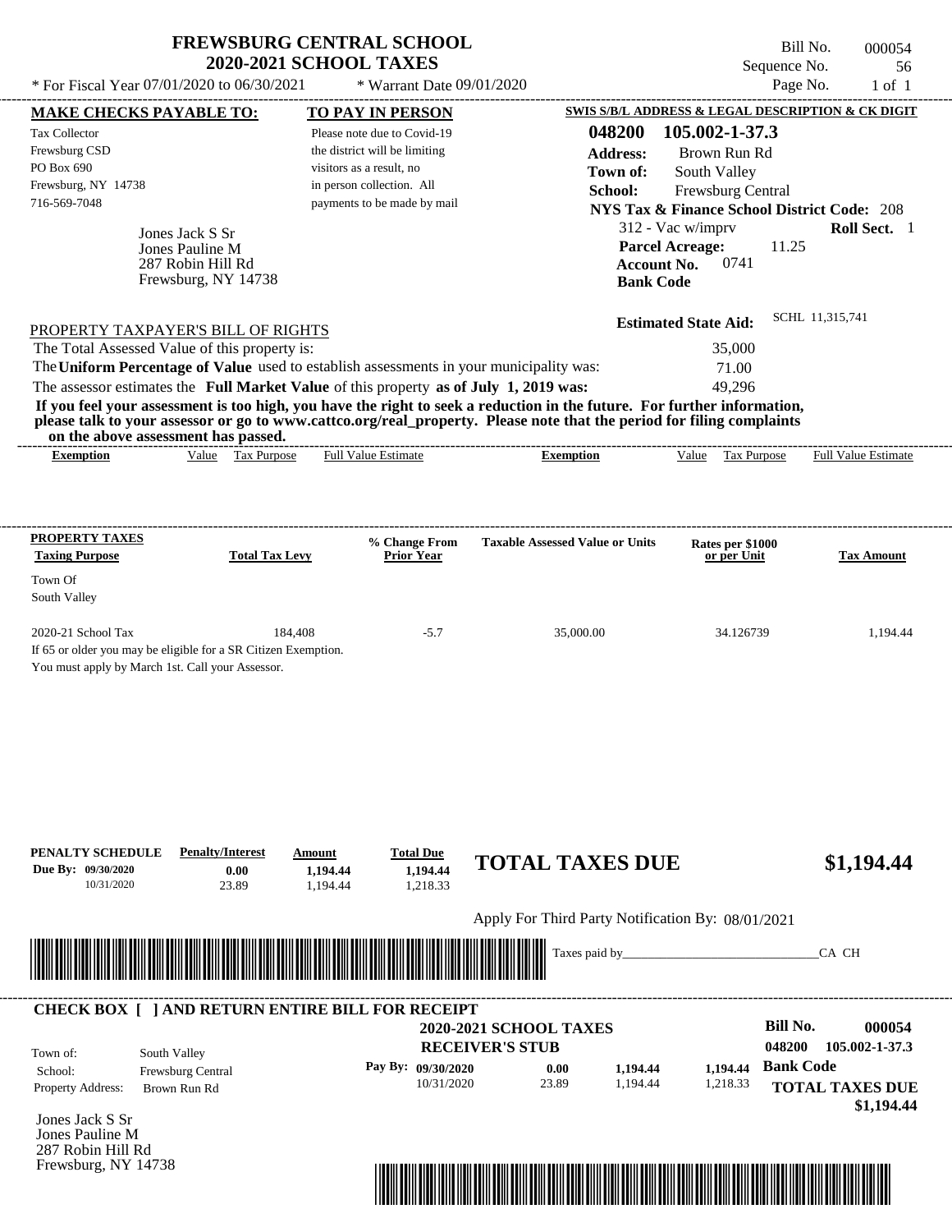# FREWSBURG CENTRAL SCHOOL
## 2020-2021 SCHOOL TAXES

\* For Fiscal Year 07/01/2020 to 06/30/2021 \* Warrant Date 09/01/2020

Bill No. 000054
Sequence No. 56
Page No. 1 of 1

**MAKE CHECKS PAYABLE TO:**
Tax Collector
Frewsburg CSD
PO Box 690
Frewsburg, NY 14738
716-569-7048

**TO PAY IN PERSON**
Please note due to Covid-19 the district will be limiting visitors as a result, no in person collection. All payments to be made by mail

**SWIS S/B/L ADDRESS & LEGAL DESCRIPTION & CK DIGIT**
**048200 105.002-1-37.3**
**Address:** Brown Run Rd
**Town of:** South Valley
**School:** Frewsburg Central
**NYS Tax & Finance School District Code:** 208
312 - Vac w/imprv **Roll Sect.** 1
**Parcel Acreage:** 11.25
**Account No.** 0741
**Bank Code**

Jones Jack S Sr
Jones Pauline M
287 Robin Hill Rd
Frewsburg, NY 14738

**Estimated State Aid:** SCHL 11,315,741

PROPERTY TAXPAYER'S BILL OF RIGHTS

The Total Assessed Value of this property is: 35,000
The **Uniform Percentage of Value** used to establish assessments in your municipality was: 71.00
The assessor estimates the **Full Market Value** of this property **as of July 1, 2019 was:** 49,296

**If you feel your assessment is too high, you have the right to seek a reduction in the future. For further information, please talk to your assessor or go to www.cattco.org/real_property. Please note that the period for filing complaints on the above assessment has passed.**

| Exemption | Value | Tax Purpose | Full Value Estimate | Exemption | Value | Tax Purpose | Full Value Estimate |
|---|---|---|---|---|---|---|---|

| PROPERTY TAXES Taxing Purpose | Total Tax Levy | % Change From Prior Year | Taxable Assessed Value or Units | Rates per $1000 or per Unit | Tax Amount |
|---|---|---|---|---|---|
| Town Of South Valley | | | | | |
| 2020-21 School Tax | 184,408 | -5.7 | 35,000.00 | 34.126739 | 1,194.44 |

If 65 or older you may be eligible for a SR Citizen Exemption.
You must apply by March 1st. Call your Assessor.

| PENALTY SCHEDULE | Penalty/Interest | Amount | Total Due |
|---|---|---|---|
| Due By: 09/30/2020 | 0.00 | 1,194.44 | 1,194.44 |
| 10/31/2020 | 23.89 | 1,194.44 | 1,218.33 |

**TOTAL TAXES DUE $1,194.44**

Apply For Third Party Notification By: 08/01/2021

Taxes paid by_______________________________CA CH

**CHECK BOX [ ] AND RETURN ENTIRE BILL FOR RECEIPT**

**2020-2021 SCHOOL TAXES**
**RECEIVER'S STUB**

**Bill No. 000054**
**048200 105.002-1-37.3**

Town of: South Valley
School: Frewsburg Central
Property Address: Brown Run Rd

| Pay By: | | | | |
|---|---|---|---|---|
| 09/30/2020 | 0.00 | 1,194.44 | 1,194.44 | **Bank Code** |
| 10/31/2020 | 23.89 | 1,194.44 | 1,218.33 | |

**TOTAL TAXES DUE $1,194.44**

Jones Jack S Sr
Jones Pauline M
287 Robin Hill Rd
Frewsburg, NY 14738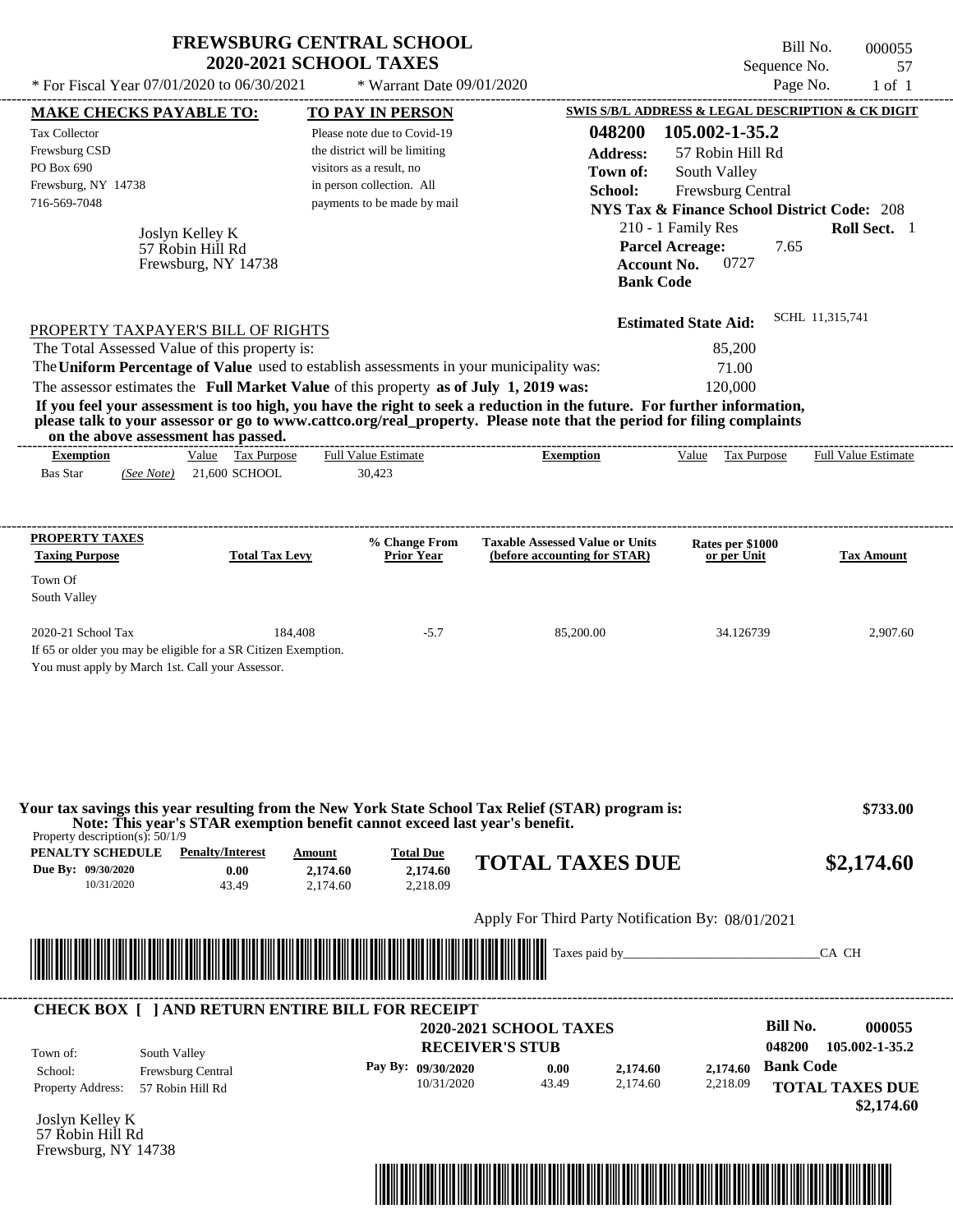# FREWSBURG CENTRAL SCHOOL
## 2020-2021 SCHOOL TAXES

* For Fiscal Year 07/01/2020 to 06/30/2021 &nbsp;&nbsp; * Warrant Date 09/01/2020

Bill No. 000055
Sequence No. 57
Page No. 1 of 1

**MAKE CHECKS PAYABLE TO:**

Tax Collector
Frewsburg CSD
PO Box 690
Frewsburg, NY 14738
716-569-7048

Joslyn Kelley K
57 Robin Hill Rd
Frewsburg, NY 14738

**TO PAY IN PERSON**

Please note due to Covid-19 the district will be limiting visitors as a result, no in person collection. All payments to be made by mail

**SWIS S/B/L ADDRESS & LEGAL DESCRIPTION & CK DIGIT**

**048200 105.002-1-35.2**
**Address:** 57 Robin Hill Rd
**Town of:** South Valley
**School:** Frewsburg Central
**NYS Tax & Finance School District Code:** 208
210 - 1 Family Res &nbsp;&nbsp; **Roll Sect.** 1
**Parcel Acreage:** 7.65
**Account No.** 0727
**Bank Code**

**Estimated State Aid:** SCHL 11,315,741

PROPERTY TAXPAYER'S BILL OF RIGHTS

The Total Assessed Value of this property is: 85,200
The **Uniform Percentage of Value** used to establish assessments in your municipality was: 71.00
The assessor estimates the **Full Market Value** of this property **as of July 1, 2019 was:** 120,000

**If you feel your assessment is too high, you have the right to seek a reduction in the future. For further information, please talk to your assessor or go to www.cattco.org/real_property. Please note that the period for filing complaints on the above assessment has passed.**

| Exemption | Value | Tax Purpose | Full Value Estimate | Exemption | Value | Tax Purpose | Full Value Estimate |
|---|---|---|---|---|---|---|---|
| Bas Star (See Note) | 21,600 | SCHOOL | 30,423 | | | | |

| PROPERTY TAXES Taxing Purpose | Total Tax Levy | % Change From Prior Year | Taxable Assessed Value or Units (before accounting for STAR) | Rates per $1000 or per Unit | Tax Amount |
|---|---|---|---|---|---|
| Town Of South Valley | | | | | |
| 2020-21 School Tax | 184,408 | -5.7 | 85,200.00 | 34.126739 | 2,907.60 |

If 65 or older you may be eligible for a SR Citizen Exemption.
You must apply by March 1st. Call your Assessor.

**Your tax savings this year resulting from the New York State School Tax Relief (STAR) program is: $733.00**
**Note: This year's STAR exemption benefit cannot exceed last year's benefit.**

Property description(s): 50/1/9

| PENALTY SCHEDULE | Penalty/Interest | Amount | Total Due |
|---|---|---|---|
| Due By: 09/30/2020 | 0.00 | 2,174.60 | 2,174.60 |
| 10/31/2020 | 43.49 | 2,174.60 | 2,218.09 |

**TOTAL TAXES DUE $2,174.60**

Apply For Third Party Notification By: 08/01/2021

Taxes paid by_______________________________CA CH

**CHECK BOX [ ] AND RETURN ENTIRE BILL FOR RECEIPT**

**2020-2021 SCHOOL TAXES**
**RECEIVER'S STUB**

Bill No. **000055**
048200 105.002-1-35.2

Town of: South Valley
School: Frewsburg Central
Property Address: 57 Robin Hill Rd

| Pay By: | | | |
|---|---|---|---|
| 09/30/2020 | 0.00 | 2,174.60 | 2,174.60 |
| 10/31/2020 | 43.49 | 2,174.60 | 2,218.09 |

**Bank Code**

**TOTAL TAXES DUE $2,174.60**

Joslyn Kelley K
57 Robin Hill Rd
Frewsburg, NY 14738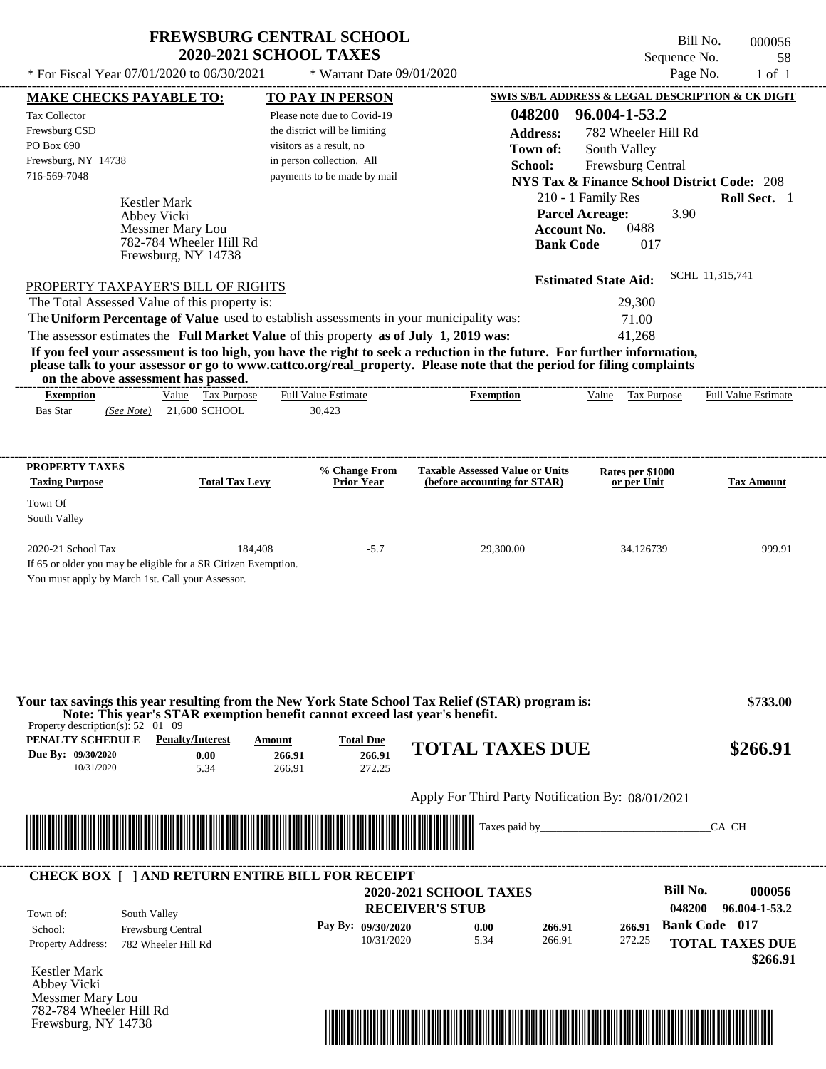# FREWSBURG CENTRAL SCHOOL
## 2020-2021 SCHOOL TAXES

\* For Fiscal Year 07/01/2020 to 06/30/2021 \* Warrant Date 09/01/2020

Bill No. 000056
Sequence No. 58
Page No. 1 of 1

**MAKE CHECKS PAYABLE TO:**

Tax Collector
Frewsburg CSD
PO Box 690
Frewsburg, NY 14738
716-569-7048

**TO PAY IN PERSON**

Please note due to Covid-19 the district will be limiting visitors as a result, no in person collection. All payments to be made by mail

**SWIS S/B/L ADDRESS & LEGAL DESCRIPTION & CK DIGIT**

**048200 96.004-1-53.2**
**Address:** 782 Wheeler Hill Rd
**Town of:** South Valley
**School:** Frewsburg Central
**NYS Tax & Finance School District Code:** 208
210 - 1 Family Res **Roll Sect.** 1
**Parcel Acreage:** 3.90
**Account No.** 0488
**Bank Code** 017

Kestler Mark
Abbey Vicki
Messmer Mary Lou
782-784 Wheeler Hill Rd
Frewsburg, NY 14738

**Estimated State Aid:** SCHL 11,315,741

PROPERTY TAXPAYER'S BILL OF RIGHTS

The Total Assessed Value of this property is: 29,300
The **Uniform Percentage of Value** used to establish assessments in your municipality was: 71.00
The assessor estimates the **Full Market Value** of this property **as of July 1, 2019 was:** 41,268

**If you feel your assessment is too high, you have the right to seek a reduction in the future. For further information, please talk to your assessor or go to www.cattco.org/real_property. Please note that the period for filing complaints on the above assessment has passed.**

| Exemption | Value | Tax Purpose | Full Value Estimate | Exemption | Value | Tax Purpose | Full Value Estimate |
|---|---|---|---|---|---|---|---|
| Bas Star (See Note) | 21,600 | SCHOOL | 30,423 | | | | |

| PROPERTY TAXES Taxing Purpose | Total Tax Levy | % Change From Prior Year | Taxable Assessed Value or Units (before accounting for STAR) | Rates per $1000 or per Unit | Tax Amount |
|---|---|---|---|---|---|
| Town Of South Valley | | | | | |
| 2020-21 School Tax | 184,408 | -5.7 | 29,300.00 | 34.126739 | 999.91 |

If 65 or older you may be eligible for a SR Citizen Exemption.
You must apply by March 1st. Call your Assessor.

**Your tax savings this year resulting from the New York State School Tax Relief (STAR) program is: $733.00**
**Note: This year's STAR exemption benefit cannot exceed last year's benefit.**

Property description(s): 52 01 09

| PENALTY SCHEDULE | Penalty/Interest | Amount | Total Due |
|---|---|---|---|
| Due By: 09/30/2020 | 0.00 | 266.91 | 266.91 |
| 10/31/2020 | 5.34 | 266.91 | 272.25 |

**TOTAL TAXES DUE $266.91**

Apply For Third Party Notification By: 08/01/2021

Taxes paid by________________________________CA CH

**CHECK BOX [ ] AND RETURN ENTIRE BILL FOR RECEIPT**

**2020-2021 SCHOOL TAXES**
**RECEIVER'S STUB**

Bill No. 000056
048200 96.004-1-53.2
**Bank Code 017**

Town of: South Valley
School: Frewsburg Central
Property Address: 782 Wheeler Hill Rd

| Pay By: | | | |
|---|---|---|---|
| 09/30/2020 | 0.00 | 266.91 | 266.91 |
| 10/31/2020 | 5.34 | 266.91 | 272.25 |

**TOTAL TAXES DUE $266.91**

Kestler Mark
Abbey Vicki
Messmer Mary Lou
782-784 Wheeler Hill Rd
Frewsburg, NY 14738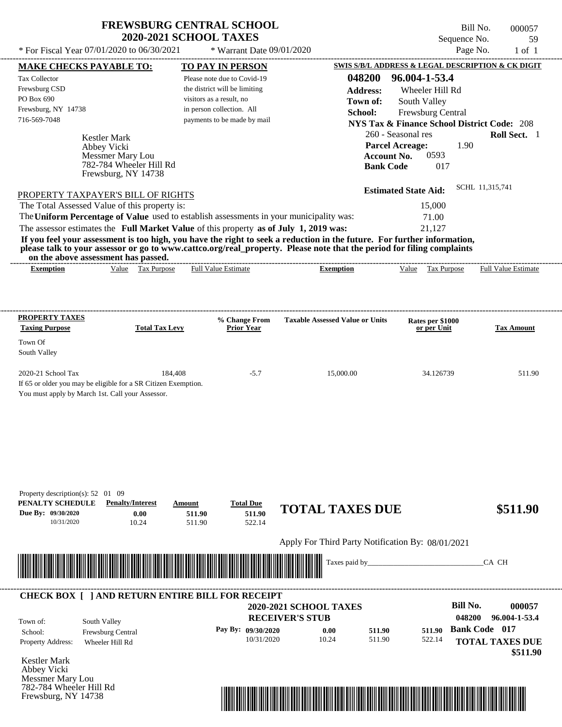# FREWSBURG CENTRAL SCHOOL
## 2020-2021 SCHOOL TAXES

\* For Fiscal Year 07/01/2020 to 06/30/2021 \* Warrant Date 09/01/2020

Bill No. 000057
Sequence No. 59
Page No. 1 of 1

**MAKE CHECKS PAYABLE TO:**
Tax Collector
Frewsburg CSD
PO Box 690
Frewsburg, NY 14738
716-569-7048

**TO PAY IN PERSON**
Please note due to Covid-19 the district will be limiting visitors as a result, no in person collection. All payments to be made by mail

**SWIS S/B/L ADDRESS & LEGAL DESCRIPTION & CK DIGIT**
048200 96.004-1-53.4
Address: Wheeler Hill Rd
Town of: South Valley
School: Frewsburg Central
NYS Tax & Finance School District Code: 208
260 - Seasonal res **Roll Sect.** 1
Parcel Acreage: 1.90
Account No. 0593
Bank Code 017

Kestler Mark
Abbey Vicki
Messmer Mary Lou
782-784 Wheeler Hill Rd
Frewsburg, NY 14738

Estimated State Aid: SCHL 11,315,741

PROPERTY TAXPAYER'S BILL OF RIGHTS

The Total Assessed Value of this property is: 15,000
The **Uniform Percentage of Value** used to establish assessments in your municipality was: 71.00
The assessor estimates the **Full Market Value** of this property **as of July 1, 2019 was:** 21,127

**If you feel your assessment is too high, you have the right to seek a reduction in the future. For further information, please talk to your assessor or go to www.cattco.org/real_property. Please note that the period for filing complaints on the above assessment has passed.**

| Exemption | Value | Tax Purpose | Full Value Estimate | Exemption | Value | Tax Purpose | Full Value Estimate |
|---|---|---|---|---|---|---|---|

| PROPERTY TAXES Taxing Purpose | Total Tax Levy | % Change From Prior Year | Taxable Assessed Value or Units | Rates per $1000 or per Unit | Tax Amount |
|---|---|---|---|---|---|
| Town Of South Valley | | | | | |
| 2020-21 School Tax | 184,408 | -5.7 | 15,000.00 | 34.126739 | 511.90 |

If 65 or older you may be eligible for a SR Citizen Exemption.
You must apply by March 1st. Call your Assessor.

Property description(s): 52 01 09

| PENALTY SCHEDULE | Penalty/Interest | Amount | Total Due |
|---|---|---|---|
| Due By: 09/30/2020 | 0.00 | 511.90 | 511.90 |
| 10/31/2020 | 10.24 | 511.90 | 522.14 |

**TOTAL TAXES DUE $511.90**

Apply For Third Party Notification By: 08/01/2021

Taxes paid by_______________________________CA CH

**CHECK BOX [ ] AND RETURN ENTIRE BILL FOR RECEIPT**

**2020-2021 SCHOOL TAXES**
**RECEIVER'S STUB**

Bill No. 000057
048200 96.004-1-53.4

Town of: South Valley
School: Frewsburg Central
Property Address: Wheeler Hill Rd

| Pay By: | | | |
|---|---|---|---|
| 09/30/2020 | 0.00 | 511.90 | 511.90 |
| 10/31/2020 | 10.24 | 511.90 | 522.14 |

**Bank Code 017**
**TOTAL TAXES DUE $511.90**

Kestler Mark
Abbey Vicki
Messmer Mary Lou
782-784 Wheeler Hill Rd
Frewsburg, NY 14738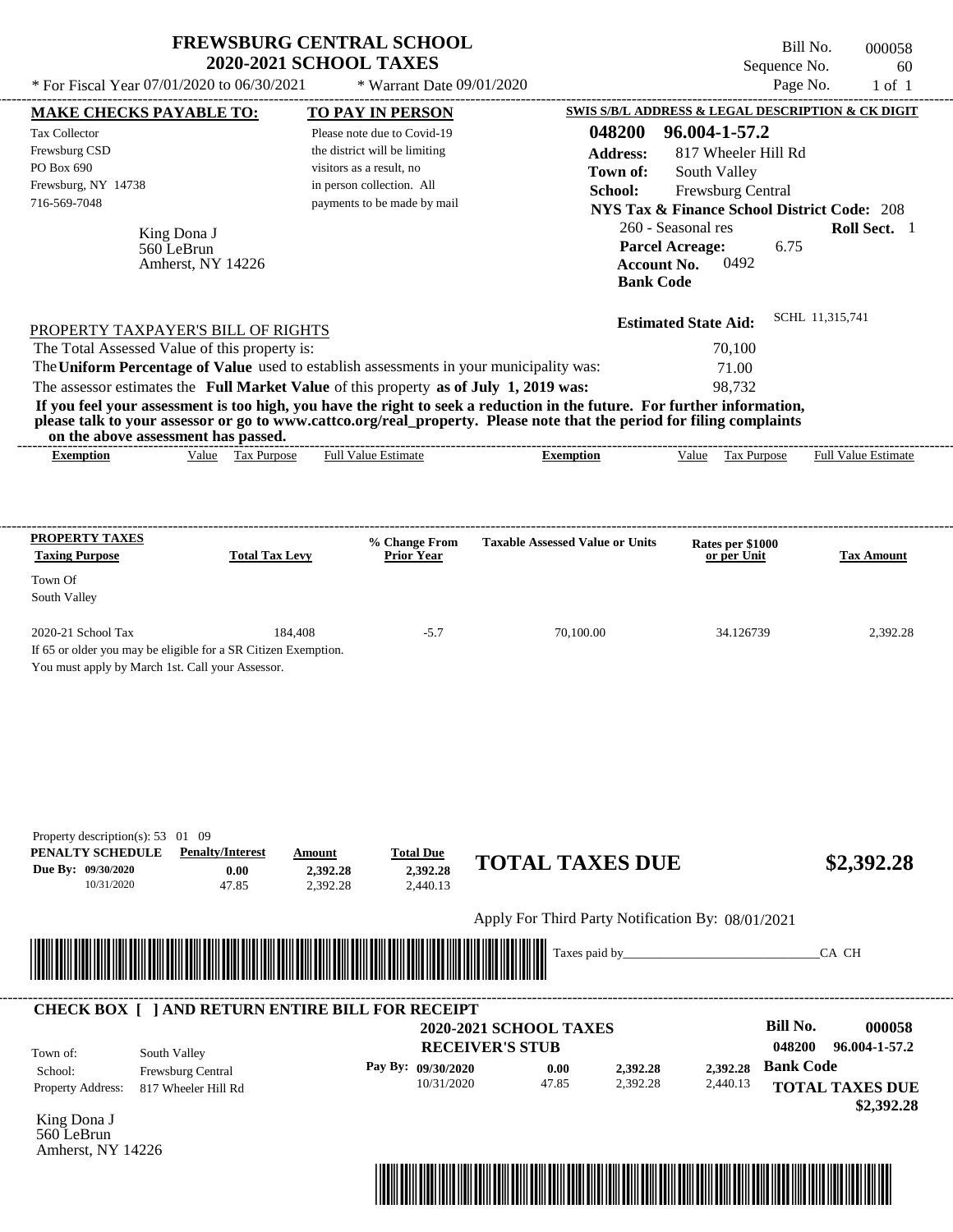# FREWSBURG CENTRAL SCHOOL
## 2020-2021 SCHOOL TAXES

\* For Fiscal Year 07/01/2020 to 06/30/2021 \* Warrant Date 09/01/2020

Bill No. 000058
Sequence No. 60
Page No. 1 of 1

**MAKE CHECKS PAYABLE TO:**
Tax Collector
Frewsburg CSD
PO Box 690
Frewsburg, NY 14738
716-569-7048

**TO PAY IN PERSON**
Please note due to Covid-19 the district will be limiting visitors as a result, no in person collection. All payments to be made by mail

**SWIS S/B/L ADDRESS & LEGAL DESCRIPTION & CK DIGIT**
**048200 96.004-1-57.2**
**Address:** 817 Wheeler Hill Rd
**Town of:** South Valley
**School:** Frewsburg Central
**NYS Tax & Finance School District Code:** 208
260 - Seasonal res **Roll Sect.** 1
**Parcel Acreage:** 6.75
**Account No.** 0492
**Bank Code**

King Dona J
560 LeBrun
Amherst, NY 14226

**Estimated State Aid:** SCHL 11,315,741

PROPERTY TAXPAYER'S BILL OF RIGHTS

The Total Assessed Value of this property is: 70,100
The **Uniform Percentage of Value** used to establish assessments in your municipality was: 71.00
The assessor estimates the **Full Market Value** of this property **as of July 1, 2019 was:** 98,732

**If you feel your assessment is too high, you have the right to seek a reduction in the future. For further information, please talk to your assessor or go to www.cattco.org/real_property. Please note that the period for filing complaints on the above assessment has passed.**

| Exemption | Value | Tax Purpose | Full Value Estimate | Exemption | Value | Tax Purpose | Full Value Estimate |
|---|---|---|---|---|---|---|---|

| PROPERTY TAXES Taxing Purpose | Total Tax Levy | % Change From Prior Year | Taxable Assessed Value or Units | Rates per $1000 or per Unit | Tax Amount |
|---|---|---|---|---|---|
| Town Of South Valley | | | | | |
| 2020-21 School Tax | 184,408 | -5.7 | 70,100.00 | 34.126739 | 2,392.28 |

If 65 or older you may be eligible for a SR Citizen Exemption.
You must apply by March 1st. Call your Assessor.

Property description(s): 53 01 09

| PENALTY SCHEDULE | Penalty/Interest | Amount | Total Due |
|---|---|---|---|
| Due By: 09/30/2020 | 0.00 | 2,392.28 | 2,392.28 |
| 10/31/2020 | 47.85 | 2,392.28 | 2,440.13 |

**TOTAL TAXES DUE $2,392.28**

Apply For Third Party Notification By: 08/01/2021

Taxes paid by_______________________________CA CH

**CHECK BOX [ ] AND RETURN ENTIRE BILL FOR RECEIPT**

**2020-2021 SCHOOL TAXES**
**RECEIVER'S STUB**

**Bill No. 000058**
**048200 96.004-1-57.2**

Town of: South Valley
School: Frewsburg Central
Property Address: 817 Wheeler Hill Rd

| Pay By: | | | | |
|---|---|---|---|---|
| 09/30/2020 | 0.00 | 2,392.28 | 2,392.28 | **Bank Code** |
| 10/31/2020 | 47.85 | 2,392.28 | 2,440.13 | |

**TOTAL TAXES DUE $2,392.28**

King Dona J
560 LeBrun
Amherst, NY 14226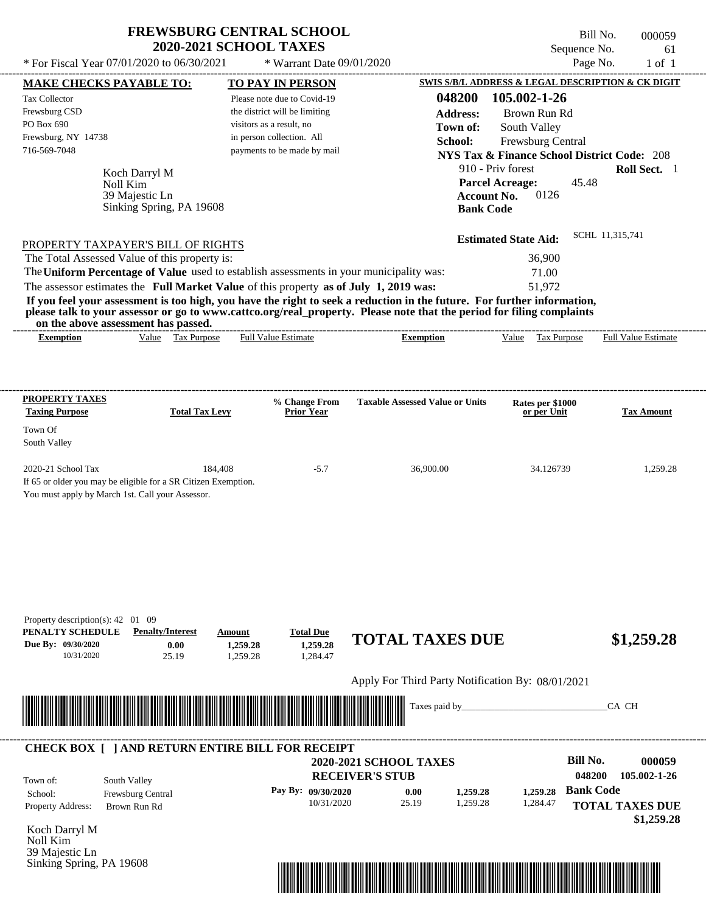# FREWSBURG CENTRAL SCHOOL
## 2020-2021 SCHOOL TAXES

\* For Fiscal Year 07/01/2020 to 06/30/2021 &nbsp;&nbsp; \* Warrant Date 09/01/2020

Bill No. 000059
Sequence No. 61
Page No. 1 of 1

**MAKE CHECKS PAYABLE TO:**

Tax Collector
Frewsburg CSD
PO Box 690
Frewsburg, NY 14738
716-569-7048

**TO PAY IN PERSON**

Please note due to Covid-19 the district will be limiting visitors as a result, no in person collection. All payments to be made by mail

**SWIS S/B/L ADDRESS & LEGAL DESCRIPTION & CK DIGIT**

**048200 105.002-1-26**
**Address:** Brown Run Rd
**Town of:** South Valley
**School:** Frewsburg Central
**NYS Tax & Finance School District Code:** 208
910 - Priv forest &nbsp;&nbsp; **Roll Sect.** 1
**Parcel Acreage:** 45.48
**Account No.** 0126
**Bank Code**

Koch Darryl M
Noll Kim
39 Majestic Ln
Sinking Spring, PA 19608

**Estimated State Aid:** SCHL 11,315,741

PROPERTY TAXPAYER'S BILL OF RIGHTS

The Total Assessed Value of this property is: 36,900
The **Uniform Percentage of Value** used to establish assessments in your municipality was: 71.00
The assessor estimates the **Full Market Value** of this property **as of July 1, 2019 was:** 51,972

**If you feel your assessment is too high, you have the right to seek a reduction in the future. For further information, please talk to your assessor or go to www.cattco.org/real_property. Please note that the period for filing complaints on the above assessment has passed.**

| Exemption | Value | Tax Purpose | Full Value Estimate | Exemption | Value | Tax Purpose | Full Value Estimate |
|---|---|---|---|---|---|---|---|

| PROPERTY TAXES Taxing Purpose | Total Tax Levy | % Change From Prior Year | Taxable Assessed Value or Units | Rates per $1000 or per Unit | Tax Amount |
|---|---|---|---|---|---|
| Town Of South Valley | | | | | |
| 2020-21 School Tax | 184,408 | -5.7 | 36,900.00 | 34.126739 | 1,259.28 |

If 65 or older you may be eligible for a SR Citizen Exemption.
You must apply by March 1st. Call your Assessor.

Property description(s): 42 01 09

| PENALTY SCHEDULE | Penalty/Interest | Amount | Total Due |
|---|---|---|---|
| Due By: 09/30/2020 | 0.00 | 1,259.28 | 1,259.28 |
| 10/31/2020 | 25.19 | 1,259.28 | 1,284.47 |

**TOTAL TAXES DUE $1,259.28**

Apply For Third Party Notification By: 08/01/2021

Taxes paid by_______________________________CA CH

**CHECK BOX [ ] AND RETURN ENTIRE BILL FOR RECEIPT**

**2020-2021 SCHOOL TAXES**
**RECEIVER'S STUB**

**Bill No. 000059**
**048200 105.002-1-26**

Town of: South Valley
School: Frewsburg Central
Property Address: Brown Run Rd

| Pay By: | | | | |
|---|---|---|---|---|
| 09/30/2020 | 0.00 | 1,259.28 | 1,259.28 | **Bank Code** |
| 10/31/2020 | 25.19 | 1,259.28 | 1,284.47 | |

**TOTAL TAXES DUE $1,259.28**

Koch Darryl M
Noll Kim
39 Majestic Ln
Sinking Spring, PA 19608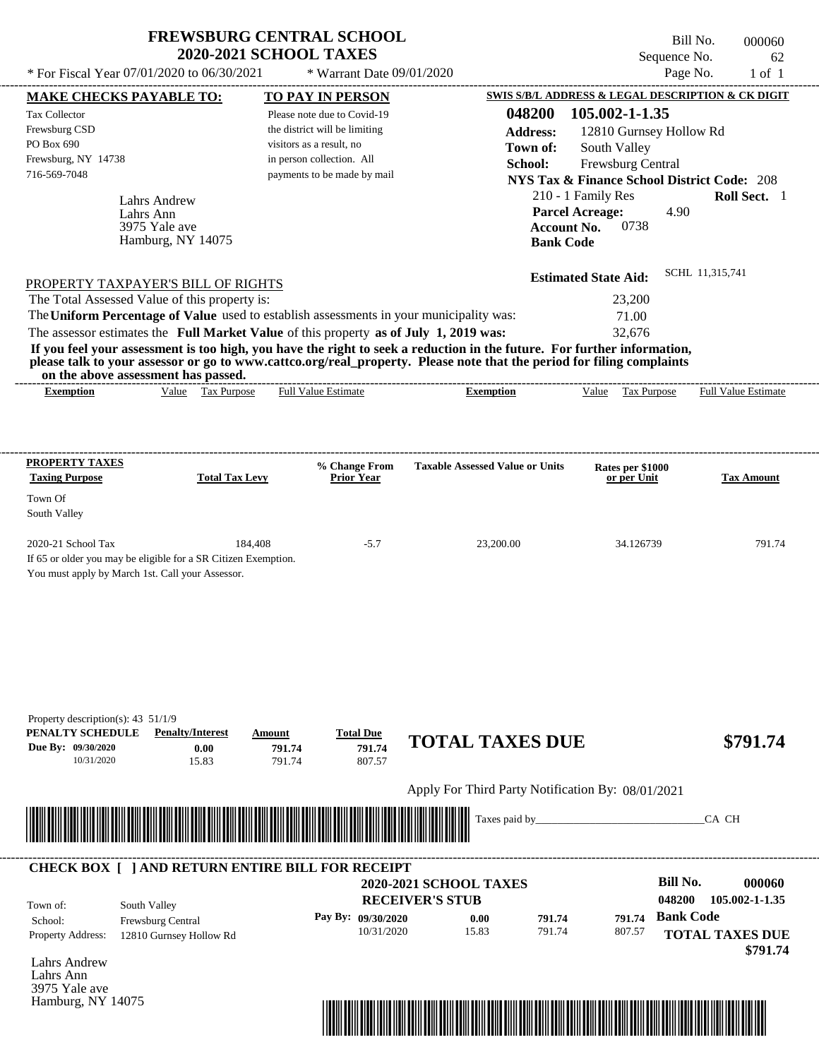# FREWSBURG CENTRAL SCHOOL
## 2020-2021 SCHOOL TAXES

\* For Fiscal Year 07/01/2020 to 06/30/2021 \* Warrant Date 09/01/2020

Bill No. 000060
Sequence No. 62
Page No. 1 of 1

**MAKE CHECKS PAYABLE TO:**
Tax Collector
Frewsburg CSD
PO Box 690
Frewsburg, NY 14738
716-569-7048

**TO PAY IN PERSON**
Please note due to Covid-19 the district will be limiting visitors as a result, no in person collection. All payments to be made by mail

**SWIS S/B/L ADDRESS & LEGAL DESCRIPTION & CK DIGIT**
**048200 105.002-1-1.35**
**Address:** 12810 Gurnsey Hollow Rd
**Town of:** South Valley
**School:** Frewsburg Central
**NYS Tax & Finance School District Code:** 208
210 - 1 Family Res **Roll Sect.** 1
**Parcel Acreage:** 4.90
**Account No.** 0738
**Bank Code**

Lahrs Andrew
Lahrs Ann
3975 Yale ave
Hamburg, NY 14075

**Estimated State Aid:** SCHL 11,315,741

PROPERTY TAXPAYER'S BILL OF RIGHTS

The Total Assessed Value of this property is: 23,200
The **Uniform Percentage of Value** used to establish assessments in your municipality was: 71.00
The assessor estimates the **Full Market Value** of this property **as of July 1, 2019 was:** 32,676

**If you feel your assessment is too high, you have the right to seek a reduction in the future. For further information, please talk to your assessor or go to www.cattco.org/real_property. Please note that the period for filing complaints on the above assessment has passed.**

| Exemption | Value | Tax Purpose | Full Value Estimate | Exemption | Value | Tax Purpose | Full Value Estimate |
|---|---|---|---|---|---|---|---|

| PROPERTY TAXES Taxing Purpose | Total Tax Levy | % Change From Prior Year | Taxable Assessed Value or Units | Rates per $1000 or per Unit | Tax Amount |
|---|---|---|---|---|---|
| Town Of South Valley | | | | | |
| 2020-21 School Tax | 184,408 | -5.7 | 23,200.00 | 34.126739 | 791.74 |

If 65 or older you may be eligible for a SR Citizen Exemption.
You must apply by March 1st. Call your Assessor.

Property description(s): 43 51/1/9

| PENALTY SCHEDULE | Penalty/Interest | Amount | Total Due |
|---|---|---|---|
| Due By: 09/30/2020 | 0.00 | 791.74 | 791.74 |
| 10/31/2020 | 15.83 | 791.74 | 807.57 |

**TOTAL TAXES DUE $791.74**

Apply For Third Party Notification By: 08/01/2021

Taxes paid by_______________________________CA CH

**CHECK BOX [ ] AND RETURN ENTIRE BILL FOR RECEIPT**

**2020-2021 SCHOOL TAXES**
**RECEIVER'S STUB**

**Bill No. 000060**
**048200 105.002-1-1.35**

Town of: South Valley
School: Frewsburg Central
Property Address: 12810 Gurnsey Hollow Rd

| Pay By: | | | |
|---|---|---|---|
| 09/30/2020 | 0.00 | 791.74 | 791.74 |
| 10/31/2020 | 15.83 | 791.74 | 807.57 |

**Bank Code**
**TOTAL TAXES DUE $791.74**

Lahrs Andrew
Lahrs Ann
3975 Yale ave
Hamburg, NY 14075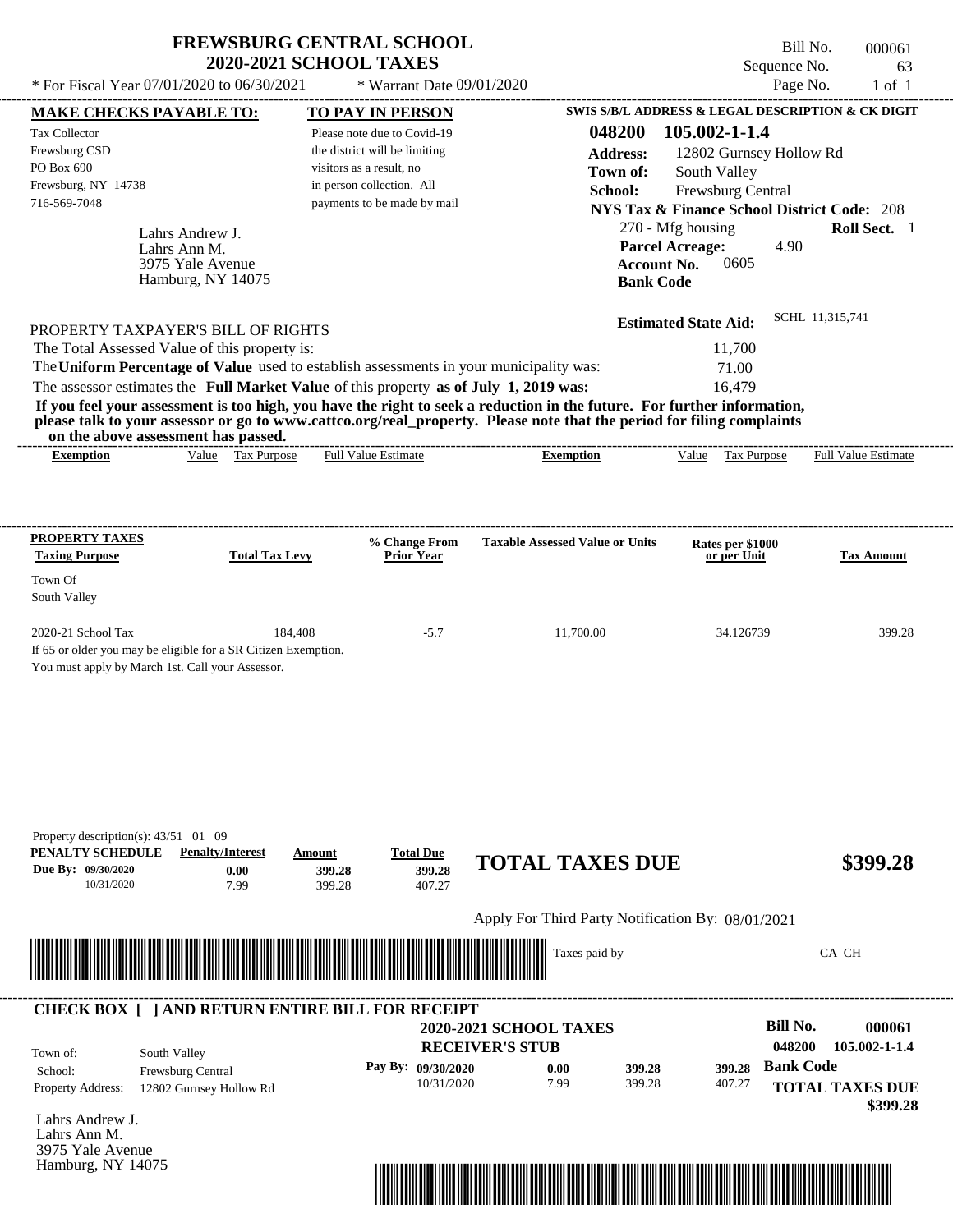# FREWSBURG CENTRAL SCHOOL
## 2020-2021 SCHOOL TAXES

\* For Fiscal Year 07/01/2020 to 06/30/2021 &nbsp;&nbsp;&nbsp; \* Warrant Date 09/01/2020

Bill No. 000061
Sequence No. 63
Page No. 1 of 1

**MAKE CHECKS PAYABLE TO:**
Tax Collector
Frewsburg CSD
PO Box 690
Frewsburg, NY 14738
716-569-7048

**TO PAY IN PERSON**
Please note due to Covid-19 the district will be limiting visitors as a result, no in person collection. All payments to be made by mail

**SWIS S/B/L ADDRESS & LEGAL DESCRIPTION & CK DIGIT**
**048200 105.002-1-1.4**
**Address:** 12802 Gurnsey Hollow Rd
**Town of:** South Valley
**School:** Frewsburg Central
**NYS Tax & Finance School District Code:** 208
270 - Mfg housing &nbsp;&nbsp; **Roll Sect.** 1
**Parcel Acreage:** 4.90
**Account No.** 0605
**Bank Code**

Lahrs Andrew J.
Lahrs Ann M.
3975 Yale Avenue
Hamburg, NY 14075

**Estimated State Aid:** SCHL 11,315,741

PROPERTY TAXPAYER'S BILL OF RIGHTS

The Total Assessed Value of this property is: 11,700
The **Uniform Percentage of Value** used to establish assessments in your municipality was: 71.00
The assessor estimates the **Full Market Value** of this property **as of July 1, 2019 was:** 16,479

**If you feel your assessment is too high, you have the right to seek a reduction in the future. For further information, please talk to your assessor or go to www.cattco.org/real_property. Please note that the period for filing complaints on the above assessment has passed.**

| Exemption | Value | Tax Purpose | Full Value Estimate | Exemption | Value | Tax Purpose | Full Value Estimate |
|---|---|---|---|---|---|---|---|

| PROPERTY TAXES Taxing Purpose | Total Tax Levy | % Change From Prior Year | Taxable Assessed Value or Units | Rates per $1000 or per Unit | Tax Amount |
|---|---|---|---|---|---|
| Town Of South Valley | | | | | |
| 2020-21 School Tax | 184,408 | -5.7 | 11,700.00 | 34.126739 | 399.28 |

If 65 or older you may be eligible for a SR Citizen Exemption.
You must apply by March 1st. Call your Assessor.

Property description(s): 43/51 01 09

| PENALTY SCHEDULE | Penalty/Interest | Amount | Total Due |
|---|---|---|---|
| Due By: 09/30/2020 | 0.00 | 399.28 | 399.28 |
| 10/31/2020 | 7.99 | 399.28 | 407.27 |

**TOTAL TAXES DUE** **$399.28**

Apply For Third Party Notification By: 08/01/2021

Taxes paid by_______________________________CA CH

---

**CHECK BOX [ ] AND RETURN ENTIRE BILL FOR RECEIPT**

**2020-2021 SCHOOL TAXES**
**RECEIVER'S STUB**

**Bill No. 000061**
**048200 105.002-1-1.4**

Town of: South Valley
School: Frewsburg Central
Property Address: 12802 Gurnsey Hollow Rd

| Pay By: | | | |
|---|---|---|---|
| 09/30/2020 | 0.00 | 399.28 | 399.28 |
| 10/31/2020 | 7.99 | 399.28 | 407.27 |

**Bank Code**
**TOTAL TAXES DUE**
**$399.28**

Lahrs Andrew J.
Lahrs Ann M.
3975 Yale Avenue
Hamburg, NY 14075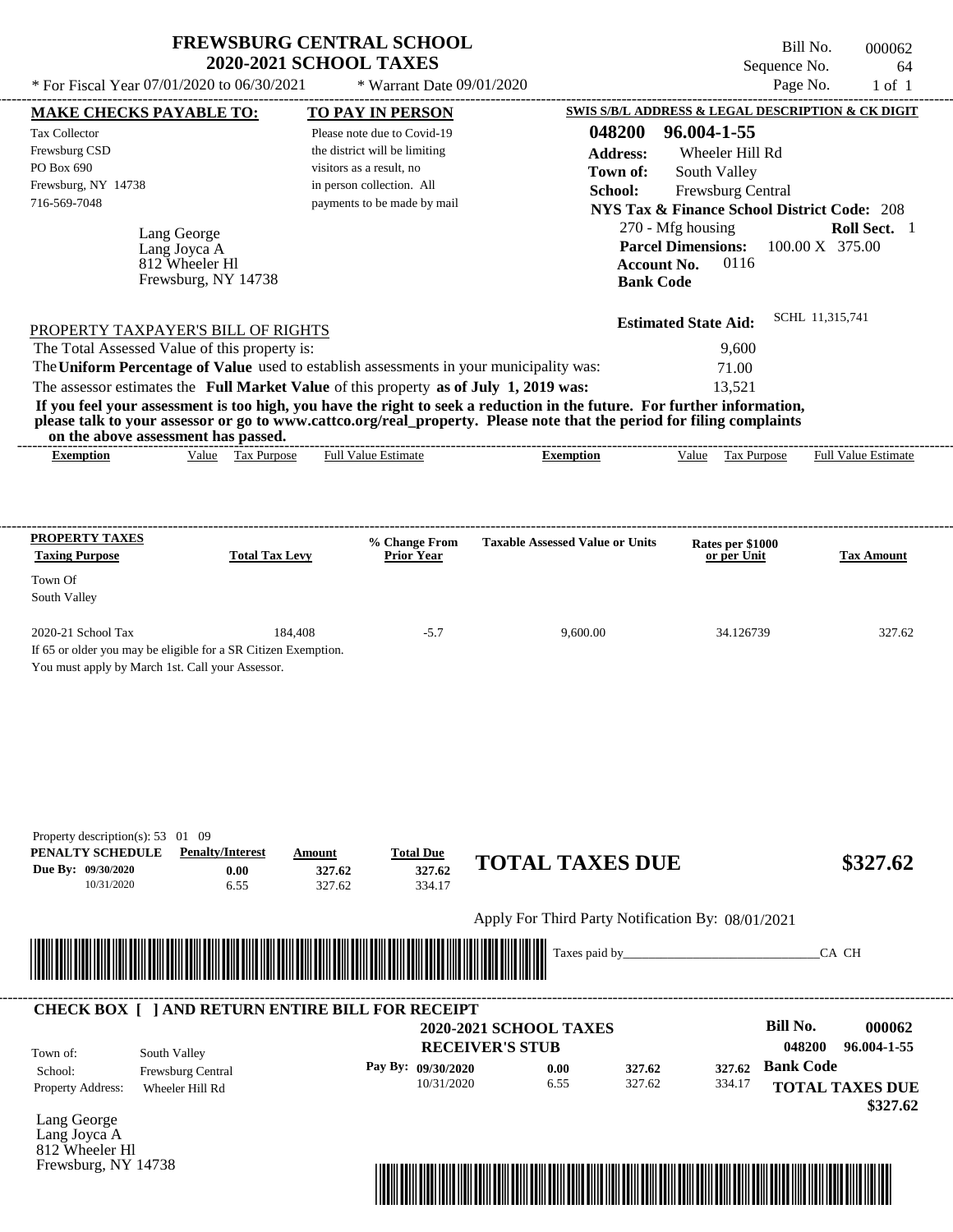# FREWSBURG CENTRAL SCHOOL
## 2020-2021 SCHOOL TAXES

Bill No. 000062
Sequence No. 64
Page No. 1 of 1

* For Fiscal Year 07/01/2020 to 06/30/2021 * Warrant Date 09/01/2020

**MAKE CHECKS PAYABLE TO:**
Tax Collector
Frewsburg CSD
PO Box 690
Frewsburg, NY 14738
716-569-7048

**TO PAY IN PERSON**
Please note due to Covid-19 the district will be limiting visitors as a result, no in person collection. All payments to be made by mail

**SWIS S/B/L ADDRESS & LEGAL DESCRIPTION & CK DIGIT**
**048200 96.004-1-55**
**Address:** Wheeler Hill Rd
**Town of:** South Valley
**School:** Frewsburg Central
**NYS Tax & Finance School District Code:** 208
270 - Mfg housing **Roll Sect.** 1
**Parcel Dimensions:** 100.00 X 375.00
**Account No.** 0116
**Bank Code**

Lang George
Lang Joyca A
812 Wheeler Hl
Frewsburg, NY 14738

**Estimated State Aid:** SCHL 11,315,741

PROPERTY TAXPAYER'S BILL OF RIGHTS

The Total Assessed Value of this property is: 9,600
The **Uniform Percentage of Value** used to establish assessments in your municipality was: 71.00
The assessor estimates the **Full Market Value** of this property **as of July 1, 2019 was:** 13,521

**If you feel your assessment is too high, you have the right to seek a reduction in the future. For further information, please talk to your assessor or go to www.cattco.org/real_property. Please note that the period for filing complaints on the above assessment has passed.**

| Exemption | Value | Tax Purpose | Full Value Estimate | Exemption | Value | Tax Purpose | Full Value Estimate |
|---|---|---|---|---|---|---|---|

| PROPERTY TAXES Taxing Purpose | Total Tax Levy | % Change From Prior Year | Taxable Assessed Value or Units | Rates per $1000 or per Unit | Tax Amount |
|---|---|---|---|---|---|
| Town Of South Valley | | | | | |
| 2020-21 School Tax | 184,408 | -5.7 | 9,600.00 | 34.126739 | 327.62 |

If 65 or older you may be eligible for a SR Citizen Exemption.
You must apply by March 1st. Call your Assessor.

Property description(s): 53 01 09

| PENALTY SCHEDULE | Penalty/Interest | Amount | Total Due |
|---|---|---|---|
| Due By: 09/30/2020 | 0.00 | 327.62 | 327.62 |
| 10/31/2020 | 6.55 | 327.62 | 334.17 |

**TOTAL TAXES DUE $327.62**

Apply For Third Party Notification By: 08/01/2021

Taxes paid by_______________________________CA CH

**CHECK BOX [ ] AND RETURN ENTIRE BILL FOR RECEIPT**

**2020-2021 SCHOOL TAXES**
**RECEIVER'S STUB**

**Bill No. 000062**
**048200 96.004-1-55**

Town of: South Valley
School: Frewsburg Central
Property Address: Wheeler Hill Rd

| Pay By: | | | |
|---|---|---|---|
| 09/30/2020 | 0.00 | 327.62 | 327.62 |
| 10/31/2020 | 6.55 | 327.62 | 334.17 |

**Bank Code**

**TOTAL TAXES DUE $327.62**

Lang George
Lang Joyca A
812 Wheeler Hl
Frewsburg, NY 14738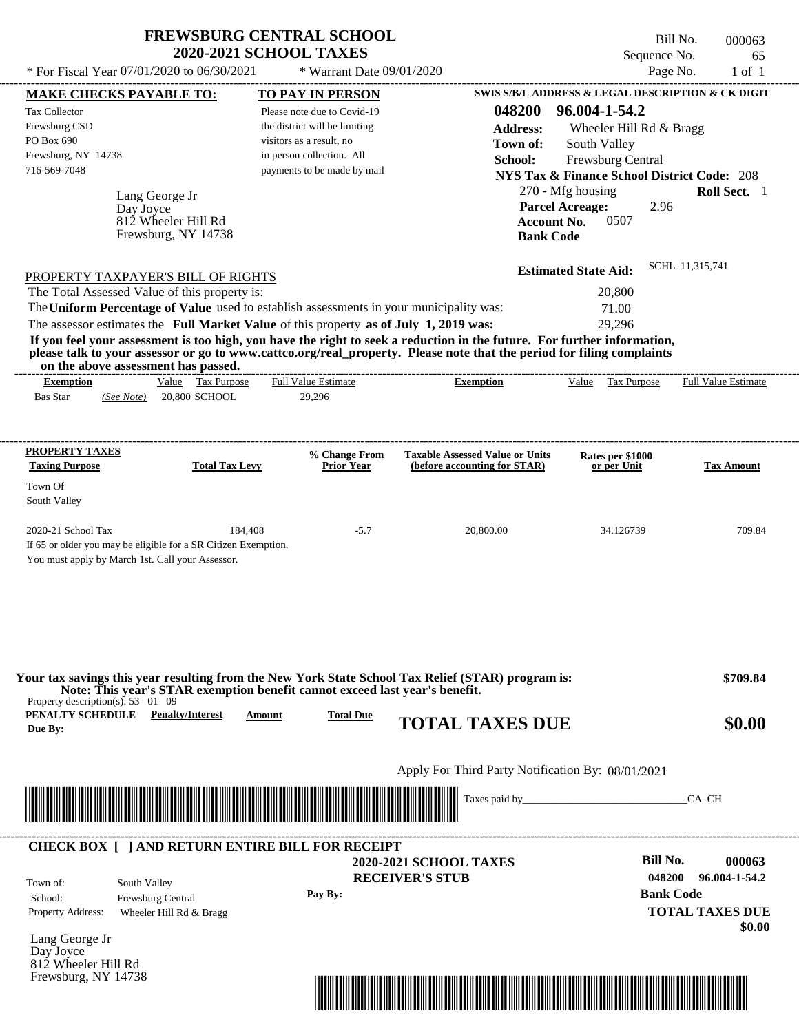# FREWSBURG CENTRAL SCHOOL
## 2020-2021 SCHOOL TAXES

Bill No. 000063
Sequence No. 65
Page No. 1 of 1

* For Fiscal Year 07/01/2020 to 06/30/2021 * Warrant Date 09/01/2020

**MAKE CHECKS PAYABLE TO:**

Tax Collector
Frewsburg CSD
PO Box 690
Frewsburg, NY 14738
716-569-7048

**TO PAY IN PERSON**

Please note due to Covid-19 the district will be limiting visitors as a result, no in person collection. All payments to be made by mail

**SWIS S/B/L ADDRESS & LEGAL DESCRIPTION & CK DIGIT**

**048200 96.004-1-54.2**
**Address:** Wheeler Hill Rd & Bragg
**Town of:** South Valley
**School:** Frewsburg Central
**NYS Tax & Finance School District Code:** 208
270 - Mfg housing **Roll Sect.** 1
**Parcel Acreage:** 2.96
**Account No.** 0507
**Bank Code**

Lang George Jr
Day Joyce
812 Wheeler Hill Rd
Frewsburg, NY 14738

**Estimated State Aid:** SCHL 11,315,741

PROPERTY TAXPAYER'S BILL OF RIGHTS

The Total Assessed Value of this property is: 20,800
The **Uniform Percentage of Value** used to establish assessments in your municipality was: 71.00
The assessor estimates the **Full Market Value** of this property **as of July 1, 2019 was:** 29,296

**If you feel your assessment is too high, you have the right to seek a reduction in the future. For further information, please talk to your assessor or go to www.cattco.org/real_property. Please note that the period for filing complaints on the above assessment has passed.**

| Exemption | Value | Tax Purpose | Full Value Estimate | Exemption | Value | Tax Purpose | Full Value Estimate |
|---|---|---|---|---|---|---|---|
| Bas Star *(See Note)* | 20,800 | SCHOOL | 29,296 | | | | |

| PROPERTY TAXES Taxing Purpose | Total Tax Levy | % Change From Prior Year | Taxable Assessed Value or Units (before accounting for STAR) | Rates per $1000 or per Unit | Tax Amount |
|---|---|---|---|---|---|
| Town Of South Valley | | | | | |
| 2020-21 School Tax | 184,408 | -5.7 | 20,800.00 | 34.126739 | 709.84 |

If 65 or older you may be eligible for a SR Citizen Exemption.
You must apply by March 1st. Call your Assessor.

**Your tax savings this year resulting from the New York State School Tax Relief (STAR) program is: $709.84**
**Note: This year's STAR exemption benefit cannot exceed last year's benefit.**

Property description(s): 53 01 09

| PENALTY SCHEDULE | Penalty/Interest | Amount | Total Due |
|---|---|---|---|
| Due By: | | | |

**TOTAL TAXES DUE $0.00**

Apply For Third Party Notification By: 08/01/2021

Taxes paid by_______________________________CA CH

---

**CHECK BOX [ ] AND RETURN ENTIRE BILL FOR RECEIPT**

**2020-2021 SCHOOL TAXES**
**RECEIVER'S STUB**

Town of: South Valley
School: Frewsburg Central
Property Address: Wheeler Hill Rd & Bragg

Pay By:

**Bill No. 000063**
**048200 96.004-1-54.2**
**Bank Code**
**TOTAL TAXES DUE**
**$0.00**

Lang George Jr
Day Joyce
812 Wheeler Hill Rd
Frewsburg, NY 14738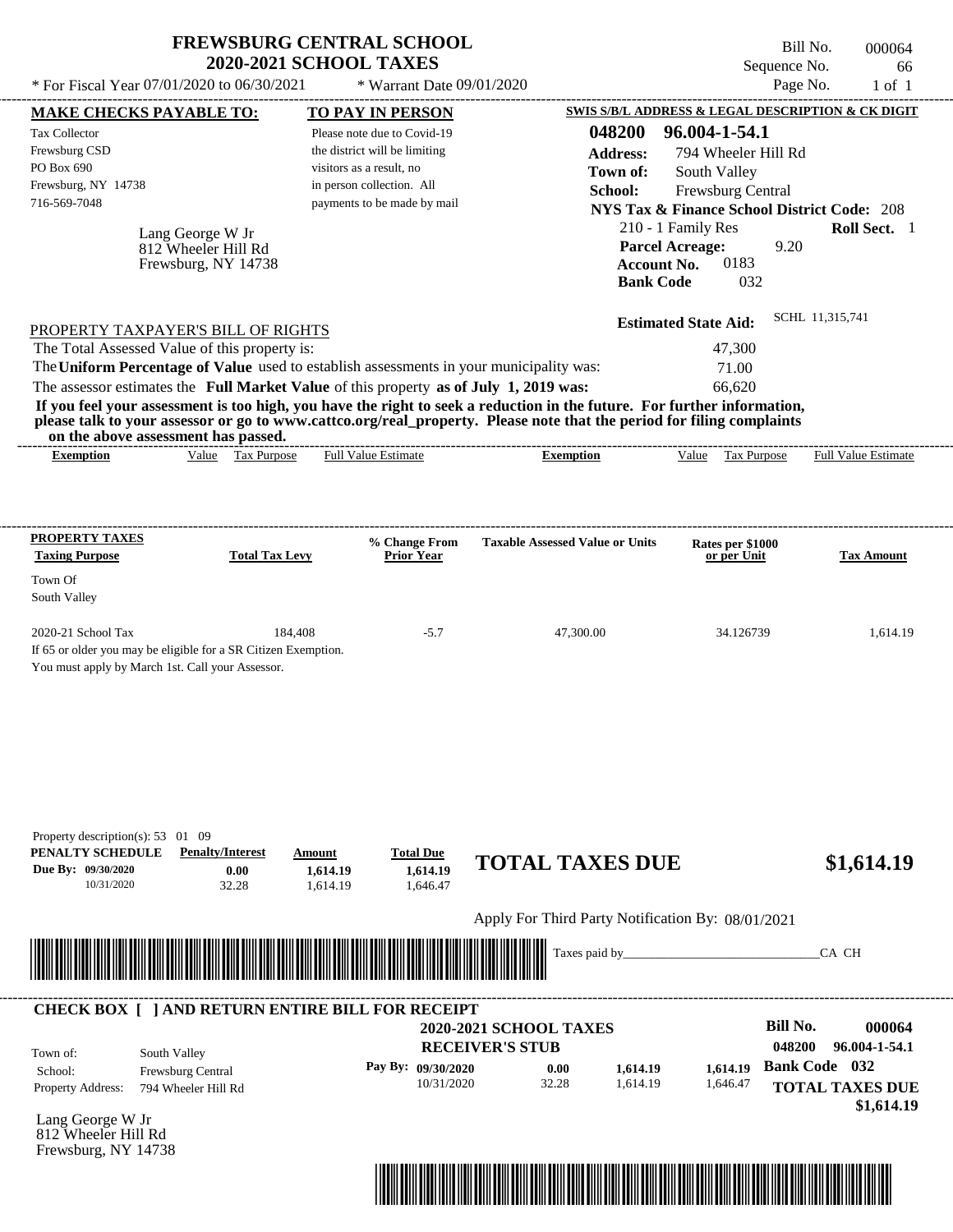# FREWSBURG CENTRAL SCHOOL
## 2020-2021 SCHOOL TAXES

Bill No. 000064
Sequence No. 66
Page No. 1 of 1

* For Fiscal Year 07/01/2020 to 06/30/2021 * Warrant Date 09/01/2020

**MAKE CHECKS PAYABLE TO:**

Tax Collector
Frewsburg CSD
PO Box 690
Frewsburg, NY 14738
716-569-7048

Lang George W Jr
812 Wheeler Hill Rd
Frewsburg, NY 14738

**TO PAY IN PERSON**

Please note due to Covid-19 the district will be limiting visitors as a result, no in person collection. All payments to be made by mail

**SWIS S/B/L ADDRESS & LEGAL DESCRIPTION & CK DIGIT**

**048200 96.004-1-54.1**
**Address:** 794 Wheeler Hill Rd
**Town of:** South Valley
**School:** Frewsburg Central
**NYS Tax & Finance School District Code:** 208
210 - 1 Family Res **Roll Sect.** 1
**Parcel Acreage:** 9.20
**Account No.** 0183
**Bank Code** 032

**Estimated State Aid:** SCHL 11,315,741

PROPERTY TAXPAYER'S BILL OF RIGHTS

The Total Assessed Value of this property is: 47,300
The **Uniform Percentage of Value** used to establish assessments in your municipality was: 71.00
The assessor estimates the **Full Market Value** of this property **as of July 1, 2019 was:** 66,620

**If you feel your assessment is too high, you have the right to seek a reduction in the future. For further information, please talk to your assessor or go to www.cattco.org/real_property. Please note that the period for filing complaints on the above assessment has passed.**

| Exemption | Value | Tax Purpose | Full Value Estimate | Exemption | Value | Tax Purpose | Full Value Estimate |
|---|---|---|---|---|---|---|---|

| PROPERTY TAXES Taxing Purpose | Total Tax Levy | % Change From Prior Year | Taxable Assessed Value or Units | Rates per $1000 or per Unit | Tax Amount |
|---|---|---|---|---|---|
| Town Of South Valley | | | | | |
| 2020-21 School Tax | 184,408 | -5.7 | 47,300.00 | 34.126739 | 1,614.19 |

If 65 or older you may be eligible for a SR Citizen Exemption.
You must apply by March 1st. Call your Assessor.

Property description(s): 53 01 09

| PENALTY SCHEDULE | Penalty/Interest | Amount | Total Due |
|---|---|---|---|
| Due By: 09/30/2020 | 0.00 | 1,614.19 | 1,614.19 |
| 10/31/2020 | 32.28 | 1,614.19 | 1,646.47 |

**TOTAL TAXES DUE $1,614.19**

Apply For Third Party Notification By: 08/01/2021

Taxes paid by_______________________________CA CH

---

**CHECK BOX [ ] AND RETURN ENTIRE BILL FOR RECEIPT**

**2020-2021 SCHOOL TAXES**
**RECEIVER'S STUB**

**Bill No. 000064**
**048200 96.004-1-54.1**

Town of: South Valley
School: Frewsburg Central
Property Address: 794 Wheeler Hill Rd

| Pay By: | | | |
|---|---|---|---|
| 09/30/2020 | 0.00 | 1,614.19 | 1,614.19 |
| 10/31/2020 | 32.28 | 1,614.19 | 1,646.47 |

**Bank Code 032**

**TOTAL TAXES DUE $1,614.19**

Lang George W Jr
812 Wheeler Hill Rd
Frewsburg, NY 14738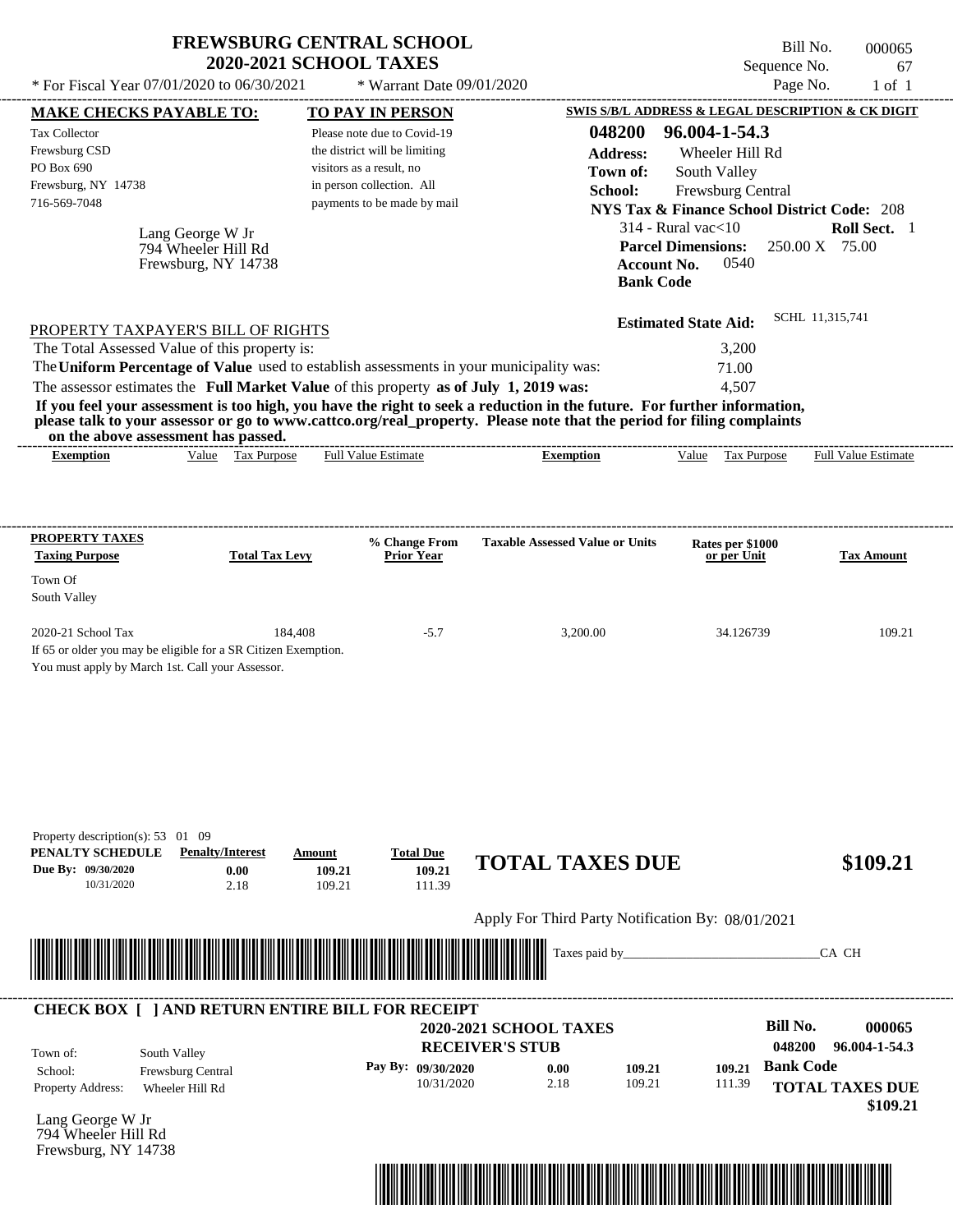# FREWSBURG CENTRAL SCHOOL
## 2020-2021 SCHOOL TAXES

\* For Fiscal Year 07/01/2020 to 06/30/2021 &nbsp;&nbsp;&nbsp; \* Warrant Date 09/01/2020

Bill No. 000065
Sequence No. 67
Page No. 1 of 1

**MAKE CHECKS PAYABLE TO:**

Tax Collector
Frewsburg CSD
PO Box 690
Frewsburg, NY 14738
716-569-7048

**TO PAY IN PERSON**

Please note due to Covid-19 the district will be limiting visitors as a result, no in person collection. All payments to be made by mail

Lang George W Jr
794 Wheeler Hill Rd
Frewsburg, NY 14738

**SWIS S/B/L ADDRESS & LEGAL DESCRIPTION & CK DIGIT**

**048200 96.004-1-54.3**
**Address:** Wheeler Hill Rd
**Town of:** South Valley
**School:** Frewsburg Central
**NYS Tax & Finance School District Code:** 208
314 - Rural vac<10 &nbsp;&nbsp; **Roll Sect.** 1
**Parcel Dimensions:** 250.00 X 75.00
**Account No.** 0540
**Bank Code**

**Estimated State Aid:** SCHL 11,315,741

PROPERTY TAXPAYER'S BILL OF RIGHTS

The Total Assessed Value of this property is: 3,200
The **Uniform Percentage of Value** used to establish assessments in your municipality was: 71.00
The assessor estimates the **Full Market Value** of this property **as of July 1, 2019 was:** 4,507

**If you feel your assessment is too high, you have the right to seek a reduction in the future. For further information, please talk to your assessor or go to www.cattco.org/real_property. Please note that the period for filing complaints on the above assessment has passed.**

| Exemption | Value | Tax Purpose | Full Value Estimate | Exemption | Value | Tax Purpose | Full Value Estimate |
|---|---|---|---|---|---|---|---|

| PROPERTY TAXES Taxing Purpose | Total Tax Levy | % Change From Prior Year | Taxable Assessed Value or Units | Rates per $1000 or per Unit | Tax Amount |
|---|---|---|---|---|---|
| Town Of South Valley | | | | | |
| 2020-21 School Tax | 184,408 | -5.7 | 3,200.00 | 34.126739 | 109.21 |

If 65 or older you may be eligible for a SR Citizen Exemption.
You must apply by March 1st. Call your Assessor.

Property description(s): 53 01 09

| PENALTY SCHEDULE | Penalty/Interest | Amount | Total Due |
|---|---|---|---|
| Due By: 09/30/2020 | 0.00 | 109.21 | 109.21 |
| 10/31/2020 | 2.18 | 109.21 | 111.39 |

**TOTAL TAXES DUE** **$109.21**

Apply For Third Party Notification By: 08/01/2021

Taxes paid by_______________________________CA CH

---

**CHECK BOX [ ] AND RETURN ENTIRE BILL FOR RECEIPT**

**2020-2021 SCHOOL TAXES**
**RECEIVER'S STUB**

**Bill No.** 000065
048200 96.004-1-54.3

Town of: South Valley
School: Frewsburg Central
Property Address: Wheeler Hill Rd

| Pay By: | | | |
|---|---|---|---|
| 09/30/2020 | 0.00 | 109.21 | 109.21 |
| 10/31/2020 | 2.18 | 109.21 | 111.39 |

**Bank Code**

**TOTAL TAXES DUE** **$109.21**

Lang George W Jr
794 Wheeler Hill Rd
Frewsburg, NY 14738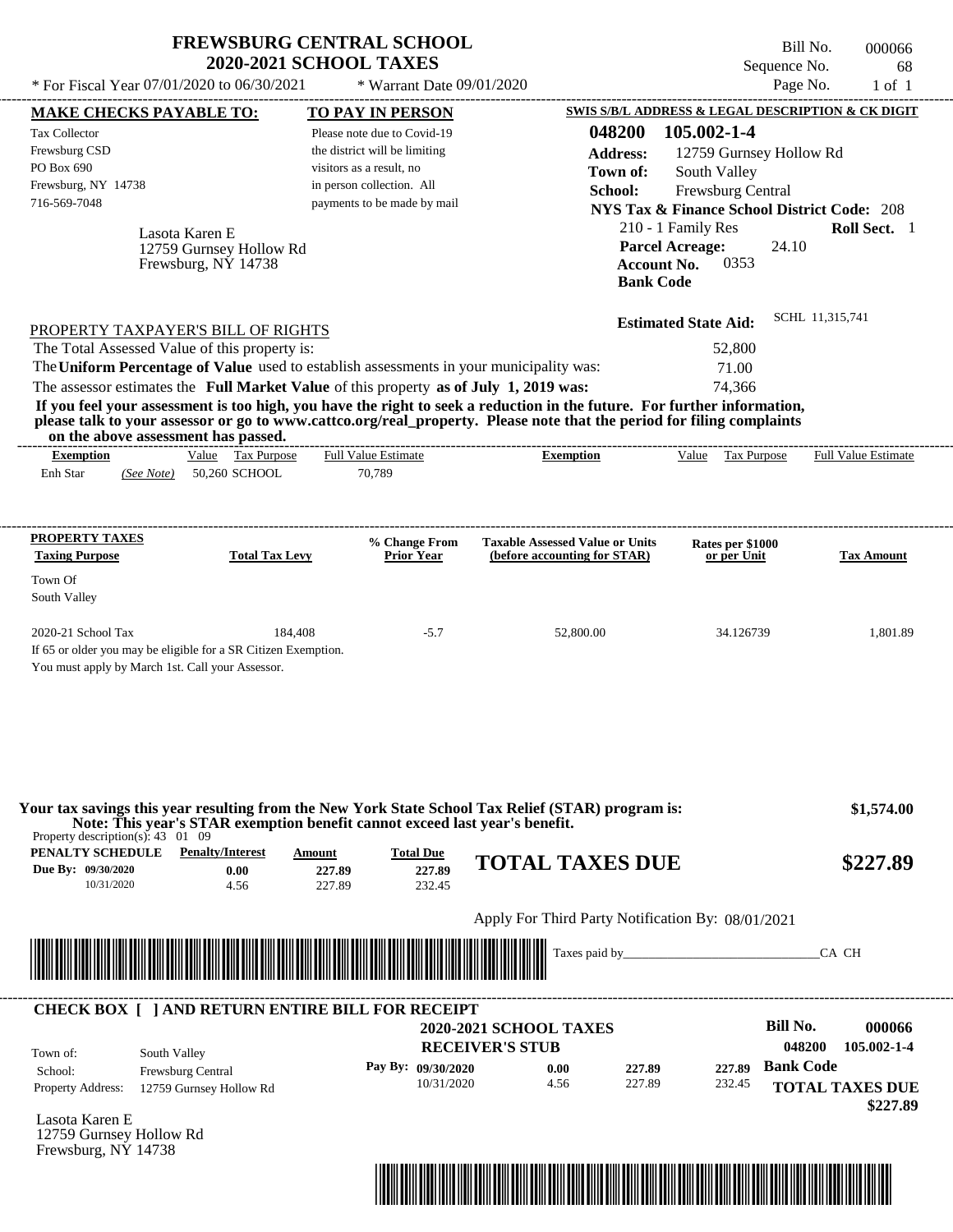# FREWSBURG CENTRAL SCHOOL
## 2020-2021 SCHOOL TAXES

\* For Fiscal Year 07/01/2020 to 06/30/2021 \* Warrant Date 09/01/2020

Bill No. 000066
Sequence No. 68
Page No. 1 of 1

**MAKE CHECKS PAYABLE TO:**
Tax Collector
Frewsburg CSD
PO Box 690
Frewsburg, NY 14738
716-569-7048

**TO PAY IN PERSON**
Please note due to Covid-19 the district will be limiting visitors as a result, no in person collection. All payments to be made by mail

**SWIS S/B/L ADDRESS & LEGAL DESCRIPTION & CK DIGIT**
**048200 105.002-1-4**
**Address:** 12759 Gurnsey Hollow Rd
**Town of:** South Valley
**School:** Frewsburg Central
**NYS Tax & Finance School District Code:** 208
210 - 1 Family Res **Roll Sect.** 1
**Parcel Acreage:** 24.10
**Account No.** 0353
**Bank Code**

Lasota Karen E
12759 Gurnsey Hollow Rd
Frewsburg, NY 14738

**Estimated State Aid:** SCHL 11,315,741

PROPERTY TAXPAYER'S BILL OF RIGHTS

The Total Assessed Value of this property is: 52,800
The **Uniform Percentage of Value** used to establish assessments in your municipality was: 71.00
The assessor estimates the **Full Market Value** of this property **as of July 1, 2019 was:** 74,366

**If you feel your assessment is too high, you have the right to seek a reduction in the future. For further information, please talk to your assessor or go to www.cattco.org/real_property. Please note that the period for filing complaints on the above assessment has passed.**

| Exemption | Value | Tax Purpose | Full Value Estimate | Exemption | Value | Tax Purpose | Full Value Estimate |
|---|---|---|---|---|---|---|---|
| Enh Star *(See Note)* | 50,260 | SCHOOL | 70,789 | | | | |

| PROPERTY TAXES Taxing Purpose | Total Tax Levy | % Change From Prior Year | Taxable Assessed Value or Units (before accounting for STAR) | Rates per $1000 or per Unit | Tax Amount |
|---|---|---|---|---|---|
| Town Of South Valley | | | | | |
| 2020-21 School Tax | 184,408 | -5.7 | 52,800.00 | 34.126739 | 1,801.89 |

If 65 or older you may be eligible for a SR Citizen Exemption.
You must apply by March 1st. Call your Assessor.

**Your tax savings this year resulting from the New York State School Tax Relief (STAR) program is: $1,574.00**
**Note: This year's STAR exemption benefit cannot exceed last year's benefit.**

Property description(s): 43 01 09

| PENALTY SCHEDULE | Penalty/Interest | Amount | Total Due |
|---|---|---|---|
| Due By: 09/30/2020 | 0.00 | 227.89 | 227.89 |
| 10/31/2020 | 4.56 | 227.89 | 232.45 |

**TOTAL TAXES DUE $227.89**

Apply For Third Party Notification By: 08/01/2021

Taxes paid by_______________________________CA CH

**CHECK BOX [ ] AND RETURN ENTIRE BILL FOR RECEIPT**

**2020-2021 SCHOOL TAXES**
**RECEIVER'S STUB**

**Bill No. 000066**
048200 105.002-1-4

| Town of: | South Valley |
|---|---|
| School: | Frewsburg Central |
| Property Address: | 12759 Gurnsey Hollow Rd |

| Pay By: | Penalty/Interest | Amount | Total Due |
|---|---|---|---|
| 09/30/2020 | 0.00 | 227.89 | 227.89 |
| 10/31/2020 | 4.56 | 227.89 | 232.45 |

**Bank Code**

**TOTAL TAXES DUE $227.89**

Lasota Karen E
12759 Gurnsey Hollow Rd
Frewsburg, NY 14738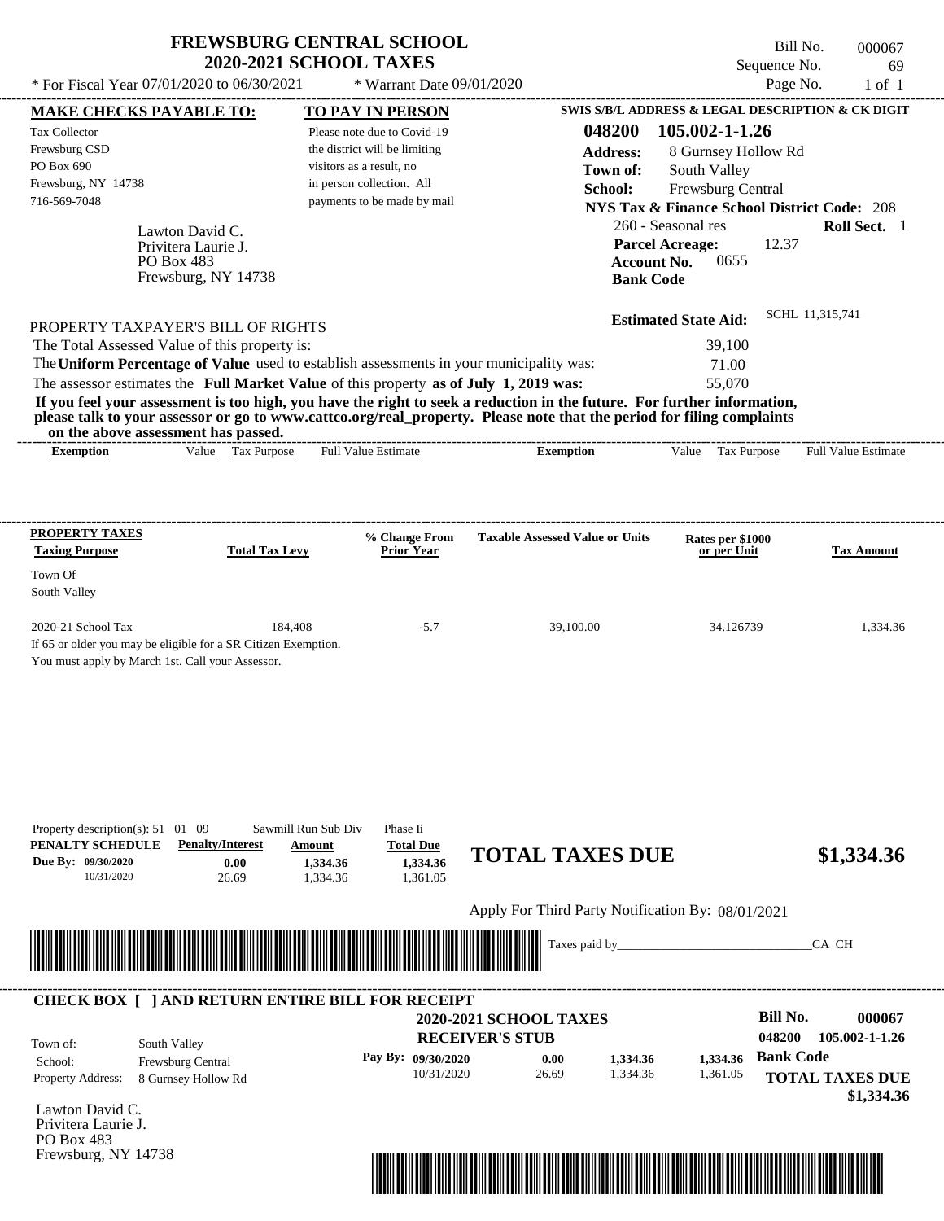# FREWSBURG CENTRAL SCHOOL
## 2020-2021 SCHOOL TAXES

Bill No. 000067
Sequence No. 69
Page No. 1 of 1

* For Fiscal Year 07/01/2020 to 06/30/2021 * Warrant Date 09/01/2020

**MAKE CHECKS PAYABLE TO:**
Tax Collector
Frewsburg CSD
PO Box 690
Frewsburg, NY 14738
716-569-7048

**TO PAY IN PERSON**
Please note due to Covid-19 the district will be limiting visitors as a result, no in person collection. All payments to be made by mail

**SWIS S/B/L ADDRESS & LEGAL DESCRIPTION & CK DIGIT**
**048200 105.002-1-1.26**
**Address:** 8 Gurnsey Hollow Rd
**Town of:** South Valley
**School:** Frewsburg Central
**NYS Tax & Finance School District Code:** 208
260 - Seasonal res **Roll Sect.** 1
**Parcel Acreage:** 12.37
**Account No.** 0655
**Bank Code**

Lawton David C.
Privitera Laurie J.
PO Box 483
Frewsburg, NY 14738

**Estimated State Aid:** SCHL 11,315,741

PROPERTY TAXPAYER'S BILL OF RIGHTS

The Total Assessed Value of this property is: 39,100
The **Uniform Percentage of Value** used to establish assessments in your municipality was: 71.00
The assessor estimates the **Full Market Value** of this property **as of July 1, 2019 was:** 55,070

**If you feel your assessment is too high, you have the right to seek a reduction in the future. For further information, please talk to your assessor or go to www.cattco.org/real_property. Please note that the period for filing complaints on the above assessment has passed.**

| Exemption | Value | Tax Purpose | Full Value Estimate | Exemption | Value | Tax Purpose | Full Value Estimate |
|---|---|---|---|---|---|---|---|

| PROPERTY TAXES Taxing Purpose | Total Tax Levy | % Change From Prior Year | Taxable Assessed Value or Units | Rates per $1000 or per Unit | Tax Amount |
|---|---|---|---|---|---|
| Town Of South Valley | | | | | |
| 2020-21 School Tax | 184,408 | -5.7 | 39,100.00 | 34.126739 | 1,334.36 |

If 65 or older you may be eligible for a SR Citizen Exemption.
You must apply by March 1st. Call your Assessor.

Property description(s): 51 01 09 Sawmill Run Sub Div Phase Ii

| PENALTY SCHEDULE | Penalty/Interest | Amount | Total Due |
|---|---|---|---|
| Due By: 09/30/2020 | 0.00 | 1,334.36 | 1,334.36 |
| 10/31/2020 | 26.69 | 1,334.36 | 1,361.05 |

**TOTAL TAXES DUE $1,334.36**

Apply For Third Party Notification By: 08/01/2021

Taxes paid by_______________________________CA CH

**CHECK BOX [ ] AND RETURN ENTIRE BILL FOR RECEIPT**

**2020-2021 SCHOOL TAXES**
**RECEIVER'S STUB**

**Bill No. 000067**
**048200 105.002-1-1.26**

Town of: South Valley
School: Frewsburg Central
Property Address: 8 Gurnsey Hollow Rd

| Pay By: | | | |
|---|---|---|---|
| 09/30/2020 | 0.00 | 1,334.36 | 1,334.36 |
| 10/31/2020 | 26.69 | 1,334.36 | 1,361.05 |

**Bank Code**
**TOTAL TAXES DUE**
**$1,334.36**

Lawton David C.
Privitera Laurie J.
PO Box 483
Frewsburg, NY 14738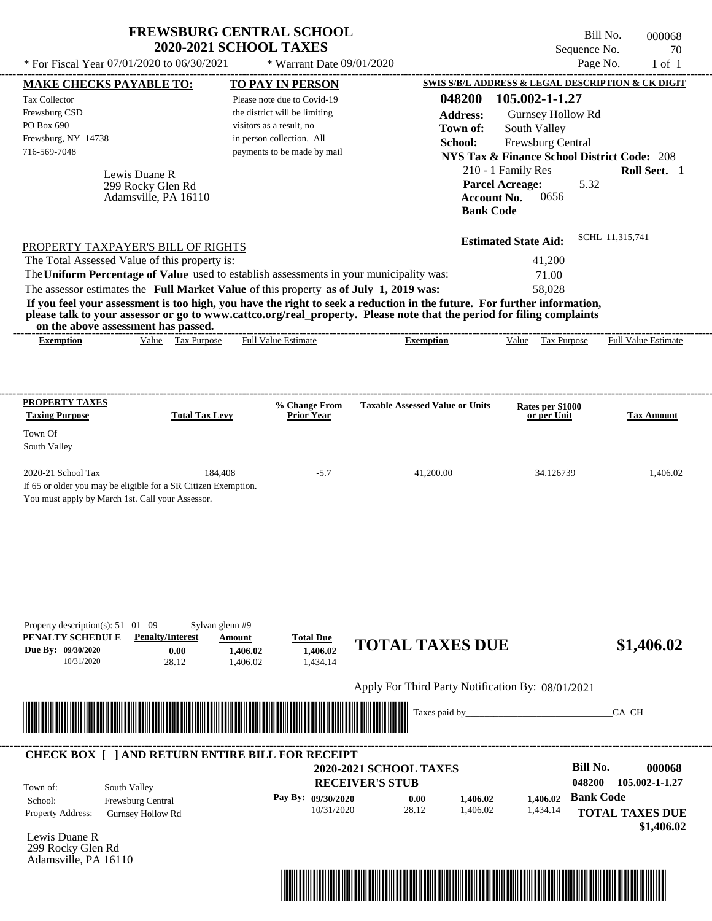# FREWSBURG CENTRAL SCHOOL
## 2020-2021 SCHOOL TAXES

\* For Fiscal Year 07/01/2020 to 06/30/2021 &nbsp;&nbsp; \* Warrant Date 09/01/2020

Bill No. 000068
Sequence No. 70
Page No. 1 of 1

**MAKE CHECKS PAYABLE TO:**
Tax Collector
Frewsburg CSD
PO Box 690
Frewsburg, NY 14738
716-569-7048

**TO PAY IN PERSON**
Please note due to Covid-19 the district will be limiting visitors as a result, no in person collection. All payments to be made by mail

**SWIS S/B/L ADDRESS & LEGAL DESCRIPTION & CK DIGIT**
**048200 105.002-1-1.27**
**Address:** Gurnsey Hollow Rd
**Town of:** South Valley
**School:** Frewsburg Central
**NYS Tax & Finance School District Code:** 208
210 - 1 Family Res &nbsp;&nbsp; **Roll Sect.** 1
**Parcel Acreage:** 5.32
**Account No.** 0656
**Bank Code**

Lewis Duane R
299 Rocky Glen Rd
Adamsville, PA 16110

**Estimated State Aid:** SCHL 11,315,741

PROPERTY TAXPAYER'S BILL OF RIGHTS

The Total Assessed Value of this property is: 41,200
The **Uniform Percentage of Value** used to establish assessments in your municipality was: 71.00
The assessor estimates the **Full Market Value** of this property **as of July 1, 2019 was:** 58,028

**If you feel your assessment is too high, you have the right to seek a reduction in the future. For further information, please talk to your assessor or go to www.cattco.org/real_property. Please note that the period for filing complaints on the above assessment has passed.**

| Exemption | Value | Tax Purpose | Full Value Estimate | Exemption | Value | Tax Purpose | Full Value Estimate |
|---|---|---|---|---|---|---|---|

| PROPERTY TAXES Taxing Purpose | Total Tax Levy | % Change From Prior Year | Taxable Assessed Value or Units | Rates per $1000 or per Unit | Tax Amount |
|---|---|---|---|---|---|
| Town Of South Valley | | | | | |
| 2020-21 School Tax | 184,408 | -5.7 | 41,200.00 | 34.126739 | 1,406.02 |

If 65 or older you may be eligible for a SR Citizen Exemption.
You must apply by March 1st. Call your Assessor.

Property description(s): 51 01 09 &nbsp;&nbsp; Sylvan glenn #9

| PENALTY SCHEDULE | Penalty/Interest | Amount | Total Due |
|---|---|---|---|
| Due By: 09/30/2020 | 0.00 | 1,406.02 | 1,406.02 |
| 10/31/2020 | 28.12 | 1,406.02 | 1,434.14 |

**TOTAL TAXES DUE** **$1,406.02**

Apply For Third Party Notification By: 08/01/2021

Taxes paid by_______________________________CA CH

**CHECK BOX [ ] AND RETURN ENTIRE BILL FOR RECEIPT**

**2020-2021 SCHOOL TAXES**
**RECEIVER'S STUB**

**Bill No.** 000068
048200 105.002-1-1.27

Town of: South Valley
School: Frewsburg Central
Property Address: Gurnsey Hollow Rd

| Pay By: | | | |
|---|---|---|---|
| 09/30/2020 | 0.00 | 1,406.02 | 1,406.02 |
| 10/31/2020 | 28.12 | 1,406.02 | 1,434.14 |

**Bank Code**

**TOTAL TAXES DUE** **$1,406.02**

Lewis Duane R
299 Rocky Glen Rd
Adamsville, PA 16110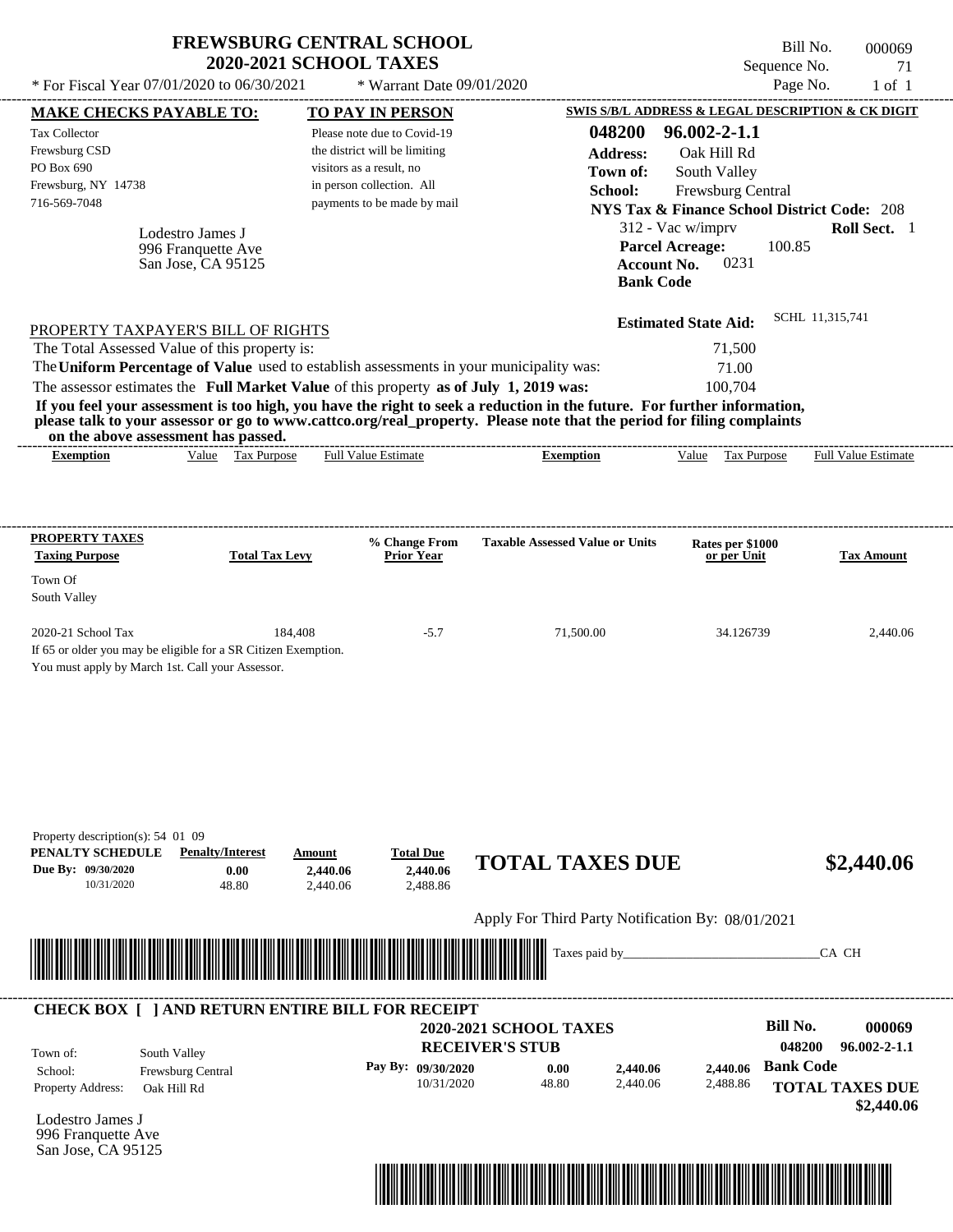# FREWSBURG CENTRAL SCHOOL
## 2020-2021 SCHOOL TAXES

Bill No. 000069
Sequence No. 71
Page No. 1 of 1

\* For Fiscal Year 07/01/2020 to 06/30/2021 \* Warrant Date 09/01/2020

**MAKE CHECKS PAYABLE TO:**

Tax Collector
Frewsburg CSD
PO Box 690
Frewsburg, NY 14738
716-569-7048

**TO PAY IN PERSON**

Please note due to Covid-19 the district will be limiting visitors as a result, no in person collection. All payments to be made by mail

**SWIS S/B/L ADDRESS & LEGAL DESCRIPTION & CK DIGIT**

**048200 96.002-2-1.1**
**Address:** Oak Hill Rd
**Town of:** South Valley
**School:** Frewsburg Central
**NYS Tax & Finance School District Code:** 208
312 - Vac w/imprv **Roll Sect.** 1
**Parcel Acreage:** 100.85
**Account No.** 0231
**Bank Code**

Lodestro James J
996 Franquette Ave
San Jose, CA 95125

**Estimated State Aid:** SCHL 11,315,741

PROPERTY TAXPAYER'S BILL OF RIGHTS

The Total Assessed Value of this property is: 71,500
The **Uniform Percentage of Value** used to establish assessments in your municipality was: 71.00
The assessor estimates the **Full Market Value** of this property **as of July 1, 2019 was:** 100,704

**If you feel your assessment is too high, you have the right to seek a reduction in the future. For further information, please talk to your assessor or go to www.cattco.org/real_property. Please note that the period for filing complaints on the above assessment has passed.**

| Exemption | Value | Tax Purpose | Full Value Estimate | Exemption | Value | Tax Purpose | Full Value Estimate |
|---|---|---|---|---|---|---|---|

| PROPERTY TAXES Taxing Purpose | Total Tax Levy | % Change From Prior Year | Taxable Assessed Value or Units | Rates per $1000 or per Unit | Tax Amount |
|---|---|---|---|---|---|
| Town Of South Valley | | | | | |
| 2020-21 School Tax | 184,408 | -5.7 | 71,500.00 | 34.126739 | 2,440.06 |

If 65 or older you may be eligible for a SR Citizen Exemption.
You must apply by March 1st. Call your Assessor.

Property description(s): 54 01 09

| PENALTY SCHEDULE | Penalty/Interest | Amount | Total Due |
|---|---|---|---|
| Due By: 09/30/2020 | 0.00 | 2,440.06 | 2,440.06 |
| 10/31/2020 | 48.80 | 2,440.06 | 2,488.86 |

**TOTAL TAXES DUE $2,440.06**

Apply For Third Party Notification By: 08/01/2021

Taxes paid by________________________________CA CH

**CHECK BOX [ ] AND RETURN ENTIRE BILL FOR RECEIPT**

**2020-2021 SCHOOL TAXES**
**RECEIVER'S STUB**

**Bill No. 000069**
**048200 96.002-2-1.1**

Town of: South Valley
School: Frewsburg Central
Property Address: Oak Hill Rd

| Pay By: | Penalty/Interest | Amount | Total Due |
|---|---|---|---|
| 09/30/2020 | 0.00 | 2,440.06 | 2,440.06 |
| 10/31/2020 | 48.80 | 2,440.06 | 2,488.86 |

**Bank Code**

**TOTAL TAXES DUE $2,440.06**

Lodestro James J
996 Franquette Ave
San Jose, CA 95125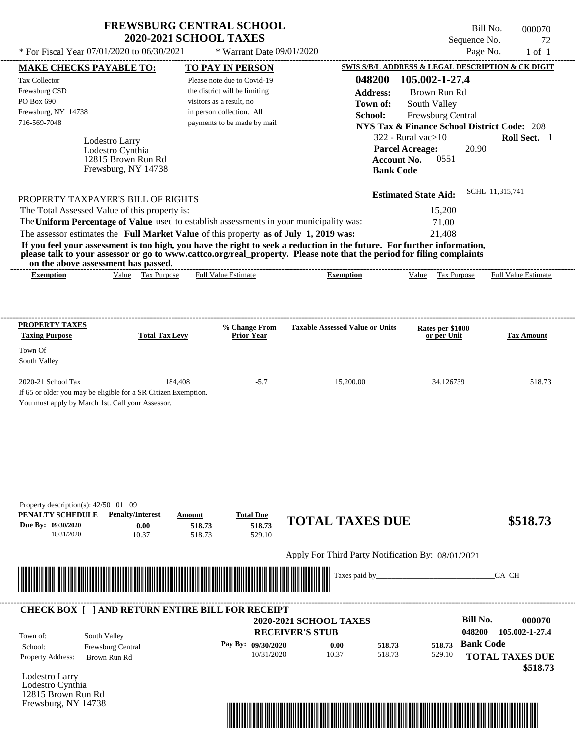# FREWSBURG CENTRAL SCHOOL
## 2020-2021 SCHOOL TAXES

Bill No. 000070
Sequence No. 72
Page No. 1 of 1

* For Fiscal Year 07/01/2020 to 06/30/2021 * Warrant Date 09/01/2020

**MAKE CHECKS PAYABLE TO:**

Tax Collector
Frewsburg CSD
PO Box 690
Frewsburg, NY 14738
716-569-7048

**TO PAY IN PERSON**

Please note due to Covid-19 the district will be limiting visitors as a result, no in person collection. All payments to be made by mail

**SWIS S/B/L ADDRESS & LEGAL DESCRIPTION & CK DIGIT**

**048200 105.002-1-27.4**
**Address:** Brown Run Rd
**Town of:** South Valley
**School:** Frewsburg Central
**NYS Tax & Finance School District Code:** 208
322 - Rural vac>10 **Roll Sect.** 1
**Parcel Acreage:** 20.90
**Account No.** 0551
**Bank Code**

Lodestro Larry
Lodestro Cynthia
12815 Brown Run Rd
Frewsburg, NY 14738

**Estimated State Aid:** SCHL 11,315,741

PROPERTY TAXPAYER'S BILL OF RIGHTS

The Total Assessed Value of this property is: 15,200
The **Uniform Percentage of Value** used to establish assessments in your municipality was: 71.00
The assessor estimates the **Full Market Value** of this property **as of July 1, 2019 was:** 21,408

**If you feel your assessment is too high, you have the right to seek a reduction in the future. For further information, please talk to your assessor or go to www.cattco.org/real_property. Please note that the period for filing complaints on the above assessment has passed.**

| Exemption | Value | Tax Purpose | Full Value Estimate | Exemption | Value | Tax Purpose | Full Value Estimate |
|---|---|---|---|---|---|---|---|

| PROPERTY TAXES Taxing Purpose | Total Tax Levy | % Change From Prior Year | Taxable Assessed Value or Units | Rates per $1000 or per Unit | Tax Amount |
|---|---|---|---|---|---|
| Town Of South Valley | | | | | |
| 2020-21 School Tax | 184,408 | -5.7 | 15,200.00 | 34.126739 | 518.73 |

If 65 or older you may be eligible for a SR Citizen Exemption.
You must apply by March 1st. Call your Assessor.

Property description(s): 42/50 01 09

| PENALTY SCHEDULE | Penalty/Interest | Amount | Total Due |
|---|---|---|---|
| Due By: 09/30/2020 | 0.00 | 518.73 | 518.73 |
| 10/31/2020 | 10.37 | 518.73 | 529.10 |

**TOTAL TAXES DUE** **$518.73**

Apply For Third Party Notification By: 08/01/2021

Taxes paid by_______________________________CA CH

**CHECK BOX [ ] AND RETURN ENTIRE BILL FOR RECEIPT**

**2020-2021 SCHOOL TAXES**
**RECEIVER'S STUB**

**Bill No. 000070**
048200 105.002-1-27.4

Town of: South Valley
School: Frewsburg Central
Property Address: Brown Run Rd

| Pay By: | | | |
|---|---|---|---|
| 09/30/2020 | 0.00 | 518.73 | 518.73 |
| 10/31/2020 | 10.37 | 518.73 | 529.10 |

**Bank Code**
**TOTAL TAXES DUE**
**$518.73**

Lodestro Larry
Lodestro Cynthia
12815 Brown Run Rd
Frewsburg, NY 14738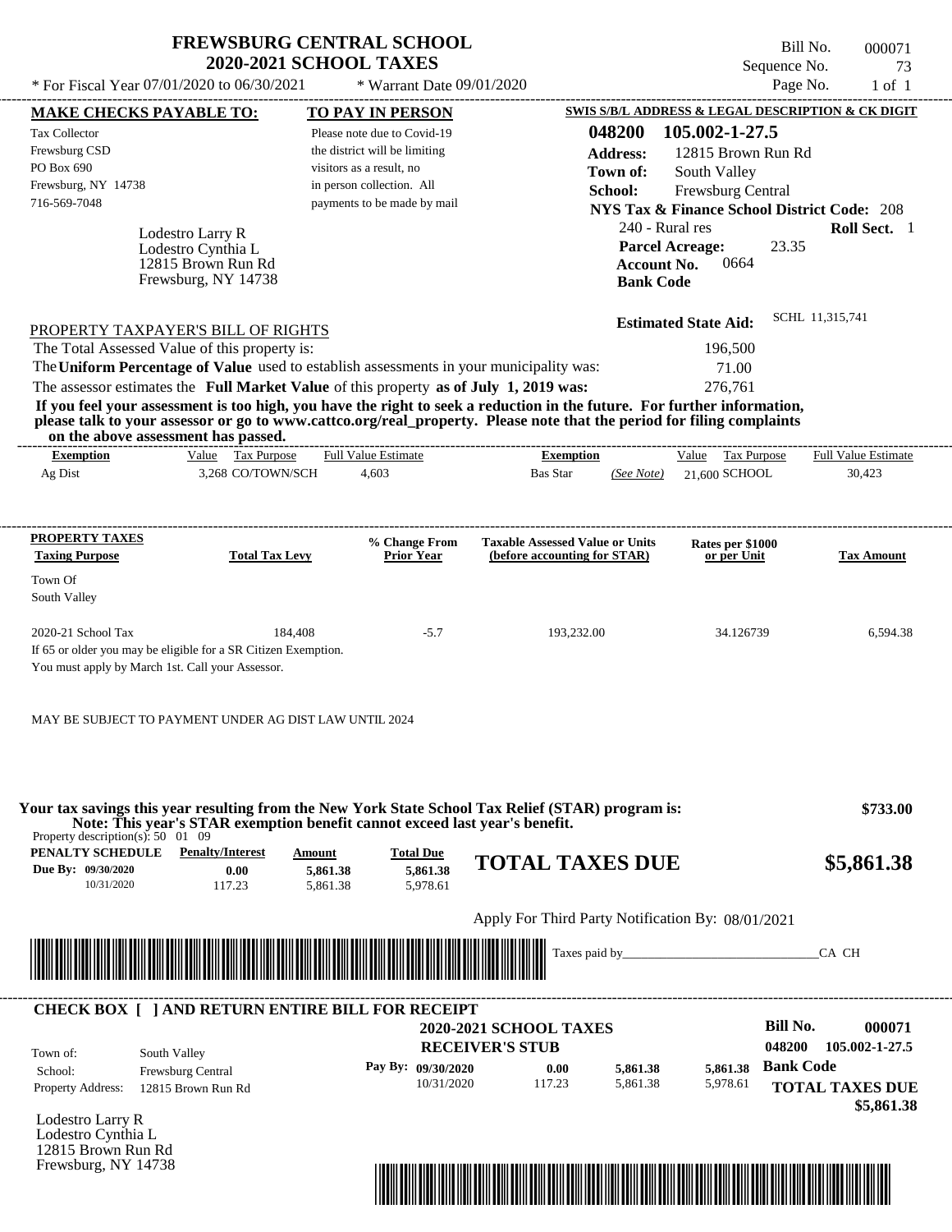# FREWSBURG CENTRAL SCHOOL
## 2020-2021 SCHOOL TAXES

Bill No. 000071
Sequence No. 73
Page No. 1 of 1

\* For Fiscal Year 07/01/2020 to 06/30/2021 \* Warrant Date 09/01/2020

**MAKE CHECKS PAYABLE TO:**
Tax Collector
Frewsburg CSD
PO Box 690
Frewsburg, NY 14738
716-569-7048

**TO PAY IN PERSON**
Please note due to Covid-19 the district will be limiting visitors as a result, no in person collection. All payments to be made by mail

**SWIS S/B/L ADDRESS & LEGAL DESCRIPTION & CK DIGIT**
048200 105.002-1-27.5
**Address:** 12815 Brown Run Rd
**Town of:** South Valley
**School:** Frewsburg Central
**NYS Tax & Finance School District Code:** 208
240 - Rural res **Roll Sect.** 1
**Parcel Acreage:** 23.35
**Account No.** 0664
**Bank Code**

Lodestro Larry R
Lodestro Cynthia L
12815 Brown Run Rd
Frewsburg, NY 14738

**Estimated State Aid:** SCHL 11,315,741

PROPERTY TAXPAYER'S BILL OF RIGHTS
The Total Assessed Value of this property is: 196,500
The **Uniform Percentage of Value** used to establish assessments in your municipality was: 71.00
The assessor estimates the **Full Market Value** of this property **as of July 1, 2019 was:** 276,761

**If you feel your assessment is too high, you have the right to seek a reduction in the future. For further information, please talk to your assessor or go to www.cattco.org/real_property. Please note that the period for filing complaints on the above assessment has passed.**

| Exemption | Value | Tax Purpose | Full Value Estimate | Exemption | | Value | Tax Purpose | Full Value Estimate |
|---|---|---|---|---|---|---|---|---|
| Ag Dist | 3,268 | CO/TOWN/SCH | 4,603 | Bas Star | (See Note) | 21,600 | SCHOOL | 30,423 |

| PROPERTY TAXES Taxing Purpose | Total Tax Levy | % Change From Prior Year | Taxable Assessed Value or Units (before accounting for STAR) | Rates per $1000 or per Unit | Tax Amount |
|---|---|---|---|---|---|
| Town Of South Valley | | | | | |
| 2020-21 School Tax | 184,408 | -5.7 | 193,232.00 | 34.126739 | 6,594.38 |

If 65 or older you may be eligible for a SR Citizen Exemption.
You must apply by March 1st. Call your Assessor.

MAY BE SUBJECT TO PAYMENT UNDER AG DIST LAW UNTIL 2024

**Your tax savings this year resulting from the New York State School Tax Relief (STAR) program is: $733.00**
**Note: This year's STAR exemption benefit cannot exceed last year's benefit.**

Property description(s): 50 01 09

| PENALTY SCHEDULE | Penalty/Interest | Amount | Total Due |
|---|---|---|---|
| Due By: 09/30/2020 | 0.00 | 5,861.38 | 5,861.38 |
| 10/31/2020 | 117.23 | 5,861.38 | 5,978.61 |

**TOTAL TAXES DUE $5,861.38**

Apply For Third Party Notification By: 08/01/2021

Taxes paid by_______________________________CA CH

**CHECK BOX [ ] AND RETURN ENTIRE BILL FOR RECEIPT**

**2020-2021 SCHOOL TAXES**
**RECEIVER'S STUB**

**Bill No. 000071**
**048200 105.002-1-27.5**

Town of: South Valley
School: Frewsburg Central
Property Address: 12815 Brown Run Rd

| Pay By: | | | | |
|---|---|---|---|---|
| 09/30/2020 | 0.00 | 5,861.38 | 5,861.38 | **Bank Code** |
| 10/31/2020 | 117.23 | 5,861.38 | 5,978.61 | |

**TOTAL TAXES DUE**
**$5,861.38**

Lodestro Larry R
Lodestro Cynthia L
12815 Brown Run Rd
Frewsburg, NY 14738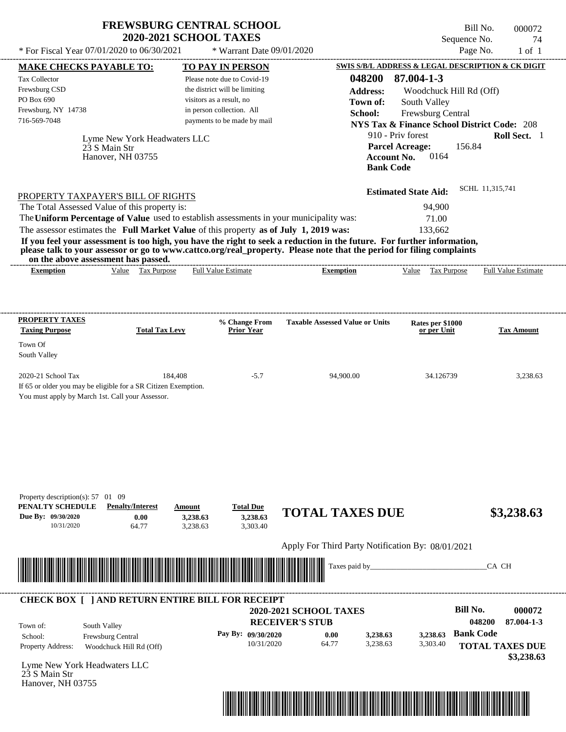# FREWSBURG CENTRAL SCHOOL
## 2020-2021 SCHOOL TAXES

Bill No. 000072
Sequence No. 74
Page No. 1 of 1

* For Fiscal Year 07/01/2020 to 06/30/2021 * Warrant Date 09/01/2020

**MAKE CHECKS PAYABLE TO:**

Tax Collector
Frewsburg CSD
PO Box 690
Frewsburg, NY 14738
716-569-7048

**TO PAY IN PERSON**

Please note due to Covid-19 the district will be limiting visitors as a result, no in person collection. All payments to be made by mail

**SWIS S/B/L ADDRESS & LEGAL DESCRIPTION & CK DIGIT**

**048200 87.004-1-3**
**Address:** Woodchuck Hill Rd (Off)
**Town of:** South Valley
**School:** Frewsburg Central
**NYS Tax & Finance School District Code:** 208
910 - Priv forest **Roll Sect.** 1
**Parcel Acreage:** 156.84
**Account No.** 0164
**Bank Code**

Lyme New York Headwaters LLC
23 S Main Str
Hanover, NH 03755

**Estimated State Aid:** SCHL 11,315,741

PROPERTY TAXPAYER'S BILL OF RIGHTS

The Total Assessed Value of this property is: 94,900
The **Uniform Percentage of Value** used to establish assessments in your municipality was: 71.00
The assessor estimates the **Full Market Value** of this property **as of July 1, 2019 was:** 133,662

**If you feel your assessment is too high, you have the right to seek a reduction in the future. For further information, please talk to your assessor or go to www.cattco.org/real_property. Please note that the period for filing complaints on the above assessment has passed.**

| Exemption | Value | Tax Purpose | Full Value Estimate | Exemption | Value | Tax Purpose | Full Value Estimate |
|---|---|---|---|---|---|---|---|

| PROPERTY TAXES Taxing Purpose | Total Tax Levy | % Change From Prior Year | Taxable Assessed Value or Units | Rates per $1000 or per Unit | Tax Amount |
|---|---|---|---|---|---|
| Town Of South Valley | | | | | |
| 2020-21 School Tax | 184,408 | -5.7 | 94,900.00 | 34.126739 | 3,238.63 |

If 65 or older you may be eligible for a SR Citizen Exemption.
You must apply by March 1st. Call your Assessor.

Property description(s): 57 01 09

| PENALTY SCHEDULE | Penalty/Interest | Amount | Total Due |
|---|---|---|---|
| Due By: 09/30/2020 | 0.00 | 3,238.63 | 3,238.63 |
| 10/31/2020 | 64.77 | 3,238.63 | 3,303.40 |

**TOTAL TAXES DUE $3,238.63**

Apply For Third Party Notification By: 08/01/2021

Taxes paid by_______________________________CA CH

**CHECK BOX [ ] AND RETURN ENTIRE BILL FOR RECEIPT**

**2020-2021 SCHOOL TAXES**
**RECEIVER'S STUB**

**Bill No.** 000072
048200 87.004-1-3

Town of: South Valley
School: Frewsburg Central
Property Address: Woodchuck Hill Rd (Off)

| Pay By: | | | |
|---|---|---|---|
| 09/30/2020 | 0.00 | 3,238.63 | 3,238.63 |
| 10/31/2020 | 64.77 | 3,238.63 | 3,303.40 |

**Bank Code**

**TOTAL TAXES DUE $3,238.63**

Lyme New York Headwaters LLC
23 S Main Str
Hanover, NH 03755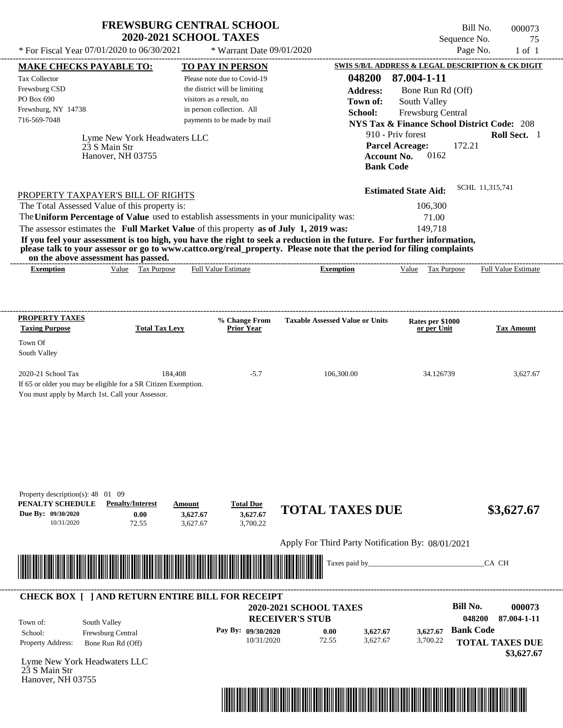# FREWSBURG CENTRAL SCHOOL
## 2020-2021 SCHOOL TAXES

\* For Fiscal Year 07/01/2020 to 06/30/2021 &nbsp;&nbsp;&nbsp; \* Warrant Date 09/01/2020

Bill No. 000073
Sequence No. 75
Page No. 1 of 1

**MAKE CHECKS PAYABLE TO:**
Tax Collector
Frewsburg CSD
PO Box 690
Frewsburg, NY 14738
716-569-7048

**TO PAY IN PERSON**
Please note due to Covid-19 the district will be limiting visitors as a result, no in person collection. All payments to be made by mail

**SWIS S/B/L ADDRESS & LEGAL DESCRIPTION & CK DIGIT**
048200 87.004-1-11
**Address:** Bone Run Rd (Off)
**Town of:** South Valley
**School:** Frewsburg Central
**NYS Tax & Finance School District Code:** 208
910 - Priv forest &nbsp;&nbsp; **Roll Sect.** 1
**Parcel Acreage:** 172.21
**Account No.** 0162
**Bank Code**

Lyme New York Headwaters LLC
23 S Main Str
Hanover, NH 03755

**Estimated State Aid:** SCHL 11,315,741

PROPERTY TAXPAYER'S BILL OF RIGHTS

The Total Assessed Value of this property is: 106,300
The **Uniform Percentage of Value** used to establish assessments in your municipality was: 71.00
The assessor estimates the **Full Market Value** of this property **as of July 1, 2019 was:** 149,718

**If you feel your assessment is too high, you have the right to seek a reduction in the future. For further information, please talk to your assessor or go to www.cattco.org/real_property. Please note that the period for filing complaints on the above assessment has passed.**

| Exemption | Value | Tax Purpose | Full Value Estimate | Exemption | Value | Tax Purpose | Full Value Estimate |
|---|---|---|---|---|---|---|---|

| PROPERTY TAXES Taxing Purpose | Total Tax Levy | % Change From Prior Year | Taxable Assessed Value or Units | Rates per $1000 or per Unit | Tax Amount |
|---|---|---|---|---|---|
| Town Of South Valley | | | | | |
| 2020-21 School Tax | 184,408 | -5.7 | 106,300.00 | 34.126739 | 3,627.67 |

If 65 or older you may be eligible for a SR Citizen Exemption.
You must apply by March 1st. Call your Assessor.

Property description(s): 48 01 09

| PENALTY SCHEDULE | Penalty/Interest | Amount | Total Due |
|---|---|---|---|
| Due By: 09/30/2020 | 0.00 | 3,627.67 | 3,627.67 |
| 10/31/2020 | 72.55 | 3,627.67 | 3,700.22 |

**TOTAL TAXES DUE $3,627.67**

Apply For Third Party Notification By: 08/01/2021

Taxes paid by_______________________________CA CH

**CHECK BOX [ ] AND RETURN ENTIRE BILL FOR RECEIPT**

**2020-2021 SCHOOL TAXES**
**RECEIVER'S STUB**

**Bill No.** 000073
048200 87.004-1-11

Town of: South Valley
School: Frewsburg Central
Property Address: Bone Run Rd (Off)

| Pay By: | Penalty/Interest | Amount | Total Due |
|---|---|---|---|
| 09/30/2020 | 0.00 | 3,627.67 | 3,627.67 |
| 10/31/2020 | 72.55 | 3,627.67 | 3,700.22 |

**Bank Code**

**TOTAL TAXES DUE $3,627.67**

Lyme New York Headwaters LLC
23 S Main Str
Hanover, NH 03755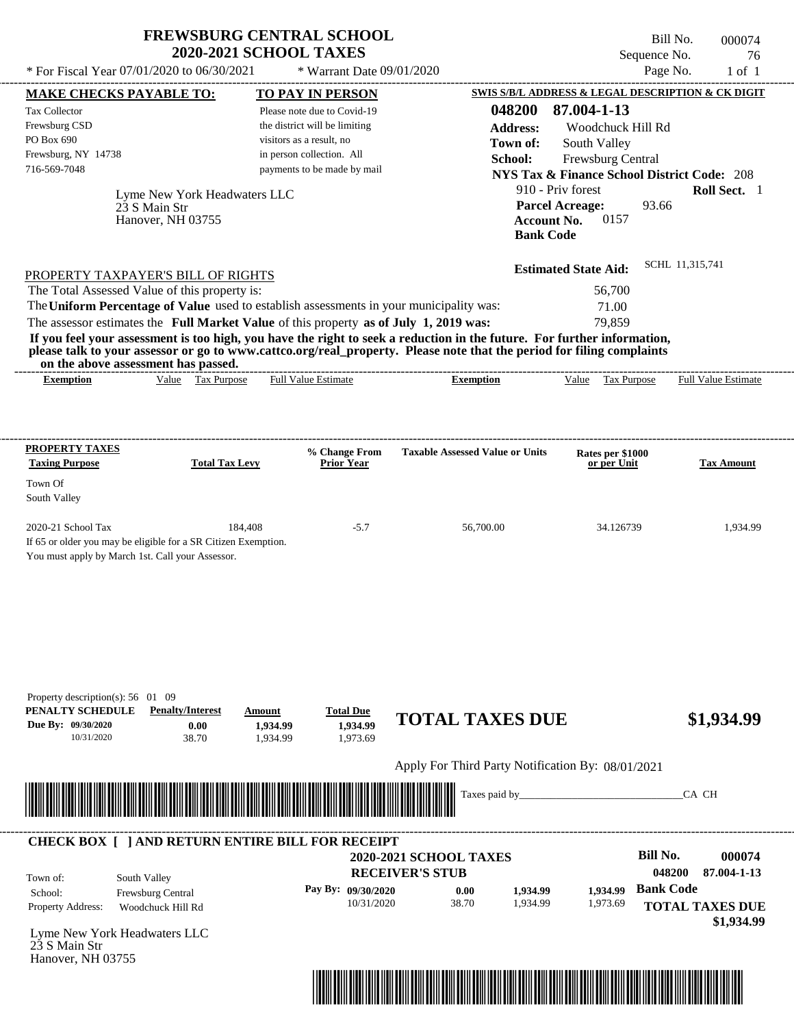# FREWSBURG CENTRAL SCHOOL
## 2020-2021 SCHOOL TAXES

\* For Fiscal Year 07/01/2020 to 06/30/2021 \* Warrant Date 09/01/2020

Bill No. 000074
Sequence No. 76
Page No. 1 of 1

**MAKE CHECKS PAYABLE TO:**
Tax Collector
Frewsburg CSD
PO Box 690
Frewsburg, NY 14738
716-569-7048

**TO PAY IN PERSON**
Please note due to Covid-19 the district will be limiting visitors as a result, no in person collection. All payments to be made by mail

Lyme New York Headwaters LLC
23 S Main Str
Hanover, NH 03755

**SWIS S/B/L ADDRESS & LEGAL DESCRIPTION & CK DIGIT**
**048200 87.004-1-13**
**Address:** Woodchuck Hill Rd
**Town of:** South Valley
**School:** Frewsburg Central
**NYS Tax & Finance School District Code:** 208
910 - Priv forest **Roll Sect.** 1
**Parcel Acreage:** 93.66
**Account No.** 0157
**Bank Code**

**Estimated State Aid:** SCHL 11,315,741

PROPERTY TAXPAYER'S BILL OF RIGHTS

The Total Assessed Value of this property is: 56,700
The **Uniform Percentage of Value** used to establish assessments in your municipality was: 71.00
The assessor estimates the **Full Market Value** of this property **as of July 1, 2019 was:** 79,859

**If you feel your assessment is too high, you have the right to seek a reduction in the future. For further information, please talk to your assessor or go to www.cattco.org/real_property. Please note that the period for filing complaints on the above assessment has passed.**

| Exemption | Value | Tax Purpose | Full Value Estimate | Exemption | Value | Tax Purpose | Full Value Estimate |
|---|---|---|---|---|---|---|---|

| PROPERTY TAXES Taxing Purpose | Total Tax Levy | % Change From Prior Year | Taxable Assessed Value or Units | Rates per $1000 or per Unit | Tax Amount |
|---|---|---|---|---|---|
| Town Of South Valley | | | | | |
| 2020-21 School Tax | 184,408 | -5.7 | 56,700.00 | 34.126739 | 1,934.99 |

If 65 or older you may be eligible for a SR Citizen Exemption.
You must apply by March 1st. Call your Assessor.

Property description(s): 56 01 09

| PENALTY SCHEDULE | Penalty/Interest | Amount | Total Due |
|---|---|---|---|
| Due By: 09/30/2020 | 0.00 | 1,934.99 | 1,934.99 |
| 10/31/2020 | 38.70 | 1,934.99 | 1,973.69 |

**TOTAL TAXES DUE $1,934.99**

Apply For Third Party Notification By: 08/01/2021

Taxes paid by_______________________________CA CH

**CHECK BOX [ ] AND RETURN ENTIRE BILL FOR RECEIPT**

**2020-2021 SCHOOL TAXES**
**RECEIVER'S STUB**

**Bill No.** 000074
048200 87.004-1-13

Town of: South Valley
School: Frewsburg Central
Property Address: Woodchuck Hill Rd

| Pay By: | | | | |
|---|---|---|---|---|
| 09/30/2020 | 0.00 | 1,934.99 | 1,934.99 | **Bank Code** |
| 10/31/2020 | 38.70 | 1,934.99 | 1,973.69 | |

**TOTAL TAXES DUE $1,934.99**

Lyme New York Headwaters LLC
23 S Main Str
Hanover, NH 03755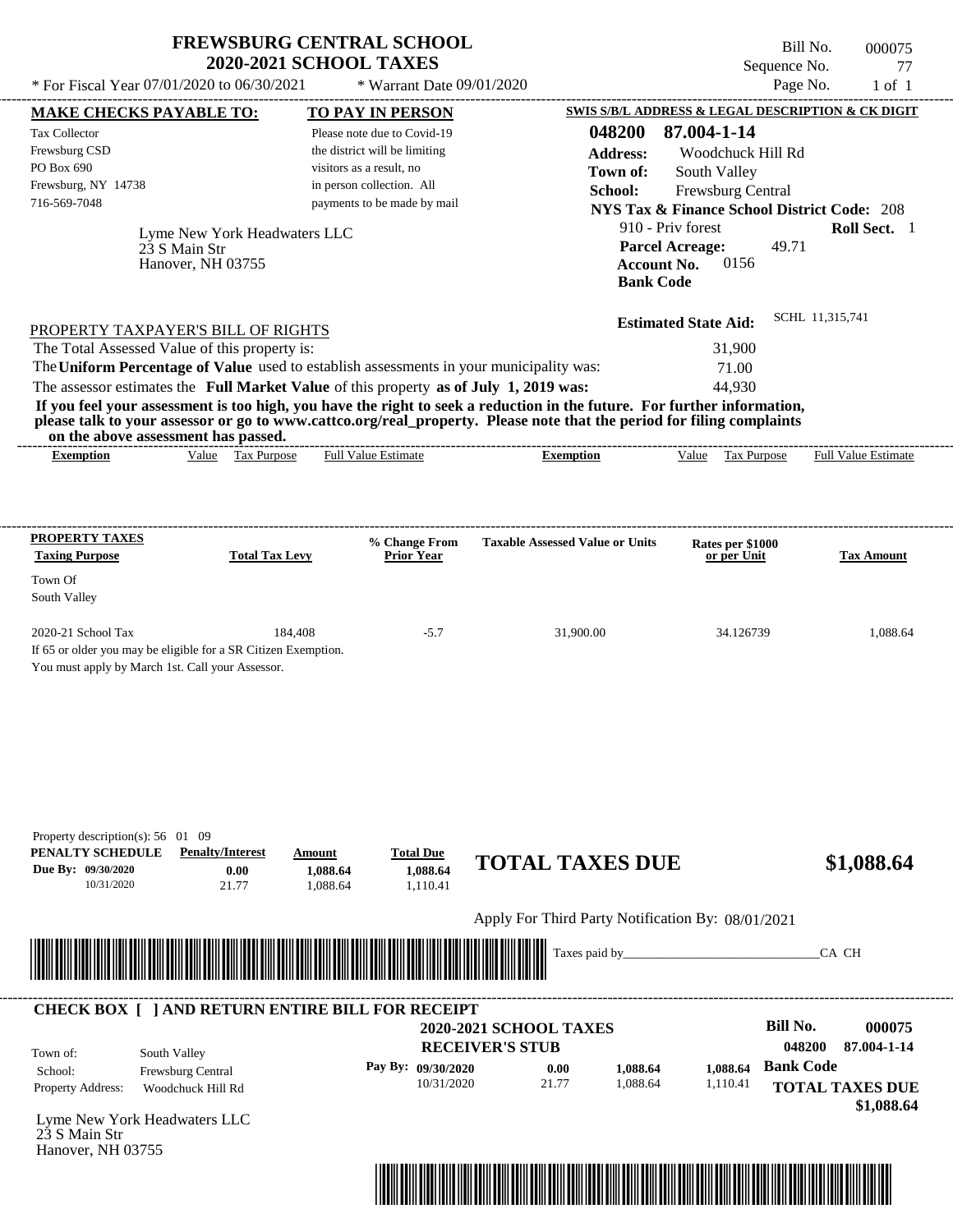# FREWSBURG CENTRAL SCHOOL
## 2020-2021 SCHOOL TAXES

Bill No. 000075
Sequence No. 77
Page No. 1 of 1

* For Fiscal Year 07/01/2020 to 06/30/2021 * Warrant Date 09/01/2020

**MAKE CHECKS PAYABLE TO:**

Tax Collector
Frewsburg CSD
PO Box 690
Frewsburg, NY 14738
716-569-7048

**TO PAY IN PERSON**

Please note due to Covid-19 the district will be limiting visitors as a result, no in person collection. All payments to be made by mail

**SWIS S/B/L ADDRESS & LEGAL DESCRIPTION & CK DIGIT**

**048200 87.004-1-14**
**Address:** Woodchuck Hill Rd
**Town of:** South Valley
**School:** Frewsburg Central
**NYS Tax & Finance School District Code:** 208
910 - Priv forest **Roll Sect.** 1
**Parcel Acreage:** 49.71
**Account No.** 0156
**Bank Code**

Lyme New York Headwaters LLC
23 S Main Str
Hanover, NH 03755

**Estimated State Aid:** SCHL 11,315,741

PROPERTY TAXPAYER'S BILL OF RIGHTS

The Total Assessed Value of this property is: 31,900
The **Uniform Percentage of Value** used to establish assessments in your municipality was: 71.00
The assessor estimates the **Full Market Value** of this property **as of July 1, 2019 was:** 44,930

**If you feel your assessment is too high, you have the right to seek a reduction in the future. For further information, please talk to your assessor or go to www.cattco.org/real_property. Please note that the period for filing complaints on the above assessment has passed.**

| Exemption | Value | Tax Purpose | Full Value Estimate | Exemption | Value | Tax Purpose | Full Value Estimate |
|---|---|---|---|---|---|---|---|

| PROPERTY TAXES Taxing Purpose | Total Tax Levy | % Change From Prior Year | Taxable Assessed Value or Units | Rates per $1000 or per Unit | Tax Amount |
|---|---|---|---|---|---|
| Town Of South Valley | | | | | |
| 2020-21 School Tax | 184,408 | -5.7 | 31,900.00 | 34.126739 | 1,088.64 |

If 65 or older you may be eligible for a SR Citizen Exemption.
You must apply by March 1st. Call your Assessor.

Property description(s): 56 01 09

| PENALTY SCHEDULE | Penalty/Interest | Amount | Total Due |
|---|---|---|---|
| Due By: 09/30/2020 | 0.00 | 1,088.64 | 1,088.64 |
| 10/31/2020 | 21.77 | 1,088.64 | 1,110.41 |

**TOTAL TAXES DUE $1,088.64**

Apply For Third Party Notification By: 08/01/2021

Taxes paid by_______________________________CA CH

**CHECK BOX [ ] AND RETURN ENTIRE BILL FOR RECEIPT**

**2020-2021 SCHOOL TAXES**
**RECEIVER'S STUB**

**Bill No. 000075**
**048200 87.004-1-14**

Town of: South Valley
School: Frewsburg Central
Property Address: Woodchuck Hill Rd

| Pay By: | | | |
|---|---|---|---|
| 09/30/2020 | 0.00 | 1,088.64 | 1,088.64 |
| 10/31/2020 | 21.77 | 1,088.64 | 1,110.41 |

**Bank Code**

**TOTAL TAXES DUE $1,088.64**

Lyme New York Headwaters LLC
23 S Main Str
Hanover, NH 03755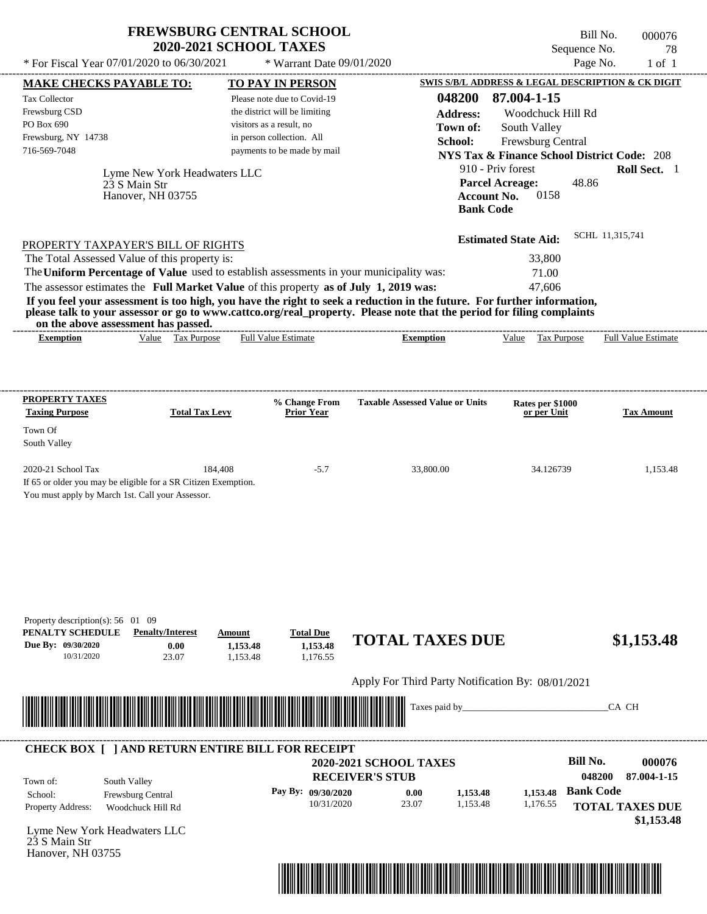# FREWSBURG CENTRAL SCHOOL
## 2020-2021 SCHOOL TAXES

Bill No. 000076
Sequence No. 78
Page No. 1 of 1

* For Fiscal Year 07/01/2020 to 06/30/2021 * Warrant Date 09/01/2020

**MAKE CHECKS PAYABLE TO:**
Tax Collector
Frewsburg CSD
PO Box 690
Frewsburg, NY 14738
716-569-7048

**TO PAY IN PERSON**
Please note due to Covid-19 the district will be limiting visitors as a result, no in person collection. All payments to be made by mail

**SWIS S/B/L ADDRESS & LEGAL DESCRIPTION & CK DIGIT**
048200 87.004-1-15
**Address:** Woodchuck Hill Rd
**Town of:** South Valley
**School:** Frewsburg Central
**NYS Tax & Finance School District Code:** 208
910 - Priv forest **Roll Sect.** 1
**Parcel Acreage:** 48.86
**Account No.** 0158
**Bank Code**

Lyme New York Headwaters LLC
23 S Main Str
Hanover, NH 03755

**Estimated State Aid:** SCHL 11,315,741

PROPERTY TAXPAYER'S BILL OF RIGHTS
The Total Assessed Value of this property is: 33,800
The **Uniform Percentage of Value** used to establish assessments in your municipality was: 71.00
The assessor estimates the **Full Market Value** of this property **as of July 1, 2019 was:** 47,606

**If you feel your assessment is too high, you have the right to seek a reduction in the future. For further information, please talk to your assessor or go to www.cattco.org/real_property. Please note that the period for filing complaints on the above assessment has passed.**

| Exemption | Value | Tax Purpose | Full Value Estimate | Exemption | Value | Tax Purpose | Full Value Estimate |
|---|---|---|---|---|---|---|---|

| PROPERTY TAXES Taxing Purpose | Total Tax Levy | % Change From Prior Year | Taxable Assessed Value or Units | Rates per $1000 or per Unit | Tax Amount |
|---|---|---|---|---|---|
| Town Of South Valley | | | | | |
| 2020-21 School Tax | 184,408 | -5.7 | 33,800.00 | 34.126739 | 1,153.48 |

If 65 or older you may be eligible for a SR Citizen Exemption.
You must apply by March 1st. Call your Assessor.

Property description(s): 56 01 09

| PENALTY SCHEDULE | Penalty/Interest | Amount | Total Due |
|---|---|---|---|
| Due By: 09/30/2020 | 0.00 | 1,153.48 | 1,153.48 |
| 10/31/2020 | 23.07 | 1,153.48 | 1,176.55 |

**TOTAL TAXES DUE $1,153.48**

Apply For Third Party Notification By: 08/01/2021

Taxes paid by_______________________________CA CH

**CHECK BOX [ ] AND RETURN ENTIRE BILL FOR RECEIPT**

**2020-2021 SCHOOL TAXES**
**RECEIVER'S STUB**

**Bill No.** 000076
048200 87.004-1-15

Town of: South Valley
School: Frewsburg Central
Property Address: Woodchuck Hill Rd

| Pay By: | | | |
|---|---|---|---|
| 09/30/2020 | 0.00 | 1,153.48 | 1,153.48 |
| 10/31/2020 | 23.07 | 1,153.48 | 1,176.55 |

**Bank Code**

**TOTAL TAXES DUE $1,153.48**

Lyme New York Headwaters LLC
23 S Main Str
Hanover, NH 03755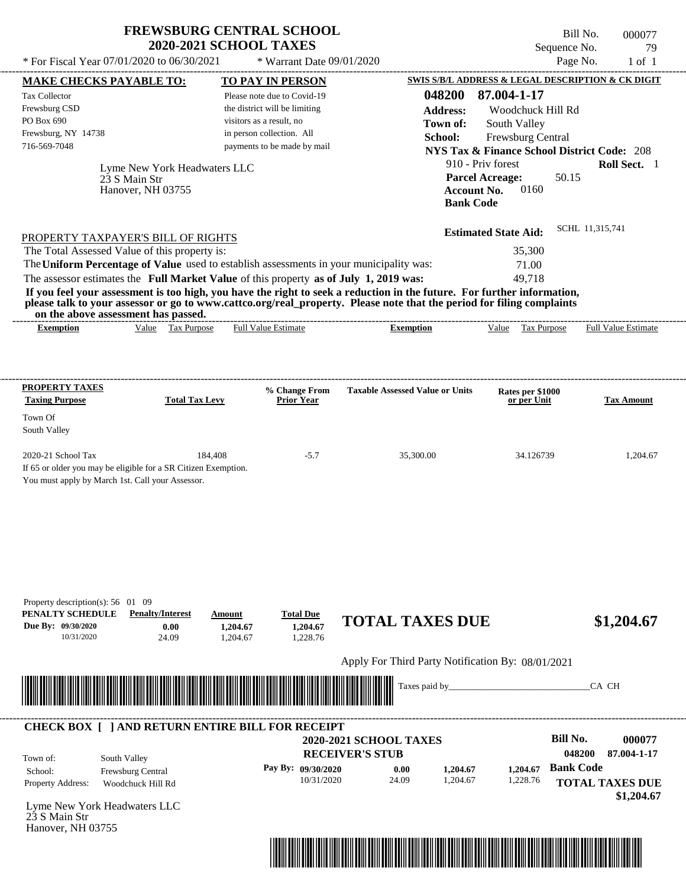# FREWSBURG CENTRAL SCHOOL
## 2020-2021 SCHOOL TAXES

Bill No. 000077
Sequence No. 79
Page No. 1 of 1

* For Fiscal Year 07/01/2020 to 06/30/2021 * Warrant Date 09/01/2020

**MAKE CHECKS PAYABLE TO:**
Tax Collector
Frewsburg CSD
PO Box 690
Frewsburg, NY 14738
716-569-7048

**TO PAY IN PERSON**
Please note due to Covid-19 the district will be limiting visitors as a result, no in person collection. All payments to be made by mail

**SWIS S/B/L ADDRESS & LEGAL DESCRIPTION & CK DIGIT**
**048200 87.004-1-17**
**Address:** Woodchuck Hill Rd
**Town of:** South Valley
**School:** Frewsburg Central
**NYS Tax & Finance School District Code:** 208
910 - Priv forest **Roll Sect.** 1
**Parcel Acreage:** 50.15
**Account No.** 0160
**Bank Code**

Lyme New York Headwaters LLC
23 S Main Str
Hanover, NH 03755

**Estimated State Aid:** SCHL 11,315,741

PROPERTY TAXPAYER'S BILL OF RIGHTS

The Total Assessed Value of this property is: 35,300
The **Uniform Percentage of Value** used to establish assessments in your municipality was: 71.00
The assessor estimates the **Full Market Value** of this property **as of July 1, 2019 was:** 49,718

**If you feel your assessment is too high, you have the right to seek a reduction in the future. For further information, please talk to your assessor or go to www.cattco.org/real_property. Please note that the period for filing complaints on the above assessment has passed.**

| Exemption | Value | Tax Purpose | Full Value Estimate | Exemption | Value | Tax Purpose | Full Value Estimate |
|---|---|---|---|---|---|---|---|

| PROPERTY TAXES Taxing Purpose | Total Tax Levy | % Change From Prior Year | Taxable Assessed Value or Units | Rates per $1000 or per Unit | Tax Amount |
|---|---|---|---|---|---|
| Town Of South Valley | | | | | |
| 2020-21 School Tax | 184,408 | -5.7 | 35,300.00 | 34.126739 | 1,204.67 |

If 65 or older you may be eligible for a SR Citizen Exemption.
You must apply by March 1st. Call your Assessor.

Property description(s): 56 01 09

| PENALTY SCHEDULE | Penalty/Interest | Amount | Total Due |
|---|---|---|---|
| Due By: 09/30/2020 | 0.00 | 1,204.67 | 1,204.67 |
| 10/31/2020 | 24.09 | 1,204.67 | 1,228.76 |

**TOTAL TAXES DUE $1,204.67**

Apply For Third Party Notification By: 08/01/2021

Taxes paid by_______________________________CA CH

**CHECK BOX [ ] AND RETURN ENTIRE BILL FOR RECEIPT**

**2020-2021 SCHOOL TAXES**
**RECEIVER'S STUB**

**Bill No.** 000077
048200 87.004-1-17

Town of: South Valley
School: Frewsburg Central
Property Address: Woodchuck Hill Rd

| Pay By: | | | |
|---|---|---|---|
| 09/30/2020 | 0.00 | 1,204.67 | 1,204.67 |
| 10/31/2020 | 24.09 | 1,204.67 | 1,228.76 |

**Bank Code**

**TOTAL TAXES DUE $1,204.67**

Lyme New York Headwaters LLC
23 S Main Str
Hanover, NH 03755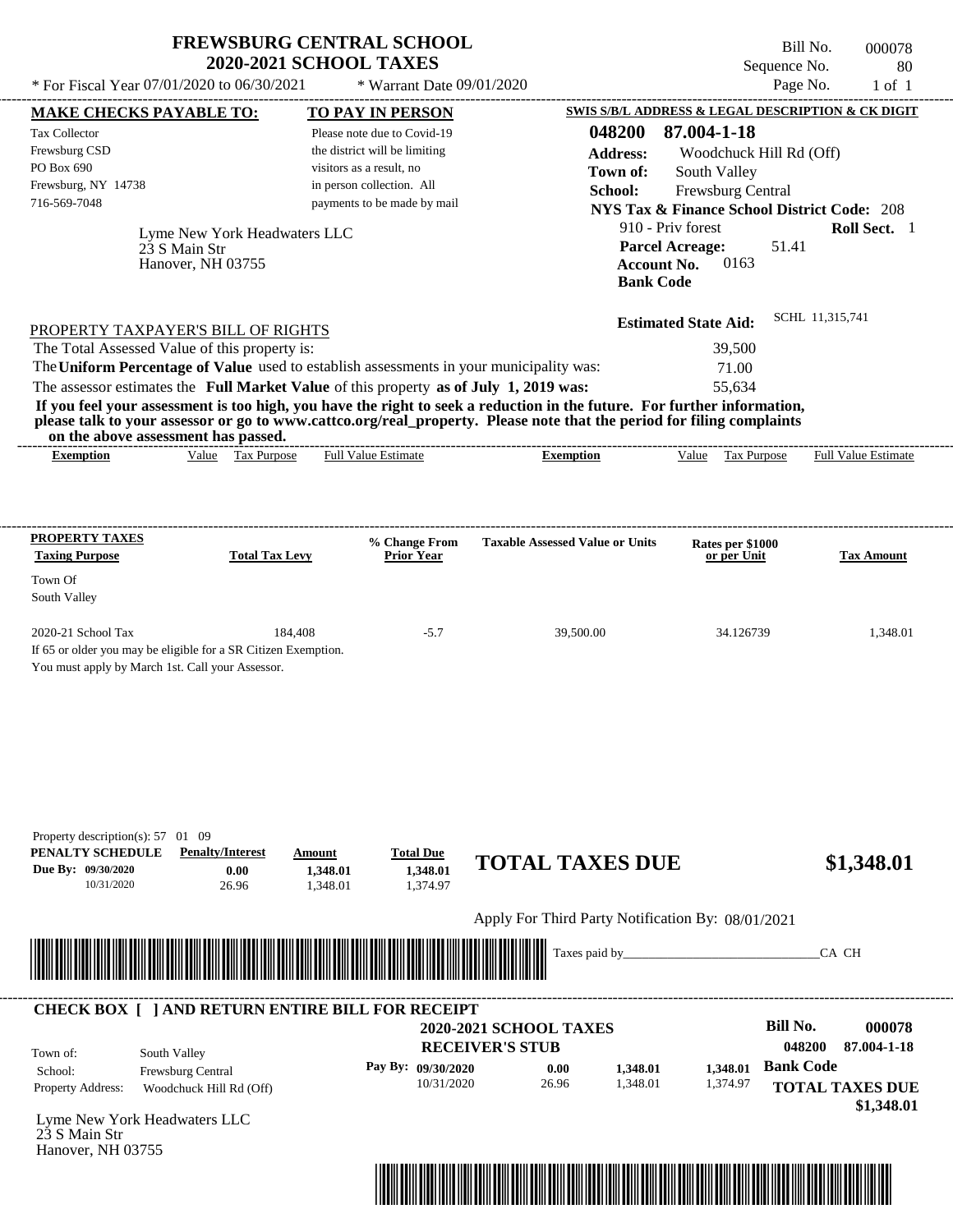# FREWSBURG CENTRAL SCHOOL
## 2020-2021 SCHOOL TAXES

Bill No. 000078
Sequence No. 80
Page No. 1 of 1

\* For Fiscal Year 07/01/2020 to 06/30/2021 \* Warrant Date 09/01/2020

**MAKE CHECKS PAYABLE TO:**
Tax Collector
Frewsburg CSD
PO Box 690
Frewsburg, NY 14738
716-569-7048

**TO PAY IN PERSON**
Please note due to Covid-19 the district will be limiting visitors as a result, no in person collection. All payments to be made by mail

**SWIS S/B/L ADDRESS & LEGAL DESCRIPTION & CK DIGIT**
**048200 87.004-1-18**
**Address:** Woodchuck Hill Rd (Off)
**Town of:** South Valley
**School:** Frewsburg Central
**NYS Tax & Finance School District Code:** 208
910 - Priv forest **Roll Sect.** 1
**Parcel Acreage:** 51.41
**Account No.** 0163
**Bank Code**

Lyme New York Headwaters LLC
23 S Main Str
Hanover, NH 03755

**Estimated State Aid:** SCHL 11,315,741

PROPERTY TAXPAYER'S BILL OF RIGHTS

The Total Assessed Value of this property is: 39,500
The **Uniform Percentage of Value** used to establish assessments in your municipality was: 71.00
The assessor estimates the **Full Market Value** of this property **as of July 1, 2019 was:** 55,634

**If you feel your assessment is too high, you have the right to seek a reduction in the future. For further information, please talk to your assessor or go to www.cattco.org/real_property. Please note that the period for filing complaints on the above assessment has passed.**

| Exemption | Value | Tax Purpose | Full Value Estimate | Exemption | Value | Tax Purpose | Full Value Estimate |
|---|---|---|---|---|---|---|---|

| PROPERTY TAXES Taxing Purpose | Total Tax Levy | % Change From Prior Year | Taxable Assessed Value or Units | Rates per $1000 or per Unit | Tax Amount |
|---|---|---|---|---|---|
| Town Of South Valley | | | | | |
| 2020-21 School Tax | 184,408 | -5.7 | 39,500.00 | 34.126739 | 1,348.01 |

If 65 or older you may be eligible for a SR Citizen Exemption.
You must apply by March 1st. Call your Assessor.

Property description(s): 57 01 09

| PENALTY SCHEDULE | Penalty/Interest | Amount | Total Due |
|---|---|---|---|
| Due By: 09/30/2020 | 0.00 | 1,348.01 | 1,348.01 |
| 10/31/2020 | 26.96 | 1,348.01 | 1,374.97 |

**TOTAL TAXES DUE $1,348.01**

Apply For Third Party Notification By: 08/01/2021

Taxes paid by_______________________________CA CH

**CHECK BOX [ ] AND RETURN ENTIRE BILL FOR RECEIPT**

**2020-2021 SCHOOL TAXES**
**RECEIVER'S STUB**

**Bill No. 000078**
**048200 87.004-1-18**

Town of: South Valley
School: Frewsburg Central
Property Address: Woodchuck Hill Rd (Off)

| Pay By: | | | |
|---|---|---|---|
| 09/30/2020 | 0.00 | 1,348.01 | 1,348.01 |
| 10/31/2020 | 26.96 | 1,348.01 | 1,374.97 |

**Bank Code**
**TOTAL TAXES DUE $1,348.01**

Lyme New York Headwaters LLC
23 S Main Str
Hanover, NH 03755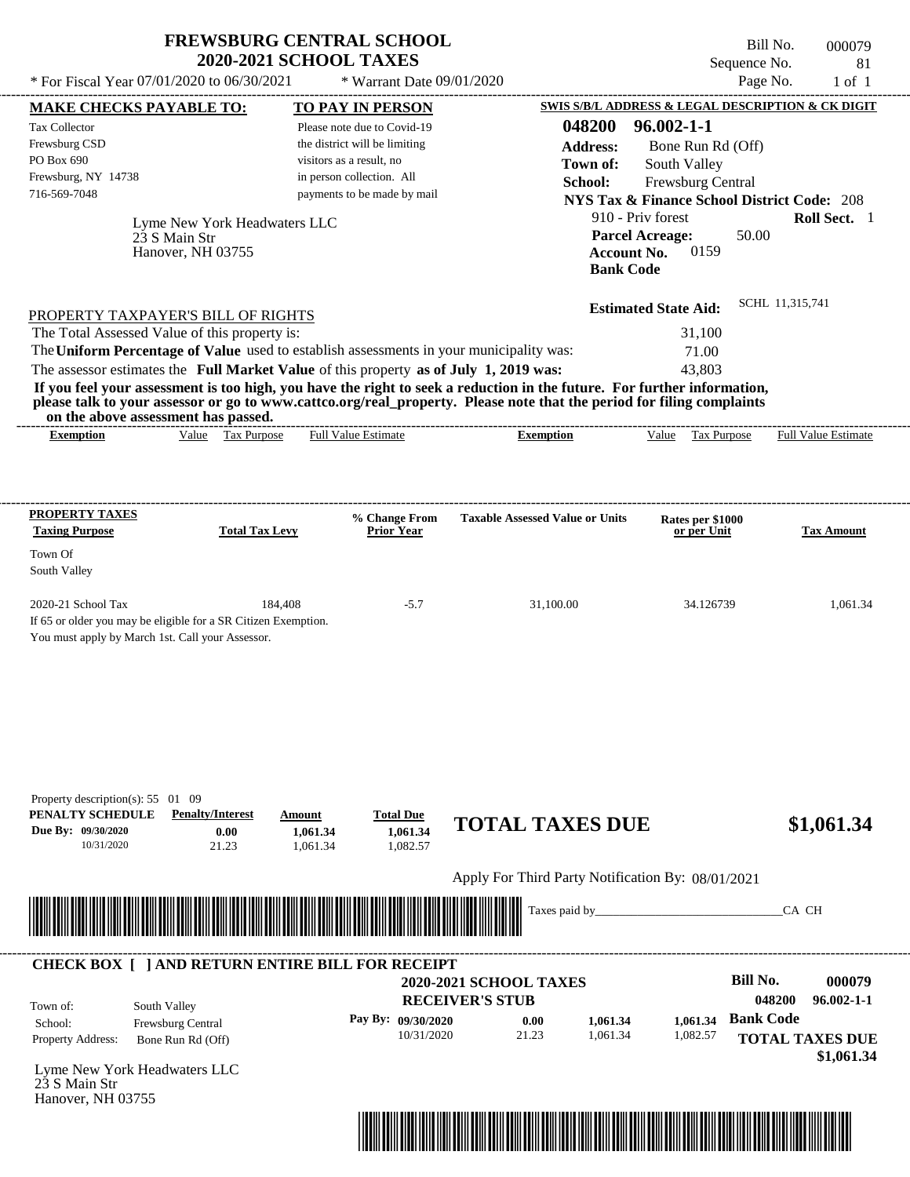# FREWSBURG CENTRAL SCHOOL
## 2020-2021 SCHOOL TAXES

Bill No. 000079
Sequence No. 81
Page No. 1 of 1

\* For Fiscal Year 07/01/2020 to 06/30/2021 \* Warrant Date 09/01/2020

**MAKE CHECKS PAYABLE TO:**
Tax Collector
Frewsburg CSD
PO Box 690
Frewsburg, NY 14738
716-569-7048

**TO PAY IN PERSON**
Please note due to Covid-19 the district will be limiting visitors as a result, no in person collection. All payments to be made by mail

**SWIS S/B/L ADDRESS & LEGAL DESCRIPTION & CK DIGIT**
048200 96.002-1-1
**Address:** Bone Run Rd (Off)
**Town of:** South Valley
**School:** Frewsburg Central
**NYS Tax & Finance School District Code:** 208
910 - Priv forest **Roll Sect.** 1
**Parcel Acreage:** 50.00
**Account No.** 0159
**Bank Code**

Lyme New York Headwaters LLC
23 S Main Str
Hanover, NH 03755

**Estimated State Aid:** SCHL 11,315,741

PROPERTY TAXPAYER'S BILL OF RIGHTS

The Total Assessed Value of this property is: 31,100
The **Uniform Percentage of Value** used to establish assessments in your municipality was: 71.00
The assessor estimates the **Full Market Value** of this property **as of July 1, 2019 was:** 43,803

**If you feel your assessment is too high, you have the right to seek a reduction in the future. For further information, please talk to your assessor or go to www.cattco.org/real_property. Please note that the period for filing complaints on the above assessment has passed.**

| Exemption | Value | Tax Purpose | Full Value Estimate | Exemption | Value | Tax Purpose | Full Value Estimate |
|---|---|---|---|---|---|---|---|

| PROPERTY TAXES Taxing Purpose | Total Tax Levy | % Change From Prior Year | Taxable Assessed Value or Units | Rates per $1000 or per Unit | Tax Amount |
|---|---|---|---|---|---|
| Town Of South Valley | | | | | |
| 2020-21 School Tax | 184,408 | -5.7 | 31,100.00 | 34.126739 | 1,061.34 |

If 65 or older you may be eligible for a SR Citizen Exemption.
You must apply by March 1st. Call your Assessor.

Property description(s): 55 01 09

| PENALTY SCHEDULE | Penalty/Interest | Amount | Total Due |
|---|---|---|---|
| Due By: 09/30/2020 | 0.00 | 1,061.34 | 1,061.34 |
| 10/31/2020 | 21.23 | 1,061.34 | 1,082.57 |

**TOTAL TAXES DUE $1,061.34**

Apply For Third Party Notification By: 08/01/2021

Taxes paid by_______________________________CA CH

**CHECK BOX [ ] AND RETURN ENTIRE BILL FOR RECEIPT**

**2020-2021 SCHOOL TAXES**
**RECEIVER'S STUB**

**Bill No. 000079**
048200 96.002-1-1

Town of: South Valley
School: Frewsburg Central
Property Address: Bone Run Rd (Off)

| Pay By: | | | | |
|---|---|---|---|---|
| 09/30/2020 | 0.00 | 1,061.34 | 1,061.34 | **Bank Code** |
| 10/31/2020 | 21.23 | 1,061.34 | 1,082.57 | |

**TOTAL TAXES DUE $1,061.34**

Lyme New York Headwaters LLC
23 S Main Str
Hanover, NH 03755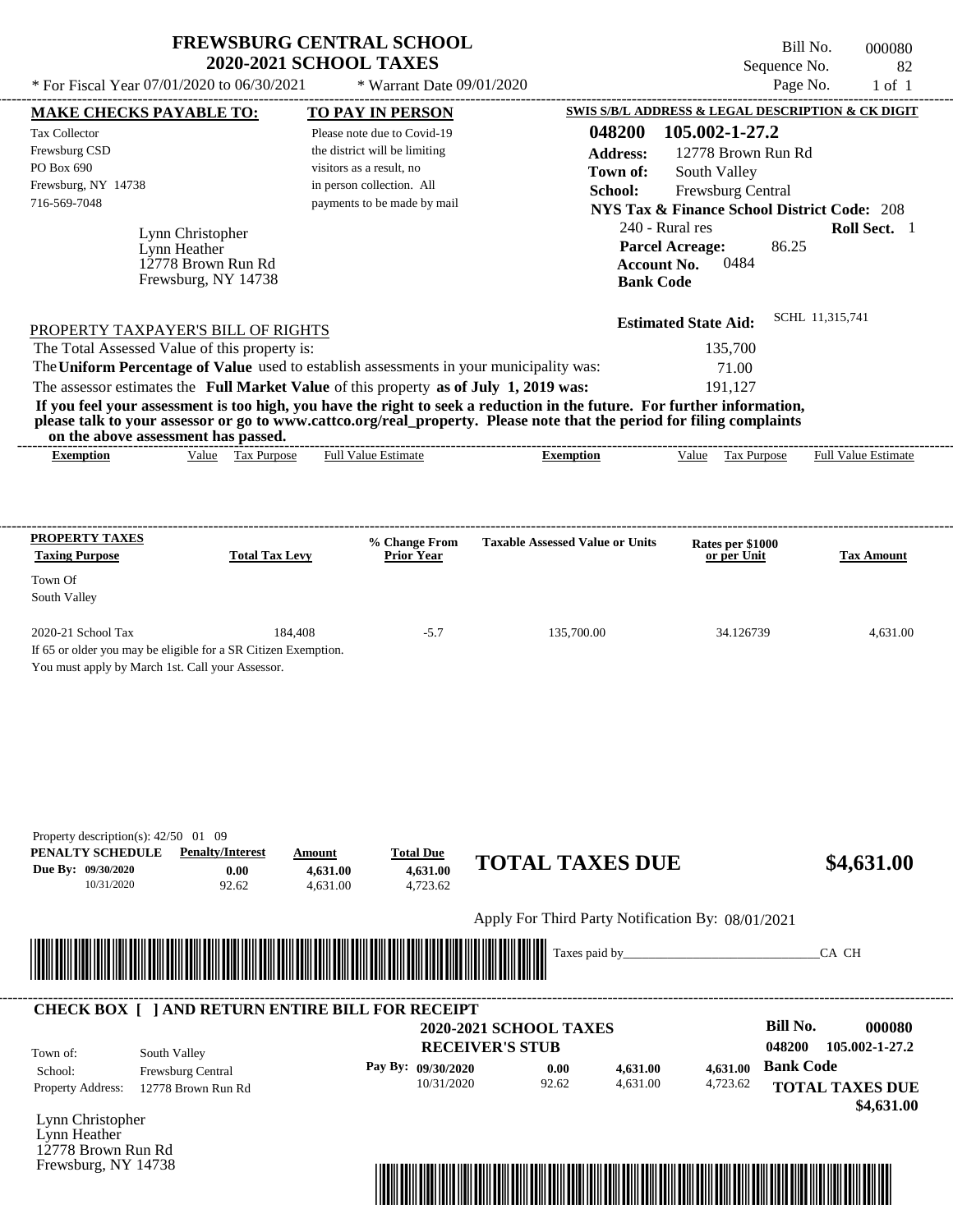# FREWSBURG CENTRAL SCHOOL
## 2020-2021 SCHOOL TAXES

Bill No. 000080
Sequence No. 82
Page No. 1 of 1

* For Fiscal Year 07/01/2020 to 06/30/2021 * Warrant Date 09/01/2020

**MAKE CHECKS PAYABLE TO:**
Tax Collector
Frewsburg CSD
PO Box 690
Frewsburg, NY 14738
716-569-7048

**TO PAY IN PERSON**
Please note due to Covid-19 the district will be limiting visitors as a result, no in person collection. All payments to be made by mail

**SWIS S/B/L ADDRESS & LEGAL DESCRIPTION & CK DIGIT**
**048200 105.002-1-27.2**
**Address:** 12778 Brown Run Rd
**Town of:** South Valley
**School:** Frewsburg Central
**NYS Tax & Finance School District Code:** 208
240 - Rural res **Roll Sect.** 1
**Parcel Acreage:** 86.25
**Account No.** 0484
**Bank Code**

Lynn Christopher
Lynn Heather
12778 Brown Run Rd
Frewsburg, NY 14738

**Estimated State Aid:** SCHL 11,315,741

PROPERTY TAXPAYER'S BILL OF RIGHTS

| | |
|---|---|
| The Total Assessed Value of this property is: | 135,700 |
| The **Uniform Percentage of Value** used to establish assessments in your municipality was: | 71.00 |
| The assessor estimates the **Full Market Value** of this property **as of July 1, 2019 was:** | 191,127 |

**If you feel your assessment is too high, you have the right to seek a reduction in the future. For further information, please talk to your assessor or go to www.cattco.org/real_property. Please note that the period for filing complaints on the above assessment has passed.**

| Exemption | Value | Tax Purpose | Full Value Estimate | Exemption | Value | Tax Purpose | Full Value Estimate |
|---|---|---|---|---|---|---|---|

| PROPERTY TAXES Taxing Purpose | Total Tax Levy | % Change From Prior Year | Taxable Assessed Value or Units | Rates per $1000 or per Unit | Tax Amount |
|---|---|---|---|---|---|
| Town Of South Valley | | | | | |
| 2020-21 School Tax | 184,408 | -5.7 | 135,700.00 | 34.126739 | 4,631.00 |

If 65 or older you may be eligible for a SR Citizen Exemption.
You must apply by March 1st. Call your Assessor.

Property description(s): 42/50 01 09

| PENALTY SCHEDULE | Penalty/Interest | Amount | Total Due |
|---|---|---|---|
| Due By: 09/30/2020 | 0.00 | 4,631.00 | 4,631.00 |
| 10/31/2020 | 92.62 | 4,631.00 | 4,723.62 |

**TOTAL TAXES DUE $4,631.00**

Apply For Third Party Notification By: 08/01/2021

Taxes paid by_______________________________CA CH

---

**CHECK BOX [ ] AND RETURN ENTIRE BILL FOR RECEIPT**

**2020-2021 SCHOOL TAXES**
**RECEIVER'S STUB**

**Bill No. 000080**
**048200 105.002-1-27.2**

| | |
|---|---|
| Town of: | South Valley |
| School: | Frewsburg Central |
| Property Address: | 12778 Brown Run Rd |

| Pay By: | | | |
|---|---|---|---|
| 09/30/2020 | 0.00 | 4,631.00 | 4,631.00 |
| 10/31/2020 | 92.62 | 4,631.00 | 4,723.62 |

**Bank Code**

**TOTAL TAXES DUE $4,631.00**

Lynn Christopher
Lynn Heather
12778 Brown Run Rd
Frewsburg, NY 14738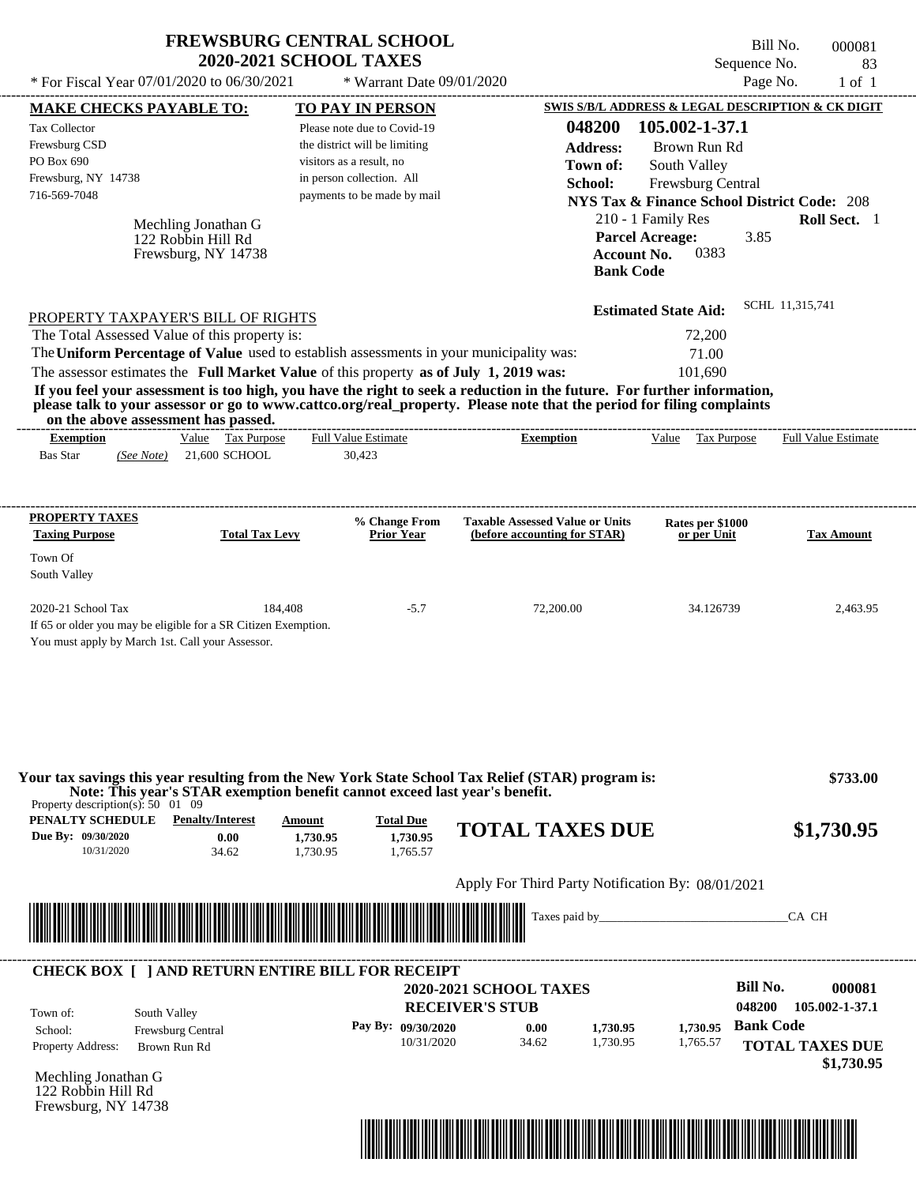# FREWSBURG CENTRAL SCHOOL
## 2020-2021 SCHOOL TAXES

\* For Fiscal Year 07/01/2020 to 06/30/2021 &nbsp;&nbsp;&nbsp; \* Warrant Date 09/01/2020

Bill No. 000081
Sequence No. 83
Page No. 1 of 1

| MAKE CHECKS PAYABLE TO: | TO PAY IN PERSON | SWIS S/B/L ADDRESS & LEGAL DESCRIPTION & CK DIGIT |
|---|---|---|
| Tax Collector<br>Frewsburg CSD<br>PO Box 690<br>Frewsburg, NY 14738<br>716-569-7048 | Please note due to Covid-19 the district will be limiting visitors as a result, no in person collection. All payments to be made by mail | **048200 105.002-1-37.1**<br>**Address:** Brown Run Rd<br>**Town of:** South Valley<br>**School:** Frewsburg Central<br>**NYS Tax & Finance School District Code:** 208<br>210 - 1 Family Res &nbsp; **Roll Sect.** 1<br>**Parcel Acreage:** 3.85<br>**Account No.** 0383<br>**Bank Code** |

Mechling Jonathan G
122 Robbin Hill Rd
Frewsburg, NY 14738

**Estimated State Aid:** SCHL 11,315,741

PROPERTY TAXPAYER'S BILL OF RIGHTS

The Total Assessed Value of this property is: 72,200

The **Uniform Percentage of Value** used to establish assessments in your municipality was: 71.00

The assessor estimates the **Full Market Value** of this property **as of July 1, 2019 was:** 101,690

**If you feel your assessment is too high, you have the right to seek a reduction in the future. For further information, please talk to your assessor or go to www.cattco.org/real_property. Please note that the period for filing complaints on the above assessment has passed.**

| Exemption | Value | Tax Purpose | Full Value Estimate | Exemption | Value | Tax Purpose | Full Value Estimate |
|---|---|---|---|---|---|---|---|
| Bas Star *(See Note)* | 21,600 | SCHOOL | 30,423 | | | | |

| PROPERTY TAXES<br>Taxing Purpose | Total Tax Levy | % Change From Prior Year | Taxable Assessed Value or Units (before accounting for STAR) | Rates per $1000 or per Unit | Tax Amount |
|---|---|---|---|---|---|
| Town Of South Valley | | | | | |
| 2020-21 School Tax | 184,408 | -5.7 | 72,200.00 | 34.126739 | 2,463.95 |

If 65 or older you may be eligible for a SR Citizen Exemption.
You must apply by March 1st. Call your Assessor.

**Your tax savings this year resulting from the New York State School Tax Relief (STAR) program is: $733.00**
**Note: This year's STAR exemption benefit cannot exceed last year's benefit.**

Property description(s): 50 01 09

| PENALTY SCHEDULE | Penalty/Interest | Amount | Total Due |
|---|---|---|---|
| Due By: 09/30/2020 | 0.00 | 1,730.95 | 1,730.95 |
| 10/31/2020 | 34.62 | 1,730.95 | 1,765.57 |

**TOTAL TAXES DUE $1,730.95**

Apply For Third Party Notification By: 08/01/2021

Taxes paid by_______________________________CA CH

---

**CHECK BOX [ ] AND RETURN ENTIRE BILL FOR RECEIPT**

**2020-2021 SCHOOL TAXES**
**RECEIVER'S STUB**

**Bill No. 000081**
048200 105.002-1-37.1

Town of: South Valley
School: Frewsburg Central
Property Address: Brown Run Rd

| Pay By: | Penalty/Interest | Amount | Total Due |
|---|---|---|---|
| 09/30/2020 | 0.00 | 1,730.95 | 1,730.95 |
| 10/31/2020 | 34.62 | 1,730.95 | 1,765.57 |

**Bank Code**

**TOTAL TAXES DUE $1,730.95**

Mechling Jonathan G
122 Robbin Hill Rd
Frewsburg, NY 14738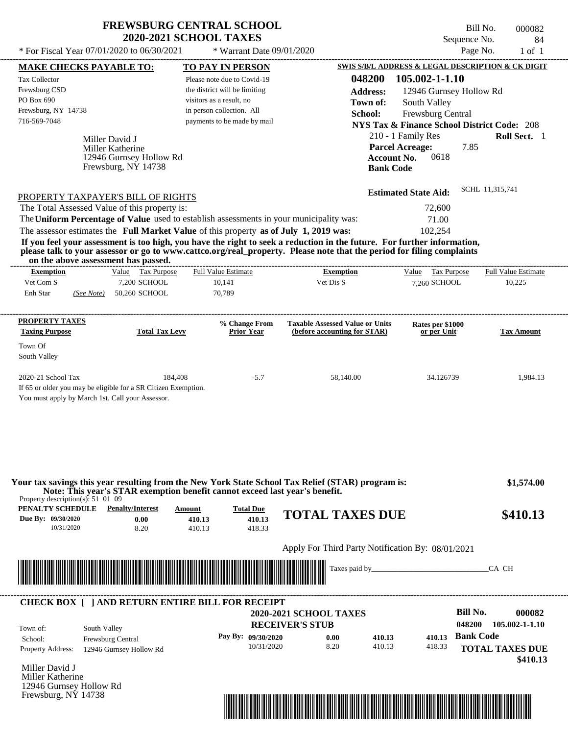# FREWSBURG CENTRAL SCHOOL
## 2020-2021 SCHOOL TAXES

\* For Fiscal Year 07/01/2020 to 06/30/2021 \* Warrant Date 09/01/2020

Bill No. 000082
Sequence No. 84
Page No. 1 of 1

**MAKE CHECKS PAYABLE TO:**
Tax Collector
Frewsburg CSD
PO Box 690
Frewsburg, NY 14738
716-569-7048

**TO PAY IN PERSON**
Please note due to Covid-19 the district will be limiting visitors as a result, no in person collection. All payments to be made by mail

**SWIS S/B/L ADDRESS & LEGAL DESCRIPTION & CK DIGIT**
**048200 105.002-1-1.10**
**Address:** 12946 Gurnsey Hollow Rd
**Town of:** South Valley
**School:** Frewsburg Central
**NYS Tax & Finance School District Code:** 208
210 - 1 Family Res **Roll Sect.** 1
**Parcel Acreage:** 7.85
**Account No.** 0618
**Bank Code**

Miller David J
Miller Katherine
12946 Gurnsey Hollow Rd
Frewsburg, NY 14738

**Estimated State Aid:** SCHL 11,315,741

PROPERTY TAXPAYER'S BILL OF RIGHTS

The Total Assessed Value of this property is: 72,600
The **Uniform Percentage of Value** used to establish assessments in your municipality was: 71.00
The assessor estimates the **Full Market Value** of this property **as of July 1, 2019 was:** 102,254

**If you feel your assessment is too high, you have the right to seek a reduction in the future. For further information, please talk to your assessor or go to www.cattco.org/real_property. Please note that the period for filing complaints on the above assessment has passed.**

| Exemption | Value | Tax Purpose | Full Value Estimate | Exemption | Value | Tax Purpose | Full Value Estimate |
|---|---|---|---|---|---|---|---|
| Vet Com S | 7,200 | SCHOOL | 10,141 | Vet Dis S | 7,260 | SCHOOL | 10,225 |
| Enh Star (See Note) | 50,260 | SCHOOL | 70,789 | | | | |

| PROPERTY TAXES Taxing Purpose | Total Tax Levy | % Change From Prior Year | Taxable Assessed Value or Units (before accounting for STAR) | Rates per $1000 or per Unit | Tax Amount |
|---|---|---|---|---|---|
| Town Of South Valley | | | | | |
| 2020-21 School Tax | 184,408 | -5.7 | 58,140.00 | 34.126739 | 1,984.13 |

If 65 or older you may be eligible for a SR Citizen Exemption.
You must apply by March 1st. Call your Assessor.

**Your tax savings this year resulting from the New York State School Tax Relief (STAR) program is: $1,574.00**
**Note: This year's STAR exemption benefit cannot exceed last year's benefit.**

Property description(s): 51 01 09

| PENALTY SCHEDULE | Penalty/Interest | Amount | Total Due |
|---|---|---|---|
| Due By: 09/30/2020 | 0.00 | 410.13 | 410.13 |
| 10/31/2020 | 8.20 | 410.13 | 418.33 |

**TOTAL TAXES DUE $410.13**

Apply For Third Party Notification By: 08/01/2021

Taxes paid by\_\_\_\_\_\_\_\_\_\_\_\_\_\_\_\_\_\_\_\_\_\_\_\_\_\_\_\_\_\_CA CH

---

**CHECK BOX [ ] AND RETURN ENTIRE BILL FOR RECEIPT**

**2020-2021 SCHOOL TAXES**
**RECEIVER'S STUB**

**Bill No. 000082**
048200 105.002-1-1.10

Town of: South Valley
School: Frewsburg Central
Property Address: 12946 Gurnsey Hollow Rd

| Pay By: | Penalty/Interest | Amount | Total Due |
|---|---|---|---|
| 09/30/2020 | 0.00 | 410.13 | 410.13 |
| 10/31/2020 | 8.20 | 410.13 | 418.33 |

**Bank Code**
**TOTAL TAXES DUE $410.13**

Miller David J
Miller Katherine
12946 Gurnsey Hollow Rd
Frewsburg, NY 14738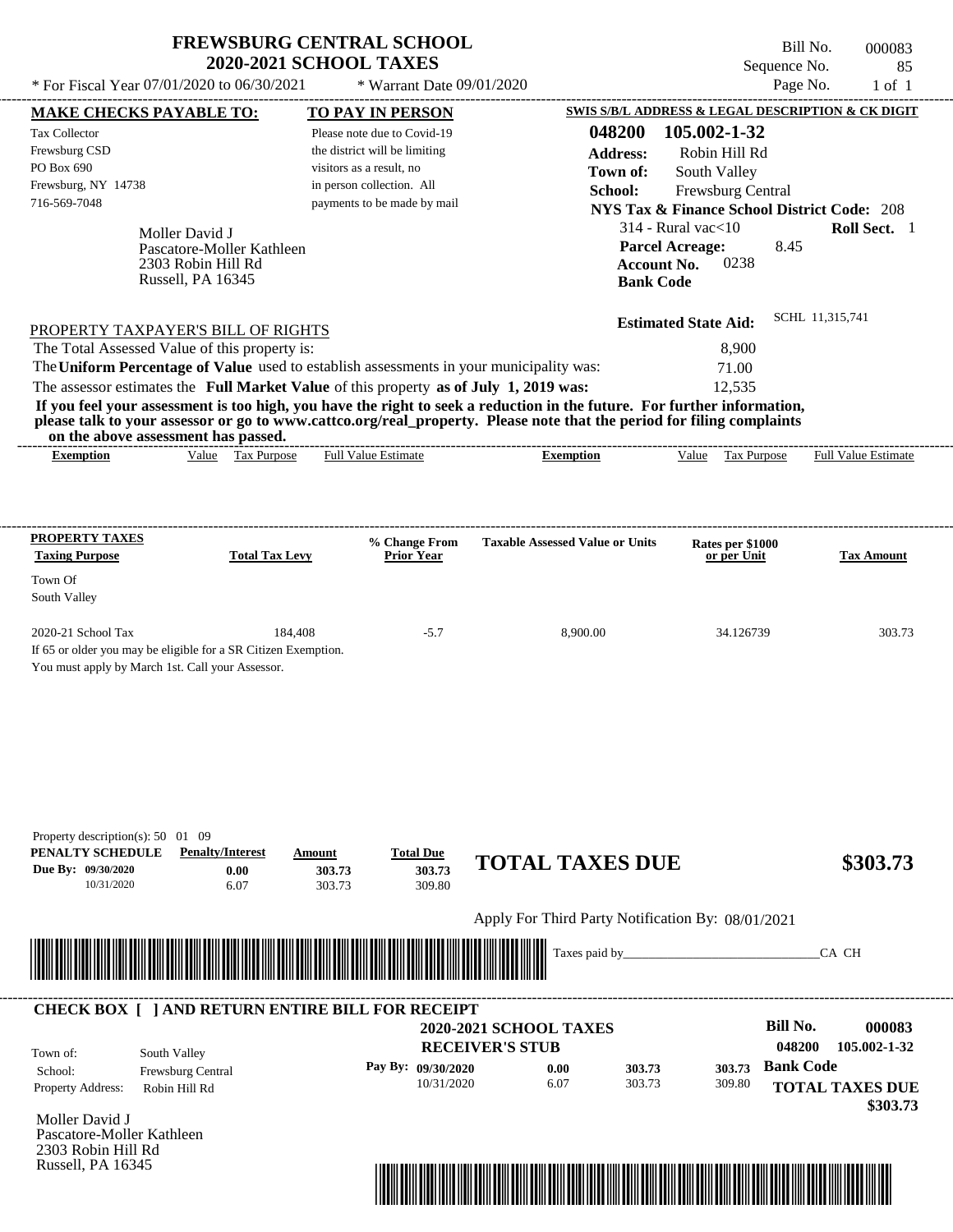# FREWSBURG CENTRAL SCHOOL
## 2020-2021 SCHOOL TAXES

\* For Fiscal Year 07/01/2020 to 06/30/2021 &nbsp;&nbsp; \* Warrant Date 09/01/2020

Bill No. 000083
Sequence No. 85
Page No. 1 of 1

**MAKE CHECKS PAYABLE TO:**

Tax Collector
Frewsburg CSD
PO Box 690
Frewsburg, NY 14738
716-569-7048

**TO PAY IN PERSON**

Please note due to Covid-19 the district will be limiting visitors as a result, no in person collection. All payments to be made by mail

**SWIS S/B/L ADDRESS & LEGAL DESCRIPTION & CK DIGIT**

**048200 105.002-1-32**
**Address:** Robin Hill Rd
**Town of:** South Valley
**School:** Frewsburg Central
**NYS Tax & Finance School District Code:** 208
314 - Rural vac<10 &nbsp;&nbsp; **Roll Sect.** 1
**Parcel Acreage:** 8.45
**Account No.** 0238
**Bank Code**

Moller David J
Pascatore-Moller Kathleen
2303 Robin Hill Rd
Russell, PA 16345

**Estimated State Aid:** SCHL 11,315,741

PROPERTY TAXPAYER'S BILL OF RIGHTS

The Total Assessed Value of this property is: 8,900
The **Uniform Percentage of Value** used to establish assessments in your municipality was: 71.00
The assessor estimates the **Full Market Value** of this property **as of July 1, 2019 was:** 12,535

**If you feel your assessment is too high, you have the right to seek a reduction in the future. For further information, please talk to your assessor or go to www.cattco.org/real_property. Please note that the period for filing complaints on the above assessment has passed.**

| Exemption | Value | Tax Purpose | Full Value Estimate | Exemption | Value | Tax Purpose | Full Value Estimate |
|---|---|---|---|---|---|---|---|

| PROPERTY TAXES Taxing Purpose | Total Tax Levy | % Change From Prior Year | Taxable Assessed Value or Units | Rates per $1000 or per Unit | Tax Amount |
|---|---|---|---|---|---|
| Town Of South Valley | | | | | |
| 2020-21 School Tax | 184,408 | -5.7 | 8,900.00 | 34.126739 | 303.73 |

If 65 or older you may be eligible for a SR Citizen Exemption.
You must apply by March 1st. Call your Assessor.

Property description(s): 50 01 09

| PENALTY SCHEDULE | Penalty/Interest | Amount | Total Due |
|---|---|---|---|
| Due By: 09/30/2020 | 0.00 | 303.73 | 303.73 |
| 10/31/2020 | 6.07 | 303.73 | 309.80 |

**TOTAL TAXES DUE** **$303.73**

Apply For Third Party Notification By: 08/01/2021

Taxes paid by_______________________________CA CH

**CHECK BOX [ ] AND RETURN ENTIRE BILL FOR RECEIPT**

**2020-2021 SCHOOL TAXES**
**RECEIVER'S STUB**

**Bill No.** 000083
048200 105.002-1-32

Town of: South Valley
School: Frewsburg Central
Property Address: Robin Hill Rd

| Pay By: | | | |
|---|---|---|---|
| 09/30/2020 | 0.00 | 303.73 | 303.73 |
| 10/31/2020 | 6.07 | 303.73 | 309.80 |

**Bank Code**

**TOTAL TAXES DUE** **$303.73**

Moller David J
Pascatore-Moller Kathleen
2303 Robin Hill Rd
Russell, PA 16345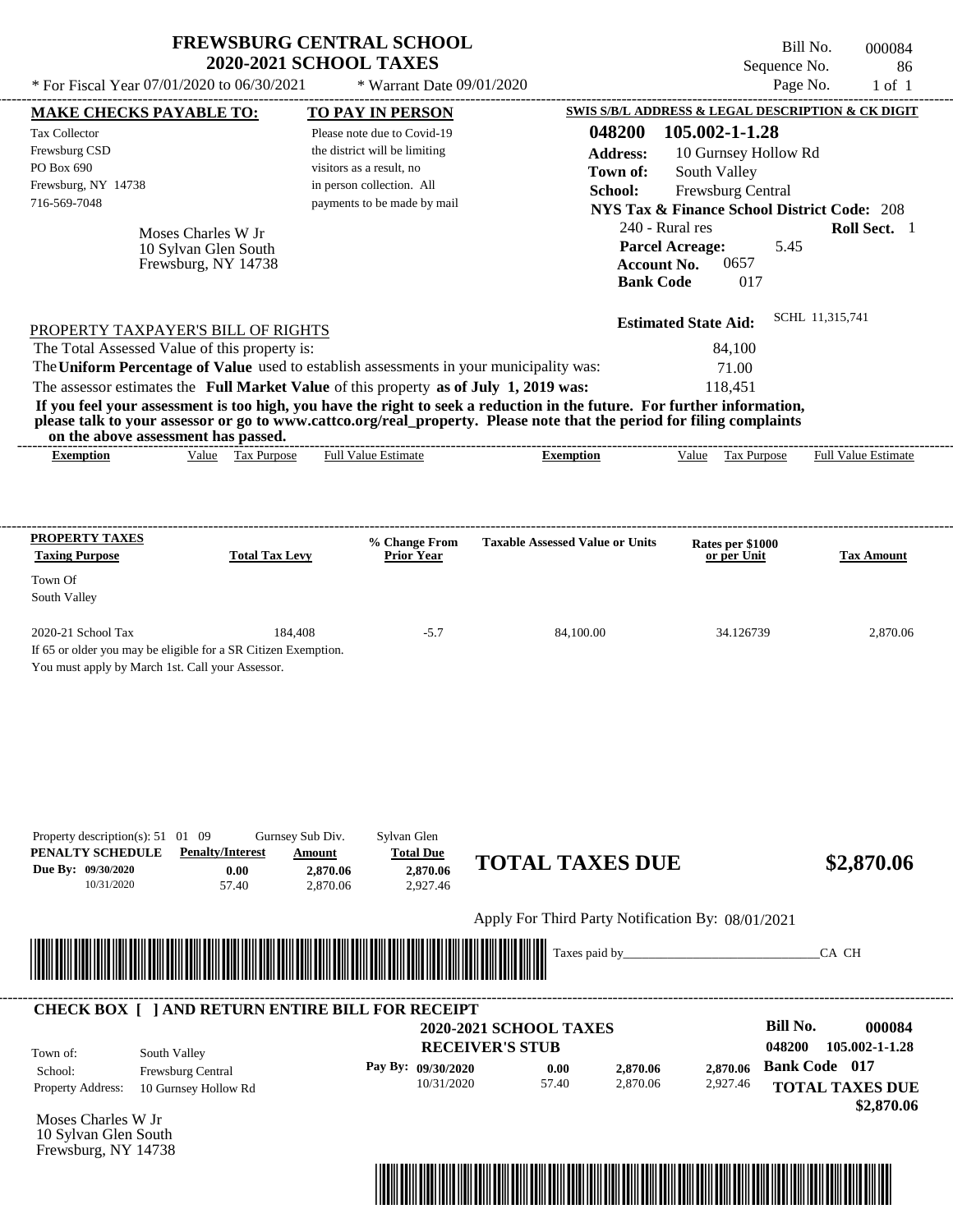# FREWSBURG CENTRAL SCHOOL
## 2020-2021 SCHOOL TAXES

Bill No. 000084
Sequence No. 86
Page No. 1 of 1

* For Fiscal Year 07/01/2020 to 06/30/2021 * Warrant Date 09/01/2020

**MAKE CHECKS PAYABLE TO:**
Tax Collector
Frewsburg CSD
PO Box 690
Frewsburg, NY 14738
716-569-7048

**TO PAY IN PERSON**
Please note due to Covid-19 the district will be limiting visitors as a result, no in person collection. All payments to be made by mail

**SWIS S/B/L ADDRESS & LEGAL DESCRIPTION & CK DIGIT**
**048200 105.002-1-1.28**
**Address:** 10 Gurnsey Hollow Rd
**Town of:** South Valley
**School:** Frewsburg Central
**NYS Tax & Finance School District Code:** 208
240 - Rural res **Roll Sect.** 1
**Parcel Acreage:** 5.45
**Account No.** 0657
**Bank Code** 017

Moses Charles W Jr
10 Sylvan Glen South
Frewsburg, NY 14738

**Estimated State Aid:** SCHL 11,315,741

PROPERTY TAXPAYER'S BILL OF RIGHTS

The Total Assessed Value of this property is: 84,100
The **Uniform Percentage of Value** used to establish assessments in your municipality was: 71.00
The assessor estimates the **Full Market Value** of this property **as of July 1, 2019 was:** 118,451

**If you feel your assessment is too high, you have the right to seek a reduction in the future. For further information, please talk to your assessor or go to www.cattco.org/real_property. Please note that the period for filing complaints on the above assessment has passed.**

| Exemption | Value | Tax Purpose | Full Value Estimate | Exemption | Value | Tax Purpose | Full Value Estimate |
|---|---|---|---|---|---|---|---|

| PROPERTY TAXES Taxing Purpose | Total Tax Levy | % Change From Prior Year | Taxable Assessed Value or Units | Rates per $1000 or per Unit | Tax Amount |
|---|---|---|---|---|---|
| Town Of South Valley | | | | | |
| 2020-21 School Tax | 184,408 | -5.7 | 84,100.00 | 34.126739 | 2,870.06 |

If 65 or older you may be eligible for a SR Citizen Exemption.
You must apply by March 1st. Call your Assessor.

Property description(s): 51 01 09 Gurnsey Sub Div. Sylvan Glen

| PENALTY SCHEDULE | Penalty/Interest | Amount | Total Due |
|---|---|---|---|
| Due By: 09/30/2020 | 0.00 | 2,870.06 | 2,870.06 |
| 10/31/2020 | 57.40 | 2,870.06 | 2,927.46 |

**TOTAL TAXES DUE $2,870.06**

Apply For Third Party Notification By: 08/01/2021

Taxes paid by_______________________________CA CH

**CHECK BOX [ ] AND RETURN ENTIRE BILL FOR RECEIPT**

**2020-2021 SCHOOL TAXES**
**RECEIVER'S STUB**

**Bill No. 000084**
048200 105.002-1-1.28
**Bank Code 017**

Town of: South Valley
School: Frewsburg Central
Property Address: 10 Gurnsey Hollow Rd

| Pay By: | Penalty/Interest | Amount | Total Due |
|---|---|---|---|
| 09/30/2020 | 0.00 | 2,870.06 | 2,870.06 |
| 10/31/2020 | 57.40 | 2,870.06 | 2,927.46 |

**TOTAL TAXES DUE $2,870.06**

Moses Charles W Jr
10 Sylvan Glen South
Frewsburg, NY 14738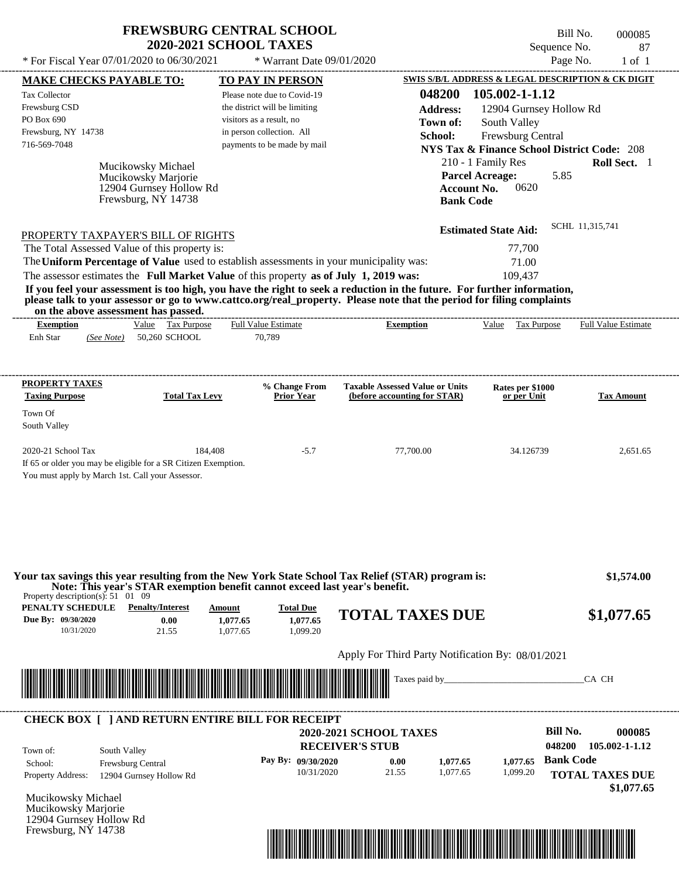# FREWSBURG CENTRAL SCHOOL
## 2020-2021 SCHOOL TAXES

Bill No. 000085
Sequence No. 87
Page No. 1 of 1

* For Fiscal Year 07/01/2020 to 06/30/2021 * Warrant Date 09/01/2020

**MAKE CHECKS PAYABLE TO:**

Tax Collector
Frewsburg CSD
PO Box 690
Frewsburg, NY 14738
716-569-7048

**TO PAY IN PERSON**

Please note due to Covid-19 the district will be limiting visitors as a result, no in person collection. All payments to be made by mail

**SWIS S/B/L ADDRESS & LEGAL DESCRIPTION & CK DIGIT**

**048200 105.002-1-1.12**
**Address:** 12904 Gurnsey Hollow Rd
**Town of:** South Valley
**School:** Frewsburg Central
**NYS Tax & Finance School District Code:** 208
210 - 1 Family Res **Roll Sect.** 1
**Parcel Acreage:** 5.85
**Account No.** 0620
**Bank Code**

Mucikowsky Michael
Mucikowsky Marjorie
12904 Gurnsey Hollow Rd
Frewsburg, NY 14738

**Estimated State Aid:** SCHL 11,315,741

PROPERTY TAXPAYER'S BILL OF RIGHTS

The Total Assessed Value of this property is: 77,700
The **Uniform Percentage of Value** used to establish assessments in your municipality was: 71.00
The assessor estimates the **Full Market Value** of this property **as of July 1, 2019 was:** 109,437

**If you feel your assessment is too high, you have the right to seek a reduction in the future. For further information, please talk to your assessor or go to www.cattco.org/real_property. Please note that the period for filing complaints on the above assessment has passed.**

| Exemption | Value | Tax Purpose | Full Value Estimate | Exemption | Value | Tax Purpose | Full Value Estimate |
|---|---|---|---|---|---|---|---|
| Enh Star *(See Note)* | 50,260 | SCHOOL | 70,789 | | | | |

| PROPERTY TAXES Taxing Purpose | Total Tax Levy | % Change From Prior Year | Taxable Assessed Value or Units (before accounting for STAR) | Rates per $1000 or per Unit | Tax Amount |
|---|---|---|---|---|---|
| Town Of South Valley | | | | | |
| 2020-21 School Tax | 184,408 | -5.7 | 77,700.00 | 34.126739 | 2,651.65 |

If 65 or older you may be eligible for a SR Citizen Exemption.
You must apply by March 1st. Call your Assessor.

**Your tax savings this year resulting from the New York State School Tax Relief (STAR) program is: $1,574.00**
**Note: This year's STAR exemption benefit cannot exceed last year's benefit.**

Property description(s): 51 01 09

| PENALTY SCHEDULE | Penalty/Interest | Amount | Total Due |
|---|---|---|---|
| Due By: 09/30/2020 | 0.00 | 1,077.65 | 1,077.65 |
| 10/31/2020 | 21.55 | 1,077.65 | 1,099.20 |

**TOTAL TAXES DUE $1,077.65**

Apply For Third Party Notification By: 08/01/2021

Taxes paid by_______________________________CA CH

**CHECK BOX [ ] AND RETURN ENTIRE BILL FOR RECEIPT**

**2020-2021 SCHOOL TAXES**
**RECEIVER'S STUB**

**Bill No. 000085**
**048200 105.002-1-1.12**

Town of: South Valley
School: Frewsburg Central
Property Address: 12904 Gurnsey Hollow Rd

| Pay By: | Penalty/Interest | Amount | Total Due |
|---|---|---|---|
| 09/30/2020 | 0.00 | 1,077.65 | 1,077.65 |
| 10/31/2020 | 21.55 | 1,077.65 | 1,099.20 |

**Bank Code**

**TOTAL TAXES DUE $1,077.65**

Mucikowsky Michael
Mucikowsky Marjorie
12904 Gurnsey Hollow Rd
Frewsburg, NY 14738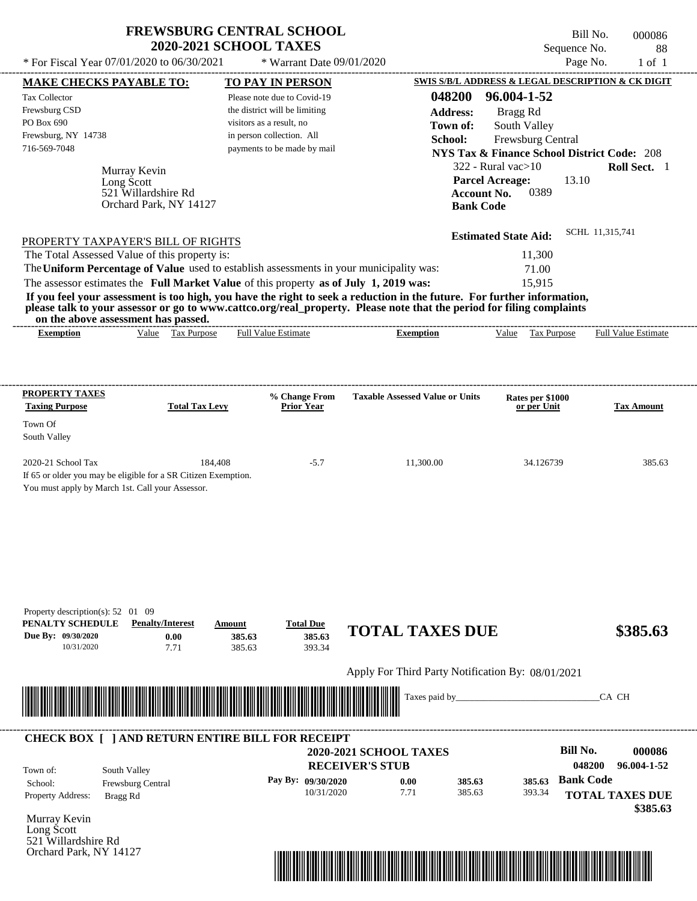# FREWSBURG CENTRAL SCHOOL
## 2020-2021 SCHOOL TAXES

\* For Fiscal Year 07/01/2020 to 06/30/2021 &nbsp;&nbsp; \* Warrant Date 09/01/2020

Bill No. 000086
Sequence No. 88
Page No. 1 of 1

**MAKE CHECKS PAYABLE TO:**
Tax Collector
Frewsburg CSD
PO Box 690
Frewsburg, NY 14738
716-569-7048

**TO PAY IN PERSON**
Please note due to Covid-19 the district will be limiting visitors as a result, no in person collection. All payments to be made by mail

**SWIS S/B/L ADDRESS & LEGAL DESCRIPTION & CK DIGIT**
**048200 96.004-1-52**
**Address:** Bragg Rd
**Town of:** South Valley
**School:** Frewsburg Central
**NYS Tax & Finance School District Code:** 208
322 - Rural vac>10 &nbsp;&nbsp; **Roll Sect.** 1
**Parcel Acreage:** 13.10
**Account No.** 0389
**Bank Code**

Murray Kevin
Long Scott
521 Willardshire Rd
Orchard Park, NY 14127

**Estimated State Aid:** SCHL 11,315,741

PROPERTY TAXPAYER'S BILL OF RIGHTS

The Total Assessed Value of this property is: 11,300
The **Uniform Percentage of Value** used to establish assessments in your municipality was: 71.00
The assessor estimates the **Full Market Value** of this property **as of July 1, 2019 was:** 15,915

**If you feel your assessment is too high, you have the right to seek a reduction in the future. For further information, please talk to your assessor or go to www.cattco.org/real_property. Please note that the period for filing complaints on the above assessment has passed.**

| Exemption | Value | Tax Purpose | Full Value Estimate | Exemption | Value | Tax Purpose | Full Value Estimate |
|---|---|---|---|---|---|---|---|

| PROPERTY TAXES Taxing Purpose | Total Tax Levy | % Change From Prior Year | Taxable Assessed Value or Units | Rates per $1000 or per Unit | Tax Amount |
|---|---|---|---|---|---|
| Town Of South Valley | | | | | |
| 2020-21 School Tax | 184,408 | -5.7 | 11,300.00 | 34.126739 | 385.63 |

If 65 or older you may be eligible for a SR Citizen Exemption.
You must apply by March 1st. Call your Assessor.

Property description(s): 52 01 09

| PENALTY SCHEDULE | Penalty/Interest | Amount | Total Due |
|---|---|---|---|
| Due By: 09/30/2020 | 0.00 | 385.63 | 385.63 |
| 10/31/2020 | 7.71 | 385.63 | 393.34 |

**TOTAL TAXES DUE** **$385.63**

Apply For Third Party Notification By: 08/01/2021

Taxes paid by_______________________________CA CH

**CHECK BOX [ ] AND RETURN ENTIRE BILL FOR RECEIPT**

**2020-2021 SCHOOL TAXES**
**RECEIVER'S STUB**

**Bill No. 000086**
**048200 96.004-1-52**

Town of: South Valley
School: Frewsburg Central
Property Address: Bragg Rd

| Pay By: | | | |
|---|---|---|---|
| 09/30/2020 | 0.00 | 385.63 | 385.63 |
| 10/31/2020 | 7.71 | 385.63 | 393.34 |

**Bank Code**

**TOTAL TAXES DUE**
**$385.63**

Murray Kevin
Long Scott
521 Willardshire Rd
Orchard Park, NY 14127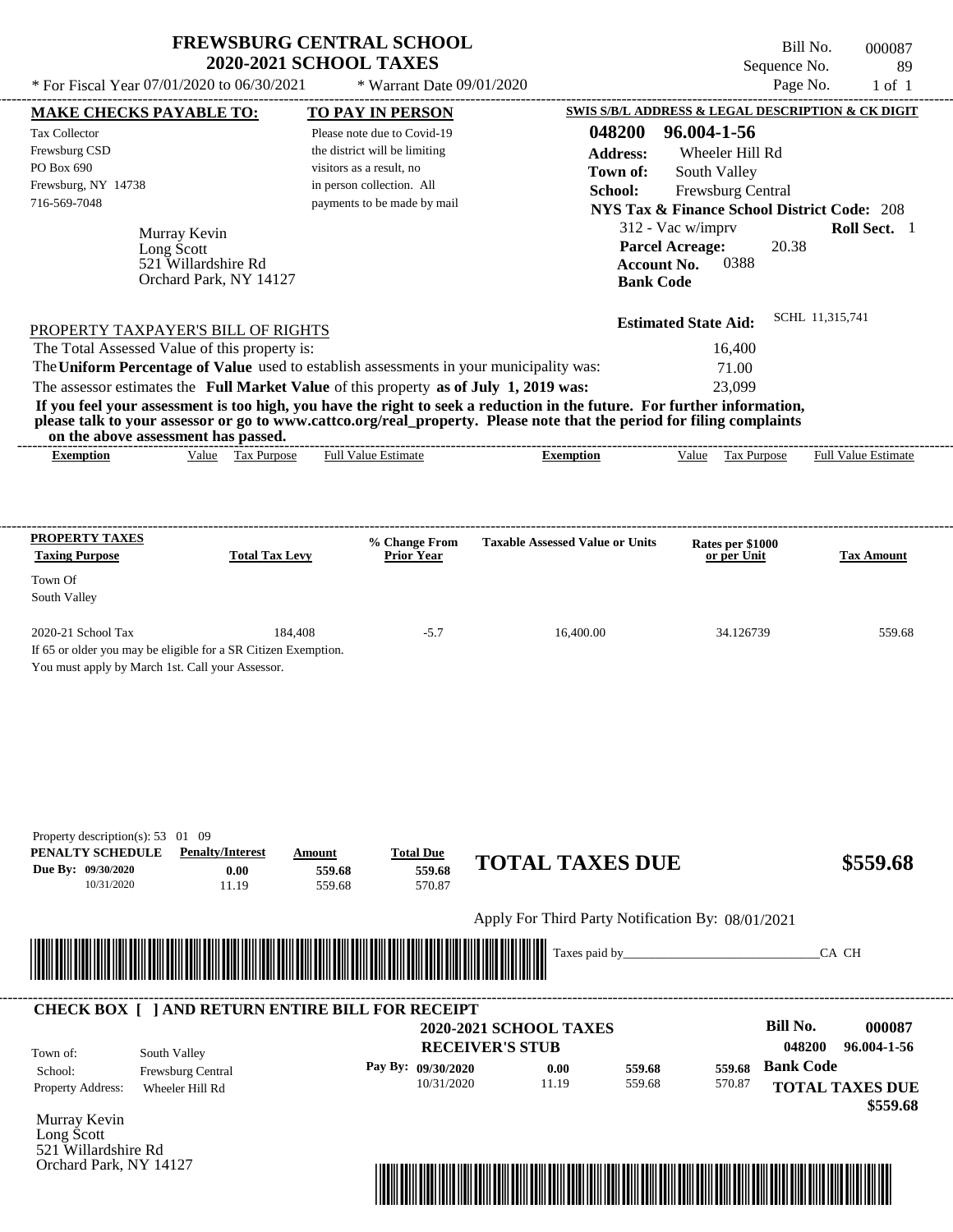# FREWSBURG CENTRAL SCHOOL
## 2020-2021 SCHOOL TAXES

\* For Fiscal Year 07/01/2020 to 06/30/2021 &nbsp;&nbsp;&nbsp; \* Warrant Date 09/01/2020

Bill No. 000087
Sequence No. 89
Page No. 1 of 1

**MAKE CHECKS PAYABLE TO:**
Tax Collector
Frewsburg CSD
PO Box 690
Frewsburg, NY 14738
716-569-7048

**TO PAY IN PERSON**
Please note due to Covid-19 the district will be limiting visitors as a result, no in person collection. All payments to be made by mail

**SWIS S/B/L ADDRESS & LEGAL DESCRIPTION & CK DIGIT**
**048200 96.004-1-56**
**Address:** Wheeler Hill Rd
**Town of:** South Valley
**School:** Frewsburg Central
**NYS Tax & Finance School District Code:** 208
312 - Vac w/imprv **Roll Sect.** 1
**Parcel Acreage:** 20.38
**Account No.** 0388
**Bank Code**

Murray Kevin
Long Scott
521 Willardshire Rd
Orchard Park, NY 14127

**Estimated State Aid:** SCHL 11,315,741

PROPERTY TAXPAYER'S BILL OF RIGHTS

| | |
|---|---|
| The Total Assessed Value of this property is: | 16,400 |
| The **Uniform Percentage of Value** used to establish assessments in your municipality was: | 71.00 |
| The assessor estimates the **Full Market Value** of this property **as of July 1, 2019 was:** | 23,099 |

**If you feel your assessment is too high, you have the right to seek a reduction in the future. For further information, please talk to your assessor or go to www.cattco.org/real_property. Please note that the period for filing complaints on the above assessment has passed.**

| Exemption | Value | Tax Purpose | Full Value Estimate | Exemption | Value | Tax Purpose | Full Value Estimate |
|---|---|---|---|---|---|---|---|

| PROPERTY TAXES Taxing Purpose | Total Tax Levy | % Change From Prior Year | Taxable Assessed Value or Units | Rates per $1000 or per Unit | Tax Amount |
|---|---|---|---|---|---|
| Town Of South Valley | | | | | |
| 2020-21 School Tax | 184,408 | -5.7 | 16,400.00 | 34.126739 | 559.68 |

If 65 or older you may be eligible for a SR Citizen Exemption.
You must apply by March 1st. Call your Assessor.

Property description(s): 53 01 09

| PENALTY SCHEDULE | Penalty/Interest | Amount | Total Due |
|---|---|---|---|
| Due By: 09/30/2020 | 0.00 | 559.68 | 559.68 |
| 10/31/2020 | 11.19 | 559.68 | 570.87 |

**TOTAL TAXES DUE $559.68**

Apply For Third Party Notification By: 08/01/2021

Taxes paid by_______________________________CA CH

**CHECK BOX [ ] AND RETURN ENTIRE BILL FOR RECEIPT**

**2020-2021 SCHOOL TAXES**
**RECEIVER'S STUB**

**Bill No. 000087**
**048200 96.004-1-56**

Town of: South Valley
School: Frewsburg Central
Property Address: Wheeler Hill Rd

| Pay By: | | | |
|---|---|---|---|
| 09/30/2020 | 0.00 | 559.68 | 559.68 |
| 10/31/2020 | 11.19 | 559.68 | 570.87 |

**Bank Code**

**TOTAL TAXES DUE $559.68**

Murray Kevin
Long Scott
521 Willardshire Rd
Orchard Park, NY 14127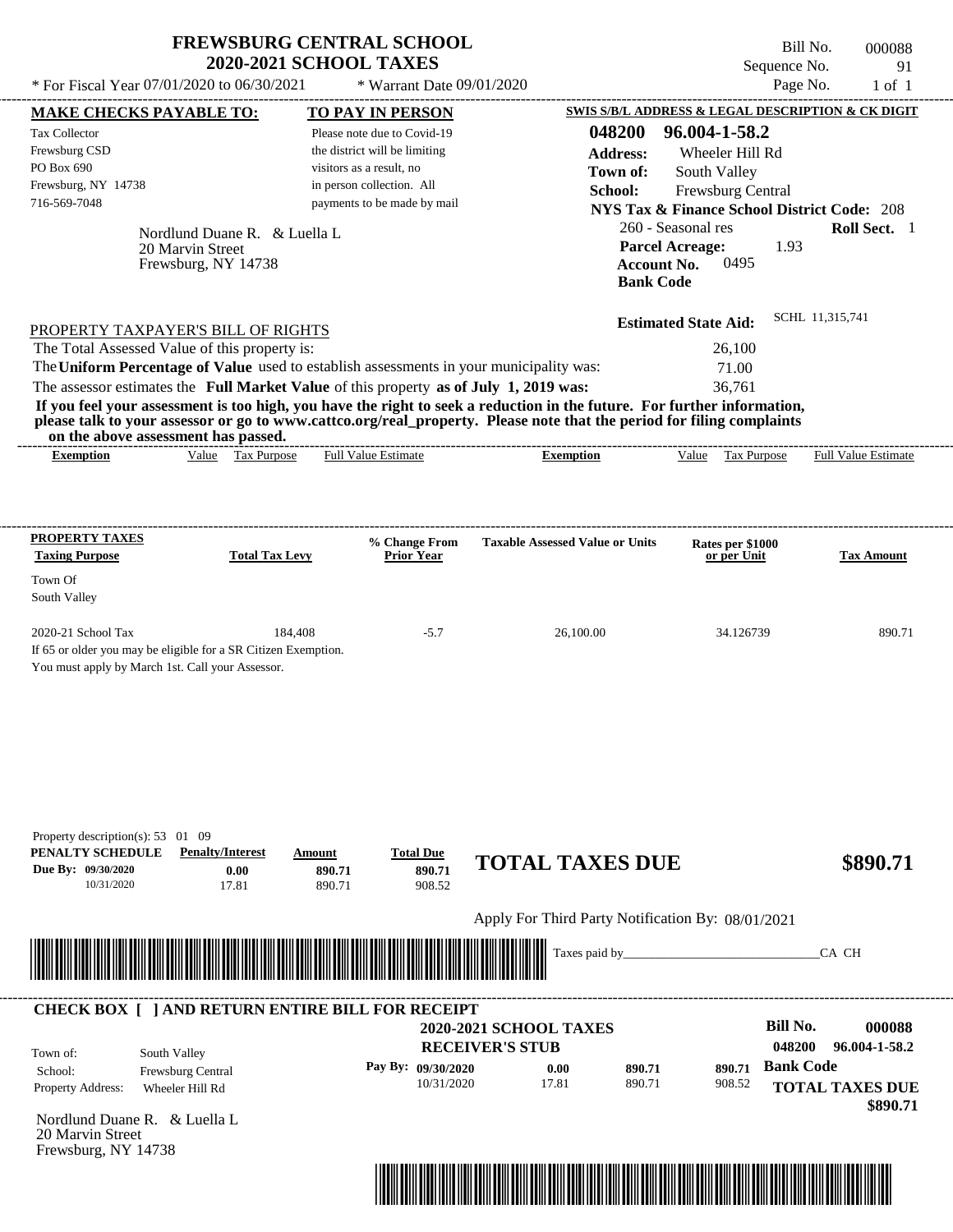# FREWSBURG CENTRAL SCHOOL
## 2020-2021 SCHOOL TAXES

\* For Fiscal Year 07/01/2020 to 06/30/2021 \* Warrant Date 09/01/2020

Bill No. 000088
Sequence No. 91
Page No. 1 of 1

| MAKE CHECKS PAYABLE TO: | TO PAY IN PERSON | SWIS S/B/L ADDRESS & LEGAL DESCRIPTION & CK DIGIT |
|---|---|---|
| Tax Collector<br>Frewsburg CSD<br>PO Box 690<br>Frewsburg, NY 14738<br>716-569-7048 | Please note due to Covid-19 the district will be limiting visitors as a result, no in person collection. All payments to be made by mail | **048200 96.004-1-58.2**<br>**Address:** Wheeler Hill Rd<br>**Town of:** South Valley<br>**School:** Frewsburg Central<br>**NYS Tax & Finance School District Code:** 208 |

Nordlund Duane R. & Luella L
20 Marvin Street
Frewsburg, NY 14738

260 - Seasonal res **Roll Sect.** 1
**Parcel Acreage:** 1.93
**Account No.** 0495
**Bank Code**

**Estimated State Aid:** SCHL 11,315,741

PROPERTY TAXPAYER'S BILL OF RIGHTS

The Total Assessed Value of this property is: 26,100
The **Uniform Percentage of Value** used to establish assessments in your municipality was: 71.00
The assessor estimates the **Full Market Value** of this property **as of July 1, 2019 was:** 36,761

**If you feel your assessment is too high, you have the right to seek a reduction in the future. For further information, please talk to your assessor or go to www.cattco.org/real_property. Please note that the period for filing complaints on the above assessment has passed.**

| Exemption | Value | Tax Purpose | Full Value Estimate | Exemption | Value | Tax Purpose | Full Value Estimate |
|---|---|---|---|---|---|---|---|

| PROPERTY TAXES Taxing Purpose | Total Tax Levy | % Change From Prior Year | Taxable Assessed Value or Units | Rates per $1000 or per Unit | Tax Amount |
|---|---|---|---|---|---|
| Town Of South Valley | | | | | |
| 2020-21 School Tax | 184,408 | -5.7 | 26,100.00 | 34.126739 | 890.71 |

If 65 or older you may be eligible for a SR Citizen Exemption.
You must apply by March 1st. Call your Assessor.

Property description(s): 53 01 09

| PENALTY SCHEDULE | Penalty/Interest | Amount | Total Due |
|---|---|---|---|
| Due By: 09/30/2020 | 0.00 | 890.71 | 890.71 |
| 10/31/2020 | 17.81 | 890.71 | 908.52 |

**TOTAL TAXES DUE $890.71**

Apply For Third Party Notification By: 08/01/2021

Taxes paid by_______________________________CA CH

**CHECK BOX [ ] AND RETURN ENTIRE BILL FOR RECEIPT**

**2020-2021 SCHOOL TAXES**
**RECEIVER'S STUB**

**Bill No. 000088**
**048200 96.004-1-58.2**

Town of: South Valley
School: Frewsburg Central
Property Address: Wheeler Hill Rd

| Pay By: | | | |
|---|---|---|---|
| 09/30/2020 | 0.00 | 890.71 | 890.71 |
| 10/31/2020 | 17.81 | 890.71 | 908.52 |

**Bank Code**
**TOTAL TAXES DUE $890.71**

Nordlund Duane R. & Luella L
20 Marvin Street
Frewsburg, NY 14738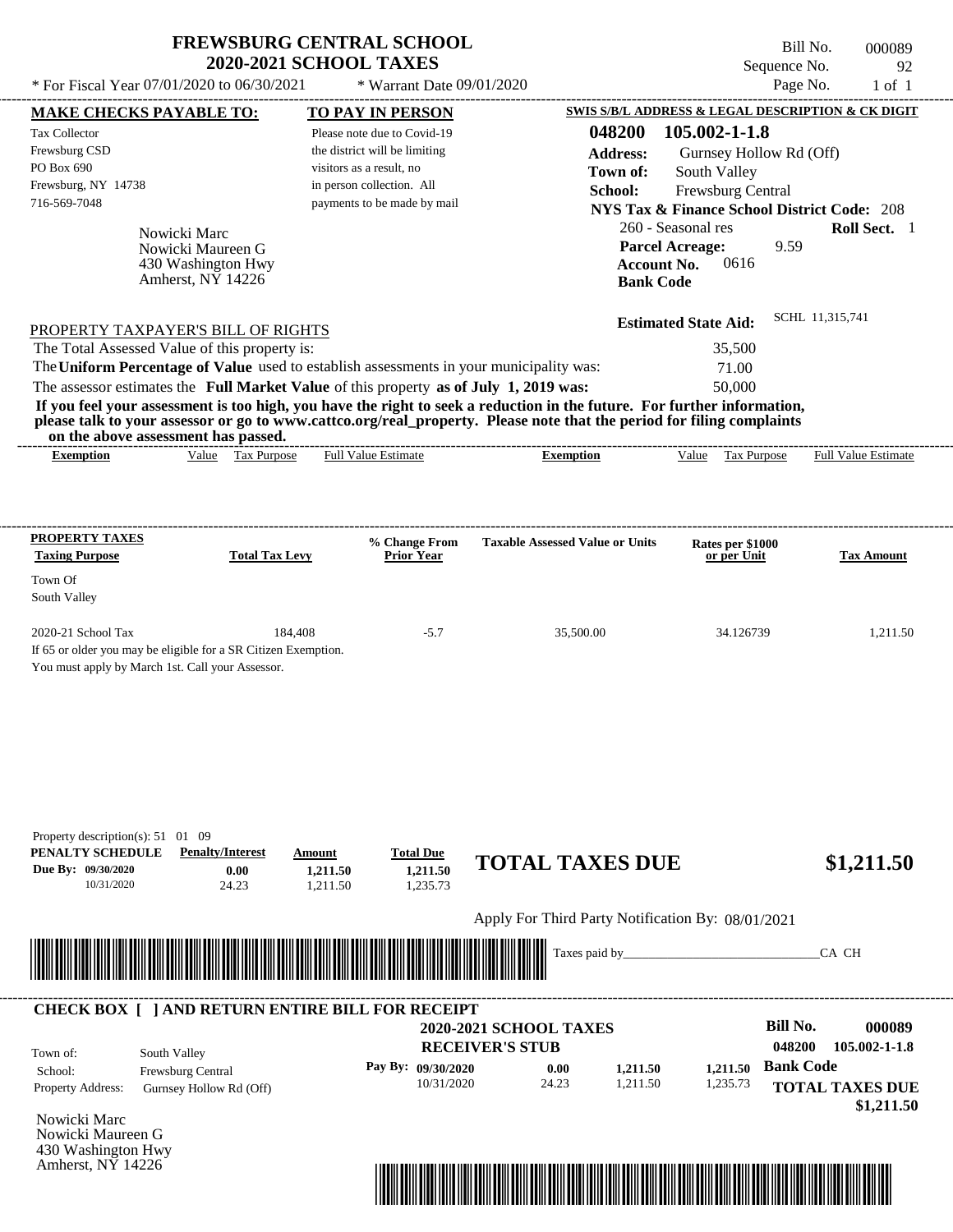# FREWSBURG CENTRAL SCHOOL
## 2020-2021 SCHOOL TAXES

Bill No. 000089
Sequence No. 92
Page No. 1 of 1

* For Fiscal Year 07/01/2020 to 06/30/2021 * Warrant Date 09/01/2020

**MAKE CHECKS PAYABLE TO:**
Tax Collector
Frewsburg CSD
PO Box 690
Frewsburg, NY 14738
716-569-7048

**TO PAY IN PERSON**
Please note due to Covid-19 the district will be limiting visitors as a result, no in person collection. All payments to be made by mail

**SWIS S/B/L ADDRESS & LEGAL DESCRIPTION & CK DIGIT**
**048200 105.002-1-1.8**
**Address:** Gurnsey Hollow Rd (Off)
**Town of:** South Valley
**School:** Frewsburg Central
**NYS Tax & Finance School District Code:** 208
260 - Seasonal res **Roll Sect.** 1
**Parcel Acreage:** 9.59
**Account No.** 0616
**Bank Code**

Nowicki Marc
Nowicki Maureen G
430 Washington Hwy
Amherst, NY 14226

**Estimated State Aid:** SCHL 11,315,741

PROPERTY TAXPAYER'S BILL OF RIGHTS

The Total Assessed Value of this property is: 35,500
The **Uniform Percentage of Value** used to establish assessments in your municipality was: 71.00
The assessor estimates the **Full Market Value** of this property **as of July 1, 2019 was:** 50,000

**If you feel your assessment is too high, you have the right to seek a reduction in the future. For further information, please talk to your assessor or go to www.cattco.org/real_property. Please note that the period for filing complaints on the above assessment has passed.**

| Exemption | Value | Tax Purpose | Full Value Estimate | Exemption | Value | Tax Purpose | Full Value Estimate |
|---|---|---|---|---|---|---|---|

| PROPERTY TAXES Taxing Purpose | Total Tax Levy | % Change From Prior Year | Taxable Assessed Value or Units | Rates per $1000 or per Unit | Tax Amount |
|---|---|---|---|---|---|
| Town Of South Valley | | | | | |
| 2020-21 School Tax | 184,408 | -5.7 | 35,500.00 | 34.126739 | 1,211.50 |

If 65 or older you may be eligible for a SR Citizen Exemption.
You must apply by March 1st. Call your Assessor.

Property description(s): 51 01 09

| PENALTY SCHEDULE | Penalty/Interest | Amount | Total Due |
|---|---|---|---|
| Due By: 09/30/2020 | 0.00 | 1,211.50 | 1,211.50 |
| 10/31/2020 | 24.23 | 1,211.50 | 1,235.73 |

**TOTAL TAXES DUE $1,211.50**

Apply For Third Party Notification By: 08/01/2021

Taxes paid by_______________________________CA CH

---

**CHECK BOX [ ] AND RETURN ENTIRE BILL FOR RECEIPT**

**2020-2021 SCHOOL TAXES**
**RECEIVER'S STUB**

**Bill No. 000089**
048200 105.002-1-1.8

Town of: South Valley
School: Frewsburg Central
Property Address: Gurnsey Hollow Rd (Off)

| Pay By: | | | |
|---|---|---|---|
| 09/30/2020 | 0.00 | 1,211.50 | 1,211.50 |
| 10/31/2020 | 24.23 | 1,211.50 | 1,235.73 |

**Bank Code**

**TOTAL TAXES DUE $1,211.50**

Nowicki Marc
Nowicki Maureen G
430 Washington Hwy
Amherst, NY 14226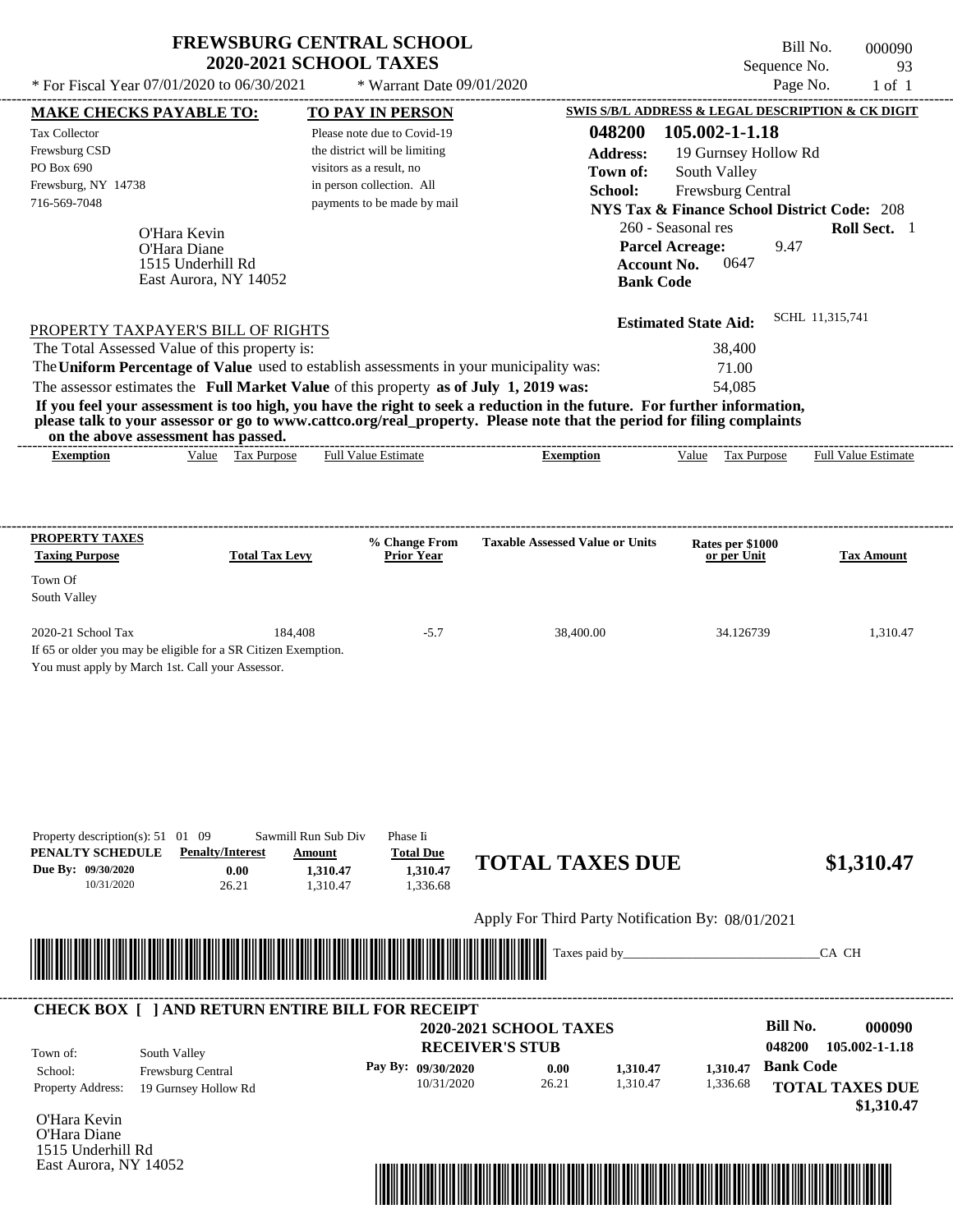# FREWSBURG CENTRAL SCHOOL
## 2020-2021 SCHOOL TAXES

\* For Fiscal Year 07/01/2020 to 06/30/2021 &nbsp;&nbsp; \* Warrant Date 09/01/2020

Bill No. 000090
Sequence No. 93
Page No. 1 of 1

**MAKE CHECKS PAYABLE TO:**

Tax Collector
Frewsburg CSD
PO Box 690
Frewsburg, NY 14738
716-569-7048

**TO PAY IN PERSON**

Please note due to Covid-19 the district will be limiting visitors as a result, no in person collection. All payments to be made by mail

**SWIS S/B/L ADDRESS & LEGAL DESCRIPTION & CK DIGIT**

**048200 105.002-1-1.18**
**Address:** 19 Gurnsey Hollow Rd
**Town of:** South Valley
**School:** Frewsburg Central
**NYS Tax & Finance School District Code:** 208
260 - Seasonal res &nbsp;&nbsp; **Roll Sect.** 1
**Parcel Acreage:** 9.47
**Account No.** 0647
**Bank Code**

O'Hara Kevin
O'Hara Diane
1515 Underhill Rd
East Aurora, NY 14052

**Estimated State Aid:** SCHL 11,315,741

PROPERTY TAXPAYER'S BILL OF RIGHTS

The Total Assessed Value of this property is: 38,400
The **Uniform Percentage of Value** used to establish assessments in your municipality was: 71.00
The assessor estimates the **Full Market Value** of this property **as of July 1, 2019 was:** 54,085

**If you feel your assessment is too high, you have the right to seek a reduction in the future. For further information, please talk to your assessor or go to www.cattco.org/real_property. Please note that the period for filing complaints on the above assessment has passed.**

| Exemption | Value | Tax Purpose | Full Value Estimate | Exemption | Value | Tax Purpose | Full Value Estimate |
|---|---|---|---|---|---|---|---|

| PROPERTY TAXES Taxing Purpose | Total Tax Levy | % Change From Prior Year | Taxable Assessed Value or Units | Rates per $1000 or per Unit | Tax Amount |
|---|---|---|---|---|---|
| Town Of South Valley | | | | | |
| 2020-21 School Tax | 184,408 | -5.7 | 38,400.00 | 34.126739 | 1,310.47 |

If 65 or older you may be eligible for a SR Citizen Exemption.
You must apply by March 1st. Call your Assessor.

Property description(s): 51 01 09 &nbsp;&nbsp; Sawmill Run Sub Div &nbsp;&nbsp; Phase Ii

| PENALTY SCHEDULE | Penalty/Interest | Amount | Total Due |
|---|---|---|---|
| Due By: 09/30/2020 | 0.00 | 1,310.47 | 1,310.47 |
| 10/31/2020 | 26.21 | 1,310.47 | 1,336.68 |

**TOTAL TAXES DUE** **$1,310.47**

Apply For Third Party Notification By: 08/01/2021

Taxes paid by_______________________________CA CH

**CHECK BOX [ ] AND RETURN ENTIRE BILL FOR RECEIPT**

**2020-2021 SCHOOL TAXES**
**RECEIVER'S STUB**

**Bill No. 000090**
**048200 105.002-1-1.18**

Town of: South Valley
School: Frewsburg Central
Property Address: 19 Gurnsey Hollow Rd

| Pay By: | | | |
|---|---|---|---|
| 09/30/2020 | 0.00 | 1,310.47 | 1,310.47 |
| 10/31/2020 | 26.21 | 1,310.47 | 1,336.68 |

**Bank Code**

**TOTAL TAXES DUE**
**$1,310.47**

O'Hara Kevin
O'Hara Diane
1515 Underhill Rd
East Aurora, NY 14052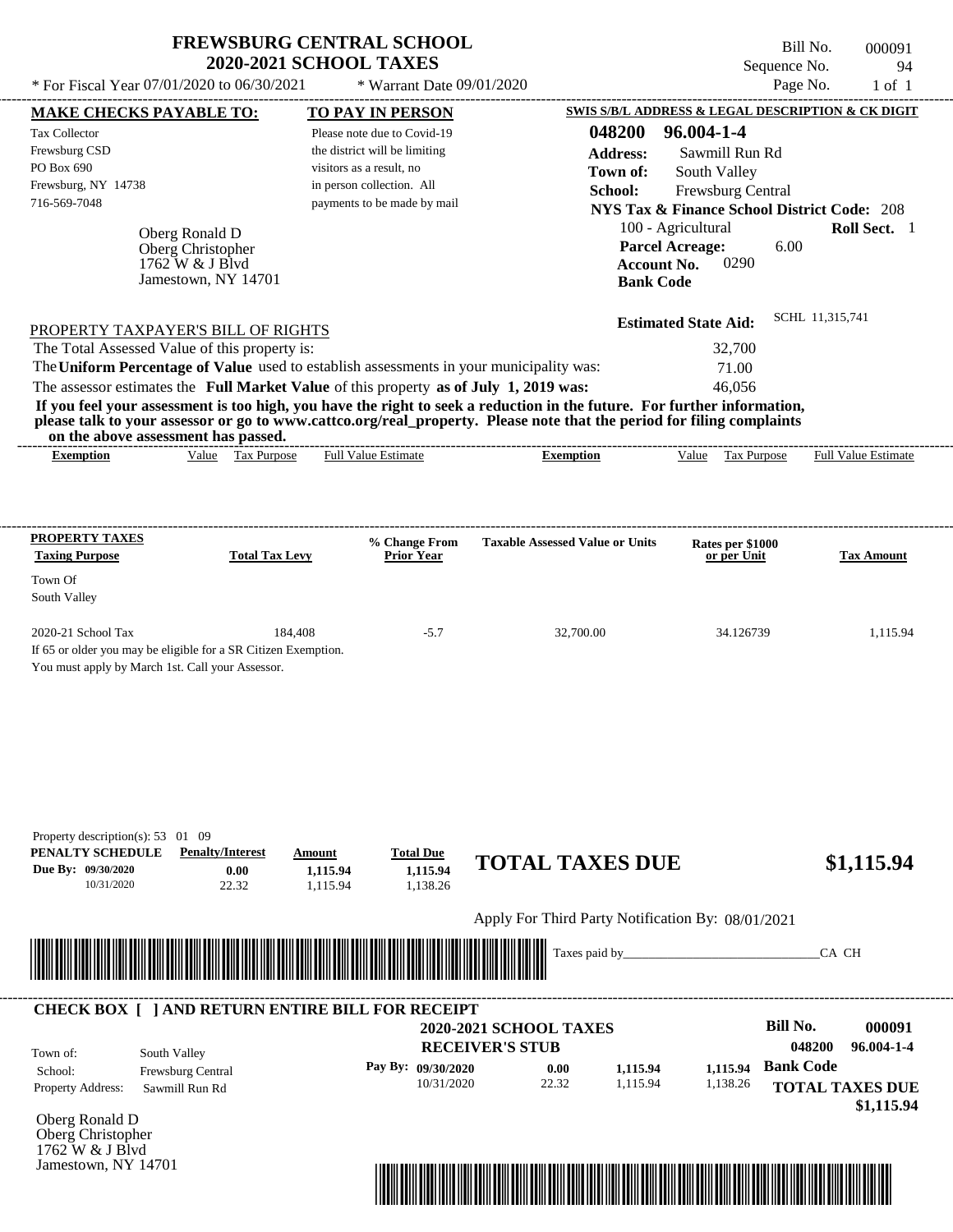# FREWSBURG CENTRAL SCHOOL
## 2020-2021 SCHOOL TAXES

\* For Fiscal Year 07/01/2020 to 06/30/2021 \* Warrant Date 09/01/2020

Bill No. 000091
Sequence No. 94
Page No. 1 of 1

**MAKE CHECKS PAYABLE TO:**
Tax Collector
Frewsburg CSD
PO Box 690
Frewsburg, NY 14738
716-569-7048

**TO PAY IN PERSON**
Please note due to Covid-19 the district will be limiting visitors as a result, no in person collection. All payments to be made by mail

**SWIS S/B/L ADDRESS & LEGAL DESCRIPTION & CK DIGIT**
**048200 96.004-1-4**
**Address:** Sawmill Run Rd
**Town of:** South Valley
**School:** Frewsburg Central
**NYS Tax & Finance School District Code:** 208
100 - Agricultural **Roll Sect.** 1
**Parcel Acreage:** 6.00
**Account No.** 0290
**Bank Code**

Oberg Ronald D
Oberg Christopher
1762 W & J Blvd
Jamestown, NY 14701

**Estimated State Aid:** SCHL 11,315,741

PROPERTY TAXPAYER'S BILL OF RIGHTS

The Total Assessed Value of this property is: 32,700
The **Uniform Percentage of Value** used to establish assessments in your municipality was: 71.00
The assessor estimates the **Full Market Value** of this property **as of July 1, 2019 was:** 46,056

**If you feel your assessment is too high, you have the right to seek a reduction in the future. For further information, please talk to your assessor or go to www.cattco.org/real_property. Please note that the period for filing complaints on the above assessment has passed.**

| Exemption | Value | Tax Purpose | Full Value Estimate | Exemption | Value | Tax Purpose | Full Value Estimate |
|---|---|---|---|---|---|---|---|

| PROPERTY TAXES Taxing Purpose | Total Tax Levy | % Change From Prior Year | Taxable Assessed Value or Units | Rates per $1000 or per Unit | Tax Amount |
|---|---|---|---|---|---|
| Town Of South Valley | | | | | |
| 2020-21 School Tax | 184,408 | -5.7 | 32,700.00 | 34.126739 | 1,115.94 |

If 65 or older you may be eligible for a SR Citizen Exemption.
You must apply by March 1st. Call your Assessor.

Property description(s): 53 01 09

| PENALTY SCHEDULE | Penalty/Interest | Amount | Total Due |
|---|---|---|---|
| Due By: 09/30/2020 | 0.00 | 1,115.94 | 1,115.94 |
| 10/31/2020 | 22.32 | 1,115.94 | 1,138.26 |

**TOTAL TAXES DUE** **$1,115.94**

Apply For Third Party Notification By: 08/01/2021

Taxes paid by_______________________________CA CH

**CHECK BOX [ ] AND RETURN ENTIRE BILL FOR RECEIPT**

**2020-2021 SCHOOL TAXES**
**RECEIVER'S STUB**

**Bill No. 000091**
**048200 96.004-1-4**

Town of: South Valley
School: Frewsburg Central
Property Address: Sawmill Run Rd

| Pay By: | | | |
|---|---|---|---|
| 09/30/2020 | 0.00 | 1,115.94 | 1,115.94 |
| 10/31/2020 | 22.32 | 1,115.94 | 1,138.26 |

**Bank Code**

**TOTAL TAXES DUE**
**$1,115.94**

Oberg Ronald D
Oberg Christopher
1762 W & J Blvd
Jamestown, NY 14701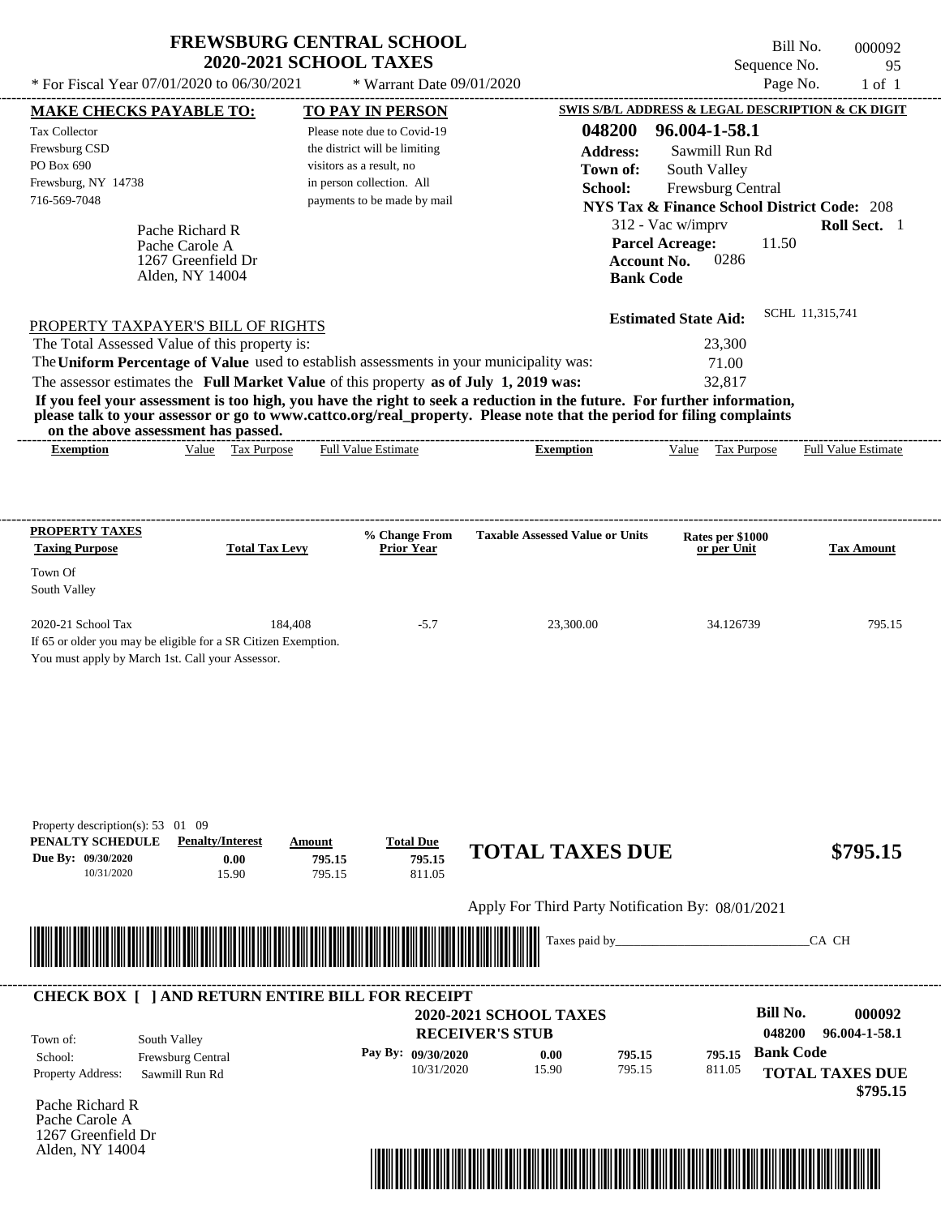# FREWSBURG CENTRAL SCHOOL
## 2020-2021 SCHOOL TAXES

\* For Fiscal Year 07/01/2020 to 06/30/2021 \* Warrant Date 09/01/2020

Bill No. 000092
Sequence No. 95
Page No. 1 of 1

**MAKE CHECKS PAYABLE TO:**

Tax Collector
Frewsburg CSD
PO Box 690
Frewsburg, NY 14738
716-569-7048

**TO PAY IN PERSON**

Please note due to Covid-19 the district will be limiting visitors as a result, no in person collection. All payments to be made by mail

**SWIS S/B/L ADDRESS & LEGAL DESCRIPTION & CK DIGIT**

**048200 96.004-1-58.1**
**Address:** Sawmill Run Rd
**Town of:** South Valley
**School:** Frewsburg Central
**NYS Tax & Finance School District Code:** 208
312 - Vac w/imprv **Roll Sect.** 1
**Parcel Acreage:** 11.50
**Account No.** 0286
**Bank Code**

Pache Richard R
Pache Carole A
1267 Greenfield Dr
Alden, NY 14004

**Estimated State Aid:** SCHL 11,315,741

PROPERTY TAXPAYER'S BILL OF RIGHTS

The Total Assessed Value of this property is: 23,300
The **Uniform Percentage of Value** used to establish assessments in your municipality was: 71.00
The assessor estimates the **Full Market Value** of this property **as of July 1, 2019 was:** 32,817

**If you feel your assessment is too high, you have the right to seek a reduction in the future. For further information, please talk to your assessor or go to www.cattco.org/real_property. Please note that the period for filing complaints on the above assessment has passed.**

| Exemption | Value | Tax Purpose | Full Value Estimate | Exemption | Value | Tax Purpose | Full Value Estimate |
|---|---|---|---|---|---|---|---|

| PROPERTY TAXES Taxing Purpose | Total Tax Levy | % Change From Prior Year | Taxable Assessed Value or Units | Rates per $1000 or per Unit | Tax Amount |
|---|---|---|---|---|---|
| Town Of South Valley | | | | | |
| 2020-21 School Tax | 184,408 | -5.7 | 23,300.00 | 34.126739 | 795.15 |

If 65 or older you may be eligible for a SR Citizen Exemption.
You must apply by March 1st. Call your Assessor.

Property description(s): 53 01 09

| PENALTY SCHEDULE | Penalty/Interest | Amount | Total Due |
|---|---|---|---|
| Due By: 09/30/2020 | 0.00 | 795.15 | 795.15 |
| 10/31/2020 | 15.90 | 795.15 | 811.05 |

**TOTAL TAXES DUE $795.15**

Apply For Third Party Notification By: 08/01/2021

Taxes paid by_______________________________CA CH

**CHECK BOX [ ] AND RETURN ENTIRE BILL FOR RECEIPT**

**2020-2021 SCHOOL TAXES**
**RECEIVER'S STUB**

**Bill No. 000092**
**048200 96.004-1-58.1**

Town of: South Valley
School: Frewsburg Central
Property Address: Sawmill Run Rd

| Pay By: | | | |
|---|---|---|---|
| 09/30/2020 | 0.00 | 795.15 | 795.15 |
| 10/31/2020 | 15.90 | 795.15 | 811.05 |

**Bank Code**

**TOTAL TAXES DUE $795.15**

Pache Richard R
Pache Carole A
1267 Greenfield Dr
Alden, NY 14004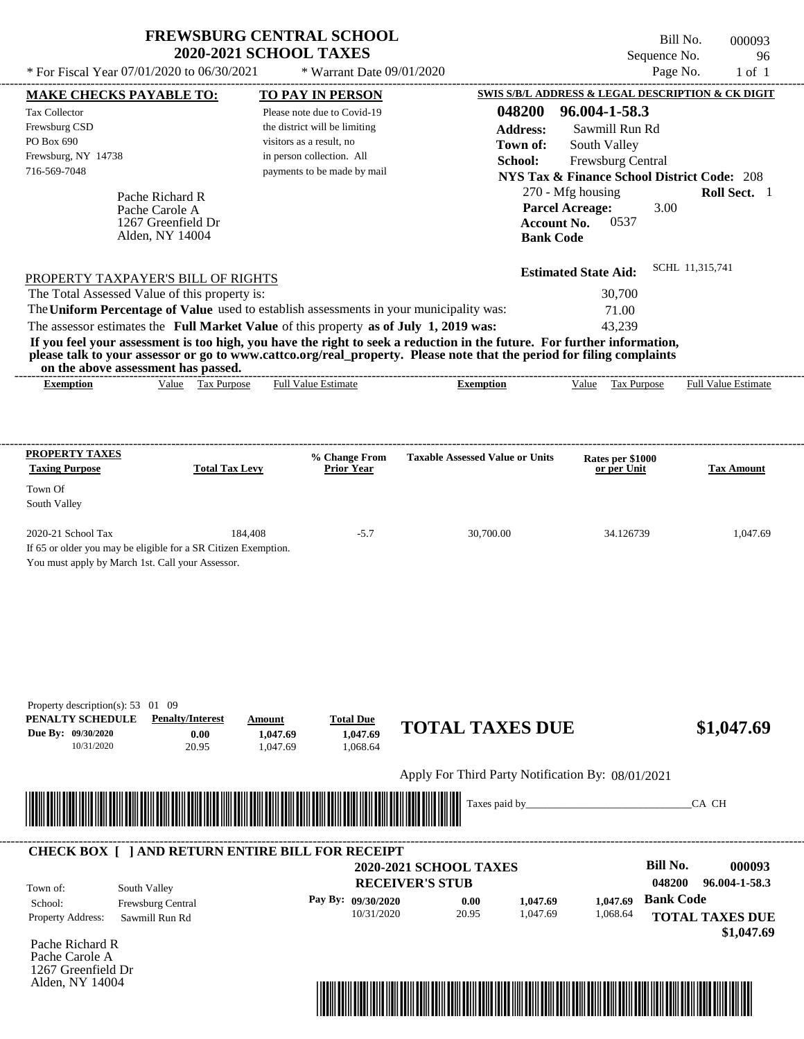# FREWSBURG CENTRAL SCHOOL
## 2020-2021 SCHOOL TAXES

\* For Fiscal Year 07/01/2020 to 06/30/2021 \* Warrant Date 09/01/2020

Bill No. 000093
Sequence No. 96
Page No. 1 of 1

**MAKE CHECKS PAYABLE TO:**

Tax Collector
Frewsburg CSD
PO Box 690
Frewsburg, NY 14738
716-569-7048

Pache Richard R
Pache Carole A
1267 Greenfield Dr
Alden, NY 14004

**TO PAY IN PERSON**

Please note due to Covid-19 the district will be limiting visitors as a result, no in person collection. All payments to be made by mail

**SWIS S/B/L ADDRESS & LEGAL DESCRIPTION & CK DIGIT**

**048200 96.004-1-58.3**
**Address:** Sawmill Run Rd
**Town of:** South Valley
**School:** Frewsburg Central
**NYS Tax & Finance School District Code:** 208
270 - Mfg housing **Roll Sect.** 1
**Parcel Acreage:** 3.00
**Account No.** 0537
**Bank Code**

**Estimated State Aid:** SCHL 11,315,741

PROPERTY TAXPAYER'S BILL OF RIGHTS

The Total Assessed Value of this property is: 30,700
The **Uniform Percentage of Value** used to establish assessments in your municipality was: 71.00
The assessor estimates the **Full Market Value** of this property **as of July 1, 2019 was:** 43,239

**If you feel your assessment is too high, you have the right to seek a reduction in the future. For further information, please talk to your assessor or go to www.cattco.org/real_property. Please note that the period for filing complaints on the above assessment has passed.**

| Exemption | Value | Tax Purpose | Full Value Estimate | Exemption | Value | Tax Purpose | Full Value Estimate |
|---|---|---|---|---|---|---|---|

| PROPERTY TAXES Taxing Purpose | Total Tax Levy | % Change From Prior Year | Taxable Assessed Value or Units | Rates per $1000 or per Unit | Tax Amount |
|---|---|---|---|---|---|
| Town Of South Valley | | | | | |
| 2020-21 School Tax | 184,408 | -5.7 | 30,700.00 | 34.126739 | 1,047.69 |

If 65 or older you may be eligible for a SR Citizen Exemption.
You must apply by March 1st. Call your Assessor.

Property description(s): 53 01 09

| PENALTY SCHEDULE | Penalty/Interest | Amount | Total Due |
|---|---|---|---|
| Due By: 09/30/2020 | 0.00 | 1,047.69 | 1,047.69 |
| 10/31/2020 | 20.95 | 1,047.69 | 1,068.64 |

**TOTAL TAXES DUE $1,047.69**

Apply For Third Party Notification By: 08/01/2021

Taxes paid by_______________________________CA CH

**CHECK BOX [ ] AND RETURN ENTIRE BILL FOR RECEIPT**

**2020-2021 SCHOOL TAXES**
**RECEIVER'S STUB**

**Bill No. 000093**
**048200 96.004-1-58.3**

Town of: South Valley
School: Frewsburg Central
Property Address: Sawmill Run Rd

| Pay By: | | | |
|---|---|---|---|
| 09/30/2020 | 0.00 | 1,047.69 | 1,047.69 |
| 10/31/2020 | 20.95 | 1,047.69 | 1,068.64 |

**Bank Code**

**TOTAL TAXES DUE $1,047.69**

Pache Richard R
Pache Carole A
1267 Greenfield Dr
Alden, NY 14004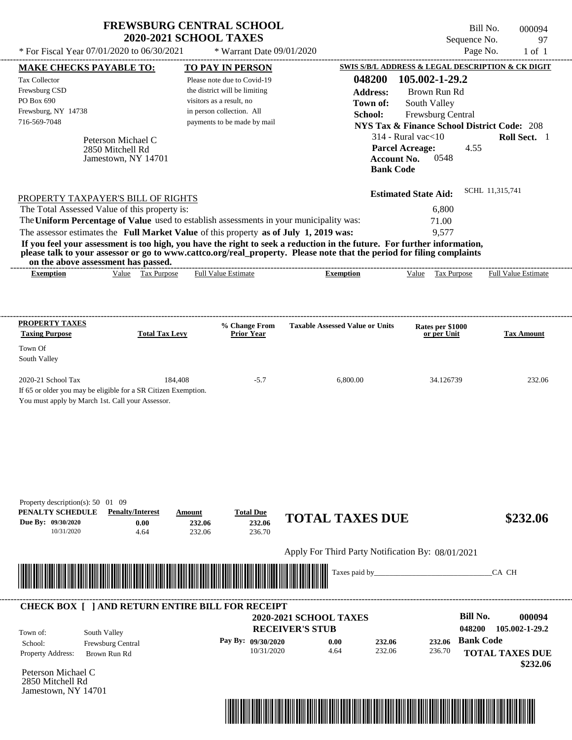# FREWSBURG CENTRAL SCHOOL
## 2020-2021 SCHOOL TAXES

\* For Fiscal Year 07/01/2020 to 06/30/2021 &nbsp;&nbsp;&nbsp; \* Warrant Date 09/01/2020

Bill No. 000094
Sequence No. 97
Page No. 1 of 1

**MAKE CHECKS PAYABLE TO:**
Tax Collector
Frewsburg CSD
PO Box 690
Frewsburg, NY 14738
716-569-7048

**TO PAY IN PERSON**
Please note due to Covid-19 the district will be limiting visitors as a result, no in person collection. All payments to be made by mail

**SWIS S/B/L ADDRESS & LEGAL DESCRIPTION & CK DIGIT**
**048200 105.002-1-29.2**
**Address:** Brown Run Rd
**Town of:** South Valley
**School:** Frewsburg Central
**NYS Tax & Finance School District Code:** 208
314 - Rural vac<10 &nbsp;&nbsp; **Roll Sect.** 1
**Parcel Acreage:** 4.55
**Account No.** 0548
**Bank Code**

Peterson Michael C
2850 Mitchell Rd
Jamestown, NY 14701

**Estimated State Aid:** SCHL 11,315,741

PROPERTY TAXPAYER'S BILL OF RIGHTS

The Total Assessed Value of this property is: 6,800
The **Uniform Percentage of Value** used to establish assessments in your municipality was: 71.00
The assessor estimates the **Full Market Value** of this property **as of July 1, 2019 was:** 9,577

**If you feel your assessment is too high, you have the right to seek a reduction in the future. For further information, please talk to your assessor or go to www.cattco.org/real_property. Please note that the period for filing complaints on the above assessment has passed.**

| Exemption | Value | Tax Purpose | Full Value Estimate | Exemption | Value | Tax Purpose | Full Value Estimate |
|---|---|---|---|---|---|---|---|

**PROPERTY TAXES**

| Taxing Purpose | Total Tax Levy | % Change From Prior Year | Taxable Assessed Value or Units | Rates per $1000 or per Unit | Tax Amount |
|---|---|---|---|---|---|
| Town Of South Valley | | | | | |
| 2020-21 School Tax | 184,408 | -5.7 | 6,800.00 | 34.126739 | 232.06 |

If 65 or older you may be eligible for a SR Citizen Exemption.
You must apply by March 1st. Call your Assessor.

Property description(s): 50 01 09

| PENALTY SCHEDULE | Penalty/Interest | Amount | Total Due |
|---|---|---|---|
| Due By: 09/30/2020 | 0.00 | 232.06 | 232.06 |
| 10/31/2020 | 4.64 | 232.06 | 236.70 |

**TOTAL TAXES DUE** **$232.06**

Apply For Third Party Notification By: 08/01/2021

Taxes paid by_______________________________CA CH

**CHECK BOX [ ] AND RETURN ENTIRE BILL FOR RECEIPT**

**2020-2021 SCHOOL TAXES**
**RECEIVER'S STUB**

**Bill No.** **000094**
048200 105.002-1-29.2

Town of: South Valley
School: Frewsburg Central
Property Address: Brown Run Rd

| Pay By: | | | |
|---|---|---|---|
| 09/30/2020 | 0.00 | 232.06 | 232.06 |
| 10/31/2020 | 4.64 | 232.06 | 236.70 |

**Bank Code**

**TOTAL TAXES DUE** **$232.06**

Peterson Michael C
2850 Mitchell Rd
Jamestown, NY 14701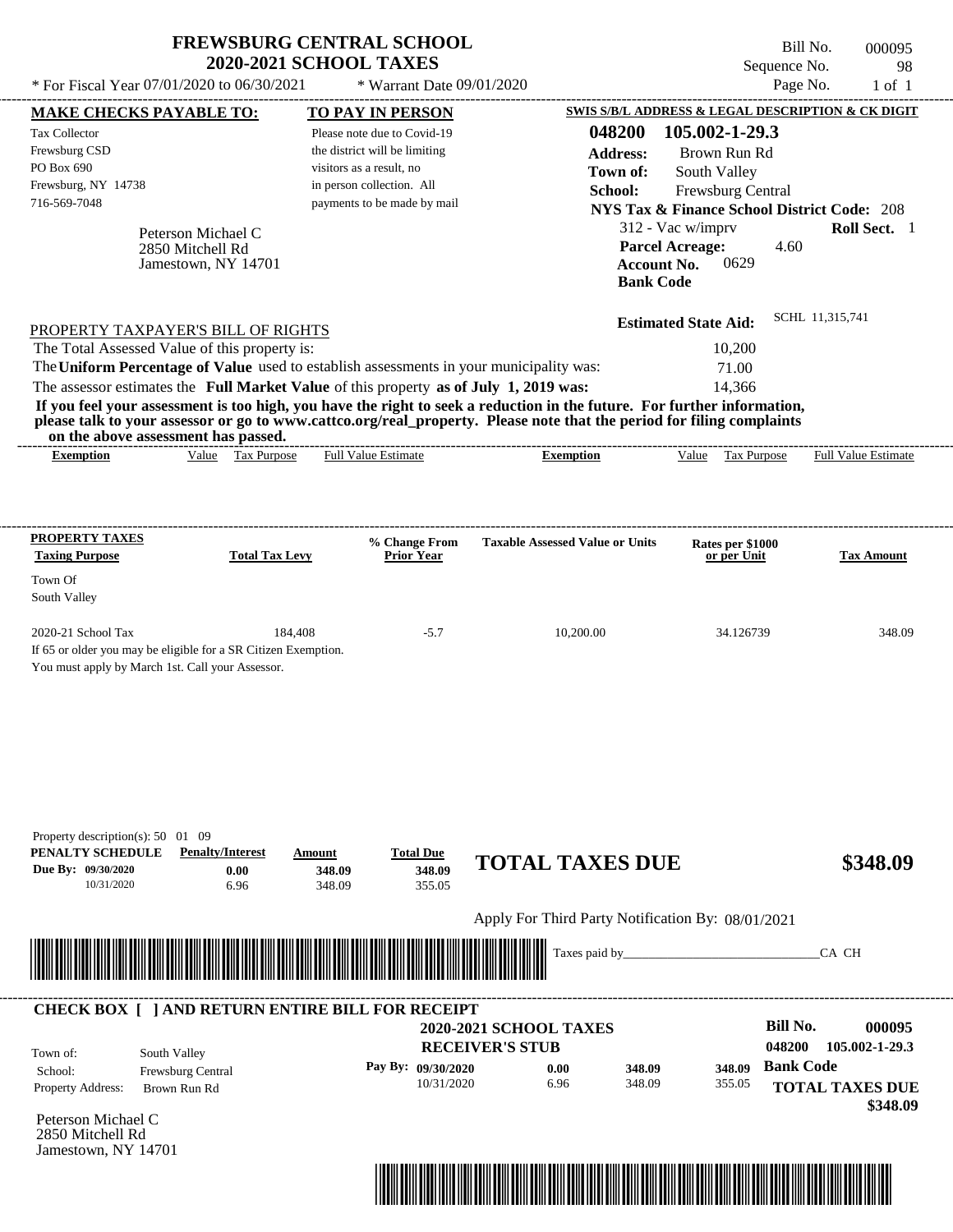# FREWSBURG CENTRAL SCHOOL
## 2020-2021 SCHOOL TAXES

\* For Fiscal Year 07/01/2020 to 06/30/2021 &nbsp;&nbsp; \* Warrant Date 09/01/2020

Bill No. 000095
Sequence No. 98
Page No. 1 of 1

**MAKE CHECKS PAYABLE TO:**
Tax Collector
Frewsburg CSD
PO Box 690
Frewsburg, NY 14738
716-569-7048

**TO PAY IN PERSON**
Please note due to Covid-19 the district will be limiting visitors as a result, no in person collection. All payments to be made by mail

**SWIS S/B/L ADDRESS & LEGAL DESCRIPTION & CK DIGIT**
**048200 105.002-1-29.3**
**Address:** Brown Run Rd
**Town of:** South Valley
**School:** Frewsburg Central
**NYS Tax & Finance School District Code:** 208
312 - Vac w/imprv &nbsp;&nbsp; **Roll Sect.** 1
**Parcel Acreage:** 4.60
**Account No.** 0629
**Bank Code**

Peterson Michael C
2850 Mitchell Rd
Jamestown, NY 14701

**Estimated State Aid:** SCHL 11,315,741

PROPERTY TAXPAYER'S BILL OF RIGHTS

The Total Assessed Value of this property is: 10,200
The **Uniform Percentage of Value** used to establish assessments in your municipality was: 71.00
The assessor estimates the **Full Market Value** of this property **as of July 1, 2019 was:** 14,366

**If you feel your assessment is too high, you have the right to seek a reduction in the future. For further information, please talk to your assessor or go to www.cattco.org/real_property. Please note that the period for filing complaints on the above assessment has passed.**

| Exemption | Value | Tax Purpose | Full Value Estimate | Exemption | Value | Tax Purpose | Full Value Estimate |
|---|---|---|---|---|---|---|---|

| PROPERTY TAXES Taxing Purpose | Total Tax Levy | % Change From Prior Year | Taxable Assessed Value or Units | Rates per $1000 or per Unit | Tax Amount |
|---|---|---|---|---|---|
| Town Of South Valley | | | | | |
| 2020-21 School Tax | 184,408 | -5.7 | 10,200.00 | 34.126739 | 348.09 |

If 65 or older you may be eligible for a SR Citizen Exemption.
You must apply by March 1st. Call your Assessor.

Property description(s): 50 01 09

| PENALTY SCHEDULE | Penalty/Interest | Amount | Total Due |
|---|---|---|---|
| Due By: 09/30/2020 | 0.00 | 348.09 | 348.09 |
| 10/31/2020 | 6.96 | 348.09 | 355.05 |

**TOTAL TAXES DUE &nbsp;&nbsp; $348.09**

Apply For Third Party Notification By: 08/01/2021

Taxes paid by_______________________________CA CH

**CHECK BOX [ ] AND RETURN ENTIRE BILL FOR RECEIPT**

**2020-2021 SCHOOL TAXES**
**RECEIVER'S STUB**

**Bill No. 000095**
**048200 105.002-1-29.3**

Town of: South Valley
School: Frewsburg Central
Property Address: Brown Run Rd

| Pay By: | Penalty/Interest | Amount | Total Due |
|---|---|---|---|
| 09/30/2020 | 0.00 | 348.09 | 348.09 |
| 10/31/2020 | 6.96 | 348.09 | 355.05 |

**Bank Code**

**TOTAL TAXES DUE $348.09**

Peterson Michael C
2850 Mitchell Rd
Jamestown, NY 14701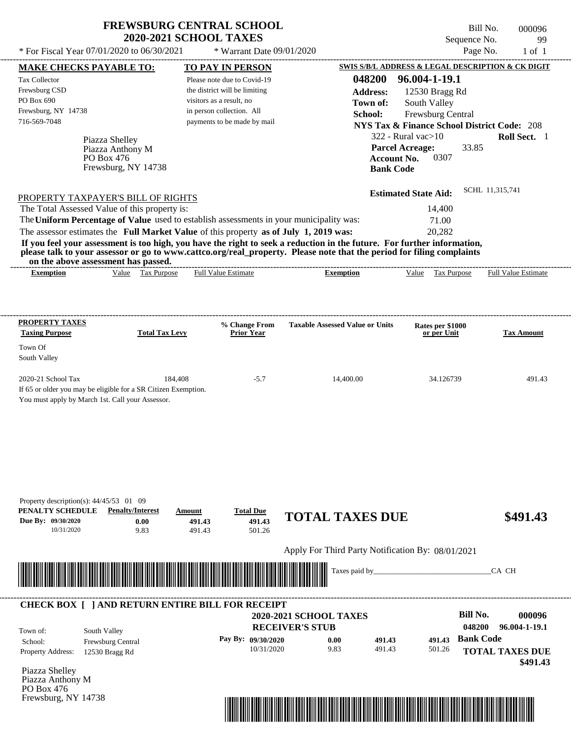# FREWSBURG CENTRAL SCHOOL
## 2020-2021 SCHOOL TAXES

Bill No. 000096
Sequence No. 99
Page No. 1 of 1

* For Fiscal Year 07/01/2020 to 06/30/2021 * Warrant Date 09/01/2020

**MAKE CHECKS PAYABLE TO:**
Tax Collector
Frewsburg CSD
PO Box 690
Frewsburg, NY 14738
716-569-7048

**TO PAY IN PERSON**
Please note due to Covid-19 the district will be limiting visitors as a result, no in person collection. All payments to be made by mail

**SWIS S/B/L ADDRESS & LEGAL DESCRIPTION & CK DIGIT**
**048200 96.004-1-19.1**
**Address:** 12530 Bragg Rd
**Town of:** South Valley
**School:** Frewsburg Central
**NYS Tax & Finance School District Code:** 208
322 - Rural vac>10 **Roll Sect.** 1
**Parcel Acreage:** 33.85
**Account No.** 0307
**Bank Code**

Piazza Shelley
Piazza Anthony M
PO Box 476
Frewsburg, NY 14738

**Estimated State Aid:** SCHL 11,315,741

PROPERTY TAXPAYER'S BILL OF RIGHTS

| | |
|---|---|
| The Total Assessed Value of this property is: | 14,400 |
| The **Uniform Percentage of Value** used to establish assessments in your municipality was: | 71.00 |
| The assessor estimates the **Full Market Value** of this property **as of July 1, 2019 was:** | 20,282 |

**If you feel your assessment is too high, you have the right to seek a reduction in the future. For further information, please talk to your assessor or go to www.cattco.org/real_property. Please note that the period for filing complaints on the above assessment has passed.**

| Exemption | Value | Tax Purpose | Full Value Estimate | Exemption | Value | Tax Purpose | Full Value Estimate |
|---|---|---|---|---|---|---|---|

| PROPERTY TAXES Taxing Purpose | Total Tax Levy | % Change From Prior Year | Taxable Assessed Value or Units | Rates per $1000 or per Unit | Tax Amount |
|---|---|---|---|---|---|
| Town Of South Valley | | | | | |
| 2020-21 School Tax | 184,408 | -5.7 | 14,400.00 | 34.126739 | 491.43 |

If 65 or older you may be eligible for a SR Citizen Exemption.
You must apply by March 1st. Call your Assessor.

Property description(s): 44/45/53 01 09

| PENALTY SCHEDULE | Penalty/Interest | Amount | Total Due |
|---|---|---|---|
| Due By: 09/30/2020 | 0.00 | 491.43 | 491.43 |
| 10/31/2020 | 9.83 | 491.43 | 501.26 |

**TOTAL TAXES DUE $491.43**

Apply For Third Party Notification By: 08/01/2021

Taxes paid by_______________________________CA CH

**CHECK BOX [ ] AND RETURN ENTIRE BILL FOR RECEIPT**

**2020-2021 SCHOOL TAXES**
**RECEIVER'S STUB**

**Bill No. 000096**
**048200 96.004-1-19.1**

Town of: South Valley
School: Frewsburg Central
Property Address: 12530 Bragg Rd

| Pay By: | | | |
|---|---|---|---|
| 09/30/2020 | 0.00 | 491.43 | 491.43 |
| 10/31/2020 | 9.83 | 491.43 | 501.26 |

**Bank Code**
**TOTAL TAXES DUE $491.43**

Piazza Shelley
Piazza Anthony M
PO Box 476
Frewsburg, NY 14738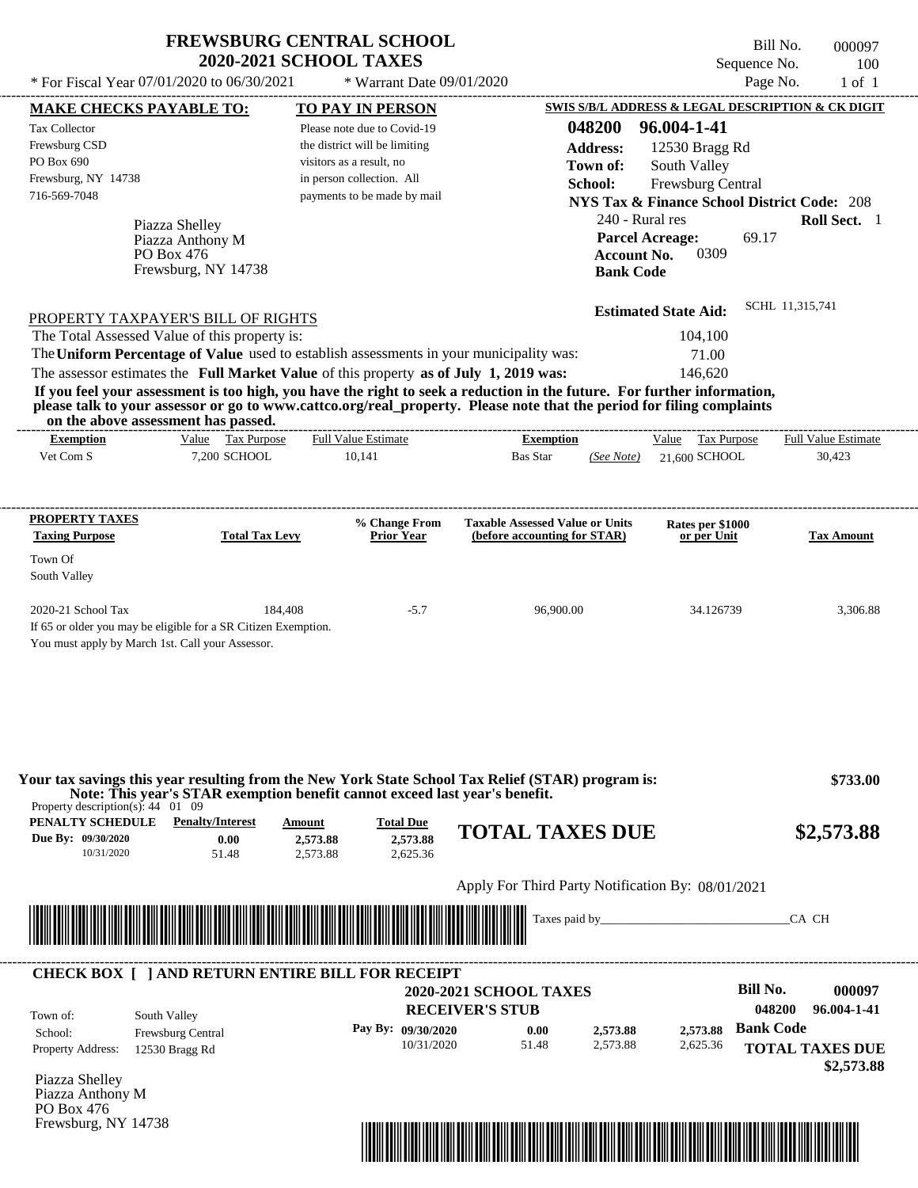# FREWSBURG CENTRAL SCHOOL
## 2020-2021 SCHOOL TAXES

\* For Fiscal Year 07/01/2020 to 06/30/2021 — \* Warrant Date 09/01/2020

Bill No. 000097
Sequence No. 100
Page No. 1 of 1

**MAKE CHECKS PAYABLE TO:**

Tax Collector
Frewsburg CSD
PO Box 690
Frewsburg, NY 14738
716-569-7048

**TO PAY IN PERSON**

Please note due to Covid-19 the district will be limiting visitors as a result, no in person collection. All payments to be made by mail

**SWIS S/B/L ADDRESS & LEGAL DESCRIPTION & CK DIGIT**

**048200 96.004-1-41**
**Address:** 12530 Bragg Rd
**Town of:** South Valley
**School:** Frewsburg Central
**NYS Tax & Finance School District Code:** 208
240 - Rural res — **Roll Sect.** 1
**Parcel Acreage:** 69.17
**Account No.** 0309
**Bank Code**

Piazza Shelley
Piazza Anthony M
PO Box 476
Frewsburg, NY 14738

**Estimated State Aid:** SCHL 11,315,741

PROPERTY TAXPAYER'S BILL OF RIGHTS

The Total Assessed Value of this property is: 104,100
The **Uniform Percentage of Value** used to establish assessments in your municipality was: 71.00
The assessor estimates the **Full Market Value** of this property **as of July 1, 2019 was:** 146,620

**If you feel your assessment is too high, you have the right to seek a reduction in the future. For further information, please talk to your assessor or go to www.cattco.org/real_property. Please note that the period for filing complaints on the above assessment has passed.**

| Exemption | Value | Tax Purpose | Full Value Estimate | Exemption | | Value | Tax Purpose | Full Value Estimate |
|---|---|---|---|---|---|---|---|---|
| Vet Com S | 7,200 | SCHOOL | 10,141 | Bas Star | (See Note) | 21,600 | SCHOOL | 30,423 |

| PROPERTY TAXES Taxing Purpose | Total Tax Levy | % Change From Prior Year | Taxable Assessed Value or Units (before accounting for STAR) | Rates per $1000 or per Unit | Tax Amount |
|---|---|---|---|---|---|
| Town Of South Valley | | | | | |
| 2020-21 School Tax | 184,408 | -5.7 | 96,900.00 | 34.126739 | 3,306.88 |

If 65 or older you may be eligible for a SR Citizen Exemption.
You must apply by March 1st. Call your Assessor.

**Your tax savings this year resulting from the New York State School Tax Relief (STAR) program is: $733.00**
**Note: This year's STAR exemption benefit cannot exceed last year's benefit.**

Property description(s): 44 01 09

| PENALTY SCHEDULE | Penalty/Interest | Amount | Total Due |
|---|---|---|---|
| Due By: 09/30/2020 | 0.00 | 2,573.88 | 2,573.88 |
| 10/31/2020 | 51.48 | 2,573.88 | 2,625.36 |

**TOTAL TAXES DUE $2,573.88**

Apply For Third Party Notification By: 08/01/2021

Taxes paid by_______________________________CA CH

**CHECK BOX [ ] AND RETURN ENTIRE BILL FOR RECEIPT**

**2020-2021 SCHOOL TAXES**
**RECEIVER'S STUB**

**Bill No.** 000097
048200 96.004-1-41

Town of: South Valley
School: Frewsburg Central
Property Address: 12530 Bragg Rd

| Pay By: | | | |
|---|---|---|---|
| 09/30/2020 | 0.00 | 2,573.88 | 2,573.88 |
| 10/31/2020 | 51.48 | 2,573.88 | 2,625.36 |

**Bank Code**

**TOTAL TAXES DUE $2,573.88**

Piazza Shelley
Piazza Anthony M
PO Box 476
Frewsburg, NY 14738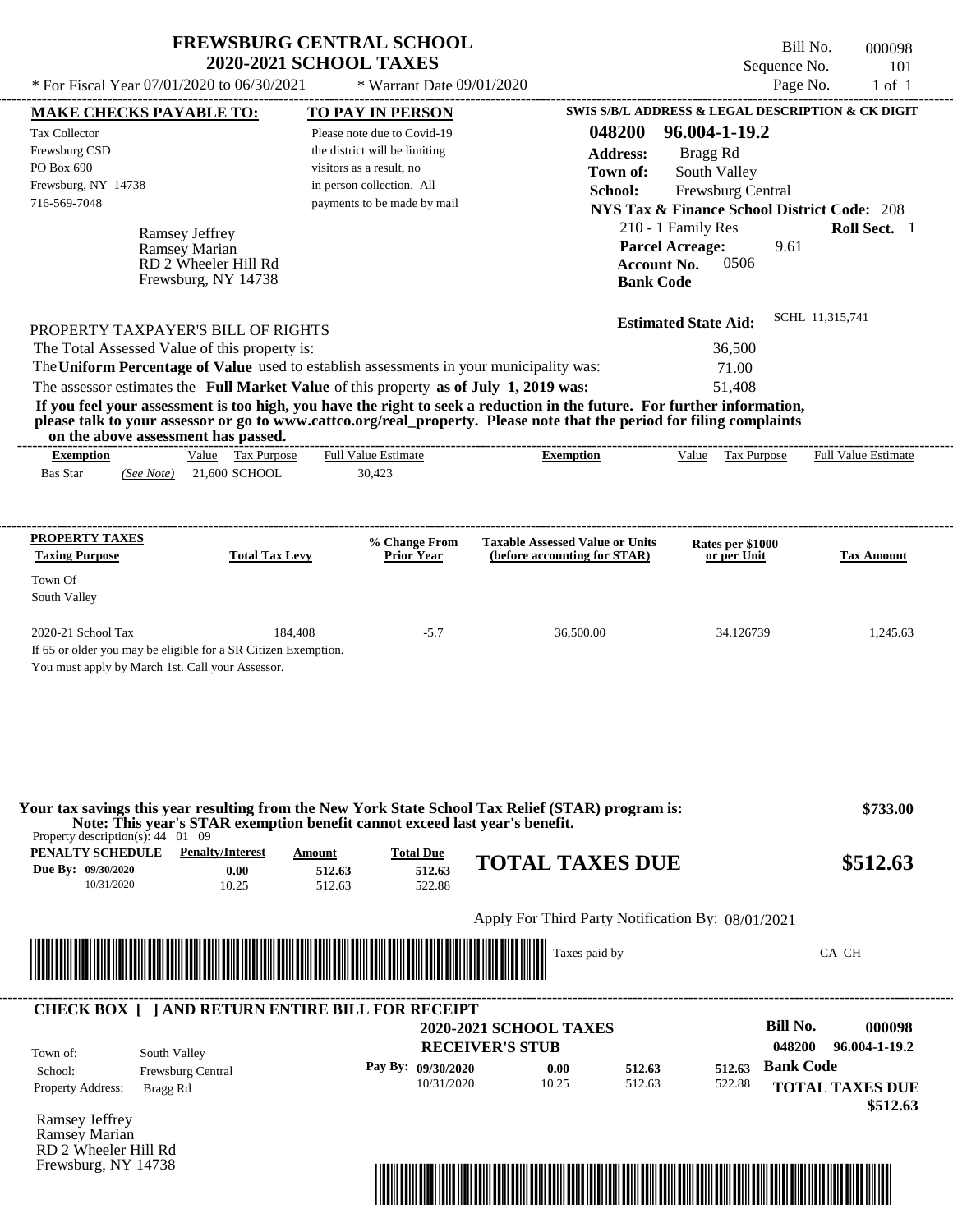# FREWSBURG CENTRAL SCHOOL
## 2020-2021 SCHOOL TAXES

Bill No. 000098
Sequence No. 101
Page No. 1 of 1

* For Fiscal Year 07/01/2020 to 06/30/2021 * Warrant Date 09/01/2020

**MAKE CHECKS PAYABLE TO:**

Tax Collector
Frewsburg CSD
PO Box 690
Frewsburg, NY 14738
716-569-7048

**TO PAY IN PERSON**

Please note due to Covid-19 the district will be limiting visitors as a result, no in person collection. All payments to be made by mail

**SWIS S/B/L ADDRESS & LEGAL DESCRIPTION & CK DIGIT**

**048200 96.004-1-19.2**
**Address:** Bragg Rd
**Town of:** South Valley
**School:** Frewsburg Central
**NYS Tax & Finance School District Code:** 208
210 - 1 Family Res **Roll Sect.** 1
**Parcel Acreage:** 9.61
**Account No.** 0506
**Bank Code**

Ramsey Jeffrey
Ramsey Marian
RD 2 Wheeler Hill Rd
Frewsburg, NY 14738

**Estimated State Aid:** SCHL 11,315,741

PROPERTY TAXPAYER'S BILL OF RIGHTS

The Total Assessed Value of this property is: 36,500
The **Uniform Percentage of Value** used to establish assessments in your municipality was: 71.00
The assessor estimates the **Full Market Value** of this property **as of July 1, 2019 was:** 51,408

**If you feel your assessment is too high, you have the right to seek a reduction in the future. For further information, please talk to your assessor or go to www.cattco.org/real_property. Please note that the period for filing complaints on the above assessment has passed.**

| Exemption | Value | Tax Purpose | Full Value Estimate | Exemption | Value | Tax Purpose | Full Value Estimate |
|---|---|---|---|---|---|---|---|
| Bas Star *(See Note)* | 21,600 | SCHOOL | 30,423 | | | | |

| PROPERTY TAXES Taxing Purpose | Total Tax Levy | % Change From Prior Year | Taxable Assessed Value or Units (before accounting for STAR) | Rates per $1000 or per Unit | Tax Amount |
|---|---|---|---|---|---|
| Town Of South Valley | | | | | |
| 2020-21 School Tax | 184,408 | -5.7 | 36,500.00 | 34.126739 | 1,245.63 |

If 65 or older you may be eligible for a SR Citizen Exemption.
You must apply by March 1st. Call your Assessor.

**Your tax savings this year resulting from the New York State School Tax Relief (STAR) program is: $733.00**
**Note: This year's STAR exemption benefit cannot exceed last year's benefit.**

Property description(s): 44 01 09

| PENALTY SCHEDULE | Penalty/Interest | Amount | Total Due |
|---|---|---|---|
| Due By: 09/30/2020 | 0.00 | 512.63 | 512.63 |
| 10/31/2020 | 10.25 | 512.63 | 522.88 |

**TOTAL TAXES DUE $512.63**

Apply For Third Party Notification By: 08/01/2021

Taxes paid by_______________________________CA CH

---

**CHECK BOX [ ] AND RETURN ENTIRE BILL FOR RECEIPT**

**2020-2021 SCHOOL TAXES**
**RECEIVER'S STUB**

**Bill No. 000098**
**048200 96.004-1-19.2**

Town of: South Valley
School: Frewsburg Central
Property Address: Bragg Rd

| Pay By: | | | |
|---|---|---|---|
| 09/30/2020 | 0.00 | 512.63 | 512.63 |
| 10/31/2020 | 10.25 | 512.63 | 522.88 |

**Bank Code**

**TOTAL TAXES DUE $512.63**

Ramsey Jeffrey
Ramsey Marian
RD 2 Wheeler Hill Rd
Frewsburg, NY 14738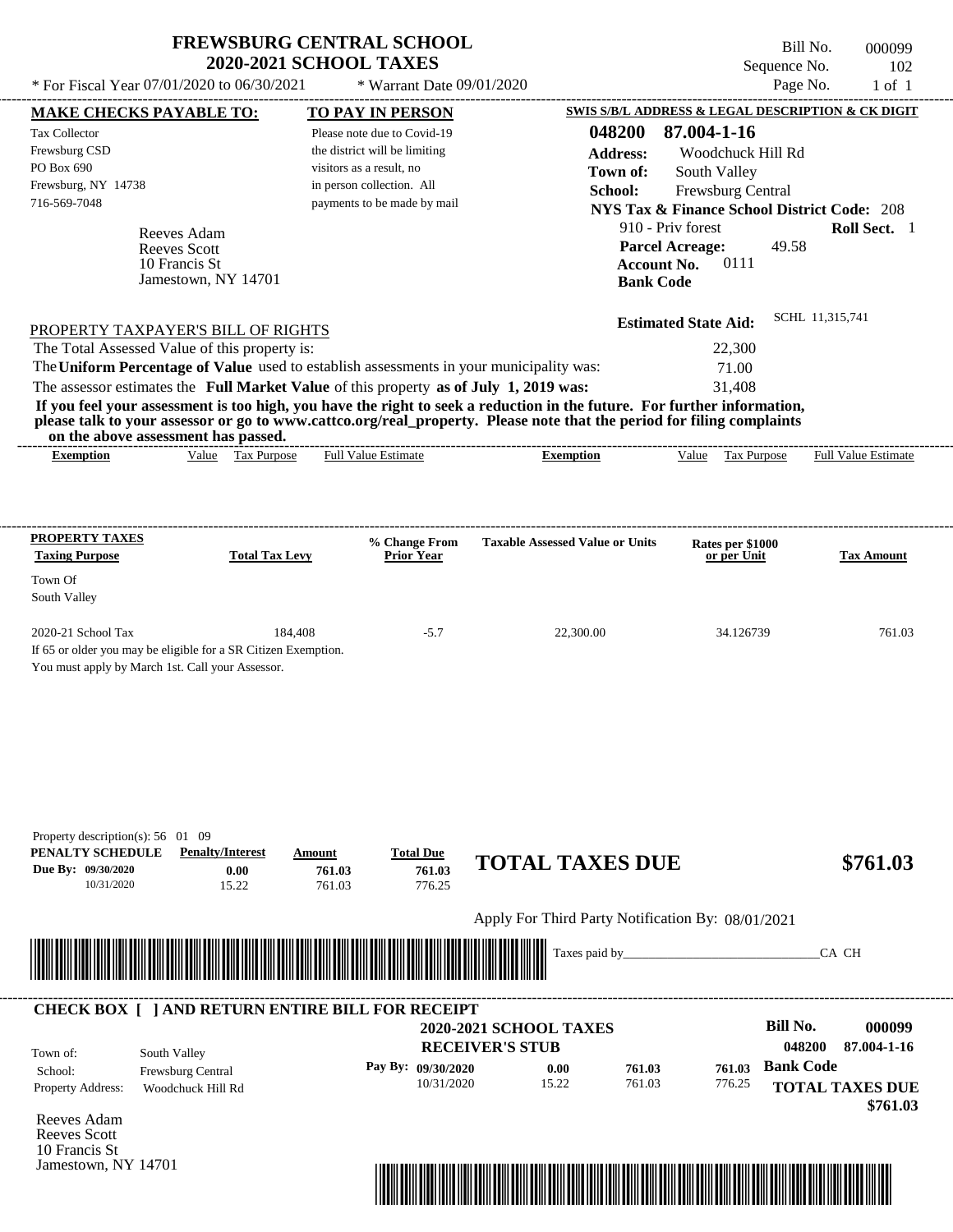# FREWSBURG CENTRAL SCHOOL
## 2020-2021 SCHOOL TAXES

\* For Fiscal Year 07/01/2020 to 06/30/2021 \* Warrant Date 09/01/2020

Bill No. 000099
Sequence No. 102
Page No. 1 of 1

| MAKE CHECKS PAYABLE TO: | TO PAY IN PERSON | SWIS S/B/L ADDRESS & LEGAL DESCRIPTION & CK DIGIT |
|---|---|---|
| Tax Collector<br>Frewsburg CSD<br>PO Box 690<br>Frewsburg, NY 14738<br>716-569-7048 | Please note due to Covid-19 the district will be limiting visitors as a result, no in person collection. All payments to be made by mail | **048200 87.004-1-16**<br>**Address:** Woodchuck Hill Rd<br>**Town of:** South Valley<br>**School:** Frewsburg Central<br>**NYS Tax & Finance School District Code:** 208<br>910 - Priv forest **Roll Sect.** 1<br>**Parcel Acreage:** 49.58<br>**Account No.** 0111<br>**Bank Code** |

Reeves Adam
Reeves Scott
10 Francis St
Jamestown, NY 14701

**Estimated State Aid:** SCHL 11,315,741

PROPERTY TAXPAYER'S BILL OF RIGHTS

The Total Assessed Value of this property is: 22,300
The **Uniform Percentage of Value** used to establish assessments in your municipality was: 71.00
The assessor estimates the **Full Market Value** of this property **as of July 1, 2019 was:** 31,408

**If you feel your assessment is too high, you have the right to seek a reduction in the future. For further information, please talk to your assessor or go to www.cattco.org/real_property. Please note that the period for filing complaints on the above assessment has passed.**

| Exemption | Value | Tax Purpose | Full Value Estimate | Exemption | Value | Tax Purpose | Full Value Estimate |
|---|---|---|---|---|---|---|---|

| PROPERTY TAXES<br>Taxing Purpose | Total Tax Levy | % Change From Prior Year | Taxable Assessed Value or Units | Rates per $1000 or per Unit | Tax Amount |
|---|---|---|---|---|---|
| Town Of<br>South Valley | | | | | |
| 2020-21 School Tax | 184,408 | -5.7 | 22,300.00 | 34.126739 | 761.03 |

If 65 or older you may be eligible for a SR Citizen Exemption.
You must apply by March 1st. Call your Assessor.

Property description(s): 56 01 09

| PENALTY SCHEDULE | Penalty/Interest | Amount | Total Due |
|---|---|---|---|
| Due By: 09/30/2020 | 0.00 | 761.03 | 761.03 |
| 10/31/2020 | 15.22 | 761.03 | 776.25 |

**TOTAL TAXES DUE $761.03**

Apply For Third Party Notification By: 08/01/2021

Taxes paid by_______________________________CA CH

---

**CHECK BOX [ ] AND RETURN ENTIRE BILL FOR RECEIPT**

**2020-2021 SCHOOL TAXES**
**RECEIVER'S STUB**

**Bill No. 000099**
**048200 87.004-1-16**

Town of: South Valley
School: Frewsburg Central
Property Address: Woodchuck Hill Rd

| Pay By: | Penalty/Interest | Amount | Total Due |
|---|---|---|---|
| 09/30/2020 | 0.00 | 761.03 | 761.03 |
| 10/31/2020 | 15.22 | 761.03 | 776.25 |

**Bank Code**

**TOTAL TAXES DUE $761.03**

Reeves Adam
Reeves Scott
10 Francis St
Jamestown, NY 14701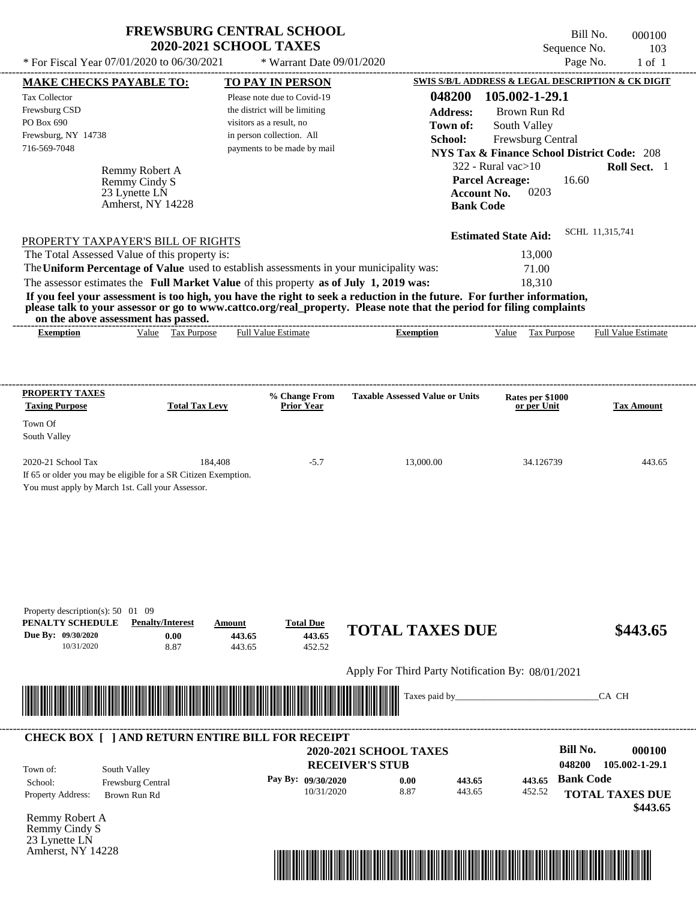# FREWSBURG CENTRAL SCHOOL
## 2020-2021 SCHOOL TAXES

Bill No. 000100
Sequence No. 103
Page No. 1 of 1

* For Fiscal Year 07/01/2020 to 06/30/2021 * Warrant Date 09/01/2020

**MAKE CHECKS PAYABLE TO:**

Tax Collector
Frewsburg CSD
PO Box 690
Frewsburg, NY 14738
716-569-7048

**TO PAY IN PERSON**

Please note due to Covid-19 the district will be limiting visitors as a result, no in person collection. All payments to be made by mail

**SWIS S/B/L ADDRESS & LEGAL DESCRIPTION & CK DIGIT**

**048200 105.002-1-29.1**
**Address:** Brown Run Rd
**Town of:** South Valley
**School:** Frewsburg Central
**NYS Tax & Finance School District Code:** 208
322 - Rural vac>10 **Roll Sect.** 1
**Parcel Acreage:** 16.60
**Account No.** 0203
**Bank Code**

Remmy Robert A
Remmy Cindy S
23 Lynette LN
Amherst, NY 14228

**Estimated State Aid:** SCHL 11,315,741

PROPERTY TAXPAYER'S BILL OF RIGHTS

The Total Assessed Value of this property is: 13,000
The **Uniform Percentage of Value** used to establish assessments in your municipality was: 71.00
The assessor estimates the **Full Market Value** of this property **as of July 1, 2019 was:** 18,310

**If you feel your assessment is too high, you have the right to seek a reduction in the future. For further information, please talk to your assessor or go to www.cattco.org/real_property. Please note that the period for filing complaints on the above assessment has passed.**

| Exemption | Value | Tax Purpose | Full Value Estimate | Exemption | Value | Tax Purpose | Full Value Estimate |
|---|---|---|---|---|---|---|---|

| PROPERTY TAXES Taxing Purpose | Total Tax Levy | % Change From Prior Year | Taxable Assessed Value or Units | Rates per $1000 or per Unit | Tax Amount |
|---|---|---|---|---|---|
| Town Of South Valley | | | | | |
| 2020-21 School Tax | 184,408 | -5.7 | 13,000.00 | 34.126739 | 443.65 |

If 65 or older you may be eligible for a SR Citizen Exemption.
You must apply by March 1st. Call your Assessor.

Property description(s): 50 01 09

| PENALTY SCHEDULE | Penalty/Interest | Amount | Total Due |
|---|---|---|---|
| Due By: 09/30/2020 | 0.00 | 443.65 | 443.65 |
| 10/31/2020 | 8.87 | 443.65 | 452.52 |

**TOTAL TAXES DUE $443.65**

Apply For Third Party Notification By: 08/01/2021

Taxes paid by_______________________________CA CH

**CHECK BOX [ ] AND RETURN ENTIRE BILL FOR RECEIPT**

**2020-2021 SCHOOL TAXES**
**RECEIVER'S STUB**

**Bill No. 000100**
**048200 105.002-1-29.1**

Town of: South Valley
School: Frewsburg Central
Property Address: Brown Run Rd

| Pay By: | | | |
|---|---|---|---|
| 09/30/2020 | 0.00 | 443.65 | 443.65 |
| 10/31/2020 | 8.87 | 443.65 | 452.52 |

**Bank Code**

**TOTAL TAXES DUE $443.65**

Remmy Robert A
Remmy Cindy S
23 Lynette LN
Amherst, NY 14228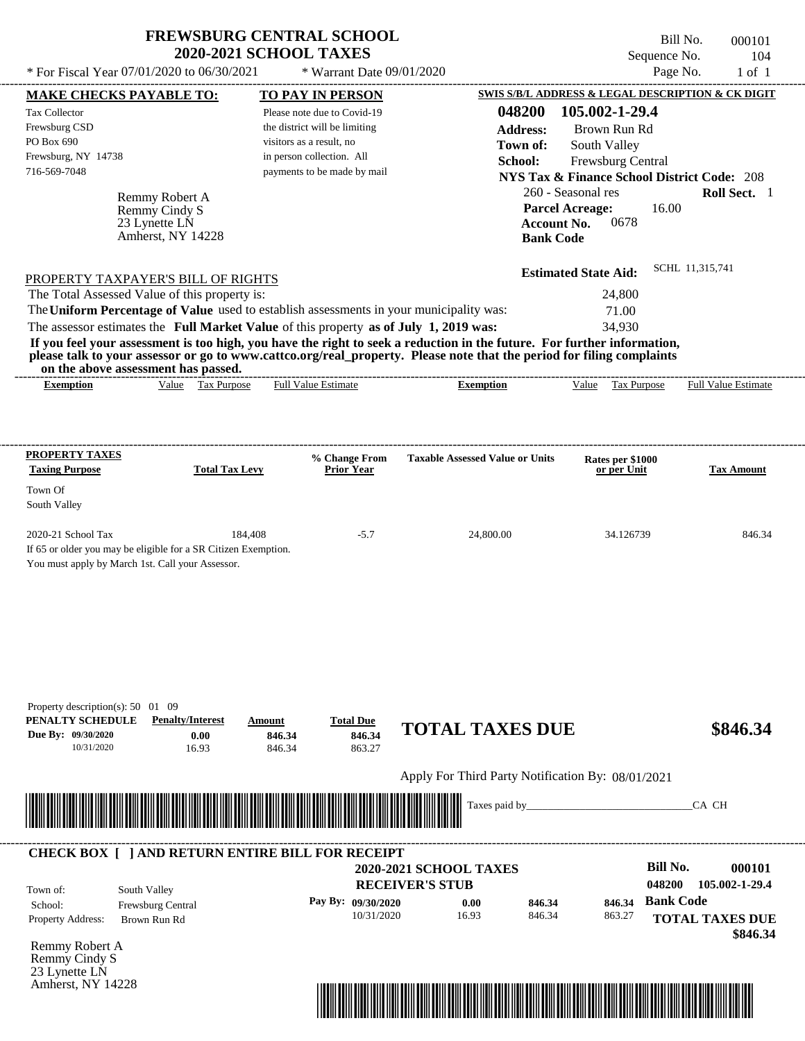# FREWSBURG CENTRAL SCHOOL
## 2020-2021 SCHOOL TAXES

\* For Fiscal Year 07/01/2020 to 06/30/2021 \* Warrant Date 09/01/2020

Bill No. 000101
Sequence No. 104
Page No. 1 of 1

**MAKE CHECKS PAYABLE TO:**

Tax Collector
Frewsburg CSD
PO Box 690
Frewsburg, NY 14738
716-569-7048

**TO PAY IN PERSON**

Please note due to Covid-19 the district will be limiting visitors as a result, no in person collection. All payments to be made by mail

**SWIS S/B/L ADDRESS & LEGAL DESCRIPTION & CK DIGIT**

**048200 105.002-1-29.4**
**Address:** Brown Run Rd
**Town of:** South Valley
**School:** Frewsburg Central
**NYS Tax & Finance School District Code:** 208
260 - Seasonal res **Roll Sect.** 1
**Parcel Acreage:** 16.00
**Account No.** 0678
**Bank Code**

Remmy Robert A
Remmy Cindy S
23 Lynette LN
Amherst, NY 14228

**Estimated State Aid:** SCHL 11,315,741

PROPERTY TAXPAYER'S BILL OF RIGHTS

The Total Assessed Value of this property is: 24,800
The **Uniform Percentage of Value** used to establish assessments in your municipality was: 71.00
The assessor estimates the **Full Market Value** of this property **as of July 1, 2019 was:** 34,930

**If you feel your assessment is too high, you have the right to seek a reduction in the future. For further information, please talk to your assessor or go to www.cattco.org/real_property. Please note that the period for filing complaints on the above assessment has passed.**

| Exemption | Value | Tax Purpose | Full Value Estimate | Exemption | Value | Tax Purpose | Full Value Estimate |
|---|---|---|---|---|---|---|---|

| PROPERTY TAXES Taxing Purpose | Total Tax Levy | % Change From Prior Year | Taxable Assessed Value or Units | Rates per $1000 or per Unit | Tax Amount |
|---|---|---|---|---|---|
| Town Of South Valley | | | | | |
| 2020-21 School Tax | 184,408 | -5.7 | 24,800.00 | 34.126739 | 846.34 |

If 65 or older you may be eligible for a SR Citizen Exemption.
You must apply by March 1st. Call your Assessor.

Property description(s): 50 01 09

| PENALTY SCHEDULE | Penalty/Interest | Amount | Total Due |
|---|---|---|---|
| Due By: 09/30/2020 | 0.00 | 846.34 | 846.34 |
| 10/31/2020 | 16.93 | 846.34 | 863.27 |

**TOTAL TAXES DUE** **$846.34**

Apply For Third Party Notification By: 08/01/2021

Taxes paid by_______________________________CA CH

**CHECK BOX [ ] AND RETURN ENTIRE BILL FOR RECEIPT**

**2020-2021 SCHOOL TAXES**
**RECEIVER'S STUB**

**Bill No. 000101**
**048200 105.002-1-29.4**

Town of: South Valley
School: Frewsburg Central
Property Address: Brown Run Rd

| Pay By: | | | |
|---|---|---|---|
| 09/30/2020 | 0.00 | 846.34 | 846.34 |
| 10/31/2020 | 16.93 | 846.34 | 863.27 |

**Bank Code**

**TOTAL TAXES DUE**
**$846.34**

Remmy Robert A
Remmy Cindy S
23 Lynette LN
Amherst, NY 14228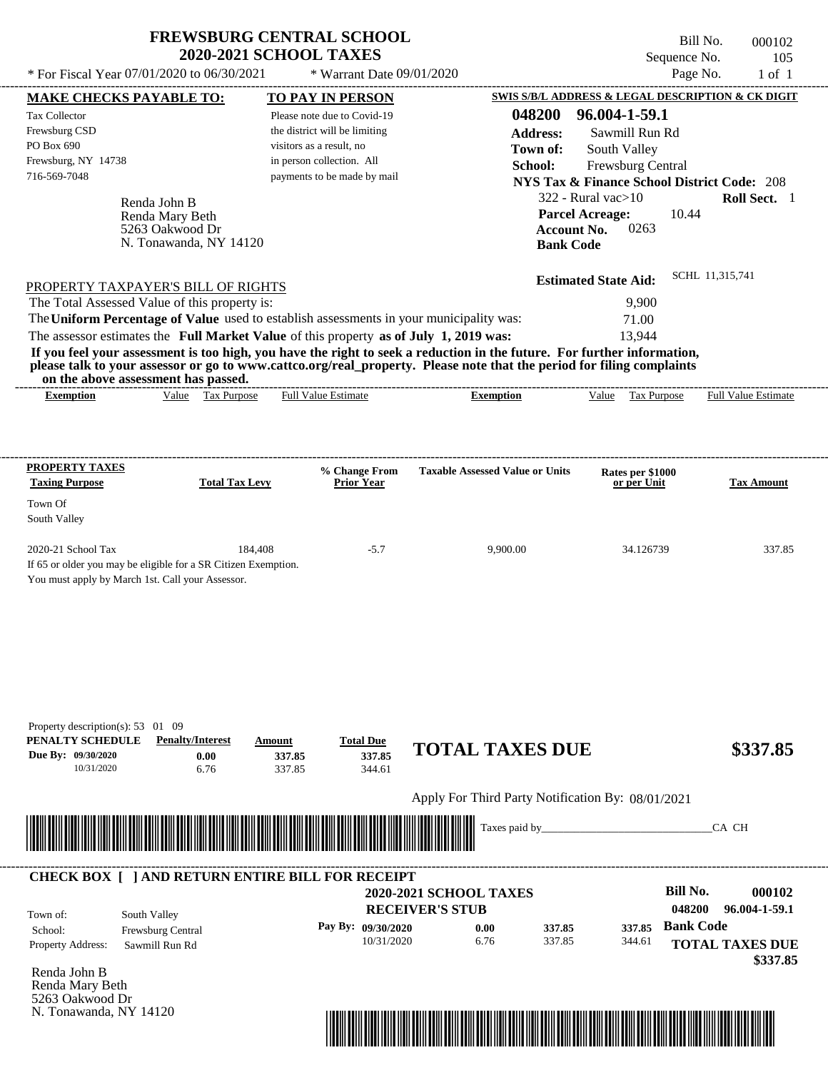# FREWSBURG CENTRAL SCHOOL
## 2020-2021 SCHOOL TAXES

\* For Fiscal Year 07/01/2020 to 06/30/2021 \* Warrant Date 09/01/2020

Bill No. 000102
Sequence No. 105
Page No. 1 of 1

**MAKE CHECKS PAYABLE TO:**
Tax Collector
Frewsburg CSD
PO Box 690
Frewsburg, NY 14738
716-569-7048

**TO PAY IN PERSON**
Please note due to Covid-19 the district will be limiting visitors as a result, no in person collection. All payments to be made by mail

**SWIS S/B/L ADDRESS & LEGAL DESCRIPTION & CK DIGIT**
**048200 96.004-1-59.1**
**Address:** Sawmill Run Rd
**Town of:** South Valley
**School:** Frewsburg Central
**NYS Tax & Finance School District Code:** 208
322 - Rural vac>10 **Roll Sect.** 1
**Parcel Acreage:** 10.44
**Account No.** 0263
**Bank Code**

Renda John B
Renda Mary Beth
5263 Oakwood Dr
N. Tonawanda, NY 14120

**Estimated State Aid:** SCHL 11,315,741

PROPERTY TAXPAYER'S BILL OF RIGHTS

The Total Assessed Value of this property is: 9,900
The **Uniform Percentage of Value** used to establish assessments in your municipality was: 71.00
The assessor estimates the **Full Market Value** of this property **as of July 1, 2019 was:** 13,944

**If you feel your assessment is too high, you have the right to seek a reduction in the future. For further information, please talk to your assessor or go to www.cattco.org/real_property. Please note that the period for filing complaints on the above assessment has passed.**

| Exemption | Value | Tax Purpose | Full Value Estimate | Exemption | Value | Tax Purpose | Full Value Estimate |
|---|---|---|---|---|---|---|---|

| PROPERTY TAXES Taxing Purpose | Total Tax Levy | % Change From Prior Year | Taxable Assessed Value or Units | Rates per $1000 or per Unit | Tax Amount |
|---|---|---|---|---|---|
| Town Of South Valley | | | | | |
| 2020-21 School Tax | 184,408 | -5.7 | 9,900.00 | 34.126739 | 337.85 |

If 65 or older you may be eligible for a SR Citizen Exemption.
You must apply by March 1st. Call your Assessor.

Property description(s): 53 01 09

| PENALTY SCHEDULE | Penalty/Interest | Amount | Total Due |
|---|---|---|---|
| Due By: 09/30/2020 | 0.00 | 337.85 | 337.85 |
| 10/31/2020 | 6.76 | 337.85 | 344.61 |

**TOTAL TAXES DUE $337.85**

Apply For Third Party Notification By: 08/01/2021

Taxes paid by_______________________________CA CH

**CHECK BOX [ ] AND RETURN ENTIRE BILL FOR RECEIPT**

**2020-2021 SCHOOL TAXES**
**RECEIVER'S STUB**

**Bill No. 000102**
**048200 96.004-1-59.1**

Town of: South Valley
School: Frewsburg Central
Property Address: Sawmill Run Rd

| Pay By: | | | |
|---|---|---|---|
| 09/30/2020 | 0.00 | 337.85 | 337.85 |
| 10/31/2020 | 6.76 | 337.85 | 344.61 |

**Bank Code**
**TOTAL TAXES DUE $337.85**

Renda John B
Renda Mary Beth
5263 Oakwood Dr
N. Tonawanda, NY 14120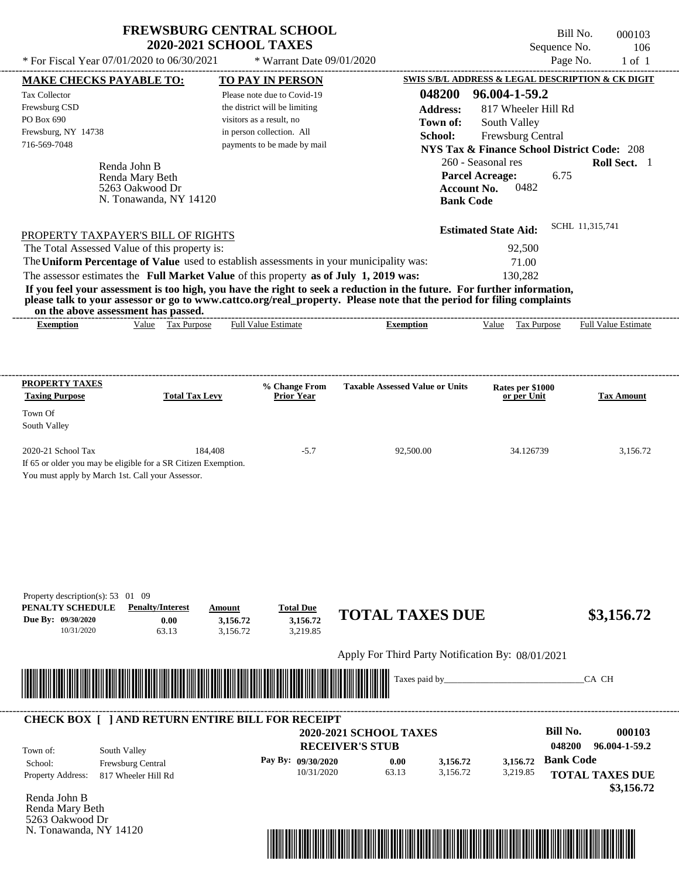# FREWSBURG CENTRAL SCHOOL
## 2020-2021 SCHOOL TAXES

Bill No. 000103
Sequence No. 106
Page No. 1 of 1

* For Fiscal Year 07/01/2020 to 06/30/2021 * Warrant Date 09/01/2020

**MAKE CHECKS PAYABLE TO:**

Tax Collector
Frewsburg CSD
PO Box 690
Frewsburg, NY 14738
716-569-7048

**TO PAY IN PERSON**

Please note due to Covid-19 the district will be limiting visitors as a result, no in person collection. All payments to be made by mail

**SWIS S/B/L ADDRESS & LEGAL DESCRIPTION & CK DIGIT**

**048200 96.004-1-59.2**
**Address:** 817 Wheeler Hill Rd
**Town of:** South Valley
**School:** Frewsburg Central
**NYS Tax & Finance School District Code:** 208
260 - Seasonal res **Roll Sect.** 1
**Parcel Acreage:** 6.75
**Account No.** 0482
**Bank Code**

Renda John B
Renda Mary Beth
5263 Oakwood Dr
N. Tonawanda, NY 14120

**Estimated State Aid:** SCHL 11,315,741

PROPERTY TAXPAYER'S BILL OF RIGHTS

The Total Assessed Value of this property is: 92,500
The **Uniform Percentage of Value** used to establish assessments in your municipality was: 71.00
The assessor estimates the **Full Market Value** of this property **as of July 1, 2019 was:** 130,282

**If you feel your assessment is too high, you have the right to seek a reduction in the future. For further information, please talk to your assessor or go to www.cattco.org/real_property. Please note that the period for filing complaints on the above assessment has passed.**

| Exemption | Value | Tax Purpose | Full Value Estimate | Exemption | Value | Tax Purpose | Full Value Estimate |
|---|---|---|---|---|---|---|---|

| PROPERTY TAXES Taxing Purpose | Total Tax Levy | % Change From Prior Year | Taxable Assessed Value or Units | Rates per $1000 or per Unit | Tax Amount |
|---|---|---|---|---|---|
| Town Of South Valley | | | | | |
| 2020-21 School Tax | 184,408 | -5.7 | 92,500.00 | 34.126739 | 3,156.72 |

If 65 or older you may be eligible for a SR Citizen Exemption.
You must apply by March 1st. Call your Assessor.

Property description(s): 53 01 09

| PENALTY SCHEDULE | Penalty/Interest | Amount | Total Due |
|---|---|---|---|
| Due By: 09/30/2020 | 0.00 | 3,156.72 | 3,156.72 |
| 10/31/2020 | 63.13 | 3,156.72 | 3,219.85 |

**TOTAL TAXES DUE** **$3,156.72**

Apply For Third Party Notification By: 08/01/2021

Taxes paid by_______________________________CA CH

---

**CHECK BOX [ ] AND RETURN ENTIRE BILL FOR RECEIPT**

**2020-2021 SCHOOL TAXES**
**RECEIVER'S STUB**

**Bill No. 000103**
**048200 96.004-1-59.2**

Town of: South Valley
School: Frewsburg Central
Property Address: 817 Wheeler Hill Rd

| Pay By: | | | | |
|---|---|---|---|---|
| 09/30/2020 | 0.00 | 3,156.72 | 3,156.72 | **Bank Code** |
| 10/31/2020 | 63.13 | 3,156.72 | 3,219.85 | |

**TOTAL TAXES DUE**
**$3,156.72**

Renda John B
Renda Mary Beth
5263 Oakwood Dr
N. Tonawanda, NY 14120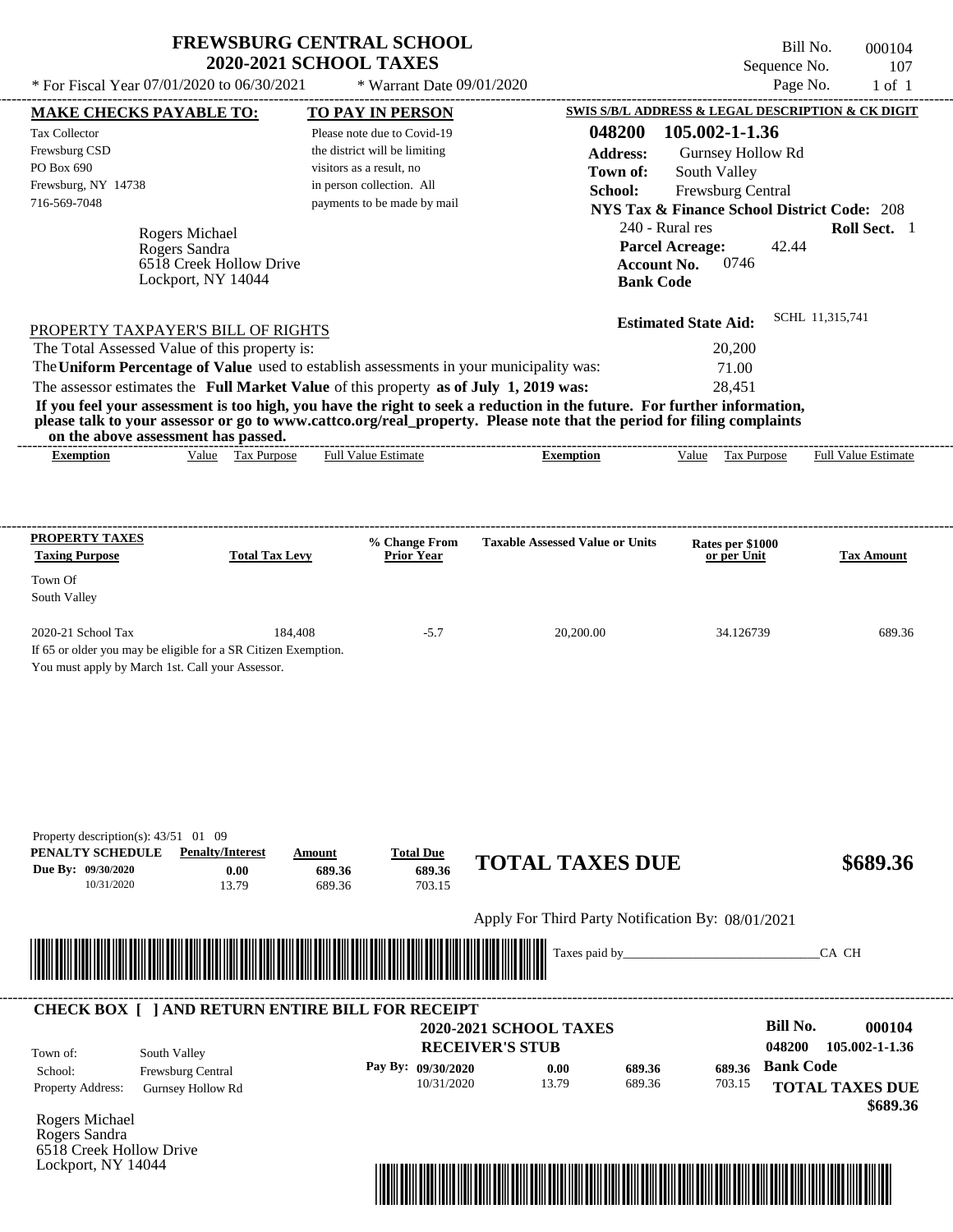# FREWSBURG CENTRAL SCHOOL
## 2020-2021 SCHOOL TAXES

\* For Fiscal Year 07/01/2020 to 06/30/2021 \* Warrant Date 09/01/2020

Bill No. 000104
Sequence No. 107
Page No. 1 of 1

**MAKE CHECKS PAYABLE TO:**
Tax Collector
Frewsburg CSD
PO Box 690
Frewsburg, NY 14738
716-569-7048

**TO PAY IN PERSON**
Please note due to Covid-19 the district will be limiting visitors as a result, no in person collection. All payments to be made by mail

**SWIS S/B/L ADDRESS & LEGAL DESCRIPTION & CK DIGIT**
**048200 105.002-1-1.36**
**Address:** Gurnsey Hollow Rd
**Town of:** South Valley
**School:** Frewsburg Central
**NYS Tax & Finance School District Code:** 208
240 - Rural res **Roll Sect.** 1
**Parcel Acreage:** 42.44
**Account No.** 0746
**Bank Code**

Rogers Michael
Rogers Sandra
6518 Creek Hollow Drive
Lockport, NY 14044

**Estimated State Aid:** SCHL 11,315,741

PROPERTY TAXPAYER'S BILL OF RIGHTS

The Total Assessed Value of this property is: 20,200
The **Uniform Percentage of Value** used to establish assessments in your municipality was: 71.00
The assessor estimates the **Full Market Value** of this property **as of July 1, 2019 was:** 28,451

**If you feel your assessment is too high, you have the right to seek a reduction in the future. For further information, please talk to your assessor or go to www.cattco.org/real_property. Please note that the period for filing complaints on the above assessment has passed.**

| Exemption | Value | Tax Purpose | Full Value Estimate | Exemption | Value | Tax Purpose | Full Value Estimate |
|---|---|---|---|---|---|---|---|

| PROPERTY TAXES Taxing Purpose | Total Tax Levy | % Change From Prior Year | Taxable Assessed Value or Units | Rates per $1000 or per Unit | Tax Amount |
|---|---|---|---|---|---|
| Town Of South Valley | | | | | |
| 2020-21 School Tax | 184,408 | -5.7 | 20,200.00 | 34.126739 | 689.36 |

If 65 or older you may be eligible for a SR Citizen Exemption.
You must apply by March 1st. Call your Assessor.

Property description(s): 43/51 01 09

| PENALTY SCHEDULE | Penalty/Interest | Amount | Total Due |
|---|---|---|---|
| Due By: 09/30/2020 | 0.00 | 689.36 | 689.36 |
| 10/31/2020 | 13.79 | 689.36 | 703.15 |

**TOTAL TAXES DUE** **$689.36**

Apply For Third Party Notification By: 08/01/2021

Taxes paid by_______________________________CA CH

**CHECK BOX [ ] AND RETURN ENTIRE BILL FOR RECEIPT**

**2020-2021 SCHOOL TAXES**
**RECEIVER'S STUB**

**Bill No.** **000104**
048200 105.002-1-1.36

Town of: South Valley
School: Frewsburg Central
Property Address: Gurnsey Hollow Rd

| Pay By: | | | |
|---|---|---|---|
| 09/30/2020 | 0.00 | 689.36 | 689.36 |
| 10/31/2020 | 13.79 | 689.36 | 703.15 |

**Bank Code**
**TOTAL TAXES DUE** **$689.36**

Rogers Michael
Rogers Sandra
6518 Creek Hollow Drive
Lockport, NY 14044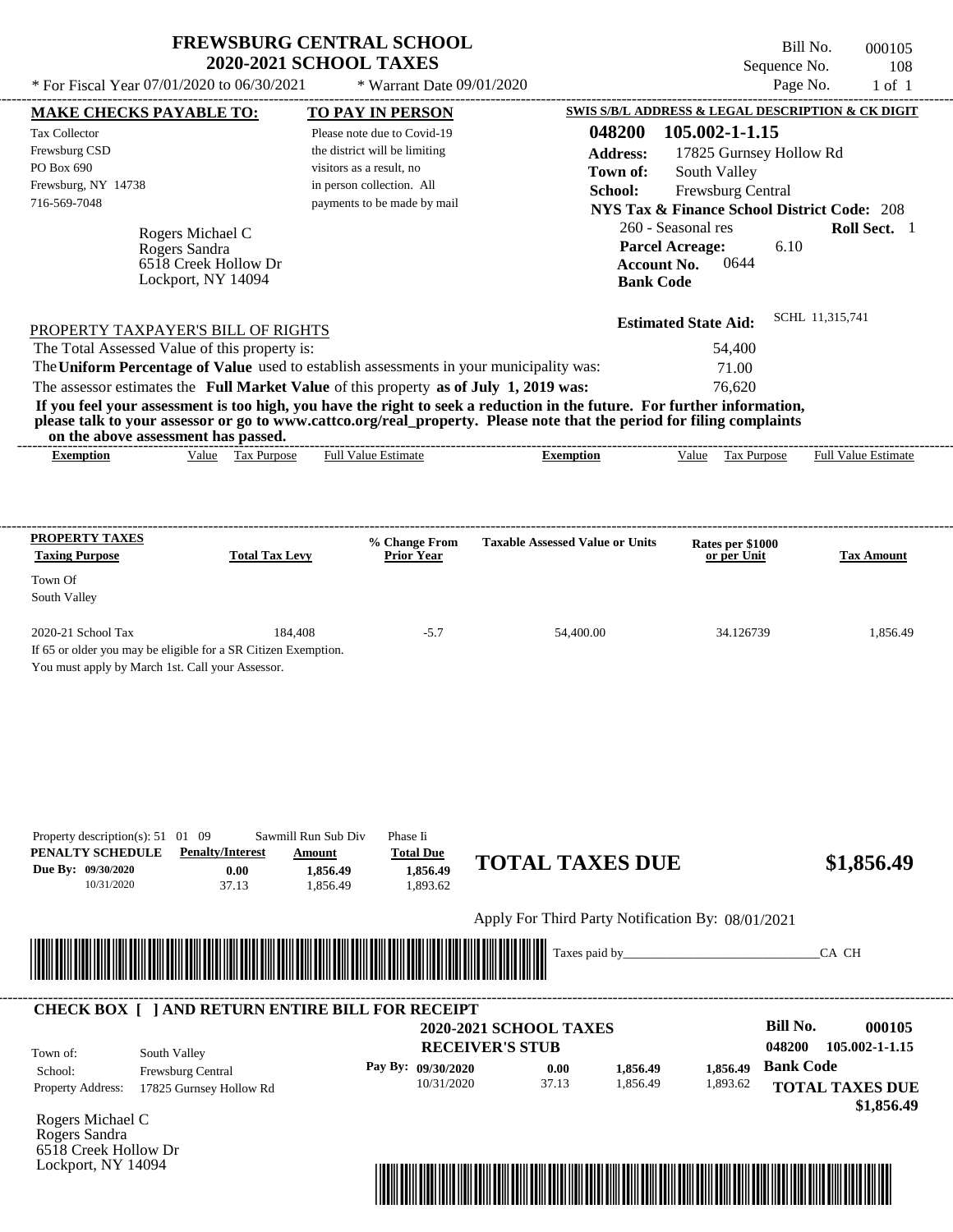# FREWSBURG CENTRAL SCHOOL
## 2020-2021 SCHOOL TAXES

\* For Fiscal Year 07/01/2020 to 06/30/2021 | \* Warrant Date 09/01/2020

Bill No. 000105
Sequence No. 108
Page No. 1 of 1

**MAKE CHECKS PAYABLE TO:**
Tax Collector
Frewsburg CSD
PO Box 690
Frewsburg, NY 14738
716-569-7048

**TO PAY IN PERSON**
Please note due to Covid-19 the district will be limiting visitors as a result, no in person collection. All payments to be made by mail

**SWIS S/B/L ADDRESS & LEGAL DESCRIPTION & CK DIGIT**
**048200 105.002-1-1.15**
**Address:** 17825 Gurnsey Hollow Rd
**Town of:** South Valley
**School:** Frewsburg Central
**NYS Tax & Finance School District Code:** 208
260 - Seasonal res **Roll Sect.** 1
**Parcel Acreage:** 6.10
**Account No.** 0644
**Bank Code**

Rogers Michael C
Rogers Sandra
6518 Creek Hollow Dr
Lockport, NY 14094

**Estimated State Aid:** SCHL 11,315,741

PROPERTY TAXPAYER'S BILL OF RIGHTS

The Total Assessed Value of this property is: 54,400
The **Uniform Percentage of Value** used to establish assessments in your municipality was: 71.00
The assessor estimates the **Full Market Value** of this property **as of July 1, 2019 was:** 76,620

**If you feel your assessment is too high, you have the right to seek a reduction in the future. For further information, please talk to your assessor or go to www.cattco.org/real_property. Please note that the period for filing complaints on the above assessment has passed.**

| Exemption | Value | Tax Purpose | Full Value Estimate | Exemption | Value | Tax Purpose | Full Value Estimate |
|---|---|---|---|---|---|---|---|

| PROPERTY TAXES Taxing Purpose | Total Tax Levy | % Change From Prior Year | Taxable Assessed Value or Units | Rates per $1000 or per Unit | Tax Amount |
|---|---|---|---|---|---|
| Town Of South Valley | | | | | |
| 2020-21 School Tax | 184,408 | -5.7 | 54,400.00 | 34.126739 | 1,856.49 |

If 65 or older you may be eligible for a SR Citizen Exemption.
You must apply by March 1st. Call your Assessor.

Property description(s): 51 01 09 Sawmill Run Sub Div Phase Ii

| PENALTY SCHEDULE | Penalty/Interest | Amount | Total Due |
|---|---|---|---|
| Due By: 09/30/2020 | 0.00 | 1,856.49 | 1,856.49 |
| 10/31/2020 | 37.13 | 1,856.49 | 1,893.62 |

**TOTAL TAXES DUE $1,856.49**

Apply For Third Party Notification By: 08/01/2021

Taxes paid by_______________________________CA CH

**CHECK BOX [ ] AND RETURN ENTIRE BILL FOR RECEIPT**

**2020-2021 SCHOOL TAXES**
**RECEIVER'S STUB**

Bill No. **000105**
**048200 105.002-1-1.15**

Town of: South Valley
School: Frewsburg Central
Property Address: 17825 Gurnsey Hollow Rd

| Pay By: | | | |
|---|---|---|---|
| 09/30/2020 | 0.00 | 1,856.49 | 1,856.49 |
| 10/31/2020 | 37.13 | 1,856.49 | 1,893.62 |

**Bank Code**
**TOTAL TAXES DUE $1,856.49**

Rogers Michael C
Rogers Sandra
6518 Creek Hollow Dr
Lockport, NY 14094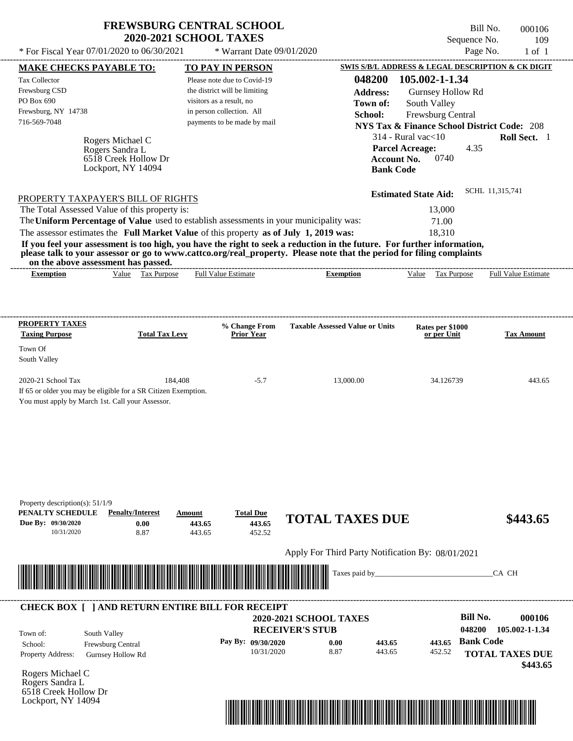# FREWSBURG CENTRAL SCHOOL
## 2020-2021 SCHOOL TAXES

Bill No. 000106
Sequence No. 109
Page No. 1 of 1

* For Fiscal Year 07/01/2020 to 06/30/2021 * Warrant Date 09/01/2020

**MAKE CHECKS PAYABLE TO:**
Tax Collector
Frewsburg CSD
PO Box 690
Frewsburg, NY 14738
716-569-7048

**TO PAY IN PERSON**
Please note due to Covid-19 the district will be limiting visitors as a result, no in person collection. All payments to be made by mail

**SWIS S/B/L ADDRESS & LEGAL DESCRIPTION & CK DIGIT**
**048200 105.002-1-1.34**
**Address:** Gurnsey Hollow Rd
**Town of:** South Valley
**School:** Frewsburg Central
**NYS Tax & Finance School District Code:** 208
314 - Rural vac<10 **Roll Sect.** 1
**Parcel Acreage:** 4.35
**Account No.** 0740
**Bank Code**

Rogers Michael C
Rogers Sandra L
6518 Creek Hollow Dr
Lockport, NY 14094

**Estimated State Aid:** SCHL 11,315,741

PROPERTY TAXPAYER'S BILL OF RIGHTS

The Total Assessed Value of this property is: 13,000
The **Uniform Percentage of Value** used to establish assessments in your municipality was: 71.00
The assessor estimates the **Full Market Value** of this property **as of July 1, 2019 was:** 18,310

**If you feel your assessment is too high, you have the right to seek a reduction in the future. For further information, please talk to your assessor or go to www.cattco.org/real_property. Please note that the period for filing complaints on the above assessment has passed.**

| Exemption | Value | Tax Purpose | Full Value Estimate | Exemption | Value | Tax Purpose | Full Value Estimate |
|---|---|---|---|---|---|---|---|

| PROPERTY TAXES Taxing Purpose | Total Tax Levy | % Change From Prior Year | Taxable Assessed Value or Units | Rates per $1000 or per Unit | Tax Amount |
|---|---|---|---|---|---|
| Town Of South Valley | | | | | |
| 2020-21 School Tax | 184,408 | -5.7 | 13,000.00 | 34.126739 | 443.65 |

If 65 or older you may be eligible for a SR Citizen Exemption.
You must apply by March 1st. Call your Assessor.

Property description(s): 51/1/9

| PENALTY SCHEDULE | Penalty/Interest | Amount | Total Due |
|---|---|---|---|
| Due By: 09/30/2020 | 0.00 | 443.65 | 443.65 |
| 10/31/2020 | 8.87 | 443.65 | 452.52 |

**TOTAL TAXES DUE $443.65**

Apply For Third Party Notification By: 08/01/2021

Taxes paid by_______________________________CA CH

---

**CHECK BOX [ ] AND RETURN ENTIRE BILL FOR RECEIPT**

**2020-2021 SCHOOL TAXES**
**RECEIVER'S STUB**

**Bill No. 000106**
**048200 105.002-1-1.34**

Town of: South Valley
School: Frewsburg Central
Property Address: Gurnsey Hollow Rd

| Pay By: | Penalty/Interest | Amount | Total Due |
|---|---|---|---|
| 09/30/2020 | 0.00 | 443.65 | 443.65 |
| 10/31/2020 | 8.87 | 443.65 | 452.52 |

**Bank Code**
**TOTAL TAXES DUE $443.65**

Rogers Michael C
Rogers Sandra L
6518 Creek Hollow Dr
Lockport, NY 14094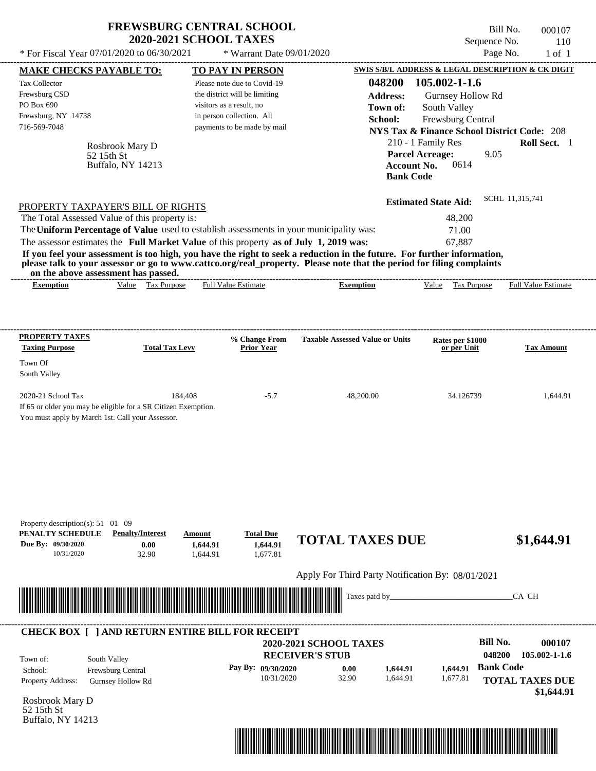# FREWSBURG CENTRAL SCHOOL
## 2020-2021 SCHOOL TAXES

\* For Fiscal Year 07/01/2020 to 06/30/2021 &nbsp;&nbsp;&nbsp; \* Warrant Date 09/01/2020

Bill No. 000107
Sequence No. 110
Page No. 1 of 1

**MAKE CHECKS PAYABLE TO:**

Tax Collector
Frewsburg CSD
PO Box 690
Frewsburg, NY 14738
716-569-7048

Rosbrook Mary D
52 15th St
Buffalo, NY 14213

**TO PAY IN PERSON**

Please note due to Covid-19 the district will be limiting visitors as a result, no in person collection. All payments to be made by mail

**SWIS S/B/L ADDRESS & LEGAL DESCRIPTION & CK DIGIT**

**048200 105.002-1-1.6**
**Address:** Gurnsey Hollow Rd
**Town of:** South Valley
**School:** Frewsburg Central
**NYS Tax & Finance School District Code:** 208
210 - 1 Family Res &nbsp;&nbsp; **Roll Sect.** 1
**Parcel Acreage:** 9.05
**Account No.** 0614
**Bank Code**

**Estimated State Aid:** SCHL 11,315,741

PROPERTY TAXPAYER'S BILL OF RIGHTS

The Total Assessed Value of this property is: 48,200
The **Uniform Percentage of Value** used to establish assessments in your municipality was: 71.00
The assessor estimates the **Full Market Value** of this property **as of July 1, 2019 was:** 67,887

**If you feel your assessment is too high, you have the right to seek a reduction in the future. For further information, please talk to your assessor or go to www.cattco.org/real_property. Please note that the period for filing complaints on the above assessment has passed.**

| Exemption | Value | Tax Purpose | Full Value Estimate | Exemption | Value | Tax Purpose | Full Value Estimate |
|---|---|---|---|---|---|---|---|

| PROPERTY TAXES Taxing Purpose | Total Tax Levy | % Change From Prior Year | Taxable Assessed Value or Units | Rates per $1000 or per Unit | Tax Amount |
|---|---|---|---|---|---|
| Town Of South Valley | | | | | |
| 2020-21 School Tax | 184,408 | -5.7 | 48,200.00 | 34.126739 | 1,644.91 |

If 65 or older you may be eligible for a SR Citizen Exemption.
You must apply by March 1st. Call your Assessor.

Property description(s): 51 01 09

| PENALTY SCHEDULE | Penalty/Interest | Amount | Total Due |
|---|---|---|---|
| Due By: 09/30/2020 | 0.00 | 1,644.91 | 1,644.91 |
| 10/31/2020 | 32.90 | 1,644.91 | 1,677.81 |

**TOTAL TAXES DUE** **$1,644.91**

Apply For Third Party Notification By: 08/01/2021

Taxes paid by_______________________________CA CH

**CHECK BOX [ ] AND RETURN ENTIRE BILL FOR RECEIPT**

**2020-2021 SCHOOL TAXES**
**RECEIVER'S STUB**

**Bill No. 000107**
**048200 105.002-1-1.6**

Town of: South Valley
School: Frewsburg Central
Property Address: Gurnsey Hollow Rd

| Pay By: | | | |
|---|---|---|---|
| 09/30/2020 | 0.00 | 1,644.91 | 1,644.91 |
| 10/31/2020 | 32.90 | 1,644.91 | 1,677.81 |

**Bank Code**

**TOTAL TAXES DUE**
**$1,644.91**

Rosbrook Mary D
52 15th St
Buffalo, NY 14213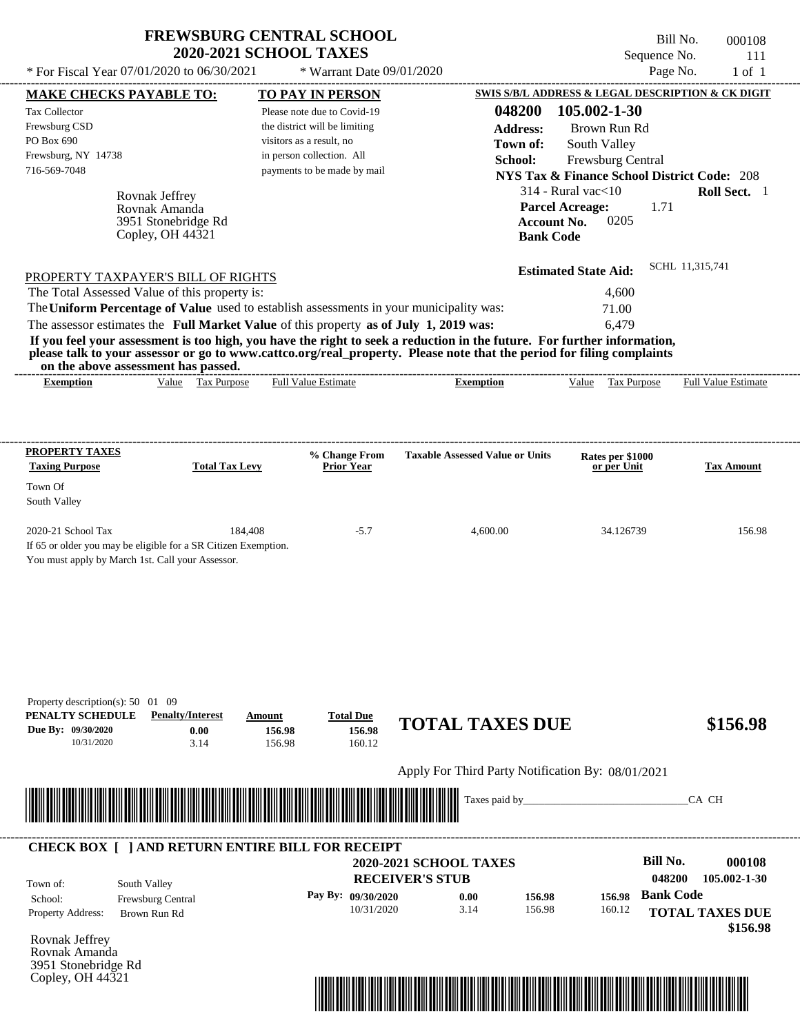# FREWSBURG CENTRAL SCHOOL
## 2020-2021 SCHOOL TAXES

\* For Fiscal Year 07/01/2020 to 06/30/2021 &nbsp;&nbsp; \* Warrant Date 09/01/2020

Bill No. 000108
Sequence No. 111
Page No. 1 of 1

**MAKE CHECKS PAYABLE TO:**
Tax Collector
Frewsburg CSD
PO Box 690
Frewsburg, NY 14738
716-569-7048

**TO PAY IN PERSON**
Please note due to Covid-19 the district will be limiting visitors as a result, no in person collection. All payments to be made by mail

**SWIS S/B/L ADDRESS & LEGAL DESCRIPTION & CK DIGIT**
**048200 105.002-1-30**
**Address:** Brown Run Rd
**Town of:** South Valley
**School:** Frewsburg Central
**NYS Tax & Finance School District Code:** 208
314 - Rural vac<10 &nbsp;&nbsp; **Roll Sect.** 1
**Parcel Acreage:** 1.71
**Account No.** 0205
**Bank Code**

Rovnak Jeffrey
Rovnak Amanda
3951 Stonebridge Rd
Copley, OH 44321

**Estimated State Aid:** SCHL 11,315,741

PROPERTY TAXPAYER'S BILL OF RIGHTS

| | |
|---|---|
| The Total Assessed Value of this property is: | 4,600 |
| The **Uniform Percentage of Value** used to establish assessments in your municipality was: | 71.00 |
| The assessor estimates the **Full Market Value** of this property **as of July 1, 2019 was:** | 6,479 |

**If you feel your assessment is too high, you have the right to seek a reduction in the future. For further information, please talk to your assessor or go to www.cattco.org/real_property. Please note that the period for filing complaints on the above assessment has passed.**

| Exemption | Value | Tax Purpose | Full Value Estimate | Exemption | Value | Tax Purpose | Full Value Estimate |
|---|---|---|---|---|---|---|---|

| PROPERTY TAXES Taxing Purpose | Total Tax Levy | % Change From Prior Year | Taxable Assessed Value or Units | Rates per $1000 or per Unit | Tax Amount |
|---|---|---|---|---|---|
| Town Of South Valley | | | | | |
| 2020-21 School Tax | 184,408 | -5.7 | 4,600.00 | 34.126739 | 156.98 |

If 65 or older you may be eligible for a SR Citizen Exemption.
You must apply by March 1st. Call your Assessor.

Property description(s): 50 01 09

| PENALTY SCHEDULE | Penalty/Interest | Amount | Total Due |
|---|---|---|---|
| Due By: 09/30/2020 | 0.00 | 156.98 | 156.98 |
| 10/31/2020 | 3.14 | 156.98 | 160.12 |

**TOTAL TAXES DUE** **$156.98**

Apply For Third Party Notification By: 08/01/2021

Taxes paid by_______________________________CA CH

**CHECK BOX [ ] AND RETURN ENTIRE BILL FOR RECEIPT**

**2020-2021 SCHOOL TAXES**
**RECEIVER'S STUB**

**Bill No. 000108**
**048200 105.002-1-30**

| | |
|---|---|
| Town of: | South Valley |
| School: | Frewsburg Central |
| Property Address: | Brown Run Rd |

| Pay By: | | | |
|---|---|---|---|
| 09/30/2020 | 0.00 | 156.98 | 156.98 |
| 10/31/2020 | 3.14 | 156.98 | 160.12 |

**Bank Code**
**TOTAL TAXES DUE**
**$156.98**

Rovnak Jeffrey
Rovnak Amanda
3951 Stonebridge Rd
Copley, OH 44321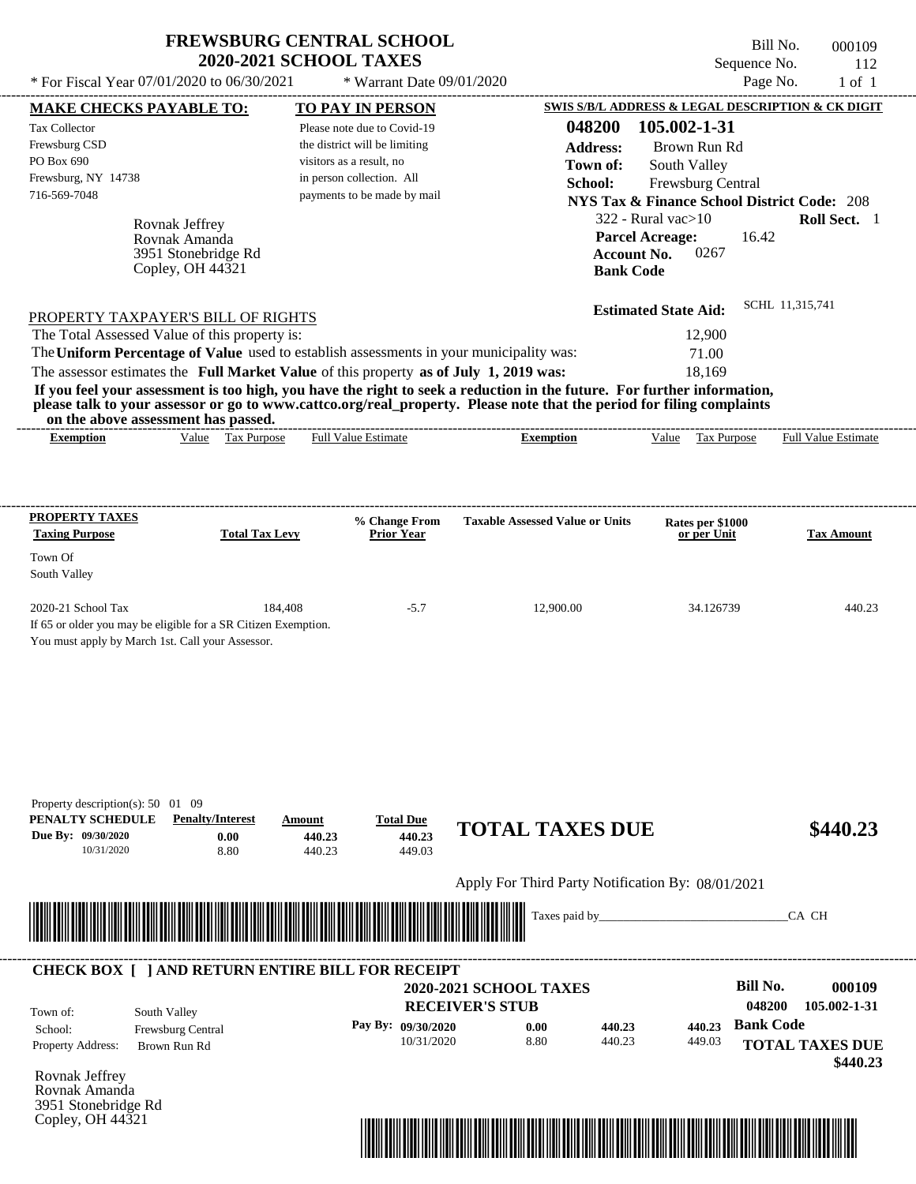# FREWSBURG CENTRAL SCHOOL
## 2020-2021 SCHOOL TAXES

\* For Fiscal Year 07/01/2020 to 06/30/2021 &nbsp;&nbsp; \* Warrant Date 09/01/2020

Bill No. 000109
Sequence No. 112
Page No. 1 of 1

**MAKE CHECKS PAYABLE TO:**
Tax Collector
Frewsburg CSD
PO Box 690
Frewsburg, NY 14738
716-569-7048

**TO PAY IN PERSON**
Please note due to Covid-19 the district will be limiting visitors as a result, no in person collection. All payments to be made by mail

**SWIS S/B/L ADDRESS & LEGAL DESCRIPTION & CK DIGIT**
048200 105.002-1-31
**Address:** Brown Run Rd
**Town of:** South Valley
**School:** Frewsburg Central
**NYS Tax & Finance School District Code:** 208
322 - Rural vac>10 &nbsp;&nbsp; **Roll Sect.** 1
**Parcel Acreage:** 16.42
**Account No.** 0267
**Bank Code**

Rovnak Jeffrey
Rovnak Amanda
3951 Stonebridge Rd
Copley, OH 44321

**Estimated State Aid:** SCHL 11,315,741

PROPERTY TAXPAYER'S BILL OF RIGHTS

The Total Assessed Value of this property is: 12,900
The **Uniform Percentage of Value** used to establish assessments in your municipality was: 71.00
The assessor estimates the **Full Market Value** of this property **as of July 1, 2019 was:** 18,169

**If you feel your assessment is too high, you have the right to seek a reduction in the future. For further information, please talk to your assessor or go to www.cattco.org/real_property. Please note that the period for filing complaints on the above assessment has passed.**

| Exemption | Value | Tax Purpose | Full Value Estimate | Exemption | Value | Tax Purpose | Full Value Estimate |
|---|---|---|---|---|---|---|---|

| PROPERTY TAXES Taxing Purpose | Total Tax Levy | % Change From Prior Year | Taxable Assessed Value or Units | Rates per $1000 or per Unit | Tax Amount |
|---|---|---|---|---|---|
| Town Of South Valley | | | | | |
| 2020-21 School Tax | 184,408 | -5.7 | 12,900.00 | 34.126739 | 440.23 |

If 65 or older you may be eligible for a SR Citizen Exemption.
You must apply by March 1st. Call your Assessor.

Property description(s): 50 01 09

| PENALTY SCHEDULE | Penalty/Interest | Amount | Total Due |
|---|---|---|---|
| Due By: 09/30/2020 | 0.00 | 440.23 | 440.23 |
| 10/31/2020 | 8.80 | 440.23 | 449.03 |

**TOTAL TAXES DUE** **$440.23**

Apply For Third Party Notification By: 08/01/2021

Taxes paid by_______________________________CA CH

**CHECK BOX [ ] AND RETURN ENTIRE BILL FOR RECEIPT**

**2020-2021 SCHOOL TAXES**
**RECEIVER'S STUB**

**Bill No.** 000109
048200 105.002-1-31

Town of: South Valley
School: Frewsburg Central
Property Address: Brown Run Rd

| Pay By: | | | |
|---|---|---|---|
| 09/30/2020 | 0.00 | 440.23 | 440.23 |
| 10/31/2020 | 8.80 | 440.23 | 449.03 |

**Bank Code**
**TOTAL TAXES DUE** **$440.23**

Rovnak Jeffrey
Rovnak Amanda
3951 Stonebridge Rd
Copley, OH 44321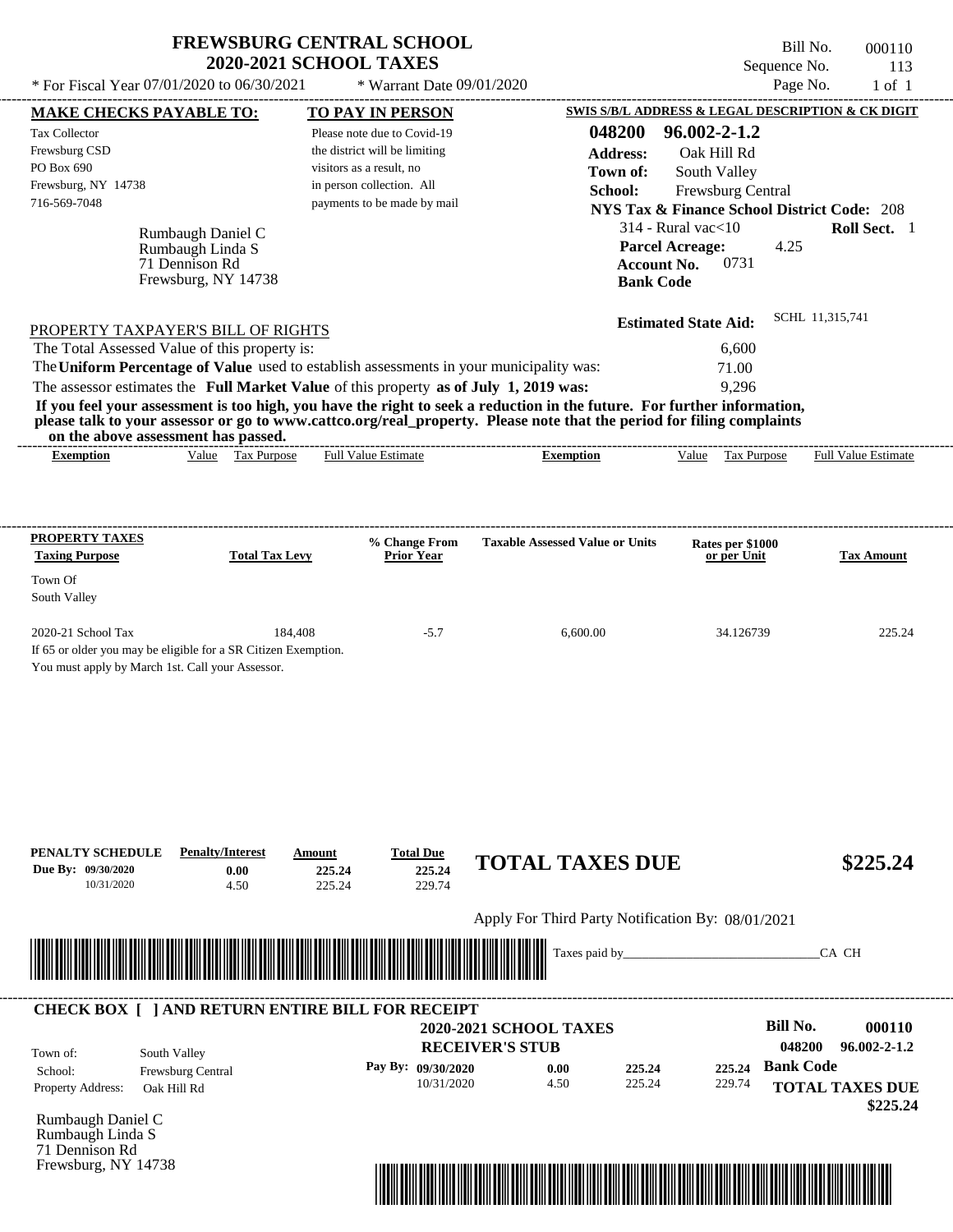# FREWSBURG CENTRAL SCHOOL
## 2020-2021 SCHOOL TAXES

\* For Fiscal Year 07/01/2020 to 06/30/2021 &nbsp;&nbsp; \* Warrant Date 09/01/2020

Bill No. 000110
Sequence No. 113
Page No. 1 of 1

**MAKE CHECKS PAYABLE TO:**
Tax Collector
Frewsburg CSD
PO Box 690
Frewsburg, NY 14738
716-569-7048

**TO PAY IN PERSON**
Please note due to Covid-19 the district will be limiting visitors as a result, no in person collection. All payments to be made by mail

**SWIS S/B/L ADDRESS & LEGAL DESCRIPTION & CK DIGIT**
**048200 96.002-2-1.2**
**Address:** Oak Hill Rd
**Town of:** South Valley
**School:** Frewsburg Central
**NYS Tax & Finance School District Code:** 208
314 - Rural vac<10 &nbsp;&nbsp; **Roll Sect.** 1
**Parcel Acreage:** 4.25
**Account No.** 0731
**Bank Code**

Rumbaugh Daniel C
Rumbaugh Linda S
71 Dennison Rd
Frewsburg, NY 14738

**Estimated State Aid:** SCHL 11,315,741

PROPERTY TAXPAYER'S BILL OF RIGHTS

The Total Assessed Value of this property is: 6,600
The **Uniform Percentage of Value** used to establish assessments in your municipality was: 71.00
The assessor estimates the **Full Market Value** of this property **as of July 1, 2019 was:** 9,296

**If you feel your assessment is too high, you have the right to seek a reduction in the future. For further information, please talk to your assessor or go to www.cattco.org/real_property. Please note that the period for filing complaints on the above assessment has passed.**

| Exemption | Value | Tax Purpose | Full Value Estimate | Exemption | Value | Tax Purpose | Full Value Estimate |
|---|---|---|---|---|---|---|---|

| PROPERTY TAXES Taxing Purpose | Total Tax Levy | % Change From Prior Year | Taxable Assessed Value or Units | Rates per $1000 or per Unit | Tax Amount |
|---|---|---|---|---|---|
| Town Of South Valley | | | | | |
| 2020-21 School Tax | 184,408 | -5.7 | 6,600.00 | 34.126739 | 225.24 |

If 65 or older you may be eligible for a SR Citizen Exemption.
You must apply by March 1st. Call your Assessor.

| PENALTY SCHEDULE | Penalty/Interest | Amount | Total Due |
|---|---|---|---|
| Due By: 09/30/2020 | 0.00 | 225.24 | 225.24 |
| 10/31/2020 | 4.50 | 225.24 | 229.74 |

**TOTAL TAXES DUE $225.24**

Apply For Third Party Notification By: 08/01/2021

Taxes paid by_______________________________CA CH

**CHECK BOX [ ] AND RETURN ENTIRE BILL FOR RECEIPT**

**2020-2021 SCHOOL TAXES**
**RECEIVER'S STUB**

**Bill No. 000110**
**048200 96.002-2-1.2**

Town of: South Valley
School: Frewsburg Central
Property Address: Oak Hill Rd

| Pay By: | | | |
|---|---|---|---|
| 09/30/2020 | 0.00 | 225.24 | 225.24 |
| 10/31/2020 | 4.50 | 225.24 | 229.74 |

**Bank Code**

**TOTAL TAXES DUE $225.24**

Rumbaugh Daniel C
Rumbaugh Linda S
71 Dennison Rd
Frewsburg, NY 14738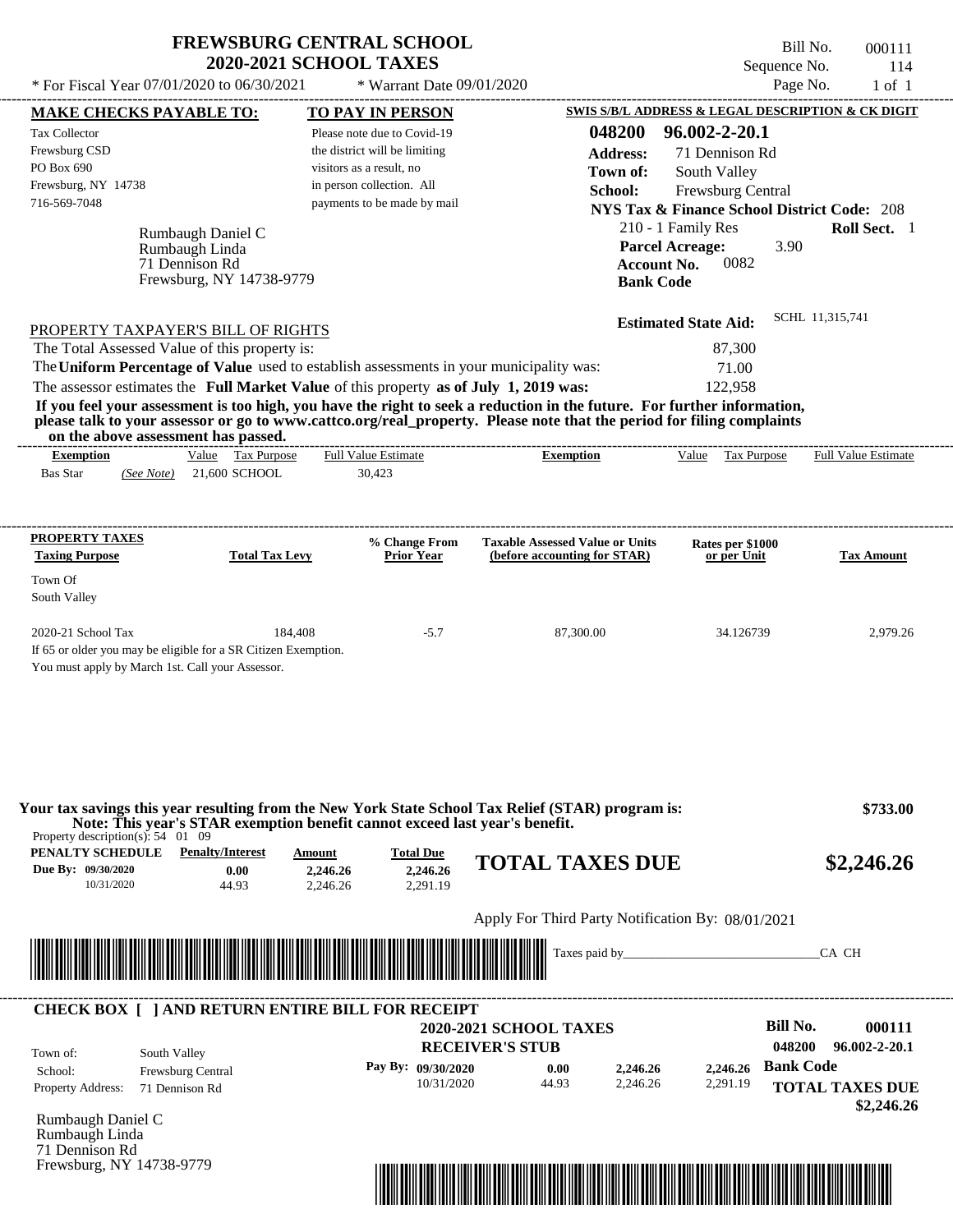# FREWSBURG CENTRAL SCHOOL
## 2020-2021 SCHOOL TAXES

\* For Fiscal Year 07/01/2020 to 06/30/2021 &nbsp;&nbsp; \* Warrant Date 09/01/2020

Bill No. 000111
Sequence No. 114
Page No. 1 of 1

**MAKE CHECKS PAYABLE TO:**
Tax Collector
Frewsburg CSD
PO Box 690
Frewsburg, NY 14738
716-569-7048

**TO PAY IN PERSON**
Please note due to Covid-19 the district will be limiting visitors as a result, no in person collection. All payments to be made by mail

**SWIS S/B/L ADDRESS & LEGAL DESCRIPTION & CK DIGIT**
**048200 96.002-2-20.1**
**Address:** 71 Dennison Rd
**Town of:** South Valley
**School:** Frewsburg Central
**NYS Tax & Finance School District Code:** 208
210 - 1 Family Res **Roll Sect.** 1
**Parcel Acreage:** 3.90
**Account No.** 0082
**Bank Code**

Rumbaugh Daniel C
Rumbaugh Linda
71 Dennison Rd
Frewsburg, NY 14738-9779

**Estimated State Aid:** SCHL 11,315,741

PROPERTY TAXPAYER'S BILL OF RIGHTS

The Total Assessed Value of this property is: 87,300
The **Uniform Percentage of Value** used to establish assessments in your municipality was: 71.00
The assessor estimates the **Full Market Value** of this property **as of July 1, 2019 was:** 122,958

**If you feel your assessment is too high, you have the right to seek a reduction in the future. For further information, please talk to your assessor or go to www.cattco.org/real_property. Please note that the period for filing complaints on the above assessment has passed.**

| Exemption | Value | Tax Purpose | Full Value Estimate | Exemption | Value | Tax Purpose | Full Value Estimate |
|---|---|---|---|---|---|---|---|
| Bas Star (See Note) | 21,600 | SCHOOL | 30,423 | | | | |

| PROPERTY TAXES Taxing Purpose | Total Tax Levy | % Change From Prior Year | Taxable Assessed Value or Units (before accounting for STAR) | Rates per $1000 or per Unit | Tax Amount |
|---|---|---|---|---|---|
| Town Of South Valley | | | | | |
| 2020-21 School Tax | 184,408 | -5.7 | 87,300.00 | 34.126739 | 2,979.26 |

If 65 or older you may be eligible for a SR Citizen Exemption.
You must apply by March 1st. Call your Assessor.

**Your tax savings this year resulting from the New York State School Tax Relief (STAR) program is: $733.00**
**Note: This year's STAR exemption benefit cannot exceed last year's benefit.**

Property description(s): 54 01 09

| PENALTY SCHEDULE | Penalty/Interest | Amount | Total Due |
|---|---|---|---|
| Due By: 09/30/2020 | 0.00 | 2,246.26 | 2,246.26 |
| 10/31/2020 | 44.93 | 2,246.26 | 2,291.19 |

**TOTAL TAXES DUE $2,246.26**

Apply For Third Party Notification By: 08/01/2021

Taxes paid by_______________________________CA CH

**CHECK BOX [ ] AND RETURN ENTIRE BILL FOR RECEIPT**

**2020-2021 SCHOOL TAXES**
**RECEIVER'S STUB**

**Bill No. 000111**
**048200 96.002-2-20.1**

Town of: South Valley
School: Frewsburg Central
Property Address: 71 Dennison Rd

| Pay By: | Penalty/Interest | Amount | Total Due |
|---|---|---|---|
| 09/30/2020 | 0.00 | 2,246.26 | 2,246.26 |
| 10/31/2020 | 44.93 | 2,246.26 | 2,291.19 |

**Bank Code**
**TOTAL TAXES DUE $2,246.26**

Rumbaugh Daniel C
Rumbaugh Linda
71 Dennison Rd
Frewsburg, NY 14738-9779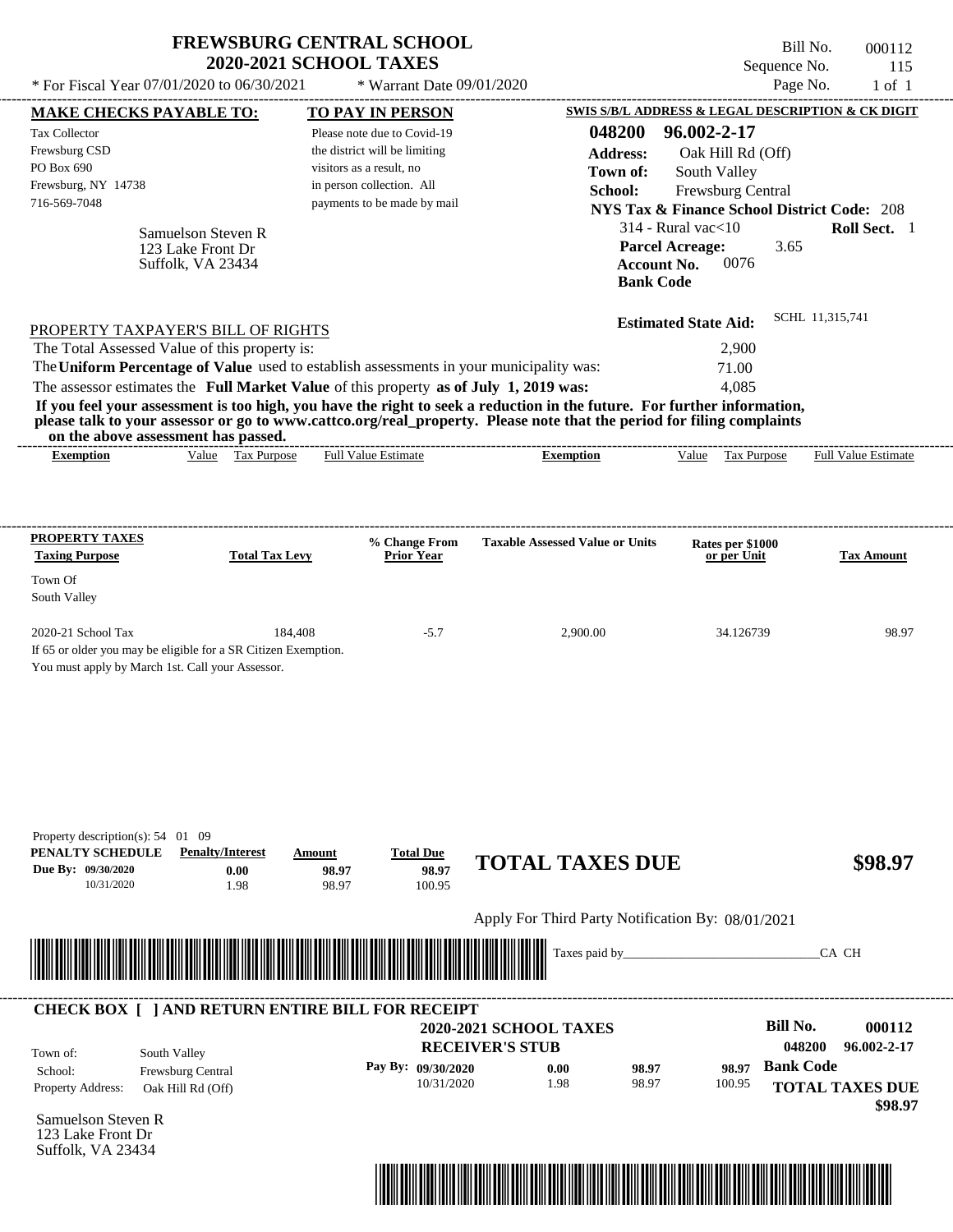# FREWSBURG CENTRAL SCHOOL
## 2020-2021 SCHOOL TAXES

\* For Fiscal Year 07/01/2020 to 06/30/2021 &nbsp;&nbsp;&nbsp; \* Warrant Date 09/01/2020

Bill No. 000112
Sequence No. 115
Page No. 1 of 1

**MAKE CHECKS PAYABLE TO:**

Tax Collector
Frewsburg CSD
PO Box 690
Frewsburg, NY 14738
716-569-7048

**TO PAY IN PERSON**

Please note due to Covid-19 the district will be limiting visitors as a result, no in person collection. All payments to be made by mail

**SWIS S/B/L ADDRESS & LEGAL DESCRIPTION & CK DIGIT**

**048200 96.002-2-17**
**Address:** Oak Hill Rd (Off)
**Town of:** South Valley
**School:** Frewsburg Central
**NYS Tax & Finance School District Code:** 208
314 - Rural vac<10 &nbsp;&nbsp; **Roll Sect.** 1
**Parcel Acreage:** 3.65
**Account No.** 0076
**Bank Code**

Samuelson Steven R
123 Lake Front Dr
Suffolk, VA 23434

**Estimated State Aid:** SCHL 11,315,741

PROPERTY TAXPAYER'S BILL OF RIGHTS

The Total Assessed Value of this property is: 2,900
The **Uniform Percentage of Value** used to establish assessments in your municipality was: 71.00
The assessor estimates the **Full Market Value** of this property **as of July 1, 2019 was:** 4,085

**If you feel your assessment is too high, you have the right to seek a reduction in the future. For further information, please talk to your assessor or go to www.cattco.org/real_property. Please note that the period for filing complaints on the above assessment has passed.**

| Exemption | Value | Tax Purpose | Full Value Estimate | Exemption | Value | Tax Purpose | Full Value Estimate |
|---|---|---|---|---|---|---|---|

| PROPERTY TAXES Taxing Purpose | Total Tax Levy | % Change From Prior Year | Taxable Assessed Value or Units | Rates per $1000 or per Unit | Tax Amount |
|---|---|---|---|---|---|
| Town Of South Valley | | | | | |
| 2020-21 School Tax | 184,408 | -5.7 | 2,900.00 | 34.126739 | 98.97 |

If 65 or older you may be eligible for a SR Citizen Exemption.
You must apply by March 1st. Call your Assessor.

Property description(s): 54 01 09

| PENALTY SCHEDULE | Penalty/Interest | Amount | Total Due |
|---|---|---|---|
| Due By: 09/30/2020 | 0.00 | 98.97 | 98.97 |
| 10/31/2020 | 1.98 | 98.97 | 100.95 |

**TOTAL TAXES DUE** **$98.97**

Apply For Third Party Notification By: 08/01/2021

Taxes paid by_______________________________CA CH

**CHECK BOX [ ] AND RETURN ENTIRE BILL FOR RECEIPT**

**2020-2021 SCHOOL TAXES**
**RECEIVER'S STUB**

**Bill No. 000112**
048200 96.002-2-17

Town of: South Valley
School: Frewsburg Central
Property Address: Oak Hill Rd (Off)

| Pay By: | | | |
|---|---|---|---|
| 09/30/2020 | 0.00 | 98.97 | 98.97 |
| 10/31/2020 | 1.98 | 98.97 | 100.95 |

**Bank Code**

**TOTAL TAXES DUE** **$98.97**

Samuelson Steven R
123 Lake Front Dr
Suffolk, VA 23434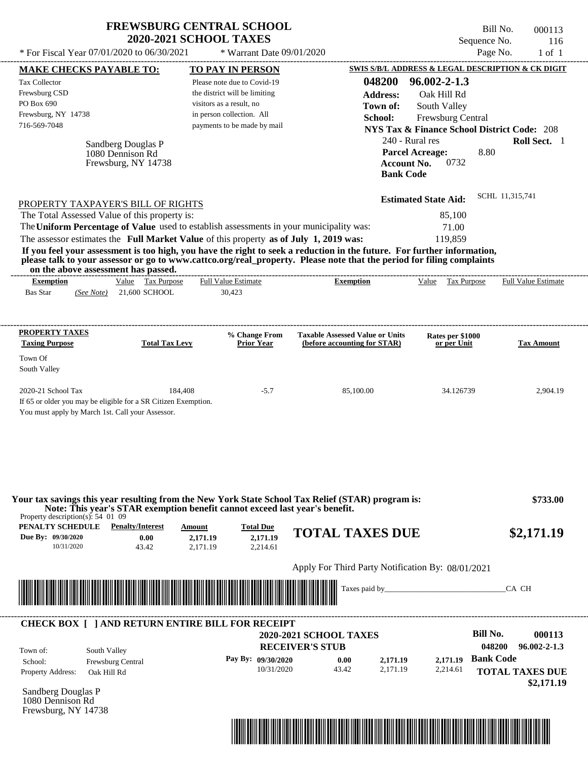# FREWSBURG CENTRAL SCHOOL
## 2020-2021 SCHOOL TAXES

\* For Fiscal Year 07/01/2020 to 06/30/2021 \* Warrant Date 09/01/2020

Bill No. 000113
Sequence No. 116
Page No. 1 of 1

**MAKE CHECKS PAYABLE TO:**
Tax Collector
Frewsburg CSD
PO Box 690
Frewsburg, NY 14738
716-569-7048

**TO PAY IN PERSON**
Please note due to Covid-19 the district will be limiting visitors as a result, no in person collection. All payments to be made by mail

**SWIS S/B/L ADDRESS & LEGAL DESCRIPTION & CK DIGIT**
048200 96.002-2-1.3
**Address:** Oak Hill Rd
**Town of:** South Valley
**School:** Frewsburg Central
**NYS Tax & Finance School District Code:** 208
240 - Rural res **Roll Sect.** 1
**Parcel Acreage:** 8.80
**Account No.** 0732
**Bank Code**

Sandberg Douglas P
1080 Dennison Rd
Frewsburg, NY 14738

**Estimated State Aid:** SCHL 11,315,741

PROPERTY TAXPAYER'S BILL OF RIGHTS

The Total Assessed Value of this property is: 85,100
The **Uniform Percentage of Value** used to establish assessments in your municipality was: 71.00
The assessor estimates the **Full Market Value** of this property **as of July 1, 2019 was:** 119,859

**If you feel your assessment is too high, you have the right to seek a reduction in the future. For further information, please talk to your assessor or go to www.cattco.org/real_property. Please note that the period for filing complaints on the above assessment has passed.**

| Exemption | Value | Tax Purpose | Full Value Estimate | Exemption | Value | Tax Purpose | Full Value Estimate |
|---|---|---|---|---|---|---|---|
| Bas Star (See Note) | 21,600 | SCHOOL | 30,423 | | | | |

| PROPERTY TAXES Taxing Purpose | Total Tax Levy | % Change From Prior Year | Taxable Assessed Value or Units (before accounting for STAR) | Rates per $1000 or per Unit | Tax Amount |
|---|---|---|---|---|---|
| Town Of South Valley | | | | | |
| 2020-21 School Tax | 184,408 | -5.7 | 85,100.00 | 34.126739 | 2,904.19 |

If 65 or older you may be eligible for a SR Citizen Exemption.
You must apply by March 1st. Call your Assessor.

**Your tax savings this year resulting from the New York State School Tax Relief (STAR) program is: $733.00**
**Note: This year's STAR exemption benefit cannot exceed last year's benefit.**

Property description(s): 54 01 09

| PENALTY SCHEDULE | Penalty/Interest | Amount | Total Due |
|---|---|---|---|
| Due By: 09/30/2020 | 0.00 | 2,171.19 | 2,171.19 |
| 10/31/2020 | 43.42 | 2,171.19 | 2,214.61 |

**TOTAL TAXES DUE $2,171.19**

Apply For Third Party Notification By: 08/01/2021

Taxes paid by_______________________________CA CH

**CHECK BOX [ ] AND RETURN ENTIRE BILL FOR RECEIPT**

**2020-2021 SCHOOL TAXES**
**RECEIVER'S STUB**

Bill No. 000113
048200 96.002-2-1.3

Town of: South Valley
School: Frewsburg Central
Property Address: Oak Hill Rd

| Pay By: | | | |
|---|---|---|---|
| 09/30/2020 | 0.00 | 2,171.19 | 2,171.19 |
| 10/31/2020 | 43.42 | 2,171.19 | 2,214.61 |

**Bank Code**

**TOTAL TAXES DUE $2,171.19**

Sandberg Douglas P
1080 Dennison Rd
Frewsburg, NY 14738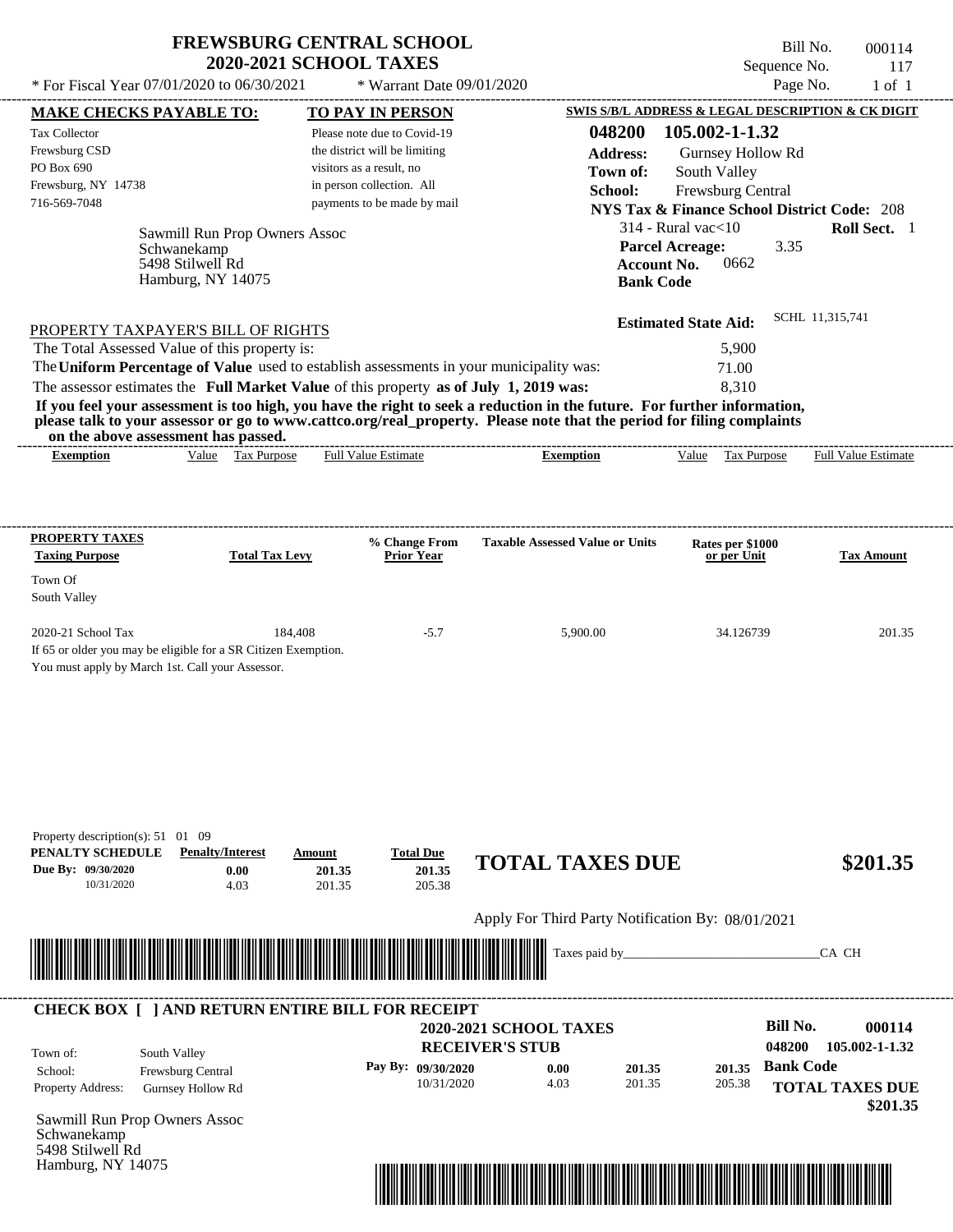# FREWSBURG CENTRAL SCHOOL
## 2020-2021 SCHOOL TAXES

Bill No. 000114
Sequence No. 117
Page No. 1 of 1

\* For Fiscal Year 07/01/2020 to 06/30/2021 \* Warrant Date 09/01/2020

**MAKE CHECKS PAYABLE TO:**

Tax Collector
Frewsburg CSD
PO Box 690
Frewsburg, NY 14738
716-569-7048

**TO PAY IN PERSON**

Please note due to Covid-19 the district will be limiting visitors as a result, no in person collection. All payments to be made by mail

**SWIS S/B/L ADDRESS & LEGAL DESCRIPTION & CK DIGIT**

**048200 105.002-1-1.32**
**Address:** Gurnsey Hollow Rd
**Town of:** South Valley
**School:** Frewsburg Central
**NYS Tax & Finance School District Code:** 208
314 - Rural vac<10 **Roll Sect.** 1
**Parcel Acreage:** 3.35
**Account No.** 0662
**Bank Code**

Sawmill Run Prop Owners Assoc
Schwanekamp
5498 Stilwell Rd
Hamburg, NY 14075

**Estimated State Aid:** SCHL 11,315,741

PROPERTY TAXPAYER'S BILL OF RIGHTS

The Total Assessed Value of this property is: 5,900
The **Uniform Percentage of Value** used to establish assessments in your municipality was: 71.00
The assessor estimates the **Full Market Value** of this property **as of July 1, 2019 was:** 8,310

**If you feel your assessment is too high, you have the right to seek a reduction in the future. For further information, please talk to your assessor or go to www.cattco.org/real_property. Please note that the period for filing complaints on the above assessment has passed.**

| Exemption | Value | Tax Purpose | Full Value Estimate | Exemption | Value | Tax Purpose | Full Value Estimate |
|---|---|---|---|---|---|---|---|

| PROPERTY TAXES Taxing Purpose | Total Tax Levy | % Change From Prior Year | Taxable Assessed Value or Units | Rates per $1000 or per Unit | Tax Amount |
|---|---|---|---|---|---|
| Town Of South Valley | | | | | |
| 2020-21 School Tax | 184,408 | -5.7 | 5,900.00 | 34.126739 | 201.35 |

If 65 or older you may be eligible for a SR Citizen Exemption.
You must apply by March 1st. Call your Assessor.

Property description(s): 51 01 09

| PENALTY SCHEDULE | Penalty/Interest | Amount | Total Due |
|---|---|---|---|
| Due By: 09/30/2020 | 0.00 | 201.35 | 201.35 |
| 10/31/2020 | 4.03 | 201.35 | 205.38 |

**TOTAL TAXES DUE $201.35**

Apply For Third Party Notification By: 08/01/2021

Taxes paid by_______________________________CA CH

**CHECK BOX [ ] AND RETURN ENTIRE BILL FOR RECEIPT**

**2020-2021 SCHOOL TAXES**
**RECEIVER'S STUB**

**Bill No. 000114**
**048200 105.002-1-1.32**

Town of: South Valley
School: Frewsburg Central
Property Address: Gurnsey Hollow Rd

| Pay By: | | | | |
|---|---|---|---|---|
| 09/30/2020 | 0.00 | 201.35 | 201.35 | Bank Code |
| 10/31/2020 | 4.03 | 201.35 | 205.38 | |

**TOTAL TAXES DUE $201.35**

Sawmill Run Prop Owners Assoc
Schwanekamp
5498 Stilwell Rd
Hamburg, NY 14075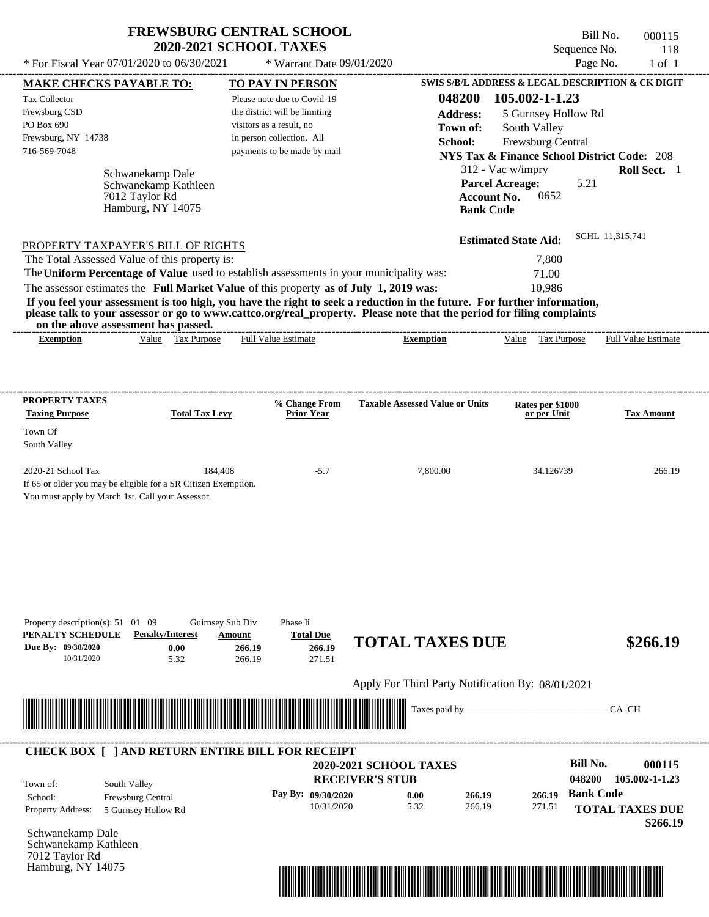# FREWSBURG CENTRAL SCHOOL
## 2020-2021 SCHOOL TAXES

\* For Fiscal Year 07/01/2020 to 06/30/2021 &nbsp;&nbsp;&nbsp; \* Warrant Date 09/01/2020

Bill No. 000115
Sequence No. 118
Page No. 1 of 1

**MAKE CHECKS PAYABLE TO:**

Tax Collector
Frewsburg CSD
PO Box 690
Frewsburg, NY 14738
716-569-7048

**TO PAY IN PERSON**

Please note due to Covid-19 the district will be limiting visitors as a result, no in person collection. All payments to be made by mail

**SWIS S/B/L ADDRESS & LEGAL DESCRIPTION & CK DIGIT**

**048200 105.002-1-1.23**
**Address:** 5 Gurnsey Hollow Rd
**Town of:** South Valley
**School:** Frewsburg Central
**NYS Tax & Finance School District Code:** 208
312 - Vac w/imprv &nbsp;&nbsp; **Roll Sect.** 1
**Parcel Acreage:** 5.21
**Account No.** 0652
**Bank Code**

Schwanekamp Dale
Schwanekamp Kathleen
7012 Taylor Rd
Hamburg, NY 14075

**Estimated State Aid:** SCHL 11,315,741

PROPERTY TAXPAYER'S BILL OF RIGHTS

The Total Assessed Value of this property is: 7,800
The **Uniform Percentage of Value** used to establish assessments in your municipality was: 71.00
The assessor estimates the **Full Market Value** of this property **as of July 1, 2019 was:** 10,986

**If you feel your assessment is too high, you have the right to seek a reduction in the future. For further information, please talk to your assessor or go to www.cattco.org/real_property. Please note that the period for filing complaints on the above assessment has passed.**

| Exemption | Value | Tax Purpose | Full Value Estimate | Exemption | Value | Tax Purpose | Full Value Estimate |
|---|---|---|---|---|---|---|---|

| PROPERTY TAXES Taxing Purpose | Total Tax Levy | % Change From Prior Year | Taxable Assessed Value or Units | Rates per $1000 or per Unit | Tax Amount |
|---|---|---|---|---|---|
| Town Of South Valley | | | | | |
| 2020-21 School Tax | 184,408 | -5.7 | 7,800.00 | 34.126739 | 266.19 |

If 65 or older you may be eligible for a SR Citizen Exemption.
You must apply by March 1st. Call your Assessor.

Property description(s): 51 01 09 &nbsp;&nbsp; Guirnsey Sub Div &nbsp;&nbsp; Phase Ii

| PENALTY SCHEDULE | Penalty/Interest | Amount | Total Due |
|---|---|---|---|
| Due By: 09/30/2020 | 0.00 | 266.19 | 266.19 |
| 10/31/2020 | 5.32 | 266.19 | 271.51 |

**TOTAL TAXES DUE** **$266.19**

Apply For Third Party Notification By: 08/01/2021

Taxes paid by_______________________________CA CH

---

**CHECK BOX [ ] AND RETURN ENTIRE BILL FOR RECEIPT**

**2020-2021 SCHOOL TAXES**
**RECEIVER'S STUB**

**Bill No. 000115**
**048200 105.002-1-1.23**

Town of: South Valley
School: Frewsburg Central
Property Address: 5 Gurnsey Hollow Rd

| Pay By: | | | |
|---|---|---|---|
| 09/30/2020 | 0.00 | 266.19 | 266.19 |
| 10/31/2020 | 5.32 | 266.19 | 271.51 |

**Bank Code**

**TOTAL TAXES DUE**
**$266.19**

Schwanekamp Dale
Schwanekamp Kathleen
7012 Taylor Rd
Hamburg, NY 14075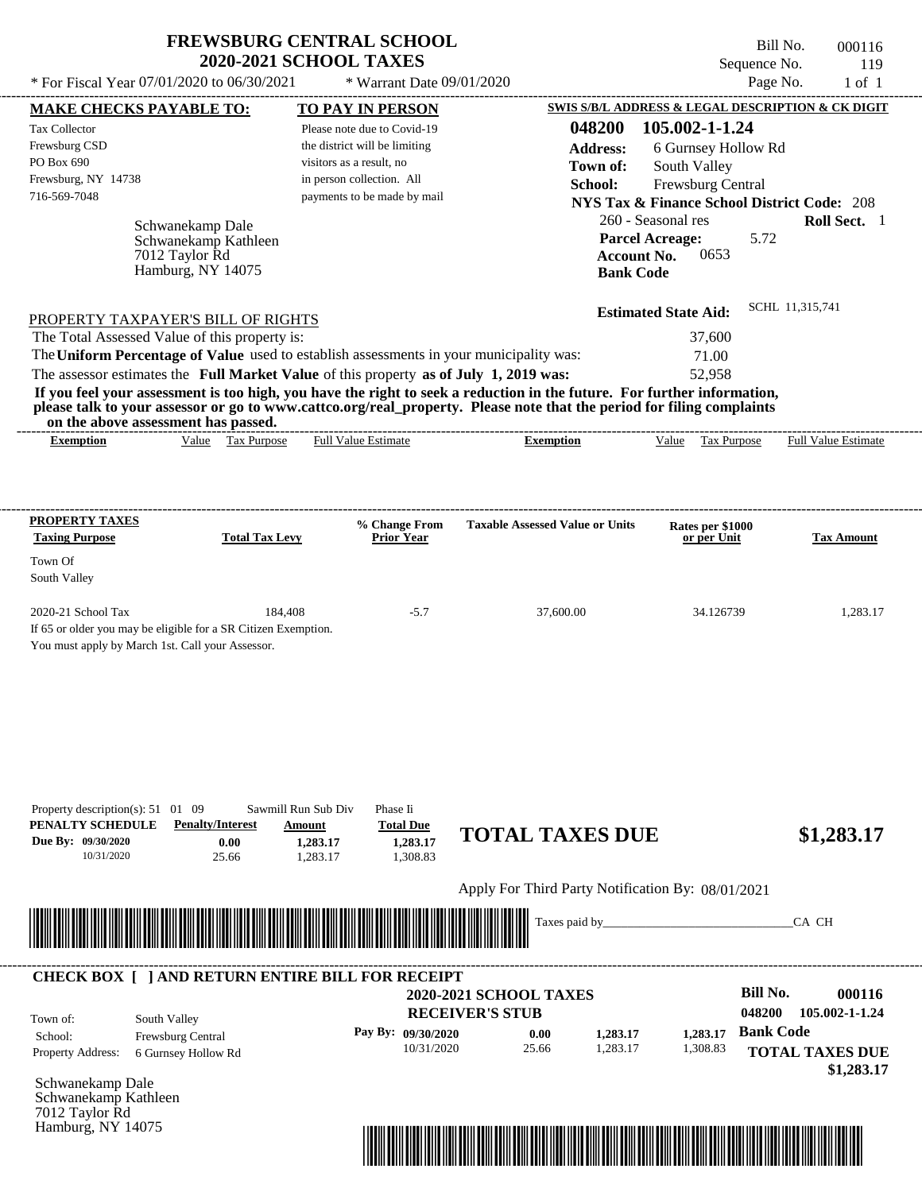# FREWSBURG CENTRAL SCHOOL
## 2020-2021 SCHOOL TAXES

\* For Fiscal Year 07/01/2020 to 06/30/2021 — \* Warrant Date 09/01/2020

Bill No. 000116
Sequence No. 119
Page No. 1 of 1

**MAKE CHECKS PAYABLE TO:**
Tax Collector
Frewsburg CSD
PO Box 690
Frewsburg, NY 14738
716-569-7048

**TO PAY IN PERSON**
Please note due to Covid-19 the district will be limiting visitors as a result, no in person collection. All payments to be made by mail

**SWIS S/B/L ADDRESS & LEGAL DESCRIPTION & CK DIGIT**
**048200 105.002-1-1.24**
**Address:** 6 Gurnsey Hollow Rd
**Town of:** South Valley
**School:** Frewsburg Central
**NYS Tax & Finance School District Code:** 208
260 - Seasonal res — **Roll Sect.** 1
**Parcel Acreage:** 5.72
**Account No.** 0653
**Bank Code**

Schwanekamp Dale
Schwanekamp Kathleen
7012 Taylor Rd
Hamburg, NY 14075

**Estimated State Aid:** SCHL 11,315,741

PROPERTY TAXPAYER'S BILL OF RIGHTS

The Total Assessed Value of this property is: 37,600
The **Uniform Percentage of Value** used to establish assessments in your municipality was: 71.00
The assessor estimates the **Full Market Value** of this property **as of July 1, 2019 was:** 52,958

**If you feel your assessment is too high, you have the right to seek a reduction in the future. For further information, please talk to your assessor or go to www.cattco.org/real_property. Please note that the period for filing complaints on the above assessment has passed.**

| Exemption | Value | Tax Purpose | Full Value Estimate | Exemption | Value | Tax Purpose | Full Value Estimate |
|---|---|---|---|---|---|---|---|

| PROPERTY TAXES Taxing Purpose | Total Tax Levy | % Change From Prior Year | Taxable Assessed Value or Units | Rates per $1000 or per Unit | Tax Amount |
|---|---|---|---|---|---|
| Town Of South Valley | | | | | |
| 2020-21 School Tax | 184,408 | -5.7 | 37,600.00 | 34.126739 | 1,283.17 |

If 65 or older you may be eligible for a SR Citizen Exemption.
You must apply by March 1st. Call your Assessor.

Property description(s): 51 01 09 Sawmill Run Sub Div Phase Ii

| PENALTY SCHEDULE | Penalty/Interest | Amount | Total Due |
|---|---|---|---|
| Due By: 09/30/2020 | 0.00 | 1,283.17 | 1,283.17 |
| 10/31/2020 | 25.66 | 1,283.17 | 1,308.83 |

**TOTAL TAXES DUE $1,283.17**

Apply For Third Party Notification By: 08/01/2021

Taxes paid by_______________________________CA CH

**CHECK BOX [ ] AND RETURN ENTIRE BILL FOR RECEIPT**

**2020-2021 SCHOOL TAXES**
**RECEIVER'S STUB**

**Bill No.** 000116
048200 105.002-1-1.24

Town of: South Valley
School: Frewsburg Central
Property Address: 6 Gurnsey Hollow Rd

| Pay By: | | | |
|---|---|---|---|
| 09/30/2020 | 0.00 | 1,283.17 | 1,283.17 |
| 10/31/2020 | 25.66 | 1,283.17 | 1,308.83 |

**Bank Code**

**TOTAL TAXES DUE $1,283.17**

Schwanekamp Dale
Schwanekamp Kathleen
7012 Taylor Rd
Hamburg, NY 14075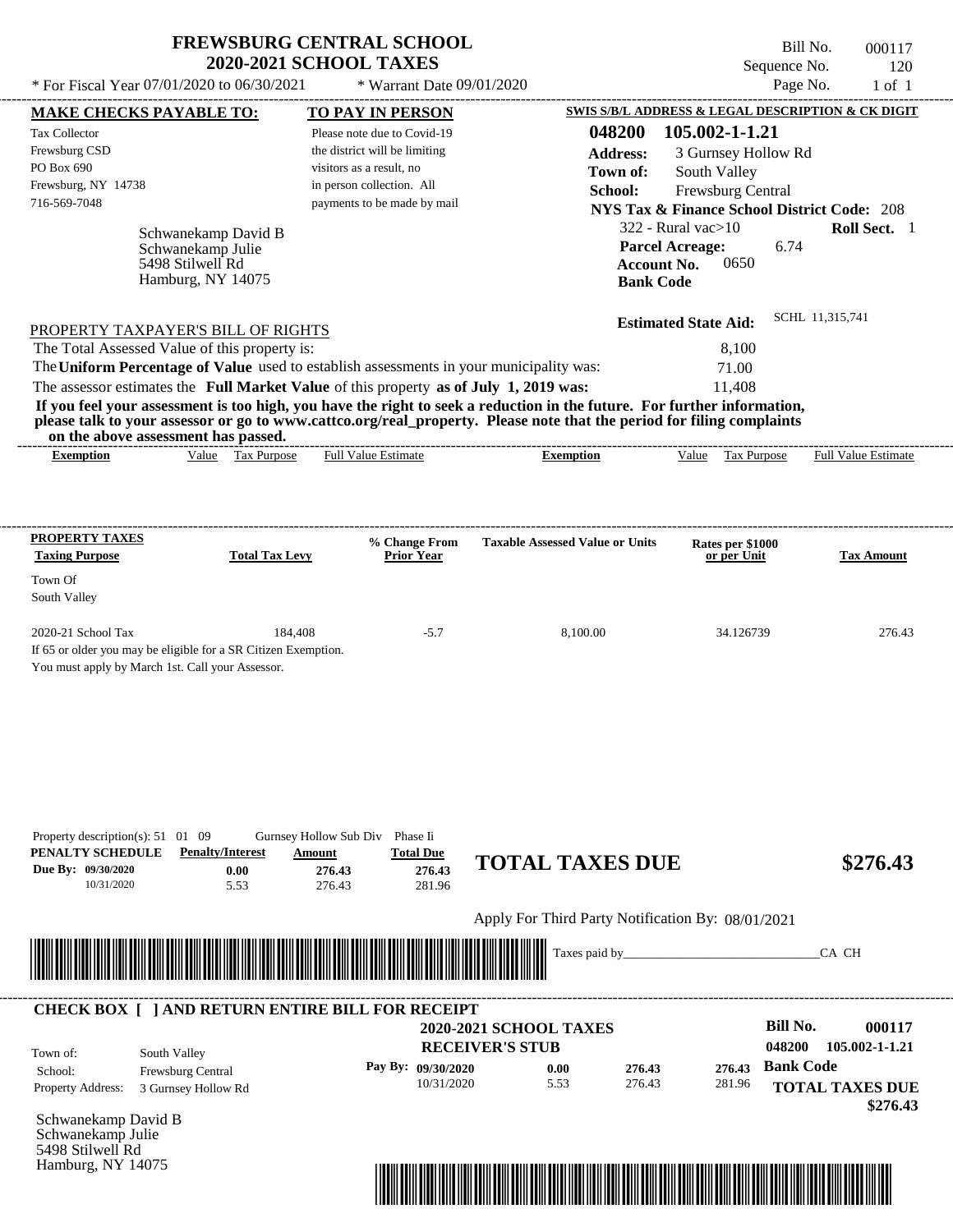# FREWSBURG CENTRAL SCHOOL
## 2020-2021 SCHOOL TAXES

\* For Fiscal Year 07/01/2020 to 06/30/2021 \* Warrant Date 09/01/2020

Bill No. 000117
Sequence No. 120
Page No. 1 of 1

**MAKE CHECKS PAYABLE TO:**

Tax Collector
Frewsburg CSD
PO Box 690
Frewsburg, NY 14738
716-569-7048

**TO PAY IN PERSON**

Please note due to Covid-19 the district will be limiting visitors as a result, no in person collection. All payments to be made by mail

**SWIS S/B/L ADDRESS & LEGAL DESCRIPTION & CK DIGIT**

**048200 105.002-1-1.21**
**Address:** 3 Gurnsey Hollow Rd
**Town of:** South Valley
**School:** Frewsburg Central
**NYS Tax & Finance School District Code:** 208
322 - Rural vac>10 **Roll Sect.** 1
**Parcel Acreage:** 6.74
**Account No.** 0650
**Bank Code**

Schwanekamp David B
Schwanekamp Julie
5498 Stilwell Rd
Hamburg, NY 14075

**Estimated State Aid:** SCHL 11,315,741

PROPERTY TAXPAYER'S BILL OF RIGHTS

The Total Assessed Value of this property is: 8,100
The **Uniform Percentage of Value** used to establish assessments in your municipality was: 71.00
The assessor estimates the **Full Market Value** of this property **as of July 1, 2019 was:** 11,408

**If you feel your assessment is too high, you have the right to seek a reduction in the future. For further information, please talk to your assessor or go to www.cattco.org/real_property. Please note that the period for filing complaints on the above assessment has passed.**

| Exemption | Value | Tax Purpose | Full Value Estimate | Exemption | Value | Tax Purpose | Full Value Estimate |
|---|---|---|---|---|---|---|---|

| PROPERTY TAXES Taxing Purpose | Total Tax Levy | % Change From Prior Year | Taxable Assessed Value or Units | Rates per $1000 or per Unit | Tax Amount |
|---|---|---|---|---|---|
| Town Of South Valley | | | | | |
| 2020-21 School Tax | 184,408 | -5.7 | 8,100.00 | 34.126739 | 276.43 |

If 65 or older you may be eligible for a SR Citizen Exemption.
You must apply by March 1st. Call your Assessor.

Property description(s): 51 01 09 Gurnsey Hollow Sub Div Phase Ii

| PENALTY SCHEDULE | Penalty/Interest | Amount | Total Due |
|---|---|---|---|
| Due By: 09/30/2020 | 0.00 | 276.43 | 276.43 |
| 10/31/2020 | 5.53 | 276.43 | 281.96 |

**TOTAL TAXES DUE $276.43**

Apply For Third Party Notification By: 08/01/2021

Taxes paid by_______________________________CA CH

**CHECK BOX [ ] AND RETURN ENTIRE BILL FOR RECEIPT**

**2020-2021 SCHOOL TAXES**
**RECEIVER'S STUB**

**Bill No. 000117**
**048200 105.002-1-1.21**

Town of: South Valley
School: Frewsburg Central
Property Address: 3 Gurnsey Hollow Rd

| Pay By: | | | |
|---|---|---|---|
| 09/30/2020 | 0.00 | 276.43 | 276.43 |
| 10/31/2020 | 5.53 | 276.43 | 281.96 |

**Bank Code**

**TOTAL TAXES DUE $276.43**

Schwanekamp David B
Schwanekamp Julie
5498 Stilwell Rd
Hamburg, NY 14075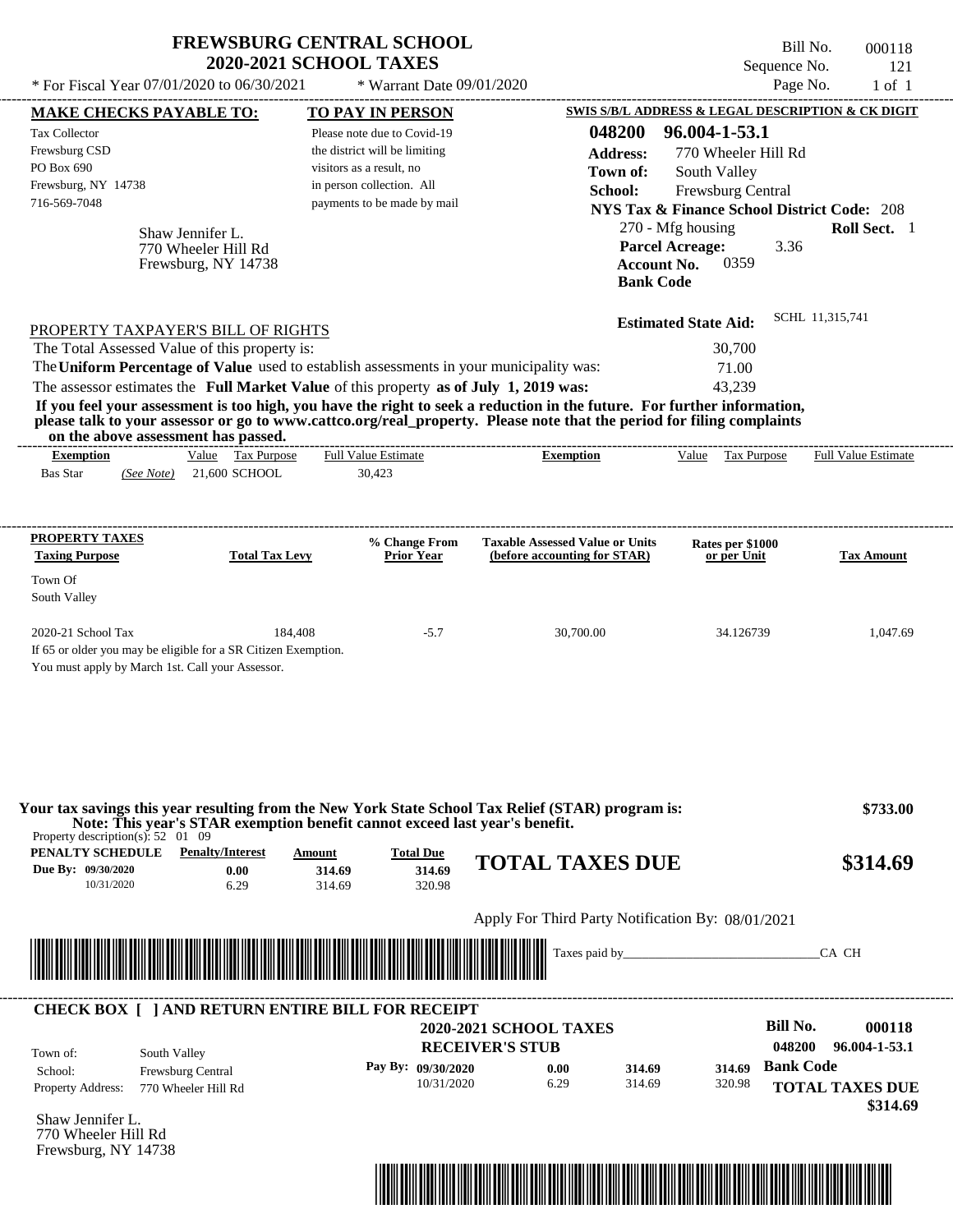# FREWSBURG CENTRAL SCHOOL
## 2020-2021 SCHOOL TAXES

\* For Fiscal Year 07/01/2020 to 06/30/2021 \* Warrant Date 09/01/2020

Bill No. 000118
Sequence No. 121
Page No. 1 of 1

**MAKE CHECKS PAYABLE TO:**

Tax Collector
Frewsburg CSD
PO Box 690
Frewsburg, NY 14738
716-569-7048

Shaw Jennifer L.
770 Wheeler Hill Rd
Frewsburg, NY 14738

**TO PAY IN PERSON**

Please note due to Covid-19 the district will be limiting visitors as a result, no in person collection. All payments to be made by mail

**SWIS S/B/L ADDRESS & LEGAL DESCRIPTION & CK DIGIT**

**048200 96.004-1-53.1**
**Address:** 770 Wheeler Hill Rd
**Town of:** South Valley
**School:** Frewsburg Central
**NYS Tax & Finance School District Code:** 208
270 - Mfg housing **Roll Sect.** 1
**Parcel Acreage:** 3.36
**Account No.** 0359
**Bank Code**

**Estimated State Aid:** SCHL 11,315,741

PROPERTY TAXPAYER'S BILL OF RIGHTS

The Total Assessed Value of this property is: 30,700
The **Uniform Percentage of Value** used to establish assessments in your municipality was: 71.00
The assessor estimates the **Full Market Value** of this property **as of July 1, 2019 was:** 43,239

**If you feel your assessment is too high, you have the right to seek a reduction in the future. For further information, please talk to your assessor or go to www.cattco.org/real_property. Please note that the period for filing complaints on the above assessment has passed.**

| Exemption | Value | Tax Purpose | Full Value Estimate | Exemption | Value | Tax Purpose | Full Value Estimate |
|---|---|---|---|---|---|---|---|
| Bas Star *(See Note)* | 21,600 | SCHOOL | 30,423 | | | | |

| PROPERTY TAXES Taxing Purpose | Total Tax Levy | % Change From Prior Year | Taxable Assessed Value or Units (before accounting for STAR) | Rates per $1000 or per Unit | Tax Amount |
|---|---|---|---|---|---|
| Town Of South Valley | | | | | |
| 2020-21 School Tax | 184,408 | -5.7 | 30,700.00 | 34.126739 | 1,047.69 |

If 65 or older you may be eligible for a SR Citizen Exemption.
You must apply by March 1st. Call your Assessor.

**Your tax savings this year resulting from the New York State School Tax Relief (STAR) program is:** **$733.00**
**Note: This year's STAR exemption benefit cannot exceed last year's benefit.**

Property description(s): 52 01 09

| PENALTY SCHEDULE | Penalty/Interest | Amount | Total Due |
|---|---|---|---|
| Due By: 09/30/2020 | 0.00 | 314.69 | 314.69 |
| 10/31/2020 | 6.29 | 314.69 | 320.98 |

**TOTAL TAXES DUE** **$314.69**

Apply For Third Party Notification By: 08/01/2021

Taxes paid by________________________________CA CH

**CHECK BOX [ ] AND RETURN ENTIRE BILL FOR RECEIPT**

**2020-2021 SCHOOL TAXES**
**RECEIVER'S STUB**

**Bill No. 000118**
**048200 96.004-1-53.1**

Town of: South Valley
School: Frewsburg Central
Property Address: 770 Wheeler Hill Rd

| Pay By: | | | |
|---|---|---|---|
| 09/30/2020 | 0.00 | 314.69 | 314.69 |
| 10/31/2020 | 6.29 | 314.69 | 320.98 |

**Bank Code**

**TOTAL TAXES DUE**
**$314.69**

Shaw Jennifer L.
770 Wheeler Hill Rd
Frewsburg, NY 14738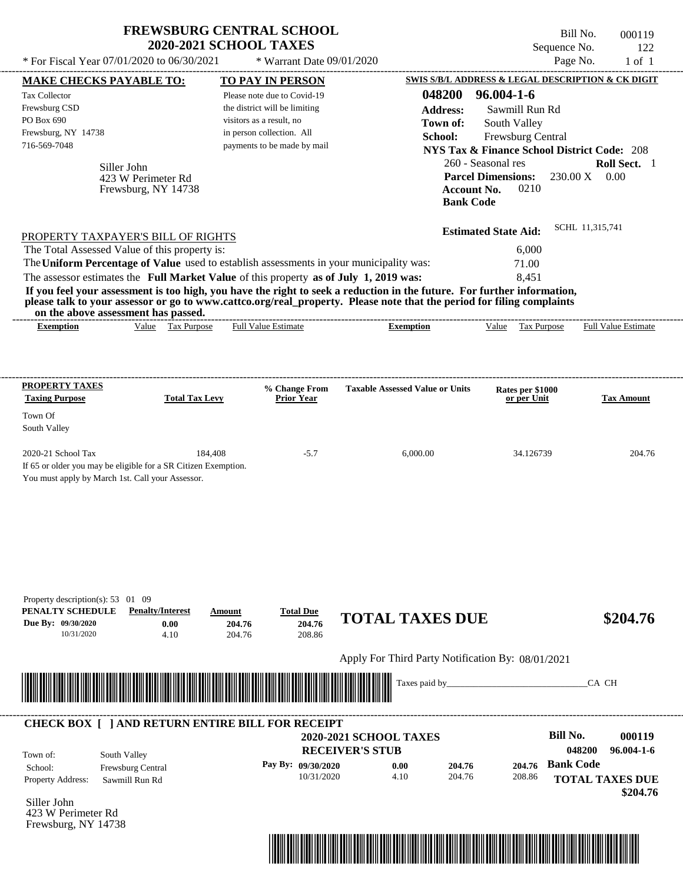# FREWSBURG CENTRAL SCHOOL
## 2020-2021 SCHOOL TAXES

\* For Fiscal Year 07/01/2020 to 06/30/2021 \* Warrant Date 09/01/2020

Bill No. 000119
Sequence No. 122
Page No. 1 of 1

**MAKE CHECKS PAYABLE TO:**

Tax Collector
Frewsburg CSD
PO Box 690
Frewsburg, NY 14738
716-569-7048

Siller John
423 W Perimeter Rd
Frewsburg, NY 14738

**TO PAY IN PERSON**

Please note due to Covid-19 the district will be limiting visitors as a result, no in person collection. All payments to be made by mail

**SWIS S/B/L ADDRESS & LEGAL DESCRIPTION & CK DIGIT**

**048200 96.004-1-6**
**Address:** Sawmill Run Rd
**Town of:** South Valley
**School:** Frewsburg Central
**NYS Tax & Finance School District Code:** 208
260 - Seasonal res **Roll Sect.** 1
**Parcel Dimensions:** 230.00 X 0.00
**Account No.** 0210
**Bank Code**

**Estimated State Aid:** SCHL 11,315,741

PROPERTY TAXPAYER'S BILL OF RIGHTS

The Total Assessed Value of this property is: 6,000
The **Uniform Percentage of Value** used to establish assessments in your municipality was: 71.00
The assessor estimates the **Full Market Value** of this property **as of July 1, 2019 was:** 8,451

**If you feel your assessment is too high, you have the right to seek a reduction in the future. For further information, please talk to your assessor or go to www.cattco.org/real_property. Please note that the period for filing complaints on the above assessment has passed.**

| Exemption | Value | Tax Purpose | Full Value Estimate | Exemption | Value | Tax Purpose | Full Value Estimate |
|---|---|---|---|---|---|---|---|

| PROPERTY TAXES Taxing Purpose | Total Tax Levy | % Change From Prior Year | Taxable Assessed Value or Units | Rates per $1000 or per Unit | Tax Amount |
|---|---|---|---|---|---|
| Town Of South Valley | | | | | |
| 2020-21 School Tax | 184,408 | -5.7 | 6,000.00 | 34.126739 | 204.76 |

If 65 or older you may be eligible for a SR Citizen Exemption.
You must apply by March 1st. Call your Assessor.

Property description(s): 53 01 09

| PENALTY SCHEDULE | Penalty/Interest | Amount | Total Due |
|---|---|---|---|
| Due By: 09/30/2020 | 0.00 | 204.76 | 204.76 |
| 10/31/2020 | 4.10 | 204.76 | 208.86 |

**TOTAL TAXES DUE $204.76**

Apply For Third Party Notification By: 08/01/2021

Taxes paid by_______________________________CA CH

**CHECK BOX [ ] AND RETURN ENTIRE BILL FOR RECEIPT**

**2020-2021 SCHOOL TAXES**
**RECEIVER'S STUB**

**Bill No. 000119**
**048200 96.004-1-6**

Town of: South Valley
School: Frewsburg Central
Property Address: Sawmill Run Rd

| Pay By: | | | | |
|---|---|---|---|---|
| 09/30/2020 | 0.00 | 204.76 | 204.76 | **Bank Code** |
| 10/31/2020 | 4.10 | 204.76 | 208.86 | |

**TOTAL TAXES DUE $204.76**

Siller John
423 W Perimeter Rd
Frewsburg, NY 14738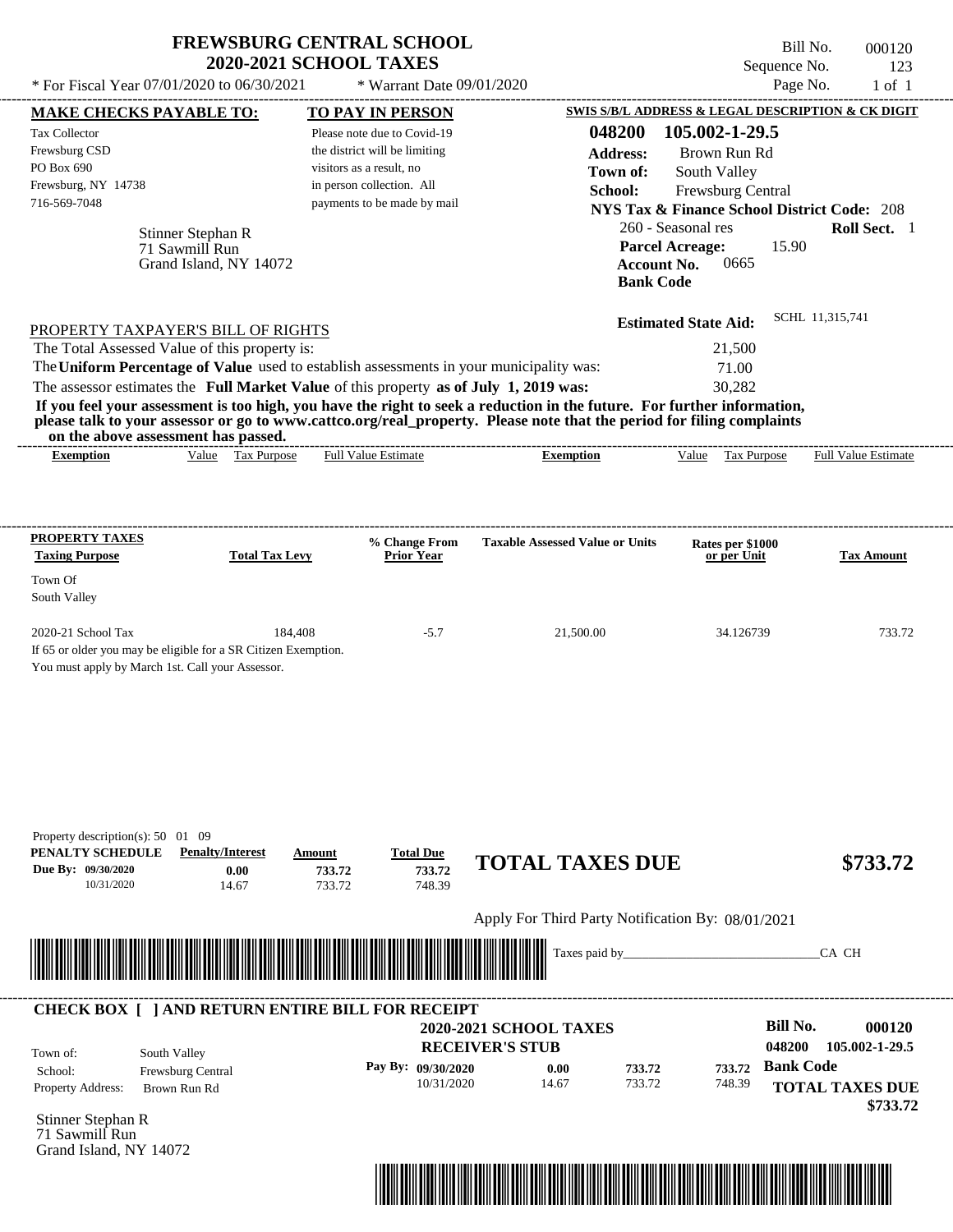# FREWSBURG CENTRAL SCHOOL
## 2020-2021 SCHOOL TAXES

\* For Fiscal Year 07/01/2020 to 06/30/2021 \* Warrant Date 09/01/2020

Bill No. 000120
Sequence No. 123
Page No. 1 of 1

**MAKE CHECKS PAYABLE TO:**

Tax Collector
Frewsburg CSD
PO Box 690
Frewsburg, NY 14738
716-569-7048

**TO PAY IN PERSON**

Please note due to Covid-19 the district will be limiting visitors as a result, no in person collection. All payments to be made by mail

**SWIS S/B/L ADDRESS & LEGAL DESCRIPTION & CK DIGIT**

**048200 105.002-1-29.5**
**Address:** Brown Run Rd
**Town of:** South Valley
**School:** Frewsburg Central
**NYS Tax & Finance School District Code:** 208
260 - Seasonal res **Roll Sect.** 1
**Parcel Acreage:** 15.90
**Account No.** 0665
**Bank Code**

Stinner Stephan R
71 Sawmill Run
Grand Island, NY 14072

**Estimated State Aid:** SCHL 11,315,741

PROPERTY TAXPAYER'S BILL OF RIGHTS

The Total Assessed Value of this property is: 21,500
The **Uniform Percentage of Value** used to establish assessments in your municipality was: 71.00
The assessor estimates the **Full Market Value** of this property **as of July 1, 2019 was:** 30,282

**If you feel your assessment is too high, you have the right to seek a reduction in the future. For further information, please talk to your assessor or go to www.cattco.org/real_property. Please note that the period for filing complaints on the above assessment has passed.**

| Exemption | Value | Tax Purpose | Full Value Estimate | Exemption | Value | Tax Purpose | Full Value Estimate |
|---|---|---|---|---|---|---|---|

| PROPERTY TAXES Taxing Purpose | Total Tax Levy | % Change From Prior Year | Taxable Assessed Value or Units | Rates per $1000 or per Unit | Tax Amount |
|---|---|---|---|---|---|
| Town Of South Valley | | | | | |
| 2020-21 School Tax | 184,408 | -5.7 | 21,500.00 | 34.126739 | 733.72 |

If 65 or older you may be eligible for a SR Citizen Exemption.
You must apply by March 1st. Call your Assessor.

Property description(s): 50 01 09

| PENALTY SCHEDULE | Penalty/Interest | Amount | Total Due |
|---|---|---|---|
| Due By: 09/30/2020 | 0.00 | 733.72 | 733.72 |
| 10/31/2020 | 14.67 | 733.72 | 748.39 |

**TOTAL TAXES DUE $733.72**

Apply For Third Party Notification By: 08/01/2021

Taxes paid by_______________________________CA CH

**CHECK BOX [ ] AND RETURN ENTIRE BILL FOR RECEIPT**

**2020-2021 SCHOOL TAXES**
**RECEIVER'S STUB**

**Bill No. 000120**
**048200 105.002-1-29.5**

Town of: South Valley
School: Frewsburg Central
Property Address: Brown Run Rd

| Pay By: | | | |
|---|---|---|---|
| 09/30/2020 | 0.00 | 733.72 | 733.72 |
| 10/31/2020 | 14.67 | 733.72 | 748.39 |

**Bank Code**
**TOTAL TAXES DUE $733.72**

Stinner Stephan R
71 Sawmill Run
Grand Island, NY 14072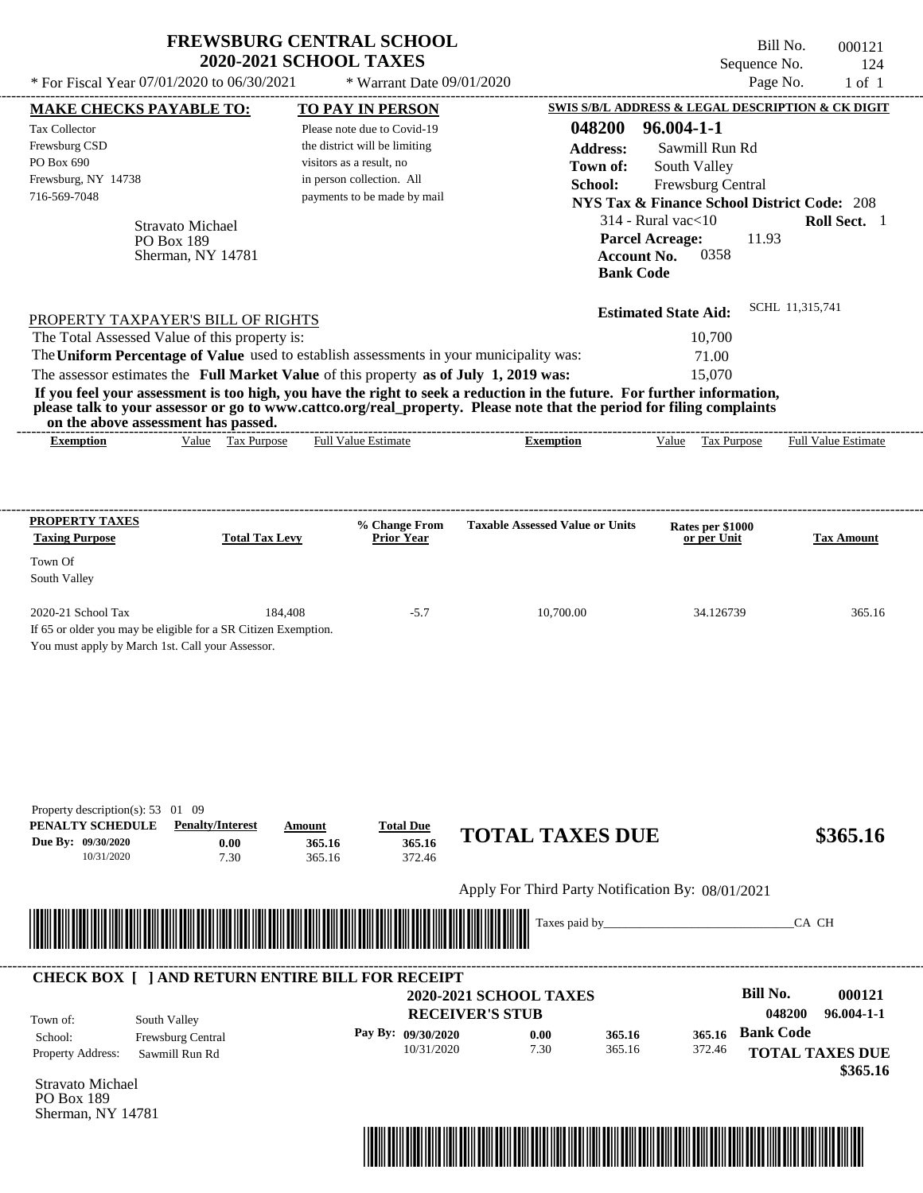# FREWSBURG CENTRAL SCHOOL
## 2020-2021 SCHOOL TAXES

\* For Fiscal Year 07/01/2020 to 06/30/2021 \* Warrant Date 09/01/2020

Bill No. 000121
Sequence No. 124
Page No. 1 of 1

**MAKE CHECKS PAYABLE TO:**

Tax Collector
Frewsburg CSD
PO Box 690
Frewsburg, NY 14738
716-569-7048

**TO PAY IN PERSON**

Please note due to Covid-19 the district will be limiting visitors as a result, no in person collection. All payments to be made by mail

**SWIS S/B/L ADDRESS & LEGAL DESCRIPTION & CK DIGIT**

**048200 96.004-1-1**
**Address:** Sawmill Run Rd
**Town of:** South Valley
**School:** Frewsburg Central
**NYS Tax & Finance School District Code:** 208
314 - Rural vac<10 **Roll Sect.** 1
**Parcel Acreage:** 11.93
**Account No.** 0358
**Bank Code**

Stravato Michael
PO Box 189
Sherman, NY 14781

**Estimated State Aid:** SCHL 11,315,741

PROPERTY TAXPAYER'S BILL OF RIGHTS

The Total Assessed Value of this property is: 10,700
The **Uniform Percentage of Value** used to establish assessments in your municipality was: 71.00
The assessor estimates the **Full Market Value** of this property **as of July 1, 2019 was:** 15,070

**If you feel your assessment is too high, you have the right to seek a reduction in the future. For further information, please talk to your assessor or go to www.cattco.org/real_property. Please note that the period for filing complaints on the above assessment has passed.**

| Exemption | Value | Tax Purpose | Full Value Estimate | Exemption | Value | Tax Purpose | Full Value Estimate |
|---|---|---|---|---|---|---|---|

| PROPERTY TAXES Taxing Purpose | Total Tax Levy | % Change From Prior Year | Taxable Assessed Value or Units | Rates per $1000 or per Unit | Tax Amount |
|---|---|---|---|---|---|
| Town Of South Valley | | | | | |
| 2020-21 School Tax | 184,408 | -5.7 | 10,700.00 | 34.126739 | 365.16 |

If 65 or older you may be eligible for a SR Citizen Exemption.
You must apply by March 1st. Call your Assessor.

Property description(s): 53 01 09

| PENALTY SCHEDULE | Penalty/Interest | Amount | Total Due |
|---|---|---|---|
| Due By: 09/30/2020 | 0.00 | 365.16 | 365.16 |
| 10/31/2020 | 7.30 | 365.16 | 372.46 |

**TOTAL TAXES DUE $365.16**

Apply For Third Party Notification By: 08/01/2021

Taxes paid by_______________________________CA CH

---

**CHECK BOX [ ] AND RETURN ENTIRE BILL FOR RECEIPT**

**2020-2021 SCHOOL TAXES**
**RECEIVER'S STUB**

**Bill No. 000121**
**048200 96.004-1-1**

Town of: South Valley
School: Frewsburg Central
Property Address: Sawmill Run Rd

| Pay By: | | | |
|---|---|---|---|
| 09/30/2020 | 0.00 | 365.16 | 365.16 |
| 10/31/2020 | 7.30 | 365.16 | 372.46 |

**Bank Code**

**TOTAL TAXES DUE $365.16**

Stravato Michael
PO Box 189
Sherman, NY 14781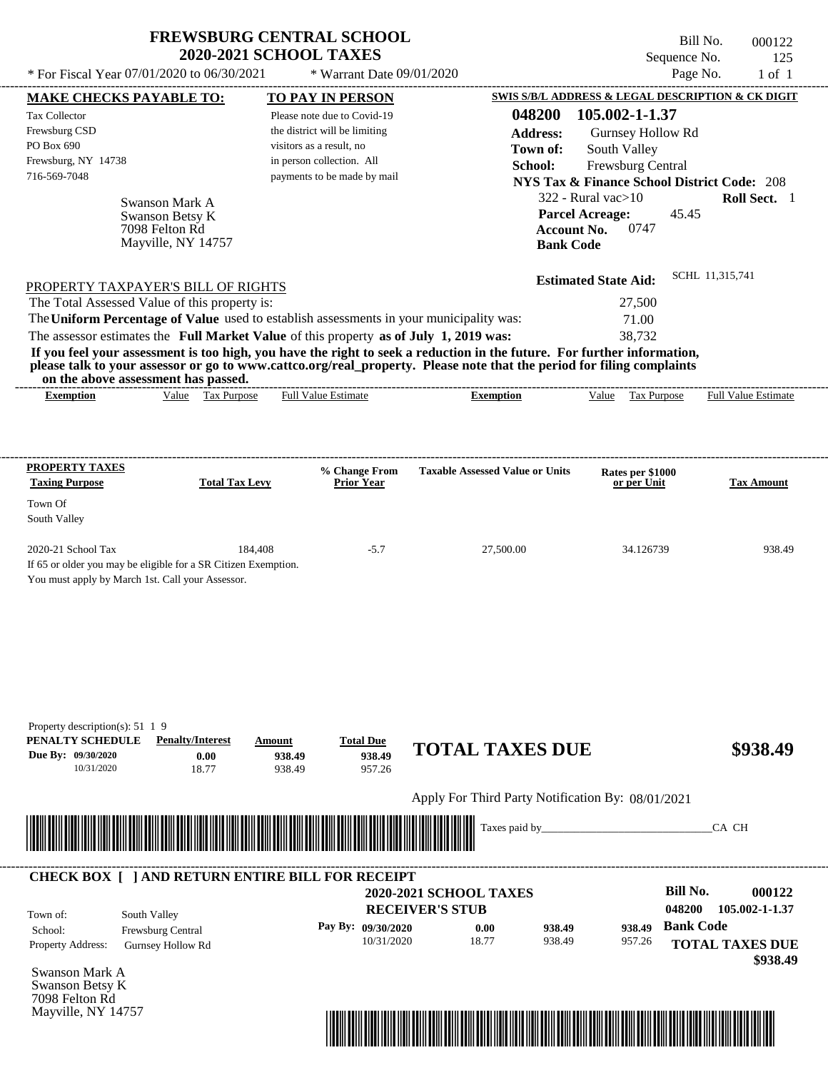# FREWSBURG CENTRAL SCHOOL
## 2020-2021 SCHOOL TAXES

\* For Fiscal Year 07/01/2020 to 06/30/2021 &nbsp;&nbsp; \* Warrant Date 09/01/2020

Bill No. 000122
Sequence No. 125
Page No. 1 of 1

**MAKE CHECKS PAYABLE TO:**
Tax Collector
Frewsburg CSD
PO Box 690
Frewsburg, NY 14738
716-569-7048

**TO PAY IN PERSON**
Please note due to Covid-19 the district will be limiting visitors as a result, no in person collection. All payments to be made by mail

**SWIS S/B/L ADDRESS & LEGAL DESCRIPTION & CK DIGIT**
**048200 105.002-1-1.37**
**Address:** Gurnsey Hollow Rd
**Town of:** South Valley
**School:** Frewsburg Central
**NYS Tax & Finance School District Code:** 208
322 - Rural vac>10 &nbsp;&nbsp; **Roll Sect.** 1
**Parcel Acreage:** 45.45
**Account No.** 0747
**Bank Code**

Swanson Mark A
Swanson Betsy K
7098 Felton Rd
Mayville, NY 14757

**Estimated State Aid:** SCHL 11,315,741

PROPERTY TAXPAYER'S BILL OF RIGHTS

The Total Assessed Value of this property is: 27,500
The **Uniform Percentage of Value** used to establish assessments in your municipality was: 71.00
The assessor estimates the **Full Market Value** of this property **as of July 1, 2019 was:** 38,732

**If you feel your assessment is too high, you have the right to seek a reduction in the future. For further information, please talk to your assessor or go to www.cattco.org/real_property. Please note that the period for filing complaints on the above assessment has passed.**

| Exemption | Value | Tax Purpose | Full Value Estimate | Exemption | Value | Tax Purpose | Full Value Estimate |
|---|---|---|---|---|---|---|---|

| PROPERTY TAXES Taxing Purpose | Total Tax Levy | % Change From Prior Year | Taxable Assessed Value or Units | Rates per $1000 or per Unit | Tax Amount |
|---|---|---|---|---|---|
| Town Of South Valley | | | | | |
| 2020-21 School Tax | 184,408 | -5.7 | 27,500.00 | 34.126739 | 938.49 |

If 65 or older you may be eligible for a SR Citizen Exemption.
You must apply by March 1st. Call your Assessor.

Property description(s): 51 1 9

| PENALTY SCHEDULE | Penalty/Interest | Amount | Total Due |
|---|---|---|---|
| Due By: 09/30/2020 | 0.00 | 938.49 | 938.49 |
| 10/31/2020 | 18.77 | 938.49 | 957.26 |

**TOTAL TAXES DUE $938.49**

Apply For Third Party Notification By: 08/01/2021

Taxes paid by_______________________________CA CH

---

**CHECK BOX [ ] AND RETURN ENTIRE BILL FOR RECEIPT**

**2020-2021 SCHOOL TAXES**
**RECEIVER'S STUB**

**Bill No. 000122**
048200 105.002-1-1.37

Town of: South Valley
School: Frewsburg Central
Property Address: Gurnsey Hollow Rd

| Pay By: | | | |
|---|---|---|---|
| 09/30/2020 | 0.00 | 938.49 | 938.49 |
| 10/31/2020 | 18.77 | 938.49 | 957.26 |

**Bank Code**

**TOTAL TAXES DUE $938.49**

Swanson Mark A
Swanson Betsy K
7098 Felton Rd
Mayville, NY 14757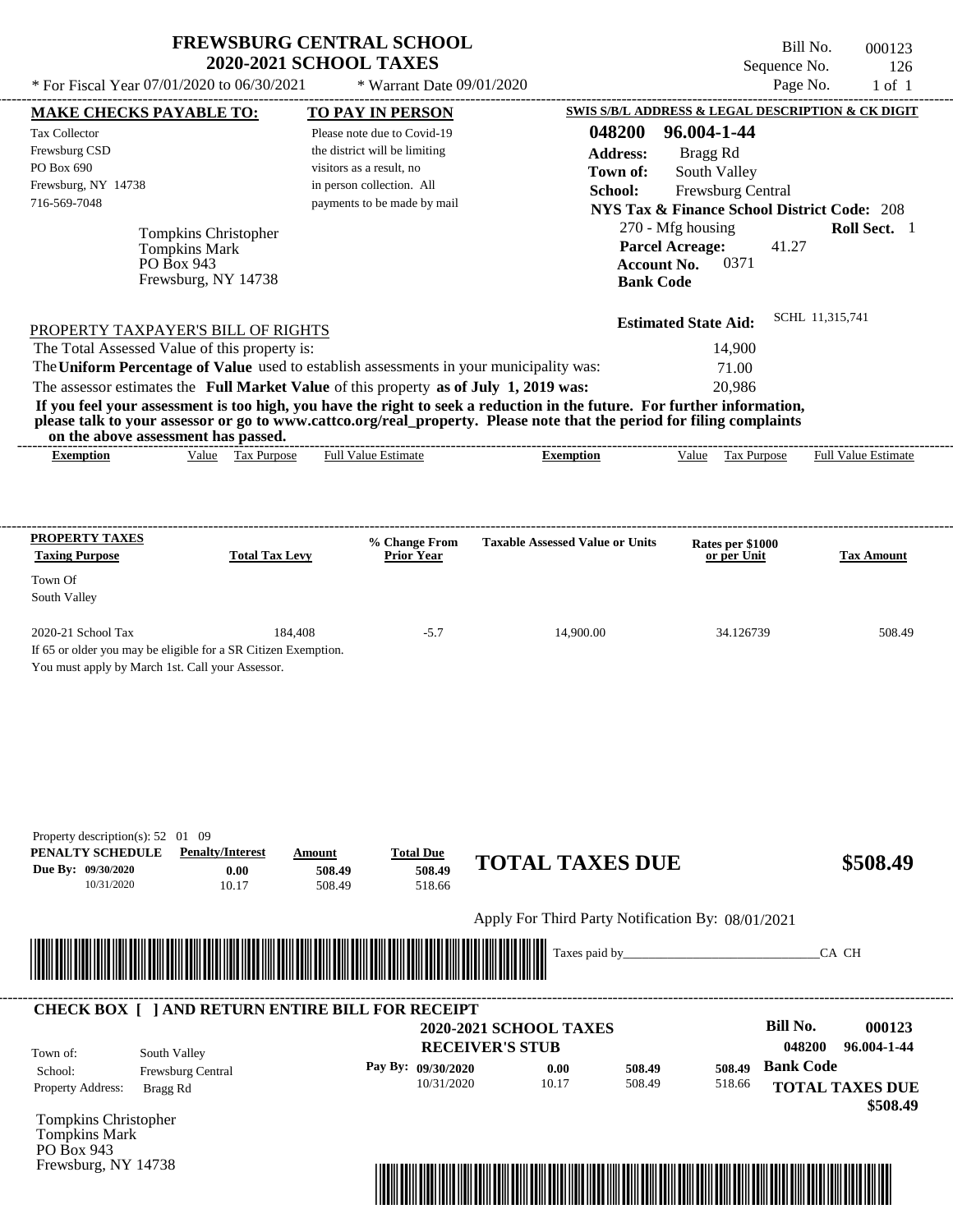# FREWSBURG CENTRAL SCHOOL
## 2020-2021 SCHOOL TAXES

\* For Fiscal Year 07/01/2020 to 06/30/2021 — \* Warrant Date 09/01/2020

Bill No. 000123
Sequence No. 126
Page No. 1 of 1

**MAKE CHECKS PAYABLE TO:**
Tax Collector
Frewsburg CSD
PO Box 690
Frewsburg, NY 14738
716-569-7048

**TO PAY IN PERSON**
Please note due to Covid-19 the district will be limiting visitors as a result, no in person collection. All payments to be made by mail

**SWIS S/B/L ADDRESS & LEGAL DESCRIPTION & CK DIGIT**
**048200 96.004-1-44**
**Address:** Bragg Rd
**Town of:** South Valley
**School:** Frewsburg Central
**NYS Tax & Finance School District Code:** 208
270 - Mfg housing — **Roll Sect.** 1
**Parcel Acreage:** 41.27
**Account No.** 0371
**Bank Code**

Tompkins Christopher
Tompkins Mark
PO Box 943
Frewsburg, NY 14738

**Estimated State Aid:** SCHL 11,315,741

PROPERTY TAXPAYER'S BILL OF RIGHTS

| | |
|---|---|
| The Total Assessed Value of this property is: | 14,900 |
| The **Uniform Percentage of Value** used to establish assessments in your municipality was: | 71.00 |
| The assessor estimates the **Full Market Value** of this property **as of July 1, 2019 was:** | 20,986 |

**If you feel your assessment is too high, you have the right to seek a reduction in the future. For further information, please talk to your assessor or go to www.cattco.org/real_property. Please note that the period for filing complaints on the above assessment has passed.**

| Exemption | Value | Tax Purpose | Full Value Estimate | Exemption | Value | Tax Purpose | Full Value Estimate |
|---|---|---|---|---|---|---|---|

| PROPERTY TAXES Taxing Purpose | Total Tax Levy | % Change From Prior Year | Taxable Assessed Value or Units | Rates per $1000 or per Unit | Tax Amount |
|---|---|---|---|---|---|
| Town Of South Valley | | | | | |
| 2020-21 School Tax | 184,408 | -5.7 | 14,900.00 | 34.126739 | 508.49 |

If 65 or older you may be eligible for a SR Citizen Exemption.
You must apply by March 1st. Call your Assessor.

Property description(s): 52 01 09

| PENALTY SCHEDULE | Penalty/Interest | Amount | Total Due |
|---|---|---|---|
| Due By: 09/30/2020 | 0.00 | 508.49 | 508.49 |
| 10/31/2020 | 10.17 | 508.49 | 518.66 |

**TOTAL TAXES DUE $508.49**

Apply For Third Party Notification By: 08/01/2021

Taxes paid by_______________________________CA CH

---

**CHECK BOX [ ] AND RETURN ENTIRE BILL FOR RECEIPT**

**2020-2021 SCHOOL TAXES**
**RECEIVER'S STUB**

**Bill No. 000123**
**048200 96.004-1-44**

Town of: South Valley
School: Frewsburg Central
Property Address: Bragg Rd

| Pay By: | | | |
|---|---|---|---|
| 09/30/2020 | 0.00 | 508.49 | 508.49 |
| 10/31/2020 | 10.17 | 508.49 | 518.66 |

**Bank Code**
**TOTAL TAXES DUE**
**$508.49**

Tompkins Christopher
Tompkins Mark
PO Box 943
Frewsburg, NY 14738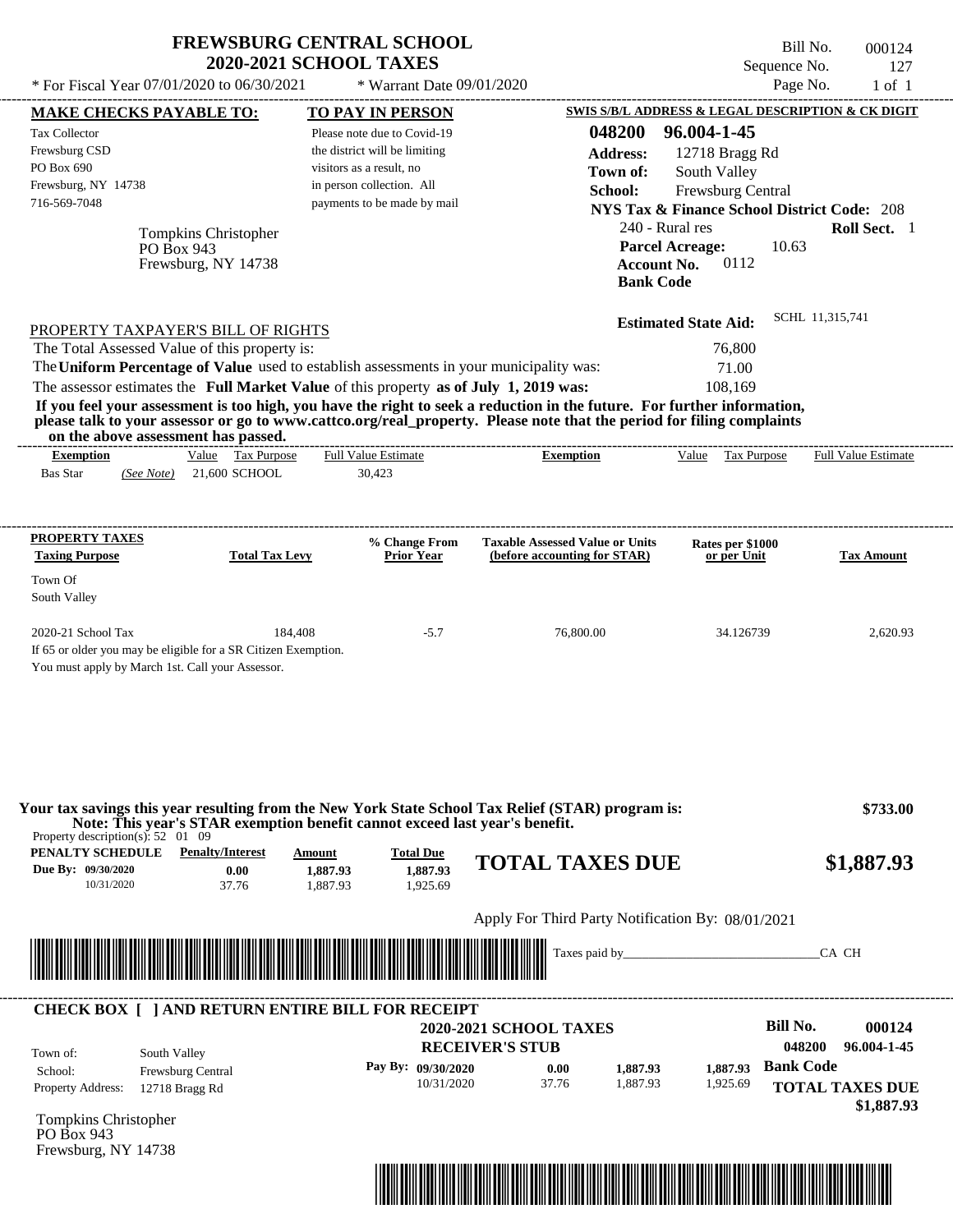# FREWSBURG CENTRAL SCHOOL
## 2020-2021 SCHOOL TAXES

* For Fiscal Year 07/01/2020 to 06/30/2021 &nbsp;&nbsp; * Warrant Date 09/01/2020

Bill No. 000124
Sequence No. 127
Page No. 1 of 1

**MAKE CHECKS PAYABLE TO:**

Tax Collector
Frewsburg CSD
PO Box 690
Frewsburg, NY 14738
716-569-7048

**TO PAY IN PERSON**

Please note due to Covid-19 the district will be limiting visitors as a result, no in person collection. All payments to be made by mail

**SWIS S/B/L ADDRESS & LEGAL DESCRIPTION & CK DIGIT**

**048200 96.004-1-45**
**Address:** 12718 Bragg Rd
**Town of:** South Valley
**School:** Frewsburg Central
**NYS Tax & Finance School District Code:** 208
240 - Rural res &nbsp;&nbsp; **Roll Sect.** 1
**Parcel Acreage:** 10.63
**Account No.** 0112
**Bank Code**

Tompkins Christopher
PO Box 943
Frewsburg, NY 14738

**Estimated State Aid:** SCHL 11,315,741

PROPERTY TAXPAYER'S BILL OF RIGHTS

The Total Assessed Value of this property is: 76,800
The **Uniform Percentage of Value** used to establish assessments in your municipality was: 71.00
The assessor estimates the **Full Market Value** of this property **as of July 1, 2019 was:** 108,169

**If you feel your assessment is too high, you have the right to seek a reduction in the future. For further information, please talk to your assessor or go to www.cattco.org/real_property. Please note that the period for filing complaints on the above assessment has passed.**

| Exemption | Value | Tax Purpose | Full Value Estimate | Exemption | Value | Tax Purpose | Full Value Estimate |
|---|---|---|---|---|---|---|---|
| Bas Star *(See Note)* | 21,600 | SCHOOL | 30,423 | | | | |

| PROPERTY TAXES Taxing Purpose | Total Tax Levy | % Change From Prior Year | Taxable Assessed Value or Units (before accounting for STAR) | Rates per $1000 or per Unit | Tax Amount |
|---|---|---|---|---|---|
| Town Of South Valley | | | | | |
| 2020-21 School Tax | 184,408 | -5.7 | 76,800.00 | 34.126739 | 2,620.93 |

If 65 or older you may be eligible for a SR Citizen Exemption.
You must apply by March 1st. Call your Assessor.

**Your tax savings this year resulting from the New York State School Tax Relief (STAR) program is: $733.00**
**Note: This year's STAR exemption benefit cannot exceed last year's benefit.**

Property description(s): 52 01 09

| PENALTY SCHEDULE | Penalty/Interest | Amount | Total Due |
|---|---|---|---|
| Due By: 09/30/2020 | 0.00 | 1,887.93 | 1,887.93 |
| 10/31/2020 | 37.76 | 1,887.93 | 1,925.69 |

**TOTAL TAXES DUE $1,887.93**

Apply For Third Party Notification By: 08/01/2021

Taxes paid by_______________________________CA CH

**CHECK BOX [ ] AND RETURN ENTIRE BILL FOR RECEIPT**

**2020-2021 SCHOOL TAXES**
**RECEIVER'S STUB**

**Bill No.** 000124
048200 96.004-1-45

Town of: South Valley
School: Frewsburg Central
Property Address: 12718 Bragg Rd

| Pay By: | | | | |
|---|---|---|---|---|
| 09/30/2020 | 0.00 | 1,887.93 | 1,887.93 | **Bank Code** |
| 10/31/2020 | 37.76 | 1,887.93 | 1,925.69 | |

**TOTAL TAXES DUE $1,887.93**

Tompkins Christopher
PO Box 943
Frewsburg, NY 14738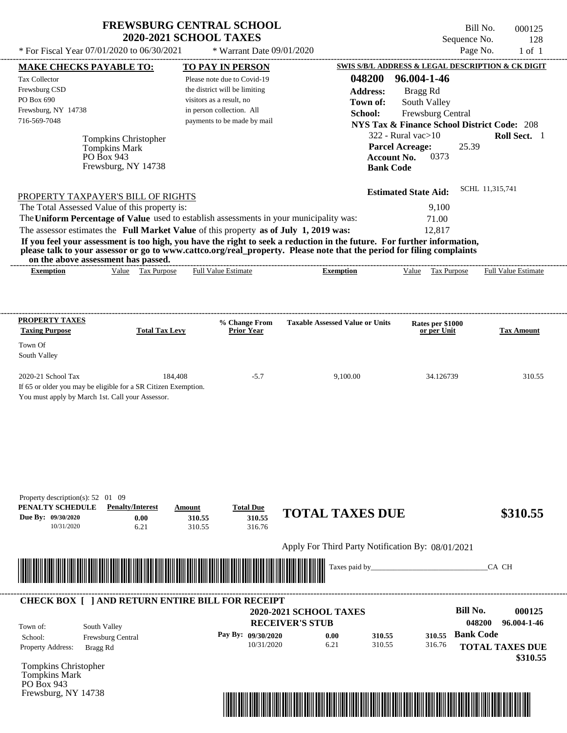# FREWSBURG CENTRAL SCHOOL
## 2020-2021 SCHOOL TAXES

\* For Fiscal Year 07/01/2020 to 06/30/2021 \* Warrant Date 09/01/2020

Bill No. 000125
Sequence No. 128
Page No. 1 of 1

**MAKE CHECKS PAYABLE TO:**

Tax Collector
Frewsburg CSD
PO Box 690
Frewsburg, NY 14738
716-569-7048

**TO PAY IN PERSON**

Please note due to Covid-19 the district will be limiting visitors as a result, no in person collection. All payments to be made by mail

**SWIS S/B/L ADDRESS & LEGAL DESCRIPTION & CK DIGIT**

**048200 96.004-1-46**
**Address:** Bragg Rd
**Town of:** South Valley
**School:** Frewsburg Central
**NYS Tax & Finance School District Code:** 208
322 - Rural vac>10 **Roll Sect.** 1
**Parcel Acreage:** 25.39
**Account No.** 0373
**Bank Code**

Tompkins Christopher
Tompkins Mark
PO Box 943
Frewsburg, NY 14738

**Estimated State Aid:** SCHL 11,315,741

PROPERTY TAXPAYER'S BILL OF RIGHTS

The Total Assessed Value of this property is: 9,100
The **Uniform Percentage of Value** used to establish assessments in your municipality was: 71.00
The assessor estimates the **Full Market Value** of this property **as of July 1, 2019 was:** 12,817

**If you feel your assessment is too high, you have the right to seek a reduction in the future. For further information, please talk to your assessor or go to www.cattco.org/real_property. Please note that the period for filing complaints on the above assessment has passed.**

| Exemption | Value | Tax Purpose | Full Value Estimate | Exemption | Value | Tax Purpose | Full Value Estimate |
|---|---|---|---|---|---|---|---|

| PROPERTY TAXES Taxing Purpose | Total Tax Levy | % Change From Prior Year | Taxable Assessed Value or Units | Rates per $1000 or per Unit | Tax Amount |
|---|---|---|---|---|---|
| Town Of South Valley | | | | | |
| 2020-21 School Tax | 184,408 | -5.7 | 9,100.00 | 34.126739 | 310.55 |

If 65 or older you may be eligible for a SR Citizen Exemption.
You must apply by March 1st. Call your Assessor.

Property description(s): 52 01 09

| PENALTY SCHEDULE | Penalty/Interest | Amount | Total Due |
|---|---|---|---|
| Due By: 09/30/2020 | 0.00 | 310.55 | 310.55 |
| 10/31/2020 | 6.21 | 310.55 | 316.76 |

**TOTAL TAXES DUE $310.55**

Apply For Third Party Notification By: 08/01/2021

Taxes paid by_______________________________CA CH

**CHECK BOX [ ] AND RETURN ENTIRE BILL FOR RECEIPT**

**2020-2021 SCHOOL TAXES**
**RECEIVER'S STUB**

**Bill No. 000125**
**048200 96.004-1-46**

Town of: South Valley
School: Frewsburg Central
Property Address: Bragg Rd

| Pay By: | | | |
|---|---|---|---|
| 09/30/2020 | 0.00 | 310.55 | 310.55 |
| 10/31/2020 | 6.21 | 310.55 | 316.76 |

**Bank Code**

**TOTAL TAXES DUE $310.55**

Tompkins Christopher
Tompkins Mark
PO Box 943
Frewsburg, NY 14738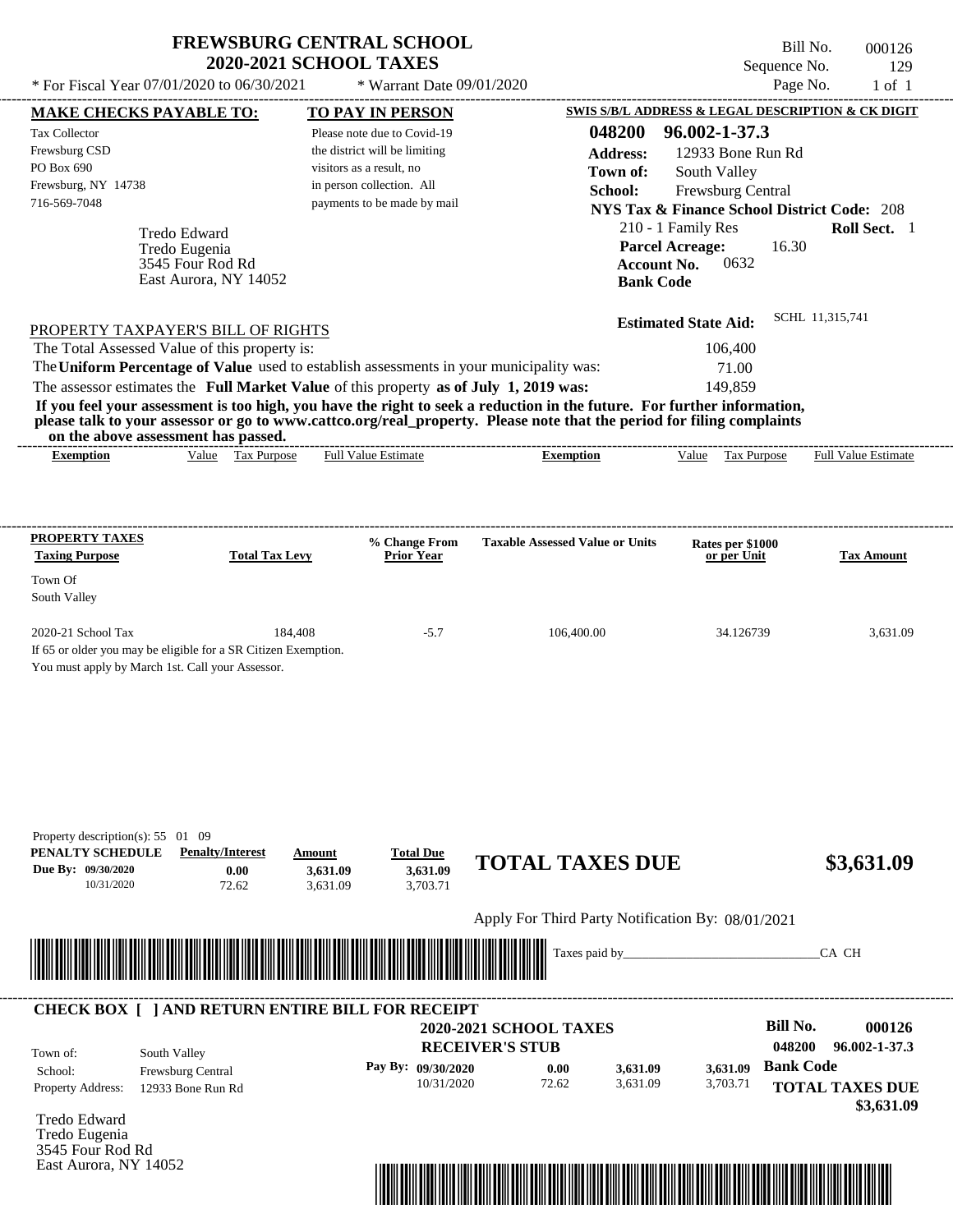# FREWSBURG CENTRAL SCHOOL
## 2020-2021 SCHOOL TAXES

\* For Fiscal Year 07/01/2020 to 06/30/2021 \* Warrant Date 09/01/2020

Bill No. 000126
Sequence No. 129
Page No. 1 of 1

**MAKE CHECKS PAYABLE TO:**
Tax Collector
Frewsburg CSD
PO Box 690
Frewsburg, NY 14738
716-569-7048

**TO PAY IN PERSON**
Please note due to Covid-19 the district will be limiting visitors as a result, no in person collection. All payments to be made by mail

**SWIS S/B/L ADDRESS & LEGAL DESCRIPTION & CK DIGIT**
**048200 96.002-1-37.3**
**Address:** 12933 Bone Run Rd
**Town of:** South Valley
**School:** Frewsburg Central
**NYS Tax & Finance School District Code:** 208
210 - 1 Family Res **Roll Sect.** 1
**Parcel Acreage:** 16.30
**Account No.** 0632
**Bank Code**

Tredo Edward
Tredo Eugenia
3545 Four Rod Rd
East Aurora, NY 14052

**Estimated State Aid:** SCHL 11,315,741

PROPERTY TAXPAYER'S BILL OF RIGHTS

The Total Assessed Value of this property is: 106,400
The **Uniform Percentage of Value** used to establish assessments in your municipality was: 71.00
The assessor estimates the **Full Market Value** of this property **as of July 1, 2019 was:** 149,859

**If you feel your assessment is too high, you have the right to seek a reduction in the future. For further information, please talk to your assessor or go to www.cattco.org/real_property. Please note that the period for filing complaints on the above assessment has passed.**

| Exemption | Value | Tax Purpose | Full Value Estimate | Exemption | Value | Tax Purpose | Full Value Estimate |
|---|---|---|---|---|---|---|---|

| PROPERTY TAXES Taxing Purpose | Total Tax Levy | % Change From Prior Year | Taxable Assessed Value or Units | Rates per $1000 or per Unit | Tax Amount |
|---|---|---|---|---|---|
| Town Of South Valley | | | | | |
| 2020-21 School Tax | 184,408 | -5.7 | 106,400.00 | 34.126739 | 3,631.09 |

If 65 or older you may be eligible for a SR Citizen Exemption.
You must apply by March 1st. Call your Assessor.

Property description(s): 55 01 09

| PENALTY SCHEDULE | Penalty/Interest | Amount | Total Due |
|---|---|---|---|
| Due By: 09/30/2020 | 0.00 | 3,631.09 | 3,631.09 |
| 10/31/2020 | 72.62 | 3,631.09 | 3,703.71 |

**TOTAL TAXES DUE $3,631.09**

Apply For Third Party Notification By: 08/01/2021

Taxes paid by_______________________________CA CH

**CHECK BOX [ ] AND RETURN ENTIRE BILL FOR RECEIPT**

**2020-2021 SCHOOL TAXES**
**RECEIVER'S STUB**

**Bill No.** 000126
048200 96.002-1-37.3

Town of: South Valley
School: Frewsburg Central
Property Address: 12933 Bone Run Rd

| Pay By: | Penalty/Interest | Amount | Total Due |
|---|---|---|---|
| 09/30/2020 | 0.00 | 3,631.09 | 3,631.09 |
| 10/31/2020 | 72.62 | 3,631.09 | 3,703.71 |

**Bank Code**
**TOTAL TAXES DUE $3,631.09**

Tredo Edward
Tredo Eugenia
3545 Four Rod Rd
East Aurora, NY 14052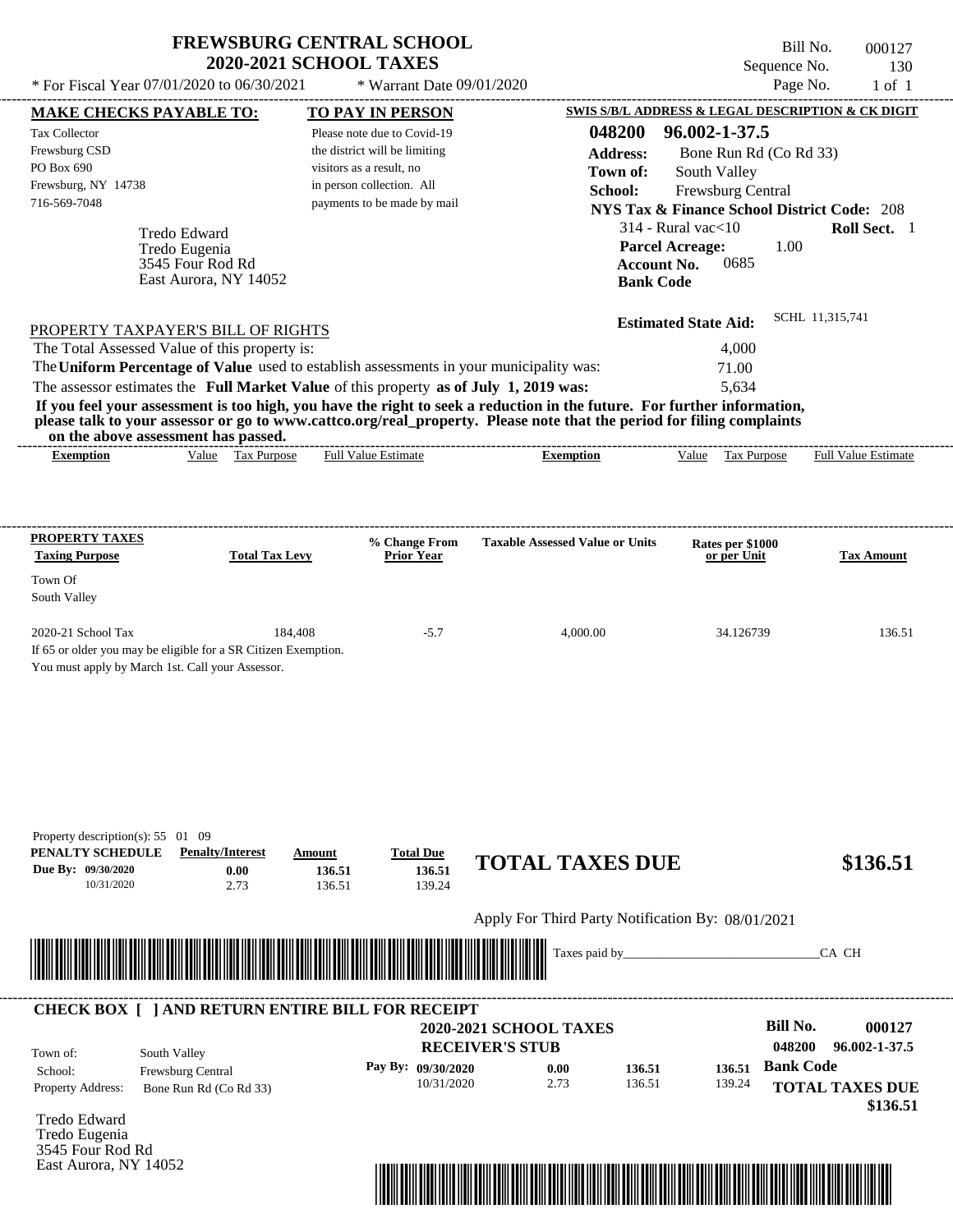# FREWSBURG CENTRAL SCHOOL
## 2020-2021 SCHOOL TAXES

\* For Fiscal Year 07/01/2020 to 06/30/2021 — \* Warrant Date 09/01/2020

Bill No. 000127
Sequence No. 130
Page No. 1 of 1

**MAKE CHECKS PAYABLE TO:**
Tax Collector
Frewsburg CSD
PO Box 690
Frewsburg, NY 14738
716-569-7048

**TO PAY IN PERSON**
Please note due to Covid-19 the district will be limiting visitors as a result, no in person collection. All payments to be made by mail

**SWIS S/B/L ADDRESS & LEGAL DESCRIPTION & CK DIGIT**
**048200 96.002-1-37.5**
**Address:** Bone Run Rd (Co Rd 33)
**Town of:** South Valley
**School:** Frewsburg Central
**NYS Tax & Finance School District Code:** 208
314 - Rural vac<10 — **Roll Sect.** 1
**Parcel Acreage:** 1.00
**Account No.** 0685
**Bank Code**

Tredo Edward
Tredo Eugenia
3545 Four Rod Rd
East Aurora, NY 14052

**Estimated State Aid:** SCHL 11,315,741

PROPERTY TAXPAYER'S BILL OF RIGHTS

The Total Assessed Value of this property is: 4,000
The **Uniform Percentage of Value** used to establish assessments in your municipality was: 71.00
The assessor estimates the **Full Market Value** of this property **as of July 1, 2019 was:** 5,634

**If you feel your assessment is too high, you have the right to seek a reduction in the future. For further information, please talk to your assessor or go to www.cattco.org/real_property. Please note that the period for filing complaints on the above assessment has passed.**

| Exemption | Value | Tax Purpose | Full Value Estimate | Exemption | Value | Tax Purpose | Full Value Estimate |
|---|---|---|---|---|---|---|---|

| PROPERTY TAXES Taxing Purpose | Total Tax Levy | % Change From Prior Year | Taxable Assessed Value or Units | Rates per $1000 or per Unit | Tax Amount |
|---|---|---|---|---|---|
| Town Of South Valley | | | | | |
| 2020-21 School Tax | 184,408 | -5.7 | 4,000.00 | 34.126739 | 136.51 |

If 65 or older you may be eligible for a SR Citizen Exemption.
You must apply by March 1st. Call your Assessor.

Property description(s): 55 01 09

| PENALTY SCHEDULE | Penalty/Interest | Amount | Total Due |
|---|---|---|---|
| Due By: 09/30/2020 | 0.00 | 136.51 | 136.51 |
| 10/31/2020 | 2.73 | 136.51 | 139.24 |

**TOTAL TAXES DUE $136.51**

Apply For Third Party Notification By: 08/01/2021

Taxes paid by_______________________________CA CH

**CHECK BOX [ ] AND RETURN ENTIRE BILL FOR RECEIPT**

**2020-2021 SCHOOL TAXES**
**RECEIVER'S STUB**

Bill No. **000127**
**048200 96.002-1-37.5**

Town of: South Valley
School: Frewsburg Central
Property Address: Bone Run Rd (Co Rd 33)

| Pay By: | | | |
|---|---|---|---|
| 09/30/2020 | 0.00 | 136.51 | 136.51 |
| 10/31/2020 | 2.73 | 136.51 | 139.24 |

**Bank Code**

**TOTAL TAXES DUE $136.51**

Tredo Edward
Tredo Eugenia
3545 Four Rod Rd
East Aurora, NY 14052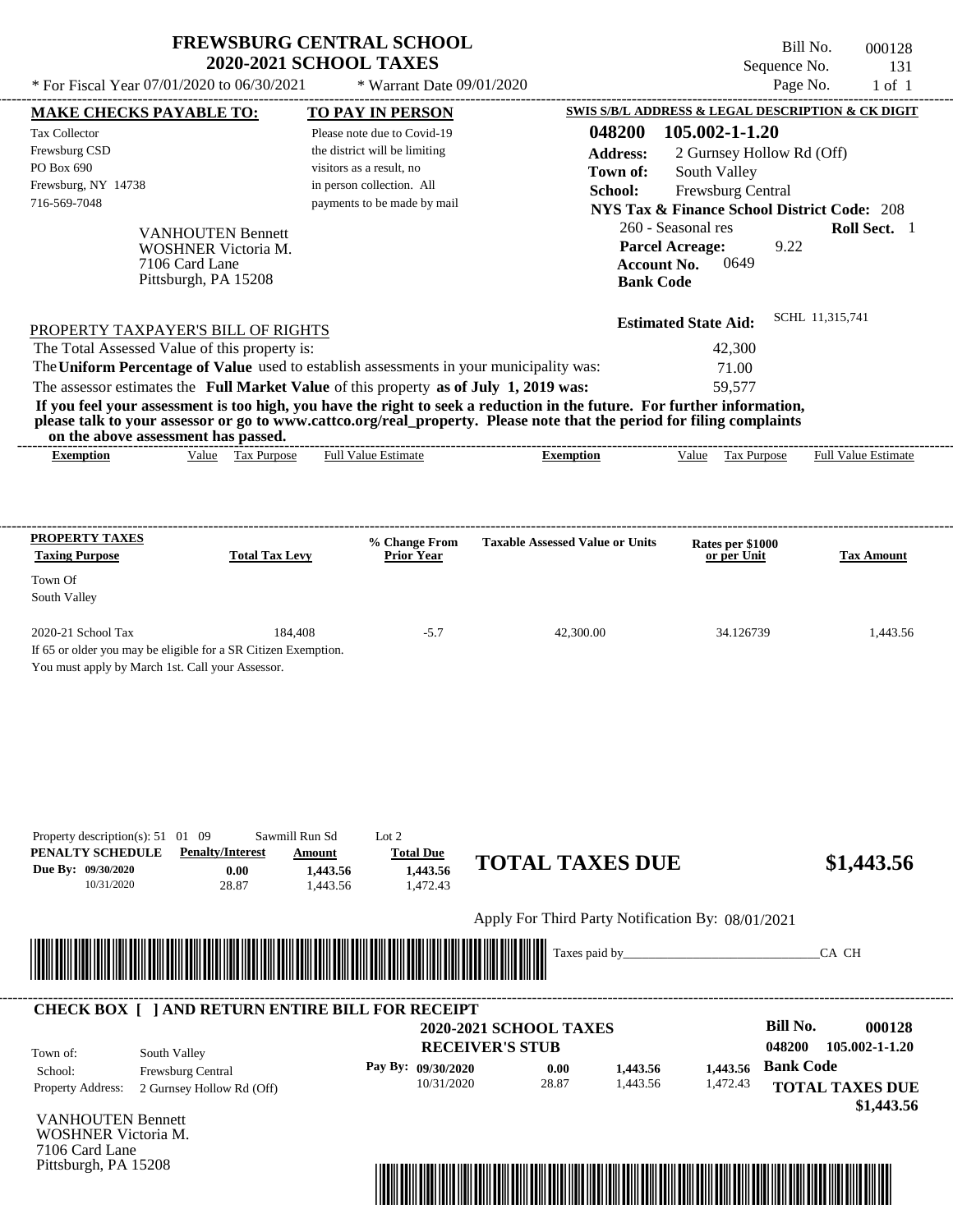# FREWSBURG CENTRAL SCHOOL
## 2020-2021 SCHOOL TAXES

\* For Fiscal Year 07/01/2020 to 06/30/2021 \* Warrant Date 09/01/2020

Bill No. 000128
Sequence No. 131
Page No. 1 of 1

**MAKE CHECKS PAYABLE TO:**

Tax Collector
Frewsburg CSD
PO Box 690
Frewsburg, NY 14738
716-569-7048

**TO PAY IN PERSON**

Please note due to Covid-19 the district will be limiting visitors as a result, no in person collection. All payments to be made by mail

**SWIS S/B/L ADDRESS & LEGAL DESCRIPTION & CK DIGIT**

**048200 105.002-1-1.20**

**Address:** 2 Gurnsey Hollow Rd (Off)
**Town of:** South Valley
**School:** Frewsburg Central
**NYS Tax & Finance School District Code:** 208
260 - Seasonal res **Roll Sect.** 1
**Parcel Acreage:** 9.22
**Account No.** 0649
**Bank Code**

VANHOUTEN Bennett
WOSHNER Victoria M.
7106 Card Lane
Pittsburgh, PA 15208

**Estimated State Aid:** SCHL 11,315,741

PROPERTY TAXPAYER'S BILL OF RIGHTS

The Total Assessed Value of this property is: 42,300
The **Uniform Percentage of Value** used to establish assessments in your municipality was: 71.00
The assessor estimates the **Full Market Value** of this property **as of July 1, 2019 was:** 59,577

**If you feel your assessment is too high, you have the right to seek a reduction in the future. For further information, please talk to your assessor or go to www.cattco.org/real_property. Please note that the period for filing complaints on the above assessment has passed.**

| Exemption | Value | Tax Purpose | Full Value Estimate | Exemption | Value | Tax Purpose | Full Value Estimate |
|---|---|---|---|---|---|---|---|

| PROPERTY TAXES Taxing Purpose | Total Tax Levy | % Change From Prior Year | Taxable Assessed Value or Units | Rates per $1000 or per Unit | Tax Amount |
|---|---|---|---|---|---|
| Town Of South Valley | | | | | |
| 2020-21 School Tax | 184,408 | -5.7 | 42,300.00 | 34.126739 | 1,443.56 |

If 65 or older you may be eligible for a SR Citizen Exemption.
You must apply by March 1st. Call your Assessor.

Property description(s): 51 01 09 Sawmill Run Sd Lot 2

| PENALTY SCHEDULE | Penalty/Interest | Amount | Total Due |
|---|---|---|---|
| Due By: 09/30/2020 | 0.00 | 1,443.56 | 1,443.56 |
| 10/31/2020 | 28.87 | 1,443.56 | 1,472.43 |

**TOTAL TAXES DUE $1,443.56**

Apply For Third Party Notification By: 08/01/2021

Taxes paid by_______________________________CA CH

**CHECK BOX [ ] AND RETURN ENTIRE BILL FOR RECEIPT**

**2020-2021 SCHOOL TAXES**
**RECEIVER'S STUB**

**Bill No. 000128**
**048200 105.002-1-1.20**

Town of: South Valley
School: Frewsburg Central
Property Address: 2 Gurnsey Hollow Rd (Off)

| Pay By: | Penalty/Interest | Amount | Total Due |
|---|---|---|---|
| 09/30/2020 | 0.00 | 1,443.56 | 1,443.56 |
| 10/31/2020 | 28.87 | 1,443.56 | 1,472.43 |

**Bank Code**

**TOTAL TAXES DUE $1,443.56**

VANHOUTEN Bennett
WOSHNER Victoria M.
7106 Card Lane
Pittsburgh, PA 15208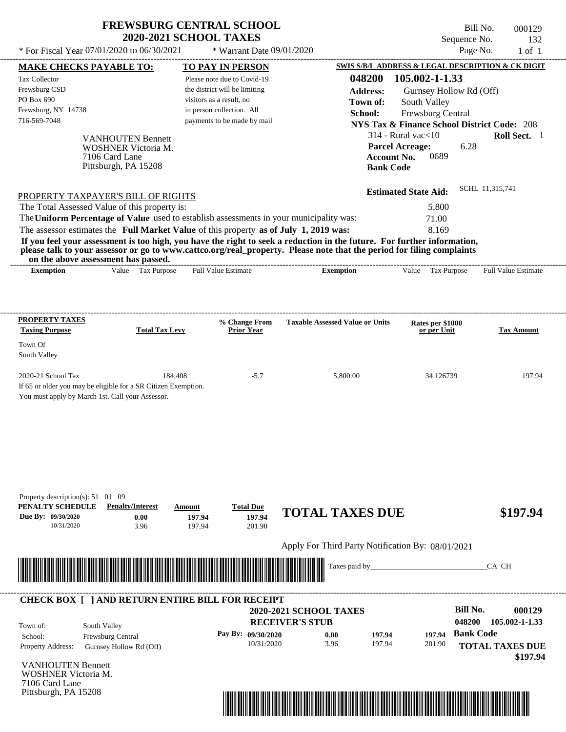# FREWSBURG CENTRAL SCHOOL
## 2020-2021 SCHOOL TAXES

\* For Fiscal Year 07/01/2020 to 06/30/2021 \* Warrant Date 09/01/2020

Bill No. 000129
Sequence No. 132
Page No. 1 of 1

**MAKE CHECKS PAYABLE TO:**

Tax Collector
Frewsburg CSD
PO Box 690
Frewsburg, NY 14738
716-569-7048

**TO PAY IN PERSON**

Please note due to Covid-19 the district will be limiting visitors as a result, no in person collection. All payments to be made by mail

**SWIS S/B/L ADDRESS & LEGAL DESCRIPTION & CK DIGIT**

**048200 105.002-1-1.33**
**Address:** Gurnsey Hollow Rd (Off)
**Town of:** South Valley
**School:** Frewsburg Central
**NYS Tax & Finance School District Code:** 208
314 - Rural vac<10 **Roll Sect.** 1
**Parcel Acreage:** 6.28
**Account No.** 0689
**Bank Code**

VANHOUTEN Bennett
WOSHNER Victoria M.
7106 Card Lane
Pittsburgh, PA 15208

**Estimated State Aid:** SCHL 11,315,741

PROPERTY TAXPAYER'S BILL OF RIGHTS

The Total Assessed Value of this property is: 5,800
The **Uniform Percentage of Value** used to establish assessments in your municipality was: 71.00
The assessor estimates the **Full Market Value** of this property **as of July 1, 2019 was:** 8,169

**If you feel your assessment is too high, you have the right to seek a reduction in the future. For further information, please talk to your assessor or go to www.cattco.org/real_property. Please note that the period for filing complaints on the above assessment has passed.**

| Exemption | Value | Tax Purpose | Full Value Estimate | Exemption | Value | Tax Purpose | Full Value Estimate |
|---|---|---|---|---|---|---|---|

| PROPERTY TAXES Taxing Purpose | Total Tax Levy | % Change From Prior Year | Taxable Assessed Value or Units | Rates per $1000 or per Unit | Tax Amount |
|---|---|---|---|---|---|
| Town Of South Valley | | | | | |
| 2020-21 School Tax | 184,408 | -5.7 | 5,800.00 | 34.126739 | 197.94 |

If 65 or older you may be eligible for a SR Citizen Exemption.
You must apply by March 1st. Call your Assessor.

Property description(s): 51 01 09

| PENALTY SCHEDULE | Penalty/Interest | Amount | Total Due |
|---|---|---|---|
| Due By: 09/30/2020 | 0.00 | 197.94 | 197.94 |
| 10/31/2020 | 3.96 | 197.94 | 201.90 |

**TOTAL TAXES DUE $197.94**

Apply For Third Party Notification By: 08/01/2021

Taxes paid by_______________________________CA CH

**CHECK BOX [ ] AND RETURN ENTIRE BILL FOR RECEIPT**

**2020-2021 SCHOOL TAXES**
**RECEIVER'S STUB**

Bill No. 000129
048200 105.002-1-1.33
**Bank Code**

Town of: South Valley
School: Frewsburg Central
Property Address: Gurnsey Hollow Rd (Off)

| Pay By: | | | |
|---|---|---|---|
| 09/30/2020 | 0.00 | 197.94 | 197.94 |
| 10/31/2020 | 3.96 | 197.94 | 201.90 |

**TOTAL TAXES DUE $197.94**

VANHOUTEN Bennett
WOSHNER Victoria M.
7106 Card Lane
Pittsburgh, PA 15208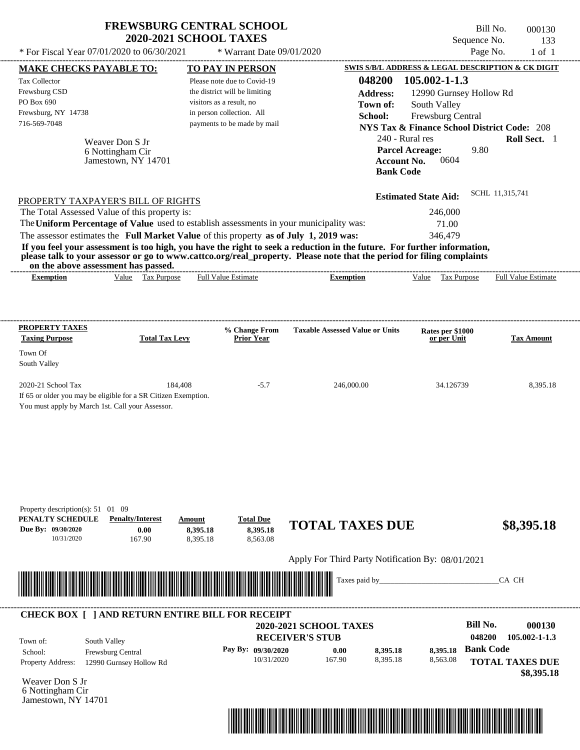# FREWSBURG CENTRAL SCHOOL
## 2020-2021 SCHOOL TAXES

\* For Fiscal Year 07/01/2020 to 06/30/2021 \* Warrant Date 09/01/2020

Bill No. 000130
Sequence No. 133
Page No. 1 of 1

**MAKE CHECKS PAYABLE TO:**
Tax Collector
Frewsburg CSD
PO Box 690
Frewsburg, NY 14738
716-569-7048

**TO PAY IN PERSON**
Please note due to Covid-19 the district will be limiting visitors as a result, no in person collection. All payments to be made by mail

**SWIS S/B/L ADDRESS & LEGAL DESCRIPTION & CK DIGIT**
**048200 105.002-1-1.3**
**Address:** 12990 Gurnsey Hollow Rd
**Town of:** South Valley
**School:** Frewsburg Central
**NYS Tax & Finance School District Code:** 208
240 - Rural res **Roll Sect.** 1
**Parcel Acreage:** 9.80
**Account No.** 0604
**Bank Code**

Weaver Don S Jr
6 Nottingham Cir
Jamestown, NY 14701

**Estimated State Aid:** SCHL 11,315,741

PROPERTY TAXPAYER'S BILL OF RIGHTS

The Total Assessed Value of this property is: 246,000
The **Uniform Percentage of Value** used to establish assessments in your municipality was: 71.00
The assessor estimates the **Full Market Value** of this property **as of July 1, 2019 was:** 346,479

**If you feel your assessment is too high, you have the right to seek a reduction in the future. For further information, please talk to your assessor or go to www.cattco.org/real_property. Please note that the period for filing complaints on the above assessment has passed.**

| Exemption | Value | Tax Purpose | Full Value Estimate | Exemption | Value | Tax Purpose | Full Value Estimate |
|---|---|---|---|---|---|---|---|

| PROPERTY TAXES Taxing Purpose | Total Tax Levy | % Change From Prior Year | Taxable Assessed Value or Units | Rates per $1000 or per Unit | Tax Amount |
|---|---|---|---|---|---|
| Town Of South Valley | | | | | |
| 2020-21 School Tax | 184,408 | -5.7 | 246,000.00 | 34.126739 | 8,395.18 |

If 65 or older you may be eligible for a SR Citizen Exemption.
You must apply by March 1st. Call your Assessor.

Property description(s): 51 01 09

| PENALTY SCHEDULE | Penalty/Interest | Amount | Total Due |
|---|---|---|---|
| Due By: 09/30/2020 | 0.00 | 8,395.18 | 8,395.18 |
| 10/31/2020 | 167.90 | 8,395.18 | 8,563.08 |

**TOTAL TAXES DUE $8,395.18**

Apply For Third Party Notification By: 08/01/2021

Taxes paid by_______________________________CA CH

---

**CHECK BOX [ ] AND RETURN ENTIRE BILL FOR RECEIPT**

**2020-2021 SCHOOL TAXES**
**RECEIVER'S STUB**

**Bill No. 000130**
**048200 105.002-1-1.3**

Town of: South Valley
School: Frewsburg Central
Property Address: 12990 Gurnsey Hollow Rd

| Pay By: | | | |
|---|---|---|---|
| 09/30/2020 | 0.00 | 8,395.18 | 8,395.18 |
| 10/31/2020 | 167.90 | 8,395.18 | 8,563.08 |

**Bank Code**

**TOTAL TAXES DUE**
**$8,395.18**

Weaver Don S Jr
6 Nottingham Cir
Jamestown, NY 14701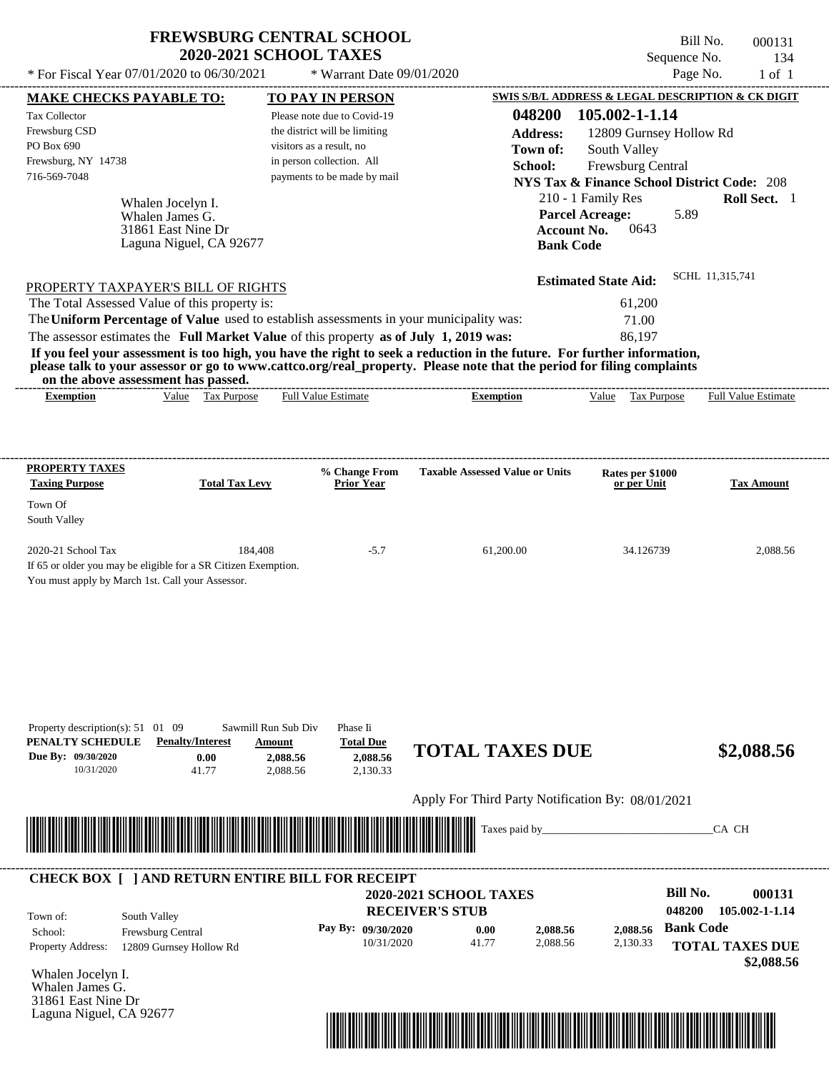# FREWSBURG CENTRAL SCHOOL
## 2020-2021 SCHOOL TAXES

\* For Fiscal Year 07/01/2020 to 06/30/2021 \* Warrant Date 09/01/2020

Bill No. 000131
Sequence No. 134
Page No. 1 of 1

**MAKE CHECKS PAYABLE TO:**

Tax Collector
Frewsburg CSD
PO Box 690
Frewsburg, NY 14738
716-569-7048

**TO PAY IN PERSON**

Please note due to Covid-19 the district will be limiting visitors as a result, no in person collection. All payments to be made by mail

**SWIS S/B/L ADDRESS & LEGAL DESCRIPTION & CK DIGIT**

**048200 105.002-1-1.14**
**Address:** 12809 Gurnsey Hollow Rd
**Town of:** South Valley
**School:** Frewsburg Central
**NYS Tax & Finance School District Code:** 208
210 - 1 Family Res **Roll Sect.** 1
**Parcel Acreage:** 5.89
**Account No.** 0643
**Bank Code**

Whalen Jocelyn I.
Whalen James G.
31861 East Nine Dr
Laguna Niguel, CA 92677

**Estimated State Aid:** SCHL 11,315,741

PROPERTY TAXPAYER'S BILL OF RIGHTS

The Total Assessed Value of this property is: 61,200
The **Uniform Percentage of Value** used to establish assessments in your municipality was: 71.00
The assessor estimates the **Full Market Value** of this property **as of July 1, 2019 was:** 86,197

**If you feel your assessment is too high, you have the right to seek a reduction in the future. For further information, please talk to your assessor or go to www.cattco.org/real_property. Please note that the period for filing complaints on the above assessment has passed.**

| Exemption | Value | Tax Purpose | Full Value Estimate | Exemption | Value | Tax Purpose | Full Value Estimate |
|---|---|---|---|---|---|---|---|

| PROPERTY TAXES Taxing Purpose | Total Tax Levy | % Change From Prior Year | Taxable Assessed Value or Units | Rates per $1000 or per Unit | Tax Amount |
|---|---|---|---|---|---|
| Town Of South Valley | | | | | |
| 2020-21 School Tax | 184,408 | -5.7 | 61,200.00 | 34.126739 | 2,088.56 |

If 65 or older you may be eligible for a SR Citizen Exemption.
You must apply by March 1st. Call your Assessor.

Property description(s): 51 01 09 Sawmill Run Sub Div Phase Ii

| PENALTY SCHEDULE | Penalty/Interest | Amount | Total Due |
|---|---|---|---|
| Due By: 09/30/2020 | 0.00 | 2,088.56 | 2,088.56 |
| 10/31/2020 | 41.77 | 2,088.56 | 2,130.33 |

**TOTAL TAXES DUE $2,088.56**

Apply For Third Party Notification By: 08/01/2021

Taxes paid by_______________________________CA CH

**CHECK BOX [ ] AND RETURN ENTIRE BILL FOR RECEIPT**

**2020-2021 SCHOOL TAXES**
**RECEIVER'S STUB**

**Bill No. 000131**
**048200 105.002-1-1.14**

Town of: South Valley
School: Frewsburg Central
Property Address: 12809 Gurnsey Hollow Rd

| Pay By: | | | |
|---|---|---|---|
| 09/30/2020 | 0.00 | 2,088.56 | 2,088.56 |
| 10/31/2020 | 41.77 | 2,088.56 | 2,130.33 |

**Bank Code**

**TOTAL TAXES DUE $2,088.56**

Whalen Jocelyn I.
Whalen James G.
31861 East Nine Dr
Laguna Niguel, CA 92677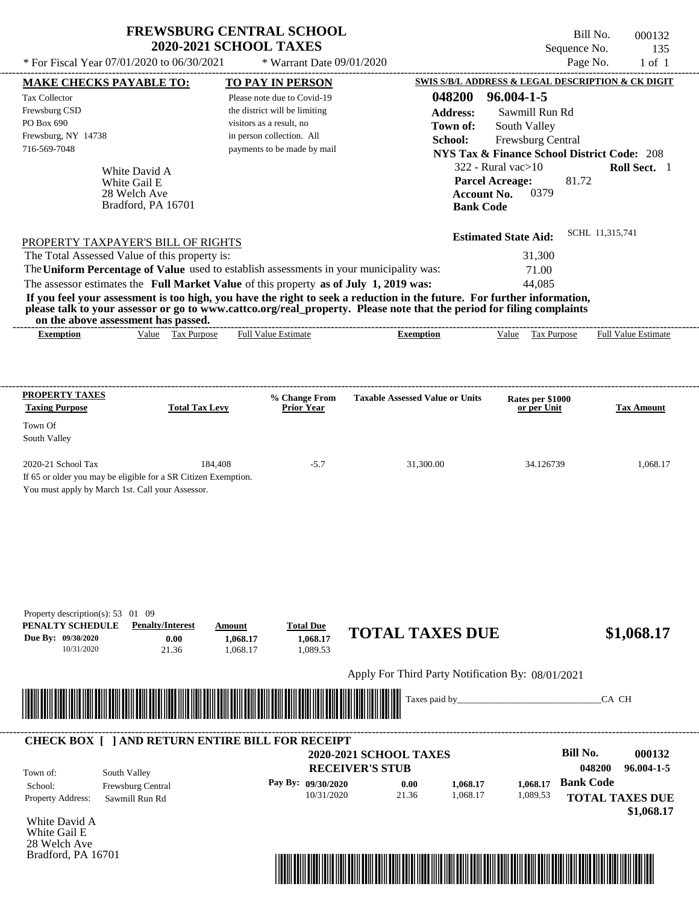# FREWSBURG CENTRAL SCHOOL
## 2020-2021 SCHOOL TAXES

\* For Fiscal Year 07/01/2020 to 06/30/2021 — \* Warrant Date 09/01/2020

Bill No. 000132
Sequence No. 135
Page No. 1 of 1

**MAKE CHECKS PAYABLE TO:**
Tax Collector
Frewsburg CSD
PO Box 690
Frewsburg, NY 14738
716-569-7048

**TO PAY IN PERSON**
Please note due to Covid-19 the district will be limiting visitors as a result, no in person collection. All payments to be made by mail

White David A
White Gail E
28 Welch Ave
Bradford, PA 16701

**SWIS S/B/L ADDRESS & LEGAL DESCRIPTION & CK DIGIT**
**048200 96.004-1-5**
**Address:** Sawmill Run Rd
**Town of:** South Valley
**School:** Frewsburg Central
**NYS Tax & Finance School District Code:** 208
322 - Rural vac>10 — **Roll Sect.** 1
**Parcel Acreage:** 81.72
**Account No.** 0379
**Bank Code**

**Estimated State Aid:** SCHL 11,315,741

PROPERTY TAXPAYER'S BILL OF RIGHTS

| | |
|---|---|
| The Total Assessed Value of this property is: | 31,300 |
| The **Uniform Percentage of Value** used to establish assessments in your municipality was: | 71.00 |
| The assessor estimates the **Full Market Value** of this property **as of July 1, 2019 was:** | 44,085 |

**If you feel your assessment is too high, you have the right to seek a reduction in the future. For further information, please talk to your assessor or go to www.cattco.org/real_property. Please note that the period for filing complaints on the above assessment has passed.**

| Exemption | Value | Tax Purpose | Full Value Estimate | Exemption | Value | Tax Purpose | Full Value Estimate |
|---|---|---|---|---|---|---|---|

| PROPERTY TAXES Taxing Purpose | Total Tax Levy | % Change From Prior Year | Taxable Assessed Value or Units | Rates per $1000 or per Unit | Tax Amount |
|---|---|---|---|---|---|
| Town Of South Valley | | | | | |
| 2020-21 School Tax | 184,408 | -5.7 | 31,300.00 | 34.126739 | 1,068.17 |

If 65 or older you may be eligible for a SR Citizen Exemption.
You must apply by March 1st. Call your Assessor.

Property description(s): 53 01 09

| PENALTY SCHEDULE | Penalty/Interest | Amount | Total Due |
|---|---|---|---|
| Due By: 09/30/2020 | 0.00 | 1,068.17 | 1,068.17 |
| 10/31/2020 | 21.36 | 1,068.17 | 1,089.53 |

**TOTAL TAXES DUE $1,068.17**

Apply For Third Party Notification By: 08/01/2021

Taxes paid by\_\_\_\_\_\_\_\_\_\_\_\_\_\_\_\_\_\_\_\_\_\_\_\_\_\_\_\_\_\_CA CH

**CHECK BOX [ ] AND RETURN ENTIRE BILL FOR RECEIPT**

**2020-2021 SCHOOL TAXES**
**RECEIVER'S STUB**

Bill No. **000132**
**048200 96.004-1-5**

Town of: South Valley
School: Frewsburg Central
Property Address: Sawmill Run Rd

| Pay By: | | | |
|---|---|---|---|
| 09/30/2020 | 0.00 | 1,068.17 | 1,068.17 |
| 10/31/2020 | 21.36 | 1,068.17 | 1,089.53 |

**Bank Code**
**TOTAL TAXES DUE $1,068.17**

White David A
White Gail E
28 Welch Ave
Bradford, PA 16701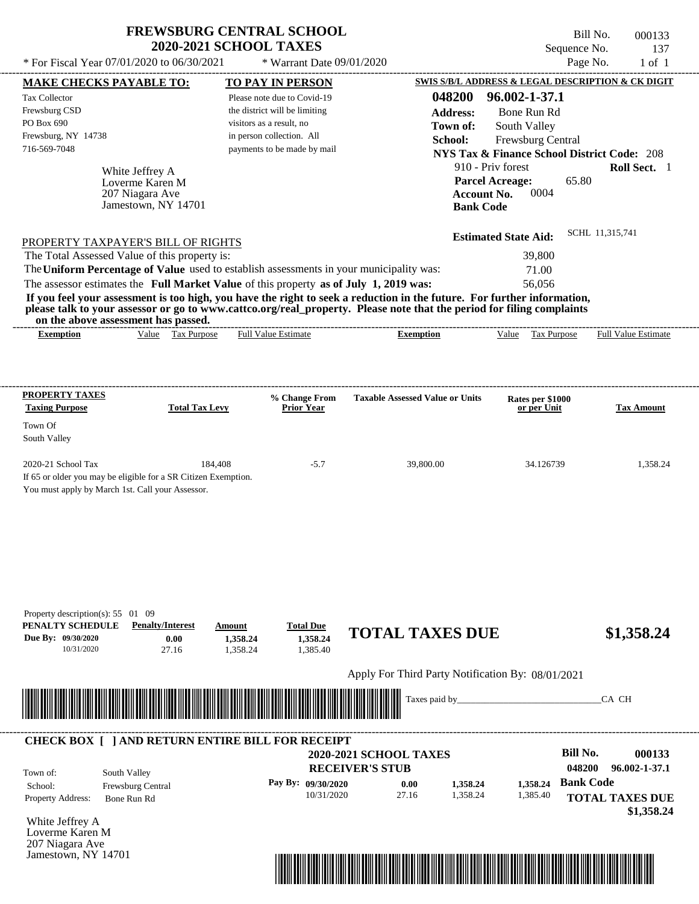# FREWSBURG CENTRAL SCHOOL
## 2020-2021 SCHOOL TAXES

Bill No. 000133
Sequence No. 137
Page No. 1 of 1

* For Fiscal Year 07/01/2020 to 06/30/2021 * Warrant Date 09/01/2020

**MAKE CHECKS PAYABLE TO:**
Tax Collector
Frewsburg CSD
PO Box 690
Frewsburg, NY 14738
716-569-7048

**TO PAY IN PERSON**
Please note due to Covid-19 the district will be limiting visitors as a result, no in person collection. All payments to be made by mail

**SWIS S/B/L ADDRESS & LEGAL DESCRIPTION & CK DIGIT**
**048200 96.002-1-37.1**
**Address:** Bone Run Rd
**Town of:** South Valley
**School:** Frewsburg Central
**NYS Tax & Finance School District Code:** 208
910 - Priv forest **Roll Sect.** 1
**Parcel Acreage:** 65.80
**Account No.** 0004
**Bank Code**

White Jeffrey A
Loverme Karen M
207 Niagara Ave
Jamestown, NY 14701

**Estimated State Aid:** SCHL 11,315,741

PROPERTY TAXPAYER'S BILL OF RIGHTS

The Total Assessed Value of this property is: 39,800
The **Uniform Percentage of Value** used to establish assessments in your municipality was: 71.00
The assessor estimates the **Full Market Value** of this property **as of July 1, 2019 was:** 56,056

**If you feel your assessment is too high, you have the right to seek a reduction in the future. For further information, please talk to your assessor or go to www.cattco.org/real_property. Please note that the period for filing complaints on the above assessment has passed.**

| Exemption | Value | Tax Purpose | Full Value Estimate | Exemption | Value | Tax Purpose | Full Value Estimate |
|---|---|---|---|---|---|---|---|

| PROPERTY TAXES Taxing Purpose | Total Tax Levy | % Change From Prior Year | Taxable Assessed Value or Units | Rates per $1000 or per Unit | Tax Amount |
|---|---|---|---|---|---|
| Town Of South Valley | | | | | |
| 2020-21 School Tax | 184,408 | -5.7 | 39,800.00 | 34.126739 | 1,358.24 |

If 65 or older you may be eligible for a SR Citizen Exemption.
You must apply by March 1st. Call your Assessor.

Property description(s): 55 01 09

| PENALTY SCHEDULE | Penalty/Interest | Amount | Total Due |
|---|---|---|---|
| Due By: 09/30/2020 | 0.00 | 1,358.24 | 1,358.24 |
| 10/31/2020 | 27.16 | 1,358.24 | 1,385.40 |

**TOTAL TAXES DUE $1,358.24**

Apply For Third Party Notification By: 08/01/2021

Taxes paid by_______________________________CA CH

**CHECK BOX [ ] AND RETURN ENTIRE BILL FOR RECEIPT**

**2020-2021 SCHOOL TAXES**
**RECEIVER'S STUB**

**Bill No. 000133**
**048200 96.002-1-37.1**

Town of: South Valley
School: Frewsburg Central
Property Address: Bone Run Rd

| Pay By: | | | |
|---|---|---|---|
| 09/30/2020 | 0.00 | 1,358.24 | 1,358.24 |
| 10/31/2020 | 27.16 | 1,358.24 | 1,385.40 |

**Bank Code**
**TOTAL TAXES DUE $1,358.24**

White Jeffrey A
Loverme Karen M
207 Niagara Ave
Jamestown, NY 14701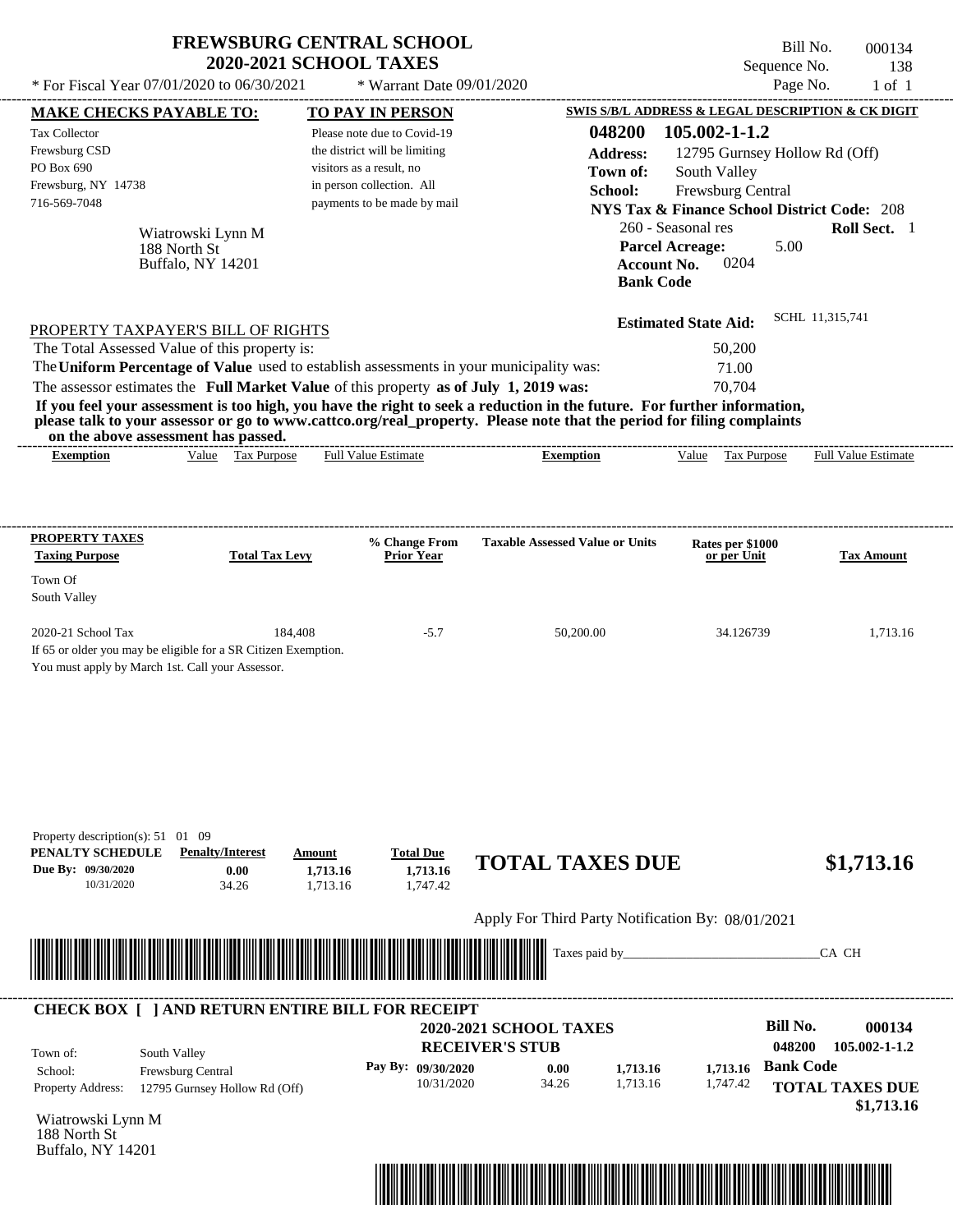# FREWSBURG CENTRAL SCHOOL
## 2020-2021 SCHOOL TAXES

\* For Fiscal Year 07/01/2020 to 06/30/2021 &nbsp;&nbsp; \* Warrant Date 09/01/2020

Bill No. 000134
Sequence No. 138
Page No. 1 of 1

**MAKE CHECKS PAYABLE TO:**
Tax Collector
Frewsburg CSD
PO Box 690
Frewsburg, NY 14738
716-569-7048

Wiatrowski Lynn M
188 North St
Buffalo, NY 14201

**TO PAY IN PERSON**
Please note due to Covid-19 the district will be limiting visitors as a result, no in person collection. All payments to be made by mail

**SWIS S/B/L ADDRESS & LEGAL DESCRIPTION & CK DIGIT**
**048200 105.002-1-1.2**
**Address:** 12795 Gurnsey Hollow Rd (Off)
**Town of:** South Valley
**School:** Frewsburg Central
**NYS Tax & Finance School District Code:** 208
260 - Seasonal res &nbsp;&nbsp; **Roll Sect.** 1
**Parcel Acreage:** 5.00
**Account No.** 0204
**Bank Code**

**Estimated State Aid:** SCHL 11,315,741

PROPERTY TAXPAYER'S BILL OF RIGHTS

The Total Assessed Value of this property is: 50,200
The **Uniform Percentage of Value** used to establish assessments in your municipality was: 71.00
The assessor estimates the **Full Market Value** of this property **as of July 1, 2019 was:** 70,704

**If you feel your assessment is too high, you have the right to seek a reduction in the future. For further information, please talk to your assessor or go to www.cattco.org/real_property. Please note that the period for filing complaints on the above assessment has passed.**

| Exemption | Value | Tax Purpose | Full Value Estimate | Exemption | Value | Tax Purpose | Full Value Estimate |
|---|---|---|---|---|---|---|---|

| PROPERTY TAXES Taxing Purpose | Total Tax Levy | % Change From Prior Year | Taxable Assessed Value or Units | Rates per $1000 or per Unit | Tax Amount |
|---|---|---|---|---|---|
| Town Of South Valley | | | | | |
| 2020-21 School Tax | 184,408 | -5.7 | 50,200.00 | 34.126739 | 1,713.16 |

If 65 or older you may be eligible for a SR Citizen Exemption.
You must apply by March 1st. Call your Assessor.

Property description(s): 51 01 09

| PENALTY SCHEDULE | Penalty/Interest | Amount | Total Due |
|---|---|---|---|
| Due By: 09/30/2020 | 0.00 | 1,713.16 | 1,713.16 |
| 10/31/2020 | 34.26 | 1,713.16 | 1,747.42 |

**TOTAL TAXES DUE $1,713.16**

Apply For Third Party Notification By: 08/01/2021

Taxes paid by\_\_\_\_\_\_\_\_\_\_\_\_\_\_\_\_\_\_\_\_\_\_\_\_\_\_\_\_\_\_CA CH

**CHECK BOX [ ] AND RETURN ENTIRE BILL FOR RECEIPT**

**2020-2021 SCHOOL TAXES**
**RECEIVER'S STUB**

**Bill No. 000134**
**048200 105.002-1-1.2**

Town of: South Valley
School: Frewsburg Central
Property Address: 12795 Gurnsey Hollow Rd (Off)

| Pay By: | | | |
|---|---|---|---|
| 09/30/2020 | 0.00 | 1,713.16 | 1,713.16 |
| 10/31/2020 | 34.26 | 1,713.16 | 1,747.42 |

**Bank Code**
**TOTAL TAXES DUE $1,713.16**

Wiatrowski Lynn M
188 North St
Buffalo, NY 14201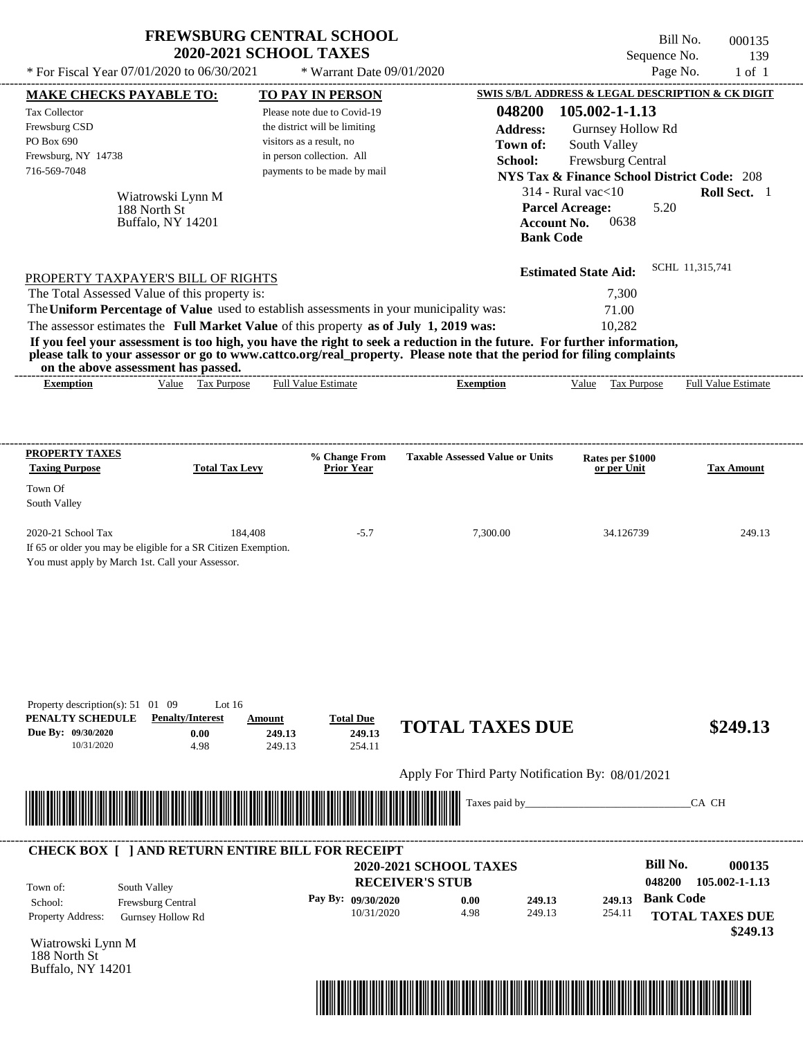# FREWSBURG CENTRAL SCHOOL
## 2020-2021 SCHOOL TAXES

\* For Fiscal Year 07/01/2020 to 06/30/2021 \* Warrant Date 09/01/2020

Bill No. 000135
Sequence No. 139
Page No. 1 of 1

**MAKE CHECKS PAYABLE TO:**

Tax Collector
Frewsburg CSD
PO Box 690
Frewsburg, NY 14738
716-569-7048

Wiatrowski Lynn M
188 North St
Buffalo, NY 14201

**TO PAY IN PERSON**

Please note due to Covid-19 the district will be limiting visitors as a result, no in person collection. All payments to be made by mail

**SWIS S/B/L ADDRESS & LEGAL DESCRIPTION & CK DIGIT**

**048200 105.002-1-1.13**
**Address:** Gurnsey Hollow Rd
**Town of:** South Valley
**School:** Frewsburg Central
**NYS Tax & Finance School District Code:** 208
314 - Rural vac<10 **Roll Sect.** 1
**Parcel Acreage:** 5.20
**Account No.** 0638
**Bank Code**

**Estimated State Aid:** SCHL 11,315,741

PROPERTY TAXPAYER'S BILL OF RIGHTS

The Total Assessed Value of this property is: 7,300
The **Uniform Percentage of Value** used to establish assessments in your municipality was: 71.00
The assessor estimates the **Full Market Value** of this property **as of July 1, 2019 was:** 10,282

**If you feel your assessment is too high, you have the right to seek a reduction in the future. For further information, please talk to your assessor or go to www.cattco.org/real_property. Please note that the period for filing complaints on the above assessment has passed.**

| Exemption | Value | Tax Purpose | Full Value Estimate | Exemption | Value | Tax Purpose | Full Value Estimate |
|---|---|---|---|---|---|---|---|

| PROPERTY TAXES Taxing Purpose | Total Tax Levy | % Change From Prior Year | Taxable Assessed Value or Units | Rates per $1000 or per Unit | Tax Amount |
|---|---|---|---|---|---|
| Town Of South Valley | | | | | |
| 2020-21 School Tax | 184,408 | -5.7 | 7,300.00 | 34.126739 | 249.13 |

If 65 or older you may be eligible for a SR Citizen Exemption.
You must apply by March 1st. Call your Assessor.

Property description(s): 51 01 09 Lot 16

| PENALTY SCHEDULE | Penalty/Interest | Amount | Total Due |
|---|---|---|---|
| Due By: 09/30/2020 | 0.00 | 249.13 | 249.13 |
| 10/31/2020 | 4.98 | 249.13 | 254.11 |

**TOTAL TAXES DUE $249.13**

Apply For Third Party Notification By: 08/01/2021

Taxes paid by_______________________________CA CH

**CHECK BOX [ ] AND RETURN ENTIRE BILL FOR RECEIPT**

**2020-2021 SCHOOL TAXES**
**RECEIVER'S STUB**

**Bill No. 000135**
**048200 105.002-1-1.13**

Town of: South Valley
School: Frewsburg Central
Property Address: Gurnsey Hollow Rd

| Pay By: | Penalty/Interest | Amount | Total Due |
|---|---|---|---|
| 09/30/2020 | 0.00 | 249.13 | 249.13 |
| 10/31/2020 | 4.98 | 249.13 | 254.11 |

**Bank Code**

**TOTAL TAXES DUE $249.13**

Wiatrowski Lynn M
188 North St
Buffalo, NY 14201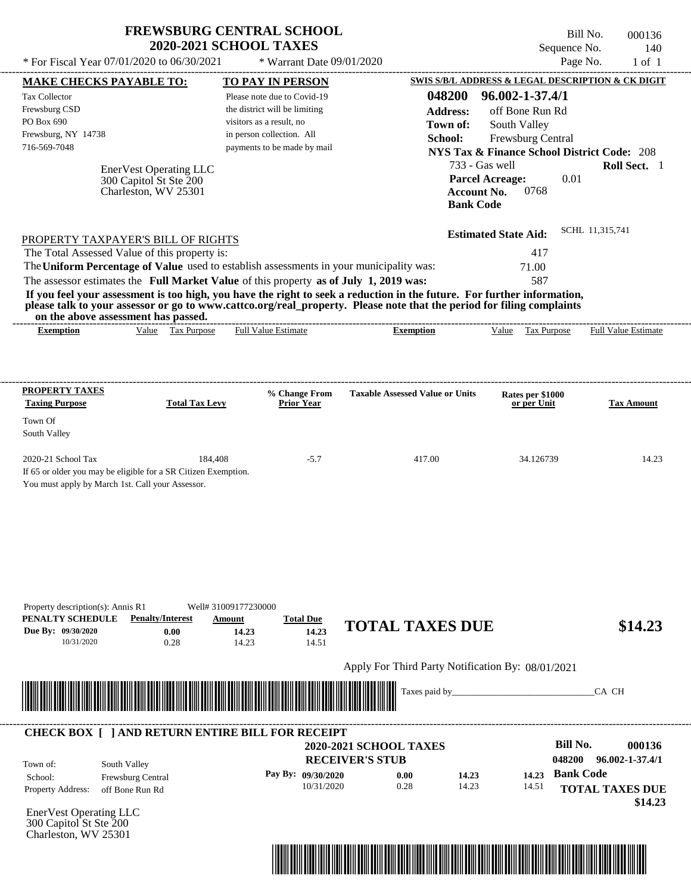# FREWSBURG CENTRAL SCHOOL
## 2020-2021 SCHOOL TAXES

Bill No. 000136
Sequence No. 140
Page No. 1 of 1

* For Fiscal Year 07/01/2020 to 06/30/2021 * Warrant Date 09/01/2020

**MAKE CHECKS PAYABLE TO:**
Tax Collector
Frewsburg CSD
PO Box 690
Frewsburg, NY 14738
716-569-7048

**TO PAY IN PERSON**
Please note due to Covid-19 the district will be limiting visitors as a result, no in person collection. All payments to be made by mail

**SWIS S/B/L ADDRESS & LEGAL DESCRIPTION & CK DIGIT**
**048200 96.002-1-37.4/1**
**Address:** off Bone Run Rd
**Town of:** South Valley
**School:** Frewsburg Central
**NYS Tax & Finance School District Code:** 208
733 - Gas well **Roll Sect.** 1
**Parcel Acreage:** 0.01
**Account No.** 0768
**Bank Code**

EnerVest Operating LLC
300 Capitol St Ste 200
Charleston, WV 25301

**Estimated State Aid:** SCHL 11,315,741

PROPERTY TAXPAYER'S BILL OF RIGHTS

The Total Assessed Value of this property is: 417
The **Uniform Percentage of Value** used to establish assessments in your municipality was: 71.00
The assessor estimates the **Full Market Value** of this property **as of July 1, 2019 was:** 587

**If you feel your assessment is too high, you have the right to seek a reduction in the future. For further information, please talk to your assessor or go to www.cattco.org/real_property. Please note that the period for filing complaints on the above assessment has passed.**

| Exemption | Value | Tax Purpose | Full Value Estimate | Exemption | Value | Tax Purpose | Full Value Estimate |
|---|---|---|---|---|---|---|---|

| PROPERTY TAXES Taxing Purpose | Total Tax Levy | % Change From Prior Year | Taxable Assessed Value or Units | Rates per $1000 or per Unit | Tax Amount |
|---|---|---|---|---|---|
| Town Of South Valley | | | | | |
| 2020-21 School Tax | 184,408 | -5.7 | 417.00 | 34.126739 | 14.23 |

If 65 or older you may be eligible for a SR Citizen Exemption.
You must apply by March 1st. Call your Assessor.

Property description(s): Annis R1 Well# 31009177230000

| PENALTY SCHEDULE | Penalty/Interest | Amount | Total Due |
|---|---|---|---|
| Due By: 09/30/2020 | 0.00 | 14.23 | 14.23 |
| 10/31/2020 | 0.28 | 14.23 | 14.51 |

**TOTAL TAXES DUE $14.23**

Apply For Third Party Notification By: 08/01/2021

Taxes paid by_______________________________CA CH

---

**CHECK BOX [ ] AND RETURN ENTIRE BILL FOR RECEIPT**

**2020-2021 SCHOOL TAXES**
**RECEIVER'S STUB**

**Bill No. 000136**
048200 96.002-1-37.4/1

Town of: South Valley
School: Frewsburg Central
Property Address: off Bone Run Rd

| Pay By: | | | |
|---|---|---|---|
| 09/30/2020 | 0.00 | 14.23 | 14.23 |
| 10/31/2020 | 0.28 | 14.23 | 14.51 |

**Bank Code**

**TOTAL TAXES DUE $14.23**

EnerVest Operating LLC
300 Capitol St Ste 200
Charleston, WV 25301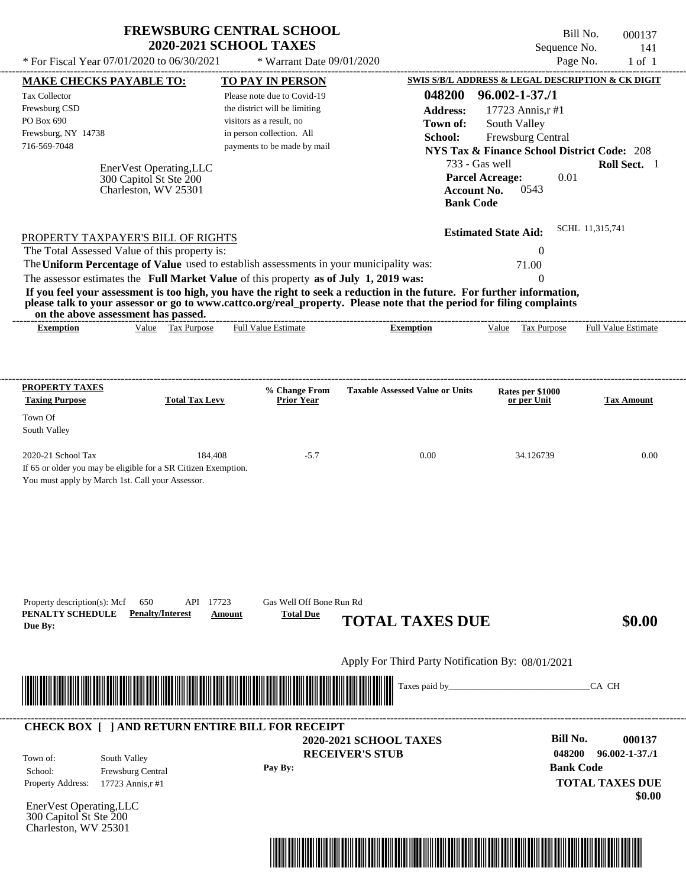# FREWSBURG CENTRAL SCHOOL
## 2020-2021 SCHOOL TAXES

\* For Fiscal Year 07/01/2020 to 06/30/2021 &nbsp;&nbsp; \* Warrant Date 09/01/2020

Bill No. 000137
Sequence No. 141
Page No. 1 of 1

**MAKE CHECKS PAYABLE TO:**

Tax Collector
Frewsburg CSD
PO Box 690
Frewsburg, NY 14738
716-569-7048

**TO PAY IN PERSON**

Please note due to Covid-19 the district will be limiting visitors as a result, no in person collection. All payments to be made by mail

**SWIS S/B/L ADDRESS & LEGAL DESCRIPTION & CK DIGIT**

**048200 96.002-1-37./1**
**Address:** 17723 Annis,r #1
**Town of:** South Valley
**School:** Frewsburg Central
**NYS Tax & Finance School District Code:** 208
733 - Gas well &nbsp;&nbsp; **Roll Sect.** 1
**Parcel Acreage:** 0.01
**Account No.** 0543
**Bank Code**

EnerVest Operating,LLC
300 Capitol St Ste 200
Charleston, WV 25301

**Estimated State Aid:** SCHL 11,315,741

PROPERTY TAXPAYER'S BILL OF RIGHTS

The Total Assessed Value of this property is: 0

The **Uniform Percentage of Value** used to establish assessments in your municipality was: 71.00

The assessor estimates the **Full Market Value** of this property **as of July 1, 2019 was:** 0

**If you feel your assessment is too high, you have the right to seek a reduction in the future. For further information, please talk to your assessor or go to www.cattco.org/real_property. Please note that the period for filing complaints on the above assessment has passed.**

| Exemption | Value | Tax Purpose | Full Value Estimate | Exemption | Value | Tax Purpose | Full Value Estimate |
|---|---|---|---|---|---|---|---|

| PROPERTY TAXES Taxing Purpose | Total Tax Levy | % Change From Prior Year | Taxable Assessed Value or Units | Rates per $1000 or per Unit | Tax Amount |
|---|---|---|---|---|---|
| Town Of South Valley | | | | | |
| 2020-21 School Tax | 184,408 | -5.7 | 0.00 | 34.126739 | 0.00 |

If 65 or older you may be eligible for a SR Citizen Exemption.
You must apply by March 1st. Call your Assessor.

Property description(s): Mcf 650 API 17723 Gas Well Off Bone Run Rd

| PENALTY SCHEDULE Due By: | Penalty/Interest | Amount | Total Due |
|---|---|---|---|

**TOTAL TAXES DUE** **$0.00**

Apply For Third Party Notification By: 08/01/2021

Taxes paid by_______________________________CA CH

---

**CHECK BOX [ ] AND RETURN ENTIRE BILL FOR RECEIPT**

**2020-2021 SCHOOL TAXES**
**RECEIVER'S STUB**

**Bill No. 000137**
**048200 96.002-1-37./1**
**Bank Code**

Town of: South Valley
School: Frewsburg Central
Property Address: 17723 Annis,r #1

**Pay By:**

**TOTAL TAXES DUE**
**$0.00**

EnerVest Operating,LLC
300 Capitol St Ste 200
Charleston, WV 25301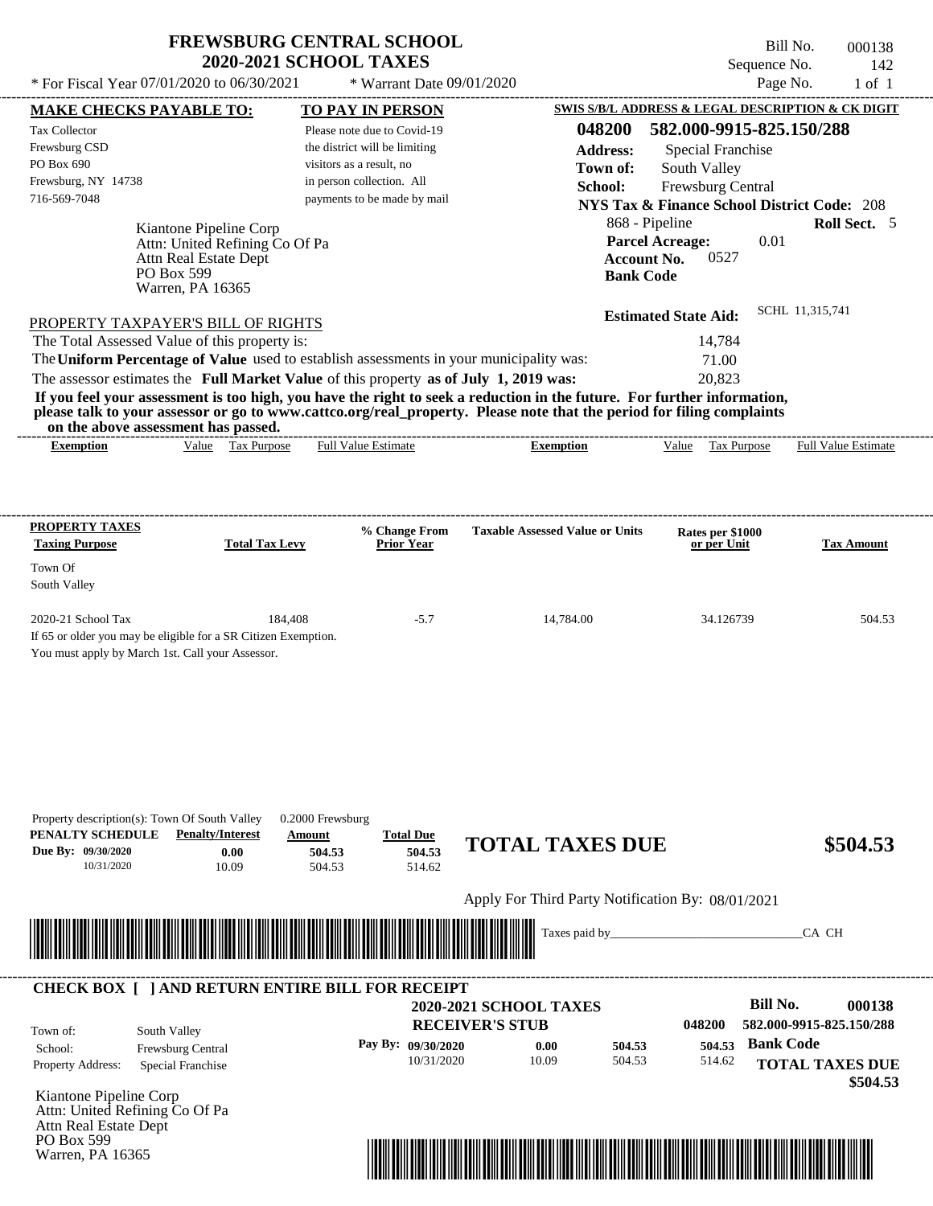# FREWSBURG CENTRAL SCHOOL
## 2020-2021 SCHOOL TAXES

\* For Fiscal Year 07/01/2020 to 06/30/2021 &nbsp;&nbsp; \* Warrant Date 09/01/2020

Bill No. 000138
Sequence No. 142
Page No. 1 of 1

**MAKE CHECKS PAYABLE TO:**
Tax Collector
Frewsburg CSD
PO Box 690
Frewsburg, NY 14738
716-569-7048

**TO PAY IN PERSON**
Please note due to Covid-19 the district will be limiting visitors as a result, no in person collection. All payments to be made by mail

**SWIS S/B/L ADDRESS & LEGAL DESCRIPTION & CK DIGIT**
**048200 582.000-9915-825.150/288**
**Address:** Special Franchise
**Town of:** South Valley
**School:** Frewsburg Central
**NYS Tax & Finance School District Code:** 208
868 - Pipeline &nbsp;&nbsp; **Roll Sect.** 5
**Parcel Acreage:** 0.01
**Account No.** 0527
**Bank Code**

Kiantone Pipeline Corp
Attn: United Refining Co Of Pa
Attn Real Estate Dept
PO Box 599
Warren, PA 16365

**Estimated State Aid:** SCHL 11,315,741

PROPERTY TAXPAYER'S BILL OF RIGHTS

The Total Assessed Value of this property is: 14,784
The **Uniform Percentage of Value** used to establish assessments in your municipality was: 71.00
The assessor estimates the **Full Market Value** of this property **as of July 1, 2019 was:** 20,823

**If you feel your assessment is too high, you have the right to seek a reduction in the future. For further information, please talk to your assessor or go to www.cattco.org/real_property. Please note that the period for filing complaints on the above assessment has passed.**

| Exemption | Value | Tax Purpose | Full Value Estimate | Exemption | Value | Tax Purpose | Full Value Estimate |
|---|---|---|---|---|---|---|---|

| PROPERTY TAXES Taxing Purpose | Total Tax Levy | % Change From Prior Year | Taxable Assessed Value or Units | Rates per $1000 or per Unit | Tax Amount |
|---|---|---|---|---|---|
| Town Of South Valley | | | | | |
| 2020-21 School Tax | 184,408 | -5.7 | 14,784.00 | 34.126739 | 504.53 |

If 65 or older you may be eligible for a SR Citizen Exemption.
You must apply by March 1st. Call your Assessor.

Property description(s): Town Of South Valley &nbsp; 0.2000 Frewsburg

| PENALTY SCHEDULE | Penalty/Interest | Amount | Total Due |
|---|---|---|---|
| Due By: 09/30/2020 | 0.00 | 504.53 | 504.53 |
| 10/31/2020 | 10.09 | 504.53 | 514.62 |

**TOTAL TAXES DUE $504.53**

Apply For Third Party Notification By: 08/01/2021

Taxes paid by\_\_\_\_\_\_\_\_\_\_\_\_\_\_\_\_\_\_\_\_\_\_\_\_\_\_\_\_\_\_CA CH

**CHECK BOX [ ] AND RETURN ENTIRE BILL FOR RECEIPT**

**2020-2021 SCHOOL TAXES**
**RECEIVER'S STUB**

**Bill No.** 000138
048200 582.000-9915-825.150/288

Town of: South Valley
School: Frewsburg Central
Property Address: Special Franchise

| Pay By: | | | |
|---|---|---|---|
| 09/30/2020 | 0.00 | 504.53 | 504.53 |
| 10/31/2020 | 10.09 | 504.53 | 514.62 |

**Bank Code**

**TOTAL TAXES DUE $504.53**

Kiantone Pipeline Corp
Attn: United Refining Co Of Pa
Attn Real Estate Dept
PO Box 599
Warren, PA 16365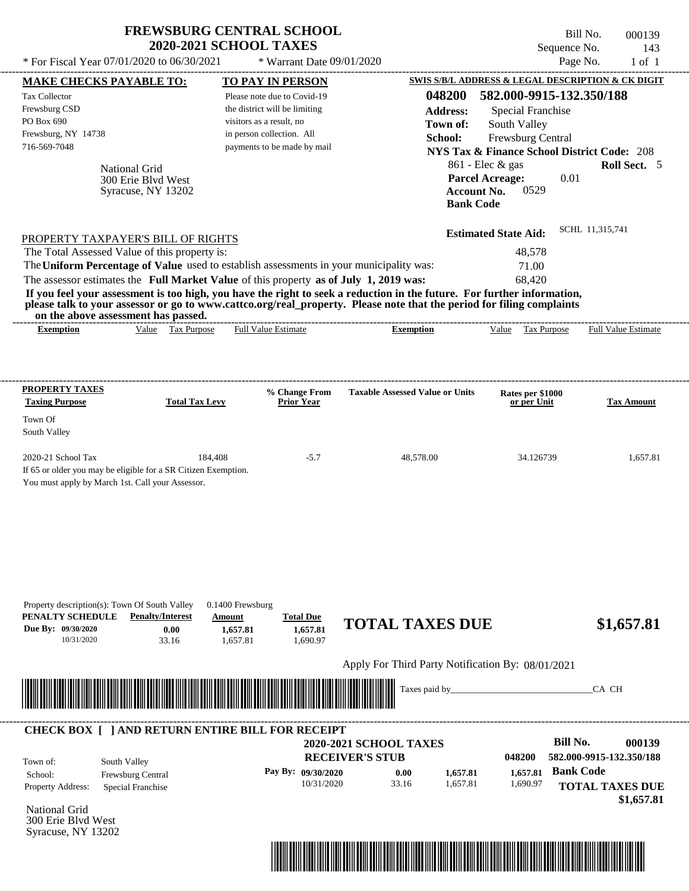# FREWSBURG CENTRAL SCHOOL
## 2020-2021 SCHOOL TAXES

Bill No. 000139
Sequence No. 143
Page No. 1 of 1

* For Fiscal Year 07/01/2020 to 06/30/2021 * Warrant Date 09/01/2020

**MAKE CHECKS PAYABLE TO:**

Tax Collector
Frewsburg CSD
PO Box 690
Frewsburg, NY 14738
716-569-7048

National Grid
300 Erie Blvd West
Syracuse, NY 13202

**TO PAY IN PERSON**

Please note due to Covid-19 the district will be limiting visitors as a result, no in person collection. All payments to be made by mail

**SWIS S/B/L ADDRESS & LEGAL DESCRIPTION & CK DIGIT**

**048200 582.000-9915-132.350/188**

**Address:** Special Franchise
**Town of:** South Valley
**School:** Frewsburg Central
**NYS Tax & Finance School District Code:** 208
861 - Elec & gas **Roll Sect.** 5
**Parcel Acreage:** 0.01
**Account No.** 0529
**Bank Code**

**Estimated State Aid:** SCHL 11,315,741

PROPERTY TAXPAYER'S BILL OF RIGHTS

The Total Assessed Value of this property is: 48,578

The **Uniform Percentage of Value** used to establish assessments in your municipality was: 71.00

The assessor estimates the **Full Market Value** of this property **as of July 1, 2019 was:** 68,420

**If you feel your assessment is too high, you have the right to seek a reduction in the future. For further information, please talk to your assessor or go to www.cattco.org/real_property. Please note that the period for filing complaints on the above assessment has passed.**

| Exemption | Value | Tax Purpose | Full Value Estimate | Exemption | Value | Tax Purpose | Full Value Estimate |
|---|---|---|---|---|---|---|---|

| PROPERTY TAXES Taxing Purpose | Total Tax Levy | % Change From Prior Year | Taxable Assessed Value or Units | Rates per $1000 or per Unit | Tax Amount |
|---|---|---|---|---|---|
| Town Of South Valley | | | | | |
| 2020-21 School Tax | 184,408 | -5.7 | 48,578.00 | 34.126739 | 1,657.81 |

If 65 or older you may be eligible for a SR Citizen Exemption.
You must apply by March 1st. Call your Assessor.

Property description(s): Town Of South Valley 0.1400 Frewsburg

| PENALTY SCHEDULE | Penalty/Interest | Amount | Total Due |
|---|---|---|---|
| Due By: 09/30/2020 | 0.00 | 1,657.81 | 1,657.81 |
| 10/31/2020 | 33.16 | 1,657.81 | 1,690.97 |

**TOTAL TAXES DUE $1,657.81**

Apply For Third Party Notification By: 08/01/2021

Taxes paid by_______________________________CA CH

**CHECK BOX [ ] AND RETURN ENTIRE BILL FOR RECEIPT**

**2020-2021 SCHOOL TAXES**
**RECEIVER'S STUB**

**Bill No. 000139**
048200 582.000-9915-132.350/188

Town of: South Valley
School: Frewsburg Central
Property Address: Special Franchise

| Pay By: | | | |
|---|---|---|---|
| 09/30/2020 | 0.00 | 1,657.81 | 1,657.81 |
| 10/31/2020 | 33.16 | 1,657.81 | 1,690.97 |

**Bank Code**

**TOTAL TAXES DUE $1,657.81**

National Grid
300 Erie Blvd West
Syracuse, NY 13202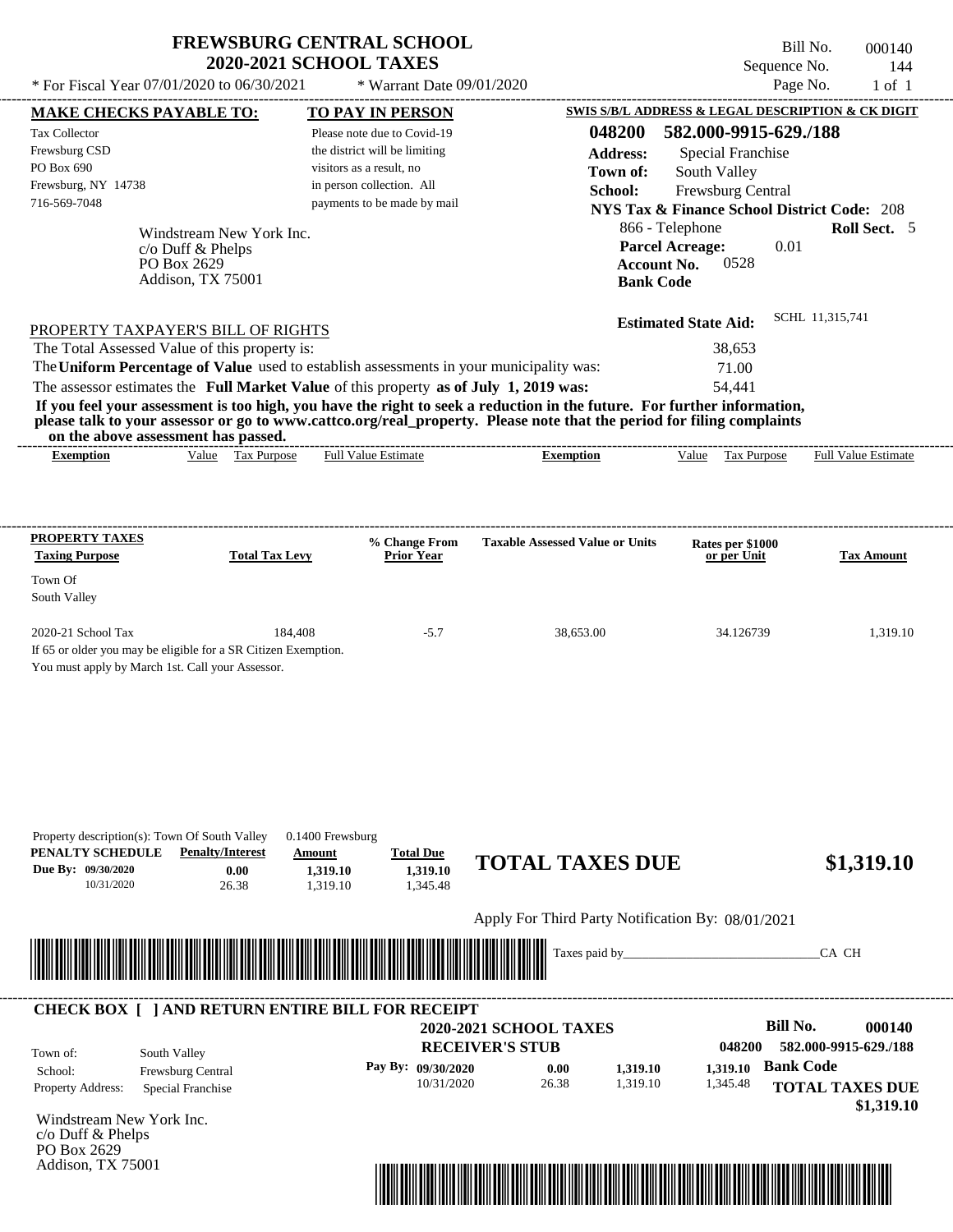# FREWSBURG CENTRAL SCHOOL
## 2020-2021 SCHOOL TAXES

Bill No. 000140
Sequence No. 144
Page No. 1 of 1

\* For Fiscal Year 07/01/2020 to 06/30/2021 \* Warrant Date 09/01/2020

**MAKE CHECKS PAYABLE TO:**
Tax Collector
Frewsburg CSD
PO Box 690
Frewsburg, NY 14738
716-569-7048

**TO PAY IN PERSON**
Please note due to Covid-19 the district will be limiting visitors as a result, no in person collection. All payments to be made by mail

**SWIS S/B/L ADDRESS & LEGAL DESCRIPTION & CK DIGIT**
**048200 582.000-9915-629./188**
**Address:** Special Franchise
**Town of:** South Valley
**School:** Frewsburg Central
**NYS Tax & Finance School District Code:** 208
866 - Telephone **Roll Sect.** 5
**Parcel Acreage:** 0.01
**Account No.** 0528
**Bank Code**

Windstream New York Inc.
c/o Duff & Phelps
PO Box 2629
Addison, TX 75001

**Estimated State Aid:** SCHL 11,315,741

PROPERTY TAXPAYER'S BILL OF RIGHTS

The Total Assessed Value of this property is: 38,653
The **Uniform Percentage of Value** used to establish assessments in your municipality was: 71.00
The assessor estimates the **Full Market Value** of this property **as of July 1, 2019 was:** 54,441

**If you feel your assessment is too high, you have the right to seek a reduction in the future. For further information, please talk to your assessor or go to www.cattco.org/real_property. Please note that the period for filing complaints on the above assessment has passed.**

| Exemption | Value | Tax Purpose | Full Value Estimate | Exemption | Value | Tax Purpose | Full Value Estimate |
|---|---|---|---|---|---|---|---|

| PROPERTY TAXES Taxing Purpose | Total Tax Levy | % Change From Prior Year | Taxable Assessed Value or Units | Rates per $1000 or per Unit | Tax Amount |
|---|---|---|---|---|---|
| Town Of South Valley | | | | | |
| 2020-21 School Tax | 184,408 | -5.7 | 38,653.00 | 34.126739 | 1,319.10 |

If 65 or older you may be eligible for a SR Citizen Exemption.
You must apply by March 1st. Call your Assessor.

Property description(s): Town Of South Valley 0.1400 Frewsburg

| PENALTY SCHEDULE | Penalty/Interest | Amount | Total Due |
|---|---|---|---|
| Due By: 09/30/2020 | 0.00 | 1,319.10 | 1,319.10 |
| 10/31/2020 | 26.38 | 1,319.10 | 1,345.48 |

**TOTAL TAXES DUE $1,319.10**

Apply For Third Party Notification By: 08/01/2021

Taxes paid by_______________________________CA CH

---

**CHECK BOX [ ] AND RETURN ENTIRE BILL FOR RECEIPT**

**2020-2021 SCHOOL TAXES**
**RECEIVER'S STUB**

**Bill No. 000140**
**048200 582.000-9915-629./188**

Town of: South Valley
School: Frewsburg Central
Property Address: Special Franchise

| Pay By: | | | | |
|---|---|---|---|---|
| 09/30/2020 | 0.00 | 1,319.10 | 1,319.10 | **Bank Code** |
| 10/31/2020 | 26.38 | 1,319.10 | 1,345.48 | |

**TOTAL TAXES DUE $1,319.10**

Windstream New York Inc.
c/o Duff & Phelps
PO Box 2629
Addison, TX 75001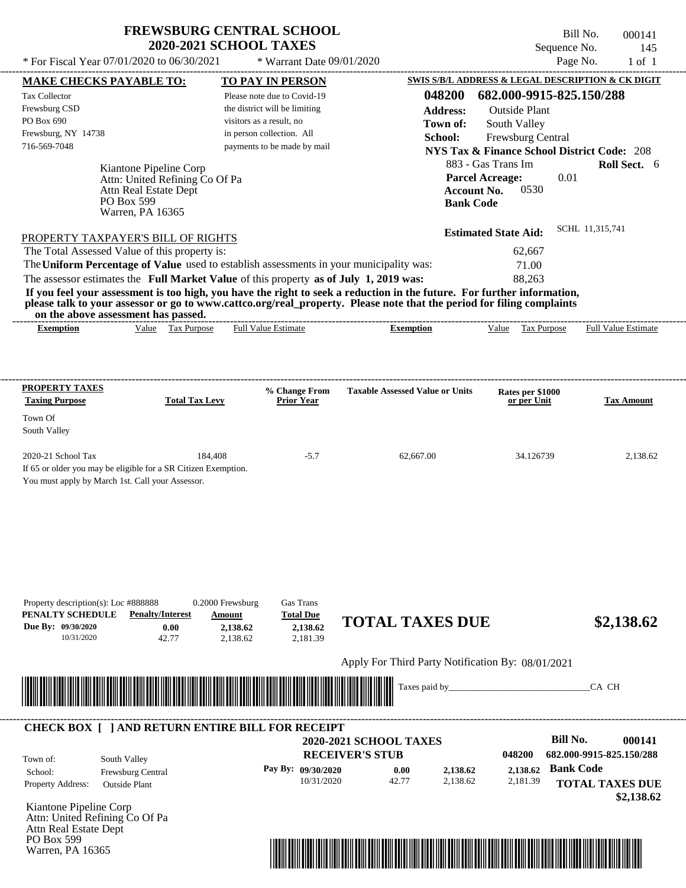# FREWSBURG CENTRAL SCHOOL
## 2020-2021 SCHOOL TAXES

\* For Fiscal Year 07/01/2020 to 06/30/2021 \* Warrant Date 09/01/2020

Bill No. 000141
Sequence No. 145
Page No. 1 of 1

**MAKE CHECKS PAYABLE TO:**
Tax Collector
Frewsburg CSD
PO Box 690
Frewsburg, NY 14738
716-569-7048

**TO PAY IN PERSON**
Please note due to Covid-19 the district will be limiting visitors as a result, no in person collection. All payments to be made by mail

**SWIS S/B/L ADDRESS & LEGAL DESCRIPTION & CK DIGIT**
**048200 682.000-9915-825.150/288**
**Address:** Outside Plant
**Town of:** South Valley
**School:** Frewsburg Central
**NYS Tax & Finance School District Code:** 208
883 - Gas Trans Im **Roll Sect.** 6
**Parcel Acreage:** 0.01
**Account No.** 0530
**Bank Code**

Kiantone Pipeline Corp
Attn: United Refining Co Of Pa
Attn Real Estate Dept
PO Box 599
Warren, PA 16365

**Estimated State Aid:** SCHL 11,315,741

PROPERTY TAXPAYER'S BILL OF RIGHTS

The Total Assessed Value of this property is: 62,667
The **Uniform Percentage of Value** used to establish assessments in your municipality was: 71.00
The assessor estimates the **Full Market Value** of this property **as of July 1, 2019 was:** 88,263

**If you feel your assessment is too high, you have the right to seek a reduction in the future. For further information, please talk to your assessor or go to www.cattco.org/real_property. Please note that the period for filing complaints on the above assessment has passed.**

| Exemption | Value | Tax Purpose | Full Value Estimate | Exemption | Value | Tax Purpose | Full Value Estimate |
|---|---|---|---|---|---|---|---|

| PROPERTY TAXES Taxing Purpose | Total Tax Levy | % Change From Prior Year | Taxable Assessed Value or Units | Rates per $1000 or per Unit | Tax Amount |
|---|---|---|---|---|---|
| Town Of South Valley | | | | | |
| 2020-21 School Tax | 184,408 | -5.7 | 62,667.00 | 34.126739 | 2,138.62 |

If 65 or older you may be eligible for a SR Citizen Exemption.
You must apply by March 1st. Call your Assessor.

Property description(s): Loc #888888 0.2000 Frewsburg Gas Trans

| PENALTY SCHEDULE | Penalty/Interest | Amount | Total Due |
|---|---|---|---|
| Due By: 09/30/2020 | 0.00 | 2,138.62 | 2,138.62 |
| 10/31/2020 | 42.77 | 2,138.62 | 2,181.39 |

**TOTAL TAXES DUE $2,138.62**

Apply For Third Party Notification By: 08/01/2021

Taxes paid by_______________________________CA CH

**CHECK BOX [ ] AND RETURN ENTIRE BILL FOR RECEIPT**

**2020-2021 SCHOOL TAXES**
**RECEIVER'S STUB**

**Bill No. 000141**
048200 682.000-9915-825.150/288

Town of: South Valley
School: Frewsburg Central
Property Address: Outside Plant

| Pay By: | | | |
|---|---|---|---|
| 09/30/2020 | 0.00 | 2,138.62 | 2,138.62 |
| 10/31/2020 | 42.77 | 2,138.62 | 2,181.39 |

**Bank Code**

**TOTAL TAXES DUE $2,138.62**

Kiantone Pipeline Corp
Attn: United Refining Co Of Pa
Attn Real Estate Dept
PO Box 599
Warren, PA 16365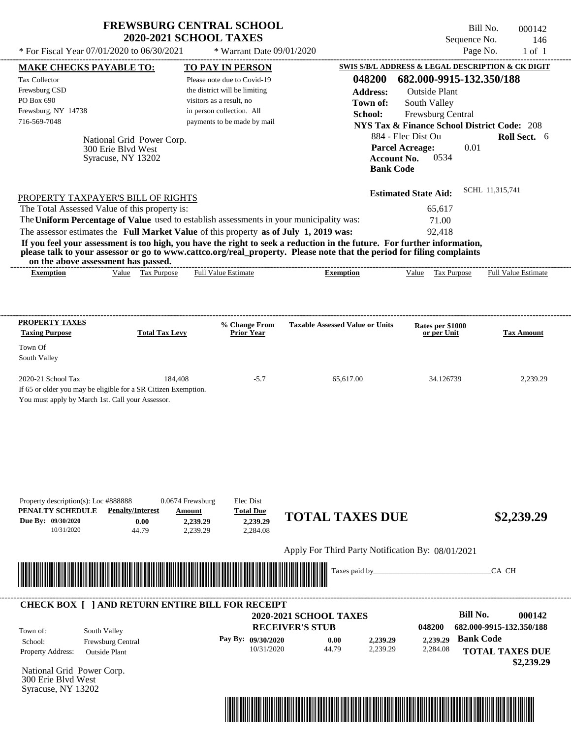# FREWSBURG CENTRAL SCHOOL
## 2020-2021 SCHOOL TAXES

\* For Fiscal Year 07/01/2020 to 06/30/2021 — \* Warrant Date 09/01/2020

Bill No. 000142
Sequence No. 146
Page No. 1 of 1

**MAKE CHECKS PAYABLE TO:**
Tax Collector
Frewsburg CSD
PO Box 690
Frewsburg, NY 14738
716-569-7048

**TO PAY IN PERSON**
Please note due to Covid-19 the district will be limiting visitors as a result, no in person collection. All payments to be made by mail

**SWIS S/B/L ADDRESS & LEGAL DESCRIPTION & CK DIGIT**
**048200 682.000-9915-132.350/188**
**Address:** Outside Plant
**Town of:** South Valley
**School:** Frewsburg Central
**NYS Tax & Finance School District Code:** 208
884 - Elec Dist Ou — **Roll Sect.** 6
**Parcel Acreage:** 0.01
**Account No.** 0534
**Bank Code**

National Grid Power Corp.
300 Erie Blvd West
Syracuse, NY 13202

**Estimated State Aid:** SCHL 11,315,741

PROPERTY TAXPAYER'S BILL OF RIGHTS

The Total Assessed Value of this property is: 65,617
The **Uniform Percentage of Value** used to establish assessments in your municipality was: 71.00
The assessor estimates the **Full Market Value** of this property **as of July 1, 2019 was:** 92,418

**If you feel your assessment is too high, you have the right to seek a reduction in the future. For further information, please talk to your assessor or go to www.cattco.org/real_property. Please note that the period for filing complaints on the above assessment has passed.**

| Exemption | Value | Tax Purpose | Full Value Estimate | Exemption | Value | Tax Purpose | Full Value Estimate |
|---|---|---|---|---|---|---|---|

| PROPERTY TAXES Taxing Purpose | Total Tax Levy | % Change From Prior Year | Taxable Assessed Value or Units | Rates per $1000 or per Unit | Tax Amount |
|---|---|---|---|---|---|
| Town Of South Valley | | | | | |
| 2020-21 School Tax | 184,408 | -5.7 | 65,617.00 | 34.126739 | 2,239.29 |

If 65 or older you may be eligible for a SR Citizen Exemption.
You must apply by March 1st. Call your Assessor.

Property description(s): Loc #888888 0.0674 Frewsburg Elec Dist

| PENALTY SCHEDULE | Penalty/Interest | Amount | Total Due |
|---|---|---|---|
| Due By: 09/30/2020 | 0.00 | 2,239.29 | 2,239.29 |
| 10/31/2020 | 44.79 | 2,239.29 | 2,284.08 |

**TOTAL TAXES DUE $2,239.29**

Apply For Third Party Notification By: 08/01/2021

Taxes paid by_______________________________CA CH

**CHECK BOX [ ] AND RETURN ENTIRE BILL FOR RECEIPT**

**2020-2021 SCHOOL TAXES**
**RECEIVER'S STUB**

Bill No. 000142
048200 682.000-9915-132.350/188

Town of: South Valley
School: Frewsburg Central
Property Address: Outside Plant

| Pay By: | Penalty/Interest | Amount | Total Due |
|---|---|---|---|
| 09/30/2020 | 0.00 | 2,239.29 | 2,239.29 |
| 10/31/2020 | 44.79 | 2,239.29 | 2,284.08 |

**Bank Code**
**TOTAL TAXES DUE $2,239.29**

National Grid Power Corp.
300 Erie Blvd West
Syracuse, NY 13202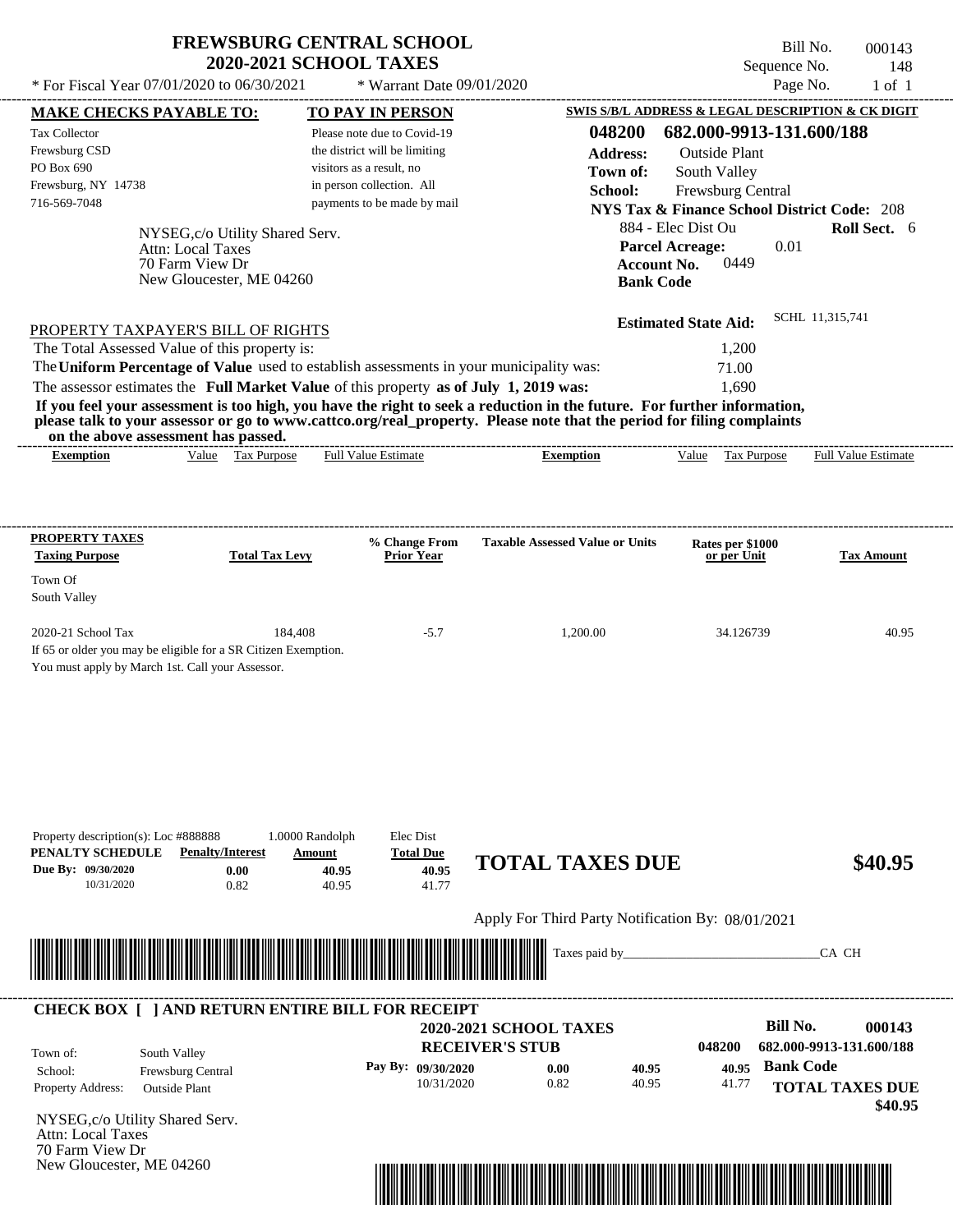# FREWSBURG CENTRAL SCHOOL
## 2020-2021 SCHOOL TAXES

\* For Fiscal Year 07/01/2020 to 06/30/2021 \* Warrant Date 09/01/2020

Bill No. 000143
Sequence No. 148
Page No. 1 of 1

**MAKE CHECKS PAYABLE TO:**

Tax Collector
Frewsburg CSD
PO Box 690
Frewsburg, NY 14738
716-569-7048

**TO PAY IN PERSON**

Please note due to Covid-19 the district will be limiting visitors as a result, no in person collection. All payments to be made by mail

**SWIS S/B/L ADDRESS & LEGAL DESCRIPTION & CK DIGIT**

**048200 682.000-9913-131.600/188**

**Address:** Outside Plant
**Town of:** South Valley
**School:** Frewsburg Central
**NYS Tax & Finance School District Code:** 208
884 - Elec Dist Ou **Roll Sect.** 6
**Parcel Acreage:** 0.01
**Account No.** 0449
**Bank Code**

NYSEG,c/o Utility Shared Serv.
Attn: Local Taxes
70 Farm View Dr
New Gloucester, ME 04260

**Estimated State Aid:** SCHL 11,315,741

PROPERTY TAXPAYER'S BILL OF RIGHTS

The Total Assessed Value of this property is: 1,200
The **Uniform Percentage of Value** used to establish assessments in your municipality was: 71.00
The assessor estimates the **Full Market Value** of this property **as of July 1, 2019 was:** 1,690

**If you feel your assessment is too high, you have the right to seek a reduction in the future. For further information, please talk to your assessor or go to www.cattco.org/real_property. Please note that the period for filing complaints on the above assessment has passed.**

| Exemption | Value | Tax Purpose | Full Value Estimate | Exemption | Value | Tax Purpose | Full Value Estimate |
|---|---|---|---|---|---|---|---|

| PROPERTY TAXES Taxing Purpose | Total Tax Levy | % Change From Prior Year | Taxable Assessed Value or Units | Rates per $1000 or per Unit | Tax Amount |
|---|---|---|---|---|---|
| Town Of South Valley | | | | | |
| 2020-21 School Tax | 184,408 | -5.7 | 1,200.00 | 34.126739 | 40.95 |

If 65 or older you may be eligible for a SR Citizen Exemption.
You must apply by March 1st. Call your Assessor.

Property description(s): Loc #888888 1.0000 Randolph Elec Dist

| PENALTY SCHEDULE | Penalty/Interest | Amount | Total Due |
|---|---|---|---|
| Due By: 09/30/2020 | 0.00 | 40.95 | 40.95 |
| 10/31/2020 | 0.82 | 40.95 | 41.77 |

**TOTAL TAXES DUE $40.95**

Apply For Third Party Notification By: 08/01/2021

Taxes paid by_______________________________CA CH

**CHECK BOX [ ] AND RETURN ENTIRE BILL FOR RECEIPT**

**2020-2021 SCHOOL TAXES**
**RECEIVER'S STUB**

**Bill No. 000143**
048200 682.000-9913-131.600/188

Town of: South Valley
School: Frewsburg Central
Property Address: Outside Plant

| Pay By: | | | |
|---|---|---|---|
| 09/30/2020 | 0.00 | 40.95 | 40.95 |
| 10/31/2020 | 0.82 | 40.95 | 41.77 |

**Bank Code**

**TOTAL TAXES DUE $40.95**

NYSEG,c/o Utility Shared Serv.
Attn: Local Taxes
70 Farm View Dr
New Gloucester, ME 04260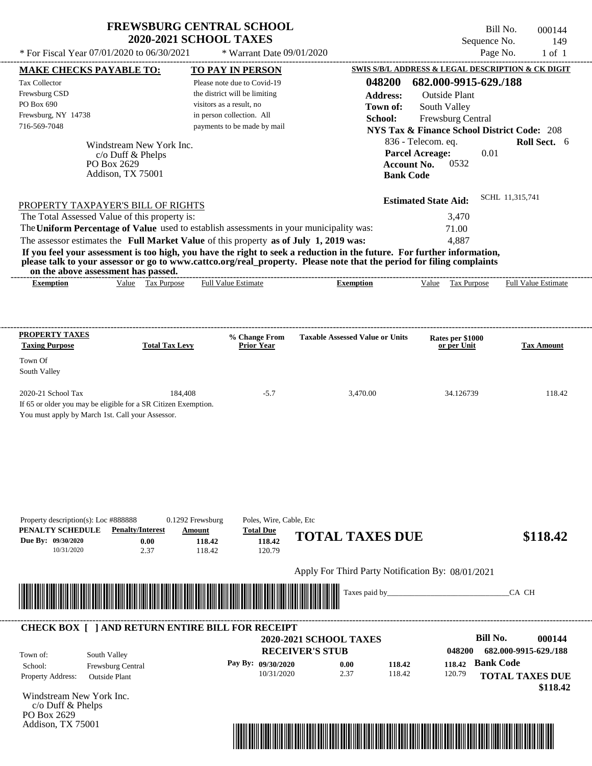# FREWSBURG CENTRAL SCHOOL
## 2020-2021 SCHOOL TAXES

Bill No. 000144
Sequence No. 149
Page No. 1 of 1

* For Fiscal Year 07/01/2020 to 06/30/2021 * Warrant Date 09/01/2020

**MAKE CHECKS PAYABLE TO:**
Tax Collector
Frewsburg CSD
PO Box 690
Frewsburg, NY 14738
716-569-7048

**TO PAY IN PERSON**
Please note due to Covid-19 the district will be limiting visitors as a result, no in person collection. All payments to be made by mail

**SWIS S/B/L ADDRESS & LEGAL DESCRIPTION & CK DIGIT**
**048200 682.000-9915-629./188**
**Address:** Outside Plant
**Town of:** South Valley
**School:** Frewsburg Central
**NYS Tax & Finance School District Code:** 208
836 - Telecom. eq. **Roll Sect.** 6
**Parcel Acreage:** 0.01
**Account No.** 0532
**Bank Code**

Windstream New York Inc.
c/o Duff & Phelps
PO Box 2629
Addison, TX 75001

**Estimated State Aid:** SCHL 11,315,741

PROPERTY TAXPAYER'S BILL OF RIGHTS

The Total Assessed Value of this property is: 3,470

The **Uniform Percentage of Value** used to establish assessments in your municipality was: 71.00

The assessor estimates the **Full Market Value** of this property **as of July 1, 2019 was:** 4,887

**If you feel your assessment is too high, you have the right to seek a reduction in the future. For further information, please talk to your assessor or go to www.cattco.org/real_property. Please note that the period for filing complaints on the above assessment has passed.**

| Exemption | Value | Tax Purpose | Full Value Estimate | Exemption | Value | Tax Purpose | Full Value Estimate |
|---|---|---|---|---|---|---|---|

| PROPERTY TAXES Taxing Purpose | Total Tax Levy | % Change From Prior Year | Taxable Assessed Value or Units | Rates per $1000 or per Unit | Tax Amount |
|---|---|---|---|---|---|
| Town Of South Valley | | | | | |
| 2020-21 School Tax | 184,408 | -5.7 | 3,470.00 | 34.126739 | 118.42 |

If 65 or older you may be eligible for a SR Citizen Exemption.
You must apply by March 1st. Call your Assessor.

Property description(s): Loc #888888 0.1292 Frewsburg Poles, Wire, Cable, Etc

| PENALTY SCHEDULE | Penalty/Interest | Amount | Total Due |
|---|---|---|---|
| Due By: 09/30/2020 | 0.00 | 118.42 | 118.42 |
| 10/31/2020 | 2.37 | 118.42 | 120.79 |

**TOTAL TAXES DUE $118.42**

Apply For Third Party Notification By: 08/01/2021

Taxes paid by_______________________________CA CH

**CHECK BOX [ ] AND RETURN ENTIRE BILL FOR RECEIPT**

**2020-2021 SCHOOL TAXES**
**RECEIVER'S STUB**

**Bill No. 000144**
**048200 682.000-9915-629./188**

Town of: South Valley
School: Frewsburg Central
Property Address: Outside Plant

| Pay By: | | | |
|---|---|---|---|
| 09/30/2020 | 0.00 | 118.42 | 118.42 |
| 10/31/2020 | 2.37 | 118.42 | 120.79 |

**Bank Code**

**TOTAL TAXES DUE**
**$118.42**

Windstream New York Inc.
c/o Duff & Phelps
PO Box 2629
Addison, TX 75001